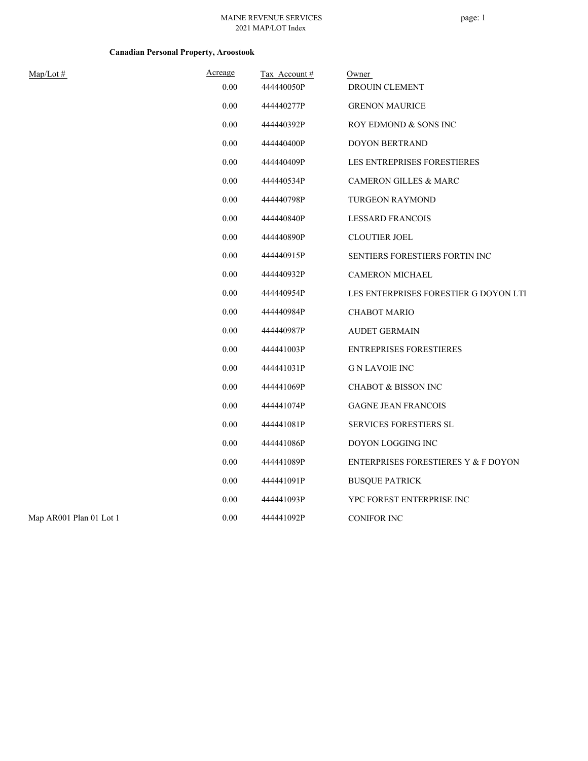MAINE REVENUE SERVICES
2021 MAP/LOT Index

**Canadian Personal Property, Aroostook**

| Map/Lot # | Acreage | Tax Account # | Owner |
|---|---|---|---|
| | 0.00 | 444440050P | DROUIN CLEMENT |
| | 0.00 | 444440277P | GRENON MAURICE |
| | 0.00 | 444440392P | ROY EDMOND & SONS INC |
| | 0.00 | 444440400P | DOYON BERTRAND |
| | 0.00 | 444440409P | LES ENTREPRISES FORESTIERES |
| | 0.00 | 444440534P | CAMERON GILLES & MARC |
| | 0.00 | 444440798P | TURGEON RAYMOND |
| | 0.00 | 444440840P | LESSARD FRANCOIS |
| | 0.00 | 444440890P | CLOUTIER JOEL |
| | 0.00 | 444440915P | SENTIERS FORESTIERS FORTIN INC |
| | 0.00 | 444440932P | CAMERON MICHAEL |
| | 0.00 | 444440954P | LES ENTERPRISES FORESTIER G DOYON LTI |
| | 0.00 | 444440984P | CHABOT MARIO |
| | 0.00 | 444440987P | AUDET GERMAIN |
| | 0.00 | 444441003P | ENTREPRISES FORESTIERES |
| | 0.00 | 444441031P | G N LAVOIE INC |
| | 0.00 | 444441069P | CHABOT & BISSON INC |
| | 0.00 | 444441074P | GAGNE JEAN FRANCOIS |
| | 0.00 | 444441081P | SERVICES FORESTIERS SL |
| | 0.00 | 444441086P | DOYON LOGGING INC |
| | 0.00 | 444441089P | ENTERPRISES FORESTIERES Y & F DOYON |
| | 0.00 | 444441091P | BUSQUE PATRICK |
| | 0.00 | 444441093P | YPC FOREST ENTERPRISE INC |
| Map AR001 Plan 01 Lot 1 | 0.00 | 444441092P | CONIFOR INC |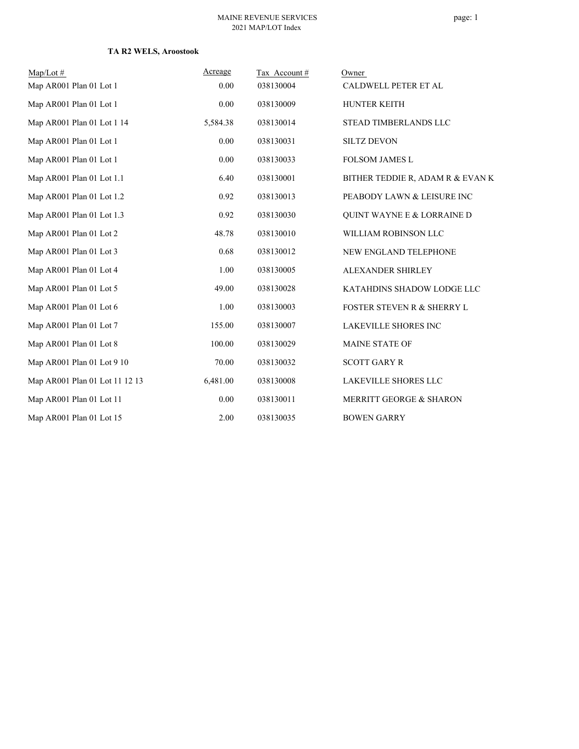**TA R2 WELS, Aroostook**

| Map/Lot # | Acreage | Tax Account # | Owner |
|---|---|---|---|
| Map AR001 Plan 01 Lot 1 | 0.00 | 038130004 | CALDWELL PETER ET AL |
| Map AR001 Plan 01 Lot 1 | 0.00 | 038130009 | HUNTER KEITH |
| Map AR001 Plan 01 Lot 1 14 | 5,584.38 | 038130014 | STEAD TIMBERLANDS LLC |
| Map AR001 Plan 01 Lot 1 | 0.00 | 038130031 | SILTZ DEVON |
| Map AR001 Plan 01 Lot 1 | 0.00 | 038130033 | FOLSOM JAMES L |
| Map AR001 Plan 01 Lot 1.1 | 6.40 | 038130001 | BITHER TEDDIE R, ADAM R & EVAN K |
| Map AR001 Plan 01 Lot 1.2 | 0.92 | 038130013 | PEABODY LAWN & LEISURE INC |
| Map AR001 Plan 01 Lot 1.3 | 0.92 | 038130030 | QUINT WAYNE E & LORRAINE D |
| Map AR001 Plan 01 Lot 2 | 48.78 | 038130010 | WILLIAM ROBINSON LLC |
| Map AR001 Plan 01 Lot 3 | 0.68 | 038130012 | NEW ENGLAND TELEPHONE |
| Map AR001 Plan 01 Lot 4 | 1.00 | 038130005 | ALEXANDER SHIRLEY |
| Map AR001 Plan 01 Lot 5 | 49.00 | 038130028 | KATAHDINS SHADOW LODGE LLC |
| Map AR001 Plan 01 Lot 6 | 1.00 | 038130003 | FOSTER STEVEN R & SHERRY L |
| Map AR001 Plan 01 Lot 7 | 155.00 | 038130007 | LAKEVILLE SHORES INC |
| Map AR001 Plan 01 Lot 8 | 100.00 | 038130029 | MAINE STATE OF |
| Map AR001 Plan 01 Lot 9 10 | 70.00 | 038130032 | SCOTT GARY R |
| Map AR001 Plan 01 Lot 11 12 13 | 6,481.00 | 038130008 | LAKEVILLE SHORES LLC |
| Map AR001 Plan 01 Lot 11 | 0.00 | 038130011 | MERRITT GEORGE & SHARON |
| Map AR001 Plan 01 Lot 15 | 2.00 | 038130035 | BOWEN GARRY |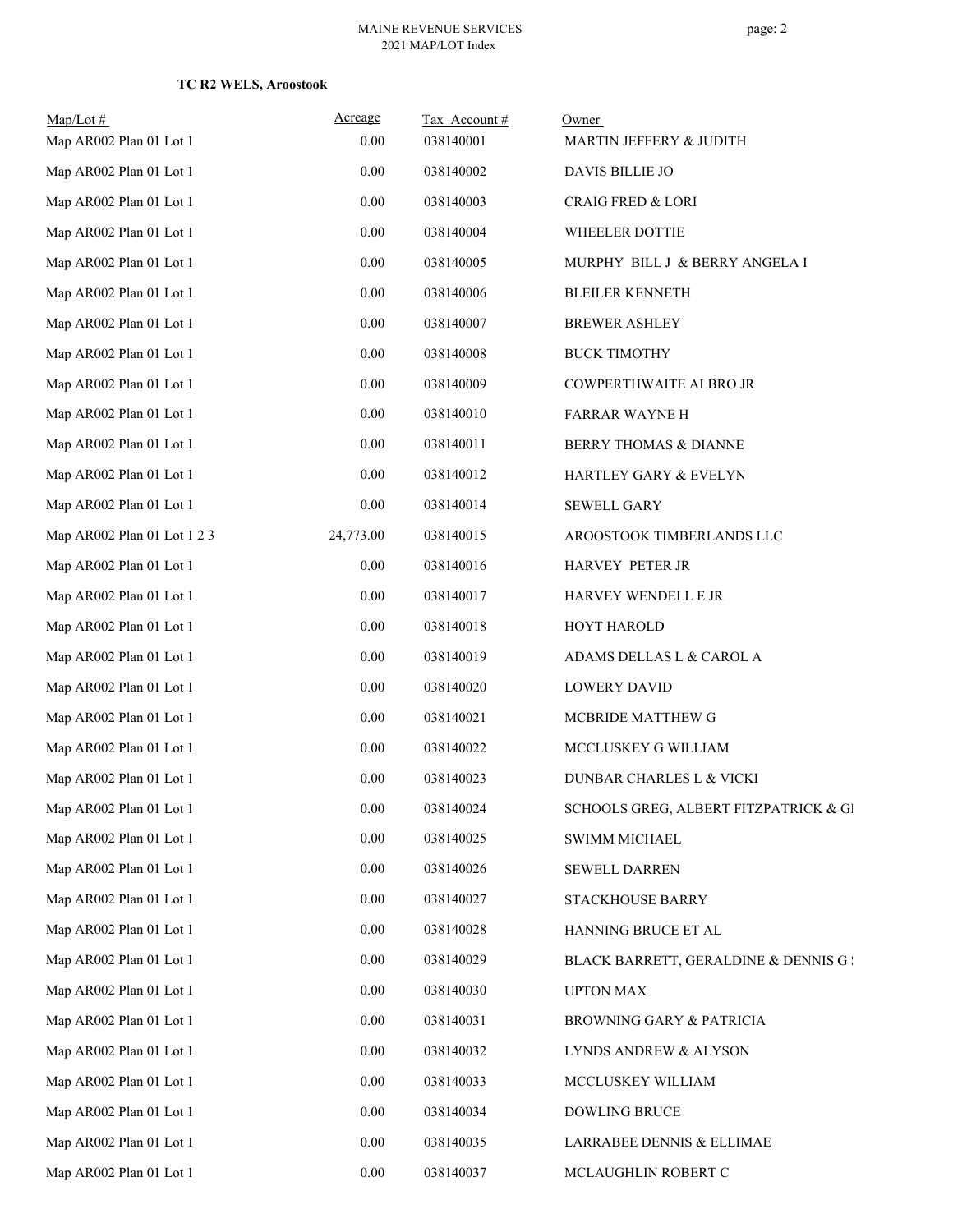**TC R2 WELS, Aroostook**

| Map/Lot # | Acreage | Tax Account # | Owner |
|---|---|---|---|
| Map AR002 Plan 01 Lot 1 | 0.00 | 038140001 | MARTIN JEFFERY & JUDITH |
| Map AR002 Plan 01 Lot 1 | 0.00 | 038140002 | DAVIS BILLIE JO |
| Map AR002 Plan 01 Lot 1 | 0.00 | 038140003 | CRAIG FRED & LORI |
| Map AR002 Plan 01 Lot 1 | 0.00 | 038140004 | WHEELER DOTTIE |
| Map AR002 Plan 01 Lot 1 | 0.00 | 038140005 | MURPHY BILL J & BERRY ANGELA I |
| Map AR002 Plan 01 Lot 1 | 0.00 | 038140006 | BLEILER KENNETH |
| Map AR002 Plan 01 Lot 1 | 0.00 | 038140007 | BREWER ASHLEY |
| Map AR002 Plan 01 Lot 1 | 0.00 | 038140008 | BUCK TIMOTHY |
| Map AR002 Plan 01 Lot 1 | 0.00 | 038140009 | COWPERTHWAITE ALBRO JR |
| Map AR002 Plan 01 Lot 1 | 0.00 | 038140010 | FARRAR WAYNE H |
| Map AR002 Plan 01 Lot 1 | 0.00 | 038140011 | BERRY THOMAS & DIANNE |
| Map AR002 Plan 01 Lot 1 | 0.00 | 038140012 | HARTLEY GARY & EVELYN |
| Map AR002 Plan 01 Lot 1 | 0.00 | 038140014 | SEWELL GARY |
| Map AR002 Plan 01 Lot 1 2 3 | 24,773.00 | 038140015 | AROOSTOOK TIMBERLANDS LLC |
| Map AR002 Plan 01 Lot 1 | 0.00 | 038140016 | HARVEY PETER JR |
| Map AR002 Plan 01 Lot 1 | 0.00 | 038140017 | HARVEY WENDELL E JR |
| Map AR002 Plan 01 Lot 1 | 0.00 | 038140018 | HOYT HAROLD |
| Map AR002 Plan 01 Lot 1 | 0.00 | 038140019 | ADAMS DELLAS L & CAROL A |
| Map AR002 Plan 01 Lot 1 | 0.00 | 038140020 | LOWERY DAVID |
| Map AR002 Plan 01 Lot 1 | 0.00 | 038140021 | MCBRIDE MATTHEW G |
| Map AR002 Plan 01 Lot 1 | 0.00 | 038140022 | MCCLUSKEY G WILLIAM |
| Map AR002 Plan 01 Lot 1 | 0.00 | 038140023 | DUNBAR CHARLES L & VICKI |
| Map AR002 Plan 01 Lot 1 | 0.00 | 038140024 | SCHOOLS GREG, ALBERT FITZPATRICK & GI |
| Map AR002 Plan 01 Lot 1 | 0.00 | 038140025 | SWIMM MICHAEL |
| Map AR002 Plan 01 Lot 1 | 0.00 | 038140026 | SEWELL DARREN |
| Map AR002 Plan 01 Lot 1 | 0.00 | 038140027 | STACKHOUSE BARRY |
| Map AR002 Plan 01 Lot 1 | 0.00 | 038140028 | HANNING BRUCE ET AL |
| Map AR002 Plan 01 Lot 1 | 0.00 | 038140029 | BLACK BARRETT, GERALDINE & DENNIS G |
| Map AR002 Plan 01 Lot 1 | 0.00 | 038140030 | UPTON MAX |
| Map AR002 Plan 01 Lot 1 | 0.00 | 038140031 | BROWNING GARY & PATRICIA |
| Map AR002 Plan 01 Lot 1 | 0.00 | 038140032 | LYNDS ANDREW & ALYSON |
| Map AR002 Plan 01 Lot 1 | 0.00 | 038140033 | MCCLUSKEY WILLIAM |
| Map AR002 Plan 01 Lot 1 | 0.00 | 038140034 | DOWLING BRUCE |
| Map AR002 Plan 01 Lot 1 | 0.00 | 038140035 | LARRABEE DENNIS & ELLIMAE |
| Map AR002 Plan 01 Lot 1 | 0.00 | 038140037 | MCLAUGHLIN ROBERT C |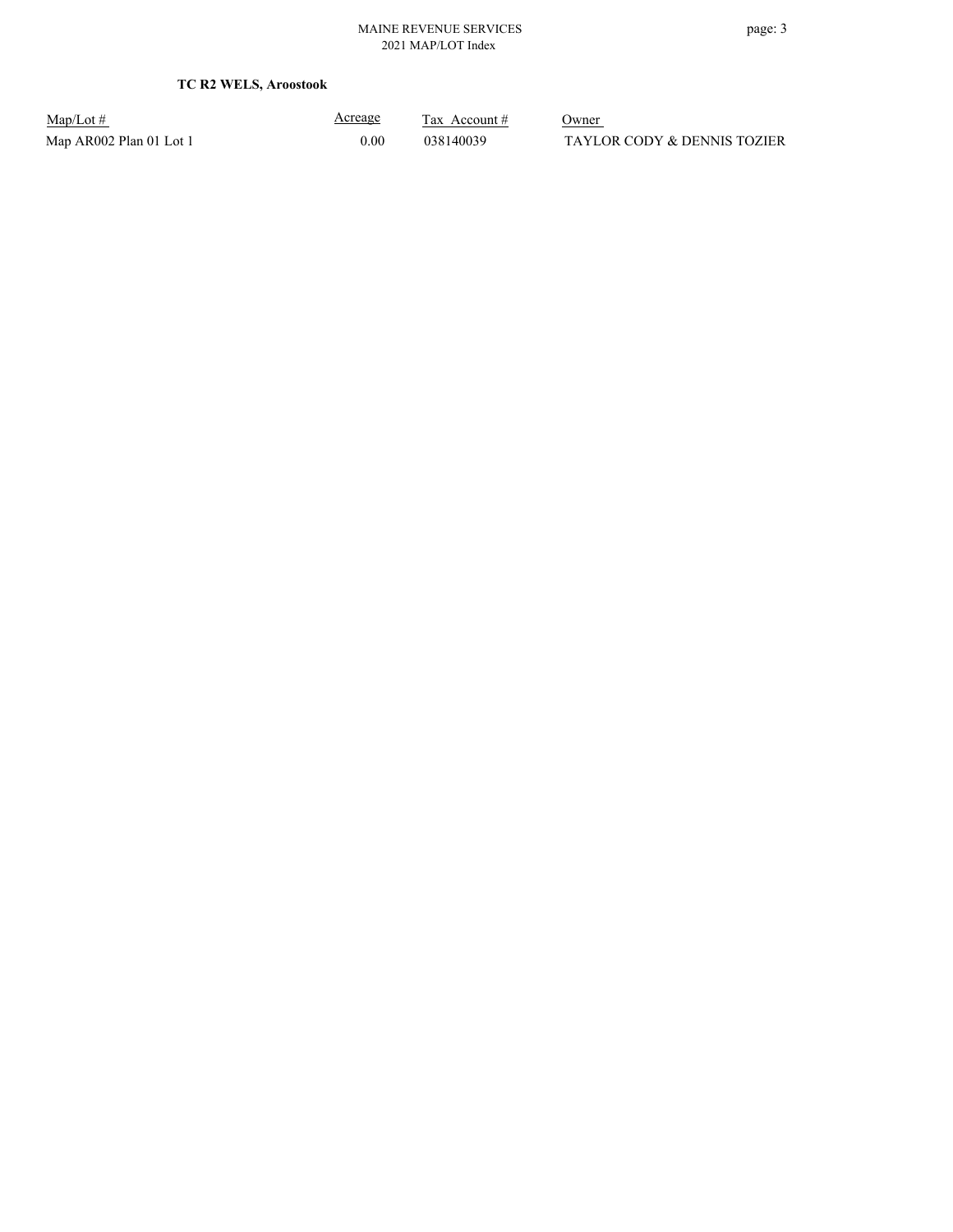**TC R2 WELS, Aroostook**

| Map/Lot # | Acreage | Tax Account # | Owner |
|---|---|---|---|
| Map AR002 Plan 01 Lot 1 | 0.00 | 038140039 | TAYLOR CODY & DENNIS TOZIER |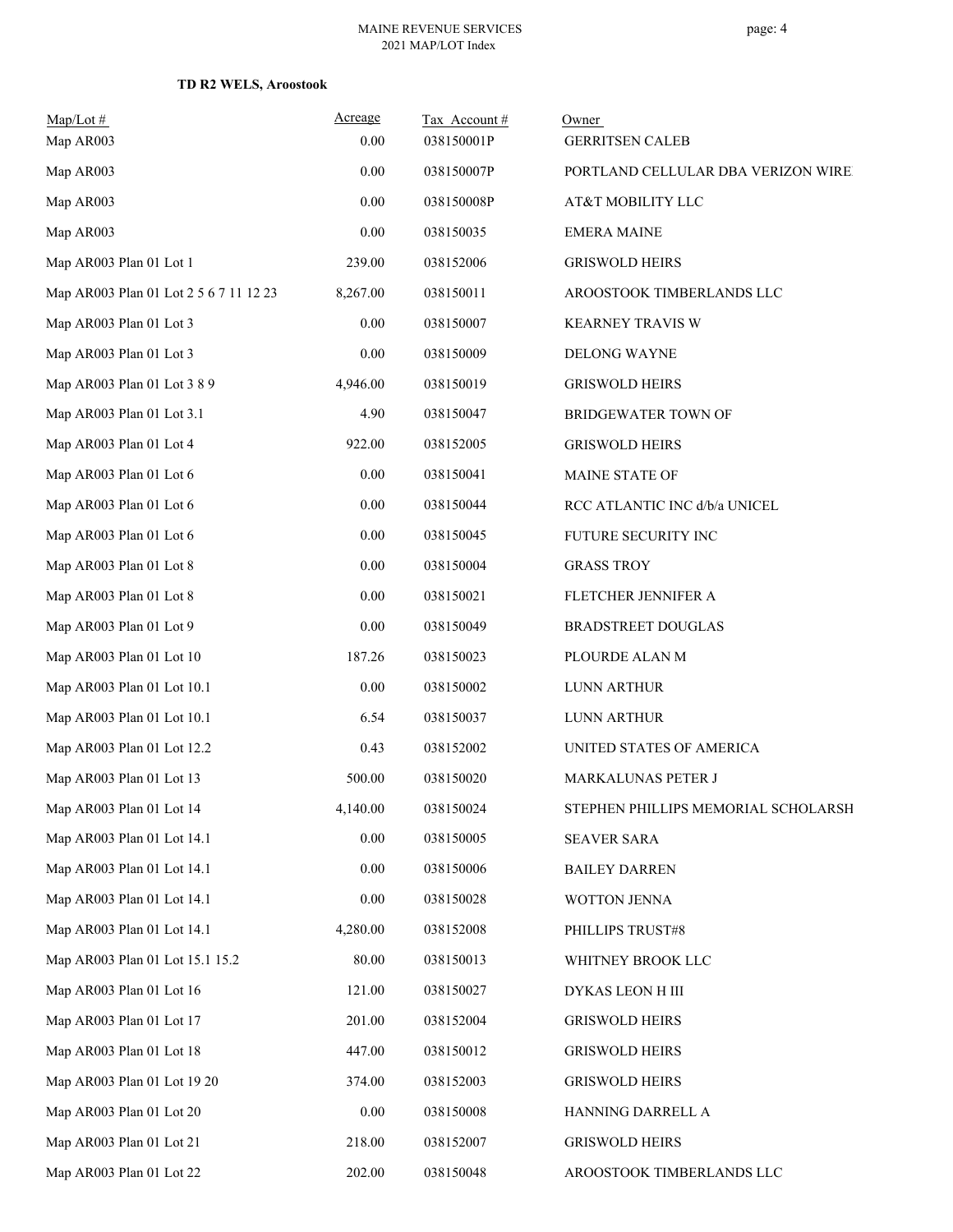**TD R2 WELS, Aroostook**

| Map/Lot # | Acreage | Tax Account # | Owner |
|---|---|---|---|
| Map AR003 | 0.00 | 038150001P | GERRITSEN CALEB |
| Map AR003 | 0.00 | 038150007P | PORTLAND CELLULAR DBA VERIZON WIRE |
| Map AR003 | 0.00 | 038150008P | AT&T MOBILITY LLC |
| Map AR003 | 0.00 | 038150035 | EMERA MAINE |
| Map AR003 Plan 01 Lot 1 | 239.00 | 038152006 | GRISWOLD HEIRS |
| Map AR003 Plan 01 Lot 2 5 6 7 11 12 23 | 8,267.00 | 038150011 | AROOSTOOK TIMBERLANDS LLC |
| Map AR003 Plan 01 Lot 3 | 0.00 | 038150007 | KEARNEY TRAVIS W |
| Map AR003 Plan 01 Lot 3 | 0.00 | 038150009 | DELONG WAYNE |
| Map AR003 Plan 01 Lot 3 8 9 | 4,946.00 | 038150019 | GRISWOLD HEIRS |
| Map AR003 Plan 01 Lot 3.1 | 4.90 | 038150047 | BRIDGEWATER TOWN OF |
| Map AR003 Plan 01 Lot 4 | 922.00 | 038152005 | GRISWOLD HEIRS |
| Map AR003 Plan 01 Lot 6 | 0.00 | 038150041 | MAINE STATE OF |
| Map AR003 Plan 01 Lot 6 | 0.00 | 038150044 | RCC ATLANTIC INC d/b/a UNICEL |
| Map AR003 Plan 01 Lot 6 | 0.00 | 038150045 | FUTURE SECURITY INC |
| Map AR003 Plan 01 Lot 8 | 0.00 | 038150004 | GRASS TROY |
| Map AR003 Plan 01 Lot 8 | 0.00 | 038150021 | FLETCHER JENNIFER A |
| Map AR003 Plan 01 Lot 9 | 0.00 | 038150049 | BRADSTREET DOUGLAS |
| Map AR003 Plan 01 Lot 10 | 187.26 | 038150023 | PLOURDE ALAN M |
| Map AR003 Plan 01 Lot 10.1 | 0.00 | 038150002 | LUNN ARTHUR |
| Map AR003 Plan 01 Lot 10.1 | 6.54 | 038150037 | LUNN ARTHUR |
| Map AR003 Plan 01 Lot 12.2 | 0.43 | 038152002 | UNITED STATES OF AMERICA |
| Map AR003 Plan 01 Lot 13 | 500.00 | 038150020 | MARKALUNAS PETER J |
| Map AR003 Plan 01 Lot 14 | 4,140.00 | 038150024 | STEPHEN PHILLIPS MEMORIAL SCHOLARSH |
| Map AR003 Plan 01 Lot 14.1 | 0.00 | 038150005 | SEAVER SARA |
| Map AR003 Plan 01 Lot 14.1 | 0.00 | 038150006 | BAILEY DARREN |
| Map AR003 Plan 01 Lot 14.1 | 0.00 | 038150028 | WOTTON JENNA |
| Map AR003 Plan 01 Lot 14.1 | 4,280.00 | 038152008 | PHILLIPS TRUST#8 |
| Map AR003 Plan 01 Lot 15.1 15.2 | 80.00 | 038150013 | WHITNEY BROOK LLC |
| Map AR003 Plan 01 Lot 16 | 121.00 | 038150027 | DYKAS LEON H III |
| Map AR003 Plan 01 Lot 17 | 201.00 | 038152004 | GRISWOLD HEIRS |
| Map AR003 Plan 01 Lot 18 | 447.00 | 038150012 | GRISWOLD HEIRS |
| Map AR003 Plan 01 Lot 19 20 | 374.00 | 038152003 | GRISWOLD HEIRS |
| Map AR003 Plan 01 Lot 20 | 0.00 | 038150008 | HANNING DARRELL A |
| Map AR003 Plan 01 Lot 21 | 218.00 | 038152007 | GRISWOLD HEIRS |
| Map AR003 Plan 01 Lot 22 | 202.00 | 038150048 | AROOSTOOK TIMBERLANDS LLC |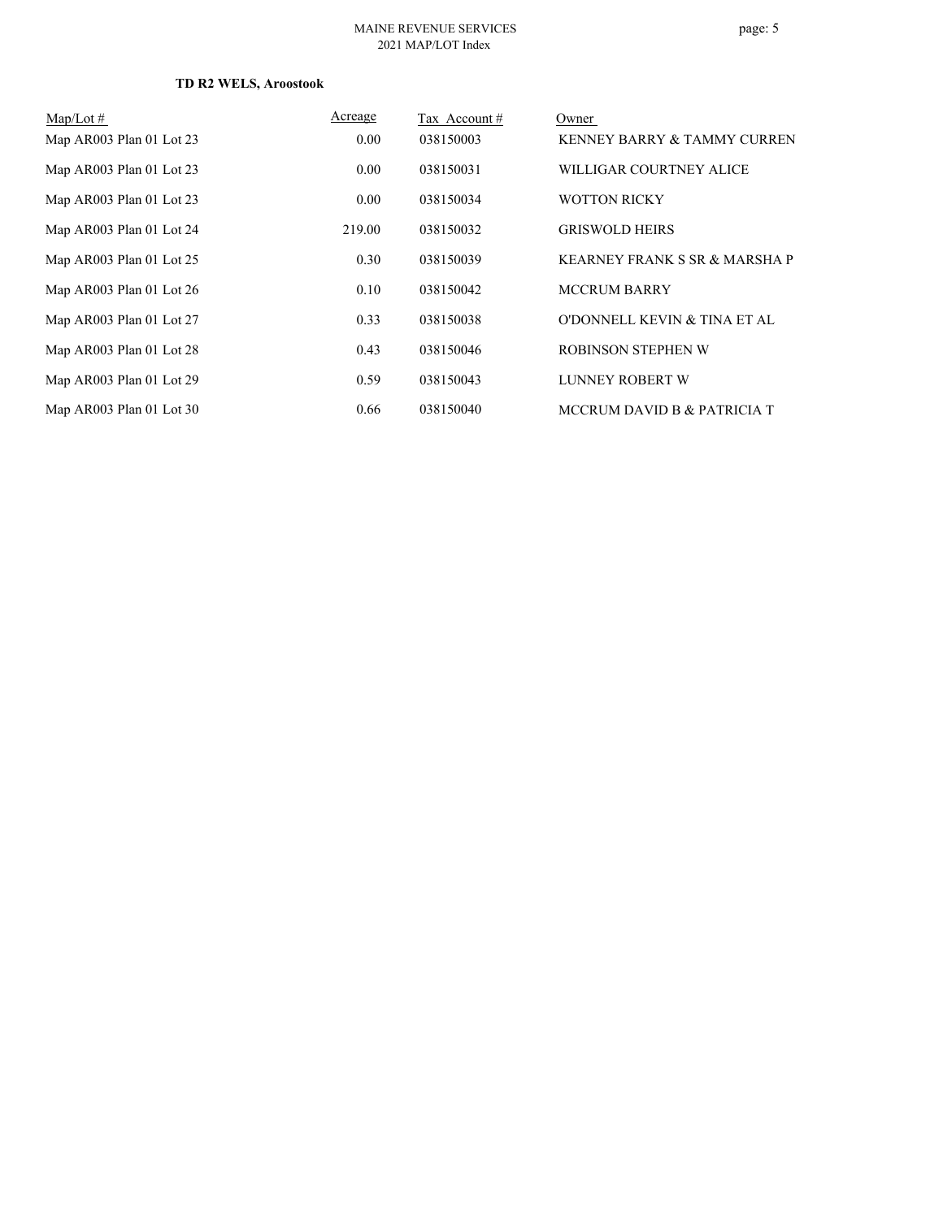**TD R2 WELS, Aroostook**

| Map/Lot # | Acreage | Tax Account # | Owner |
|---|---|---|---|
| Map AR003 Plan 01 Lot 23 | 0.00 | 038150003 | KENNEY BARRY & TAMMY CURREN |
| Map AR003 Plan 01 Lot 23 | 0.00 | 038150031 | WILLIGAR COURTNEY ALICE |
| Map AR003 Plan 01 Lot 23 | 0.00 | 038150034 | WOTTON RICKY |
| Map AR003 Plan 01 Lot 24 | 219.00 | 038150032 | GRISWOLD HEIRS |
| Map AR003 Plan 01 Lot 25 | 0.30 | 038150039 | KEARNEY FRANK S SR & MARSHA P |
| Map AR003 Plan 01 Lot 26 | 0.10 | 038150042 | MCCRUM BARRY |
| Map AR003 Plan 01 Lot 27 | 0.33 | 038150038 | O'DONNELL KEVIN & TINA ET AL |
| Map AR003 Plan 01 Lot 28 | 0.43 | 038150046 | ROBINSON STEPHEN W |
| Map AR003 Plan 01 Lot 29 | 0.59 | 038150043 | LUNNEY ROBERT W |
| Map AR003 Plan 01 Lot 30 | 0.66 | 038150040 | MCCRUM DAVID B & PATRICIA T |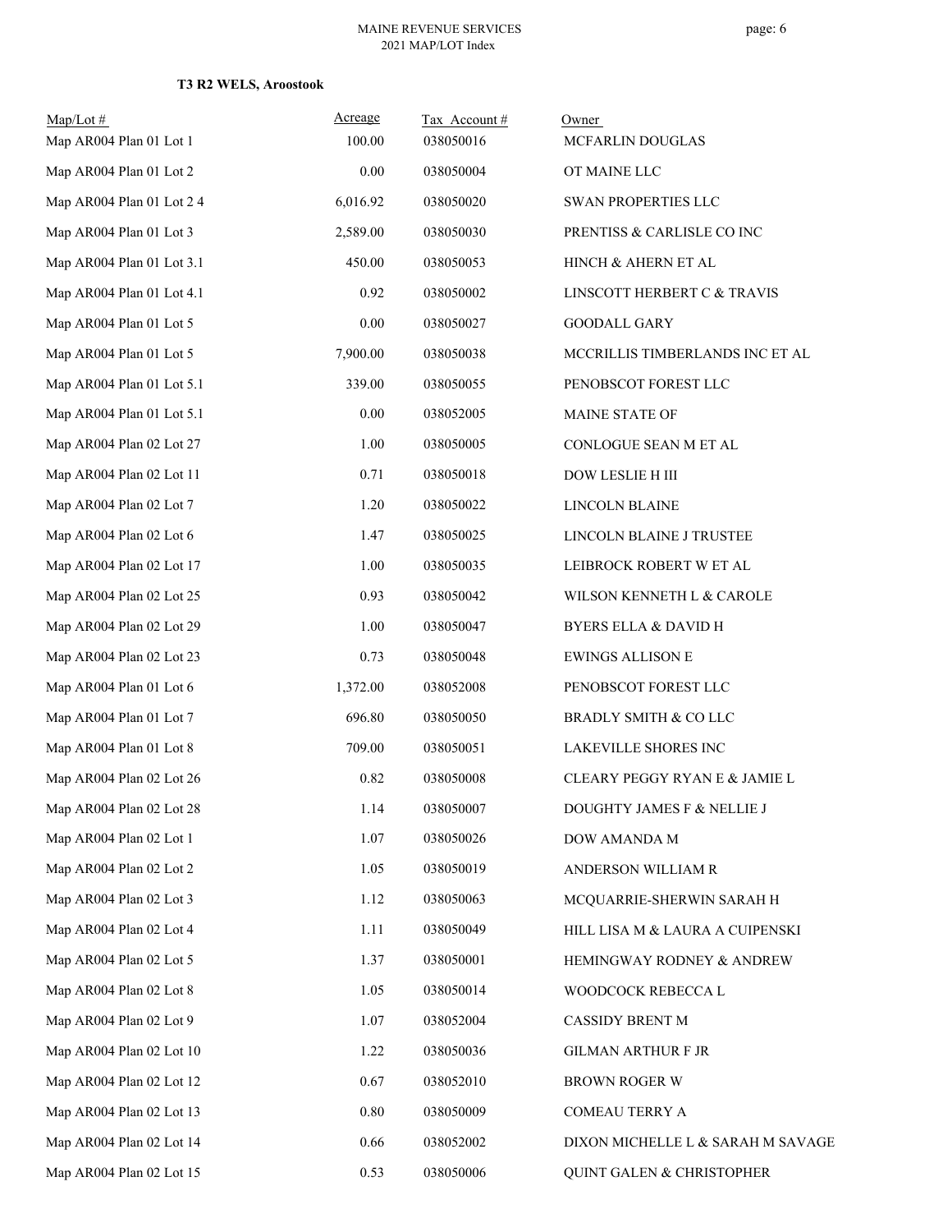**T3 R2 WELS, Aroostook**

| Map/Lot # | Acreage | Tax Account # | Owner |
|---|---|---|---|
| Map AR004 Plan 01 Lot 1 | 100.00 | 038050016 | MCFARLIN DOUGLAS |
| Map AR004 Plan 01 Lot 2 | 0.00 | 038050004 | OT MAINE LLC |
| Map AR004 Plan 01 Lot 2 4 | 6,016.92 | 038050020 | SWAN PROPERTIES LLC |
| Map AR004 Plan 01 Lot 3 | 2,589.00 | 038050030 | PRENTISS & CARLISLE CO INC |
| Map AR004 Plan 01 Lot 3.1 | 450.00 | 038050053 | HINCH & AHERN ET AL |
| Map AR004 Plan 01 Lot 4.1 | 0.92 | 038050002 | LINSCOTT HERBERT C & TRAVIS |
| Map AR004 Plan 01 Lot 5 | 0.00 | 038050027 | GOODALL GARY |
| Map AR004 Plan 01 Lot 5 | 7,900.00 | 038050038 | MCCRILLIS TIMBERLANDS INC ET AL |
| Map AR004 Plan 01 Lot 5.1 | 339.00 | 038050055 | PENOBSCOT FOREST LLC |
| Map AR004 Plan 01 Lot 5.1 | 0.00 | 038052005 | MAINE STATE OF |
| Map AR004 Plan 02 Lot 27 | 1.00 | 038050005 | CONLOGUE SEAN M ET AL |
| Map AR004 Plan 02 Lot 11 | 0.71 | 038050018 | DOW LESLIE H III |
| Map AR004 Plan 02 Lot 7 | 1.20 | 038050022 | LINCOLN BLAINE |
| Map AR004 Plan 02 Lot 6 | 1.47 | 038050025 | LINCOLN BLAINE J TRUSTEE |
| Map AR004 Plan 02 Lot 17 | 1.00 | 038050035 | LEIBROCK ROBERT W ET AL |
| Map AR004 Plan 02 Lot 25 | 0.93 | 038050042 | WILSON KENNETH L & CAROLE |
| Map AR004 Plan 02 Lot 29 | 1.00 | 038050047 | BYERS ELLA & DAVID H |
| Map AR004 Plan 02 Lot 23 | 0.73 | 038050048 | EWINGS ALLISON E |
| Map AR004 Plan 01 Lot 6 | 1,372.00 | 038052008 | PENOBSCOT FOREST LLC |
| Map AR004 Plan 01 Lot 7 | 696.80 | 038050050 | BRADLY SMITH & CO LLC |
| Map AR004 Plan 01 Lot 8 | 709.00 | 038050051 | LAKEVILLE SHORES INC |
| Map AR004 Plan 02 Lot 26 | 0.82 | 038050008 | CLEARY PEGGY RYAN E & JAMIE L |
| Map AR004 Plan 02 Lot 28 | 1.14 | 038050007 | DOUGHTY JAMES F & NELLIE J |
| Map AR004 Plan 02 Lot 1 | 1.07 | 038050026 | DOW AMANDA M |
| Map AR004 Plan 02 Lot 2 | 1.05 | 038050019 | ANDERSON WILLIAM R |
| Map AR004 Plan 02 Lot 3 | 1.12 | 038050063 | MCQUARRIE-SHERWIN SARAH H |
| Map AR004 Plan 02 Lot 4 | 1.11 | 038050049 | HILL LISA M & LAURA A CUIPENSKI |
| Map AR004 Plan 02 Lot 5 | 1.37 | 038050001 | HEMINGWAY RODNEY & ANDREW |
| Map AR004 Plan 02 Lot 8 | 1.05 | 038050014 | WOODCOCK REBECCA L |
| Map AR004 Plan 02 Lot 9 | 1.07 | 038052004 | CASSIDY BRENT M |
| Map AR004 Plan 02 Lot 10 | 1.22 | 038050036 | GILMAN ARTHUR F JR |
| Map AR004 Plan 02 Lot 12 | 0.67 | 038052010 | BROWN ROGER W |
| Map AR004 Plan 02 Lot 13 | 0.80 | 038050009 | COMEAU TERRY A |
| Map AR004 Plan 02 Lot 14 | 0.66 | 038052002 | DIXON MICHELLE L & SARAH M SAVAGE |
| Map AR004 Plan 02 Lot 15 | 0.53 | 038050006 | QUINT GALEN & CHRISTOPHER |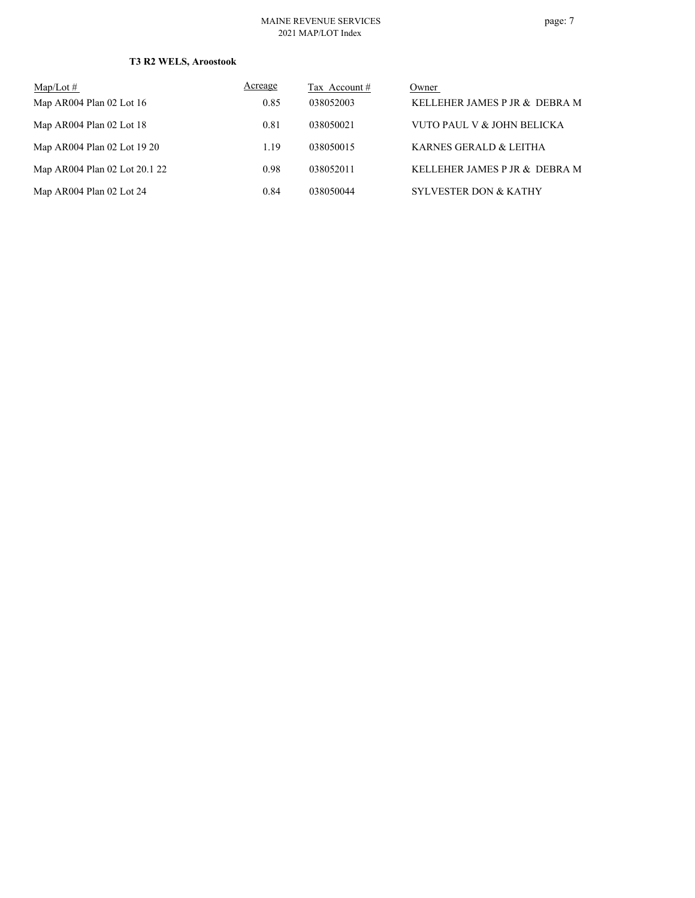**T3 R2 WELS, Aroostook**

| Map/Lot # | Acreage | Tax Account # | Owner |
|---|---|---|---|
| Map AR004 Plan 02 Lot 16 | 0.85 | 038052003 | KELLEHER JAMES P JR & DEBRA M |
| Map AR004 Plan 02 Lot 18 | 0.81 | 038050021 | VUTO PAUL V & JOHN BELICKA |
| Map AR004 Plan 02 Lot 19 20 | 1.19 | 038050015 | KARNES GERALD & LEITHA |
| Map AR004 Plan 02 Lot 20.1 22 | 0.98 | 038052011 | KELLEHER JAMES P JR & DEBRA M |
| Map AR004 Plan 02 Lot 24 | 0.84 | 038050044 | SYLVESTER DON & KATHY |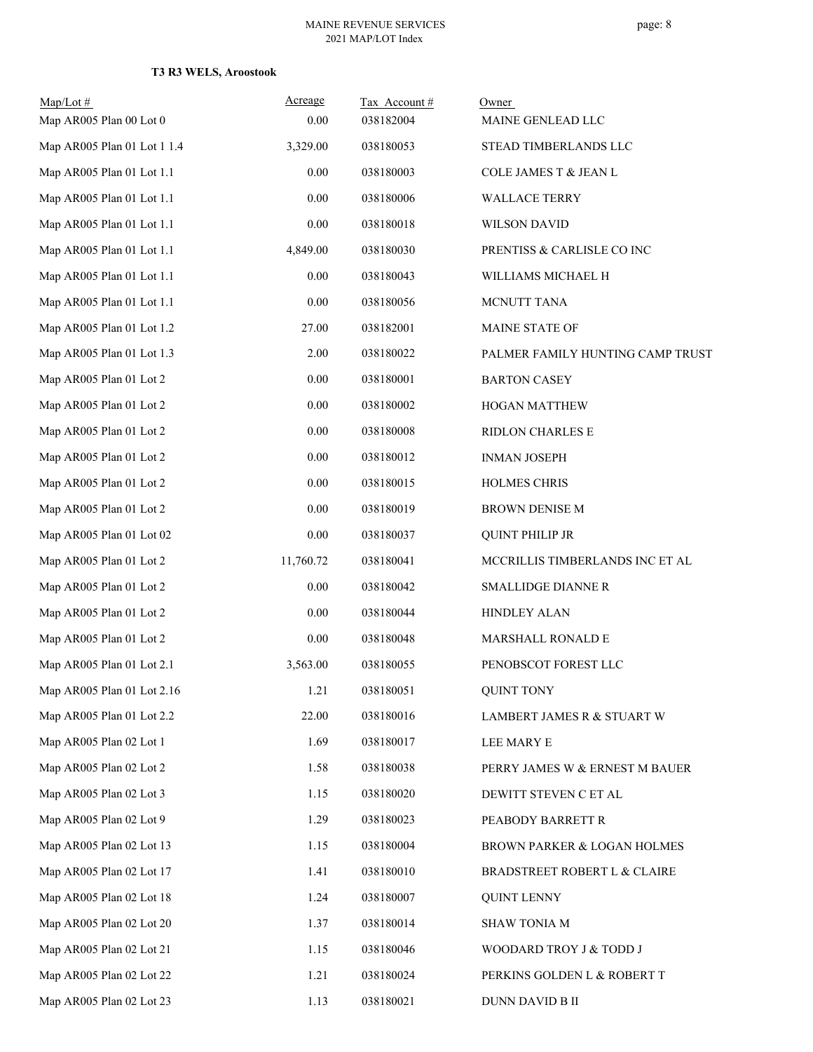**T3 R3 WELS, Aroostook**

| Map/Lot # | Acreage | Tax Account # | Owner |
|---|---|---|---|
| Map AR005 Plan 00 Lot 0 | 0.00 | 038182004 | MAINE GENLEAD LLC |
| Map AR005 Plan 01 Lot 1 1.4 | 3,329.00 | 038180053 | STEAD TIMBERLANDS LLC |
| Map AR005 Plan 01 Lot 1.1 | 0.00 | 038180003 | COLE JAMES T & JEAN L |
| Map AR005 Plan 01 Lot 1.1 | 0.00 | 038180006 | WALLACE TERRY |
| Map AR005 Plan 01 Lot 1.1 | 0.00 | 038180018 | WILSON DAVID |
| Map AR005 Plan 01 Lot 1.1 | 4,849.00 | 038180030 | PRENTISS & CARLISLE CO INC |
| Map AR005 Plan 01 Lot 1.1 | 0.00 | 038180043 | WILLIAMS MICHAEL H |
| Map AR005 Plan 01 Lot 1.1 | 0.00 | 038180056 | MCNUTT TANA |
| Map AR005 Plan 01 Lot 1.2 | 27.00 | 038182001 | MAINE STATE OF |
| Map AR005 Plan 01 Lot 1.3 | 2.00 | 038180022 | PALMER FAMILY HUNTING CAMP TRUST |
| Map AR005 Plan 01 Lot 2 | 0.00 | 038180001 | BARTON CASEY |
| Map AR005 Plan 01 Lot 2 | 0.00 | 038180002 | HOGAN MATTHEW |
| Map AR005 Plan 01 Lot 2 | 0.00 | 038180008 | RIDLON CHARLES E |
| Map AR005 Plan 01 Lot 2 | 0.00 | 038180012 | INMAN JOSEPH |
| Map AR005 Plan 01 Lot 2 | 0.00 | 038180015 | HOLMES CHRIS |
| Map AR005 Plan 01 Lot 2 | 0.00 | 038180019 | BROWN DENISE M |
| Map AR005 Plan 01 Lot 02 | 0.00 | 038180037 | QUINT PHILIP JR |
| Map AR005 Plan 01 Lot 2 | 11,760.72 | 038180041 | MCCRILLIS TIMBERLANDS INC ET AL |
| Map AR005 Plan 01 Lot 2 | 0.00 | 038180042 | SMALLIDGE DIANNE R |
| Map AR005 Plan 01 Lot 2 | 0.00 | 038180044 | HINDLEY ALAN |
| Map AR005 Plan 01 Lot 2 | 0.00 | 038180048 | MARSHALL RONALD E |
| Map AR005 Plan 01 Lot 2.1 | 3,563.00 | 038180055 | PENOBSCOT FOREST LLC |
| Map AR005 Plan 01 Lot 2.16 | 1.21 | 038180051 | QUINT TONY |
| Map AR005 Plan 01 Lot 2.2 | 22.00 | 038180016 | LAMBERT JAMES R & STUART W |
| Map AR005 Plan 02 Lot 1 | 1.69 | 038180017 | LEE MARY E |
| Map AR005 Plan 02 Lot 2 | 1.58 | 038180038 | PERRY JAMES W & ERNEST M BAUER |
| Map AR005 Plan 02 Lot 3 | 1.15 | 038180020 | DEWITT STEVEN C ET AL |
| Map AR005 Plan 02 Lot 9 | 1.29 | 038180023 | PEABODY BARRETT R |
| Map AR005 Plan 02 Lot 13 | 1.15 | 038180004 | BROWN PARKER & LOGAN HOLMES |
| Map AR005 Plan 02 Lot 17 | 1.41 | 038180010 | BRADSTREET ROBERT L & CLAIRE |
| Map AR005 Plan 02 Lot 18 | 1.24 | 038180007 | QUINT LENNY |
| Map AR005 Plan 02 Lot 20 | 1.37 | 038180014 | SHAW TONIA M |
| Map AR005 Plan 02 Lot 21 | 1.15 | 038180046 | WOODARD TROY J & TODD J |
| Map AR005 Plan 02 Lot 22 | 1.21 | 038180024 | PERKINS GOLDEN L & ROBERT T |
| Map AR005 Plan 02 Lot 23 | 1.13 | 038180021 | DUNN DAVID B II |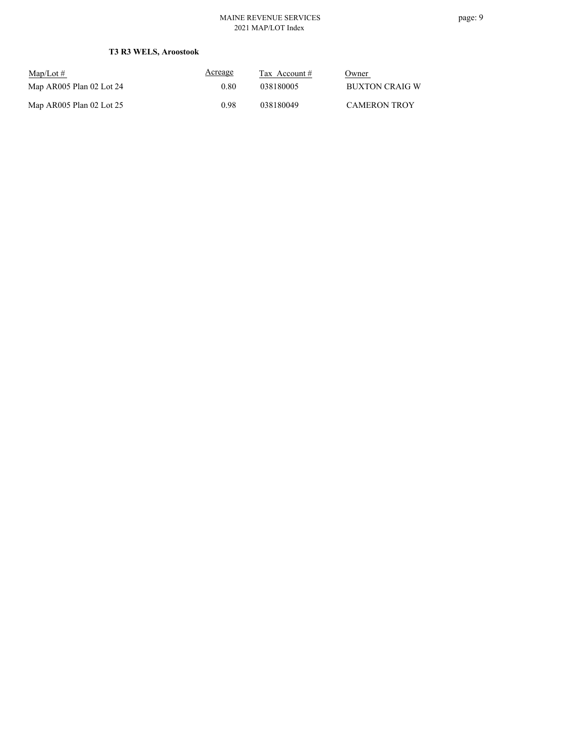**T3 R3 WELS, Aroostook**

| Map/Lot # | Acreage | Tax Account # | Owner |
|---|---|---|---|
| Map AR005 Plan 02 Lot 24 | 0.80 | 038180005 | BUXTON CRAIG W |
| Map AR005 Plan 02 Lot 25 | 0.98 | 038180049 | CAMERON TROY |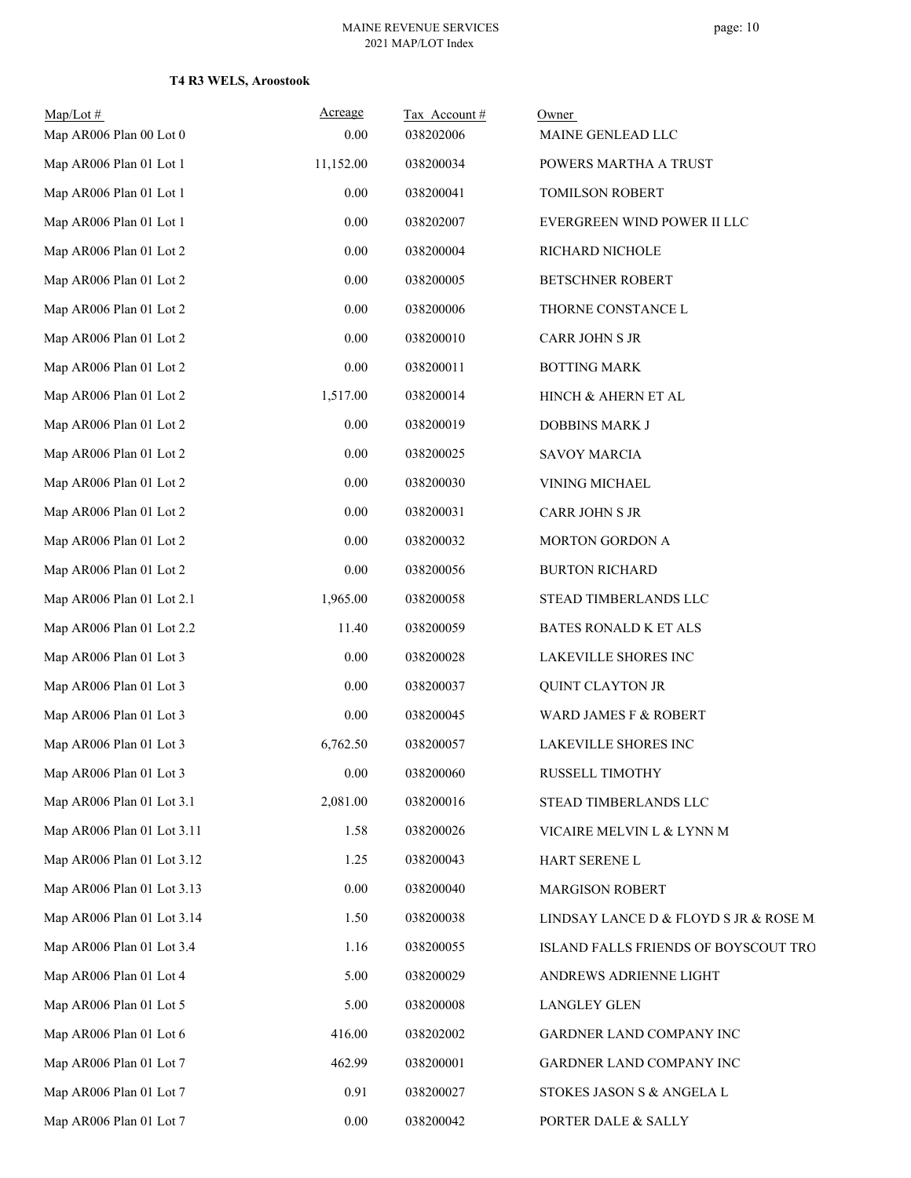**T4 R3 WELS, Aroostook**

| Map/Lot # | Acreage | Tax Account # | Owner |
|---|---|---|---|
| Map AR006 Plan 00 Lot 0 | 0.00 | 038202006 | MAINE GENLEAD LLC |
| Map AR006 Plan 01 Lot 1 | 11,152.00 | 038200034 | POWERS MARTHA A TRUST |
| Map AR006 Plan 01 Lot 1 | 0.00 | 038200041 | TOMILSON ROBERT |
| Map AR006 Plan 01 Lot 1 | 0.00 | 038202007 | EVERGREEN WIND POWER II LLC |
| Map AR006 Plan 01 Lot 2 | 0.00 | 038200004 | RICHARD NICHOLE |
| Map AR006 Plan 01 Lot 2 | 0.00 | 038200005 | BETSCHNER ROBERT |
| Map AR006 Plan 01 Lot 2 | 0.00 | 038200006 | THORNE CONSTANCE L |
| Map AR006 Plan 01 Lot 2 | 0.00 | 038200010 | CARR JOHN S JR |
| Map AR006 Plan 01 Lot 2 | 0.00 | 038200011 | BOTTING MARK |
| Map AR006 Plan 01 Lot 2 | 1,517.00 | 038200014 | HINCH & AHERN ET AL |
| Map AR006 Plan 01 Lot 2 | 0.00 | 038200019 | DOBBINS MARK J |
| Map AR006 Plan 01 Lot 2 | 0.00 | 038200025 | SAVOY MARCIA |
| Map AR006 Plan 01 Lot 2 | 0.00 | 038200030 | VINING MICHAEL |
| Map AR006 Plan 01 Lot 2 | 0.00 | 038200031 | CARR JOHN S JR |
| Map AR006 Plan 01 Lot 2 | 0.00 | 038200032 | MORTON GORDON A |
| Map AR006 Plan 01 Lot 2 | 0.00 | 038200056 | BURTON RICHARD |
| Map AR006 Plan 01 Lot 2.1 | 1,965.00 | 038200058 | STEAD TIMBERLANDS LLC |
| Map AR006 Plan 01 Lot 2.2 | 11.40 | 038200059 | BATES RONALD K ET ALS |
| Map AR006 Plan 01 Lot 3 | 0.00 | 038200028 | LAKEVILLE SHORES INC |
| Map AR006 Plan 01 Lot 3 | 0.00 | 038200037 | QUINT CLAYTON JR |
| Map AR006 Plan 01 Lot 3 | 0.00 | 038200045 | WARD JAMES F & ROBERT |
| Map AR006 Plan 01 Lot 3 | 6,762.50 | 038200057 | LAKEVILLE SHORES INC |
| Map AR006 Plan 01 Lot 3 | 0.00 | 038200060 | RUSSELL TIMOTHY |
| Map AR006 Plan 01 Lot 3.1 | 2,081.00 | 038200016 | STEAD TIMBERLANDS LLC |
| Map AR006 Plan 01 Lot 3.11 | 1.58 | 038200026 | VICAIRE MELVIN L & LYNN M |
| Map AR006 Plan 01 Lot 3.12 | 1.25 | 038200043 | HART SERENE L |
| Map AR006 Plan 01 Lot 3.13 | 0.00 | 038200040 | MARGISON ROBERT |
| Map AR006 Plan 01 Lot 3.14 | 1.50 | 038200038 | LINDSAY LANCE D & FLOYD S JR & ROSE M |
| Map AR006 Plan 01 Lot 3.4 | 1.16 | 038200055 | ISLAND FALLS FRIENDS OF BOYSCOUT TRO |
| Map AR006 Plan 01 Lot 4 | 5.00 | 038200029 | ANDREWS ADRIENNE LIGHT |
| Map AR006 Plan 01 Lot 5 | 5.00 | 038200008 | LANGLEY GLEN |
| Map AR006 Plan 01 Lot 6 | 416.00 | 038202002 | GARDNER LAND COMPANY INC |
| Map AR006 Plan 01 Lot 7 | 462.99 | 038200001 | GARDNER LAND COMPANY INC |
| Map AR006 Plan 01 Lot 7 | 0.91 | 038200027 | STOKES JASON S & ANGELA L |
| Map AR006 Plan 01 Lot 7 | 0.00 | 038200042 | PORTER DALE & SALLY |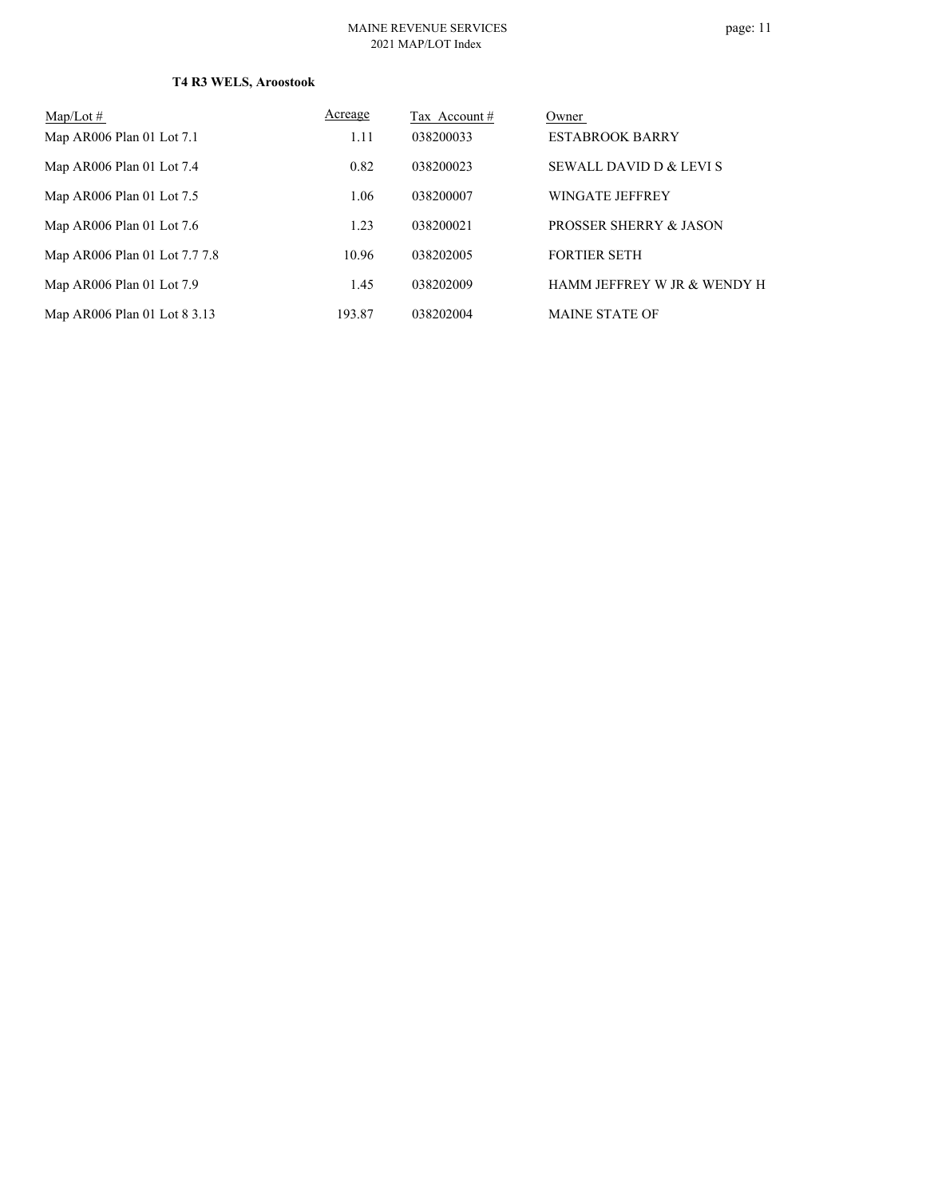**T4 R3 WELS, Aroostook**

| Map/Lot # | Acreage | Tax Account # | Owner |
|---|---|---|---|
| Map AR006 Plan 01 Lot 7.1 | 1.11 | 038200033 | ESTABROOK BARRY |
| Map AR006 Plan 01 Lot 7.4 | 0.82 | 038200023 | SEWALL DAVID D & LEVI S |
| Map AR006 Plan 01 Lot 7.5 | 1.06 | 038200007 | WINGATE JEFFREY |
| Map AR006 Plan 01 Lot 7.6 | 1.23 | 038200021 | PROSSER SHERRY & JASON |
| Map AR006 Plan 01 Lot 7.7 7.8 | 10.96 | 038202005 | FORTIER SETH |
| Map AR006 Plan 01 Lot 7.9 | 1.45 | 038202009 | HAMM JEFFREY W JR & WENDY H |
| Map AR006 Plan 01 Lot 8 3.13 | 193.87 | 038202004 | MAINE STATE OF |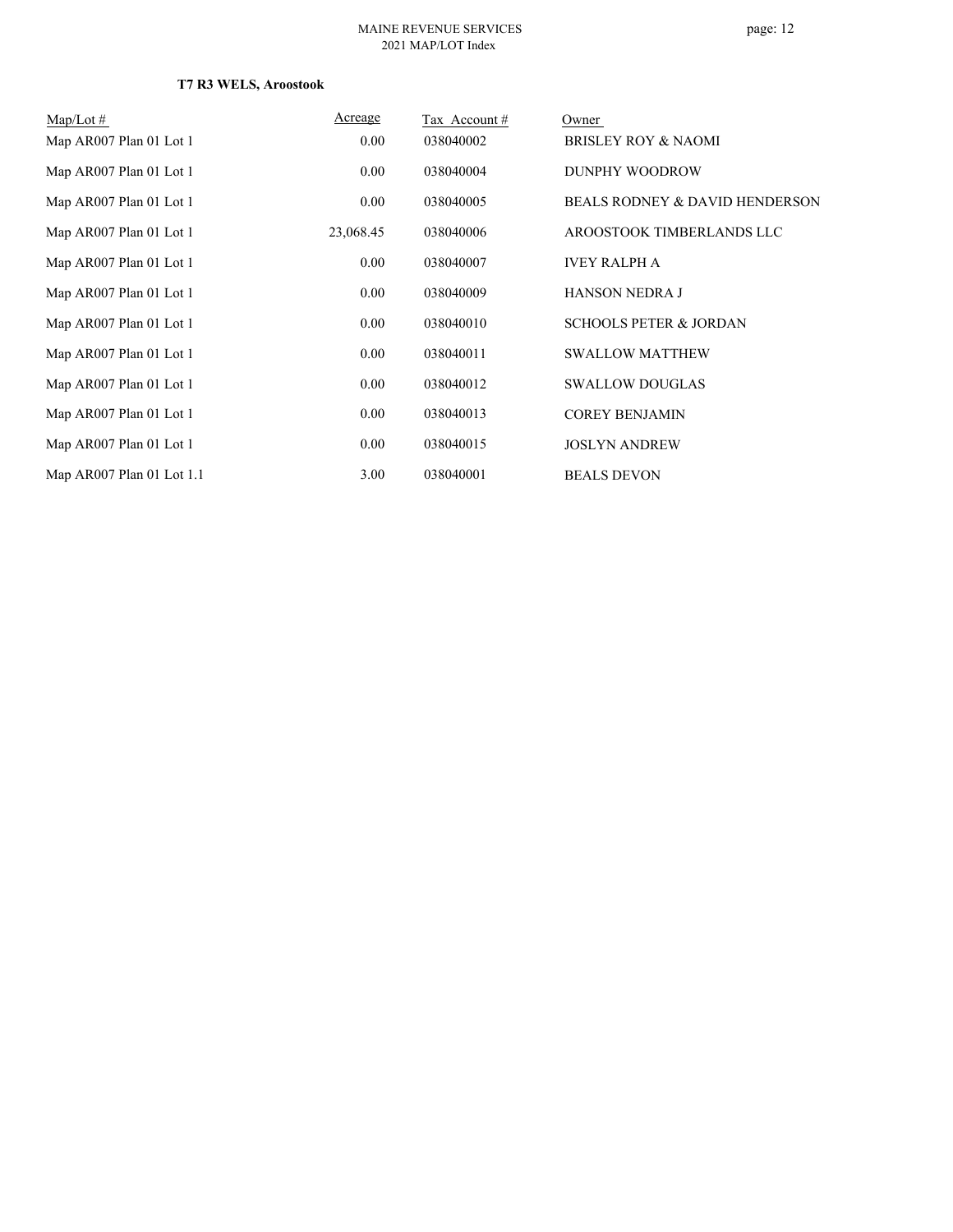**T7 R3 WELS, Aroostook**

| Map/Lot # | Acreage | Tax Account # | Owner |
|---|---|---|---|
| Map AR007 Plan 01 Lot 1 | 0.00 | 038040002 | BRISLEY ROY & NAOMI |
| Map AR007 Plan 01 Lot 1 | 0.00 | 038040004 | DUNPHY WOODROW |
| Map AR007 Plan 01 Lot 1 | 0.00 | 038040005 | BEALS RODNEY & DAVID HENDERSON |
| Map AR007 Plan 01 Lot 1 | 23,068.45 | 038040006 | AROOSTOOK TIMBERLANDS LLC |
| Map AR007 Plan 01 Lot 1 | 0.00 | 038040007 | IVEY RALPH A |
| Map AR007 Plan 01 Lot 1 | 0.00 | 038040009 | HANSON NEDRA J |
| Map AR007 Plan 01 Lot 1 | 0.00 | 038040010 | SCHOOLS PETER & JORDAN |
| Map AR007 Plan 01 Lot 1 | 0.00 | 038040011 | SWALLOW MATTHEW |
| Map AR007 Plan 01 Lot 1 | 0.00 | 038040012 | SWALLOW DOUGLAS |
| Map AR007 Plan 01 Lot 1 | 0.00 | 038040013 | COREY BENJAMIN |
| Map AR007 Plan 01 Lot 1 | 0.00 | 038040015 | JOSLYN ANDREW |
| Map AR007 Plan 01 Lot 1.1 | 3.00 | 038040001 | BEALS DEVON |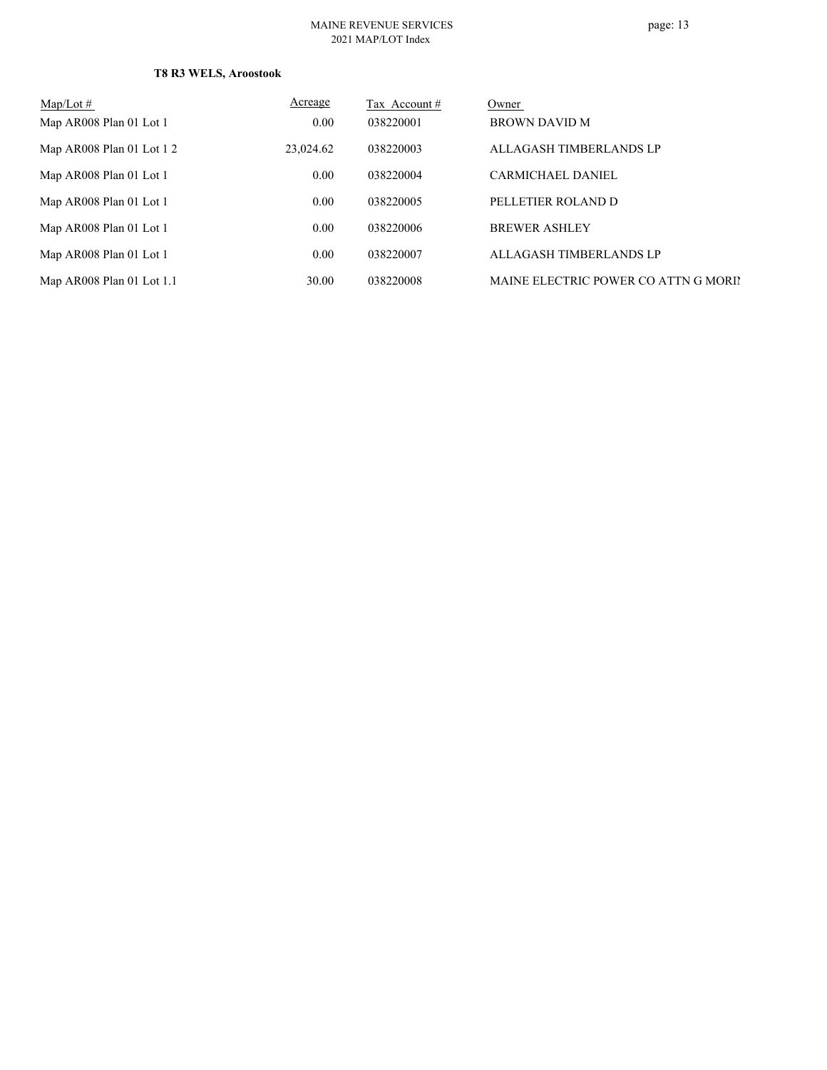**T8 R3 WELS, Aroostook**

| Map/Lot # | Acreage | Tax Account # | Owner |
|---|---|---|---|
| Map AR008 Plan 01 Lot 1 | 0.00 | 038220001 | BROWN DAVID M |
| Map AR008 Plan 01 Lot 1 2 | 23,024.62 | 038220003 | ALLAGASH TIMBERLANDS LP |
| Map AR008 Plan 01 Lot 1 | 0.00 | 038220004 | CARMICHAEL DANIEL |
| Map AR008 Plan 01 Lot 1 | 0.00 | 038220005 | PELLETIER ROLAND D |
| Map AR008 Plan 01 Lot 1 | 0.00 | 038220006 | BREWER ASHLEY |
| Map AR008 Plan 01 Lot 1 | 0.00 | 038220007 | ALLAGASH TIMBERLANDS LP |
| Map AR008 Plan 01 Lot 1.1 | 30.00 | 038220008 | MAINE ELECTRIC POWER CO ATTN G MORI |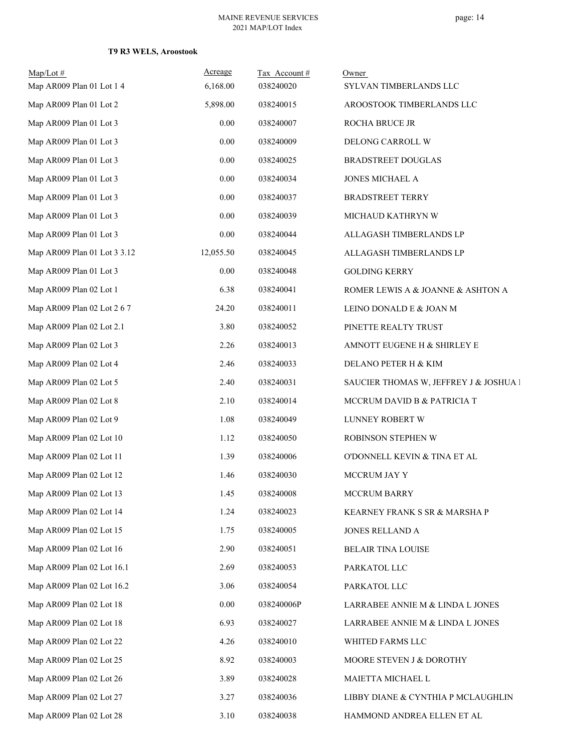**T9 R3 WELS, Aroostook**

| Map/Lot # | Acreage | Tax Account # | Owner |
|---|---|---|---|
| Map AR009 Plan 01 Lot 1 4 | 6,168.00 | 038240020 | SYLVAN TIMBERLANDS LLC |
| Map AR009 Plan 01 Lot 2 | 5,898.00 | 038240015 | AROOSTOOK TIMBERLANDS LLC |
| Map AR009 Plan 01 Lot 3 | 0.00 | 038240007 | ROCHA BRUCE JR |
| Map AR009 Plan 01 Lot 3 | 0.00 | 038240009 | DELONG CARROLL W |
| Map AR009 Plan 01 Lot 3 | 0.00 | 038240025 | BRADSTREET DOUGLAS |
| Map AR009 Plan 01 Lot 3 | 0.00 | 038240034 | JONES MICHAEL A |
| Map AR009 Plan 01 Lot 3 | 0.00 | 038240037 | BRADSTREET TERRY |
| Map AR009 Plan 01 Lot 3 | 0.00 | 038240039 | MICHAUD KATHRYN W |
| Map AR009 Plan 01 Lot 3 | 0.00 | 038240044 | ALLAGASH TIMBERLANDS LP |
| Map AR009 Plan 01 Lot 3 3.12 | 12,055.50 | 038240045 | ALLAGASH TIMBERLANDS LP |
| Map AR009 Plan 01 Lot 3 | 0.00 | 038240048 | GOLDING KERRY |
| Map AR009 Plan 02 Lot 1 | 6.38 | 038240041 | ROMER LEWIS A & JOANNE & ASHTON A |
| Map AR009 Plan 02 Lot 2 6 7 | 24.20 | 038240011 | LEINO DONALD E & JOAN M |
| Map AR009 Plan 02 Lot 2.1 | 3.80 | 038240052 | PINETTE REALTY TRUST |
| Map AR009 Plan 02 Lot 3 | 2.26 | 038240013 | AMNOTT EUGENE H & SHIRLEY E |
| Map AR009 Plan 02 Lot 4 | 2.46 | 038240033 | DELANO PETER H & KIM |
| Map AR009 Plan 02 Lot 5 | 2.40 | 038240031 | SAUCIER THOMAS W, JEFFREY J & JOSHUA I |
| Map AR009 Plan 02 Lot 8 | 2.10 | 038240014 | MCCRUM DAVID B & PATRICIA T |
| Map AR009 Plan 02 Lot 9 | 1.08 | 038240049 | LUNNEY ROBERT W |
| Map AR009 Plan 02 Lot 10 | 1.12 | 038240050 | ROBINSON STEPHEN W |
| Map AR009 Plan 02 Lot 11 | 1.39 | 038240006 | O'DONNELL KEVIN & TINA ET AL |
| Map AR009 Plan 02 Lot 12 | 1.46 | 038240030 | MCCRUM JAY Y |
| Map AR009 Plan 02 Lot 13 | 1.45 | 038240008 | MCCRUM BARRY |
| Map AR009 Plan 02 Lot 14 | 1.24 | 038240023 | KEARNEY FRANK S SR & MARSHA P |
| Map AR009 Plan 02 Lot 15 | 1.75 | 038240005 | JONES RELLAND A |
| Map AR009 Plan 02 Lot 16 | 2.90 | 038240051 | BELAIR TINA LOUISE |
| Map AR009 Plan 02 Lot 16.1 | 2.69 | 038240053 | PARKATOL LLC |
| Map AR009 Plan 02 Lot 16.2 | 3.06 | 038240054 | PARKATOL LLC |
| Map AR009 Plan 02 Lot 18 | 0.00 | 038240006P | LARRABEE ANNIE M & LINDA L JONES |
| Map AR009 Plan 02 Lot 18 | 6.93 | 038240027 | LARRABEE ANNIE M & LINDA L JONES |
| Map AR009 Plan 02 Lot 22 | 4.26 | 038240010 | WHITED FARMS LLC |
| Map AR009 Plan 02 Lot 25 | 8.92 | 038240003 | MOORE STEVEN J & DOROTHY |
| Map AR009 Plan 02 Lot 26 | 3.89 | 038240028 | MAIETTA MICHAEL L |
| Map AR009 Plan 02 Lot 27 | 3.27 | 038240036 | LIBBY DIANE & CYNTHIA P MCLAUGHLIN |
| Map AR009 Plan 02 Lot 28 | 3.10 | 038240038 | HAMMOND ANDREA ELLEN ET AL |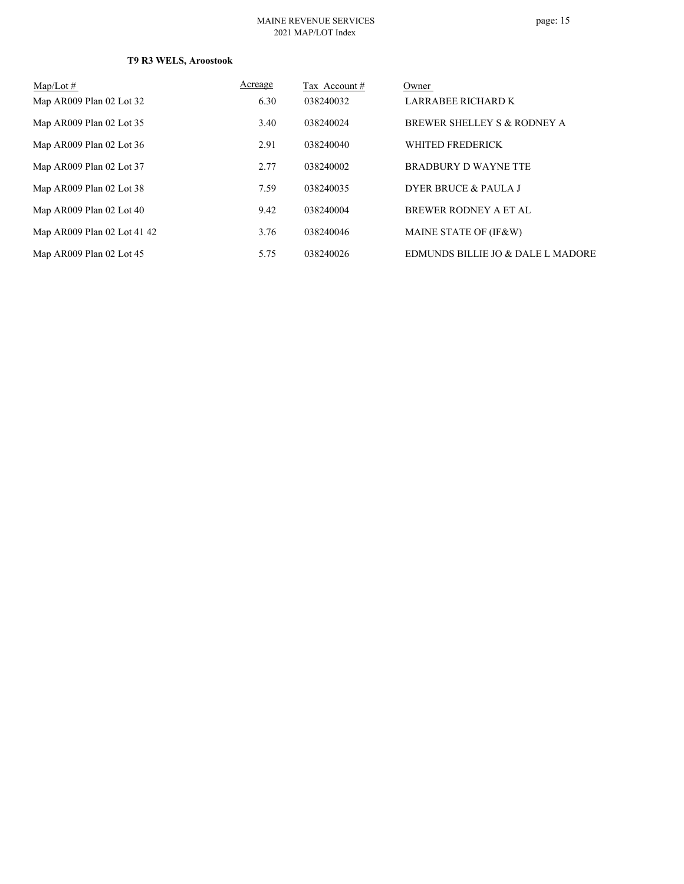**T9 R3 WELS, Aroostook**

| Map/Lot # | Acreage | Tax Account # | Owner |
|---|---|---|---|
| Map AR009 Plan 02 Lot 32 | 6.30 | 038240032 | LARRABEE RICHARD K |
| Map AR009 Plan 02 Lot 35 | 3.40 | 038240024 | BREWER SHELLEY S & RODNEY A |
| Map AR009 Plan 02 Lot 36 | 2.91 | 038240040 | WHITED FREDERICK |
| Map AR009 Plan 02 Lot 37 | 2.77 | 038240002 | BRADBURY D WAYNE TTE |
| Map AR009 Plan 02 Lot 38 | 7.59 | 038240035 | DYER BRUCE & PAULA J |
| Map AR009 Plan 02 Lot 40 | 9.42 | 038240004 | BREWER RODNEY A ET AL |
| Map AR009 Plan 02 Lot 41 42 | 3.76 | 038240046 | MAINE STATE OF (IF&W) |
| Map AR009 Plan 02 Lot 45 | 5.75 | 038240026 | EDMUNDS BILLIE JO & DALE L MADORE |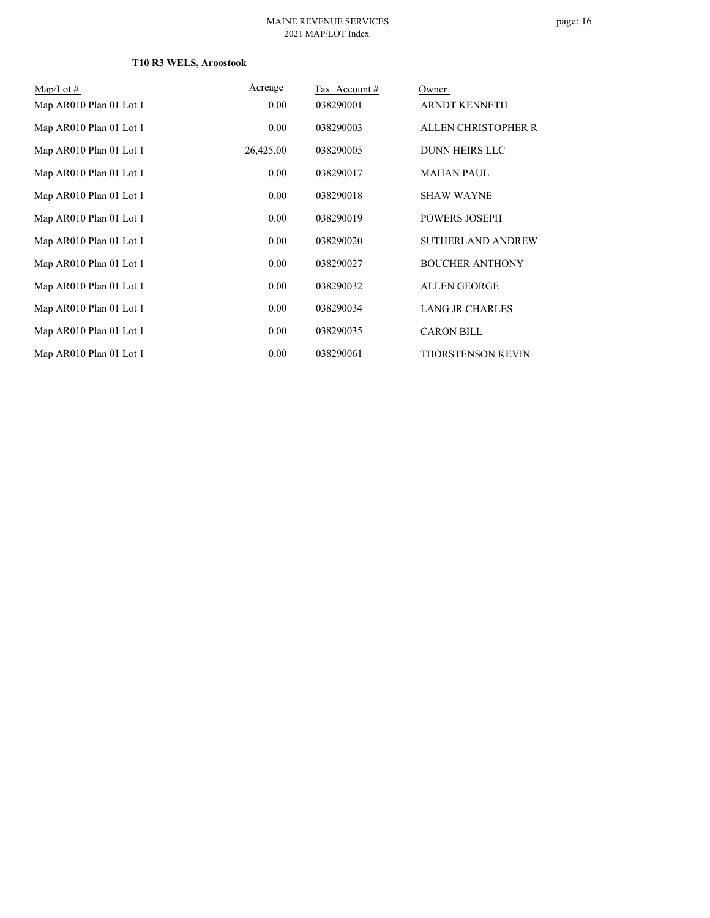**T10 R3 WELS, Aroostook**

| Map/Lot # | Acreage | Tax Account # | Owner |
|---|---|---|---|
| Map AR010 Plan 01 Lot 1 | 0.00 | 038290001 | ARNDT KENNETH |
| Map AR010 Plan 01 Lot 1 | 0.00 | 038290003 | ALLEN CHRISTOPHER R |
| Map AR010 Plan 01 Lot 1 | 26,425.00 | 038290005 | DUNN HEIRS LLC |
| Map AR010 Plan 01 Lot 1 | 0.00 | 038290017 | MAHAN PAUL |
| Map AR010 Plan 01 Lot 1 | 0.00 | 038290018 | SHAW WAYNE |
| Map AR010 Plan 01 Lot 1 | 0.00 | 038290019 | POWERS JOSEPH |
| Map AR010 Plan 01 Lot 1 | 0.00 | 038290020 | SUTHERLAND ANDREW |
| Map AR010 Plan 01 Lot 1 | 0.00 | 038290027 | BOUCHER ANTHONY |
| Map AR010 Plan 01 Lot 1 | 0.00 | 038290032 | ALLEN GEORGE |
| Map AR010 Plan 01 Lot 1 | 0.00 | 038290034 | LANG JR CHARLES |
| Map AR010 Plan 01 Lot 1 | 0.00 | 038290035 | CARON BILL |
| Map AR010 Plan 01 Lot 1 | 0.00 | 038290061 | THORSTENSON KEVIN |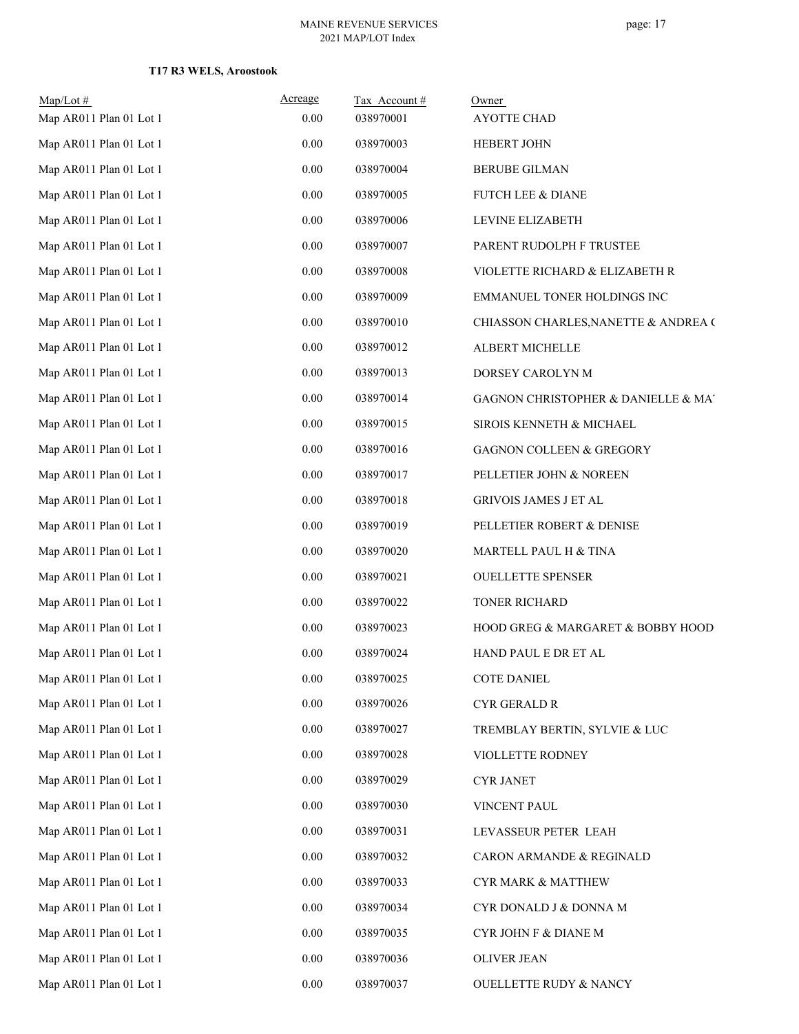**T17 R3 WELS, Aroostook**

| Map/Lot # | Acreage | Tax Account # | Owner |
|---|---|---|---|
| Map AR011 Plan 01 Lot 1 | 0.00 | 038970001 | AYOTTE CHAD |
| Map AR011 Plan 01 Lot 1 | 0.00 | 038970003 | HEBERT JOHN |
| Map AR011 Plan 01 Lot 1 | 0.00 | 038970004 | BERUBE GILMAN |
| Map AR011 Plan 01 Lot 1 | 0.00 | 038970005 | FUTCH LEE & DIANE |
| Map AR011 Plan 01 Lot 1 | 0.00 | 038970006 | LEVINE ELIZABETH |
| Map AR011 Plan 01 Lot 1 | 0.00 | 038970007 | PARENT RUDOLPH F TRUSTEE |
| Map AR011 Plan 01 Lot 1 | 0.00 | 038970008 | VIOLETTE RICHARD & ELIZABETH R |
| Map AR011 Plan 01 Lot 1 | 0.00 | 038970009 | EMMANUEL TONER HOLDINGS INC |
| Map AR011 Plan 01 Lot 1 | 0.00 | 038970010 | CHIASSON CHARLES,NANETTE & ANDREA ( |
| Map AR011 Plan 01 Lot 1 | 0.00 | 038970012 | ALBERT MICHELLE |
| Map AR011 Plan 01 Lot 1 | 0.00 | 038970013 | DORSEY CAROLYN M |
| Map AR011 Plan 01 Lot 1 | 0.00 | 038970014 | GAGNON CHRISTOPHER & DANIELLE & MA |
| Map AR011 Plan 01 Lot 1 | 0.00 | 038970015 | SIROIS KENNETH & MICHAEL |
| Map AR011 Plan 01 Lot 1 | 0.00 | 038970016 | GAGNON COLLEEN & GREGORY |
| Map AR011 Plan 01 Lot 1 | 0.00 | 038970017 | PELLETIER JOHN & NOREEN |
| Map AR011 Plan 01 Lot 1 | 0.00 | 038970018 | GRIVOIS JAMES J ET AL |
| Map AR011 Plan 01 Lot 1 | 0.00 | 038970019 | PELLETIER ROBERT & DENISE |
| Map AR011 Plan 01 Lot 1 | 0.00 | 038970020 | MARTELL PAUL H & TINA |
| Map AR011 Plan 01 Lot 1 | 0.00 | 038970021 | OUELLETTE SPENSER |
| Map AR011 Plan 01 Lot 1 | 0.00 | 038970022 | TONER RICHARD |
| Map AR011 Plan 01 Lot 1 | 0.00 | 038970023 | HOOD GREG & MARGARET & BOBBY HOOD |
| Map AR011 Plan 01 Lot 1 | 0.00 | 038970024 | HAND PAUL E DR ET AL |
| Map AR011 Plan 01 Lot 1 | 0.00 | 038970025 | COTE DANIEL |
| Map AR011 Plan 01 Lot 1 | 0.00 | 038970026 | CYR GERALD R |
| Map AR011 Plan 01 Lot 1 | 0.00 | 038970027 | TREMBLAY BERTIN, SYLVIE & LUC |
| Map AR011 Plan 01 Lot 1 | 0.00 | 038970028 | VIOLLETTE RODNEY |
| Map AR011 Plan 01 Lot 1 | 0.00 | 038970029 | CYR JANET |
| Map AR011 Plan 01 Lot 1 | 0.00 | 038970030 | VINCENT PAUL |
| Map AR011 Plan 01 Lot 1 | 0.00 | 038970031 | LEVASSEUR PETER LEAH |
| Map AR011 Plan 01 Lot 1 | 0.00 | 038970032 | CARON ARMANDE & REGINALD |
| Map AR011 Plan 01 Lot 1 | 0.00 | 038970033 | CYR MARK & MATTHEW |
| Map AR011 Plan 01 Lot 1 | 0.00 | 038970034 | CYR DONALD J & DONNA M |
| Map AR011 Plan 01 Lot 1 | 0.00 | 038970035 | CYR JOHN F & DIANE M |
| Map AR011 Plan 01 Lot 1 | 0.00 | 038970036 | OLIVER JEAN |
| Map AR011 Plan 01 Lot 1 | 0.00 | 038970037 | OUELLETTE RUDY & NANCY |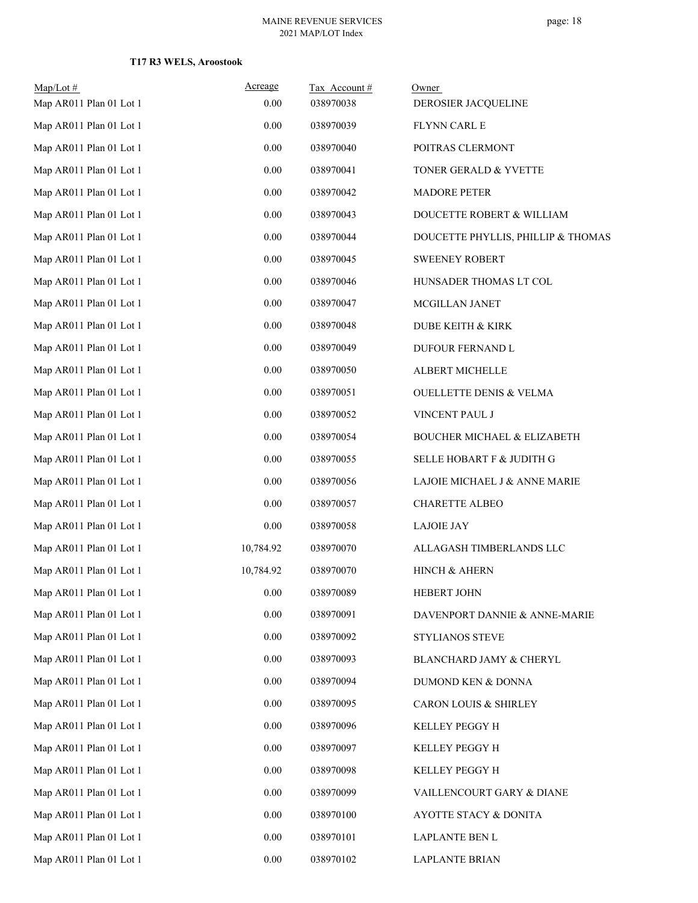**T17 R3 WELS, Aroostook**

| Map/Lot # | Acreage | Tax Account # | Owner |
|---|---|---|---|
| Map AR011 Plan 01 Lot 1 | 0.00 | 038970038 | DEROSIER JACQUELINE |
| Map AR011 Plan 01 Lot 1 | 0.00 | 038970039 | FLYNN CARL E |
| Map AR011 Plan 01 Lot 1 | 0.00 | 038970040 | POITRAS CLERMONT |
| Map AR011 Plan 01 Lot 1 | 0.00 | 038970041 | TONER GERALD & YVETTE |
| Map AR011 Plan 01 Lot 1 | 0.00 | 038970042 | MADORE PETER |
| Map AR011 Plan 01 Lot 1 | 0.00 | 038970043 | DOUCETTE ROBERT & WILLIAM |
| Map AR011 Plan 01 Lot 1 | 0.00 | 038970044 | DOUCETTE PHYLLIS, PHILLIP & THOMAS |
| Map AR011 Plan 01 Lot 1 | 0.00 | 038970045 | SWEENEY ROBERT |
| Map AR011 Plan 01 Lot 1 | 0.00 | 038970046 | HUNSADER THOMAS LT COL |
| Map AR011 Plan 01 Lot 1 | 0.00 | 038970047 | MCGILLAN JANET |
| Map AR011 Plan 01 Lot 1 | 0.00 | 038970048 | DUBE KEITH & KIRK |
| Map AR011 Plan 01 Lot 1 | 0.00 | 038970049 | DUFOUR FERNAND L |
| Map AR011 Plan 01 Lot 1 | 0.00 | 038970050 | ALBERT MICHELLE |
| Map AR011 Plan 01 Lot 1 | 0.00 | 038970051 | OUELLETTE DENIS & VELMA |
| Map AR011 Plan 01 Lot 1 | 0.00 | 038970052 | VINCENT PAUL J |
| Map AR011 Plan 01 Lot 1 | 0.00 | 038970054 | BOUCHER MICHAEL & ELIZABETH |
| Map AR011 Plan 01 Lot 1 | 0.00 | 038970055 | SELLE HOBART F & JUDITH G |
| Map AR011 Plan 01 Lot 1 | 0.00 | 038970056 | LAJOIE MICHAEL J & ANNE MARIE |
| Map AR011 Plan 01 Lot 1 | 0.00 | 038970057 | CHARETTE ALBEO |
| Map AR011 Plan 01 Lot 1 | 0.00 | 038970058 | LAJOIE JAY |
| Map AR011 Plan 01 Lot 1 | 10,784.92 | 038970070 | ALLAGASH TIMBERLANDS LLC |
| Map AR011 Plan 01 Lot 1 | 10,784.92 | 038970070 | HINCH & AHERN |
| Map AR011 Plan 01 Lot 1 | 0.00 | 038970089 | HEBERT JOHN |
| Map AR011 Plan 01 Lot 1 | 0.00 | 038970091 | DAVENPORT DANNIE & ANNE-MARIE |
| Map AR011 Plan 01 Lot 1 | 0.00 | 038970092 | STYLIANOS STEVE |
| Map AR011 Plan 01 Lot 1 | 0.00 | 038970093 | BLANCHARD JAMY & CHERYL |
| Map AR011 Plan 01 Lot 1 | 0.00 | 038970094 | DUMOND KEN & DONNA |
| Map AR011 Plan 01 Lot 1 | 0.00 | 038970095 | CARON LOUIS & SHIRLEY |
| Map AR011 Plan 01 Lot 1 | 0.00 | 038970096 | KELLEY PEGGY H |
| Map AR011 Plan 01 Lot 1 | 0.00 | 038970097 | KELLEY PEGGY H |
| Map AR011 Plan 01 Lot 1 | 0.00 | 038970098 | KELLEY PEGGY H |
| Map AR011 Plan 01 Lot 1 | 0.00 | 038970099 | VAILLENCOURT GARY & DIANE |
| Map AR011 Plan 01 Lot 1 | 0.00 | 038970100 | AYOTTE STACY & DONITA |
| Map AR011 Plan 01 Lot 1 | 0.00 | 038970101 | LAPLANTE BEN L |
| Map AR011 Plan 01 Lot 1 | 0.00 | 038970102 | LAPLANTE BRIAN |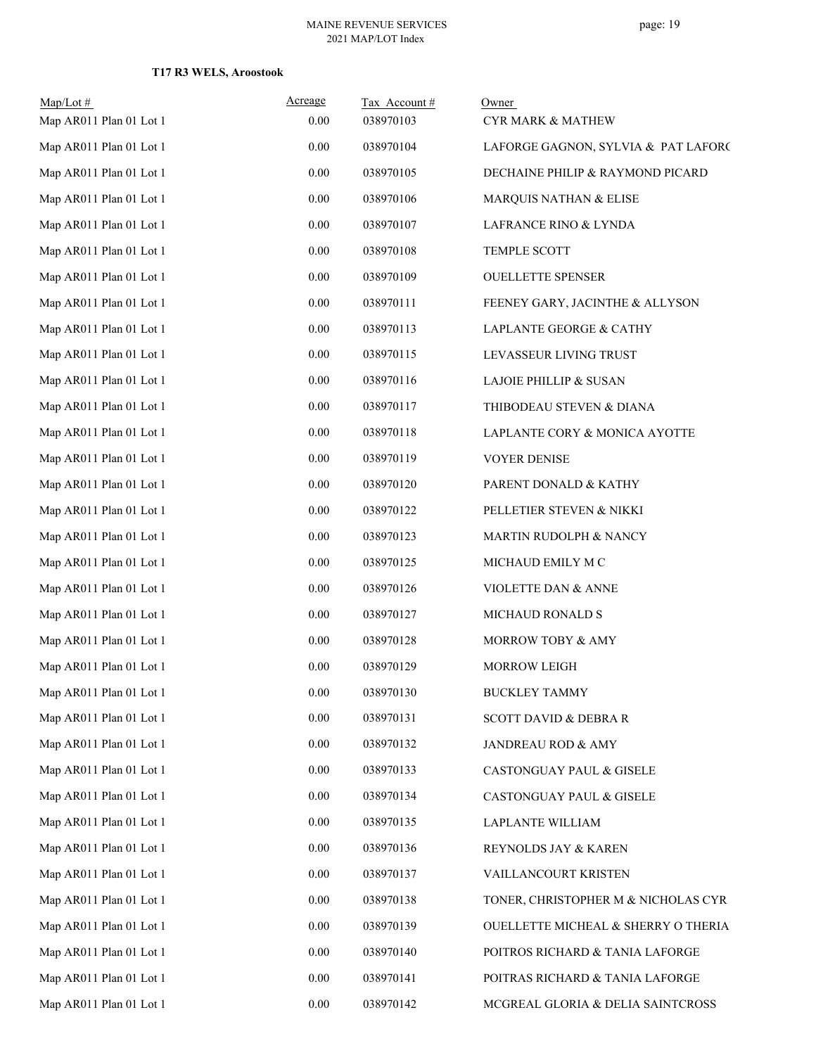**T17 R3 WELS, Aroostook**

| Map/Lot # | Acreage | Tax Account # | Owner |
|---|---|---|---|
| Map AR011 Plan 01 Lot 1 | 0.00 | 038970103 | CYR MARK & MATHEW |
| Map AR011 Plan 01 Lot 1 | 0.00 | 038970104 | LAFORGE GAGNON, SYLVIA & PAT LAFORC |
| Map AR011 Plan 01 Lot 1 | 0.00 | 038970105 | DECHAINE PHILIP & RAYMOND PICARD |
| Map AR011 Plan 01 Lot 1 | 0.00 | 038970106 | MARQUIS NATHAN & ELISE |
| Map AR011 Plan 01 Lot 1 | 0.00 | 038970107 | LAFRANCE RINO & LYNDA |
| Map AR011 Plan 01 Lot 1 | 0.00 | 038970108 | TEMPLE SCOTT |
| Map AR011 Plan 01 Lot 1 | 0.00 | 038970109 | OUELLETTE SPENSER |
| Map AR011 Plan 01 Lot 1 | 0.00 | 038970111 | FEENEY GARY, JACINTHE & ALLYSON |
| Map AR011 Plan 01 Lot 1 | 0.00 | 038970113 | LAPLANTE GEORGE & CATHY |
| Map AR011 Plan 01 Lot 1 | 0.00 | 038970115 | LEVASSEUR LIVING TRUST |
| Map AR011 Plan 01 Lot 1 | 0.00 | 038970116 | LAJOIE PHILLIP & SUSAN |
| Map AR011 Plan 01 Lot 1 | 0.00 | 038970117 | THIBODEAU STEVEN & DIANA |
| Map AR011 Plan 01 Lot 1 | 0.00 | 038970118 | LAPLANTE CORY & MONICA AYOTTE |
| Map AR011 Plan 01 Lot 1 | 0.00 | 038970119 | VOYER DENISE |
| Map AR011 Plan 01 Lot 1 | 0.00 | 038970120 | PARENT DONALD & KATHY |
| Map AR011 Plan 01 Lot 1 | 0.00 | 038970122 | PELLETIER STEVEN & NIKKI |
| Map AR011 Plan 01 Lot 1 | 0.00 | 038970123 | MARTIN RUDOLPH & NANCY |
| Map AR011 Plan 01 Lot 1 | 0.00 | 038970125 | MICHAUD EMILY M C |
| Map AR011 Plan 01 Lot 1 | 0.00 | 038970126 | VIOLETTE DAN & ANNE |
| Map AR011 Plan 01 Lot 1 | 0.00 | 038970127 | MICHAUD RONALD S |
| Map AR011 Plan 01 Lot 1 | 0.00 | 038970128 | MORROW TOBY & AMY |
| Map AR011 Plan 01 Lot 1 | 0.00 | 038970129 | MORROW LEIGH |
| Map AR011 Plan 01 Lot 1 | 0.00 | 038970130 | BUCKLEY TAMMY |
| Map AR011 Plan 01 Lot 1 | 0.00 | 038970131 | SCOTT DAVID & DEBRA R |
| Map AR011 Plan 01 Lot 1 | 0.00 | 038970132 | JANDREAU ROD & AMY |
| Map AR011 Plan 01 Lot 1 | 0.00 | 038970133 | CASTONGUAY PAUL & GISELE |
| Map AR011 Plan 01 Lot 1 | 0.00 | 038970134 | CASTONGUAY PAUL & GISELE |
| Map AR011 Plan 01 Lot 1 | 0.00 | 038970135 | LAPLANTE WILLIAM |
| Map AR011 Plan 01 Lot 1 | 0.00 | 038970136 | REYNOLDS JAY & KAREN |
| Map AR011 Plan 01 Lot 1 | 0.00 | 038970137 | VAILLANCOURT KRISTEN |
| Map AR011 Plan 01 Lot 1 | 0.00 | 038970138 | TONER, CHRISTOPHER M & NICHOLAS CYR |
| Map AR011 Plan 01 Lot 1 | 0.00 | 038970139 | OUELLETTE MICHEAL & SHERRY O THERIA |
| Map AR011 Plan 01 Lot 1 | 0.00 | 038970140 | POITROS RICHARD & TANIA LAFORGE |
| Map AR011 Plan 01 Lot 1 | 0.00 | 038970141 | POITRAS RICHARD & TANIA LAFORGE |
| Map AR011 Plan 01 Lot 1 | 0.00 | 038970142 | MCGREAL GLORIA & DELIA SAINTCROSS |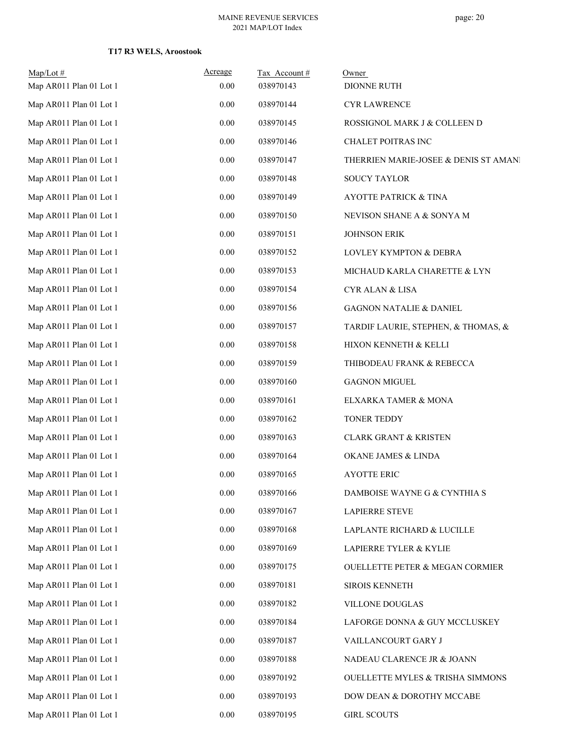**T17 R3 WELS, Aroostook**

| Map/Lot # | Acreage | Tax Account # | Owner |
|---|---|---|---|
| Map AR011 Plan 01 Lot 1 | 0.00 | 038970143 | DIONNE RUTH |
| Map AR011 Plan 01 Lot 1 | 0.00 | 038970144 | CYR LAWRENCE |
| Map AR011 Plan 01 Lot 1 | 0.00 | 038970145 | ROSSIGNOL MARK J & COLLEEN D |
| Map AR011 Plan 01 Lot 1 | 0.00 | 038970146 | CHALET POITRAS INC |
| Map AR011 Plan 01 Lot 1 | 0.00 | 038970147 | THERRIEN MARIE-JOSEE & DENIS ST AMANI |
| Map AR011 Plan 01 Lot 1 | 0.00 | 038970148 | SOUCY TAYLOR |
| Map AR011 Plan 01 Lot 1 | 0.00 | 038970149 | AYOTTE PATRICK & TINA |
| Map AR011 Plan 01 Lot 1 | 0.00 | 038970150 | NEVISON SHANE A & SONYA M |
| Map AR011 Plan 01 Lot 1 | 0.00 | 038970151 | JOHNSON ERIK |
| Map AR011 Plan 01 Lot 1 | 0.00 | 038970152 | LOVLEY KYMPTON & DEBRA |
| Map AR011 Plan 01 Lot 1 | 0.00 | 038970153 | MICHAUD KARLA CHARETTE & LYN |
| Map AR011 Plan 01 Lot 1 | 0.00 | 038970154 | CYR ALAN & LISA |
| Map AR011 Plan 01 Lot 1 | 0.00 | 038970156 | GAGNON NATALIE & DANIEL |
| Map AR011 Plan 01 Lot 1 | 0.00 | 038970157 | TARDIF LAURIE, STEPHEN, & THOMAS, & |
| Map AR011 Plan 01 Lot 1 | 0.00 | 038970158 | HIXON KENNETH & KELLI |
| Map AR011 Plan 01 Lot 1 | 0.00 | 038970159 | THIBODEAU FRANK & REBECCA |
| Map AR011 Plan 01 Lot 1 | 0.00 | 038970160 | GAGNON MIGUEL |
| Map AR011 Plan 01 Lot 1 | 0.00 | 038970161 | ELXARKA TAMER & MONA |
| Map AR011 Plan 01 Lot 1 | 0.00 | 038970162 | TONER TEDDY |
| Map AR011 Plan 01 Lot 1 | 0.00 | 038970163 | CLARK GRANT & KRISTEN |
| Map AR011 Plan 01 Lot 1 | 0.00 | 038970164 | OKANE JAMES & LINDA |
| Map AR011 Plan 01 Lot 1 | 0.00 | 038970165 | AYOTTE ERIC |
| Map AR011 Plan 01 Lot 1 | 0.00 | 038970166 | DAMBOISE WAYNE G & CYNTHIA S |
| Map AR011 Plan 01 Lot 1 | 0.00 | 038970167 | LAPIERRE STEVE |
| Map AR011 Plan 01 Lot 1 | 0.00 | 038970168 | LAPLANTE RICHARD & LUCILLE |
| Map AR011 Plan 01 Lot 1 | 0.00 | 038970169 | LAPIERRE TYLER & KYLIE |
| Map AR011 Plan 01 Lot 1 | 0.00 | 038970175 | OUELLETTE PETER & MEGAN CORMIER |
| Map AR011 Plan 01 Lot 1 | 0.00 | 038970181 | SIROIS KENNETH |
| Map AR011 Plan 01 Lot 1 | 0.00 | 038970182 | VILLONE DOUGLAS |
| Map AR011 Plan 01 Lot 1 | 0.00 | 038970184 | LAFORGE DONNA & GUY MCCLUSKEY |
| Map AR011 Plan 01 Lot 1 | 0.00 | 038970187 | VAILLANCOURT GARY J |
| Map AR011 Plan 01 Lot 1 | 0.00 | 038970188 | NADEAU CLARENCE JR & JOANN |
| Map AR011 Plan 01 Lot 1 | 0.00 | 038970192 | OUELLETTE MYLES & TRISHA SIMMONS |
| Map AR011 Plan 01 Lot 1 | 0.00 | 038970193 | DOW DEAN & DOROTHY MCCABE |
| Map AR011 Plan 01 Lot 1 | 0.00 | 038970195 | GIRL SCOUTS |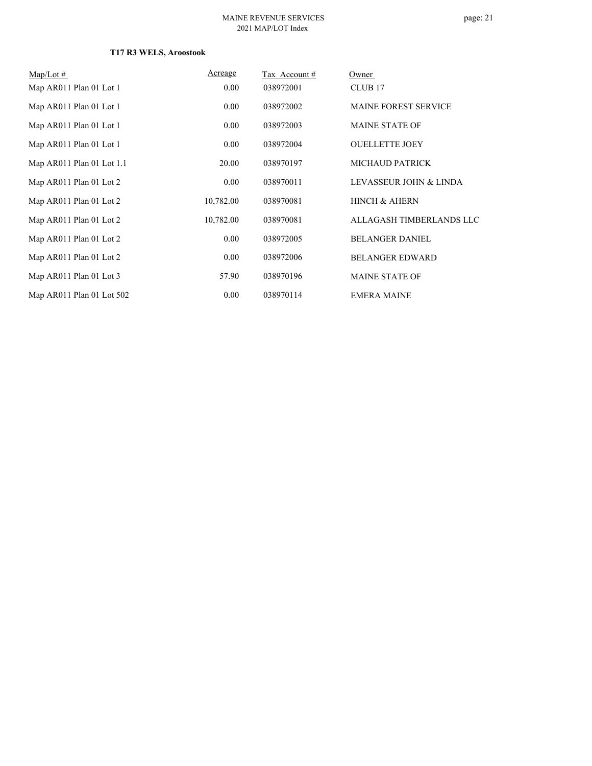**T17 R3 WELS, Aroostook**

| Map/Lot # | Acreage | Tax Account # | Owner |
|---|---|---|---|
| Map AR011 Plan 01 Lot 1 | 0.00 | 038972001 | CLUB 17 |
| Map AR011 Plan 01 Lot 1 | 0.00 | 038972002 | MAINE FOREST SERVICE |
| Map AR011 Plan 01 Lot 1 | 0.00 | 038972003 | MAINE STATE OF |
| Map AR011 Plan 01 Lot 1 | 0.00 | 038972004 | OUELLETTE JOEY |
| Map AR011 Plan 01 Lot 1.1 | 20.00 | 038970197 | MICHAUD PATRICK |
| Map AR011 Plan 01 Lot 2 | 0.00 | 038970011 | LEVASSEUR JOHN & LINDA |
| Map AR011 Plan 01 Lot 2 | 10,782.00 | 038970081 | HINCH & AHERN |
| Map AR011 Plan 01 Lot 2 | 10,782.00 | 038970081 | ALLAGASH TIMBERLANDS LLC |
| Map AR011 Plan 01 Lot 2 | 0.00 | 038972005 | BELANGER DANIEL |
| Map AR011 Plan 01 Lot 2 | 0.00 | 038972006 | BELANGER EDWARD |
| Map AR011 Plan 01 Lot 3 | 57.90 | 038970196 | MAINE STATE OF |
| Map AR011 Plan 01 Lot 502 | 0.00 | 038970114 | EMERA MAINE |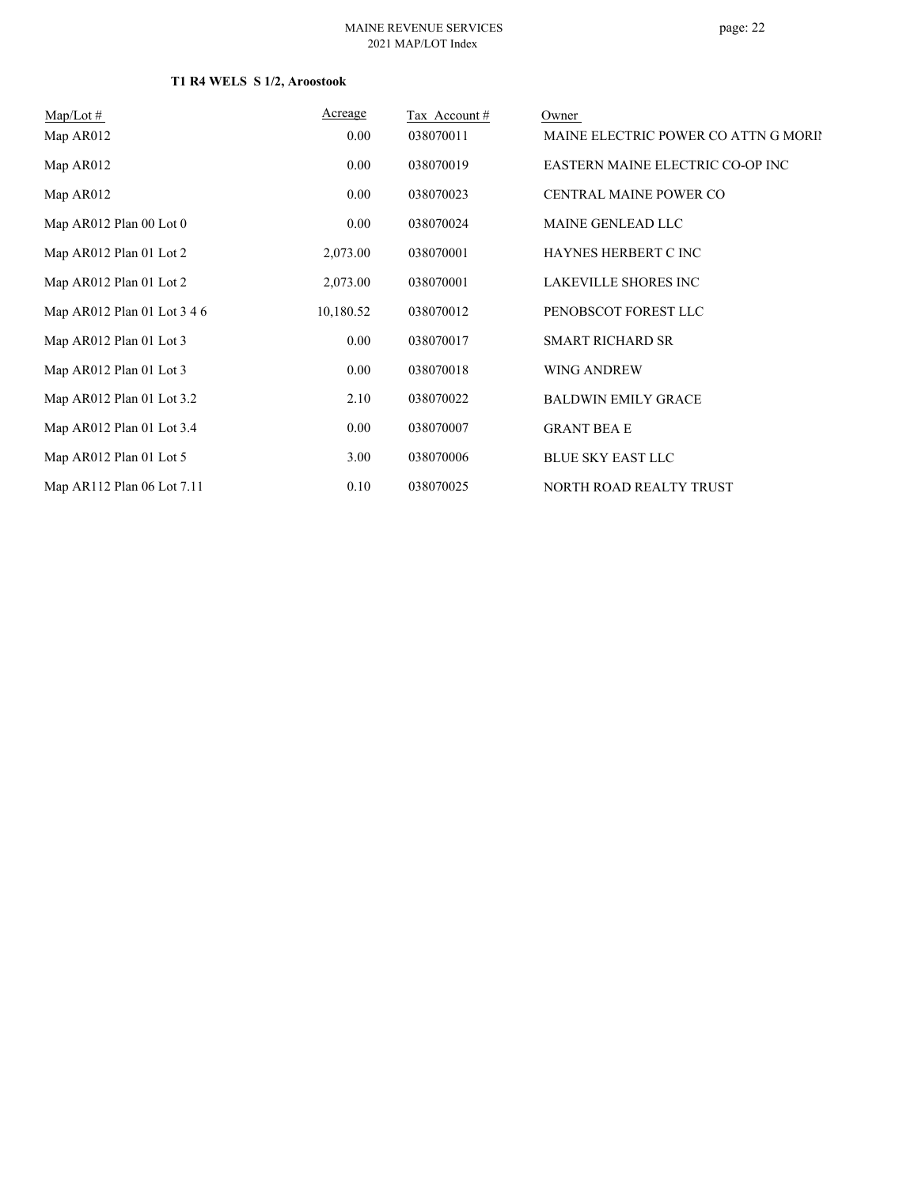**T1 R4 WELS S 1/2, Aroostook**

| Map/Lot # | Acreage | Tax Account # | Owner |
|---|---|---|---|
| Map AR012 | 0.00 | 038070011 | MAINE ELECTRIC POWER CO ATTN G MORIN |
| Map AR012 | 0.00 | 038070019 | EASTERN MAINE ELECTRIC CO-OP INC |
| Map AR012 | 0.00 | 038070023 | CENTRAL MAINE POWER CO |
| Map AR012 Plan 00 Lot 0 | 0.00 | 038070024 | MAINE GENLEAD LLC |
| Map AR012 Plan 01 Lot 2 | 2,073.00 | 038070001 | HAYNES HERBERT C INC |
| Map AR012 Plan 01 Lot 2 | 2,073.00 | 038070001 | LAKEVILLE SHORES INC |
| Map AR012 Plan 01 Lot 3 4 6 | 10,180.52 | 038070012 | PENOBSCOT FOREST LLC |
| Map AR012 Plan 01 Lot 3 | 0.00 | 038070017 | SMART RICHARD SR |
| Map AR012 Plan 01 Lot 3 | 0.00 | 038070018 | WING ANDREW |
| Map AR012 Plan 01 Lot 3.2 | 2.10 | 038070022 | BALDWIN EMILY GRACE |
| Map AR012 Plan 01 Lot 3.4 | 0.00 | 038070007 | GRANT BEA E |
| Map AR012 Plan 01 Lot 5 | 3.00 | 038070006 | BLUE SKY EAST LLC |
| Map AR112 Plan 06 Lot 7.11 | 0.10 | 038070025 | NORTH ROAD REALTY TRUST |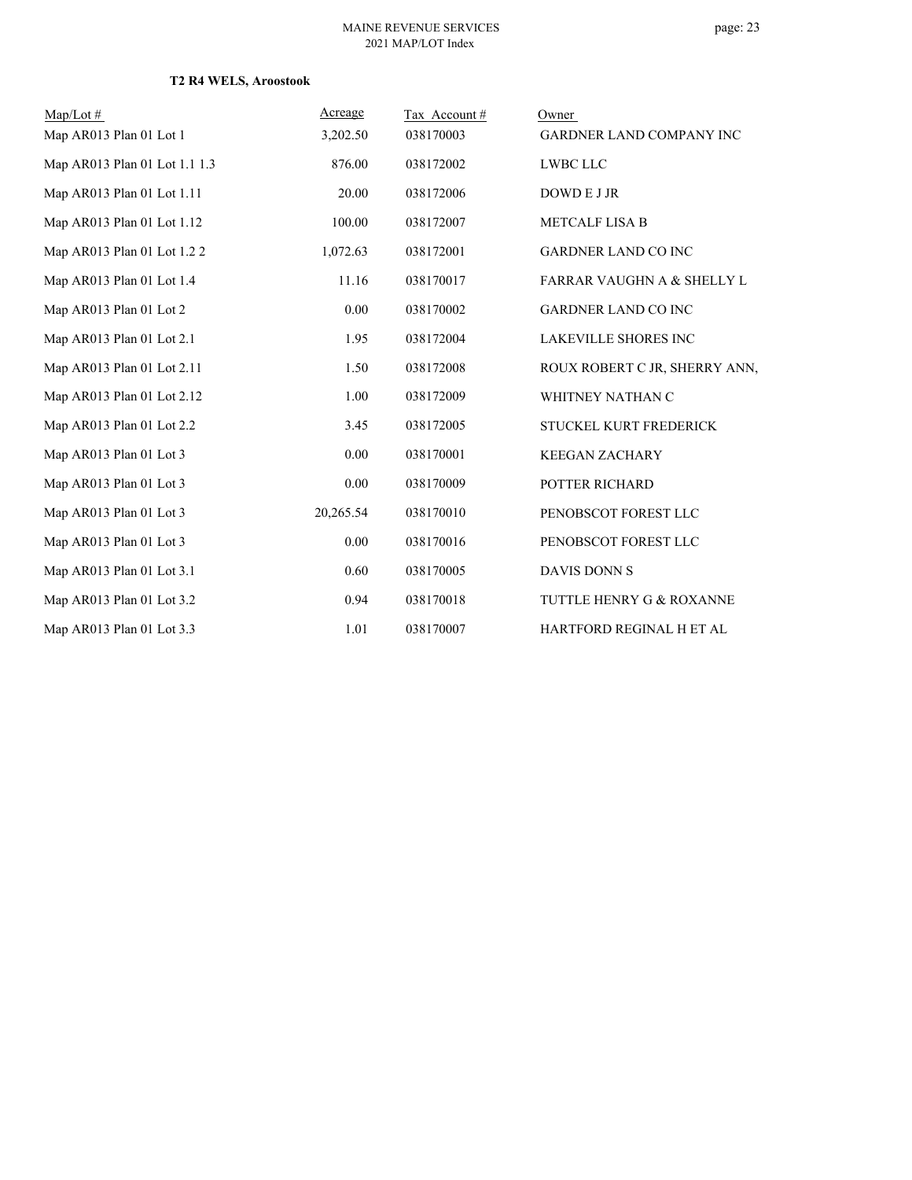**T2 R4 WELS, Aroostook**

| Map/Lot # | Acreage | Tax Account # | Owner |
|---|---|---|---|
| Map AR013 Plan 01 Lot 1 | 3,202.50 | 038170003 | GARDNER LAND COMPANY INC |
| Map AR013 Plan 01 Lot 1.1 1.3 | 876.00 | 038172002 | LWBC LLC |
| Map AR013 Plan 01 Lot 1.11 | 20.00 | 038172006 | DOWD E J JR |
| Map AR013 Plan 01 Lot 1.12 | 100.00 | 038172007 | METCALF LISA B |
| Map AR013 Plan 01 Lot 1.2 2 | 1,072.63 | 038172001 | GARDNER LAND CO INC |
| Map AR013 Plan 01 Lot 1.4 | 11.16 | 038170017 | FARRAR VAUGHN A & SHELLY L |
| Map AR013 Plan 01 Lot 2 | 0.00 | 038170002 | GARDNER LAND CO INC |
| Map AR013 Plan 01 Lot 2.1 | 1.95 | 038172004 | LAKEVILLE SHORES INC |
| Map AR013 Plan 01 Lot 2.11 | 1.50 | 038172008 | ROUX ROBERT C JR, SHERRY ANN, |
| Map AR013 Plan 01 Lot 2.12 | 1.00 | 038172009 | WHITNEY NATHAN C |
| Map AR013 Plan 01 Lot 2.2 | 3.45 | 038172005 | STUCKEL KURT FREDERICK |
| Map AR013 Plan 01 Lot 3 | 0.00 | 038170001 | KEEGAN ZACHARY |
| Map AR013 Plan 01 Lot 3 | 0.00 | 038170009 | POTTER RICHARD |
| Map AR013 Plan 01 Lot 3 | 20,265.54 | 038170010 | PENOBSCOT FOREST LLC |
| Map AR013 Plan 01 Lot 3 | 0.00 | 038170016 | PENOBSCOT FOREST LLC |
| Map AR013 Plan 01 Lot 3.1 | 0.60 | 038170005 | DAVIS DONN S |
| Map AR013 Plan 01 Lot 3.2 | 0.94 | 038170018 | TUTTLE HENRY G & ROXANNE |
| Map AR013 Plan 01 Lot 3.3 | 1.01 | 038170007 | HARTFORD REGINAL H ET AL |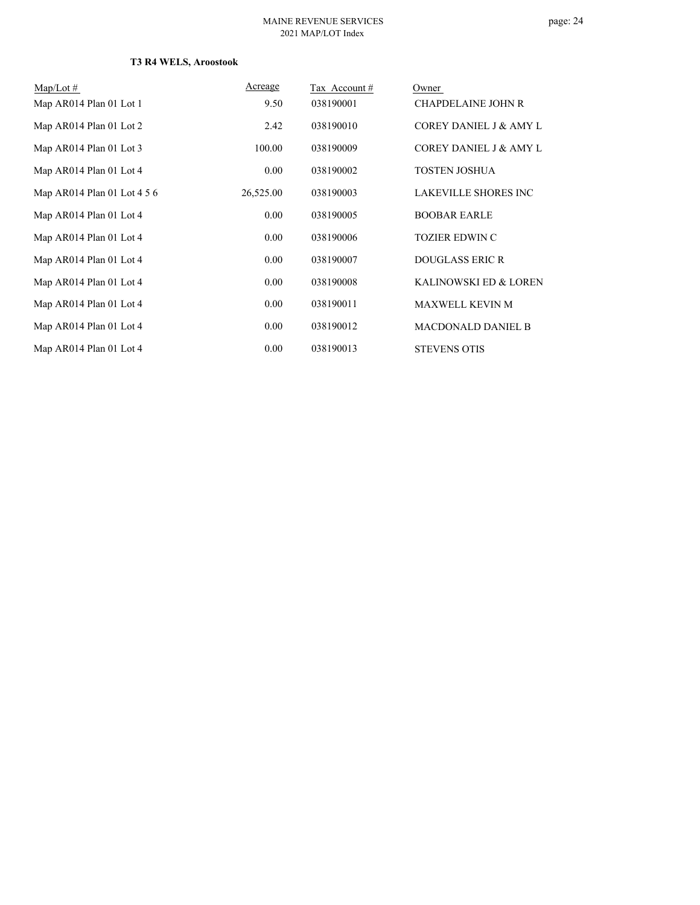**T3 R4 WELS, Aroostook**

| Map/Lot # | Acreage | Tax Account # | Owner |
| --- | --- | --- | --- |
| Map AR014 Plan 01 Lot 1 | 9.50 | 038190001 | CHAPDELAINE JOHN R |
| Map AR014 Plan 01 Lot 2 | 2.42 | 038190010 | COREY DANIEL J & AMY L |
| Map AR014 Plan 01 Lot 3 | 100.00 | 038190009 | COREY DANIEL J & AMY L |
| Map AR014 Plan 01 Lot 4 | 0.00 | 038190002 | TOSTEN JOSHUA |
| Map AR014 Plan 01 Lot 4 5 6 | 26,525.00 | 038190003 | LAKEVILLE SHORES INC |
| Map AR014 Plan 01 Lot 4 | 0.00 | 038190005 | BOOBAR EARLE |
| Map AR014 Plan 01 Lot 4 | 0.00 | 038190006 | TOZIER EDWIN C |
| Map AR014 Plan 01 Lot 4 | 0.00 | 038190007 | DOUGLASS ERIC R |
| Map AR014 Plan 01 Lot 4 | 0.00 | 038190008 | KALINOWSKI ED & LOREN |
| Map AR014 Plan 01 Lot 4 | 0.00 | 038190011 | MAXWELL KEVIN M |
| Map AR014 Plan 01 Lot 4 | 0.00 | 038190012 | MACDONALD DANIEL B |
| Map AR014 Plan 01 Lot 4 | 0.00 | 038190013 | STEVENS OTIS |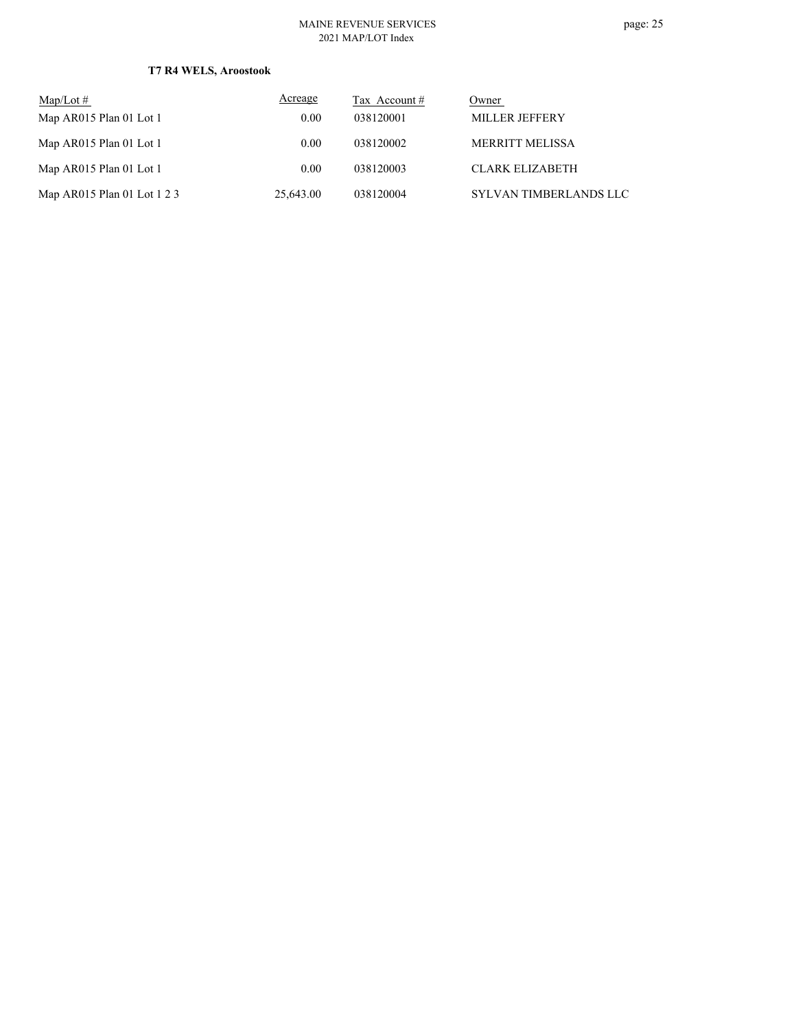**T7 R4 WELS, Aroostook**

| Map/Lot # | Acreage | Tax Account # | Owner |
|---|---|---|---|
| Map AR015 Plan 01 Lot 1 | 0.00 | 038120001 | MILLER JEFFERY |
| Map AR015 Plan 01 Lot 1 | 0.00 | 038120002 | MERRITT MELISSA |
| Map AR015 Plan 01 Lot 1 | 0.00 | 038120003 | CLARK ELIZABETH |
| Map AR015 Plan 01 Lot 1 2 3 | 25,643.00 | 038120004 | SYLVAN TIMBERLANDS LLC |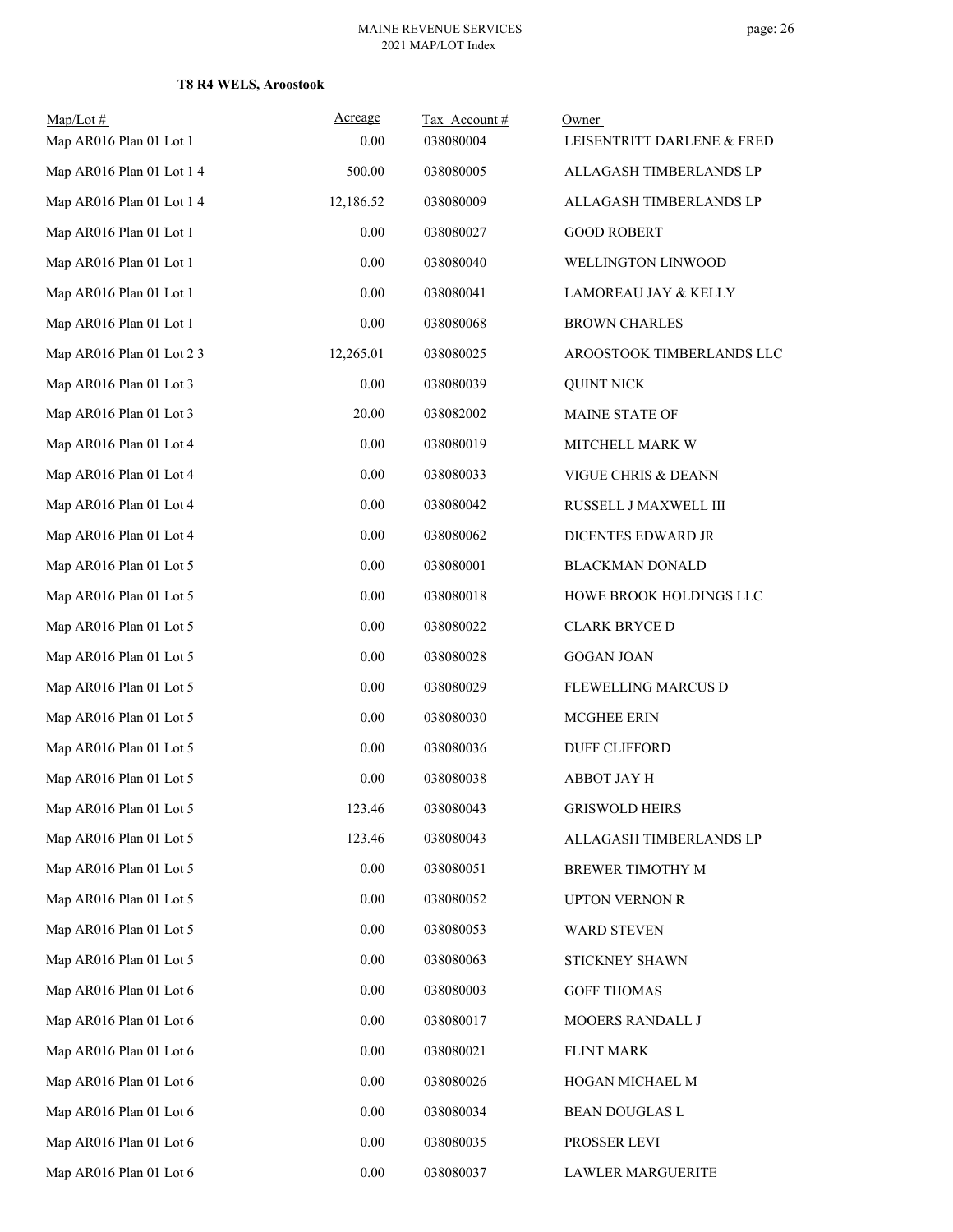**T8 R4 WELS, Aroostook**

| Map/Lot # | Acreage | Tax Account # | Owner |
|---|---|---|---|
| Map AR016 Plan 01 Lot 1 | 0.00 | 038080004 | LEISENTRITT DARLENE & FRED |
| Map AR016 Plan 01 Lot 1 4 | 500.00 | 038080005 | ALLAGASH TIMBERLANDS LP |
| Map AR016 Plan 01 Lot 1 4 | 12,186.52 | 038080009 | ALLAGASH TIMBERLANDS LP |
| Map AR016 Plan 01 Lot 1 | 0.00 | 038080027 | GOOD ROBERT |
| Map AR016 Plan 01 Lot 1 | 0.00 | 038080040 | WELLINGTON LINWOOD |
| Map AR016 Plan 01 Lot 1 | 0.00 | 038080041 | LAMOREAU JAY & KELLY |
| Map AR016 Plan 01 Lot 1 | 0.00 | 038080068 | BROWN CHARLES |
| Map AR016 Plan 01 Lot 2 3 | 12,265.01 | 038080025 | AROOSTOOK TIMBERLANDS LLC |
| Map AR016 Plan 01 Lot 3 | 0.00 | 038080039 | QUINT NICK |
| Map AR016 Plan 01 Lot 3 | 20.00 | 038082002 | MAINE STATE OF |
| Map AR016 Plan 01 Lot 4 | 0.00 | 038080019 | MITCHELL MARK W |
| Map AR016 Plan 01 Lot 4 | 0.00 | 038080033 | VIGUE CHRIS & DEANN |
| Map AR016 Plan 01 Lot 4 | 0.00 | 038080042 | RUSSELL J MAXWELL III |
| Map AR016 Plan 01 Lot 4 | 0.00 | 038080062 | DICENTES EDWARD JR |
| Map AR016 Plan 01 Lot 5 | 0.00 | 038080001 | BLACKMAN DONALD |
| Map AR016 Plan 01 Lot 5 | 0.00 | 038080018 | HOWE BROOK HOLDINGS LLC |
| Map AR016 Plan 01 Lot 5 | 0.00 | 038080022 | CLARK BRYCE D |
| Map AR016 Plan 01 Lot 5 | 0.00 | 038080028 | GOGAN JOAN |
| Map AR016 Plan 01 Lot 5 | 0.00 | 038080029 | FLEWELLING MARCUS D |
| Map AR016 Plan 01 Lot 5 | 0.00 | 038080030 | MCGHEE ERIN |
| Map AR016 Plan 01 Lot 5 | 0.00 | 038080036 | DUFF CLIFFORD |
| Map AR016 Plan 01 Lot 5 | 0.00 | 038080038 | ABBOT JAY H |
| Map AR016 Plan 01 Lot 5 | 123.46 | 038080043 | GRISWOLD HEIRS |
| Map AR016 Plan 01 Lot 5 | 123.46 | 038080043 | ALLAGASH TIMBERLANDS LP |
| Map AR016 Plan 01 Lot 5 | 0.00 | 038080051 | BREWER TIMOTHY M |
| Map AR016 Plan 01 Lot 5 | 0.00 | 038080052 | UPTON VERNON R |
| Map AR016 Plan 01 Lot 5 | 0.00 | 038080053 | WARD STEVEN |
| Map AR016 Plan 01 Lot 5 | 0.00 | 038080063 | STICKNEY SHAWN |
| Map AR016 Plan 01 Lot 6 | 0.00 | 038080003 | GOFF THOMAS |
| Map AR016 Plan 01 Lot 6 | 0.00 | 038080017 | MOOERS RANDALL J |
| Map AR016 Plan 01 Lot 6 | 0.00 | 038080021 | FLINT MARK |
| Map AR016 Plan 01 Lot 6 | 0.00 | 038080026 | HOGAN MICHAEL M |
| Map AR016 Plan 01 Lot 6 | 0.00 | 038080034 | BEAN DOUGLAS L |
| Map AR016 Plan 01 Lot 6 | 0.00 | 038080035 | PROSSER LEVI |
| Map AR016 Plan 01 Lot 6 | 0.00 | 038080037 | LAWLER MARGUERITE |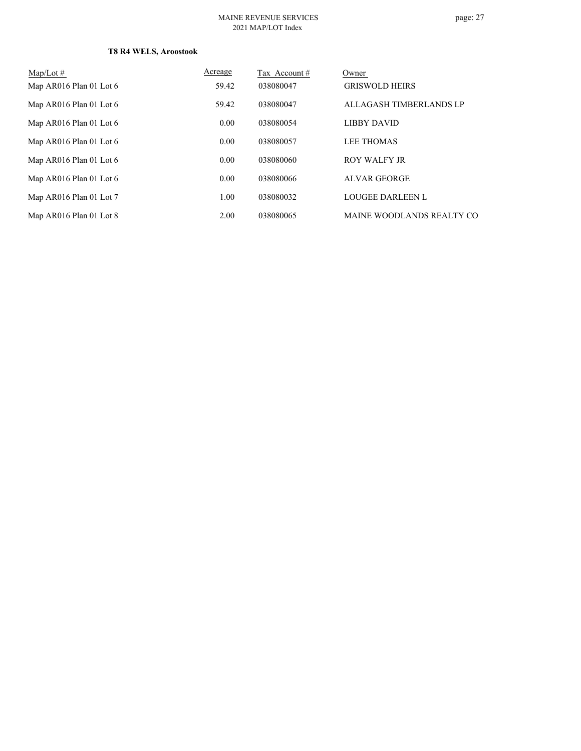**T8 R4 WELS, Aroostook**

| Map/Lot # | Acreage | Tax Account # | Owner |
|---|---|---|---|
| Map AR016 Plan 01 Lot 6 | 59.42 | 038080047 | GRISWOLD HEIRS |
| Map AR016 Plan 01 Lot 6 | 59.42 | 038080047 | ALLAGASH TIMBERLANDS LP |
| Map AR016 Plan 01 Lot 6 | 0.00 | 038080054 | LIBBY DAVID |
| Map AR016 Plan 01 Lot 6 | 0.00 | 038080057 | LEE THOMAS |
| Map AR016 Plan 01 Lot 6 | 0.00 | 038080060 | ROY WALFY JR |
| Map AR016 Plan 01 Lot 6 | 0.00 | 038080066 | ALVAR GEORGE |
| Map AR016 Plan 01 Lot 7 | 1.00 | 038080032 | LOUGEE DARLEEN L |
| Map AR016 Plan 01 Lot 8 | 2.00 | 038080065 | MAINE WOODLANDS REALTY CO |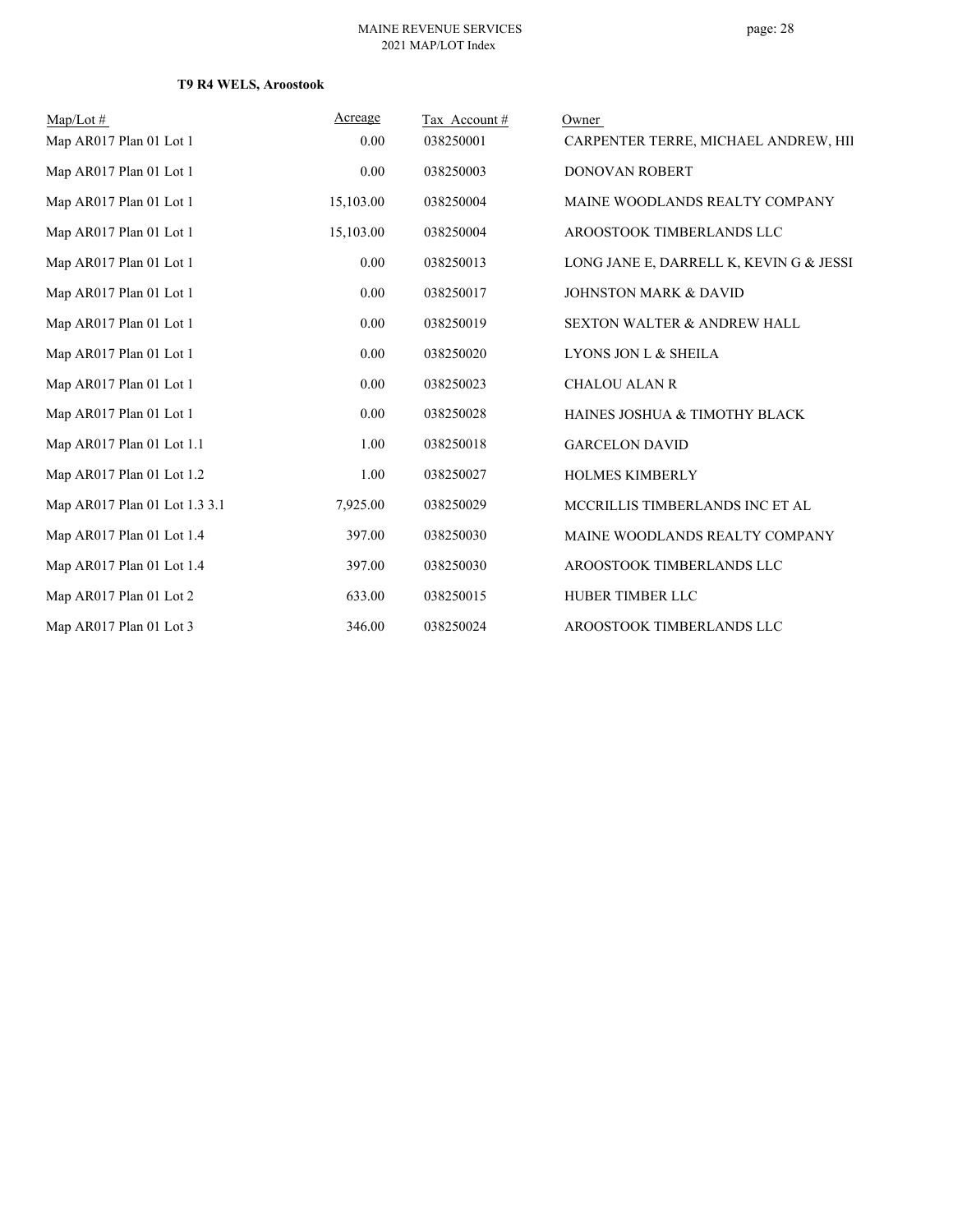**T9 R4 WELS, Aroostook**

| Map/Lot # | Acreage | Tax Account # | Owner |
|---|---|---|---|
| Map AR017 Plan 01 Lot 1 | 0.00 | 038250001 | CARPENTER TERRE, MICHAEL ANDREW, HIL |
| Map AR017 Plan 01 Lot 1 | 0.00 | 038250003 | DONOVAN ROBERT |
| Map AR017 Plan 01 Lot 1 | 15,103.00 | 038250004 | MAINE WOODLANDS REALTY COMPANY |
| Map AR017 Plan 01 Lot 1 | 15,103.00 | 038250004 | AROOSTOOK TIMBERLANDS LLC |
| Map AR017 Plan 01 Lot 1 | 0.00 | 038250013 | LONG JANE E, DARRELL K, KEVIN G & JESSI |
| Map AR017 Plan 01 Lot 1 | 0.00 | 038250017 | JOHNSTON MARK & DAVID |
| Map AR017 Plan 01 Lot 1 | 0.00 | 038250019 | SEXTON WALTER & ANDREW HALL |
| Map AR017 Plan 01 Lot 1 | 0.00 | 038250020 | LYONS JON L & SHEILA |
| Map AR017 Plan 01 Lot 1 | 0.00 | 038250023 | CHALOU ALAN R |
| Map AR017 Plan 01 Lot 1 | 0.00 | 038250028 | HAINES JOSHUA & TIMOTHY BLACK |
| Map AR017 Plan 01 Lot 1.1 | 1.00 | 038250018 | GARCELON DAVID |
| Map AR017 Plan 01 Lot 1.2 | 1.00 | 038250027 | HOLMES KIMBERLY |
| Map AR017 Plan 01 Lot 1.3 3.1 | 7,925.00 | 038250029 | MCCRILLIS TIMBERLANDS INC ET AL |
| Map AR017 Plan 01 Lot 1.4 | 397.00 | 038250030 | MAINE WOODLANDS REALTY COMPANY |
| Map AR017 Plan 01 Lot 1.4 | 397.00 | 038250030 | AROOSTOOK TIMBERLANDS LLC |
| Map AR017 Plan 01 Lot 2 | 633.00 | 038250015 | HUBER TIMBER LLC |
| Map AR017 Plan 01 Lot 3 | 346.00 | 038250024 | AROOSTOOK TIMBERLANDS LLC |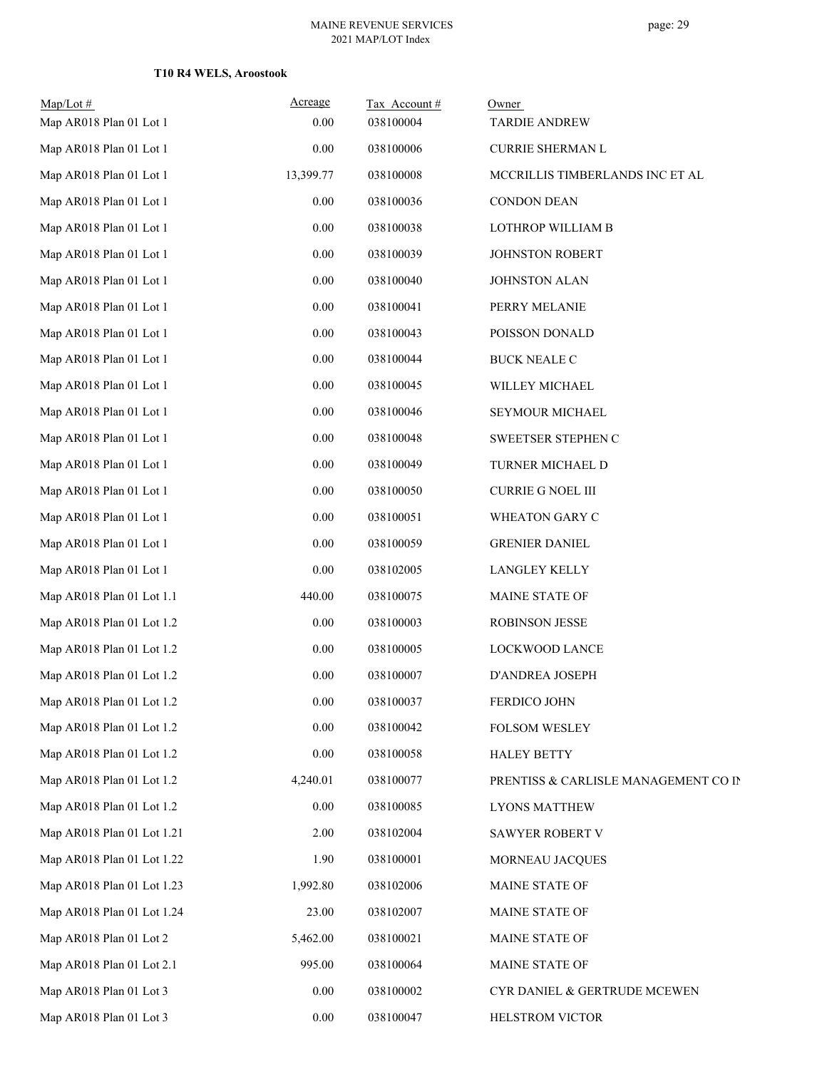**T10 R4 WELS, Aroostook**

| Map/Lot # | Acreage | Tax Account # | Owner |
|---|---|---|---|
| Map AR018 Plan 01 Lot 1 | 0.00 | 038100004 | TARDIE ANDREW |
| Map AR018 Plan 01 Lot 1 | 0.00 | 038100006 | CURRIE SHERMAN L |
| Map AR018 Plan 01 Lot 1 | 13,399.77 | 038100008 | MCCRILLIS TIMBERLANDS INC ET AL |
| Map AR018 Plan 01 Lot 1 | 0.00 | 038100036 | CONDON DEAN |
| Map AR018 Plan 01 Lot 1 | 0.00 | 038100038 | LOTHROP WILLIAM B |
| Map AR018 Plan 01 Lot 1 | 0.00 | 038100039 | JOHNSTON ROBERT |
| Map AR018 Plan 01 Lot 1 | 0.00 | 038100040 | JOHNSTON ALAN |
| Map AR018 Plan 01 Lot 1 | 0.00 | 038100041 | PERRY MELANIE |
| Map AR018 Plan 01 Lot 1 | 0.00 | 038100043 | POISSON DONALD |
| Map AR018 Plan 01 Lot 1 | 0.00 | 038100044 | BUCK NEALE C |
| Map AR018 Plan 01 Lot 1 | 0.00 | 038100045 | WILLEY MICHAEL |
| Map AR018 Plan 01 Lot 1 | 0.00 | 038100046 | SEYMOUR MICHAEL |
| Map AR018 Plan 01 Lot 1 | 0.00 | 038100048 | SWEETSER STEPHEN C |
| Map AR018 Plan 01 Lot 1 | 0.00 | 038100049 | TURNER MICHAEL D |
| Map AR018 Plan 01 Lot 1 | 0.00 | 038100050 | CURRIE G NOEL III |
| Map AR018 Plan 01 Lot 1 | 0.00 | 038100051 | WHEATON GARY C |
| Map AR018 Plan 01 Lot 1 | 0.00 | 038100059 | GRENIER DANIEL |
| Map AR018 Plan 01 Lot 1 | 0.00 | 038102005 | LANGLEY KELLY |
| Map AR018 Plan 01 Lot 1.1 | 440.00 | 038100075 | MAINE STATE OF |
| Map AR018 Plan 01 Lot 1.2 | 0.00 | 038100003 | ROBINSON JESSE |
| Map AR018 Plan 01 Lot 1.2 | 0.00 | 038100005 | LOCKWOOD LANCE |
| Map AR018 Plan 01 Lot 1.2 | 0.00 | 038100007 | D'ANDREA JOSEPH |
| Map AR018 Plan 01 Lot 1.2 | 0.00 | 038100037 | FERDICO JOHN |
| Map AR018 Plan 01 Lot 1.2 | 0.00 | 038100042 | FOLSOM WESLEY |
| Map AR018 Plan 01 Lot 1.2 | 0.00 | 038100058 | HALEY BETTY |
| Map AR018 Plan 01 Lot 1.2 | 4,240.01 | 038100077 | PRENTISS & CARLISLE MANAGEMENT CO IN |
| Map AR018 Plan 01 Lot 1.2 | 0.00 | 038100085 | LYONS MATTHEW |
| Map AR018 Plan 01 Lot 1.21 | 2.00 | 038102004 | SAWYER ROBERT V |
| Map AR018 Plan 01 Lot 1.22 | 1.90 | 038100001 | MORNEAU JACQUES |
| Map AR018 Plan 01 Lot 1.23 | 1,992.80 | 038102006 | MAINE STATE OF |
| Map AR018 Plan 01 Lot 1.24 | 23.00 | 038102007 | MAINE STATE OF |
| Map AR018 Plan 01 Lot 2 | 5,462.00 | 038100021 | MAINE STATE OF |
| Map AR018 Plan 01 Lot 2.1 | 995.00 | 038100064 | MAINE STATE OF |
| Map AR018 Plan 01 Lot 3 | 0.00 | 038100002 | CYR DANIEL & GERTRUDE MCEWEN |
| Map AR018 Plan 01 Lot 3 | 0.00 | 038100047 | HELSTROM VICTOR |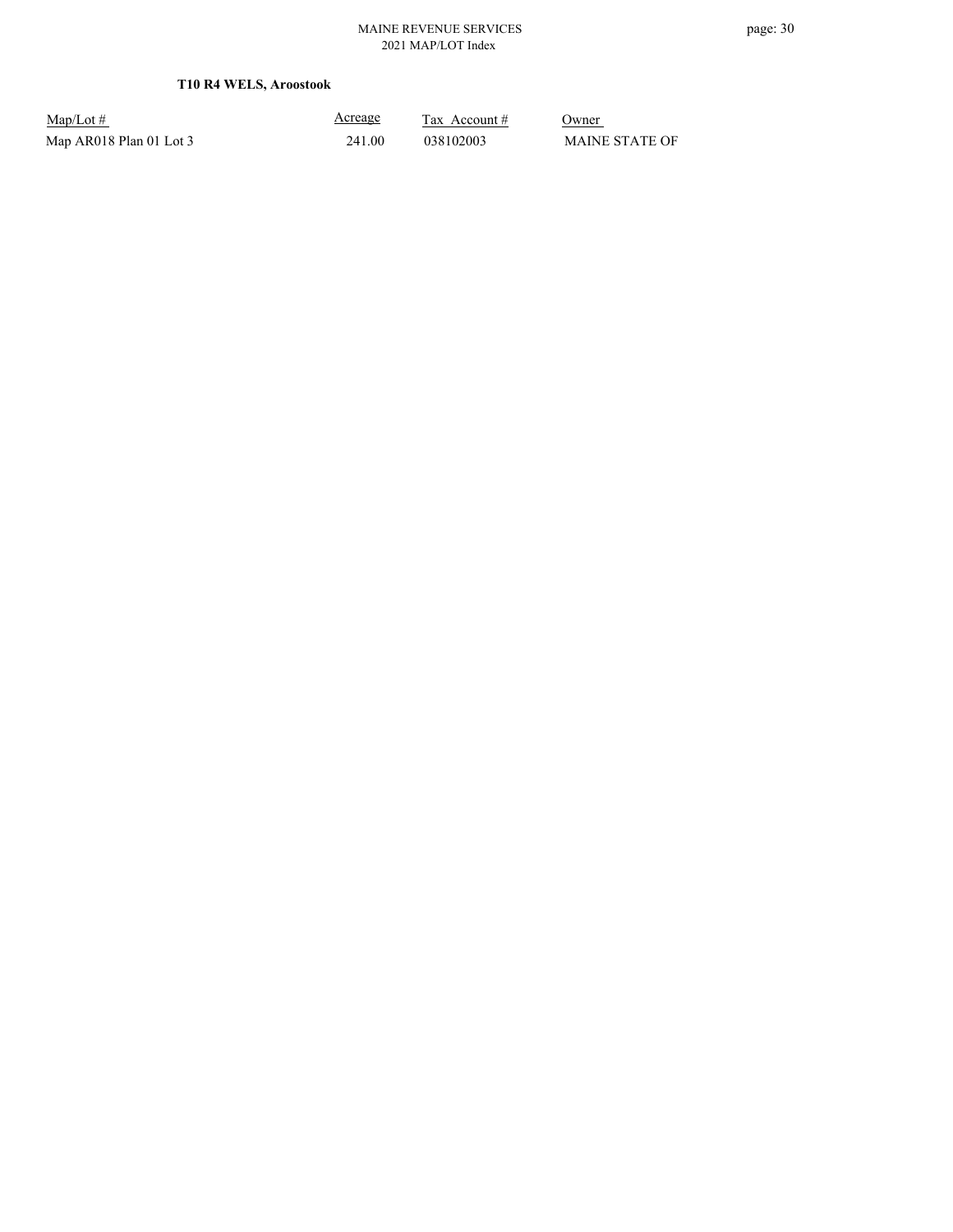**T10 R4 WELS, Aroostook**

| Map/Lot # | Acreage | Tax Account # | Owner |
| --- | --- | --- | --- |
| Map AR018 Plan 01 Lot 3 | 241.00 | 038102003 | MAINE STATE OF |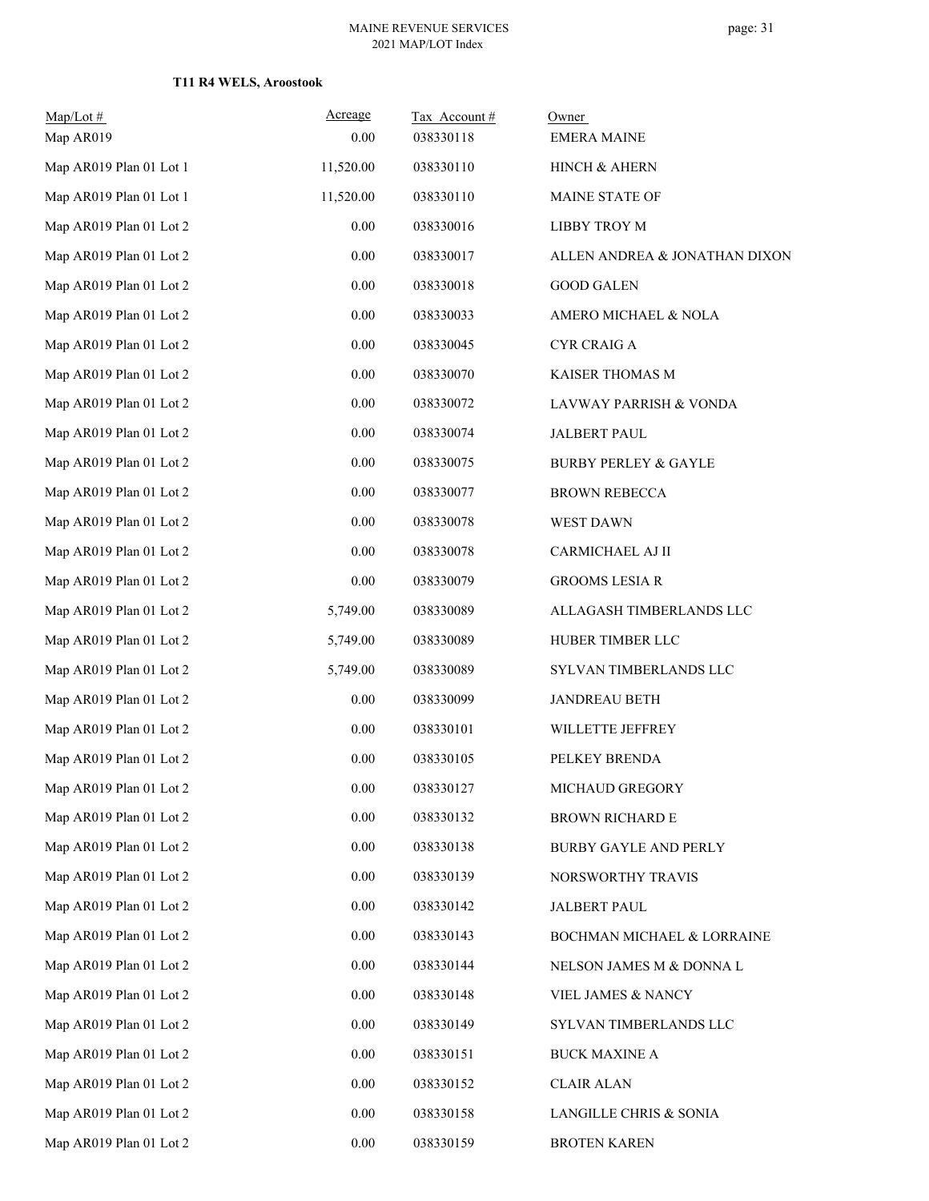**T11 R4 WELS, Aroostook**

| Map/Lot # | Acreage | Tax Account # | Owner |
|---|---|---|---|
| Map AR019 | 0.00 | 038330118 | EMERA MAINE |
| Map AR019 Plan 01 Lot 1 | 11,520.00 | 038330110 | HINCH & AHERN |
| Map AR019 Plan 01 Lot 1 | 11,520.00 | 038330110 | MAINE STATE OF |
| Map AR019 Plan 01 Lot 2 | 0.00 | 038330016 | LIBBY TROY M |
| Map AR019 Plan 01 Lot 2 | 0.00 | 038330017 | ALLEN ANDREA & JONATHAN DIXON |
| Map AR019 Plan 01 Lot 2 | 0.00 | 038330018 | GOOD GALEN |
| Map AR019 Plan 01 Lot 2 | 0.00 | 038330033 | AMERO MICHAEL & NOLA |
| Map AR019 Plan 01 Lot 2 | 0.00 | 038330045 | CYR CRAIG A |
| Map AR019 Plan 01 Lot 2 | 0.00 | 038330070 | KAISER THOMAS M |
| Map AR019 Plan 01 Lot 2 | 0.00 | 038330072 | LAVWAY PARRISH & VONDA |
| Map AR019 Plan 01 Lot 2 | 0.00 | 038330074 | JALBERT PAUL |
| Map AR019 Plan 01 Lot 2 | 0.00 | 038330075 | BURBY PERLEY & GAYLE |
| Map AR019 Plan 01 Lot 2 | 0.00 | 038330077 | BROWN REBECCA |
| Map AR019 Plan 01 Lot 2 | 0.00 | 038330078 | WEST DAWN |
| Map AR019 Plan 01 Lot 2 | 0.00 | 038330078 | CARMICHAEL AJ II |
| Map AR019 Plan 01 Lot 2 | 0.00 | 038330079 | GROOMS LESIA R |
| Map AR019 Plan 01 Lot 2 | 5,749.00 | 038330089 | ALLAGASH TIMBERLANDS LLC |
| Map AR019 Plan 01 Lot 2 | 5,749.00 | 038330089 | HUBER TIMBER LLC |
| Map AR019 Plan 01 Lot 2 | 5,749.00 | 038330089 | SYLVAN TIMBERLANDS LLC |
| Map AR019 Plan 01 Lot 2 | 0.00 | 038330099 | JANDREAU BETH |
| Map AR019 Plan 01 Lot 2 | 0.00 | 038330101 | WILLETTE JEFFREY |
| Map AR019 Plan 01 Lot 2 | 0.00 | 038330105 | PELKEY BRENDA |
| Map AR019 Plan 01 Lot 2 | 0.00 | 038330127 | MICHAUD GREGORY |
| Map AR019 Plan 01 Lot 2 | 0.00 | 038330132 | BROWN RICHARD E |
| Map AR019 Plan 01 Lot 2 | 0.00 | 038330138 | BURBY GAYLE AND PERLY |
| Map AR019 Plan 01 Lot 2 | 0.00 | 038330139 | NORSWORTHY TRAVIS |
| Map AR019 Plan 01 Lot 2 | 0.00 | 038330142 | JALBERT PAUL |
| Map AR019 Plan 01 Lot 2 | 0.00 | 038330143 | BOCHMAN MICHAEL & LORRAINE |
| Map AR019 Plan 01 Lot 2 | 0.00 | 038330144 | NELSON JAMES M & DONNA L |
| Map AR019 Plan 01 Lot 2 | 0.00 | 038330148 | VIEL JAMES & NANCY |
| Map AR019 Plan 01 Lot 2 | 0.00 | 038330149 | SYLVAN TIMBERLANDS LLC |
| Map AR019 Plan 01 Lot 2 | 0.00 | 038330151 | BUCK MAXINE A |
| Map AR019 Plan 01 Lot 2 | 0.00 | 038330152 | CLAIR ALAN |
| Map AR019 Plan 01 Lot 2 | 0.00 | 038330158 | LANGILLE CHRIS & SONIA |
| Map AR019 Plan 01 Lot 2 | 0.00 | 038330159 | BROTEN KAREN |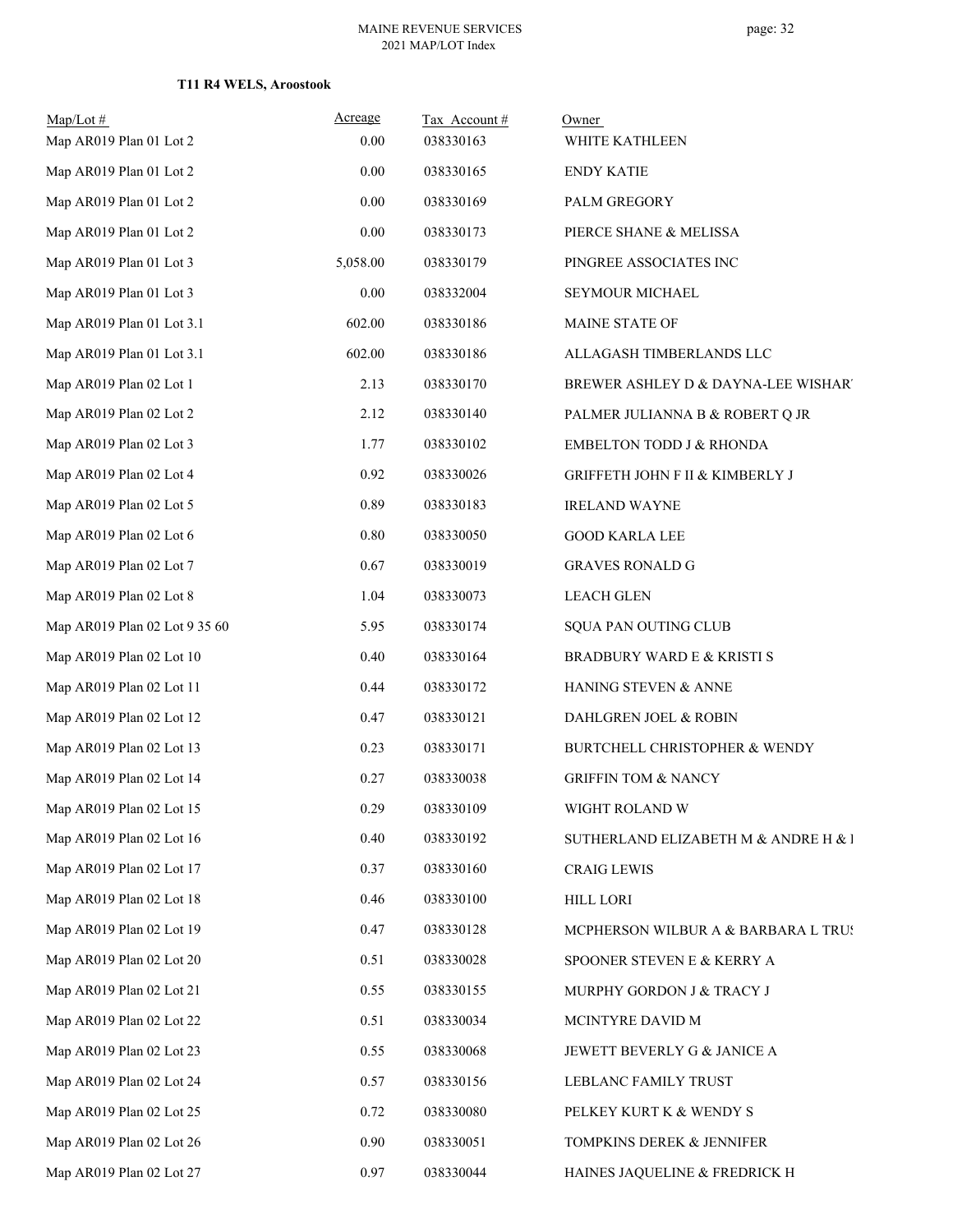**T11 R4 WELS, Aroostook**

| Map/Lot # | Acreage | Tax Account # | Owner |
|---|---|---|---|
| Map AR019 Plan 01 Lot 2 | 0.00 | 038330163 | WHITE KATHLEEN |
| Map AR019 Plan 01 Lot 2 | 0.00 | 038330165 | ENDY KATIE |
| Map AR019 Plan 01 Lot 2 | 0.00 | 038330169 | PALM GREGORY |
| Map AR019 Plan 01 Lot 2 | 0.00 | 038330173 | PIERCE SHANE & MELISSA |
| Map AR019 Plan 01 Lot 3 | 5,058.00 | 038330179 | PINGREE ASSOCIATES INC |
| Map AR019 Plan 01 Lot 3 | 0.00 | 038332004 | SEYMOUR MICHAEL |
| Map AR019 Plan 01 Lot 3.1 | 602.00 | 038330186 | MAINE STATE OF |
| Map AR019 Plan 01 Lot 3.1 | 602.00 | 038330186 | ALLAGASH TIMBERLANDS LLC |
| Map AR019 Plan 02 Lot 1 | 2.13 | 038330170 | BREWER ASHLEY D & DAYNA-LEE WISHAR |
| Map AR019 Plan 02 Lot 2 | 2.12 | 038330140 | PALMER JULIANNA B & ROBERT Q JR |
| Map AR019 Plan 02 Lot 3 | 1.77 | 038330102 | EMBELTON TODD J & RHONDA |
| Map AR019 Plan 02 Lot 4 | 0.92 | 038330026 | GRIFFETH JOHN F II & KIMBERLY J |
| Map AR019 Plan 02 Lot 5 | 0.89 | 038330183 | IRELAND WAYNE |
| Map AR019 Plan 02 Lot 6 | 0.80 | 038330050 | GOOD KARLA LEE |
| Map AR019 Plan 02 Lot 7 | 0.67 | 038330019 | GRAVES RONALD G |
| Map AR019 Plan 02 Lot 8 | 1.04 | 038330073 | LEACH GLEN |
| Map AR019 Plan 02 Lot 9 35 60 | 5.95 | 038330174 | SQUA PAN OUTING CLUB |
| Map AR019 Plan 02 Lot 10 | 0.40 | 038330164 | BRADBURY WARD E & KRISTI S |
| Map AR019 Plan 02 Lot 11 | 0.44 | 038330172 | HANING STEVEN & ANNE |
| Map AR019 Plan 02 Lot 12 | 0.47 | 038330121 | DAHLGREN JOEL & ROBIN |
| Map AR019 Plan 02 Lot 13 | 0.23 | 038330171 | BURTCHELL CHRISTOPHER & WENDY |
| Map AR019 Plan 02 Lot 14 | 0.27 | 038330038 | GRIFFIN TOM & NANCY |
| Map AR019 Plan 02 Lot 15 | 0.29 | 038330109 | WIGHT ROLAND W |
| Map AR019 Plan 02 Lot 16 | 0.40 | 038330192 | SUTHERLAND ELIZABETH M & ANDRE H & I |
| Map AR019 Plan 02 Lot 17 | 0.37 | 038330160 | CRAIG LEWIS |
| Map AR019 Plan 02 Lot 18 | 0.46 | 038330100 | HILL LORI |
| Map AR019 Plan 02 Lot 19 | 0.47 | 038330128 | MCPHERSON WILBUR A & BARBARA L TRUS |
| Map AR019 Plan 02 Lot 20 | 0.51 | 038330028 | SPOONER STEVEN E & KERRY A |
| Map AR019 Plan 02 Lot 21 | 0.55 | 038330155 | MURPHY GORDON J & TRACY J |
| Map AR019 Plan 02 Lot 22 | 0.51 | 038330034 | MCINTYRE DAVID M |
| Map AR019 Plan 02 Lot 23 | 0.55 | 038330068 | JEWETT BEVERLY G & JANICE A |
| Map AR019 Plan 02 Lot 24 | 0.57 | 038330156 | LEBLANC FAMILY TRUST |
| Map AR019 Plan 02 Lot 25 | 0.72 | 038330080 | PELKEY KURT K & WENDY S |
| Map AR019 Plan 02 Lot 26 | 0.90 | 038330051 | TOMPKINS DEREK & JENNIFER |
| Map AR019 Plan 02 Lot 27 | 0.97 | 038330044 | HAINES JAQUELINE & FREDRICK H |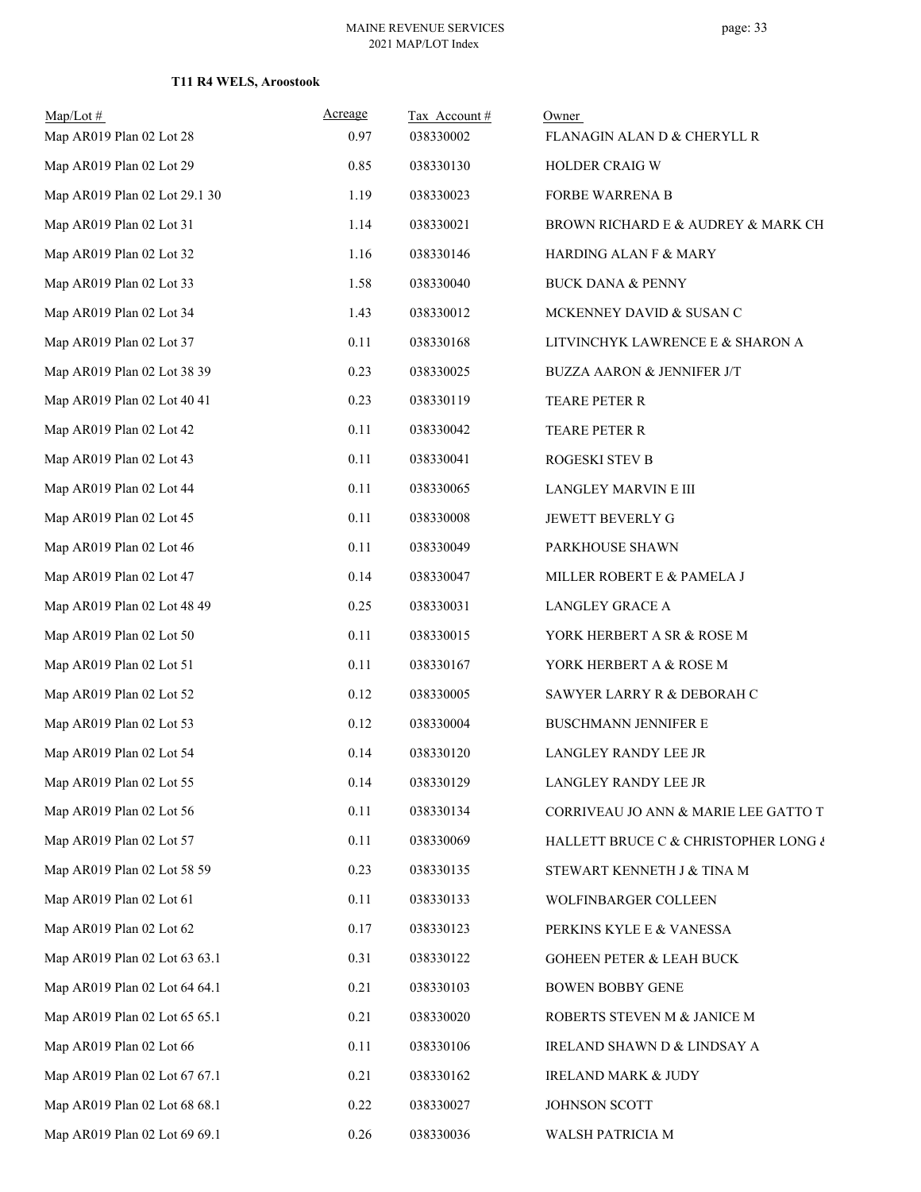**T11 R4 WELS, Aroostook**

| Map/Lot # | Acreage | Tax Account # | Owner |
|---|---|---|---|
| Map AR019 Plan 02 Lot 28 | 0.97 | 038330002 | FLANAGIN ALAN D & CHERYLL R |
| Map AR019 Plan 02 Lot 29 | 0.85 | 038330130 | HOLDER CRAIG W |
| Map AR019 Plan 02 Lot 29.1 30 | 1.19 | 038330023 | FORBE WARRENA B |
| Map AR019 Plan 02 Lot 31 | 1.14 | 038330021 | BROWN RICHARD E & AUDREY & MARK CH |
| Map AR019 Plan 02 Lot 32 | 1.16 | 038330146 | HARDING ALAN F & MARY |
| Map AR019 Plan 02 Lot 33 | 1.58 | 038330040 | BUCK DANA & PENNY |
| Map AR019 Plan 02 Lot 34 | 1.43 | 038330012 | MCKENNEY DAVID & SUSAN C |
| Map AR019 Plan 02 Lot 37 | 0.11 | 038330168 | LITVINCHYK LAWRENCE E & SHARON A |
| Map AR019 Plan 02 Lot 38 39 | 0.23 | 038330025 | BUZZA AARON & JENNIFER J/T |
| Map AR019 Plan 02 Lot 40 41 | 0.23 | 038330119 | TEARE PETER R |
| Map AR019 Plan 02 Lot 42 | 0.11 | 038330042 | TEARE PETER R |
| Map AR019 Plan 02 Lot 43 | 0.11 | 038330041 | ROGESKI STEV B |
| Map AR019 Plan 02 Lot 44 | 0.11 | 038330065 | LANGLEY MARVIN E III |
| Map AR019 Plan 02 Lot 45 | 0.11 | 038330008 | JEWETT BEVERLY G |
| Map AR019 Plan 02 Lot 46 | 0.11 | 038330049 | PARKHOUSE SHAWN |
| Map AR019 Plan 02 Lot 47 | 0.14 | 038330047 | MILLER ROBERT E & PAMELA J |
| Map AR019 Plan 02 Lot 48 49 | 0.25 | 038330031 | LANGLEY GRACE A |
| Map AR019 Plan 02 Lot 50 | 0.11 | 038330015 | YORK HERBERT A SR & ROSE M |
| Map AR019 Plan 02 Lot 51 | 0.11 | 038330167 | YORK HERBERT A & ROSE M |
| Map AR019 Plan 02 Lot 52 | 0.12 | 038330005 | SAWYER LARRY R & DEBORAH C |
| Map AR019 Plan 02 Lot 53 | 0.12 | 038330004 | BUSCHMANN JENNIFER E |
| Map AR019 Plan 02 Lot 54 | 0.14 | 038330120 | LANGLEY RANDY LEE JR |
| Map AR019 Plan 02 Lot 55 | 0.14 | 038330129 | LANGLEY RANDY LEE JR |
| Map AR019 Plan 02 Lot 56 | 0.11 | 038330134 | CORRIVEAU JO ANN & MARIE LEE GATTO T |
| Map AR019 Plan 02 Lot 57 | 0.11 | 038330069 | HALLETT BRUCE C & CHRISTOPHER LONG & |
| Map AR019 Plan 02 Lot 58 59 | 0.23 | 038330135 | STEWART KENNETH J & TINA M |
| Map AR019 Plan 02 Lot 61 | 0.11 | 038330133 | WOLFINBARGER COLLEEN |
| Map AR019 Plan 02 Lot 62 | 0.17 | 038330123 | PERKINS KYLE E & VANESSA |
| Map AR019 Plan 02 Lot 63 63.1 | 0.31 | 038330122 | GOHEEN PETER & LEAH BUCK |
| Map AR019 Plan 02 Lot 64 64.1 | 0.21 | 038330103 | BOWEN BOBBY GENE |
| Map AR019 Plan 02 Lot 65 65.1 | 0.21 | 038330020 | ROBERTS STEVEN M & JANICE M |
| Map AR019 Plan 02 Lot 66 | 0.11 | 038330106 | IRELAND SHAWN D & LINDSAY A |
| Map AR019 Plan 02 Lot 67 67.1 | 0.21 | 038330162 | IRELAND MARK & JUDY |
| Map AR019 Plan 02 Lot 68 68.1 | 0.22 | 038330027 | JOHNSON SCOTT |
| Map AR019 Plan 02 Lot 69 69.1 | 0.26 | 038330036 | WALSH PATRICIA M |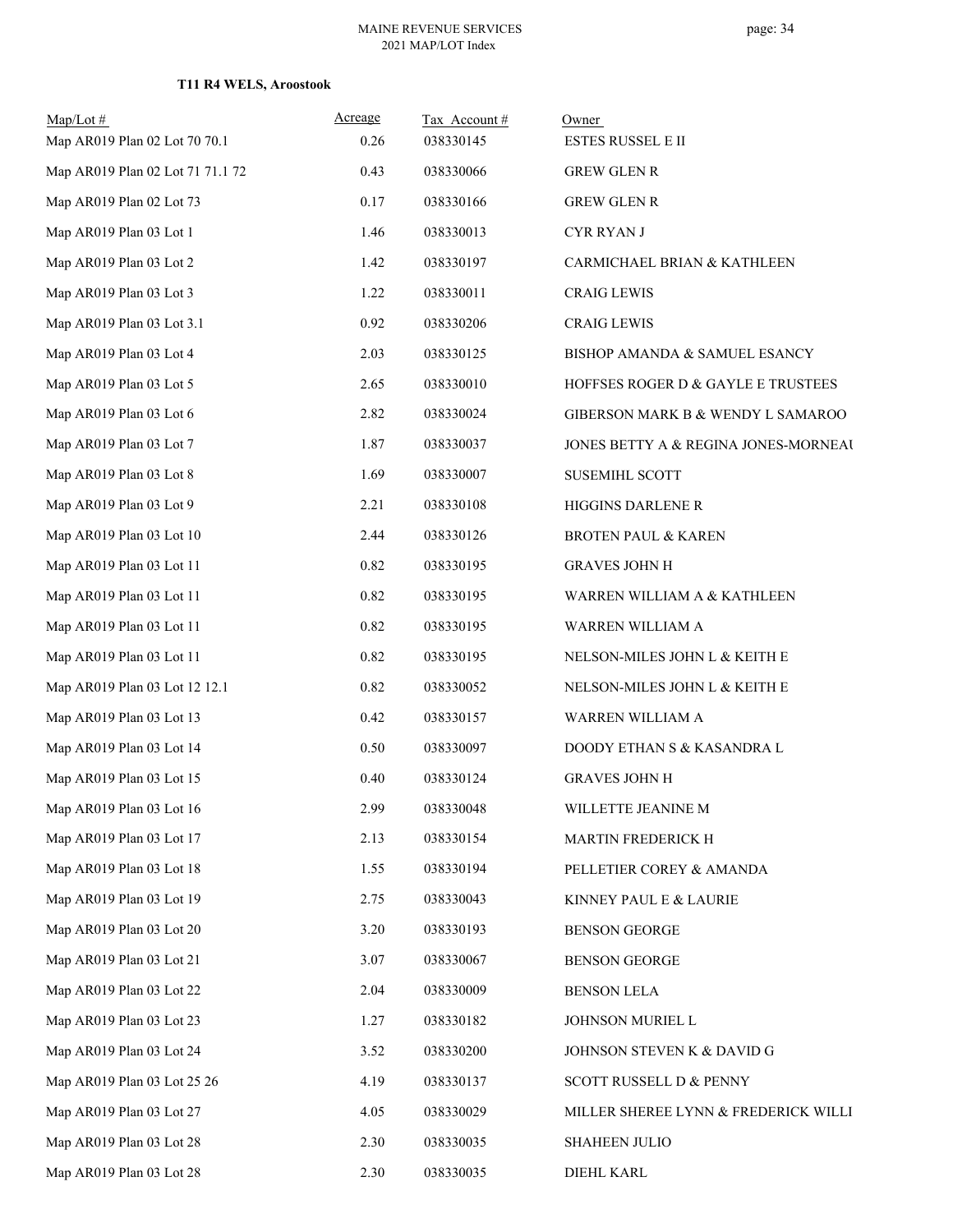**T11 R4 WELS, Aroostook**

| Map/Lot # | Acreage | Tax Account # | Owner |
|---|---|---|---|
| Map AR019 Plan 02 Lot 70 70.1 | 0.26 | 038330145 | ESTES RUSSEL E II |
| Map AR019 Plan 02 Lot 71 71.1 72 | 0.43 | 038330066 | GREW GLEN R |
| Map AR019 Plan 02 Lot 73 | 0.17 | 038330166 | GREW GLEN R |
| Map AR019 Plan 03 Lot 1 | 1.46 | 038330013 | CYR RYAN J |
| Map AR019 Plan 03 Lot 2 | 1.42 | 038330197 | CARMICHAEL BRIAN & KATHLEEN |
| Map AR019 Plan 03 Lot 3 | 1.22 | 038330011 | CRAIG LEWIS |
| Map AR019 Plan 03 Lot 3.1 | 0.92 | 038330206 | CRAIG LEWIS |
| Map AR019 Plan 03 Lot 4 | 2.03 | 038330125 | BISHOP AMANDA & SAMUEL ESANCY |
| Map AR019 Plan 03 Lot 5 | 2.65 | 038330010 | HOFFSES ROGER D & GAYLE E TRUSTEES |
| Map AR019 Plan 03 Lot 6 | 2.82 | 038330024 | GIBERSON MARK B & WENDY L SAMAROO |
| Map AR019 Plan 03 Lot 7 | 1.87 | 038330037 | JONES BETTY A & REGINA JONES-MORNEAU |
| Map AR019 Plan 03 Lot 8 | 1.69 | 038330007 | SUSEMIHL SCOTT |
| Map AR019 Plan 03 Lot 9 | 2.21 | 038330108 | HIGGINS DARLENE R |
| Map AR019 Plan 03 Lot 10 | 2.44 | 038330126 | BROTEN PAUL & KAREN |
| Map AR019 Plan 03 Lot 11 | 0.82 | 038330195 | GRAVES JOHN H |
| Map AR019 Plan 03 Lot 11 | 0.82 | 038330195 | WARREN WILLIAM A & KATHLEEN |
| Map AR019 Plan 03 Lot 11 | 0.82 | 038330195 | WARREN WILLIAM A |
| Map AR019 Plan 03 Lot 11 | 0.82 | 038330195 | NELSON-MILES JOHN L & KEITH E |
| Map AR019 Plan 03 Lot 12 12.1 | 0.82 | 038330052 | NELSON-MILES JOHN L & KEITH E |
| Map AR019 Plan 03 Lot 13 | 0.42 | 038330157 | WARREN WILLIAM A |
| Map AR019 Plan 03 Lot 14 | 0.50 | 038330097 | DOODY ETHAN S & KASANDRA L |
| Map AR019 Plan 03 Lot 15 | 0.40 | 038330124 | GRAVES JOHN H |
| Map AR019 Plan 03 Lot 16 | 2.99 | 038330048 | WILLETTE JEANINE M |
| Map AR019 Plan 03 Lot 17 | 2.13 | 038330154 | MARTIN FREDERICK H |
| Map AR019 Plan 03 Lot 18 | 1.55 | 038330194 | PELLETIER COREY & AMANDA |
| Map AR019 Plan 03 Lot 19 | 2.75 | 038330043 | KINNEY PAUL E & LAURIE |
| Map AR019 Plan 03 Lot 20 | 3.20 | 038330193 | BENSON GEORGE |
| Map AR019 Plan 03 Lot 21 | 3.07 | 038330067 | BENSON GEORGE |
| Map AR019 Plan 03 Lot 22 | 2.04 | 038330009 | BENSON LELA |
| Map AR019 Plan 03 Lot 23 | 1.27 | 038330182 | JOHNSON MURIEL L |
| Map AR019 Plan 03 Lot 24 | 3.52 | 038330200 | JOHNSON STEVEN K & DAVID G |
| Map AR019 Plan 03 Lot 25 26 | 4.19 | 038330137 | SCOTT RUSSELL D & PENNY |
| Map AR019 Plan 03 Lot 27 | 4.05 | 038330029 | MILLER SHEREE LYNN & FREDERICK WILLI |
| Map AR019 Plan 03 Lot 28 | 2.30 | 038330035 | SHAHEEN JULIO |
| Map AR019 Plan 03 Lot 28 | 2.30 | 038330035 | DIEHL KARL |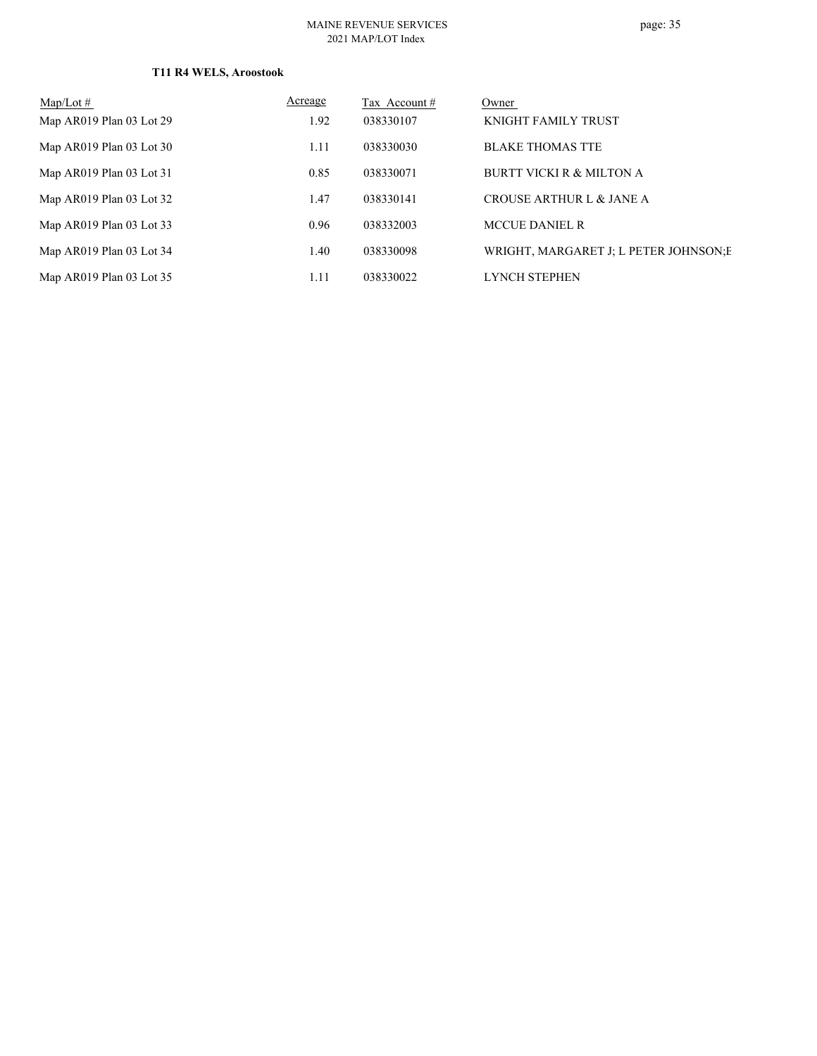**T11 R4 WELS, Aroostook**

| Map/Lot # | Acreage | Tax Account # | Owner |
|---|---|---|---|
| Map AR019 Plan 03 Lot 29 | 1.92 | 038330107 | KNIGHT FAMILY TRUST |
| Map AR019 Plan 03 Lot 30 | 1.11 | 038330030 | BLAKE THOMAS TTE |
| Map AR019 Plan 03 Lot 31 | 0.85 | 038330071 | BURTT VICKI R & MILTON A |
| Map AR019 Plan 03 Lot 32 | 1.47 | 038330141 | CROUSE ARTHUR L & JANE A |
| Map AR019 Plan 03 Lot 33 | 0.96 | 038332003 | MCCUE DANIEL R |
| Map AR019 Plan 03 Lot 34 | 1.40 | 038330098 | WRIGHT, MARGARET J; L PETER JOHNSON;E |
| Map AR019 Plan 03 Lot 35 | 1.11 | 038330022 | LYNCH STEPHEN |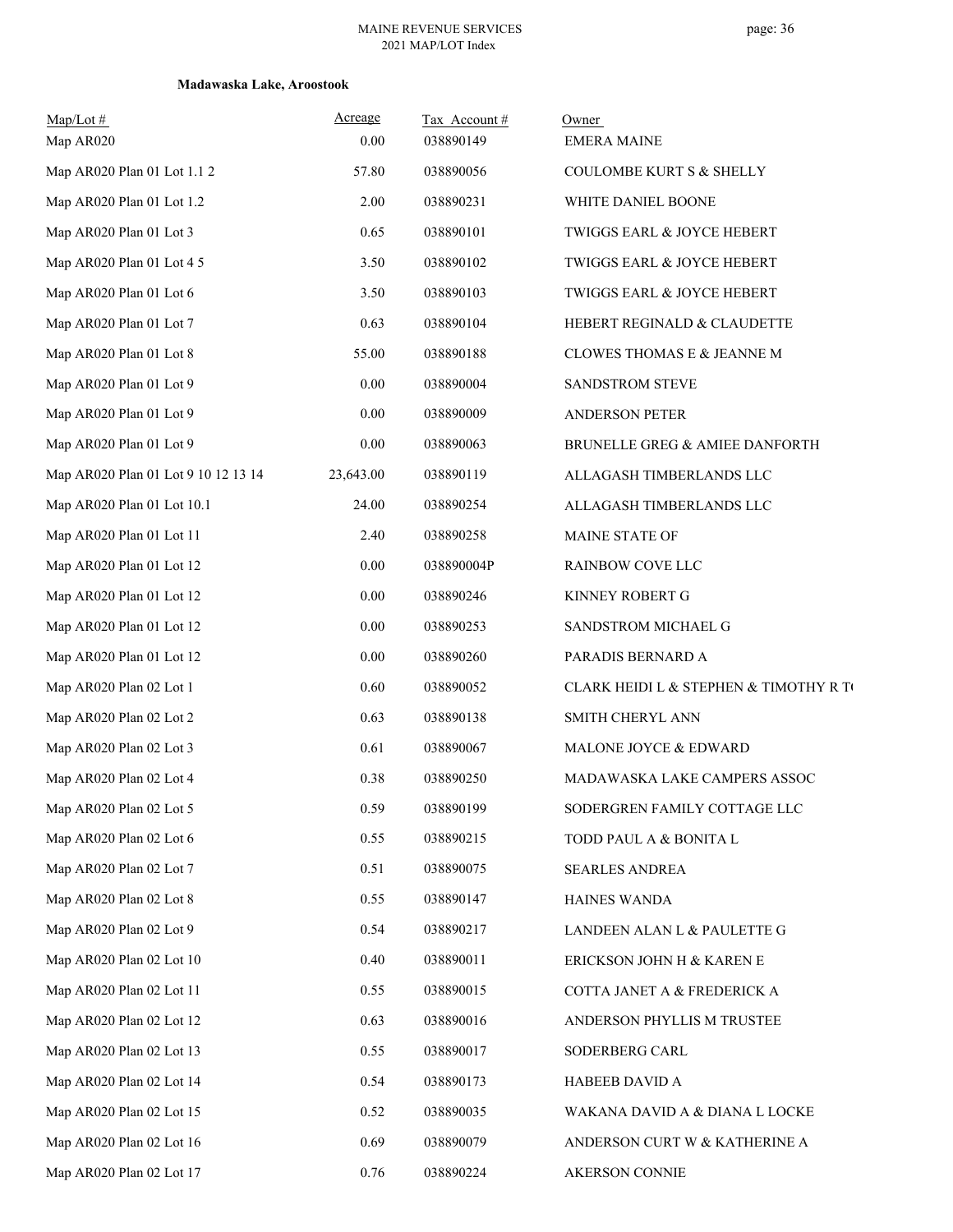**Madawaska Lake, Aroostook**

| Map/Lot # | Acreage | Tax Account # | Owner |
|---|---|---|---|
| Map AR020 | 0.00 | 038890149 | EMERA MAINE |
| Map AR020 Plan 01 Lot 1.1 2 | 57.80 | 038890056 | COULOMBE KURT S & SHELLY |
| Map AR020 Plan 01 Lot 1.2 | 2.00 | 038890231 | WHITE DANIEL BOONE |
| Map AR020 Plan 01 Lot 3 | 0.65 | 038890101 | TWIGGS EARL & JOYCE HEBERT |
| Map AR020 Plan 01 Lot 4 5 | 3.50 | 038890102 | TWIGGS EARL & JOYCE HEBERT |
| Map AR020 Plan 01 Lot 6 | 3.50 | 038890103 | TWIGGS EARL & JOYCE HEBERT |
| Map AR020 Plan 01 Lot 7 | 0.63 | 038890104 | HEBERT REGINALD & CLAUDETTE |
| Map AR020 Plan 01 Lot 8 | 55.00 | 038890188 | CLOWES THOMAS E & JEANNE M |
| Map AR020 Plan 01 Lot 9 | 0.00 | 038890004 | SANDSTROM STEVE |
| Map AR020 Plan 01 Lot 9 | 0.00 | 038890009 | ANDERSON PETER |
| Map AR020 Plan 01 Lot 9 | 0.00 | 038890063 | BRUNELLE GREG & AMIEE DANFORTH |
| Map AR020 Plan 01 Lot 9 10 12 13 14 | 23,643.00 | 038890119 | ALLAGASH TIMBERLANDS LLC |
| Map AR020 Plan 01 Lot 10.1 | 24.00 | 038890254 | ALLAGASH TIMBERLANDS LLC |
| Map AR020 Plan 01 Lot 11 | 2.40 | 038890258 | MAINE STATE OF |
| Map AR020 Plan 01 Lot 12 | 0.00 | 038890004P | RAINBOW COVE LLC |
| Map AR020 Plan 01 Lot 12 | 0.00 | 038890246 | KINNEY ROBERT G |
| Map AR020 Plan 01 Lot 12 | 0.00 | 038890253 | SANDSTROM MICHAEL G |
| Map AR020 Plan 01 Lot 12 | 0.00 | 038890260 | PARADIS BERNARD A |
| Map AR020 Plan 02 Lot 1 | 0.60 | 038890052 | CLARK HEIDI L & STEPHEN & TIMOTHY R T( |
| Map AR020 Plan 02 Lot 2 | 0.63 | 038890138 | SMITH CHERYL ANN |
| Map AR020 Plan 02 Lot 3 | 0.61 | 038890067 | MALONE JOYCE & EDWARD |
| Map AR020 Plan 02 Lot 4 | 0.38 | 038890250 | MADAWASKA LAKE CAMPERS ASSOC |
| Map AR020 Plan 02 Lot 5 | 0.59 | 038890199 | SODERGREN FAMILY COTTAGE LLC |
| Map AR020 Plan 02 Lot 6 | 0.55 | 038890215 | TODD PAUL A & BONITA L |
| Map AR020 Plan 02 Lot 7 | 0.51 | 038890075 | SEARLES ANDREA |
| Map AR020 Plan 02 Lot 8 | 0.55 | 038890147 | HAINES WANDA |
| Map AR020 Plan 02 Lot 9 | 0.54 | 038890217 | LANDEEN ALAN L & PAULETTE G |
| Map AR020 Plan 02 Lot 10 | 0.40 | 038890011 | ERICKSON JOHN H & KAREN E |
| Map AR020 Plan 02 Lot 11 | 0.55 | 038890015 | COTTA JANET A & FREDERICK A |
| Map AR020 Plan 02 Lot 12 | 0.63 | 038890016 | ANDERSON PHYLLIS M TRUSTEE |
| Map AR020 Plan 02 Lot 13 | 0.55 | 038890017 | SODERBERG CARL |
| Map AR020 Plan 02 Lot 14 | 0.54 | 038890173 | HABEEB DAVID A |
| Map AR020 Plan 02 Lot 15 | 0.52 | 038890035 | WAKANA DAVID A & DIANA L LOCKE |
| Map AR020 Plan 02 Lot 16 | 0.69 | 038890079 | ANDERSON CURT W & KATHERINE A |
| Map AR020 Plan 02 Lot 17 | 0.76 | 038890224 | AKERSON CONNIE |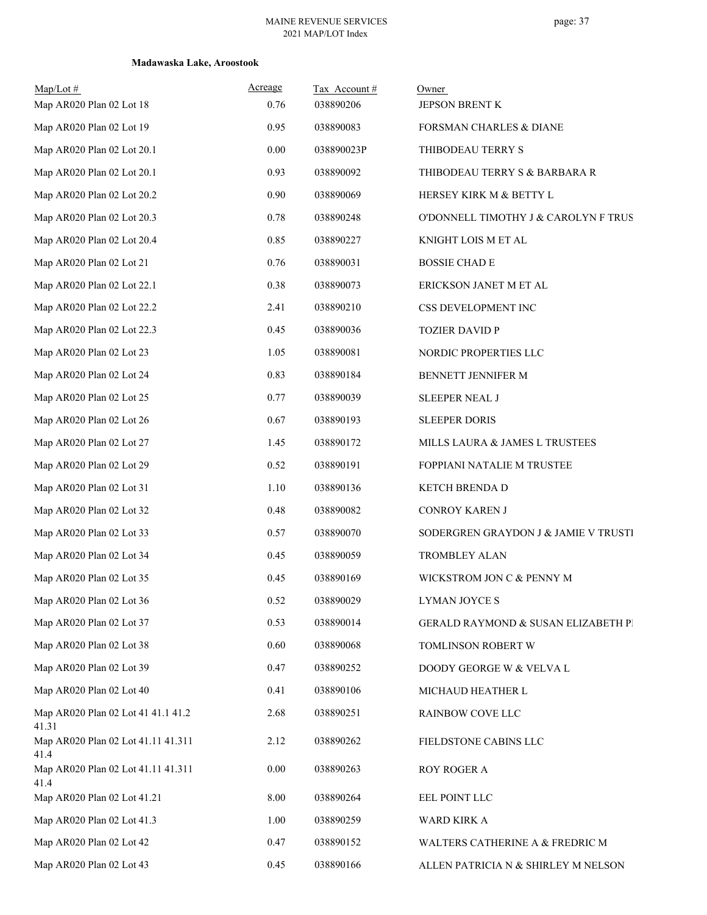**Madawaska Lake, Aroostook**

| Map/Lot # | Acreage | Tax Account # | Owner |
|---|---|---|---|
| Map AR020 Plan 02 Lot 18 | 0.76 | 038890206 | JEPSON BRENT K |
| Map AR020 Plan 02 Lot 19 | 0.95 | 038890083 | FORSMAN CHARLES & DIANE |
| Map AR020 Plan 02 Lot 20.1 | 0.00 | 038890023P | THIBODEAU TERRY S |
| Map AR020 Plan 02 Lot 20.1 | 0.93 | 038890092 | THIBODEAU TERRY S & BARBARA R |
| Map AR020 Plan 02 Lot 20.2 | 0.90 | 038890069 | HERSEY KIRK M & BETTY L |
| Map AR020 Plan 02 Lot 20.3 | 0.78 | 038890248 | O'DONNELL TIMOTHY J & CAROLYN F TRUS |
| Map AR020 Plan 02 Lot 20.4 | 0.85 | 038890227 | KNIGHT LOIS M ET AL |
| Map AR020 Plan 02 Lot 21 | 0.76 | 038890031 | BOSSIE CHAD E |
| Map AR020 Plan 02 Lot 22.1 | 0.38 | 038890073 | ERICKSON JANET M ET AL |
| Map AR020 Plan 02 Lot 22.2 | 2.41 | 038890210 | CSS DEVELOPMENT INC |
| Map AR020 Plan 02 Lot 22.3 | 0.45 | 038890036 | TOZIER DAVID P |
| Map AR020 Plan 02 Lot 23 | 1.05 | 038890081 | NORDIC PROPERTIES LLC |
| Map AR020 Plan 02 Lot 24 | 0.83 | 038890184 | BENNETT JENNIFER M |
| Map AR020 Plan 02 Lot 25 | 0.77 | 038890039 | SLEEPER NEAL J |
| Map AR020 Plan 02 Lot 26 | 0.67 | 038890193 | SLEEPER DORIS |
| Map AR020 Plan 02 Lot 27 | 1.45 | 038890172 | MILLS LAURA & JAMES L TRUSTEES |
| Map AR020 Plan 02 Lot 29 | 0.52 | 038890191 | FOPPIANI NATALIE M TRUSTEE |
| Map AR020 Plan 02 Lot 31 | 1.10 | 038890136 | KETCH BRENDA D |
| Map AR020 Plan 02 Lot 32 | 0.48 | 038890082 | CONROY KAREN J |
| Map AR020 Plan 02 Lot 33 | 0.57 | 038890070 | SODERGREN GRAYDON J & JAMIE V TRUSTI |
| Map AR020 Plan 02 Lot 34 | 0.45 | 038890059 | TROMBLEY ALAN |
| Map AR020 Plan 02 Lot 35 | 0.45 | 038890169 | WICKSTROM JON C & PENNY M |
| Map AR020 Plan 02 Lot 36 | 0.52 | 038890029 | LYMAN JOYCE S |
| Map AR020 Plan 02 Lot 37 | 0.53 | 038890014 | GERALD RAYMOND & SUSAN ELIZABETH PI |
| Map AR020 Plan 02 Lot 38 | 0.60 | 038890068 | TOMLINSON ROBERT W |
| Map AR020 Plan 02 Lot 39 | 0.47 | 038890252 | DOODY GEORGE W & VELVA L |
| Map AR020 Plan 02 Lot 40 | 0.41 | 038890106 | MICHAUD HEATHER L |
| Map AR020 Plan 02 Lot 41 41.1 41.2 41.31 | 2.68 | 038890251 | RAINBOW COVE LLC |
| Map AR020 Plan 02 Lot 41.11 41.311 41.4 | 2.12 | 038890262 | FIELDSTONE CABINS LLC |
| Map AR020 Plan 02 Lot 41.11 41.311 41.4 | 0.00 | 038890263 | ROY ROGER A |
| Map AR020 Plan 02 Lot 41.21 | 8.00 | 038890264 | EEL POINT LLC |
| Map AR020 Plan 02 Lot 41.3 | 1.00 | 038890259 | WARD KIRK A |
| Map AR020 Plan 02 Lot 42 | 0.47 | 038890152 | WALTERS CATHERINE A & FREDRIC M |
| Map AR020 Plan 02 Lot 43 | 0.45 | 038890166 | ALLEN PATRICIA N & SHIRLEY M NELSON |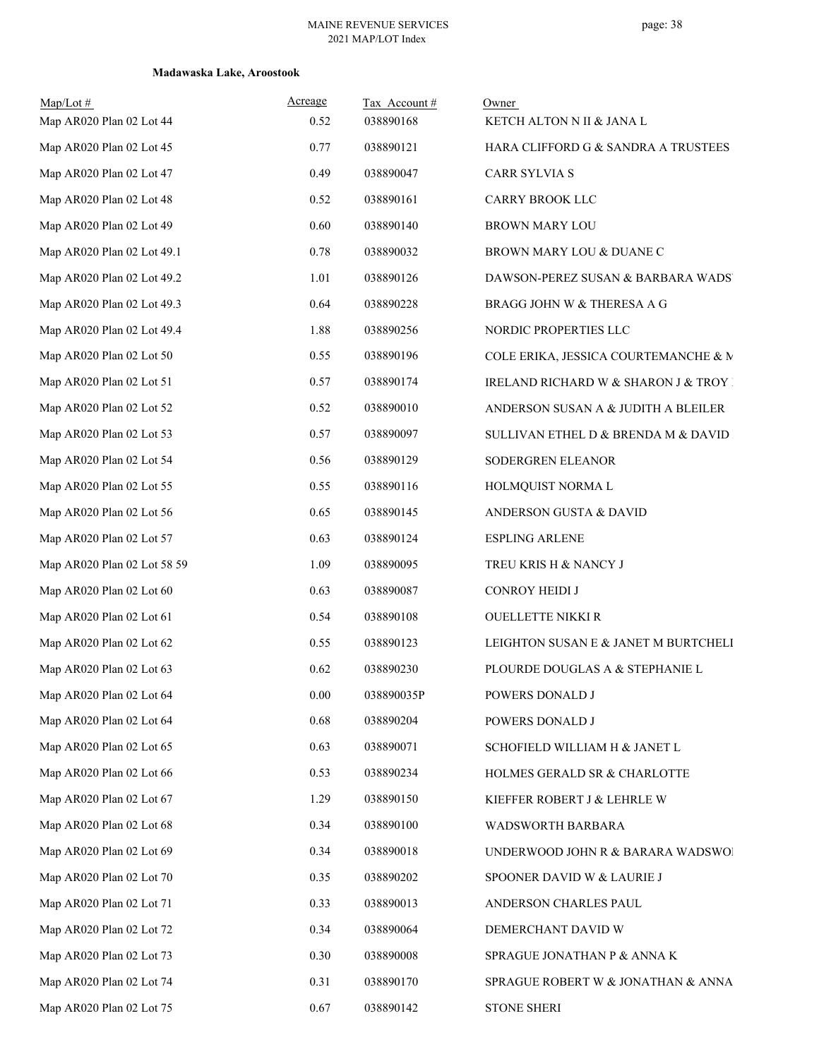**Madawaska Lake, Aroostook**

| Map/Lot # | Acreage | Tax Account # | Owner |
|---|---|---|---|
| Map AR020 Plan 02 Lot 44 | 0.52 | 038890168 | KETCH ALTON N II & JANA L |
| Map AR020 Plan 02 Lot 45 | 0.77 | 038890121 | HARA CLIFFORD G & SANDRA A TRUSTEES |
| Map AR020 Plan 02 Lot 47 | 0.49 | 038890047 | CARR SYLVIA S |
| Map AR020 Plan 02 Lot 48 | 0.52 | 038890161 | CARRY BROOK LLC |
| Map AR020 Plan 02 Lot 49 | 0.60 | 038890140 | BROWN MARY LOU |
| Map AR020 Plan 02 Lot 49.1 | 0.78 | 038890032 | BROWN MARY LOU & DUANE C |
| Map AR020 Plan 02 Lot 49.2 | 1.01 | 038890126 | DAWSON-PEREZ SUSAN & BARBARA WADS |
| Map AR020 Plan 02 Lot 49.3 | 0.64 | 038890228 | BRAGG JOHN W & THERESA A G |
| Map AR020 Plan 02 Lot 49.4 | 1.88 | 038890256 | NORDIC PROPERTIES LLC |
| Map AR020 Plan 02 Lot 50 | 0.55 | 038890196 | COLE ERIKA, JESSICA COURTEMANCHE & M |
| Map AR020 Plan 02 Lot 51 | 0.57 | 038890174 | IRELAND RICHARD W & SHARON J & TROY |
| Map AR020 Plan 02 Lot 52 | 0.52 | 038890010 | ANDERSON SUSAN A & JUDITH A BLEILER |
| Map AR020 Plan 02 Lot 53 | 0.57 | 038890097 | SULLIVAN ETHEL D & BRENDA M & DAVID |
| Map AR020 Plan 02 Lot 54 | 0.56 | 038890129 | SODERGREN ELEANOR |
| Map AR020 Plan 02 Lot 55 | 0.55 | 038890116 | HOLMQUIST NORMA L |
| Map AR020 Plan 02 Lot 56 | 0.65 | 038890145 | ANDERSON GUSTA & DAVID |
| Map AR020 Plan 02 Lot 57 | 0.63 | 038890124 | ESPLING ARLENE |
| Map AR020 Plan 02 Lot 58 59 | 1.09 | 038890095 | TREU KRIS H & NANCY J |
| Map AR020 Plan 02 Lot 60 | 0.63 | 038890087 | CONROY HEIDI J |
| Map AR020 Plan 02 Lot 61 | 0.54 | 038890108 | OUELLETTE NIKKI R |
| Map AR020 Plan 02 Lot 62 | 0.55 | 038890123 | LEIGHTON SUSAN E & JANET M BURTCHELI |
| Map AR020 Plan 02 Lot 63 | 0.62 | 038890230 | PLOURDE DOUGLAS A & STEPHANIE L |
| Map AR020 Plan 02 Lot 64 | 0.00 | 038890035P | POWERS DONALD J |
| Map AR020 Plan 02 Lot 64 | 0.68 | 038890204 | POWERS DONALD J |
| Map AR020 Plan 02 Lot 65 | 0.63 | 038890071 | SCHOFIELD WILLIAM H & JANET L |
| Map AR020 Plan 02 Lot 66 | 0.53 | 038890234 | HOLMES GERALD SR & CHARLOTTE |
| Map AR020 Plan 02 Lot 67 | 1.29 | 038890150 | KIEFFER ROBERT J & LEHRLE W |
| Map AR020 Plan 02 Lot 68 | 0.34 | 038890100 | WADSWORTH BARBARA |
| Map AR020 Plan 02 Lot 69 | 0.34 | 038890018 | UNDERWOOD JOHN R & BARARA WADSWOI |
| Map AR020 Plan 02 Lot 70 | 0.35 | 038890202 | SPOONER DAVID W & LAURIE J |
| Map AR020 Plan 02 Lot 71 | 0.33 | 038890013 | ANDERSON CHARLES PAUL |
| Map AR020 Plan 02 Lot 72 | 0.34 | 038890064 | DEMERCHANT DAVID W |
| Map AR020 Plan 02 Lot 73 | 0.30 | 038890008 | SPRAGUE JONATHAN P & ANNA K |
| Map AR020 Plan 02 Lot 74 | 0.31 | 038890170 | SPRAGUE ROBERT W & JONATHAN & ANNA |
| Map AR020 Plan 02 Lot 75 | 0.67 | 038890142 | STONE SHERI |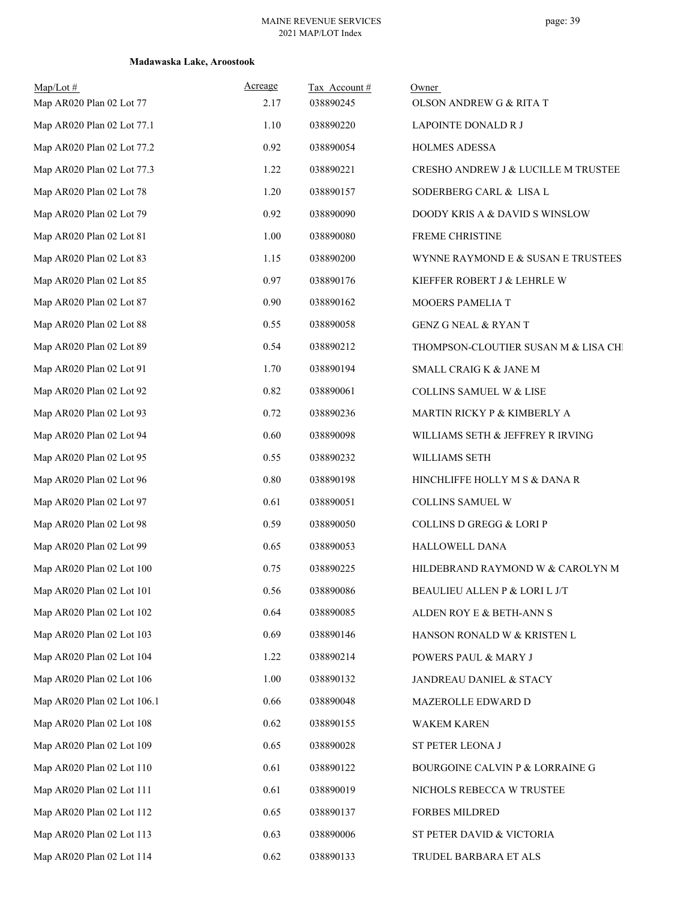**Madawaska Lake, Aroostook**

| Map/Lot # | Acreage | Tax Account # | Owner |
|---|---|---|---|
| Map AR020 Plan 02 Lot 77 | 2.17 | 038890245 | OLSON ANDREW G & RITA T |
| Map AR020 Plan 02 Lot 77.1 | 1.10 | 038890220 | LAPOINTE DONALD R J |
| Map AR020 Plan 02 Lot 77.2 | 0.92 | 038890054 | HOLMES ADESSA |
| Map AR020 Plan 02 Lot 77.3 | 1.22 | 038890221 | CRESHO ANDREW J & LUCILLE M TRUSTEE |
| Map AR020 Plan 02 Lot 78 | 1.20 | 038890157 | SODERBERG CARL & LISA L |
| Map AR020 Plan 02 Lot 79 | 0.92 | 038890090 | DOODY KRIS A & DAVID S WINSLOW |
| Map AR020 Plan 02 Lot 81 | 1.00 | 038890080 | FREME CHRISTINE |
| Map AR020 Plan 02 Lot 83 | 1.15 | 038890200 | WYNNE RAYMOND E & SUSAN E TRUSTEES |
| Map AR020 Plan 02 Lot 85 | 0.97 | 038890176 | KIEFFER ROBERT J & LEHRLE W |
| Map AR020 Plan 02 Lot 87 | 0.90 | 038890162 | MOOERS PAMELIA T |
| Map AR020 Plan 02 Lot 88 | 0.55 | 038890058 | GENZ G NEAL & RYAN T |
| Map AR020 Plan 02 Lot 89 | 0.54 | 038890212 | THOMPSON-CLOUTIER SUSAN M & LISA CHI |
| Map AR020 Plan 02 Lot 91 | 1.70 | 038890194 | SMALL CRAIG K & JANE M |
| Map AR020 Plan 02 Lot 92 | 0.82 | 038890061 | COLLINS SAMUEL W & LISE |
| Map AR020 Plan 02 Lot 93 | 0.72 | 038890236 | MARTIN RICKY P & KIMBERLY A |
| Map AR020 Plan 02 Lot 94 | 0.60 | 038890098 | WILLIAMS SETH & JEFFREY R IRVING |
| Map AR020 Plan 02 Lot 95 | 0.55 | 038890232 | WILLIAMS SETH |
| Map AR020 Plan 02 Lot 96 | 0.80 | 038890198 | HINCHLIFFE HOLLY M S & DANA R |
| Map AR020 Plan 02 Lot 97 | 0.61 | 038890051 | COLLINS SAMUEL W |
| Map AR020 Plan 02 Lot 98 | 0.59 | 038890050 | COLLINS D GREGG & LORI P |
| Map AR020 Plan 02 Lot 99 | 0.65 | 038890053 | HALLOWELL DANA |
| Map AR020 Plan 02 Lot 100 | 0.75 | 038890225 | HILDEBRAND RAYMOND W & CAROLYN M |
| Map AR020 Plan 02 Lot 101 | 0.56 | 038890086 | BEAULIEU ALLEN P & LORI L J/T |
| Map AR020 Plan 02 Lot 102 | 0.64 | 038890085 | ALDEN ROY E & BETH-ANN S |
| Map AR020 Plan 02 Lot 103 | 0.69 | 038890146 | HANSON RONALD W & KRISTEN L |
| Map AR020 Plan 02 Lot 104 | 1.22 | 038890214 | POWERS PAUL & MARY J |
| Map AR020 Plan 02 Lot 106 | 1.00 | 038890132 | JANDREAU DANIEL & STACY |
| Map AR020 Plan 02 Lot 106.1 | 0.66 | 038890048 | MAZEROLLE EDWARD D |
| Map AR020 Plan 02 Lot 108 | 0.62 | 038890155 | WAKEM KAREN |
| Map AR020 Plan 02 Lot 109 | 0.65 | 038890028 | ST PETER LEONA J |
| Map AR020 Plan 02 Lot 110 | 0.61 | 038890122 | BOURGOINE CALVIN P & LORRAINE G |
| Map AR020 Plan 02 Lot 111 | 0.61 | 038890019 | NICHOLS REBECCA W TRUSTEE |
| Map AR020 Plan 02 Lot 112 | 0.65 | 038890137 | FORBES MILDRED |
| Map AR020 Plan 02 Lot 113 | 0.63 | 038890006 | ST PETER DAVID & VICTORIA |
| Map AR020 Plan 02 Lot 114 | 0.62 | 038890133 | TRUDEL BARBARA ET ALS |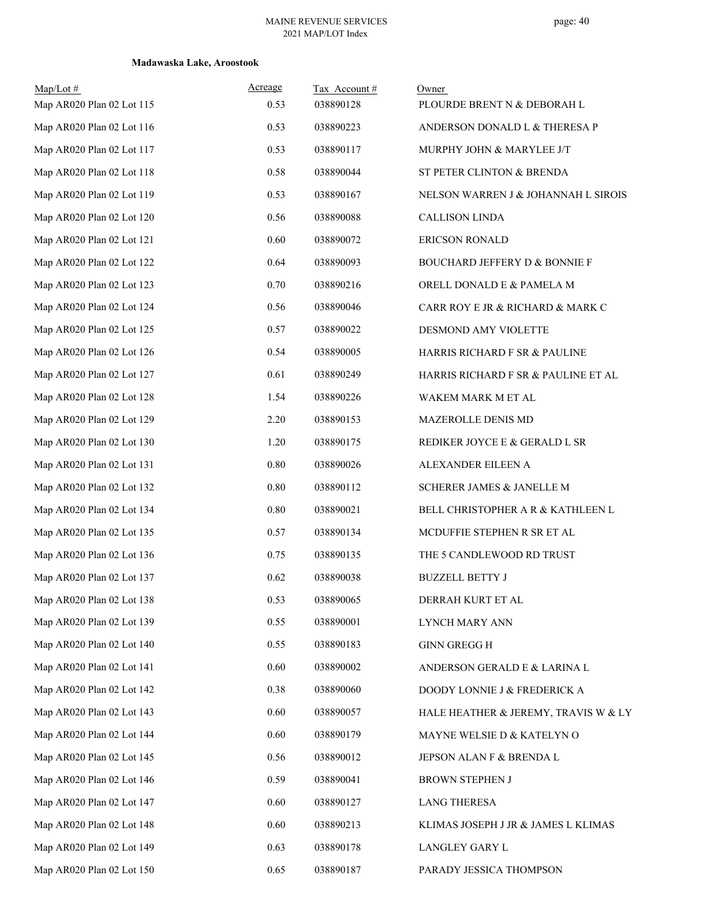**Madawaska Lake, Aroostook**

| Map/Lot # | Acreage | Tax Account # | Owner |
|---|---|---|---|
| Map AR020 Plan 02 Lot 115 | 0.53 | 038890128 | PLOURDE BRENT N & DEBORAH L |
| Map AR020 Plan 02 Lot 116 | 0.53 | 038890223 | ANDERSON DONALD L & THERESA P |
| Map AR020 Plan 02 Lot 117 | 0.53 | 038890117 | MURPHY JOHN & MARYLEE J/T |
| Map AR020 Plan 02 Lot 118 | 0.58 | 038890044 | ST PETER CLINTON & BRENDA |
| Map AR020 Plan 02 Lot 119 | 0.53 | 038890167 | NELSON WARREN J & JOHANNAH L SIROIS |
| Map AR020 Plan 02 Lot 120 | 0.56 | 038890088 | CALLISON LINDA |
| Map AR020 Plan 02 Lot 121 | 0.60 | 038890072 | ERICSON RONALD |
| Map AR020 Plan 02 Lot 122 | 0.64 | 038890093 | BOUCHARD JEFFERY D & BONNIE F |
| Map AR020 Plan 02 Lot 123 | 0.70 | 038890216 | ORELL DONALD E & PAMELA M |
| Map AR020 Plan 02 Lot 124 | 0.56 | 038890046 | CARR ROY E JR & RICHARD & MARK C |
| Map AR020 Plan 02 Lot 125 | 0.57 | 038890022 | DESMOND AMY VIOLETTE |
| Map AR020 Plan 02 Lot 126 | 0.54 | 038890005 | HARRIS RICHARD F SR & PAULINE |
| Map AR020 Plan 02 Lot 127 | 0.61 | 038890249 | HARRIS RICHARD F SR & PAULINE ET AL |
| Map AR020 Plan 02 Lot 128 | 1.54 | 038890226 | WAKEM MARK M ET AL |
| Map AR020 Plan 02 Lot 129 | 2.20 | 038890153 | MAZEROLLE DENIS MD |
| Map AR020 Plan 02 Lot 130 | 1.20 | 038890175 | REDIKER JOYCE E & GERALD L SR |
| Map AR020 Plan 02 Lot 131 | 0.80 | 038890026 | ALEXANDER EILEEN A |
| Map AR020 Plan 02 Lot 132 | 0.80 | 038890112 | SCHERER JAMES & JANELLE M |
| Map AR020 Plan 02 Lot 134 | 0.80 | 038890021 | BELL CHRISTOPHER A R & KATHLEEN L |
| Map AR020 Plan 02 Lot 135 | 0.57 | 038890134 | MCDUFFIE STEPHEN R SR ET AL |
| Map AR020 Plan 02 Lot 136 | 0.75 | 038890135 | THE 5 CANDLEWOOD RD TRUST |
| Map AR020 Plan 02 Lot 137 | 0.62 | 038890038 | BUZZELL BETTY J |
| Map AR020 Plan 02 Lot 138 | 0.53 | 038890065 | DERRAH KURT ET AL |
| Map AR020 Plan 02 Lot 139 | 0.55 | 038890001 | LYNCH MARY ANN |
| Map AR020 Plan 02 Lot 140 | 0.55 | 038890183 | GINN GREGG H |
| Map AR020 Plan 02 Lot 141 | 0.60 | 038890002 | ANDERSON GERALD E & LARINA L |
| Map AR020 Plan 02 Lot 142 | 0.38 | 038890060 | DOODY LONNIE J & FREDERICK A |
| Map AR020 Plan 02 Lot 143 | 0.60 | 038890057 | HALE HEATHER & JEREMY, TRAVIS W & LY |
| Map AR020 Plan 02 Lot 144 | 0.60 | 038890179 | MAYNE WELSIE D & KATELYN O |
| Map AR020 Plan 02 Lot 145 | 0.56 | 038890012 | JEPSON ALAN F & BRENDA L |
| Map AR020 Plan 02 Lot 146 | 0.59 | 038890041 | BROWN STEPHEN J |
| Map AR020 Plan 02 Lot 147 | 0.60 | 038890127 | LANG THERESA |
| Map AR020 Plan 02 Lot 148 | 0.60 | 038890213 | KLIMAS JOSEPH J JR & JAMES L KLIMAS |
| Map AR020 Plan 02 Lot 149 | 0.63 | 038890178 | LANGLEY GARY L |
| Map AR020 Plan 02 Lot 150 | 0.65 | 038890187 | PARADY JESSICA THOMPSON |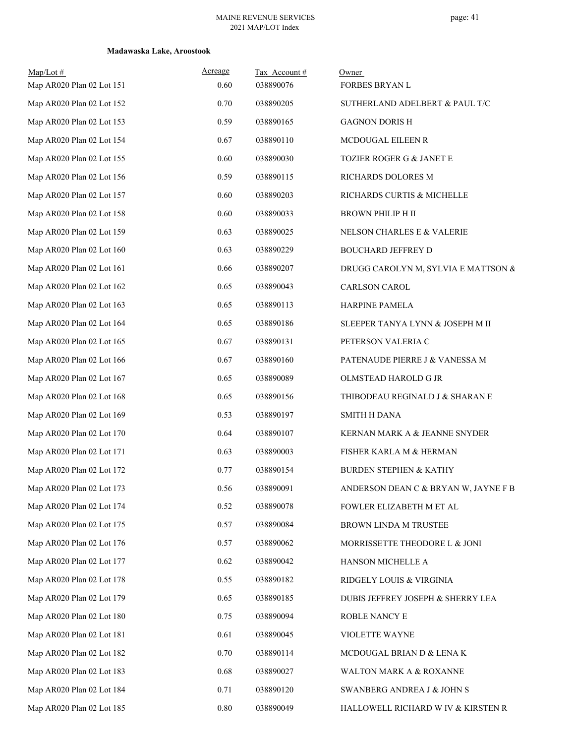**Madawaska Lake, Aroostook**

| Map/Lot # | Acreage | Tax Account # | Owner |
|---|---|---|---|
| Map AR020 Plan 02 Lot 151 | 0.60 | 038890076 | FORBES BRYAN L |
| Map AR020 Plan 02 Lot 152 | 0.70 | 038890205 | SUTHERLAND ADELBERT & PAUL T/C |
| Map AR020 Plan 02 Lot 153 | 0.59 | 038890165 | GAGNON DORIS H |
| Map AR020 Plan 02 Lot 154 | 0.67 | 038890110 | MCDOUGAL EILEEN R |
| Map AR020 Plan 02 Lot 155 | 0.60 | 038890030 | TOZIER ROGER G & JANET E |
| Map AR020 Plan 02 Lot 156 | 0.59 | 038890115 | RICHARDS DOLORES M |
| Map AR020 Plan 02 Lot 157 | 0.60 | 038890203 | RICHARDS CURTIS & MICHELLE |
| Map AR020 Plan 02 Lot 158 | 0.60 | 038890033 | BROWN PHILIP H II |
| Map AR020 Plan 02 Lot 159 | 0.63 | 038890025 | NELSON CHARLES E & VALERIE |
| Map AR020 Plan 02 Lot 160 | 0.63 | 038890229 | BOUCHARD JEFFREY D |
| Map AR020 Plan 02 Lot 161 | 0.66 | 038890207 | DRUGG CAROLYN M, SYLVIA E MATTSON & |
| Map AR020 Plan 02 Lot 162 | 0.65 | 038890043 | CARLSON CAROL |
| Map AR020 Plan 02 Lot 163 | 0.65 | 038890113 | HARPINE PAMELA |
| Map AR020 Plan 02 Lot 164 | 0.65 | 038890186 | SLEEPER TANYA LYNN & JOSEPH M II |
| Map AR020 Plan 02 Lot 165 | 0.67 | 038890131 | PETERSON VALERIA C |
| Map AR020 Plan 02 Lot 166 | 0.67 | 038890160 | PATENAUDE PIERRE J & VANESSA M |
| Map AR020 Plan 02 Lot 167 | 0.65 | 038890089 | OLMSTEAD HAROLD G JR |
| Map AR020 Plan 02 Lot 168 | 0.65 | 038890156 | THIBODEAU REGINALD J & SHARAN E |
| Map AR020 Plan 02 Lot 169 | 0.53 | 038890197 | SMITH H DANA |
| Map AR020 Plan 02 Lot 170 | 0.64 | 038890107 | KERNAN MARK A & JEANNE SNYDER |
| Map AR020 Plan 02 Lot 171 | 0.63 | 038890003 | FISHER KARLA M & HERMAN |
| Map AR020 Plan 02 Lot 172 | 0.77 | 038890154 | BURDEN STEPHEN & KATHY |
| Map AR020 Plan 02 Lot 173 | 0.56 | 038890091 | ANDERSON DEAN C & BRYAN W, JAYNE F B |
| Map AR020 Plan 02 Lot 174 | 0.52 | 038890078 | FOWLER ELIZABETH M ET AL |
| Map AR020 Plan 02 Lot 175 | 0.57 | 038890084 | BROWN LINDA M TRUSTEE |
| Map AR020 Plan 02 Lot 176 | 0.57 | 038890062 | MORRISSETTE THEODORE L & JONI |
| Map AR020 Plan 02 Lot 177 | 0.62 | 038890042 | HANSON MICHELLE A |
| Map AR020 Plan 02 Lot 178 | 0.55 | 038890182 | RIDGELY LOUIS & VIRGINIA |
| Map AR020 Plan 02 Lot 179 | 0.65 | 038890185 | DUBIS JEFFREY JOSEPH & SHERRY LEA |
| Map AR020 Plan 02 Lot 180 | 0.75 | 038890094 | ROBLE NANCY E |
| Map AR020 Plan 02 Lot 181 | 0.61 | 038890045 | VIOLETTE WAYNE |
| Map AR020 Plan 02 Lot 182 | 0.70 | 038890114 | MCDOUGAL BRIAN D & LENA K |
| Map AR020 Plan 02 Lot 183 | 0.68 | 038890027 | WALTON MARK A & ROXANNE |
| Map AR020 Plan 02 Lot 184 | 0.71 | 038890120 | SWANBERG ANDREA J & JOHN S |
| Map AR020 Plan 02 Lot 185 | 0.80 | 038890049 | HALLOWELL RICHARD W IV & KIRSTEN R |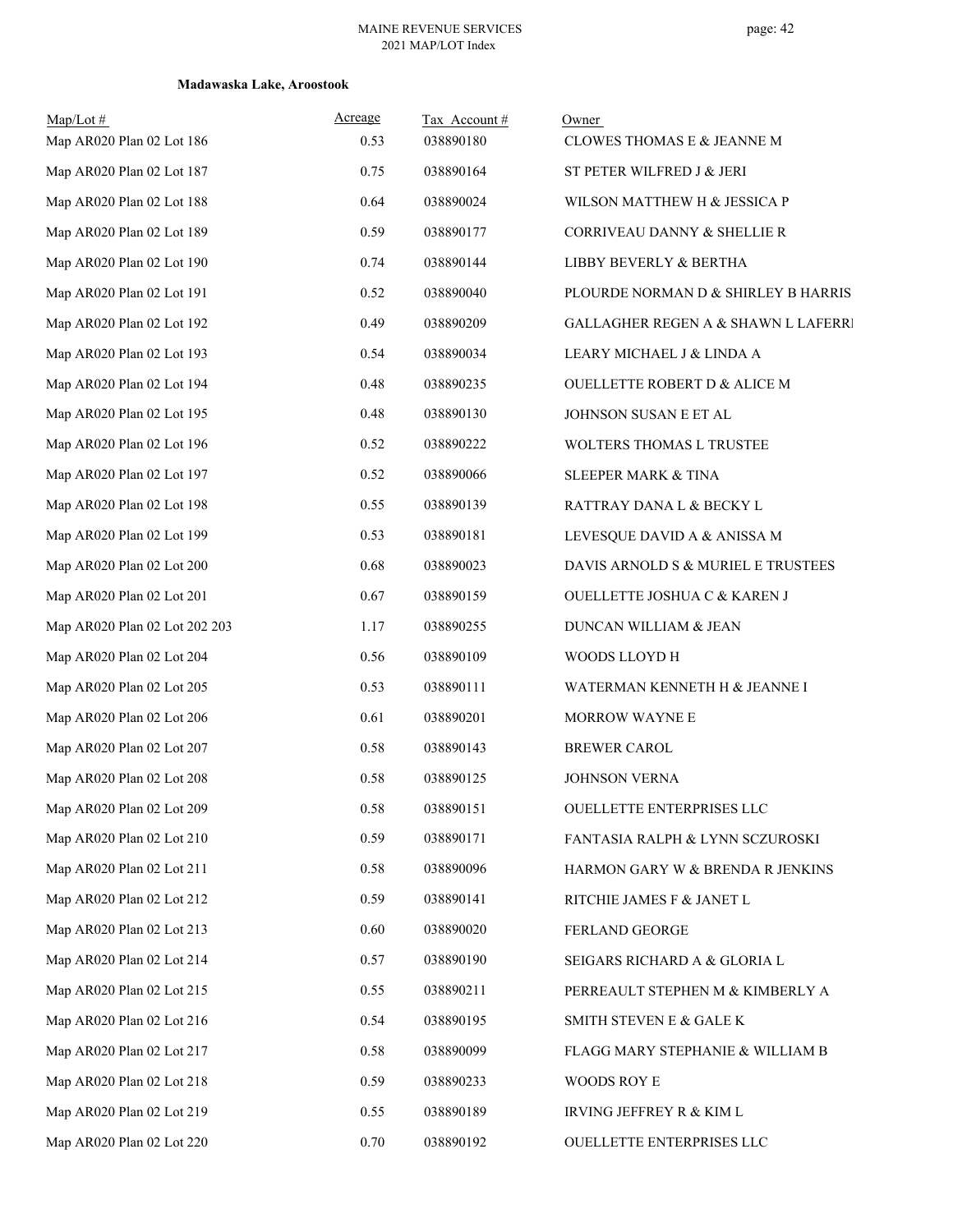**Madawaska Lake, Aroostook**

| Map/Lot # | Acreage | Tax Account # | Owner |
|---|---|---|---|
| Map AR020 Plan 02 Lot 186 | 0.53 | 038890180 | CLOWES THOMAS E & JEANNE M |
| Map AR020 Plan 02 Lot 187 | 0.75 | 038890164 | ST PETER WILFRED J & JERI |
| Map AR020 Plan 02 Lot 188 | 0.64 | 038890024 | WILSON MATTHEW H & JESSICA P |
| Map AR020 Plan 02 Lot 189 | 0.59 | 038890177 | CORRIVEAU DANNY & SHELLIE R |
| Map AR020 Plan 02 Lot 190 | 0.74 | 038890144 | LIBBY BEVERLY & BERTHA |
| Map AR020 Plan 02 Lot 191 | 0.52 | 038890040 | PLOURDE NORMAN D & SHIRLEY B HARRIS |
| Map AR020 Plan 02 Lot 192 | 0.49 | 038890209 | GALLAGHER REGEN A & SHAWN L LAFERRI |
| Map AR020 Plan 02 Lot 193 | 0.54 | 038890034 | LEARY MICHAEL J & LINDA A |
| Map AR020 Plan 02 Lot 194 | 0.48 | 038890235 | OUELLETTE ROBERT D & ALICE M |
| Map AR020 Plan 02 Lot 195 | 0.48 | 038890130 | JOHNSON SUSAN E ET AL |
| Map AR020 Plan 02 Lot 196 | 0.52 | 038890222 | WOLTERS THOMAS L TRUSTEE |
| Map AR020 Plan 02 Lot 197 | 0.52 | 038890066 | SLEEPER MARK & TINA |
| Map AR020 Plan 02 Lot 198 | 0.55 | 038890139 | RATTRAY DANA L & BECKY L |
| Map AR020 Plan 02 Lot 199 | 0.53 | 038890181 | LEVESQUE DAVID A & ANISSA M |
| Map AR020 Plan 02 Lot 200 | 0.68 | 038890023 | DAVIS ARNOLD S & MURIEL E TRUSTEES |
| Map AR020 Plan 02 Lot 201 | 0.67 | 038890159 | OUELLETTE JOSHUA C & KAREN J |
| Map AR020 Plan 02 Lot 202 203 | 1.17 | 038890255 | DUNCAN WILLIAM & JEAN |
| Map AR020 Plan 02 Lot 204 | 0.56 | 038890109 | WOODS LLOYD H |
| Map AR020 Plan 02 Lot 205 | 0.53 | 038890111 | WATERMAN KENNETH H & JEANNE I |
| Map AR020 Plan 02 Lot 206 | 0.61 | 038890201 | MORROW WAYNE E |
| Map AR020 Plan 02 Lot 207 | 0.58 | 038890143 | BREWER CAROL |
| Map AR020 Plan 02 Lot 208 | 0.58 | 038890125 | JOHNSON VERNA |
| Map AR020 Plan 02 Lot 209 | 0.58 | 038890151 | OUELLETTE ENTERPRISES LLC |
| Map AR020 Plan 02 Lot 210 | 0.59 | 038890171 | FANTASIA RALPH & LYNN SCZUROSKI |
| Map AR020 Plan 02 Lot 211 | 0.58 | 038890096 | HARMON GARY W & BRENDA R JENKINS |
| Map AR020 Plan 02 Lot 212 | 0.59 | 038890141 | RITCHIE JAMES F & JANET L |
| Map AR020 Plan 02 Lot 213 | 0.60 | 038890020 | FERLAND GEORGE |
| Map AR020 Plan 02 Lot 214 | 0.57 | 038890190 | SEIGARS RICHARD A & GLORIA L |
| Map AR020 Plan 02 Lot 215 | 0.55 | 038890211 | PERREAULT STEPHEN M & KIMBERLY A |
| Map AR020 Plan 02 Lot 216 | 0.54 | 038890195 | SMITH STEVEN E & GALE K |
| Map AR020 Plan 02 Lot 217 | 0.58 | 038890099 | FLAGG MARY STEPHANIE & WILLIAM B |
| Map AR020 Plan 02 Lot 218 | 0.59 | 038890233 | WOODS ROY E |
| Map AR020 Plan 02 Lot 219 | 0.55 | 038890189 | IRVING JEFFREY R & KIM L |
| Map AR020 Plan 02 Lot 220 | 0.70 | 038890192 | OUELLETTE ENTERPRISES LLC |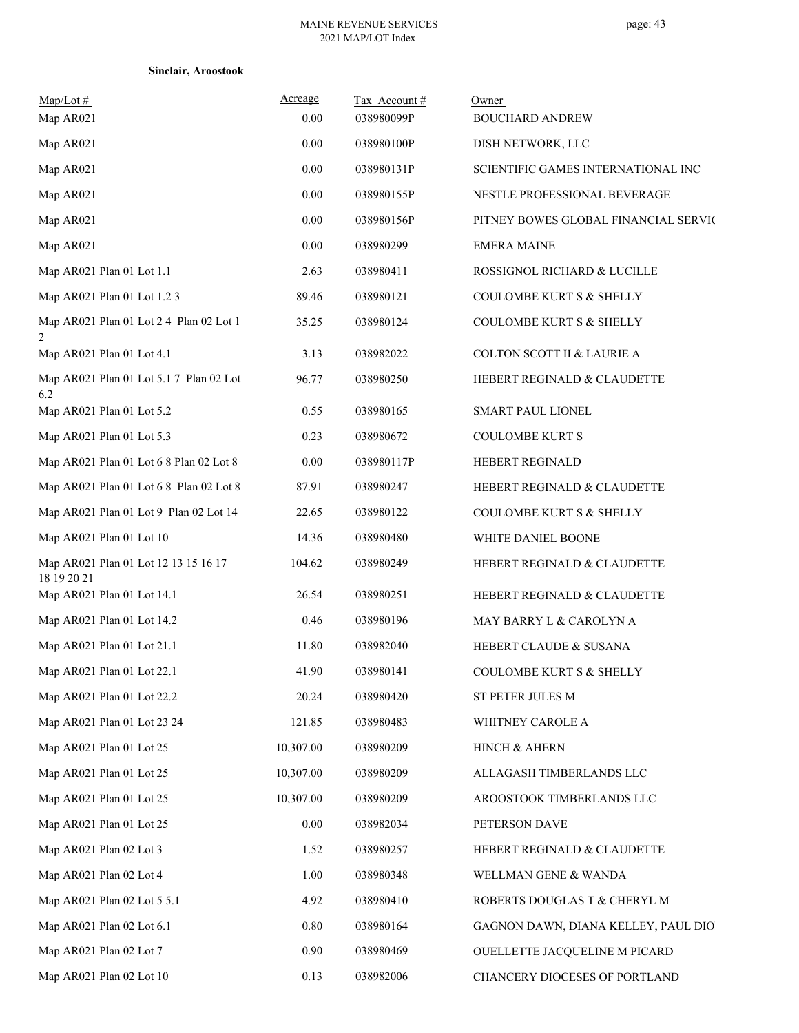**Sinclair, Aroostook**

| Map/Lot # | Acreage | Tax Account # | Owner |
|---|---|---|---|
| Map AR021 | 0.00 | 038980099P | BOUCHARD ANDREW |
| Map AR021 | 0.00 | 038980100P | DISH NETWORK, LLC |
| Map AR021 | 0.00 | 038980131P | SCIENTIFIC GAMES INTERNATIONAL INC |
| Map AR021 | 0.00 | 038980155P | NESTLE PROFESSIONAL BEVERAGE |
| Map AR021 | 0.00 | 038980156P | PITNEY BOWES GLOBAL FINANCIAL SERVIC |
| Map AR021 | 0.00 | 038980299 | EMERA MAINE |
| Map AR021 Plan 01 Lot 1.1 | 2.63 | 038980411 | ROSSIGNOL RICHARD & LUCILLE |
| Map AR021 Plan 01 Lot 1.2 3 | 89.46 | 038980121 | COULOMBE KURT S & SHELLY |
| Map AR021 Plan 01 Lot 2 4 Plan 02 Lot 1 2 | 35.25 | 038980124 | COULOMBE KURT S & SHELLY |
| Map AR021 Plan 01 Lot 4.1 | 3.13 | 038982022 | COLTON SCOTT II & LAURIE A |
| Map AR021 Plan 01 Lot 5.1 7 Plan 02 Lot 6.2 | 96.77 | 038980250 | HEBERT REGINALD & CLAUDETTE |
| Map AR021 Plan 01 Lot 5.2 | 0.55 | 038980165 | SMART PAUL LIONEL |
| Map AR021 Plan 01 Lot 5.3 | 0.23 | 038980672 | COULOMBE KURT S |
| Map AR021 Plan 01 Lot 6 8 Plan 02 Lot 8 | 0.00 | 038980117P | HEBERT REGINALD |
| Map AR021 Plan 01 Lot 6 8 Plan 02 Lot 8 | 87.91 | 038980247 | HEBERT REGINALD & CLAUDETTE |
| Map AR021 Plan 01 Lot 9 Plan 02 Lot 14 | 22.65 | 038980122 | COULOMBE KURT S & SHELLY |
| Map AR021 Plan 01 Lot 10 | 14.36 | 038980480 | WHITE DANIEL BOONE |
| Map AR021 Plan 01 Lot 12 13 15 16 17 18 19 20 21 | 104.62 | 038980249 | HEBERT REGINALD & CLAUDETTE |
| Map AR021 Plan 01 Lot 14.1 | 26.54 | 038980251 | HEBERT REGINALD & CLAUDETTE |
| Map AR021 Plan 01 Lot 14.2 | 0.46 | 038980196 | MAY BARRY L & CAROLYN A |
| Map AR021 Plan 01 Lot 21.1 | 11.80 | 038982040 | HEBERT CLAUDE & SUSANA |
| Map AR021 Plan 01 Lot 22.1 | 41.90 | 038980141 | COULOMBE KURT S & SHELLY |
| Map AR021 Plan 01 Lot 22.2 | 20.24 | 038980420 | ST PETER JULES M |
| Map AR021 Plan 01 Lot 23 24 | 121.85 | 038980483 | WHITNEY CAROLE A |
| Map AR021 Plan 01 Lot 25 | 10,307.00 | 038980209 | HINCH & AHERN |
| Map AR021 Plan 01 Lot 25 | 10,307.00 | 038980209 | ALLAGASH TIMBERLANDS LLC |
| Map AR021 Plan 01 Lot 25 | 10,307.00 | 038980209 | AROOSTOOK TIMBERLANDS LLC |
| Map AR021 Plan 01 Lot 25 | 0.00 | 038982034 | PETERSON DAVE |
| Map AR021 Plan 02 Lot 3 | 1.52 | 038980257 | HEBERT REGINALD & CLAUDETTE |
| Map AR021 Plan 02 Lot 4 | 1.00 | 038980348 | WELLMAN GENE & WANDA |
| Map AR021 Plan 02 Lot 5 5.1 | 4.92 | 038980410 | ROBERTS DOUGLAS T & CHERYL M |
| Map AR021 Plan 02 Lot 6.1 | 0.80 | 038980164 | GAGNON DAWN, DIANA KELLEY, PAUL DIO |
| Map AR021 Plan 02 Lot 7 | 0.90 | 038980469 | OUELLETTE JACQUELINE M PICARD |
| Map AR021 Plan 02 Lot 10 | 0.13 | 038982006 | CHANCERY DIOCESES OF PORTLAND |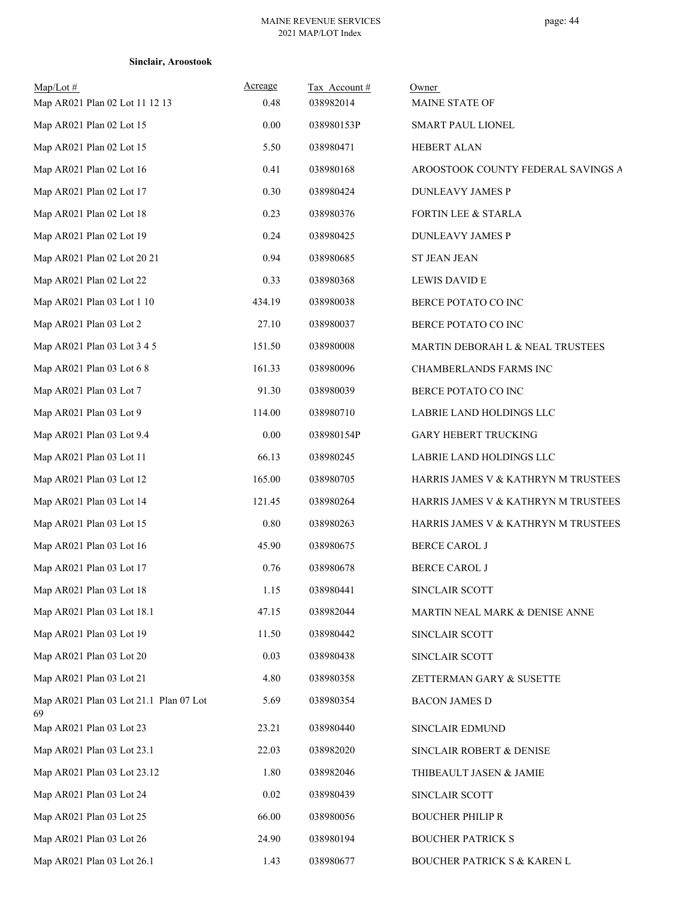**Sinclair, Aroostook**

| Map/Lot # | Acreage | Tax Account # | Owner |
|---|---|---|---|
| Map AR021 Plan 02 Lot 11 12 13 | 0.48 | 038982014 | MAINE STATE OF |
| Map AR021 Plan 02 Lot 15 | 0.00 | 038980153P | SMART PAUL LIONEL |
| Map AR021 Plan 02 Lot 15 | 5.50 | 038980471 | HEBERT ALAN |
| Map AR021 Plan 02 Lot 16 | 0.41 | 038980168 | AROOSTOOK COUNTY FEDERAL SAVINGS A |
| Map AR021 Plan 02 Lot 17 | 0.30 | 038980424 | DUNLEAVY JAMES P |
| Map AR021 Plan 02 Lot 18 | 0.23 | 038980376 | FORTIN LEE & STARLA |
| Map AR021 Plan 02 Lot 19 | 0.24 | 038980425 | DUNLEAVY JAMES P |
| Map AR021 Plan 02 Lot 20 21 | 0.94 | 038980685 | ST JEAN JEAN |
| Map AR021 Plan 02 Lot 22 | 0.33 | 038980368 | LEWIS DAVID E |
| Map AR021 Plan 03 Lot 1 10 | 434.19 | 038980038 | BERCE POTATO CO INC |
| Map AR021 Plan 03 Lot 2 | 27.10 | 038980037 | BERCE POTATO CO INC |
| Map AR021 Plan 03 Lot 3 4 5 | 151.50 | 038980008 | MARTIN DEBORAH L & NEAL TRUSTEES |
| Map AR021 Plan 03 Lot 6 8 | 161.33 | 038980096 | CHAMBERLANDS FARMS INC |
| Map AR021 Plan 03 Lot 7 | 91.30 | 038980039 | BERCE POTATO CO INC |
| Map AR021 Plan 03 Lot 9 | 114.00 | 038980710 | LABRIE LAND HOLDINGS LLC |
| Map AR021 Plan 03 Lot 9.4 | 0.00 | 038980154P | GARY HEBERT TRUCKING |
| Map AR021 Plan 03 Lot 11 | 66.13 | 038980245 | LABRIE LAND HOLDINGS LLC |
| Map AR021 Plan 03 Lot 12 | 165.00 | 038980705 | HARRIS JAMES V & KATHRYN M TRUSTEES |
| Map AR021 Plan 03 Lot 14 | 121.45 | 038980264 | HARRIS JAMES V & KATHRYN M TRUSTEES |
| Map AR021 Plan 03 Lot 15 | 0.80 | 038980263 | HARRIS JAMES V & KATHRYN M TRUSTEES |
| Map AR021 Plan 03 Lot 16 | 45.90 | 038980675 | BERCE CAROL J |
| Map AR021 Plan 03 Lot 17 | 0.76 | 038980678 | BERCE CAROL J |
| Map AR021 Plan 03 Lot 18 | 1.15 | 038980441 | SINCLAIR SCOTT |
| Map AR021 Plan 03 Lot 18.1 | 47.15 | 038982044 | MARTIN NEAL MARK & DENISE ANNE |
| Map AR021 Plan 03 Lot 19 | 11.50 | 038980442 | SINCLAIR SCOTT |
| Map AR021 Plan 03 Lot 20 | 0.03 | 038980438 | SINCLAIR SCOTT |
| Map AR021 Plan 03 Lot 21 | 4.80 | 038980358 | ZETTERMAN GARY & SUSETTE |
| Map AR021 Plan 03 Lot 21.1 Plan 07 Lot 69 | 5.69 | 038980354 | BACON JAMES D |
| Map AR021 Plan 03 Lot 23 | 23.21 | 038980440 | SINCLAIR EDMUND |
| Map AR021 Plan 03 Lot 23.1 | 22.03 | 038982020 | SINCLAIR ROBERT & DENISE |
| Map AR021 Plan 03 Lot 23.12 | 1.80 | 038982046 | THIBEAULT JASEN & JAMIE |
| Map AR021 Plan 03 Lot 24 | 0.02 | 038980439 | SINCLAIR SCOTT |
| Map AR021 Plan 03 Lot 25 | 66.00 | 038980056 | BOUCHER PHILIP R |
| Map AR021 Plan 03 Lot 26 | 24.90 | 038980194 | BOUCHER PATRICK S |
| Map AR021 Plan 03 Lot 26.1 | 1.43 | 038980677 | BOUCHER PATRICK S & KAREN L |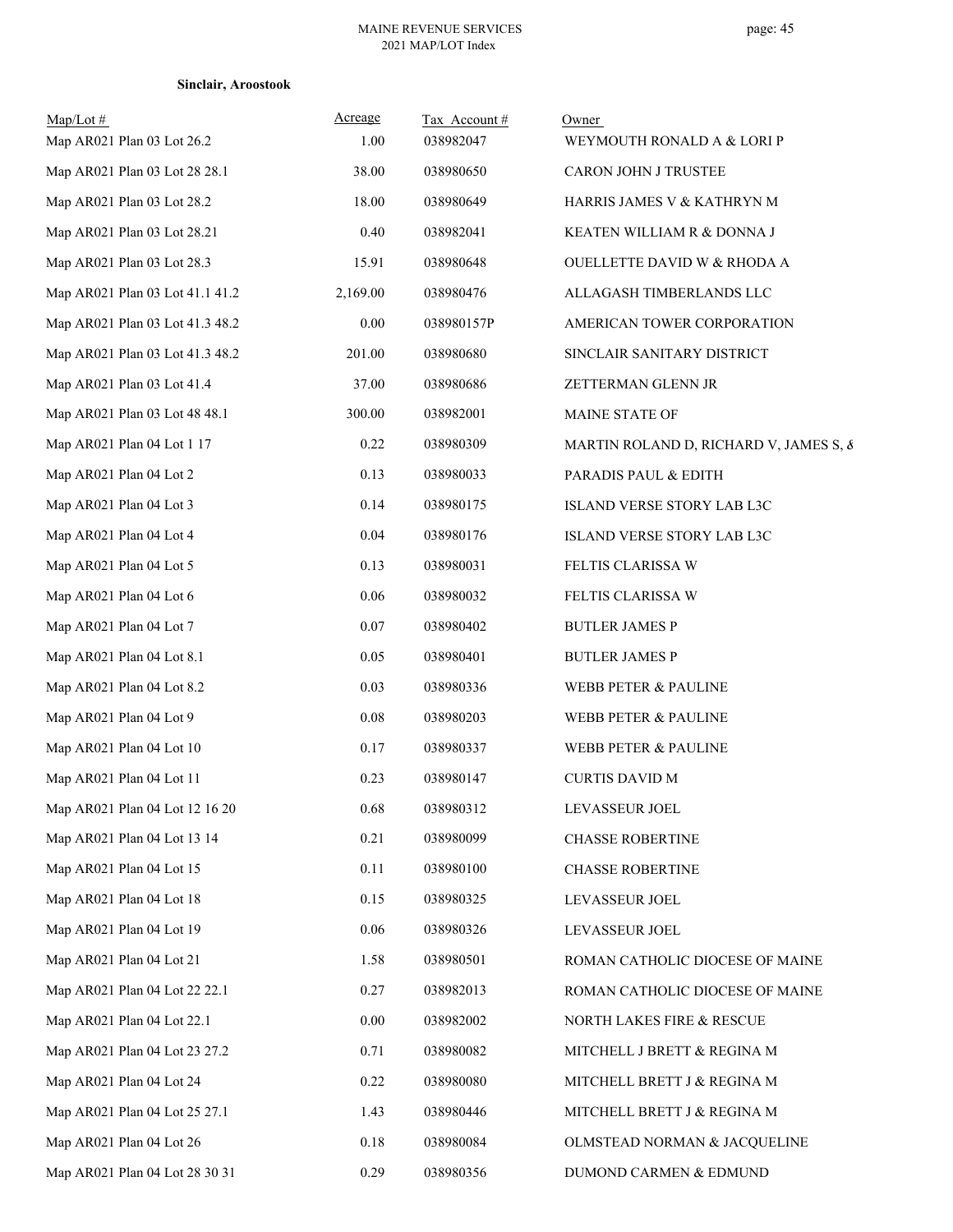**Sinclair, Aroostook**

| Map/Lot # | Acreage | Tax Account # | Owner |
|---|---|---|---|
| Map AR021 Plan 03 Lot 26.2 | 1.00 | 038982047 | WEYMOUTH RONALD A & LORI P |
| Map AR021 Plan 03 Lot 28 28.1 | 38.00 | 038980650 | CARON JOHN J TRUSTEE |
| Map AR021 Plan 03 Lot 28.2 | 18.00 | 038980649 | HARRIS JAMES V & KATHRYN M |
| Map AR021 Plan 03 Lot 28.21 | 0.40 | 038982041 | KEATEN WILLIAM R & DONNA J |
| Map AR021 Plan 03 Lot 28.3 | 15.91 | 038980648 | OUELLETTE DAVID W & RHODA A |
| Map AR021 Plan 03 Lot 41.1 41.2 | 2,169.00 | 038980476 | ALLAGASH TIMBERLANDS LLC |
| Map AR021 Plan 03 Lot 41.3 48.2 | 0.00 | 038980157P | AMERICAN TOWER CORPORATION |
| Map AR021 Plan 03 Lot 41.3 48.2 | 201.00 | 038980680 | SINCLAIR SANITARY DISTRICT |
| Map AR021 Plan 03 Lot 41.4 | 37.00 | 038980686 | ZETTERMAN GLENN JR |
| Map AR021 Plan 03 Lot 48 48.1 | 300.00 | 038982001 | MAINE STATE OF |
| Map AR021 Plan 04 Lot 1 17 | 0.22 | 038980309 | MARTIN ROLAND D, RICHARD V, JAMES S, & |
| Map AR021 Plan 04 Lot 2 | 0.13 | 038980033 | PARADIS PAUL & EDITH |
| Map AR021 Plan 04 Lot 3 | 0.14 | 038980175 | ISLAND VERSE STORY LAB L3C |
| Map AR021 Plan 04 Lot 4 | 0.04 | 038980176 | ISLAND VERSE STORY LAB L3C |
| Map AR021 Plan 04 Lot 5 | 0.13 | 038980031 | FELTIS CLARISSA W |
| Map AR021 Plan 04 Lot 6 | 0.06 | 038980032 | FELTIS CLARISSA W |
| Map AR021 Plan 04 Lot 7 | 0.07 | 038980402 | BUTLER JAMES P |
| Map AR021 Plan 04 Lot 8.1 | 0.05 | 038980401 | BUTLER JAMES P |
| Map AR021 Plan 04 Lot 8.2 | 0.03 | 038980336 | WEBB PETER & PAULINE |
| Map AR021 Plan 04 Lot 9 | 0.08 | 038980203 | WEBB PETER & PAULINE |
| Map AR021 Plan 04 Lot 10 | 0.17 | 038980337 | WEBB PETER & PAULINE |
| Map AR021 Plan 04 Lot 11 | 0.23 | 038980147 | CURTIS DAVID M |
| Map AR021 Plan 04 Lot 12 16 20 | 0.68 | 038980312 | LEVASSEUR JOEL |
| Map AR021 Plan 04 Lot 13 14 | 0.21 | 038980099 | CHASSE ROBERTINE |
| Map AR021 Plan 04 Lot 15 | 0.11 | 038980100 | CHASSE ROBERTINE |
| Map AR021 Plan 04 Lot 18 | 0.15 | 038980325 | LEVASSEUR JOEL |
| Map AR021 Plan 04 Lot 19 | 0.06 | 038980326 | LEVASSEUR JOEL |
| Map AR021 Plan 04 Lot 21 | 1.58 | 038980501 | ROMAN CATHOLIC DIOCESE OF MAINE |
| Map AR021 Plan 04 Lot 22 22.1 | 0.27 | 038982013 | ROMAN CATHOLIC DIOCESE OF MAINE |
| Map AR021 Plan 04 Lot 22.1 | 0.00 | 038982002 | NORTH LAKES FIRE & RESCUE |
| Map AR021 Plan 04 Lot 23 27.2 | 0.71 | 038980082 | MITCHELL J BRETT & REGINA M |
| Map AR021 Plan 04 Lot 24 | 0.22 | 038980080 | MITCHELL BRETT J & REGINA M |
| Map AR021 Plan 04 Lot 25 27.1 | 1.43 | 038980446 | MITCHELL BRETT J & REGINA M |
| Map AR021 Plan 04 Lot 26 | 0.18 | 038980084 | OLMSTEAD NORMAN & JACQUELINE |
| Map AR021 Plan 04 Lot 28 30 31 | 0.29 | 038980356 | DUMOND CARMEN & EDMUND |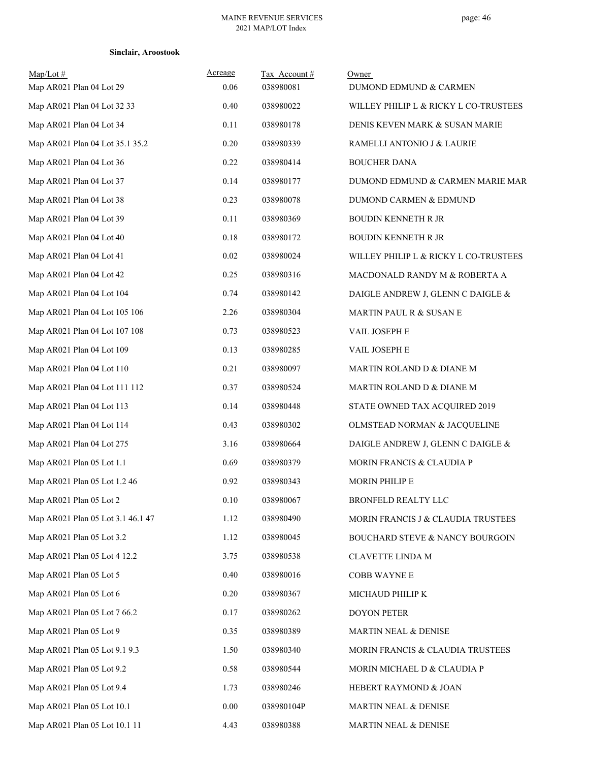**Sinclair, Aroostook**

| Map/Lot # | Acreage | Tax Account # | Owner |
|---|---|---|---|
| Map AR021 Plan 04 Lot 29 | 0.06 | 038980081 | DUMOND EDMUND & CARMEN |
| Map AR021 Plan 04 Lot 32 33 | 0.40 | 038980022 | WILLEY PHILIP L & RICKY L CO-TRUSTEES |
| Map AR021 Plan 04 Lot 34 | 0.11 | 038980178 | DENIS KEVEN MARK & SUSAN MARIE |
| Map AR021 Plan 04 Lot 35.1 35.2 | 0.20 | 038980339 | RAMELLI ANTONIO J & LAURIE |
| Map AR021 Plan 04 Lot 36 | 0.22 | 038980414 | BOUCHER DANA |
| Map AR021 Plan 04 Lot 37 | 0.14 | 038980177 | DUMOND EDMUND & CARMEN MARIE MAR |
| Map AR021 Plan 04 Lot 38 | 0.23 | 038980078 | DUMOND CARMEN & EDMUND |
| Map AR021 Plan 04 Lot 39 | 0.11 | 038980369 | BOUDIN KENNETH R JR |
| Map AR021 Plan 04 Lot 40 | 0.18 | 038980172 | BOUDIN KENNETH R JR |
| Map AR021 Plan 04 Lot 41 | 0.02 | 038980024 | WILLEY PHILIP L & RICKY L CO-TRUSTEES |
| Map AR021 Plan 04 Lot 42 | 0.25 | 038980316 | MACDONALD RANDY M & ROBERTA A |
| Map AR021 Plan 04 Lot 104 | 0.74 | 038980142 | DAIGLE ANDREW J, GLENN C DAIGLE & |
| Map AR021 Plan 04 Lot 105 106 | 2.26 | 038980304 | MARTIN PAUL R & SUSAN E |
| Map AR021 Plan 04 Lot 107 108 | 0.73 | 038980523 | VAIL JOSEPH E |
| Map AR021 Plan 04 Lot 109 | 0.13 | 038980285 | VAIL JOSEPH E |
| Map AR021 Plan 04 Lot 110 | 0.21 | 038980097 | MARTIN ROLAND D & DIANE M |
| Map AR021 Plan 04 Lot 111 112 | 0.37 | 038980524 | MARTIN ROLAND D & DIANE M |
| Map AR021 Plan 04 Lot 113 | 0.14 | 038980448 | STATE OWNED TAX ACQUIRED 2019 |
| Map AR021 Plan 04 Lot 114 | 0.43 | 038980302 | OLMSTEAD NORMAN & JACQUELINE |
| Map AR021 Plan 04 Lot 275 | 3.16 | 038980664 | DAIGLE ANDREW J, GLENN C DAIGLE & |
| Map AR021 Plan 05 Lot 1.1 | 0.69 | 038980379 | MORIN FRANCIS & CLAUDIA P |
| Map AR021 Plan 05 Lot 1.2 46 | 0.92 | 038980343 | MORIN PHILIP E |
| Map AR021 Plan 05 Lot 2 | 0.10 | 038980067 | BRONFELD REALTY LLC |
| Map AR021 Plan 05 Lot 3.1 46.1 47 | 1.12 | 038980490 | MORIN FRANCIS J & CLAUDIA TRUSTEES |
| Map AR021 Plan 05 Lot 3.2 | 1.12 | 038980045 | BOUCHARD STEVE & NANCY BOURGOIN |
| Map AR021 Plan 05 Lot 4 12.2 | 3.75 | 038980538 | CLAVETTE LINDA M |
| Map AR021 Plan 05 Lot 5 | 0.40 | 038980016 | COBB WAYNE E |
| Map AR021 Plan 05 Lot 6 | 0.20 | 038980367 | MICHAUD PHILIP K |
| Map AR021 Plan 05 Lot 7 66.2 | 0.17 | 038980262 | DOYON PETER |
| Map AR021 Plan 05 Lot 9 | 0.35 | 038980389 | MARTIN NEAL & DENISE |
| Map AR021 Plan 05 Lot 9.1 9.3 | 1.50 | 038980340 | MORIN FRANCIS & CLAUDIA TRUSTEES |
| Map AR021 Plan 05 Lot 9.2 | 0.58 | 038980544 | MORIN MICHAEL D & CLAUDIA P |
| Map AR021 Plan 05 Lot 9.4 | 1.73 | 038980246 | HEBERT RAYMOND & JOAN |
| Map AR021 Plan 05 Lot 10.1 | 0.00 | 038980104P | MARTIN NEAL & DENISE |
| Map AR021 Plan 05 Lot 10.1 11 | 4.43 | 038980388 | MARTIN NEAL & DENISE |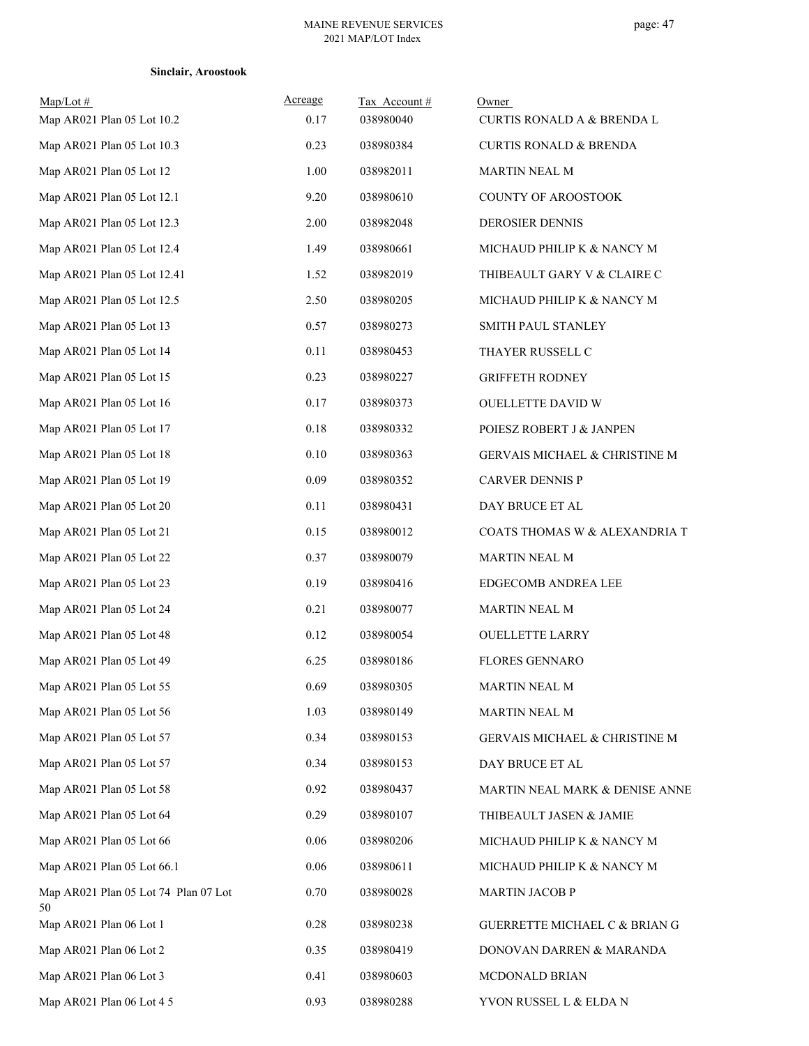**Sinclair, Aroostook**

| Map/Lot # | Acreage | Tax Account # | Owner |
|---|---|---|---|
| Map AR021 Plan 05 Lot 10.2 | 0.17 | 038980040 | CURTIS RONALD A & BRENDA L |
| Map AR021 Plan 05 Lot 10.3 | 0.23 | 038980384 | CURTIS RONALD & BRENDA |
| Map AR021 Plan 05 Lot 12 | 1.00 | 038982011 | MARTIN NEAL M |
| Map AR021 Plan 05 Lot 12.1 | 9.20 | 038980610 | COUNTY OF AROOSTOOK |
| Map AR021 Plan 05 Lot 12.3 | 2.00 | 038982048 | DEROSIER DENNIS |
| Map AR021 Plan 05 Lot 12.4 | 1.49 | 038980661 | MICHAUD PHILIP K & NANCY M |
| Map AR021 Plan 05 Lot 12.41 | 1.52 | 038982019 | THIBEAULT GARY V & CLAIRE C |
| Map AR021 Plan 05 Lot 12.5 | 2.50 | 038980205 | MICHAUD PHILIP K & NANCY M |
| Map AR021 Plan 05 Lot 13 | 0.57 | 038980273 | SMITH PAUL STANLEY |
| Map AR021 Plan 05 Lot 14 | 0.11 | 038980453 | THAYER RUSSELL C |
| Map AR021 Plan 05 Lot 15 | 0.23 | 038980227 | GRIFFETH RODNEY |
| Map AR021 Plan 05 Lot 16 | 0.17 | 038980373 | OUELLETTE DAVID W |
| Map AR021 Plan 05 Lot 17 | 0.18 | 038980332 | POIESZ ROBERT J & JANPEN |
| Map AR021 Plan 05 Lot 18 | 0.10 | 038980363 | GERVAIS MICHAEL & CHRISTINE M |
| Map AR021 Plan 05 Lot 19 | 0.09 | 038980352 | CARVER DENNIS P |
| Map AR021 Plan 05 Lot 20 | 0.11 | 038980431 | DAY BRUCE ET AL |
| Map AR021 Plan 05 Lot 21 | 0.15 | 038980012 | COATS THOMAS W & ALEXANDRIA T |
| Map AR021 Plan 05 Lot 22 | 0.37 | 038980079 | MARTIN NEAL M |
| Map AR021 Plan 05 Lot 23 | 0.19 | 038980416 | EDGECOMB ANDREA LEE |
| Map AR021 Plan 05 Lot 24 | 0.21 | 038980077 | MARTIN NEAL M |
| Map AR021 Plan 05 Lot 48 | 0.12 | 038980054 | OUELLETTE LARRY |
| Map AR021 Plan 05 Lot 49 | 6.25 | 038980186 | FLORES GENNARO |
| Map AR021 Plan 05 Lot 55 | 0.69 | 038980305 | MARTIN NEAL M |
| Map AR021 Plan 05 Lot 56 | 1.03 | 038980149 | MARTIN NEAL M |
| Map AR021 Plan 05 Lot 57 | 0.34 | 038980153 | GERVAIS MICHAEL & CHRISTINE M |
| Map AR021 Plan 05 Lot 57 | 0.34 | 038980153 | DAY BRUCE ET AL |
| Map AR021 Plan 05 Lot 58 | 0.92 | 038980437 | MARTIN NEAL MARK & DENISE ANNE |
| Map AR021 Plan 05 Lot 64 | 0.29 | 038980107 | THIBEAULT JASEN & JAMIE |
| Map AR021 Plan 05 Lot 66 | 0.06 | 038980206 | MICHAUD PHILIP K & NANCY M |
| Map AR021 Plan 05 Lot 66.1 | 0.06 | 038980611 | MICHAUD PHILIP K & NANCY M |
| Map AR021 Plan 05 Lot 74 Plan 07 Lot 50 | 0.70 | 038980028 | MARTIN JACOB P |
| Map AR021 Plan 06 Lot 1 | 0.28 | 038980238 | GUERRETTE MICHAEL C & BRIAN G |
| Map AR021 Plan 06 Lot 2 | 0.35 | 038980419 | DONOVAN DARREN & MARANDA |
| Map AR021 Plan 06 Lot 3 | 0.41 | 038980603 | MCDONALD BRIAN |
| Map AR021 Plan 06 Lot 4 5 | 0.93 | 038980288 | YVON RUSSEL L & ELDA N |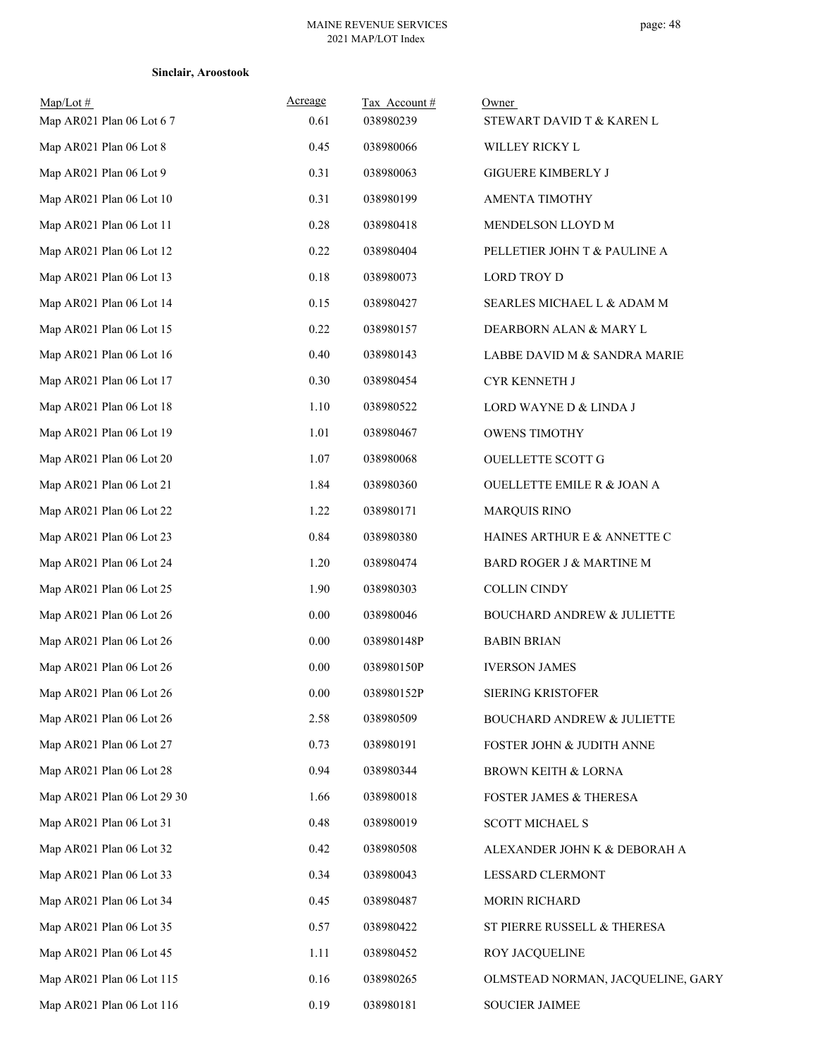**Sinclair, Aroostook**

| Map/Lot # | Acreage | Tax Account # | Owner |
|---|---|---|---|
| Map AR021 Plan 06 Lot 6 7 | 0.61 | 038980239 | STEWART DAVID T & KAREN L |
| Map AR021 Plan 06 Lot 8 | 0.45 | 038980066 | WILLEY RICKY L |
| Map AR021 Plan 06 Lot 9 | 0.31 | 038980063 | GIGUERE KIMBERLY J |
| Map AR021 Plan 06 Lot 10 | 0.31 | 038980199 | AMENTA TIMOTHY |
| Map AR021 Plan 06 Lot 11 | 0.28 | 038980418 | MENDELSON LLOYD M |
| Map AR021 Plan 06 Lot 12 | 0.22 | 038980404 | PELLETIER JOHN T & PAULINE A |
| Map AR021 Plan 06 Lot 13 | 0.18 | 038980073 | LORD TROY D |
| Map AR021 Plan 06 Lot 14 | 0.15 | 038980427 | SEARLES MICHAEL L & ADAM M |
| Map AR021 Plan 06 Lot 15 | 0.22 | 038980157 | DEARBORN ALAN & MARY L |
| Map AR021 Plan 06 Lot 16 | 0.40 | 038980143 | LABBE DAVID M & SANDRA MARIE |
| Map AR021 Plan 06 Lot 17 | 0.30 | 038980454 | CYR KENNETH J |
| Map AR021 Plan 06 Lot 18 | 1.10 | 038980522 | LORD WAYNE D & LINDA J |
| Map AR021 Plan 06 Lot 19 | 1.01 | 038980467 | OWENS TIMOTHY |
| Map AR021 Plan 06 Lot 20 | 1.07 | 038980068 | OUELLETTE SCOTT G |
| Map AR021 Plan 06 Lot 21 | 1.84 | 038980360 | OUELLETTE EMILE R & JOAN A |
| Map AR021 Plan 06 Lot 22 | 1.22 | 038980171 | MARQUIS RINO |
| Map AR021 Plan 06 Lot 23 | 0.84 | 038980380 | HAINES ARTHUR E & ANNETTE C |
| Map AR021 Plan 06 Lot 24 | 1.20 | 038980474 | BARD ROGER J & MARTINE M |
| Map AR021 Plan 06 Lot 25 | 1.90 | 038980303 | COLLIN CINDY |
| Map AR021 Plan 06 Lot 26 | 0.00 | 038980046 | BOUCHARD ANDREW & JULIETTE |
| Map AR021 Plan 06 Lot 26 | 0.00 | 038980148P | BABIN BRIAN |
| Map AR021 Plan 06 Lot 26 | 0.00 | 038980150P | IVERSON JAMES |
| Map AR021 Plan 06 Lot 26 | 0.00 | 038980152P | SIERING KRISTOFER |
| Map AR021 Plan 06 Lot 26 | 2.58 | 038980509 | BOUCHARD ANDREW & JULIETTE |
| Map AR021 Plan 06 Lot 27 | 0.73 | 038980191 | FOSTER JOHN & JUDITH ANNE |
| Map AR021 Plan 06 Lot 28 | 0.94 | 038980344 | BROWN KEITH & LORNA |
| Map AR021 Plan 06 Lot 29 30 | 1.66 | 038980018 | FOSTER JAMES & THERESA |
| Map AR021 Plan 06 Lot 31 | 0.48 | 038980019 | SCOTT MICHAEL S |
| Map AR021 Plan 06 Lot 32 | 0.42 | 038980508 | ALEXANDER JOHN K & DEBORAH A |
| Map AR021 Plan 06 Lot 33 | 0.34 | 038980043 | LESSARD CLERMONT |
| Map AR021 Plan 06 Lot 34 | 0.45 | 038980487 | MORIN RICHARD |
| Map AR021 Plan 06 Lot 35 | 0.57 | 038980422 | ST PIERRE RUSSELL & THERESA |
| Map AR021 Plan 06 Lot 45 | 1.11 | 038980452 | ROY JACQUELINE |
| Map AR021 Plan 06 Lot 115 | 0.16 | 038980265 | OLMSTEAD NORMAN, JACQUELINE, GARY |
| Map AR021 Plan 06 Lot 116 | 0.19 | 038980181 | SOUCIER JAIMEE |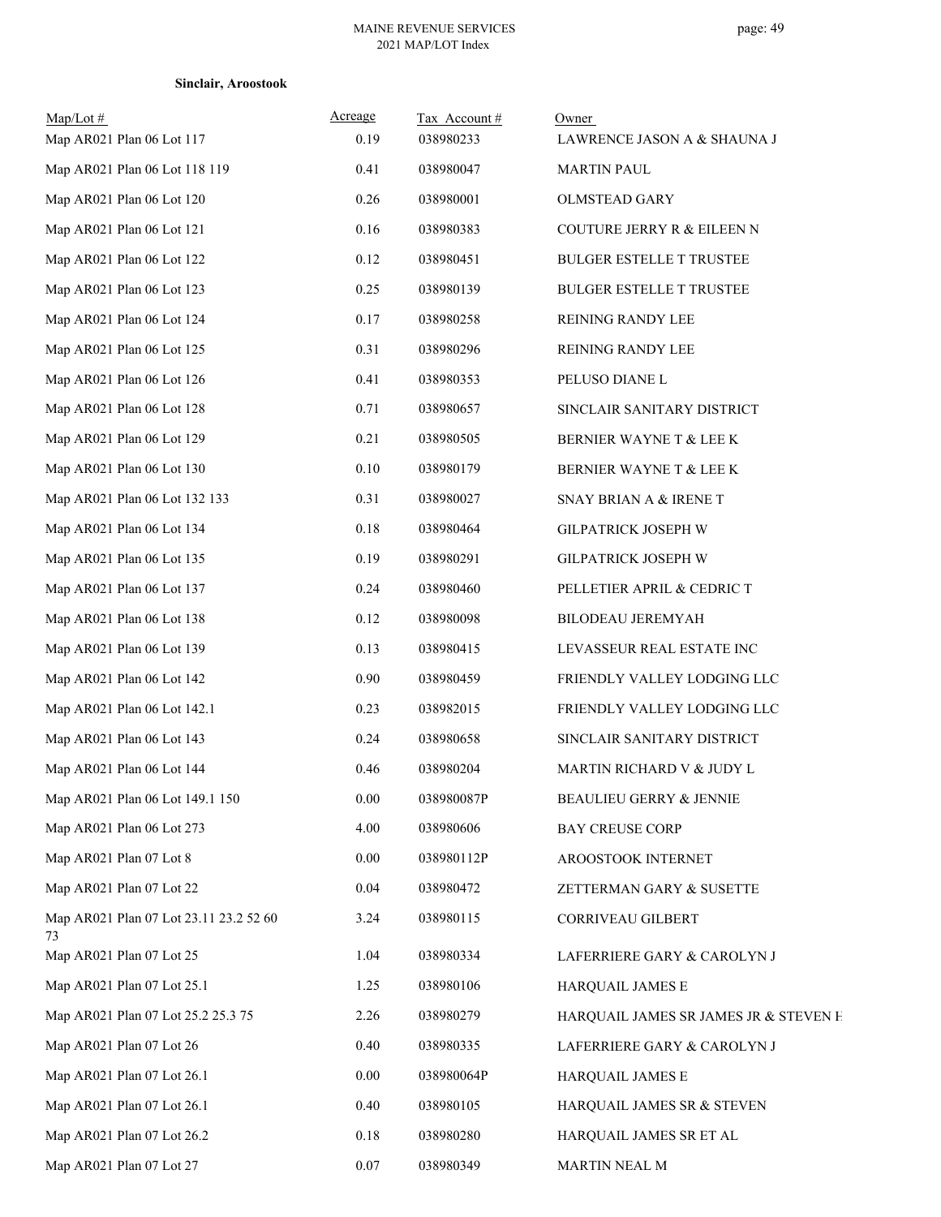**Sinclair, Aroostook**

| Map/Lot # | Acreage | Tax Account # | Owner |
|---|---|---|---|
| Map AR021 Plan 06 Lot 117 | 0.19 | 038980233 | LAWRENCE JASON A & SHAUNA J |
| Map AR021 Plan 06 Lot 118 119 | 0.41 | 038980047 | MARTIN PAUL |
| Map AR021 Plan 06 Lot 120 | 0.26 | 038980001 | OLMSTEAD GARY |
| Map AR021 Plan 06 Lot 121 | 0.16 | 038980383 | COUTURE JERRY R & EILEEN N |
| Map AR021 Plan 06 Lot 122 | 0.12 | 038980451 | BULGER ESTELLE T TRUSTEE |
| Map AR021 Plan 06 Lot 123 | 0.25 | 038980139 | BULGER ESTELLE T TRUSTEE |
| Map AR021 Plan 06 Lot 124 | 0.17 | 038980258 | REINING RANDY LEE |
| Map AR021 Plan 06 Lot 125 | 0.31 | 038980296 | REINING RANDY LEE |
| Map AR021 Plan 06 Lot 126 | 0.41 | 038980353 | PELUSO DIANE L |
| Map AR021 Plan 06 Lot 128 | 0.71 | 038980657 | SINCLAIR SANITARY DISTRICT |
| Map AR021 Plan 06 Lot 129 | 0.21 | 038980505 | BERNIER WAYNE T & LEE K |
| Map AR021 Plan 06 Lot 130 | 0.10 | 038980179 | BERNIER WAYNE T & LEE K |
| Map AR021 Plan 06 Lot 132 133 | 0.31 | 038980027 | SNAY BRIAN A & IRENE T |
| Map AR021 Plan 06 Lot 134 | 0.18 | 038980464 | GILPATRICK JOSEPH W |
| Map AR021 Plan 06 Lot 135 | 0.19 | 038980291 | GILPATRICK JOSEPH W |
| Map AR021 Plan 06 Lot 137 | 0.24 | 038980460 | PELLETIER APRIL & CEDRIC T |
| Map AR021 Plan 06 Lot 138 | 0.12 | 038980098 | BILODEAU JEREMYAH |
| Map AR021 Plan 06 Lot 139 | 0.13 | 038980415 | LEVASSEUR REAL ESTATE INC |
| Map AR021 Plan 06 Lot 142 | 0.90 | 038980459 | FRIENDLY VALLEY LODGING LLC |
| Map AR021 Plan 06 Lot 142.1 | 0.23 | 038982015 | FRIENDLY VALLEY LODGING LLC |
| Map AR021 Plan 06 Lot 143 | 0.24 | 038980658 | SINCLAIR SANITARY DISTRICT |
| Map AR021 Plan 06 Lot 144 | 0.46 | 038980204 | MARTIN RICHARD V & JUDY L |
| Map AR021 Plan 06 Lot 149.1 150 | 0.00 | 038980087P | BEAULIEU GERRY & JENNIE |
| Map AR021 Plan 06 Lot 273 | 4.00 | 038980606 | BAY CREUSE CORP |
| Map AR021 Plan 07 Lot 8 | 0.00 | 038980112P | AROOSTOOK INTERNET |
| Map AR021 Plan 07 Lot 22 | 0.04 | 038980472 | ZETTERMAN GARY & SUSETTE |
| Map AR021 Plan 07 Lot 23.11 23.2 52 60 73 | 3.24 | 038980115 | CORRIVEAU GILBERT |
| Map AR021 Plan 07 Lot 25 | 1.04 | 038980334 | LAFERRIERE GARY & CAROLYN J |
| Map AR021 Plan 07 Lot 25.1 | 1.25 | 038980106 | HARQUAIL JAMES E |
| Map AR021 Plan 07 Lot 25.2 25.3 75 | 2.26 | 038980279 | HARQUAIL JAMES SR JAMES JR & STEVEN E |
| Map AR021 Plan 07 Lot 26 | 0.40 | 038980335 | LAFERRIERE GARY & CAROLYN J |
| Map AR021 Plan 07 Lot 26.1 | 0.00 | 038980064P | HARQUAIL JAMES E |
| Map AR021 Plan 07 Lot 26.1 | 0.40 | 038980105 | HARQUAIL JAMES SR & STEVEN |
| Map AR021 Plan 07 Lot 26.2 | 0.18 | 038980280 | HARQUAIL JAMES SR ET AL |
| Map AR021 Plan 07 Lot 27 | 0.07 | 038980349 | MARTIN NEAL M |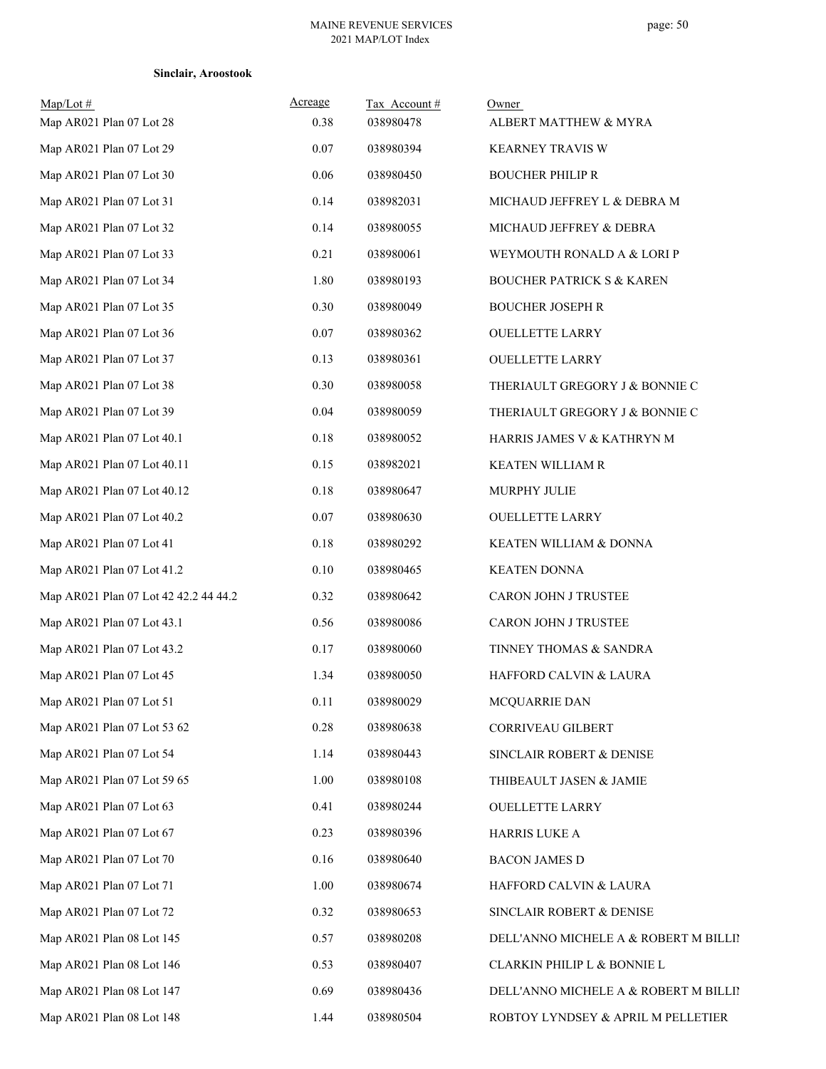**Sinclair, Aroostook**

| Map/Lot # | Acreage | Tax Account # | Owner |
|---|---|---|---|
| Map AR021 Plan 07 Lot 28 | 0.38 | 038980478 | ALBERT MATTHEW & MYRA |
| Map AR021 Plan 07 Lot 29 | 0.07 | 038980394 | KEARNEY TRAVIS W |
| Map AR021 Plan 07 Lot 30 | 0.06 | 038980450 | BOUCHER PHILIP R |
| Map AR021 Plan 07 Lot 31 | 0.14 | 038982031 | MICHAUD JEFFREY L & DEBRA M |
| Map AR021 Plan 07 Lot 32 | 0.14 | 038980055 | MICHAUD JEFFREY & DEBRA |
| Map AR021 Plan 07 Lot 33 | 0.21 | 038980061 | WEYMOUTH RONALD A & LORI P |
| Map AR021 Plan 07 Lot 34 | 1.80 | 038980193 | BOUCHER PATRICK S & KAREN |
| Map AR021 Plan 07 Lot 35 | 0.30 | 038980049 | BOUCHER JOSEPH R |
| Map AR021 Plan 07 Lot 36 | 0.07 | 038980362 | OUELLETTE LARRY |
| Map AR021 Plan 07 Lot 37 | 0.13 | 038980361 | OUELLETTE LARRY |
| Map AR021 Plan 07 Lot 38 | 0.30 | 038980058 | THERIAULT GREGORY J & BONNIE C |
| Map AR021 Plan 07 Lot 39 | 0.04 | 038980059 | THERIAULT GREGORY J & BONNIE C |
| Map AR021 Plan 07 Lot 40.1 | 0.18 | 038980052 | HARRIS JAMES V & KATHRYN M |
| Map AR021 Plan 07 Lot 40.11 | 0.15 | 038982021 | KEATEN WILLIAM R |
| Map AR021 Plan 07 Lot 40.12 | 0.18 | 038980647 | MURPHY JULIE |
| Map AR021 Plan 07 Lot 40.2 | 0.07 | 038980630 | OUELLETTE LARRY |
| Map AR021 Plan 07 Lot 41 | 0.18 | 038980292 | KEATEN WILLIAM & DONNA |
| Map AR021 Plan 07 Lot 41.2 | 0.10 | 038980465 | KEATEN DONNA |
| Map AR021 Plan 07 Lot 42 42.2 44 44.2 | 0.32 | 038980642 | CARON JOHN J TRUSTEE |
| Map AR021 Plan 07 Lot 43.1 | 0.56 | 038980086 | CARON JOHN J TRUSTEE |
| Map AR021 Plan 07 Lot 43.2 | 0.17 | 038980060 | TINNEY THOMAS & SANDRA |
| Map AR021 Plan 07 Lot 45 | 1.34 | 038980050 | HAFFORD CALVIN & LAURA |
| Map AR021 Plan 07 Lot 51 | 0.11 | 038980029 | MCQUARRIE DAN |
| Map AR021 Plan 07 Lot 53 62 | 0.28 | 038980638 | CORRIVEAU GILBERT |
| Map AR021 Plan 07 Lot 54 | 1.14 | 038980443 | SINCLAIR ROBERT & DENISE |
| Map AR021 Plan 07 Lot 59 65 | 1.00 | 038980108 | THIBEAULT JASEN & JAMIE |
| Map AR021 Plan 07 Lot 63 | 0.41 | 038980244 | OUELLETTE LARRY |
| Map AR021 Plan 07 Lot 67 | 0.23 | 038980396 | HARRIS LUKE A |
| Map AR021 Plan 07 Lot 70 | 0.16 | 038980640 | BACON JAMES D |
| Map AR021 Plan 07 Lot 71 | 1.00 | 038980674 | HAFFORD CALVIN & LAURA |
| Map AR021 Plan 07 Lot 72 | 0.32 | 038980653 | SINCLAIR ROBERT & DENISE |
| Map AR021 Plan 08 Lot 145 | 0.57 | 038980208 | DELL'ANNO MICHELE A & ROBERT M BILLI |
| Map AR021 Plan 08 Lot 146 | 0.53 | 038980407 | CLARKIN PHILIP L & BONNIE L |
| Map AR021 Plan 08 Lot 147 | 0.69 | 038980436 | DELL'ANNO MICHELE A & ROBERT M BILLI |
| Map AR021 Plan 08 Lot 148 | 1.44 | 038980504 | ROBTOY LYNDSEY & APRIL M PELLETIER |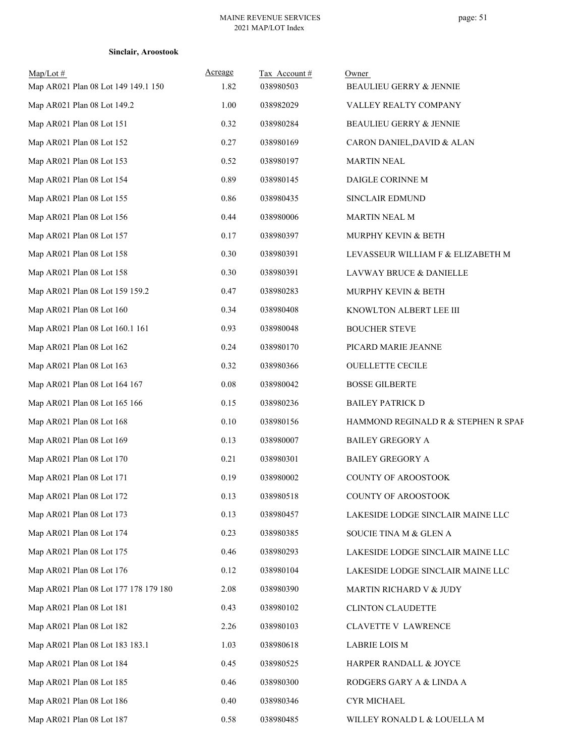**Sinclair, Aroostook**

| Map/Lot # | Acreage | Tax Account # | Owner |
|---|---|---|---|
| Map AR021 Plan 08 Lot 149 149.1 150 | 1.82 | 038980503 | BEAULIEU GERRY & JENNIE |
| Map AR021 Plan 08 Lot 149.2 | 1.00 | 038982029 | VALLEY REALTY COMPANY |
| Map AR021 Plan 08 Lot 151 | 0.32 | 038980284 | BEAULIEU GERRY & JENNIE |
| Map AR021 Plan 08 Lot 152 | 0.27 | 038980169 | CARON DANIEL,DAVID & ALAN |
| Map AR021 Plan 08 Lot 153 | 0.52 | 038980197 | MARTIN NEAL |
| Map AR021 Plan 08 Lot 154 | 0.89 | 038980145 | DAIGLE CORINNE M |
| Map AR021 Plan 08 Lot 155 | 0.86 | 038980435 | SINCLAIR EDMUND |
| Map AR021 Plan 08 Lot 156 | 0.44 | 038980006 | MARTIN NEAL M |
| Map AR021 Plan 08 Lot 157 | 0.17 | 038980397 | MURPHY KEVIN & BETH |
| Map AR021 Plan 08 Lot 158 | 0.30 | 038980391 | LEVASSEUR WILLIAM F & ELIZABETH M |
| Map AR021 Plan 08 Lot 158 | 0.30 | 038980391 | LAVWAY BRUCE & DANIELLE |
| Map AR021 Plan 08 Lot 159 159.2 | 0.47 | 038980283 | MURPHY KEVIN & BETH |
| Map AR021 Plan 08 Lot 160 | 0.34 | 038980408 | KNOWLTON ALBERT LEE III |
| Map AR021 Plan 08 Lot 160.1 161 | 0.93 | 038980048 | BOUCHER STEVE |
| Map AR021 Plan 08 Lot 162 | 0.24 | 038980170 | PICARD MARIE JEANNE |
| Map AR021 Plan 08 Lot 163 | 0.32 | 038980366 | OUELLETTE CECILE |
| Map AR021 Plan 08 Lot 164 167 | 0.08 | 038980042 | BOSSE GILBERTE |
| Map AR021 Plan 08 Lot 165 166 | 0.15 | 038980236 | BAILEY PATRICK D |
| Map AR021 Plan 08 Lot 168 | 0.10 | 038980156 | HAMMOND REGINALD R & STEPHEN R SPAF |
| Map AR021 Plan 08 Lot 169 | 0.13 | 038980007 | BAILEY GREGORY A |
| Map AR021 Plan 08 Lot 170 | 0.21 | 038980301 | BAILEY GREGORY A |
| Map AR021 Plan 08 Lot 171 | 0.19 | 038980002 | COUNTY OF AROOSTOOK |
| Map AR021 Plan 08 Lot 172 | 0.13 | 038980518 | COUNTY OF AROOSTOOK |
| Map AR021 Plan 08 Lot 173 | 0.13 | 038980457 | LAKESIDE LODGE SINCLAIR MAINE LLC |
| Map AR021 Plan 08 Lot 174 | 0.23 | 038980385 | SOUCIE TINA M & GLEN A |
| Map AR021 Plan 08 Lot 175 | 0.46 | 038980293 | LAKESIDE LODGE SINCLAIR MAINE LLC |
| Map AR021 Plan 08 Lot 176 | 0.12 | 038980104 | LAKESIDE LODGE SINCLAIR MAINE LLC |
| Map AR021 Plan 08 Lot 177 178 179 180 | 2.08 | 038980390 | MARTIN RICHARD V & JUDY |
| Map AR021 Plan 08 Lot 181 | 0.43 | 038980102 | CLINTON CLAUDETTE |
| Map AR021 Plan 08 Lot 182 | 2.26 | 038980103 | CLAVETTE V LAWRENCE |
| Map AR021 Plan 08 Lot 183 183.1 | 1.03 | 038980618 | LABRIE LOIS M |
| Map AR021 Plan 08 Lot 184 | 0.45 | 038980525 | HARPER RANDALL & JOYCE |
| Map AR021 Plan 08 Lot 185 | 0.46 | 038980300 | RODGERS GARY A & LINDA A |
| Map AR021 Plan 08 Lot 186 | 0.40 | 038980346 | CYR MICHAEL |
| Map AR021 Plan 08 Lot 187 | 0.58 | 038980485 | WILLEY RONALD L & LOUELLA M |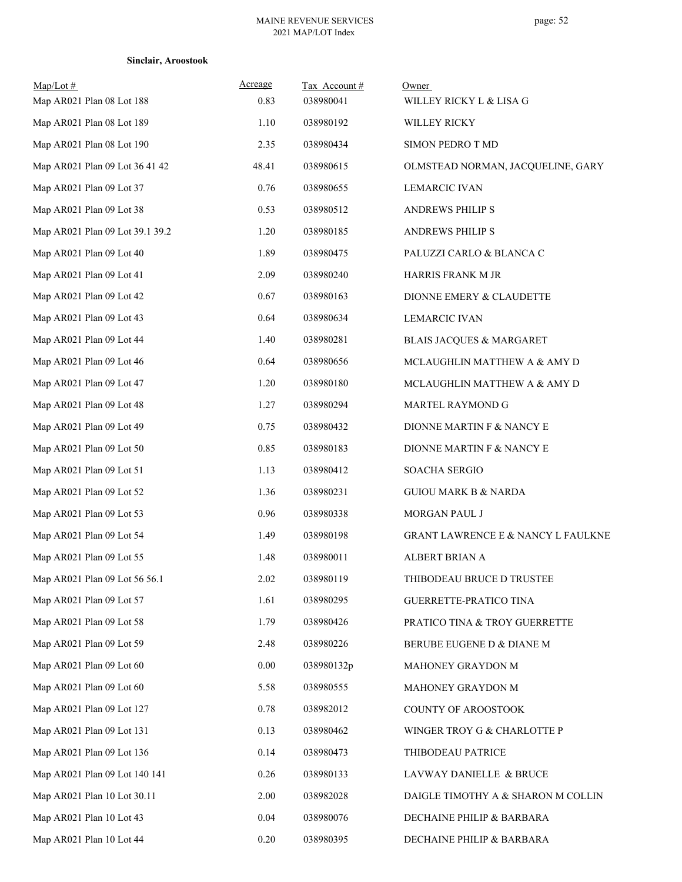**Sinclair, Aroostook**

| Map/Lot # | Acreage | Tax Account # | Owner |
|---|---|---|---|
| Map AR021 Plan 08 Lot 188 | 0.83 | 038980041 | WILLEY RICKY L & LISA G |
| Map AR021 Plan 08 Lot 189 | 1.10 | 038980192 | WILLEY RICKY |
| Map AR021 Plan 08 Lot 190 | 2.35 | 038980434 | SIMON PEDRO T MD |
| Map AR021 Plan 09 Lot 36 41 42 | 48.41 | 038980615 | OLMSTEAD NORMAN, JACQUELINE, GARY |
| Map AR021 Plan 09 Lot 37 | 0.76 | 038980655 | LEMARCIC IVAN |
| Map AR021 Plan 09 Lot 38 | 0.53 | 038980512 | ANDREWS PHILIP S |
| Map AR021 Plan 09 Lot 39.1 39.2 | 1.20 | 038980185 | ANDREWS PHILIP S |
| Map AR021 Plan 09 Lot 40 | 1.89 | 038980475 | PALUZZI CARLO & BLANCA C |
| Map AR021 Plan 09 Lot 41 | 2.09 | 038980240 | HARRIS FRANK M JR |
| Map AR021 Plan 09 Lot 42 | 0.67 | 038980163 | DIONNE EMERY & CLAUDETTE |
| Map AR021 Plan 09 Lot 43 | 0.64 | 038980634 | LEMARCIC IVAN |
| Map AR021 Plan 09 Lot 44 | 1.40 | 038980281 | BLAIS JACQUES & MARGARET |
| Map AR021 Plan 09 Lot 46 | 0.64 | 038980656 | MCLAUGHLIN MATTHEW A & AMY D |
| Map AR021 Plan 09 Lot 47 | 1.20 | 038980180 | MCLAUGHLIN MATTHEW A & AMY D |
| Map AR021 Plan 09 Lot 48 | 1.27 | 038980294 | MARTEL RAYMOND G |
| Map AR021 Plan 09 Lot 49 | 0.75 | 038980432 | DIONNE MARTIN F & NANCY E |
| Map AR021 Plan 09 Lot 50 | 0.85 | 038980183 | DIONNE MARTIN F & NANCY E |
| Map AR021 Plan 09 Lot 51 | 1.13 | 038980412 | SOACHA SERGIO |
| Map AR021 Plan 09 Lot 52 | 1.36 | 038980231 | GUIOU MARK B & NARDA |
| Map AR021 Plan 09 Lot 53 | 0.96 | 038980338 | MORGAN PAUL J |
| Map AR021 Plan 09 Lot 54 | 1.49 | 038980198 | GRANT LAWRENCE E & NANCY L FAULKNE |
| Map AR021 Plan 09 Lot 55 | 1.48 | 038980011 | ALBERT BRIAN A |
| Map AR021 Plan 09 Lot 56 56.1 | 2.02 | 038980119 | THIBODEAU BRUCE D TRUSTEE |
| Map AR021 Plan 09 Lot 57 | 1.61 | 038980295 | GUERRETTE-PRATICO TINA |
| Map AR021 Plan 09 Lot 58 | 1.79 | 038980426 | PRATICO TINA & TROY GUERRETTE |
| Map AR021 Plan 09 Lot 59 | 2.48 | 038980226 | BERUBE EUGENE D & DIANE M |
| Map AR021 Plan 09 Lot 60 | 0.00 | 038980132p | MAHONEY GRAYDON M |
| Map AR021 Plan 09 Lot 60 | 5.58 | 038980555 | MAHONEY GRAYDON M |
| Map AR021 Plan 09 Lot 127 | 0.78 | 038982012 | COUNTY OF AROOSTOOK |
| Map AR021 Plan 09 Lot 131 | 0.13 | 038980462 | WINGER TROY G & CHARLOTTE P |
| Map AR021 Plan 09 Lot 136 | 0.14 | 038980473 | THIBODEAU PATRICE |
| Map AR021 Plan 09 Lot 140 141 | 0.26 | 038980133 | LAVWAY DANIELLE & BRUCE |
| Map AR021 Plan 10 Lot 30.11 | 2.00 | 038982028 | DAIGLE TIMOTHY A & SHARON M COLLIN |
| Map AR021 Plan 10 Lot 43 | 0.04 | 038980076 | DECHAINE PHILIP & BARBARA |
| Map AR021 Plan 10 Lot 44 | 0.20 | 038980395 | DECHAINE PHILIP & BARBARA |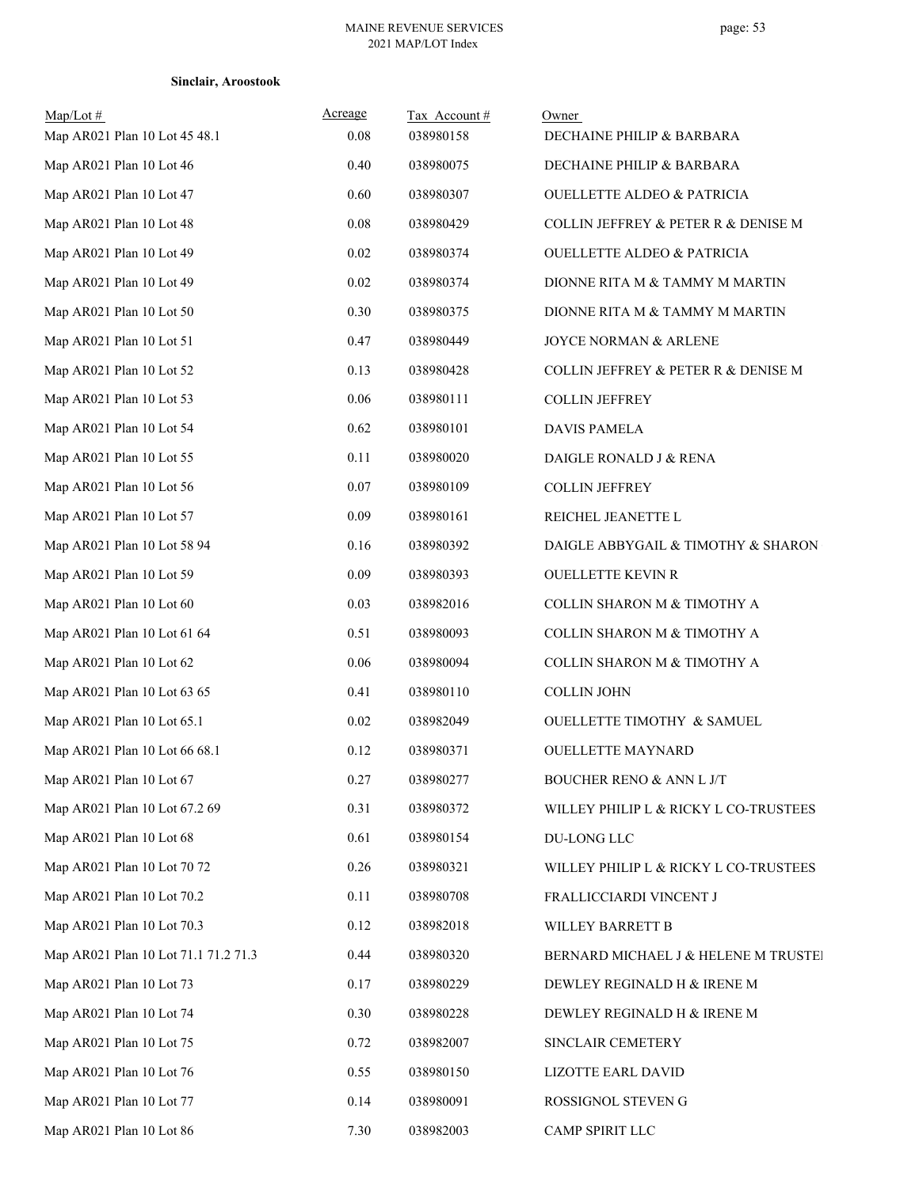**Sinclair, Aroostook**

| Map/Lot # | Acreage | Tax Account # | Owner |
|---|---|---|---|
| Map AR021 Plan 10 Lot 45 48.1 | 0.08 | 038980158 | DECHAINE PHILIP & BARBARA |
| Map AR021 Plan 10 Lot 46 | 0.40 | 038980075 | DECHAINE PHILIP & BARBARA |
| Map AR021 Plan 10 Lot 47 | 0.60 | 038980307 | OUELLETTE ALDEO & PATRICIA |
| Map AR021 Plan 10 Lot 48 | 0.08 | 038980429 | COLLIN JEFFREY & PETER R & DENISE M |
| Map AR021 Plan 10 Lot 49 | 0.02 | 038980374 | OUELLETTE ALDEO & PATRICIA |
| Map AR021 Plan 10 Lot 49 | 0.02 | 038980374 | DIONNE RITA M & TAMMY M MARTIN |
| Map AR021 Plan 10 Lot 50 | 0.30 | 038980375 | DIONNE RITA M & TAMMY M MARTIN |
| Map AR021 Plan 10 Lot 51 | 0.47 | 038980449 | JOYCE NORMAN & ARLENE |
| Map AR021 Plan 10 Lot 52 | 0.13 | 038980428 | COLLIN JEFFREY & PETER R & DENISE M |
| Map AR021 Plan 10 Lot 53 | 0.06 | 038980111 | COLLIN JEFFREY |
| Map AR021 Plan 10 Lot 54 | 0.62 | 038980101 | DAVIS PAMELA |
| Map AR021 Plan 10 Lot 55 | 0.11 | 038980020 | DAIGLE RONALD J & RENA |
| Map AR021 Plan 10 Lot 56 | 0.07 | 038980109 | COLLIN JEFFREY |
| Map AR021 Plan 10 Lot 57 | 0.09 | 038980161 | REICHEL JEANETTE L |
| Map AR021 Plan 10 Lot 58 94 | 0.16 | 038980392 | DAIGLE ABBYGAIL & TIMOTHY & SHARON |
| Map AR021 Plan 10 Lot 59 | 0.09 | 038980393 | OUELLETTE KEVIN R |
| Map AR021 Plan 10 Lot 60 | 0.03 | 038982016 | COLLIN SHARON M & TIMOTHY A |
| Map AR021 Plan 10 Lot 61 64 | 0.51 | 038980093 | COLLIN SHARON M & TIMOTHY A |
| Map AR021 Plan 10 Lot 62 | 0.06 | 038980094 | COLLIN SHARON M & TIMOTHY A |
| Map AR021 Plan 10 Lot 63 65 | 0.41 | 038980110 | COLLIN JOHN |
| Map AR021 Plan 10 Lot 65.1 | 0.02 | 038982049 | OUELLETTE TIMOTHY & SAMUEL |
| Map AR021 Plan 10 Lot 66 68.1 | 0.12 | 038980371 | OUELLETTE MAYNARD |
| Map AR021 Plan 10 Lot 67 | 0.27 | 038980277 | BOUCHER RENO & ANN L J/T |
| Map AR021 Plan 10 Lot 67.2 69 | 0.31 | 038980372 | WILLEY PHILIP L & RICKY L CO-TRUSTEES |
| Map AR021 Plan 10 Lot 68 | 0.61 | 038980154 | DU-LONG LLC |
| Map AR021 Plan 10 Lot 70 72 | 0.26 | 038980321 | WILLEY PHILIP L & RICKY L CO-TRUSTEES |
| Map AR021 Plan 10 Lot 70.2 | 0.11 | 038980708 | FRALLICCIARDI VINCENT J |
| Map AR021 Plan 10 Lot 70.3 | 0.12 | 038982018 | WILLEY BARRETT B |
| Map AR021 Plan 10 Lot 71.1 71.2 71.3 | 0.44 | 038980320 | BERNARD MICHAEL J & HELENE M TRUSTEI |
| Map AR021 Plan 10 Lot 73 | 0.17 | 038980229 | DEWLEY REGINALD H & IRENE M |
| Map AR021 Plan 10 Lot 74 | 0.30 | 038980228 | DEWLEY REGINALD H & IRENE M |
| Map AR021 Plan 10 Lot 75 | 0.72 | 038982007 | SINCLAIR CEMETERY |
| Map AR021 Plan 10 Lot 76 | 0.55 | 038980150 | LIZOTTE EARL DAVID |
| Map AR021 Plan 10 Lot 77 | 0.14 | 038980091 | ROSSIGNOL STEVEN G |
| Map AR021 Plan 10 Lot 86 | 7.30 | 038982003 | CAMP SPIRIT LLC |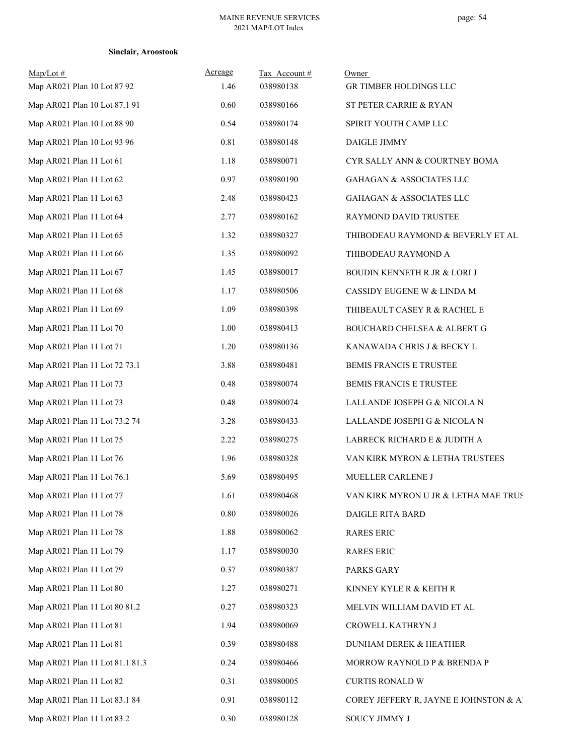**Sinclair, Aroostook**

| Map/Lot # | Acreage | Tax Account # | Owner |
|---|---|---|---|
| Map AR021 Plan 10 Lot 87 92 | 1.46 | 038980138 | GR TIMBER HOLDINGS LLC |
| Map AR021 Plan 10 Lot 87.1 91 | 0.60 | 038980166 | ST PETER CARRIE & RYAN |
| Map AR021 Plan 10 Lot 88 90 | 0.54 | 038980174 | SPIRIT YOUTH CAMP LLC |
| Map AR021 Plan 10 Lot 93 96 | 0.81 | 038980148 | DAIGLE JIMMY |
| Map AR021 Plan 11 Lot 61 | 1.18 | 038980071 | CYR SALLY ANN & COURTNEY BOMA |
| Map AR021 Plan 11 Lot 62 | 0.97 | 038980190 | GAHAGAN & ASSOCIATES LLC |
| Map AR021 Plan 11 Lot 63 | 2.48 | 038980423 | GAHAGAN & ASSOCIATES LLC |
| Map AR021 Plan 11 Lot 64 | 2.77 | 038980162 | RAYMOND DAVID TRUSTEE |
| Map AR021 Plan 11 Lot 65 | 1.32 | 038980327 | THIBODEAU RAYMOND & BEVERLY ET AL |
| Map AR021 Plan 11 Lot 66 | 1.35 | 038980092 | THIBODEAU RAYMOND A |
| Map AR021 Plan 11 Lot 67 | 1.45 | 038980017 | BOUDIN KENNETH R JR & LORI J |
| Map AR021 Plan 11 Lot 68 | 1.17 | 038980506 | CASSIDY EUGENE W & LINDA M |
| Map AR021 Plan 11 Lot 69 | 1.09 | 038980398 | THIBEAULT CASEY R & RACHEL E |
| Map AR021 Plan 11 Lot 70 | 1.00 | 038980413 | BOUCHARD CHELSEA & ALBERT G |
| Map AR021 Plan 11 Lot 71 | 1.20 | 038980136 | KANAWADA CHRIS J & BECKY L |
| Map AR021 Plan 11 Lot 72 73.1 | 3.88 | 038980481 | BEMIS FRANCIS E TRUSTEE |
| Map AR021 Plan 11 Lot 73 | 0.48 | 038980074 | BEMIS FRANCIS E TRUSTEE |
| Map AR021 Plan 11 Lot 73 | 0.48 | 038980074 | LALLANDE JOSEPH G & NICOLA N |
| Map AR021 Plan 11 Lot 73.2 74 | 3.28 | 038980433 | LALLANDE JOSEPH G & NICOLA N |
| Map AR021 Plan 11 Lot 75 | 2.22 | 038980275 | LABRECK RICHARD E & JUDITH A |
| Map AR021 Plan 11 Lot 76 | 1.96 | 038980328 | VAN KIRK MYRON & LETHA TRUSTEES |
| Map AR021 Plan 11 Lot 76.1 | 5.69 | 038980495 | MUELLER CARLENE J |
| Map AR021 Plan 11 Lot 77 | 1.61 | 038980468 | VAN KIRK MYRON U JR & LETHA MAE TRUS |
| Map AR021 Plan 11 Lot 78 | 0.80 | 038980026 | DAIGLE RITA BARD |
| Map AR021 Plan 11 Lot 78 | 1.88 | 038980062 | RARES ERIC |
| Map AR021 Plan 11 Lot 79 | 1.17 | 038980030 | RARES ERIC |
| Map AR021 Plan 11 Lot 79 | 0.37 | 038980387 | PARKS GARY |
| Map AR021 Plan 11 Lot 80 | 1.27 | 038980271 | KINNEY KYLE R & KEITH R |
| Map AR021 Plan 11 Lot 80 81.2 | 0.27 | 038980323 | MELVIN WILLIAM DAVID ET AL |
| Map AR021 Plan 11 Lot 81 | 1.94 | 038980069 | CROWELL KATHRYN J |
| Map AR021 Plan 11 Lot 81 | 0.39 | 038980488 | DUNHAM DEREK & HEATHER |
| Map AR021 Plan 11 Lot 81.1 81.3 | 0.24 | 038980466 | MORROW RAYNOLD P & BRENDA P |
| Map AR021 Plan 11 Lot 82 | 0.31 | 038980005 | CURTIS RONALD W |
| Map AR021 Plan 11 Lot 83.1 84 | 0.91 | 038980112 | COREY JEFFERY R, JAYNE E JOHNSTON & A |
| Map AR021 Plan 11 Lot 83.2 | 0.30 | 038980128 | SOUCY JIMMY J |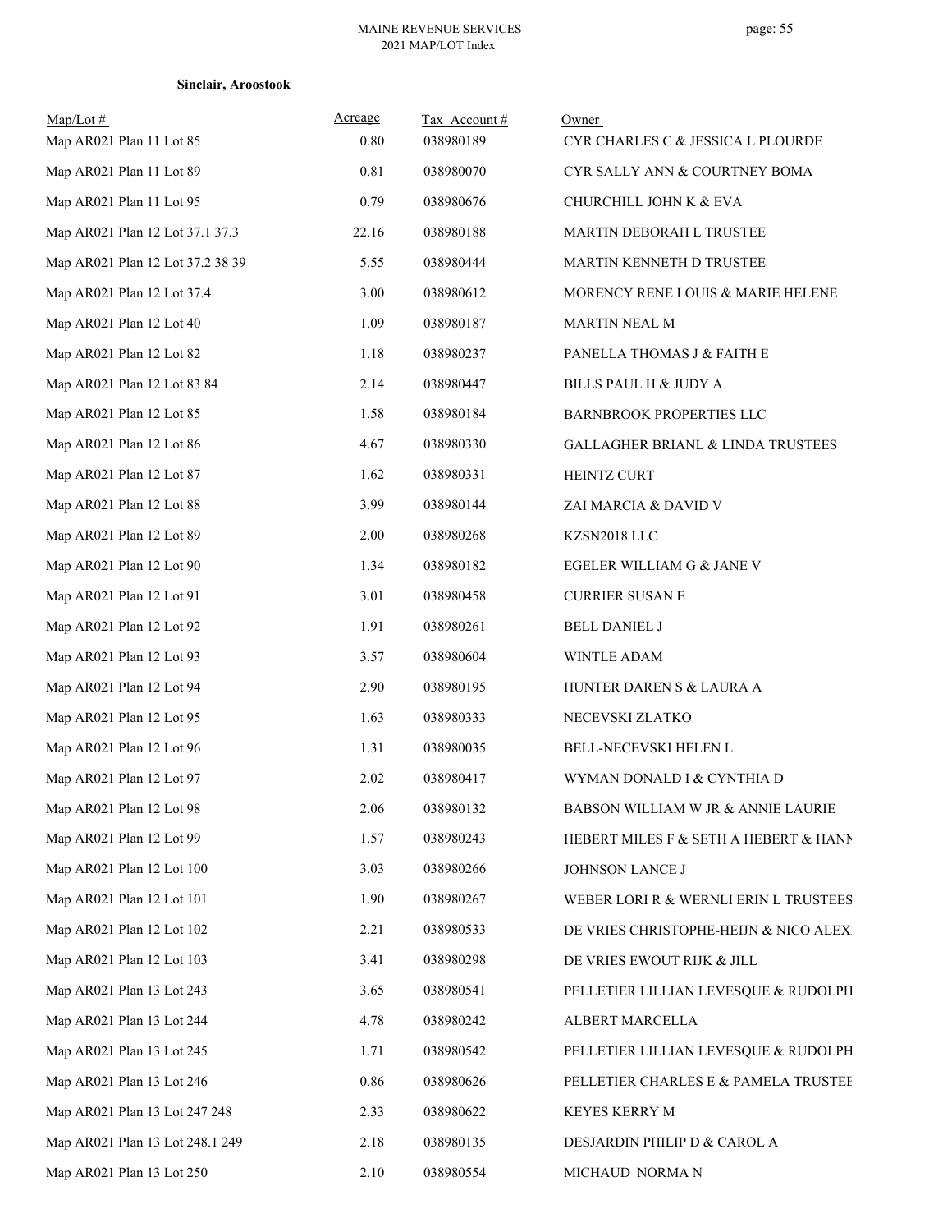**Sinclair, Aroostook**

| Map/Lot # | Acreage | Tax Account # | Owner |
|---|---|---|---|
| Map AR021 Plan 11 Lot 85 | 0.80 | 038980189 | CYR CHARLES C & JESSICA L PLOURDE |
| Map AR021 Plan 11 Lot 89 | 0.81 | 038980070 | CYR SALLY ANN & COURTNEY BOMA |
| Map AR021 Plan 11 Lot 95 | 0.79 | 038980676 | CHURCHILL JOHN K & EVA |
| Map AR021 Plan 12 Lot 37.1 37.3 | 22.16 | 038980188 | MARTIN DEBORAH L TRUSTEE |
| Map AR021 Plan 12 Lot 37.2 38 39 | 5.55 | 038980444 | MARTIN KENNETH D TRUSTEE |
| Map AR021 Plan 12 Lot 37.4 | 3.00 | 038980612 | MORENCY RENE LOUIS & MARIE HELENE |
| Map AR021 Plan 12 Lot 40 | 1.09 | 038980187 | MARTIN NEAL M |
| Map AR021 Plan 12 Lot 82 | 1.18 | 038980237 | PANELLA THOMAS J & FAITH E |
| Map AR021 Plan 12 Lot 83 84 | 2.14 | 038980447 | BILLS PAUL H & JUDY A |
| Map AR021 Plan 12 Lot 85 | 1.58 | 038980184 | BARNBROOK PROPERTIES LLC |
| Map AR021 Plan 12 Lot 86 | 4.67 | 038980330 | GALLAGHER BRIANL & LINDA TRUSTEES |
| Map AR021 Plan 12 Lot 87 | 1.62 | 038980331 | HEINTZ CURT |
| Map AR021 Plan 12 Lot 88 | 3.99 | 038980144 | ZAI MARCIA & DAVID V |
| Map AR021 Plan 12 Lot 89 | 2.00 | 038980268 | KZSN2018 LLC |
| Map AR021 Plan 12 Lot 90 | 1.34 | 038980182 | EGELER WILLIAM G & JANE V |
| Map AR021 Plan 12 Lot 91 | 3.01 | 038980458 | CURRIER SUSAN E |
| Map AR021 Plan 12 Lot 92 | 1.91 | 038980261 | BELL DANIEL J |
| Map AR021 Plan 12 Lot 93 | 3.57 | 038980604 | WINTLE ADAM |
| Map AR021 Plan 12 Lot 94 | 2.90 | 038980195 | HUNTER DAREN S & LAURA A |
| Map AR021 Plan 12 Lot 95 | 1.63 | 038980333 | NECEVSKI ZLATKO |
| Map AR021 Plan 12 Lot 96 | 1.31 | 038980035 | BELL-NECEVSKI HELEN L |
| Map AR021 Plan 12 Lot 97 | 2.02 | 038980417 | WYMAN DONALD I & CYNTHIA D |
| Map AR021 Plan 12 Lot 98 | 2.06 | 038980132 | BABSON WILLIAM W JR & ANNIE LAURIE |
| Map AR021 Plan 12 Lot 99 | 1.57 | 038980243 | HEBERT MILES F & SETH A HEBERT & HANN |
| Map AR021 Plan 12 Lot 100 | 3.03 | 038980266 | JOHNSON LANCE J |
| Map AR021 Plan 12 Lot 101 | 1.90 | 038980267 | WEBER LORI R & WERNLI ERIN L TRUSTEES |
| Map AR021 Plan 12 Lot 102 | 2.21 | 038980533 | DE VRIES CHRISTOPHE-HEIJN & NICO ALEX |
| Map AR021 Plan 12 Lot 103 | 3.41 | 038980298 | DE VRIES EWOUT RIJK & JILL |
| Map AR021 Plan 13 Lot 243 | 3.65 | 038980541 | PELLETIER LILLIAN LEVESQUE & RUDOLPH |
| Map AR021 Plan 13 Lot 244 | 4.78 | 038980242 | ALBERT MARCELLA |
| Map AR021 Plan 13 Lot 245 | 1.71 | 038980542 | PELLETIER LILLIAN LEVESQUE & RUDOLPH |
| Map AR021 Plan 13 Lot 246 | 0.86 | 038980626 | PELLETIER CHARLES E & PAMELA TRUSTEE |
| Map AR021 Plan 13 Lot 247 248 | 2.33 | 038980622 | KEYES KERRY M |
| Map AR021 Plan 13 Lot 248.1 249 | 2.18 | 038980135 | DESJARDIN PHILIP D & CAROL A |
| Map AR021 Plan 13 Lot 250 | 2.10 | 038980554 | MICHAUD NORMA N |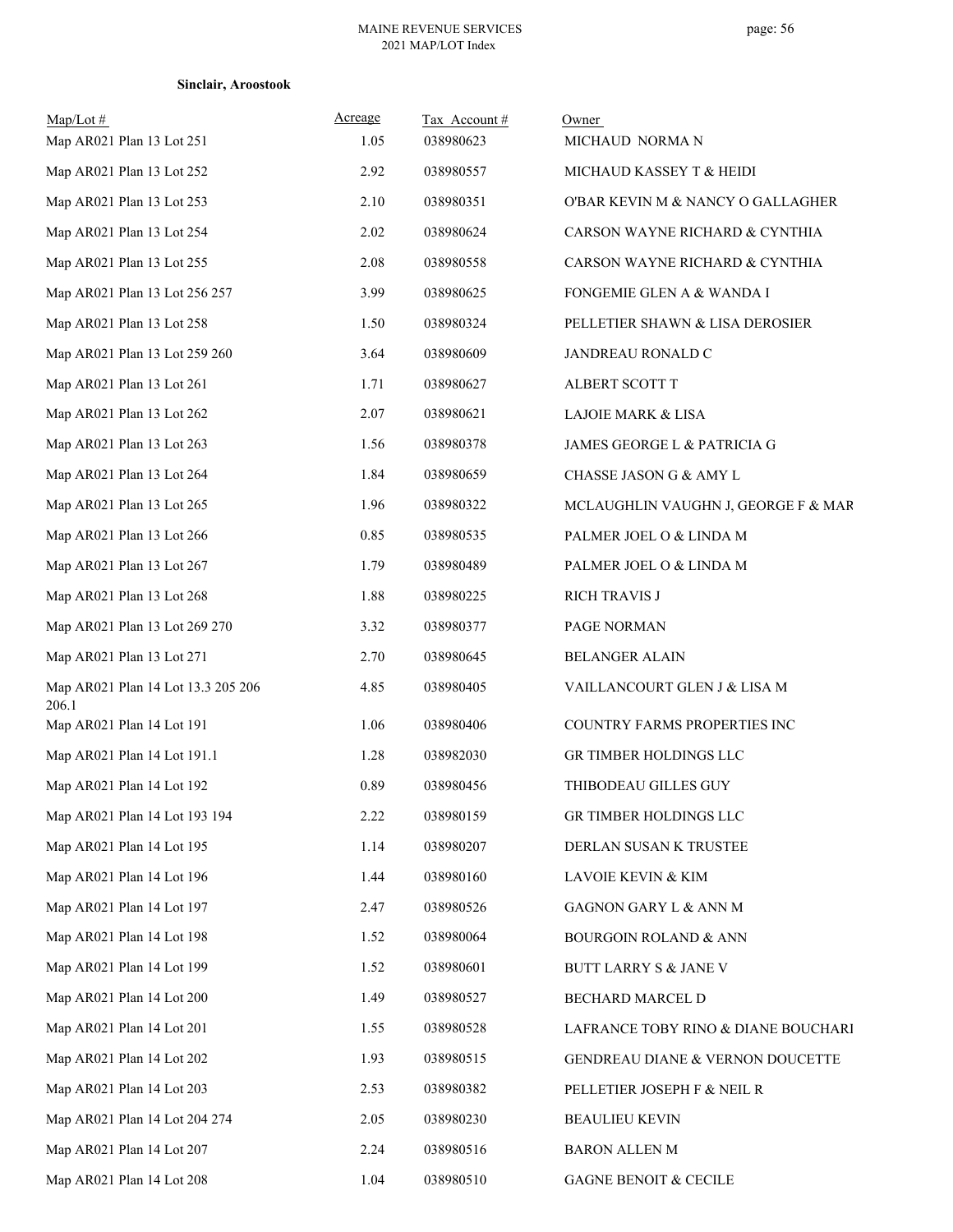**Sinclair, Aroostook**

| Map/Lot # | Acreage | Tax Account # | Owner |
|---|---|---|---|
| Map AR021 Plan 13 Lot 251 | 1.05 | 038980623 | MICHAUD NORMA N |
| Map AR021 Plan 13 Lot 252 | 2.92 | 038980557 | MICHAUD KASSEY T & HEIDI |
| Map AR021 Plan 13 Lot 253 | 2.10 | 038980351 | O'BAR KEVIN M & NANCY O GALLAGHER |
| Map AR021 Plan 13 Lot 254 | 2.02 | 038980624 | CARSON WAYNE RICHARD & CYNTHIA |
| Map AR021 Plan 13 Lot 255 | 2.08 | 038980558 | CARSON WAYNE RICHARD & CYNTHIA |
| Map AR021 Plan 13 Lot 256 257 | 3.99 | 038980625 | FONGEMIE GLEN A & WANDA I |
| Map AR021 Plan 13 Lot 258 | 1.50 | 038980324 | PELLETIER SHAWN & LISA DEROSIER |
| Map AR021 Plan 13 Lot 259 260 | 3.64 | 038980609 | JANDREAU RONALD C |
| Map AR021 Plan 13 Lot 261 | 1.71 | 038980627 | ALBERT SCOTT T |
| Map AR021 Plan 13 Lot 262 | 2.07 | 038980621 | LAJOIE MARK & LISA |
| Map AR021 Plan 13 Lot 263 | 1.56 | 038980378 | JAMES GEORGE L & PATRICIA G |
| Map AR021 Plan 13 Lot 264 | 1.84 | 038980659 | CHASSE JASON G & AMY L |
| Map AR021 Plan 13 Lot 265 | 1.96 | 038980322 | MCLAUGHLIN VAUGHN J, GEORGE F & MAR |
| Map AR021 Plan 13 Lot 266 | 0.85 | 038980535 | PALMER JOEL O & LINDA M |
| Map AR021 Plan 13 Lot 267 | 1.79 | 038980489 | PALMER JOEL O & LINDA M |
| Map AR021 Plan 13 Lot 268 | 1.88 | 038980225 | RICH TRAVIS J |
| Map AR021 Plan 13 Lot 269 270 | 3.32 | 038980377 | PAGE NORMAN |
| Map AR021 Plan 13 Lot 271 | 2.70 | 038980645 | BELANGER ALAIN |
| Map AR021 Plan 14 Lot 13.3 205 206 206.1 | 4.85 | 038980405 | VAILLANCOURT GLEN J & LISA M |
| Map AR021 Plan 14 Lot 191 | 1.06 | 038980406 | COUNTRY FARMS PROPERTIES INC |
| Map AR021 Plan 14 Lot 191.1 | 1.28 | 038982030 | GR TIMBER HOLDINGS LLC |
| Map AR021 Plan 14 Lot 192 | 0.89 | 038980456 | THIBODEAU GILLES GUY |
| Map AR021 Plan 14 Lot 193 194 | 2.22 | 038980159 | GR TIMBER HOLDINGS LLC |
| Map AR021 Plan 14 Lot 195 | 1.14 | 038980207 | DERLAN SUSAN K TRUSTEE |
| Map AR021 Plan 14 Lot 196 | 1.44 | 038980160 | LAVOIE KEVIN & KIM |
| Map AR021 Plan 14 Lot 197 | 2.47 | 038980526 | GAGNON GARY L & ANN M |
| Map AR021 Plan 14 Lot 198 | 1.52 | 038980064 | BOURGOIN ROLAND & ANN |
| Map AR021 Plan 14 Lot 199 | 1.52 | 038980601 | BUTT LARRY S & JANE V |
| Map AR021 Plan 14 Lot 200 | 1.49 | 038980527 | BECHARD MARCEL D |
| Map AR021 Plan 14 Lot 201 | 1.55 | 038980528 | LAFRANCE TOBY RINO & DIANE BOUCHARI |
| Map AR021 Plan 14 Lot 202 | 1.93 | 038980515 | GENDREAU DIANE & VERNON DOUCETTE |
| Map AR021 Plan 14 Lot 203 | 2.53 | 038980382 | PELLETIER JOSEPH F & NEIL R |
| Map AR021 Plan 14 Lot 204 274 | 2.05 | 038980230 | BEAULIEU KEVIN |
| Map AR021 Plan 14 Lot 207 | 2.24 | 038980516 | BARON ALLEN M |
| Map AR021 Plan 14 Lot 208 | 1.04 | 038980510 | GAGNE BENOIT & CECILE |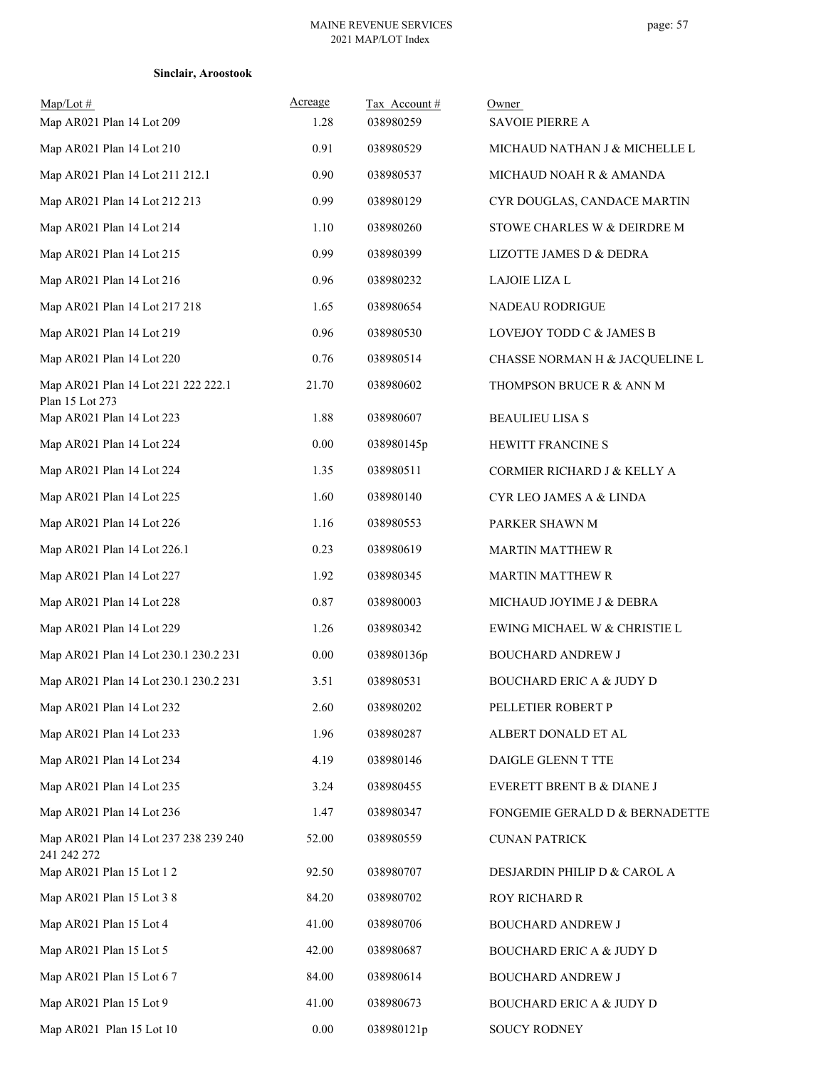**Sinclair, Aroostook**

| Map/Lot # | Acreage | Tax Account # | Owner |
|---|---|---|---|
| Map AR021 Plan 14 Lot 209 | 1.28 | 038980259 | SAVOIE PIERRE A |
| Map AR021 Plan 14 Lot 210 | 0.91 | 038980529 | MICHAUD NATHAN J & MICHELLE L |
| Map AR021 Plan 14 Lot 211 212.1 | 0.90 | 038980537 | MICHAUD NOAH R & AMANDA |
| Map AR021 Plan 14 Lot 212 213 | 0.99 | 038980129 | CYR DOUGLAS, CANDACE MARTIN |
| Map AR021 Plan 14 Lot 214 | 1.10 | 038980260 | STOWE CHARLES W & DEIRDRE M |
| Map AR021 Plan 14 Lot 215 | 0.99 | 038980399 | LIZOTTE JAMES D & DEDRA |
| Map AR021 Plan 14 Lot 216 | 0.96 | 038980232 | LAJOIE LIZA L |
| Map AR021 Plan 14 Lot 217 218 | 1.65 | 038980654 | NADEAU RODRIGUE |
| Map AR021 Plan 14 Lot 219 | 0.96 | 038980530 | LOVEJOY TODD C & JAMES B |
| Map AR021 Plan 14 Lot 220 | 0.76 | 038980514 | CHASSE NORMAN H & JACQUELINE L |
| Map AR021 Plan 14 Lot 221 222 222.1 Plan 15 Lot 273 | 21.70 | 038980602 | THOMPSON BRUCE R & ANN M |
| Map AR021 Plan 14 Lot 223 | 1.88 | 038980607 | BEAULIEU LISA S |
| Map AR021 Plan 14 Lot 224 | 0.00 | 038980145p | HEWITT FRANCINE S |
| Map AR021 Plan 14 Lot 224 | 1.35 | 038980511 | CORMIER RICHARD J & KELLY A |
| Map AR021 Plan 14 Lot 225 | 1.60 | 038980140 | CYR LEO JAMES A & LINDA |
| Map AR021 Plan 14 Lot 226 | 1.16 | 038980553 | PARKER SHAWN M |
| Map AR021 Plan 14 Lot 226.1 | 0.23 | 038980619 | MARTIN MATTHEW R |
| Map AR021 Plan 14 Lot 227 | 1.92 | 038980345 | MARTIN MATTHEW R |
| Map AR021 Plan 14 Lot 228 | 0.87 | 038980003 | MICHAUD JOYIME J & DEBRA |
| Map AR021 Plan 14 Lot 229 | 1.26 | 038980342 | EWING MICHAEL W & CHRISTIE L |
| Map AR021 Plan 14 Lot 230.1 230.2 231 | 0.00 | 038980136p | BOUCHARD ANDREW J |
| Map AR021 Plan 14 Lot 230.1 230.2 231 | 3.51 | 038980531 | BOUCHARD ERIC A & JUDY D |
| Map AR021 Plan 14 Lot 232 | 2.60 | 038980202 | PELLETIER ROBERT P |
| Map AR021 Plan 14 Lot 233 | 1.96 | 038980287 | ALBERT DONALD ET AL |
| Map AR021 Plan 14 Lot 234 | 4.19 | 038980146 | DAIGLE GLENN T TTE |
| Map AR021 Plan 14 Lot 235 | 3.24 | 038980455 | EVERETT BRENT B & DIANE J |
| Map AR021 Plan 14 Lot 236 | 1.47 | 038980347 | FONGEMIE GERALD D & BERNADETTE |
| Map AR021 Plan 14 Lot 237 238 239 240 241 242 272 | 52.00 | 038980559 | CUNAN PATRICK |
| Map AR021 Plan 15 Lot 1 2 | 92.50 | 038980707 | DESJARDIN PHILIP D & CAROL A |
| Map AR021 Plan 15 Lot 3 8 | 84.20 | 038980702 | ROY RICHARD R |
| Map AR021 Plan 15 Lot 4 | 41.00 | 038980706 | BOUCHARD ANDREW J |
| Map AR021 Plan 15 Lot 5 | 42.00 | 038980687 | BOUCHARD ERIC A & JUDY D |
| Map AR021 Plan 15 Lot 6 7 | 84.00 | 038980614 | BOUCHARD ANDREW J |
| Map AR021 Plan 15 Lot 9 | 41.00 | 038980673 | BOUCHARD ERIC A & JUDY D |
| Map AR021 Plan 15 Lot 10 | 0.00 | 038980121p | SOUCY RODNEY |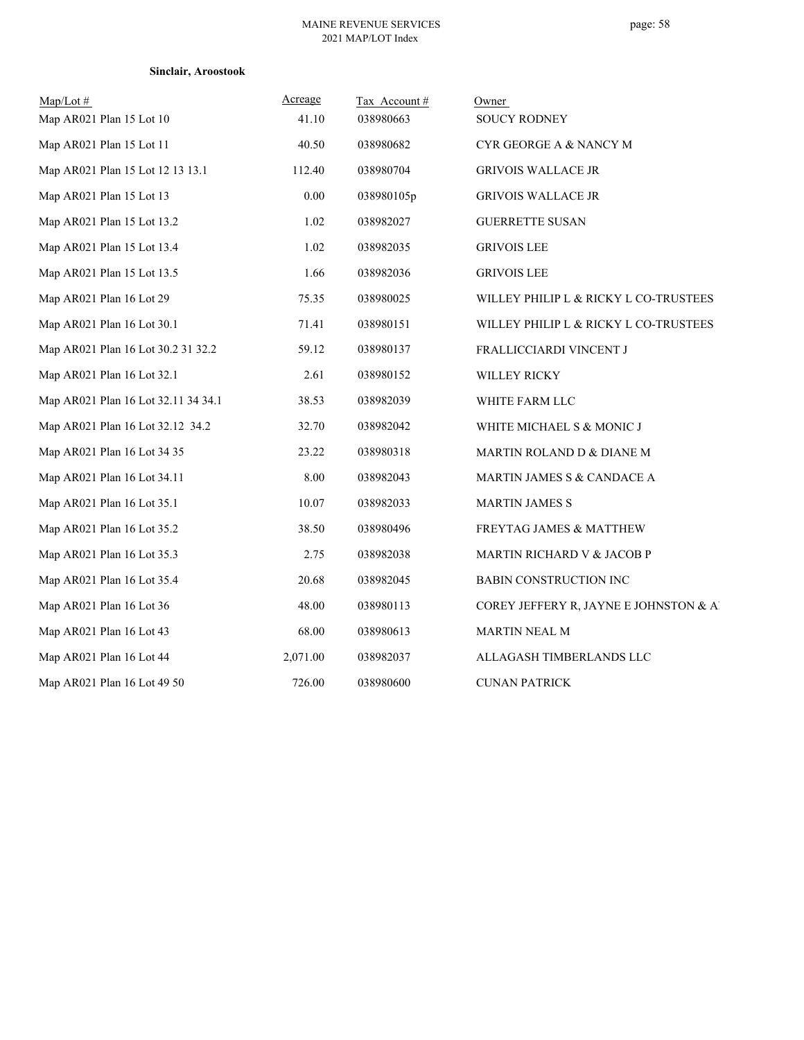**Sinclair, Aroostook**

| Map/Lot # | Acreage | Tax Account # | Owner |
|---|---|---|---|
| Map AR021 Plan 15 Lot 10 | 41.10 | 038980663 | SOUCY RODNEY |
| Map AR021 Plan 15 Lot 11 | 40.50 | 038980682 | CYR GEORGE A & NANCY M |
| Map AR021 Plan 15 Lot 12 13 13.1 | 112.40 | 038980704 | GRIVOIS WALLACE JR |
| Map AR021 Plan 15 Lot 13 | 0.00 | 038980105p | GRIVOIS WALLACE JR |
| Map AR021 Plan 15 Lot 13.2 | 1.02 | 038982027 | GUERRETTE SUSAN |
| Map AR021 Plan 15 Lot 13.4 | 1.02 | 038982035 | GRIVOIS LEE |
| Map AR021 Plan 15 Lot 13.5 | 1.66 | 038982036 | GRIVOIS LEE |
| Map AR021 Plan 16 Lot 29 | 75.35 | 038980025 | WILLEY PHILIP L & RICKY L CO-TRUSTEES |
| Map AR021 Plan 16 Lot 30.1 | 71.41 | 038980151 | WILLEY PHILIP L & RICKY L CO-TRUSTEES |
| Map AR021 Plan 16 Lot 30.2 31 32.2 | 59.12 | 038980137 | FRALLICCIARDI VINCENT J |
| Map AR021 Plan 16 Lot 32.1 | 2.61 | 038980152 | WILLEY RICKY |
| Map AR021 Plan 16 Lot 32.11 34 34.1 | 38.53 | 038982039 | WHITE FARM LLC |
| Map AR021 Plan 16 Lot 32.12 34.2 | 32.70 | 038982042 | WHITE MICHAEL S & MONIC J |
| Map AR021 Plan 16 Lot 34 35 | 23.22 | 038980318 | MARTIN ROLAND D & DIANE M |
| Map AR021 Plan 16 Lot 34.11 | 8.00 | 038982043 | MARTIN JAMES S & CANDACE A |
| Map AR021 Plan 16 Lot 35.1 | 10.07 | 038982033 | MARTIN JAMES S |
| Map AR021 Plan 16 Lot 35.2 | 38.50 | 038980496 | FREYTAG JAMES & MATTHEW |
| Map AR021 Plan 16 Lot 35.3 | 2.75 | 038982038 | MARTIN RICHARD V & JACOB P |
| Map AR021 Plan 16 Lot 35.4 | 20.68 | 038982045 | BABIN CONSTRUCTION INC |
| Map AR021 Plan 16 Lot 36 | 48.00 | 038980113 | COREY JEFFERY R, JAYNE E JOHNSTON & A |
| Map AR021 Plan 16 Lot 43 | 68.00 | 038980613 | MARTIN NEAL M |
| Map AR021 Plan 16 Lot 44 | 2,071.00 | 038982037 | ALLAGASH TIMBERLANDS LLC |
| Map AR021 Plan 16 Lot 49 50 | 726.00 | 038980600 | CUNAN PATRICK |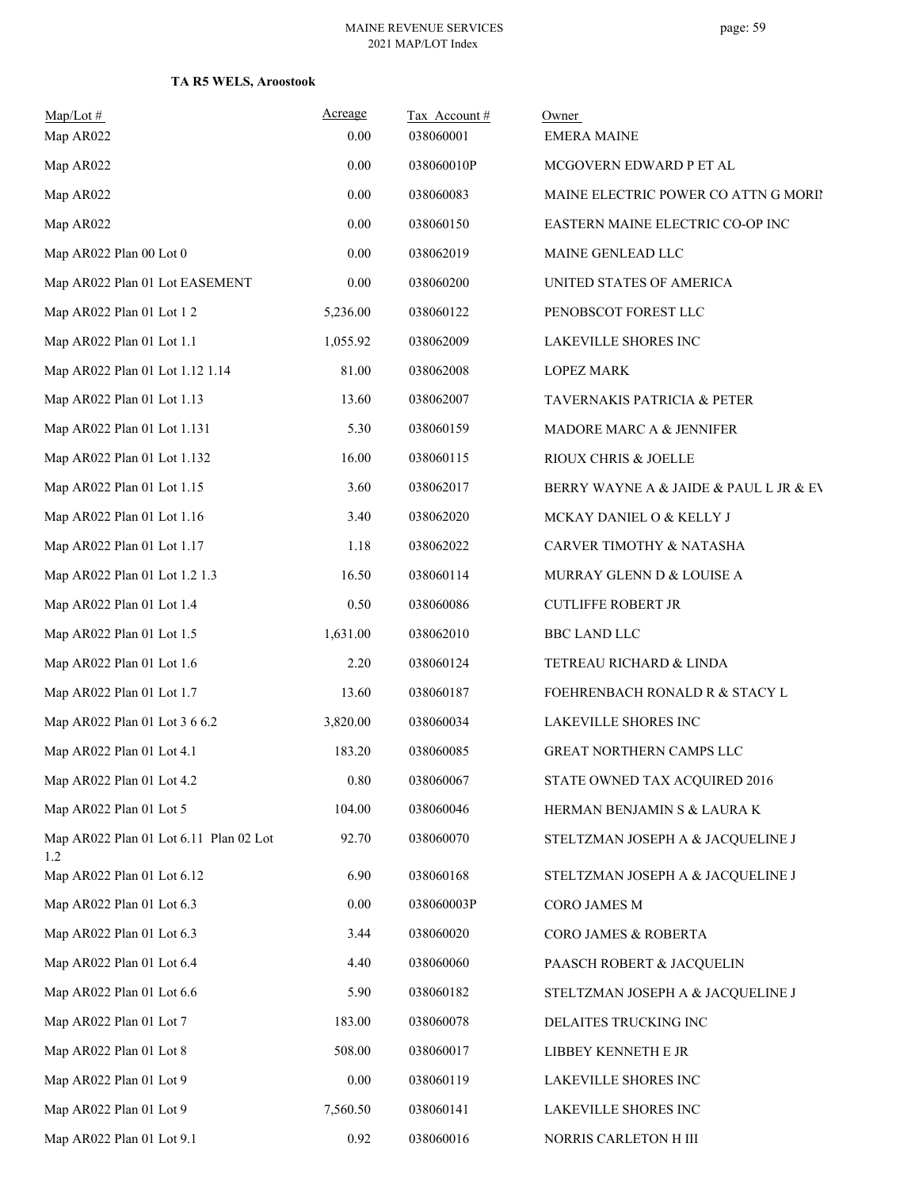**TA R5 WELS, Aroostook**

| Map/Lot # | Acreage | Tax Account # | Owner |
|---|---|---|---|
| Map AR022 | 0.00 | 038060001 | EMERA MAINE |
| Map AR022 | 0.00 | 038060010P | MCGOVERN EDWARD P ET AL |
| Map AR022 | 0.00 | 038060083 | MAINE ELECTRIC POWER CO ATTN G MORIN |
| Map AR022 | 0.00 | 038060150 | EASTERN MAINE ELECTRIC CO-OP INC |
| Map AR022 Plan 00 Lot 0 | 0.00 | 038062019 | MAINE GENLEAD LLC |
| Map AR022 Plan 01 Lot EASEMENT | 0.00 | 038060200 | UNITED STATES OF AMERICA |
| Map AR022 Plan 01 Lot 1 2 | 5,236.00 | 038060122 | PENOBSCOT FOREST LLC |
| Map AR022 Plan 01 Lot 1.1 | 1,055.92 | 038062009 | LAKEVILLE SHORES INC |
| Map AR022 Plan 01 Lot 1.12 1.14 | 81.00 | 038062008 | LOPEZ MARK |
| Map AR022 Plan 01 Lot 1.13 | 13.60 | 038062007 | TAVERNAKIS PATRICIA & PETER |
| Map AR022 Plan 01 Lot 1.131 | 5.30 | 038060159 | MADORE MARC A & JENNIFER |
| Map AR022 Plan 01 Lot 1.132 | 16.00 | 038060115 | RIOUX CHRIS & JOELLE |
| Map AR022 Plan 01 Lot 1.15 | 3.60 | 038062017 | BERRY WAYNE A & JAIDE & PAUL L JR & EV |
| Map AR022 Plan 01 Lot 1.16 | 3.40 | 038062020 | MCKAY DANIEL O & KELLY J |
| Map AR022 Plan 01 Lot 1.17 | 1.18 | 038062022 | CARVER TIMOTHY & NATASHA |
| Map AR022 Plan 01 Lot 1.2 1.3 | 16.50 | 038060114 | MURRAY GLENN D & LOUISE A |
| Map AR022 Plan 01 Lot 1.4 | 0.50 | 038060086 | CUTLIFFE ROBERT JR |
| Map AR022 Plan 01 Lot 1.5 | 1,631.00 | 038062010 | BBC LAND LLC |
| Map AR022 Plan 01 Lot 1.6 | 2.20 | 038060124 | TETREAU RICHARD & LINDA |
| Map AR022 Plan 01 Lot 1.7 | 13.60 | 038060187 | FOEHRENBACH RONALD R & STACY L |
| Map AR022 Plan 01 Lot 3 6 6.2 | 3,820.00 | 038060034 | LAKEVILLE SHORES INC |
| Map AR022 Plan 01 Lot 4.1 | 183.20 | 038060085 | GREAT NORTHERN CAMPS LLC |
| Map AR022 Plan 01 Lot 4.2 | 0.80 | 038060067 | STATE OWNED TAX ACQUIRED 2016 |
| Map AR022 Plan 01 Lot 5 | 104.00 | 038060046 | HERMAN BENJAMIN S & LAURA K |
| Map AR022 Plan 01 Lot 6.11 Plan 02 Lot 1.2 | 92.70 | 038060070 | STELTZMAN JOSEPH A & JACQUELINE J |
| Map AR022 Plan 01 Lot 6.12 | 6.90 | 038060168 | STELTZMAN JOSEPH A & JACQUELINE J |
| Map AR022 Plan 01 Lot 6.3 | 0.00 | 038060003P | CORO JAMES M |
| Map AR022 Plan 01 Lot 6.3 | 3.44 | 038060020 | CORO JAMES & ROBERTA |
| Map AR022 Plan 01 Lot 6.4 | 4.40 | 038060060 | PAASCH ROBERT & JACQUELIN |
| Map AR022 Plan 01 Lot 6.6 | 5.90 | 038060182 | STELTZMAN JOSEPH A & JACQUELINE J |
| Map AR022 Plan 01 Lot 7 | 183.00 | 038060078 | DELAITES TRUCKING INC |
| Map AR022 Plan 01 Lot 8 | 508.00 | 038060017 | LIBBEY KENNETH E JR |
| Map AR022 Plan 01 Lot 9 | 0.00 | 038060119 | LAKEVILLE SHORES INC |
| Map AR022 Plan 01 Lot 9 | 7,560.50 | 038060141 | LAKEVILLE SHORES INC |
| Map AR022 Plan 01 Lot 9.1 | 0.92 | 038060016 | NORRIS CARLETON H III |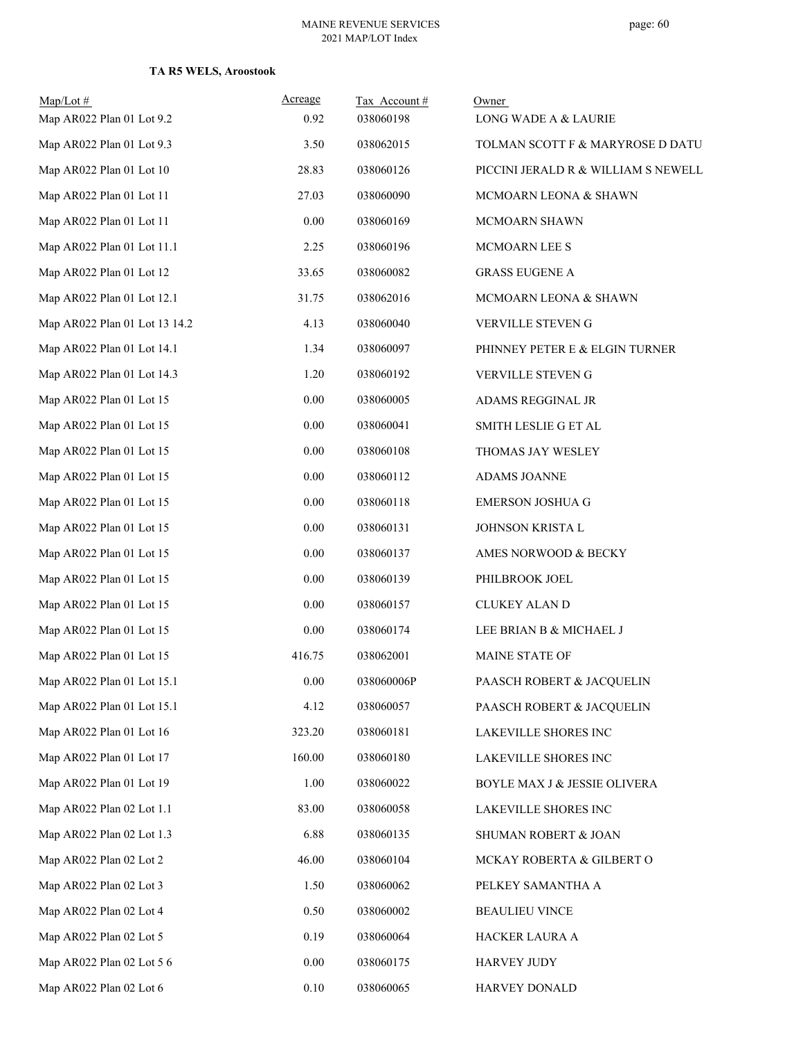**TA R5 WELS, Aroostook**

| Map/Lot # | Acreage | Tax Account # | Owner |
|---|---|---|---|
| Map AR022 Plan 01 Lot 9.2 | 0.92 | 038060198 | LONG WADE A & LAURIE |
| Map AR022 Plan 01 Lot 9.3 | 3.50 | 038062015 | TOLMAN SCOTT F & MARYROSE D DATU |
| Map AR022 Plan 01 Lot 10 | 28.83 | 038060126 | PICCINI JERALD R & WILLIAM S NEWELL |
| Map AR022 Plan 01 Lot 11 | 27.03 | 038060090 | MCMOARN LEONA & SHAWN |
| Map AR022 Plan 01 Lot 11 | 0.00 | 038060169 | MCMOARN SHAWN |
| Map AR022 Plan 01 Lot 11.1 | 2.25 | 038060196 | MCMOARN LEE S |
| Map AR022 Plan 01 Lot 12 | 33.65 | 038060082 | GRASS EUGENE A |
| Map AR022 Plan 01 Lot 12.1 | 31.75 | 038062016 | MCMOARN LEONA & SHAWN |
| Map AR022 Plan 01 Lot 13 14.2 | 4.13 | 038060040 | VERVILLE STEVEN G |
| Map AR022 Plan 01 Lot 14.1 | 1.34 | 038060097 | PHINNEY PETER E & ELGIN TURNER |
| Map AR022 Plan 01 Lot 14.3 | 1.20 | 038060192 | VERVILLE STEVEN G |
| Map AR022 Plan 01 Lot 15 | 0.00 | 038060005 | ADAMS REGGINAL JR |
| Map AR022 Plan 01 Lot 15 | 0.00 | 038060041 | SMITH LESLIE G ET AL |
| Map AR022 Plan 01 Lot 15 | 0.00 | 038060108 | THOMAS JAY WESLEY |
| Map AR022 Plan 01 Lot 15 | 0.00 | 038060112 | ADAMS JOANNE |
| Map AR022 Plan 01 Lot 15 | 0.00 | 038060118 | EMERSON JOSHUA G |
| Map AR022 Plan 01 Lot 15 | 0.00 | 038060131 | JOHNSON KRISTA L |
| Map AR022 Plan 01 Lot 15 | 0.00 | 038060137 | AMES NORWOOD & BECKY |
| Map AR022 Plan 01 Lot 15 | 0.00 | 038060139 | PHILBROOK JOEL |
| Map AR022 Plan 01 Lot 15 | 0.00 | 038060157 | CLUKEY ALAN D |
| Map AR022 Plan 01 Lot 15 | 0.00 | 038060174 | LEE BRIAN B & MICHAEL J |
| Map AR022 Plan 01 Lot 15 | 416.75 | 038062001 | MAINE STATE OF |
| Map AR022 Plan 01 Lot 15.1 | 0.00 | 038060006P | PAASCH ROBERT & JACQUELIN |
| Map AR022 Plan 01 Lot 15.1 | 4.12 | 038060057 | PAASCH ROBERT & JACQUELIN |
| Map AR022 Plan 01 Lot 16 | 323.20 | 038060181 | LAKEVILLE SHORES INC |
| Map AR022 Plan 01 Lot 17 | 160.00 | 038060180 | LAKEVILLE SHORES INC |
| Map AR022 Plan 01 Lot 19 | 1.00 | 038060022 | BOYLE MAX J & JESSIE OLIVERA |
| Map AR022 Plan 02 Lot 1.1 | 83.00 | 038060058 | LAKEVILLE SHORES INC |
| Map AR022 Plan 02 Lot 1.3 | 6.88 | 038060135 | SHUMAN ROBERT & JOAN |
| Map AR022 Plan 02 Lot 2 | 46.00 | 038060104 | MCKAY ROBERTA & GILBERT O |
| Map AR022 Plan 02 Lot 3 | 1.50 | 038060062 | PELKEY SAMANTHA A |
| Map AR022 Plan 02 Lot 4 | 0.50 | 038060002 | BEAULIEU VINCE |
| Map AR022 Plan 02 Lot 5 | 0.19 | 038060064 | HACKER LAURA A |
| Map AR022 Plan 02 Lot 5 6 | 0.00 | 038060175 | HARVEY JUDY |
| Map AR022 Plan 02 Lot 6 | 0.10 | 038060065 | HARVEY DONALD |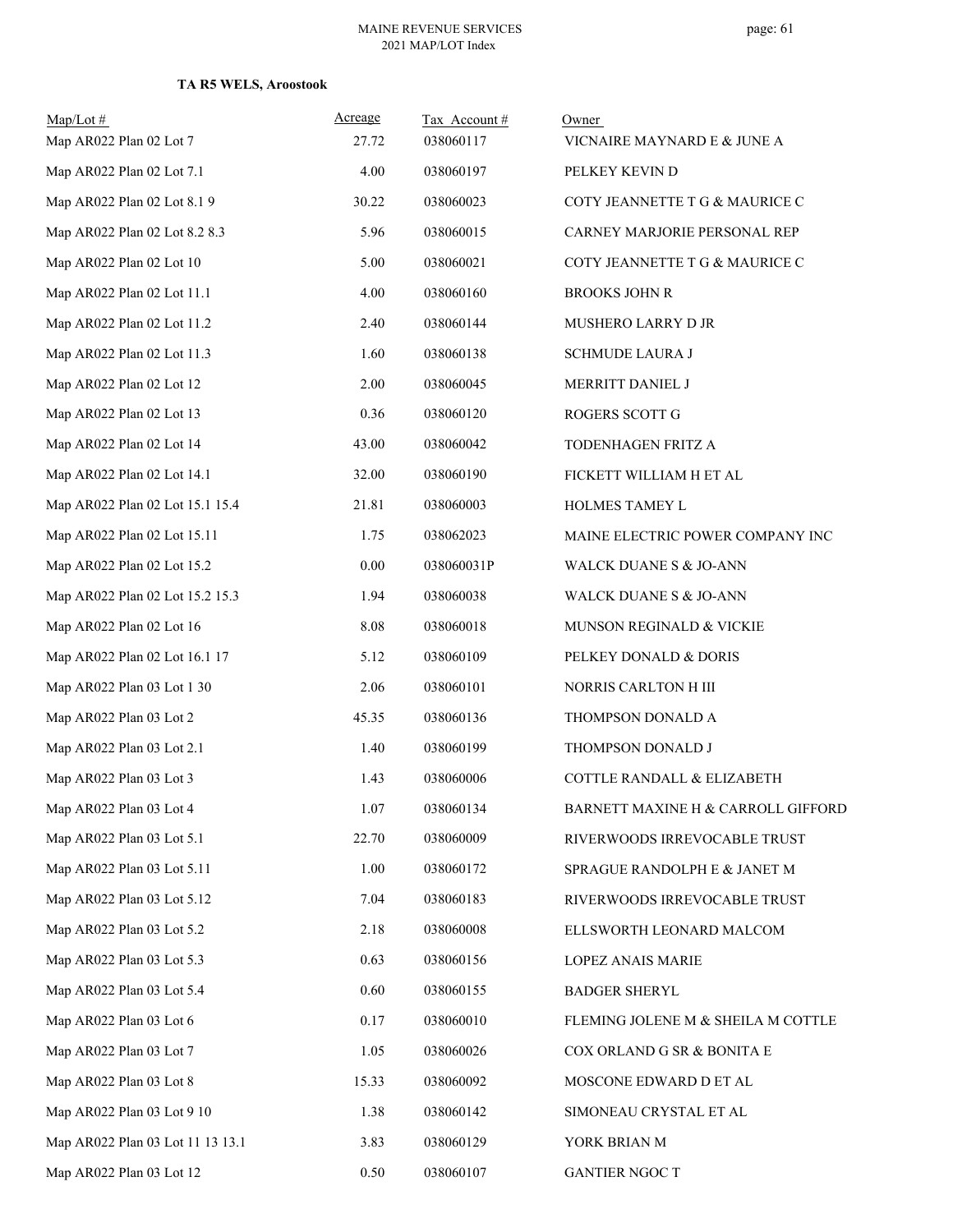**TA R5 WELS, Aroostook**

| Map/Lot # | Acreage | Tax Account # | Owner |
|---|---|---|---|
| Map AR022 Plan 02 Lot 7 | 27.72 | 038060117 | VICNAIRE MAYNARD E & JUNE A |
| Map AR022 Plan 02 Lot 7.1 | 4.00 | 038060197 | PELKEY KEVIN D |
| Map AR022 Plan 02 Lot 8.1 9 | 30.22 | 038060023 | COTY JEANNETTE T G & MAURICE C |
| Map AR022 Plan 02 Lot 8.2 8.3 | 5.96 | 038060015 | CARNEY MARJORIE PERSONAL REP |
| Map AR022 Plan 02 Lot 10 | 5.00 | 038060021 | COTY JEANNETTE T G & MAURICE C |
| Map AR022 Plan 02 Lot 11.1 | 4.00 | 038060160 | BROOKS JOHN R |
| Map AR022 Plan 02 Lot 11.2 | 2.40 | 038060144 | MUSHERO LARRY D JR |
| Map AR022 Plan 02 Lot 11.3 | 1.60 | 038060138 | SCHMUDE LAURA J |
| Map AR022 Plan 02 Lot 12 | 2.00 | 038060045 | MERRITT DANIEL J |
| Map AR022 Plan 02 Lot 13 | 0.36 | 038060120 | ROGERS SCOTT G |
| Map AR022 Plan 02 Lot 14 | 43.00 | 038060042 | TODENHAGEN FRITZ A |
| Map AR022 Plan 02 Lot 14.1 | 32.00 | 038060190 | FICKETT WILLIAM H ET AL |
| Map AR022 Plan 02 Lot 15.1 15.4 | 21.81 | 038060003 | HOLMES TAMEY L |
| Map AR022 Plan 02 Lot 15.11 | 1.75 | 038062023 | MAINE ELECTRIC POWER COMPANY INC |
| Map AR022 Plan 02 Lot 15.2 | 0.00 | 038060031P | WALCK DUANE S & JO-ANN |
| Map AR022 Plan 02 Lot 15.2 15.3 | 1.94 | 038060038 | WALCK DUANE S & JO-ANN |
| Map AR022 Plan 02 Lot 16 | 8.08 | 038060018 | MUNSON REGINALD & VICKIE |
| Map AR022 Plan 02 Lot 16.1 17 | 5.12 | 038060109 | PELKEY DONALD & DORIS |
| Map AR022 Plan 03 Lot 1 30 | 2.06 | 038060101 | NORRIS CARLTON H III |
| Map AR022 Plan 03 Lot 2 | 45.35 | 038060136 | THOMPSON DONALD A |
| Map AR022 Plan 03 Lot 2.1 | 1.40 | 038060199 | THOMPSON DONALD J |
| Map AR022 Plan 03 Lot 3 | 1.43 | 038060006 | COTTLE RANDALL & ELIZABETH |
| Map AR022 Plan 03 Lot 4 | 1.07 | 038060134 | BARNETT MAXINE H & CARROLL GIFFORD |
| Map AR022 Plan 03 Lot 5.1 | 22.70 | 038060009 | RIVERWOODS IRREVOCABLE TRUST |
| Map AR022 Plan 03 Lot 5.11 | 1.00 | 038060172 | SPRAGUE RANDOLPH E & JANET M |
| Map AR022 Plan 03 Lot 5.12 | 7.04 | 038060183 | RIVERWOODS IRREVOCABLE TRUST |
| Map AR022 Plan 03 Lot 5.2 | 2.18 | 038060008 | ELLSWORTH LEONARD MALCOM |
| Map AR022 Plan 03 Lot 5.3 | 0.63 | 038060156 | LOPEZ ANAIS MARIE |
| Map AR022 Plan 03 Lot 5.4 | 0.60 | 038060155 | BADGER SHERYL |
| Map AR022 Plan 03 Lot 6 | 0.17 | 038060010 | FLEMING JOLENE M & SHEILA M COTTLE |
| Map AR022 Plan 03 Lot 7 | 1.05 | 038060026 | COX ORLAND G SR & BONITA E |
| Map AR022 Plan 03 Lot 8 | 15.33 | 038060092 | MOSCONE EDWARD D ET AL |
| Map AR022 Plan 03 Lot 9 10 | 1.38 | 038060142 | SIMONEAU CRYSTAL ET AL |
| Map AR022 Plan 03 Lot 11 13 13.1 | 3.83 | 038060129 | YORK BRIAN M |
| Map AR022 Plan 03 Lot 12 | 0.50 | 038060107 | GANTIER NGOC T |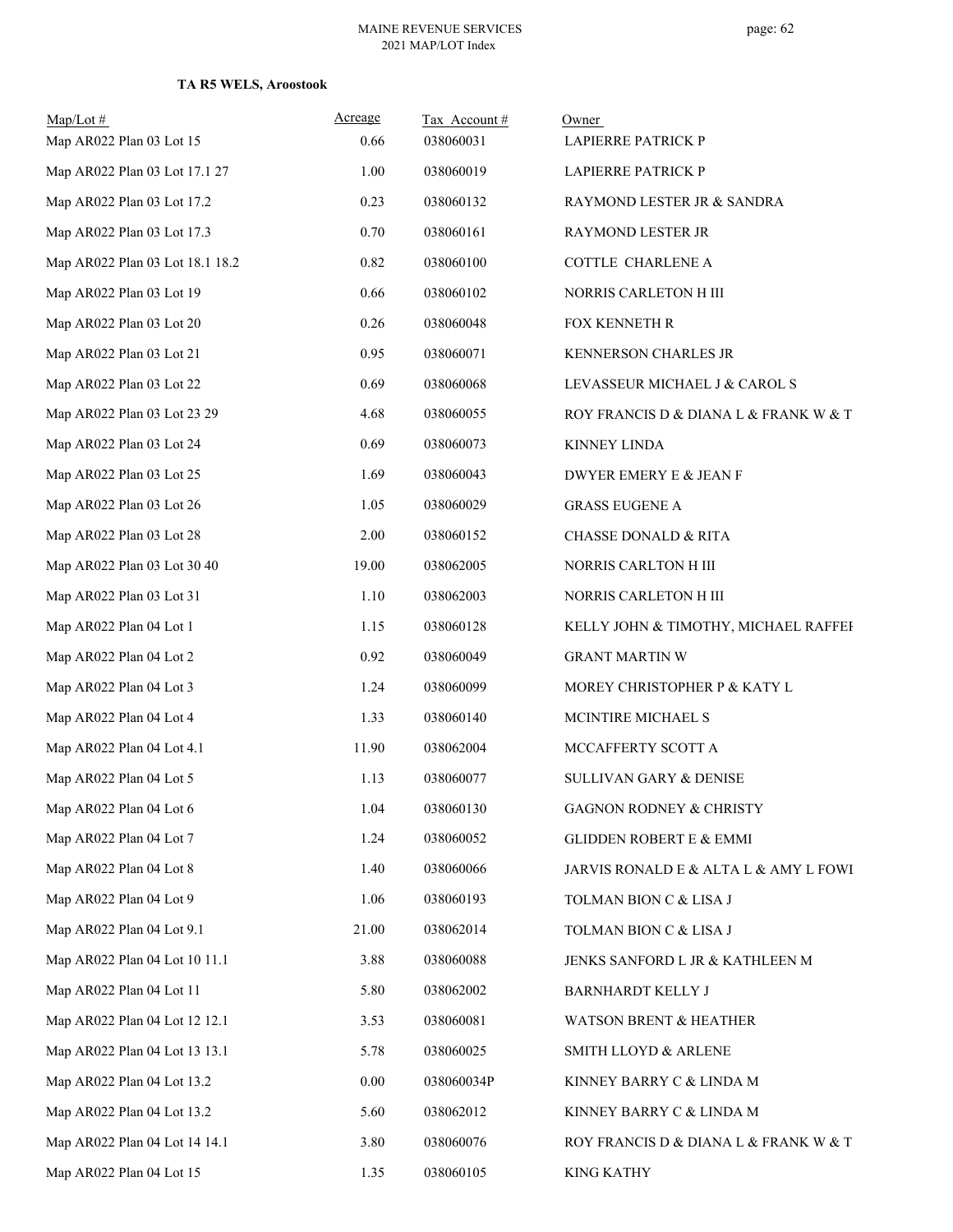**TA R5 WELS, Aroostook**

| Map/Lot # | Acreage | Tax Account # | Owner |
|---|---|---|---|
| Map AR022 Plan 03 Lot 15 | 0.66 | 038060031 | LAPIERRE PATRICK P |
| Map AR022 Plan 03 Lot 17.1 27 | 1.00 | 038060019 | LAPIERRE PATRICK P |
| Map AR022 Plan 03 Lot 17.2 | 0.23 | 038060132 | RAYMOND LESTER JR & SANDRA |
| Map AR022 Plan 03 Lot 17.3 | 0.70 | 038060161 | RAYMOND LESTER JR |
| Map AR022 Plan 03 Lot 18.1 18.2 | 0.82 | 038060100 | COTTLE CHARLENE A |
| Map AR022 Plan 03 Lot 19 | 0.66 | 038060102 | NORRIS CARLETON H III |
| Map AR022 Plan 03 Lot 20 | 0.26 | 038060048 | FOX KENNETH R |
| Map AR022 Plan 03 Lot 21 | 0.95 | 038060071 | KENNERSON CHARLES JR |
| Map AR022 Plan 03 Lot 22 | 0.69 | 038060068 | LEVASSEUR MICHAEL J & CAROL S |
| Map AR022 Plan 03 Lot 23 29 | 4.68 | 038060055 | ROY FRANCIS D & DIANA L & FRANK W & T |
| Map AR022 Plan 03 Lot 24 | 0.69 | 038060073 | KINNEY LINDA |
| Map AR022 Plan 03 Lot 25 | 1.69 | 038060043 | DWYER EMERY E & JEAN F |
| Map AR022 Plan 03 Lot 26 | 1.05 | 038060029 | GRASS EUGENE A |
| Map AR022 Plan 03 Lot 28 | 2.00 | 038060152 | CHASSE DONALD & RITA |
| Map AR022 Plan 03 Lot 30 40 | 19.00 | 038062005 | NORRIS CARLTON H III |
| Map AR022 Plan 03 Lot 31 | 1.10 | 038062003 | NORRIS CARLETON H III |
| Map AR022 Plan 04 Lot 1 | 1.15 | 038060128 | KELLY JOHN & TIMOTHY, MICHAEL RAFFEI |
| Map AR022 Plan 04 Lot 2 | 0.92 | 038060049 | GRANT MARTIN W |
| Map AR022 Plan 04 Lot 3 | 1.24 | 038060099 | MOREY CHRISTOPHER P & KATY L |
| Map AR022 Plan 04 Lot 4 | 1.33 | 038060140 | MCINTIRE MICHAEL S |
| Map AR022 Plan 04 Lot 4.1 | 11.90 | 038062004 | MCCAFFERTY SCOTT A |
| Map AR022 Plan 04 Lot 5 | 1.13 | 038060077 | SULLIVAN GARY & DENISE |
| Map AR022 Plan 04 Lot 6 | 1.04 | 038060130 | GAGNON RODNEY & CHRISTY |
| Map AR022 Plan 04 Lot 7 | 1.24 | 038060052 | GLIDDEN ROBERT E & EMMI |
| Map AR022 Plan 04 Lot 8 | 1.40 | 038060066 | JARVIS RONALD E & ALTA L & AMY L FOWI |
| Map AR022 Plan 04 Lot 9 | 1.06 | 038060193 | TOLMAN BION C & LISA J |
| Map AR022 Plan 04 Lot 9.1 | 21.00 | 038062014 | TOLMAN BION C & LISA J |
| Map AR022 Plan 04 Lot 10 11.1 | 3.88 | 038060088 | JENKS SANFORD L JR & KATHLEEN M |
| Map AR022 Plan 04 Lot 11 | 5.80 | 038062002 | BARNHARDT KELLY J |
| Map AR022 Plan 04 Lot 12 12.1 | 3.53 | 038060081 | WATSON BRENT & HEATHER |
| Map AR022 Plan 04 Lot 13 13.1 | 5.78 | 038060025 | SMITH LLOYD & ARLENE |
| Map AR022 Plan 04 Lot 13.2 | 0.00 | 038060034P | KINNEY BARRY C & LINDA M |
| Map AR022 Plan 04 Lot 13.2 | 5.60 | 038062012 | KINNEY BARRY C & LINDA M |
| Map AR022 Plan 04 Lot 14 14.1 | 3.80 | 038060076 | ROY FRANCIS D & DIANA L & FRANK W & T |
| Map AR022 Plan 04 Lot 15 | 1.35 | 038060105 | KING KATHY |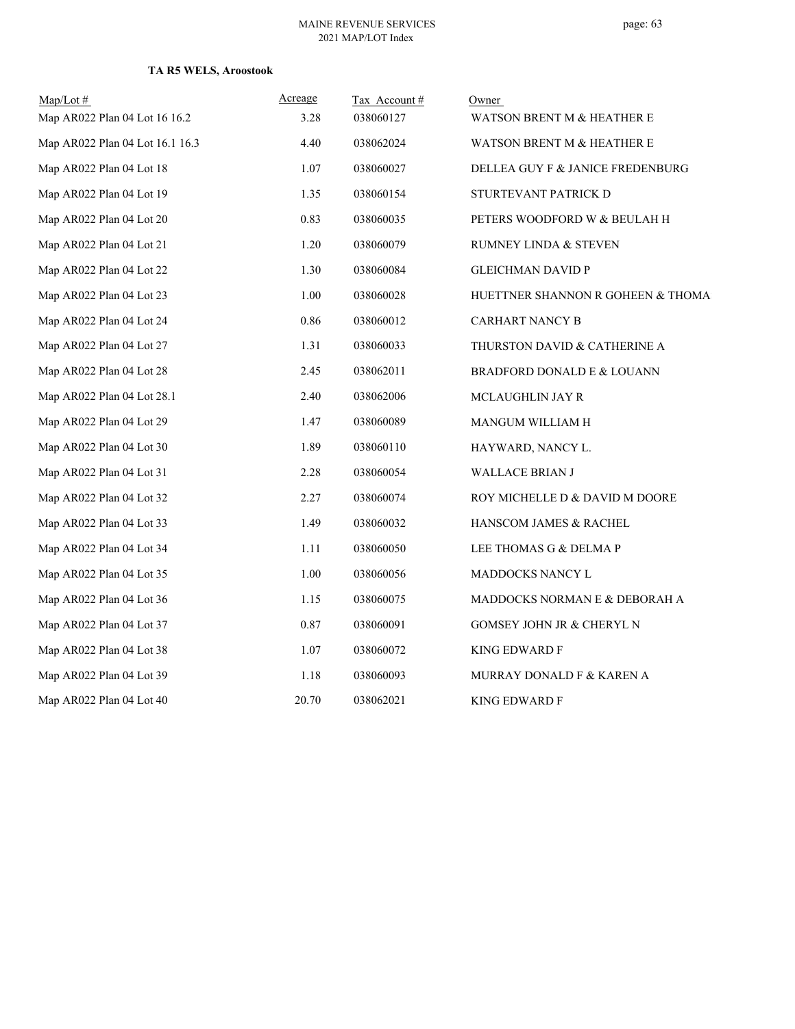**TA R5 WELS, Aroostook**

| Map/Lot # | Acreage | Tax Account # | Owner |
|---|---|---|---|
| Map AR022 Plan 04 Lot 16 16.2 | 3.28 | 038060127 | WATSON BRENT M & HEATHER E |
| Map AR022 Plan 04 Lot 16.1 16.3 | 4.40 | 038062024 | WATSON BRENT M & HEATHER E |
| Map AR022 Plan 04 Lot 18 | 1.07 | 038060027 | DELLEA GUY F & JANICE FREDENBURG |
| Map AR022 Plan 04 Lot 19 | 1.35 | 038060154 | STURTEVANT PATRICK D |
| Map AR022 Plan 04 Lot 20 | 0.83 | 038060035 | PETERS WOODFORD W & BEULAH H |
| Map AR022 Plan 04 Lot 21 | 1.20 | 038060079 | RUMNEY LINDA & STEVEN |
| Map AR022 Plan 04 Lot 22 | 1.30 | 038060084 | GLEICHMAN DAVID P |
| Map AR022 Plan 04 Lot 23 | 1.00 | 038060028 | HUETTNER SHANNON R GOHEEN & THOMA |
| Map AR022 Plan 04 Lot 24 | 0.86 | 038060012 | CARHART NANCY B |
| Map AR022 Plan 04 Lot 27 | 1.31 | 038060033 | THURSTON DAVID & CATHERINE A |
| Map AR022 Plan 04 Lot 28 | 2.45 | 038062011 | BRADFORD DONALD E & LOUANN |
| Map AR022 Plan 04 Lot 28.1 | 2.40 | 038062006 | MCLAUGHLIN JAY R |
| Map AR022 Plan 04 Lot 29 | 1.47 | 038060089 | MANGUM WILLIAM H |
| Map AR022 Plan 04 Lot 30 | 1.89 | 038060110 | HAYWARD, NANCY L. |
| Map AR022 Plan 04 Lot 31 | 2.28 | 038060054 | WALLACE BRIAN J |
| Map AR022 Plan 04 Lot 32 | 2.27 | 038060074 | ROY MICHELLE D & DAVID M DOORE |
| Map AR022 Plan 04 Lot 33 | 1.49 | 038060032 | HANSCOM JAMES & RACHEL |
| Map AR022 Plan 04 Lot 34 | 1.11 | 038060050 | LEE THOMAS G & DELMA P |
| Map AR022 Plan 04 Lot 35 | 1.00 | 038060056 | MADDOCKS NANCY L |
| Map AR022 Plan 04 Lot 36 | 1.15 | 038060075 | MADDOCKS NORMAN E & DEBORAH A |
| Map AR022 Plan 04 Lot 37 | 0.87 | 038060091 | GOMSEY JOHN JR & CHERYL N |
| Map AR022 Plan 04 Lot 38 | 1.07 | 038060072 | KING EDWARD F |
| Map AR022 Plan 04 Lot 39 | 1.18 | 038060093 | MURRAY DONALD F & KAREN A |
| Map AR022 Plan 04 Lot 40 | 20.70 | 038062021 | KING EDWARD F |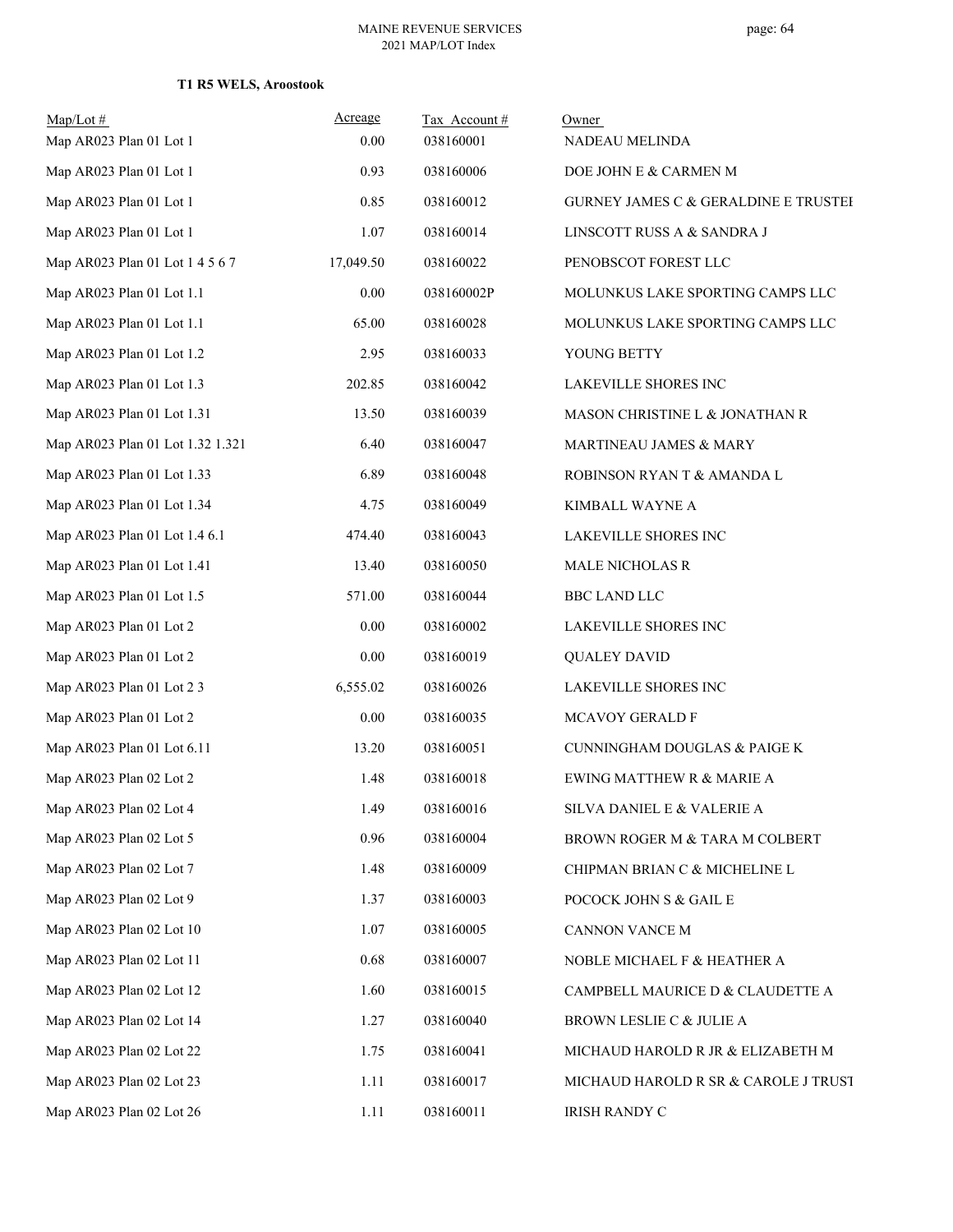**T1 R5 WELS, Aroostook**

| Map/Lot # | Acreage | Tax Account # | Owner |
|---|---|---|---|
| Map AR023 Plan 01 Lot 1 | 0.00 | 038160001 | NADEAU MELINDA |
| Map AR023 Plan 01 Lot 1 | 0.93 | 038160006 | DOE JOHN E & CARMEN M |
| Map AR023 Plan 01 Lot 1 | 0.85 | 038160012 | GURNEY JAMES C & GERALDINE E TRUSTEI |
| Map AR023 Plan 01 Lot 1 | 1.07 | 038160014 | LINSCOTT RUSS A & SANDRA J |
| Map AR023 Plan 01 Lot 1 4 5 6 7 | 17,049.50 | 038160022 | PENOBSCOT FOREST LLC |
| Map AR023 Plan 01 Lot 1.1 | 0.00 | 038160002P | MOLUNKUS LAKE SPORTING CAMPS LLC |
| Map AR023 Plan 01 Lot 1.1 | 65.00 | 038160028 | MOLUNKUS LAKE SPORTING CAMPS LLC |
| Map AR023 Plan 01 Lot 1.2 | 2.95 | 038160033 | YOUNG BETTY |
| Map AR023 Plan 01 Lot 1.3 | 202.85 | 038160042 | LAKEVILLE SHORES INC |
| Map AR023 Plan 01 Lot 1.31 | 13.50 | 038160039 | MASON CHRISTINE L & JONATHAN R |
| Map AR023 Plan 01 Lot 1.32 1.321 | 6.40 | 038160047 | MARTINEAU JAMES & MARY |
| Map AR023 Plan 01 Lot 1.33 | 6.89 | 038160048 | ROBINSON RYAN T & AMANDA L |
| Map AR023 Plan 01 Lot 1.34 | 4.75 | 038160049 | KIMBALL WAYNE A |
| Map AR023 Plan 01 Lot 1.4 6.1 | 474.40 | 038160043 | LAKEVILLE SHORES INC |
| Map AR023 Plan 01 Lot 1.41 | 13.40 | 038160050 | MALE NICHOLAS R |
| Map AR023 Plan 01 Lot 1.5 | 571.00 | 038160044 | BBC LAND LLC |
| Map AR023 Plan 01 Lot 2 | 0.00 | 038160002 | LAKEVILLE SHORES INC |
| Map AR023 Plan 01 Lot 2 | 0.00 | 038160019 | QUALEY DAVID |
| Map AR023 Plan 01 Lot 2 3 | 6,555.02 | 038160026 | LAKEVILLE SHORES INC |
| Map AR023 Plan 01 Lot 2 | 0.00 | 038160035 | MCAVOY GERALD F |
| Map AR023 Plan 01 Lot 6.11 | 13.20 | 038160051 | CUNNINGHAM DOUGLAS & PAIGE K |
| Map AR023 Plan 02 Lot 2 | 1.48 | 038160018 | EWING MATTHEW R & MARIE A |
| Map AR023 Plan 02 Lot 4 | 1.49 | 038160016 | SILVA DANIEL E & VALERIE A |
| Map AR023 Plan 02 Lot 5 | 0.96 | 038160004 | BROWN ROGER M & TARA M COLBERT |
| Map AR023 Plan 02 Lot 7 | 1.48 | 038160009 | CHIPMAN BRIAN C & MICHELINE L |
| Map AR023 Plan 02 Lot 9 | 1.37 | 038160003 | POCOCK JOHN S & GAIL E |
| Map AR023 Plan 02 Lot 10 | 1.07 | 038160005 | CANNON VANCE M |
| Map AR023 Plan 02 Lot 11 | 0.68 | 038160007 | NOBLE MICHAEL F & HEATHER A |
| Map AR023 Plan 02 Lot 12 | 1.60 | 038160015 | CAMPBELL MAURICE D & CLAUDETTE A |
| Map AR023 Plan 02 Lot 14 | 1.27 | 038160040 | BROWN LESLIE C & JULIE A |
| Map AR023 Plan 02 Lot 22 | 1.75 | 038160041 | MICHAUD HAROLD R JR & ELIZABETH M |
| Map AR023 Plan 02 Lot 23 | 1.11 | 038160017 | MICHAUD HAROLD R SR & CAROLE J TRUST |
| Map AR023 Plan 02 Lot 26 | 1.11 | 038160011 | IRISH RANDY C |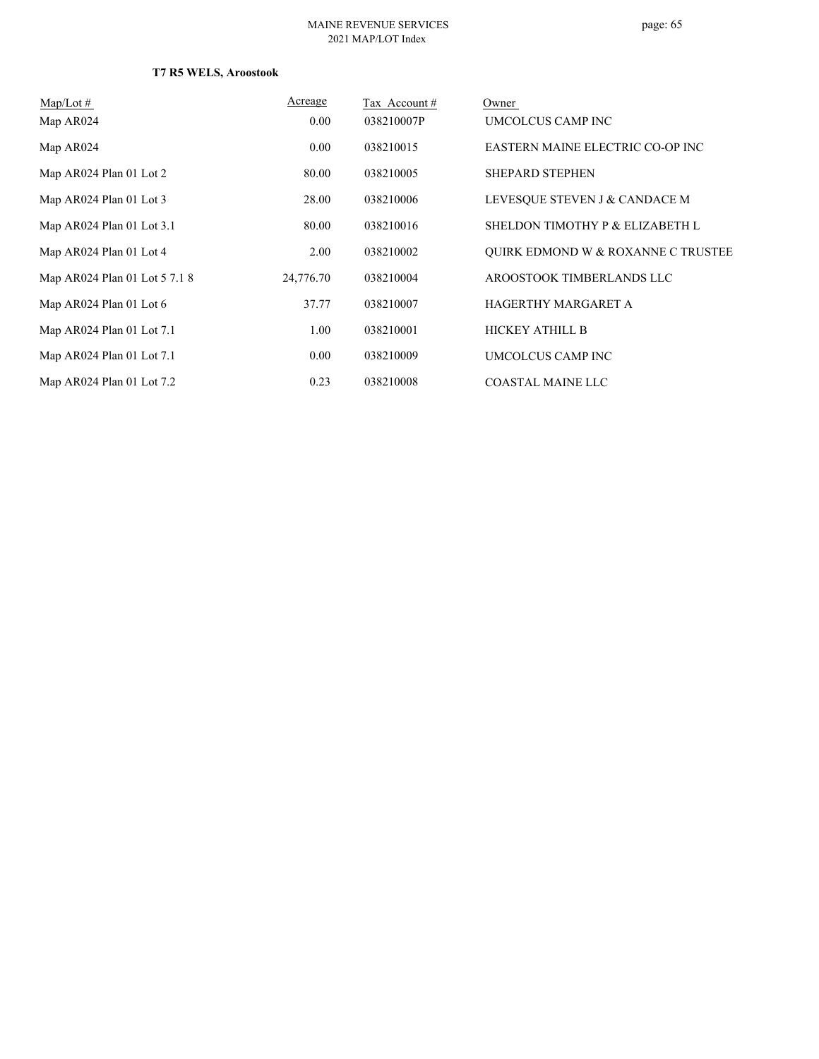**T7 R5 WELS, Aroostook**

| Map/Lot # | Acreage | Tax Account # | Owner |
|---|---|---|---|
| Map AR024 | 0.00 | 038210007P | UMCOLCUS CAMP INC |
| Map AR024 | 0.00 | 038210015 | EASTERN MAINE ELECTRIC CO-OP INC |
| Map AR024 Plan 01 Lot 2 | 80.00 | 038210005 | SHEPARD STEPHEN |
| Map AR024 Plan 01 Lot 3 | 28.00 | 038210006 | LEVESQUE STEVEN J & CANDACE M |
| Map AR024 Plan 01 Lot 3.1 | 80.00 | 038210016 | SHELDON TIMOTHY P & ELIZABETH L |
| Map AR024 Plan 01 Lot 4 | 2.00 | 038210002 | QUIRK EDMOND W & ROXANNE C TRUSTEE |
| Map AR024 Plan 01 Lot 5 7.1 8 | 24,776.70 | 038210004 | AROOSTOOK TIMBERLANDS LLC |
| Map AR024 Plan 01 Lot 6 | 37.77 | 038210007 | HAGERTHY MARGARET A |
| Map AR024 Plan 01 Lot 7.1 | 1.00 | 038210001 | HICKEY ATHILL B |
| Map AR024 Plan 01 Lot 7.1 | 0.00 | 038210009 | UMCOLCUS CAMP INC |
| Map AR024 Plan 01 Lot 7.2 | 0.23 | 038210008 | COASTAL MAINE LLC |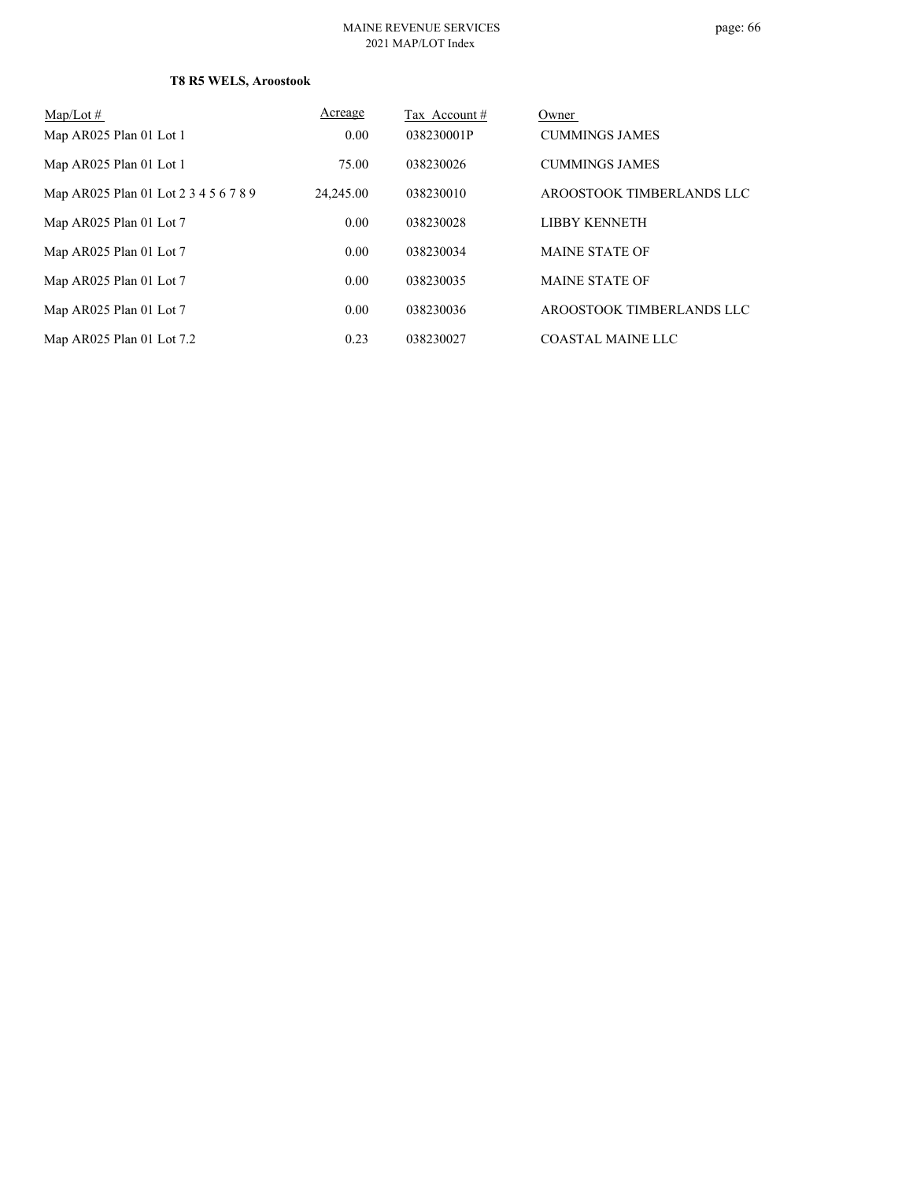**T8 R5 WELS, Aroostook**

| Map/Lot # | Acreage | Tax Account # | Owner |
|---|---|---|---|
| Map AR025 Plan 01 Lot 1 | 0.00 | 038230001P | CUMMINGS JAMES |
| Map AR025 Plan 01 Lot 1 | 75.00 | 038230026 | CUMMINGS JAMES |
| Map AR025 Plan 01 Lot 2 3 4 5 6 7 8 9 | 24,245.00 | 038230010 | AROOSTOOK TIMBERLANDS LLC |
| Map AR025 Plan 01 Lot 7 | 0.00 | 038230028 | LIBBY KENNETH |
| Map AR025 Plan 01 Lot 7 | 0.00 | 038230034 | MAINE STATE OF |
| Map AR025 Plan 01 Lot 7 | 0.00 | 038230035 | MAINE STATE OF |
| Map AR025 Plan 01 Lot 7 | 0.00 | 038230036 | AROOSTOOK TIMBERLANDS LLC |
| Map AR025 Plan 01 Lot 7.2 | 0.23 | 038230027 | COASTAL MAINE LLC |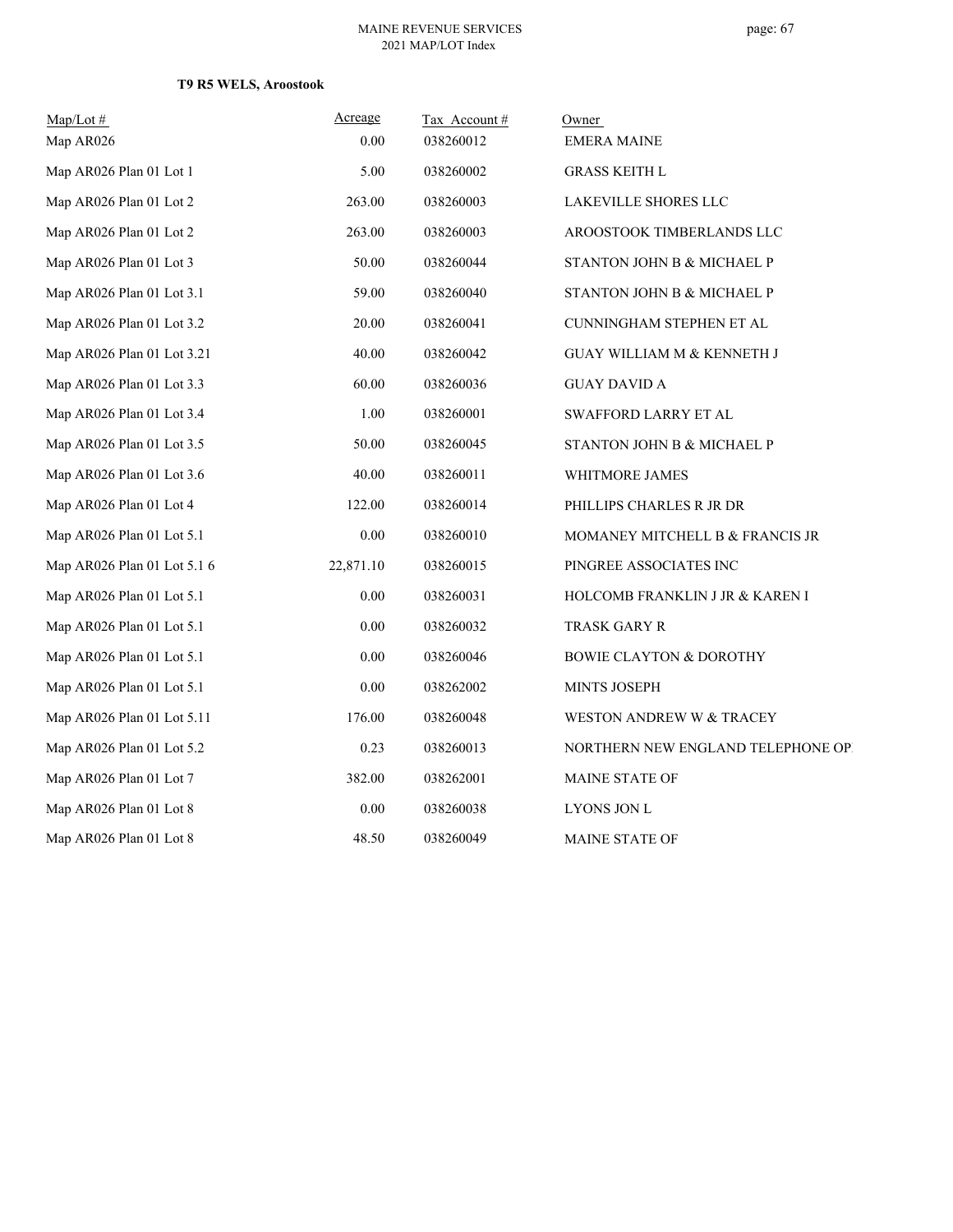**T9 R5 WELS, Aroostook**

| Map/Lot # | Acreage | Tax Account # | Owner |
|---|---|---|---|
| Map AR026 | 0.00 | 038260012 | EMERA MAINE |
| Map AR026 Plan 01 Lot 1 | 5.00 | 038260002 | GRASS KEITH L |
| Map AR026 Plan 01 Lot 2 | 263.00 | 038260003 | LAKEVILLE SHORES LLC |
| Map AR026 Plan 01 Lot 2 | 263.00 | 038260003 | AROOSTOOK TIMBERLANDS LLC |
| Map AR026 Plan 01 Lot 3 | 50.00 | 038260044 | STANTON JOHN B & MICHAEL P |
| Map AR026 Plan 01 Lot 3.1 | 59.00 | 038260040 | STANTON JOHN B & MICHAEL P |
| Map AR026 Plan 01 Lot 3.2 | 20.00 | 038260041 | CUNNINGHAM STEPHEN ET AL |
| Map AR026 Plan 01 Lot 3.21 | 40.00 | 038260042 | GUAY WILLIAM M & KENNETH J |
| Map AR026 Plan 01 Lot 3.3 | 60.00 | 038260036 | GUAY DAVID A |
| Map AR026 Plan 01 Lot 3.4 | 1.00 | 038260001 | SWAFFORD LARRY ET AL |
| Map AR026 Plan 01 Lot 3.5 | 50.00 | 038260045 | STANTON JOHN B & MICHAEL P |
| Map AR026 Plan 01 Lot 3.6 | 40.00 | 038260011 | WHITMORE JAMES |
| Map AR026 Plan 01 Lot 4 | 122.00 | 038260014 | PHILLIPS CHARLES R JR DR |
| Map AR026 Plan 01 Lot 5.1 | 0.00 | 038260010 | MOMANEY MITCHELL B & FRANCIS JR |
| Map AR026 Plan 01 Lot 5.1 6 | 22,871.10 | 038260015 | PINGREE ASSOCIATES INC |
| Map AR026 Plan 01 Lot 5.1 | 0.00 | 038260031 | HOLCOMB FRANKLIN J JR & KAREN I |
| Map AR026 Plan 01 Lot 5.1 | 0.00 | 038260032 | TRASK GARY R |
| Map AR026 Plan 01 Lot 5.1 | 0.00 | 038260046 | BOWIE CLAYTON & DOROTHY |
| Map AR026 Plan 01 Lot 5.1 | 0.00 | 038262002 | MINTS JOSEPH |
| Map AR026 Plan 01 Lot 5.11 | 176.00 | 038260048 | WESTON ANDREW W & TRACEY |
| Map AR026 Plan 01 Lot 5.2 | 0.23 | 038260013 | NORTHERN NEW ENGLAND TELEPHONE OP |
| Map AR026 Plan 01 Lot 7 | 382.00 | 038262001 | MAINE STATE OF |
| Map AR026 Plan 01 Lot 8 | 0.00 | 038260038 | LYONS JON L |
| Map AR026 Plan 01 Lot 8 | 48.50 | 038260049 | MAINE STATE OF |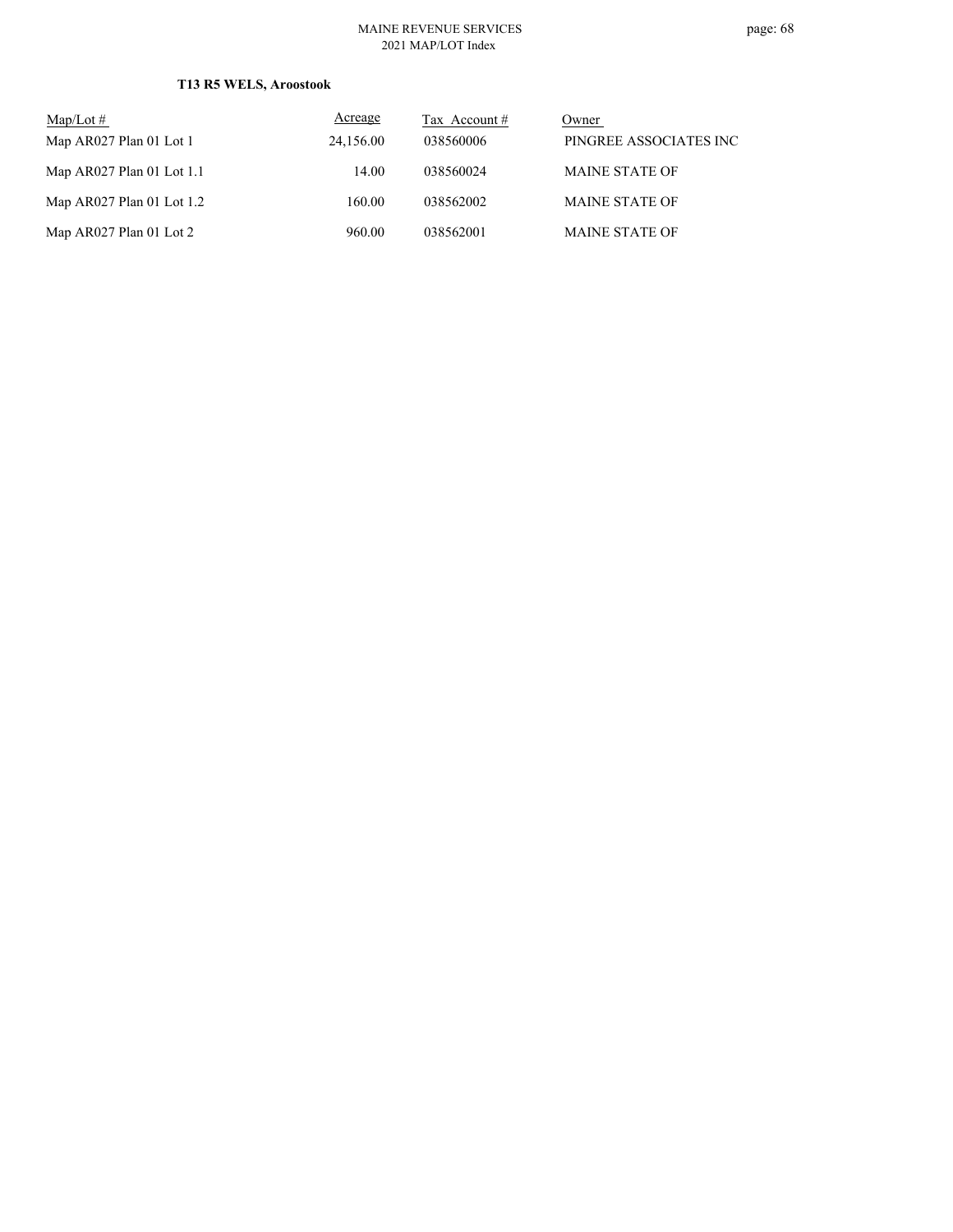**T13 R5 WELS, Aroostook**

| Map/Lot # | Acreage | Tax Account # | Owner |
|---|---|---|---|
| Map AR027 Plan 01 Lot 1 | 24,156.00 | 038560006 | PINGREE ASSOCIATES INC |
| Map AR027 Plan 01 Lot 1.1 | 14.00 | 038560024 | MAINE STATE OF |
| Map AR027 Plan 01 Lot 1.2 | 160.00 | 038562002 | MAINE STATE OF |
| Map AR027 Plan 01 Lot 2 | 960.00 | 038562001 | MAINE STATE OF |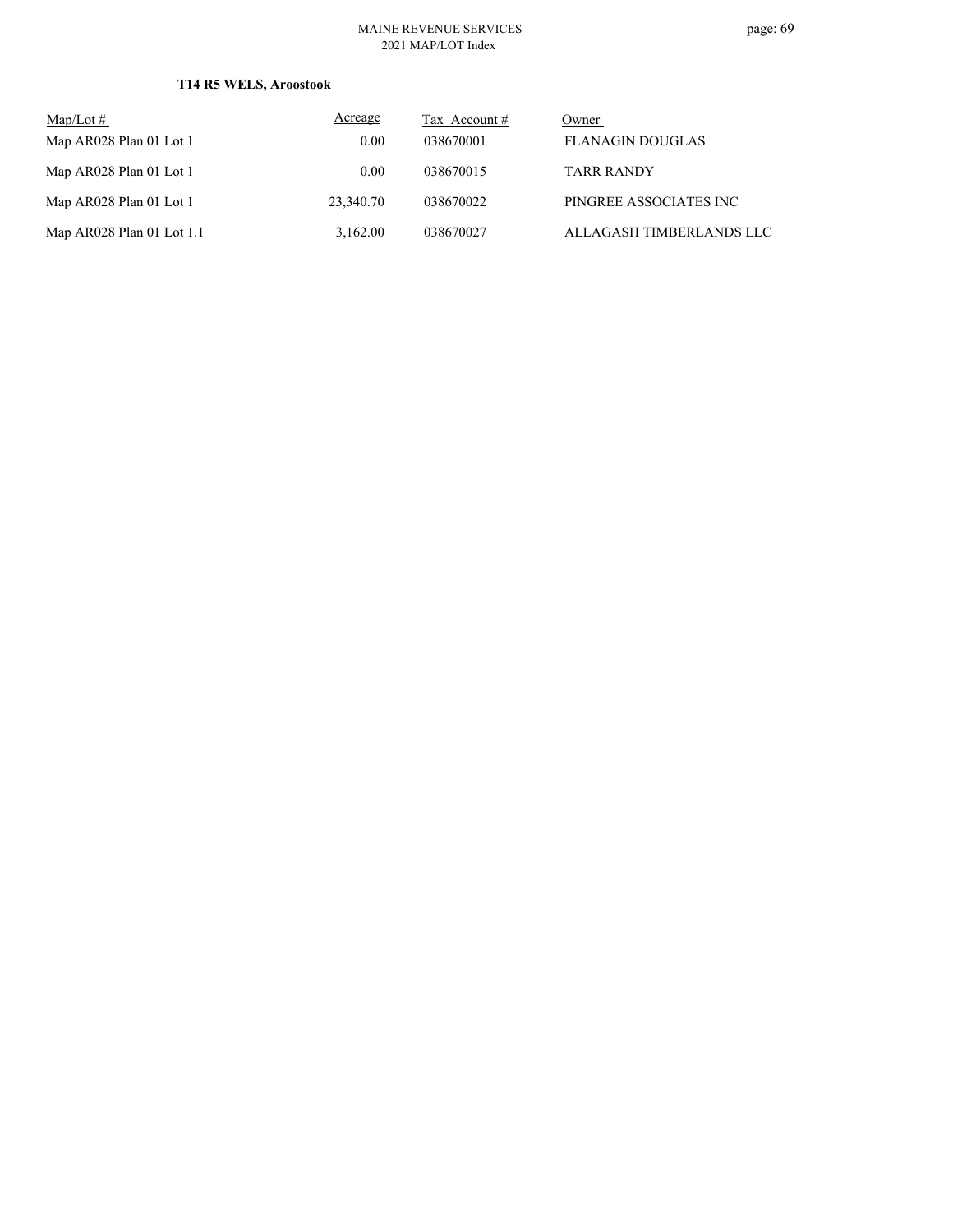**T14 R5 WELS, Aroostook**

| Map/Lot # | Acreage | Tax Account # | Owner |
|---|---|---|---|
| Map AR028 Plan 01 Lot 1 | 0.00 | 038670001 | FLANAGIN DOUGLAS |
| Map AR028 Plan 01 Lot 1 | 0.00 | 038670015 | TARR RANDY |
| Map AR028 Plan 01 Lot 1 | 23,340.70 | 038670022 | PINGREE ASSOCIATES INC |
| Map AR028 Plan 01 Lot 1.1 | 3,162.00 | 038670027 | ALLAGASH TIMBERLANDS LLC |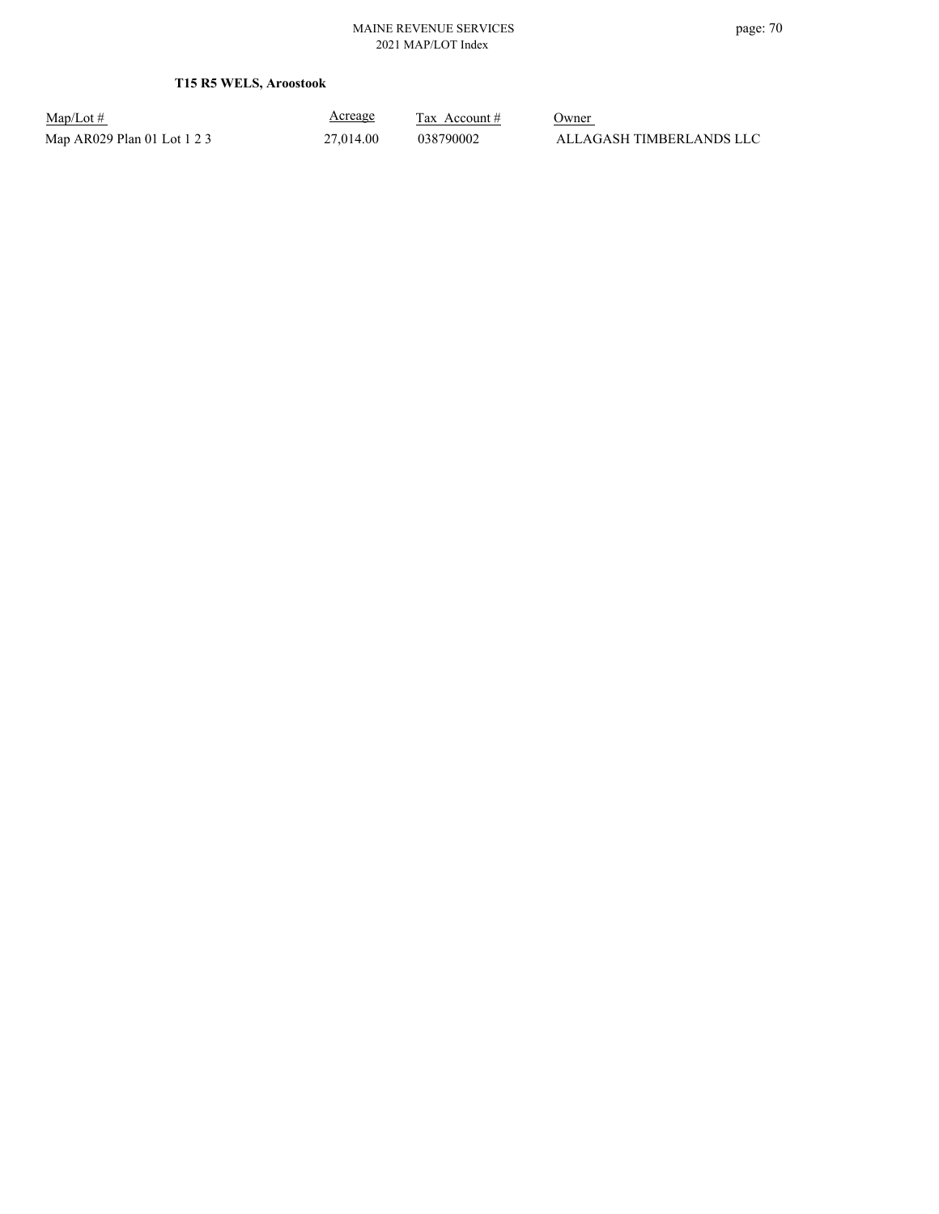**T15 R5 WELS, Aroostook**

| Map/Lot # | Acreage | Tax Account # | Owner |
|---|---|---|---|
| Map AR029 Plan 01 Lot 1 2 3 | 27,014.00 | 038790002 | ALLAGASH TIMBERLANDS LLC |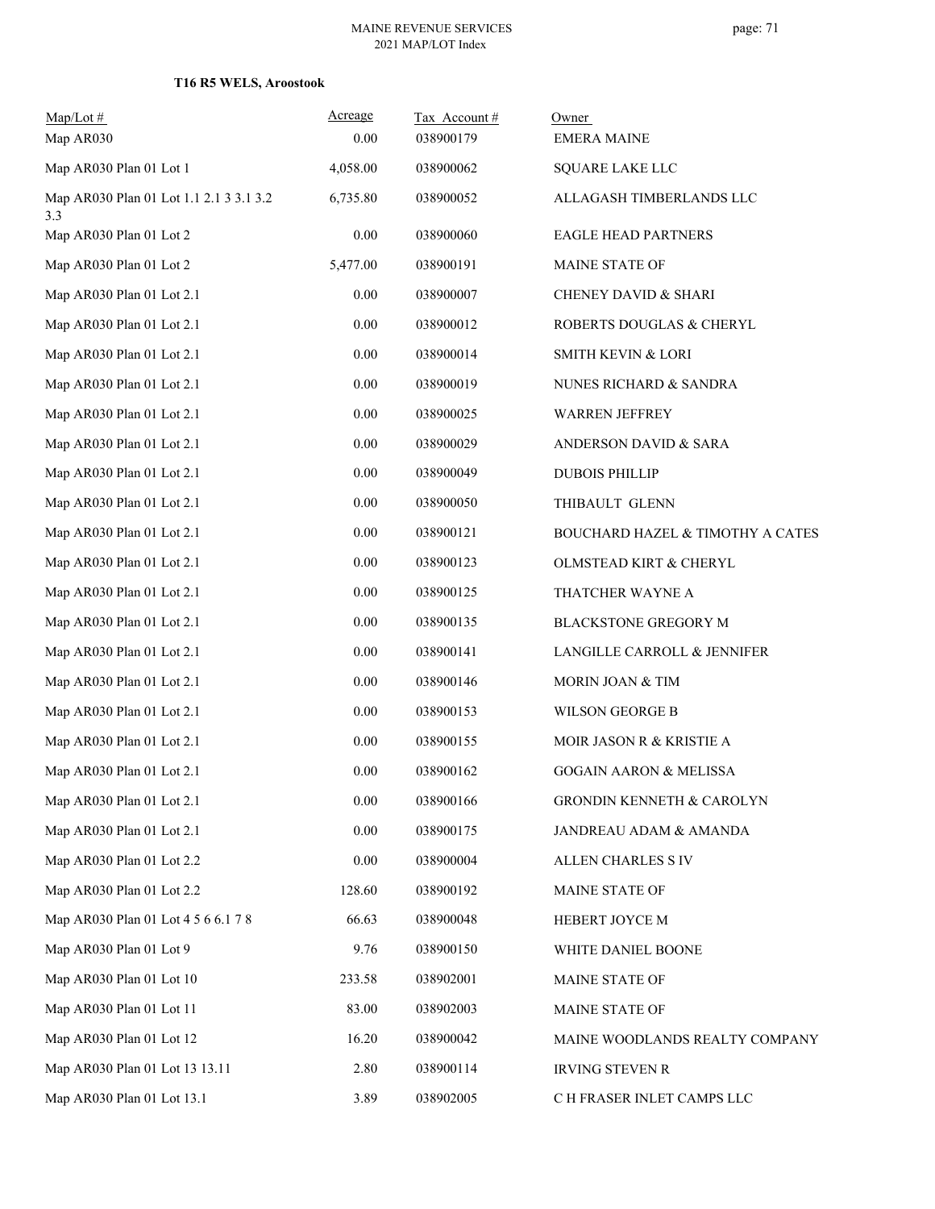**T16 R5 WELS, Aroostook**

| Map/Lot # | Acreage | Tax Account # | Owner |
|---|---|---|---|
| Map AR030 | 0.00 | 038900179 | EMERA MAINE |
| Map AR030 Plan 01 Lot 1 | 4,058.00 | 038900062 | SQUARE LAKE LLC |
| Map AR030 Plan 01 Lot 1.1 2.1 3 3.1 3.2 3.3 | 6,735.80 | 038900052 | ALLAGASH TIMBERLANDS LLC |
| Map AR030 Plan 01 Lot 2 | 0.00 | 038900060 | EAGLE HEAD PARTNERS |
| Map AR030 Plan 01 Lot 2 | 5,477.00 | 038900191 | MAINE STATE OF |
| Map AR030 Plan 01 Lot 2.1 | 0.00 | 038900007 | CHENEY DAVID & SHARI |
| Map AR030 Plan 01 Lot 2.1 | 0.00 | 038900012 | ROBERTS DOUGLAS & CHERYL |
| Map AR030 Plan 01 Lot 2.1 | 0.00 | 038900014 | SMITH KEVIN & LORI |
| Map AR030 Plan 01 Lot 2.1 | 0.00 | 038900019 | NUNES RICHARD & SANDRA |
| Map AR030 Plan 01 Lot 2.1 | 0.00 | 038900025 | WARREN JEFFREY |
| Map AR030 Plan 01 Lot 2.1 | 0.00 | 038900029 | ANDERSON DAVID & SARA |
| Map AR030 Plan 01 Lot 2.1 | 0.00 | 038900049 | DUBOIS PHILLIP |
| Map AR030 Plan 01 Lot 2.1 | 0.00 | 038900050 | THIBAULT GLENN |
| Map AR030 Plan 01 Lot 2.1 | 0.00 | 038900121 | BOUCHARD HAZEL & TIMOTHY A CATES |
| Map AR030 Plan 01 Lot 2.1 | 0.00 | 038900123 | OLMSTEAD KIRT & CHERYL |
| Map AR030 Plan 01 Lot 2.1 | 0.00 | 038900125 | THATCHER WAYNE A |
| Map AR030 Plan 01 Lot 2.1 | 0.00 | 038900135 | BLACKSTONE GREGORY M |
| Map AR030 Plan 01 Lot 2.1 | 0.00 | 038900141 | LANGILLE CARROLL & JENNIFER |
| Map AR030 Plan 01 Lot 2.1 | 0.00 | 038900146 | MORIN JOAN & TIM |
| Map AR030 Plan 01 Lot 2.1 | 0.00 | 038900153 | WILSON GEORGE B |
| Map AR030 Plan 01 Lot 2.1 | 0.00 | 038900155 | MOIR JASON R & KRISTIE A |
| Map AR030 Plan 01 Lot 2.1 | 0.00 | 038900162 | GOGAIN AARON & MELISSA |
| Map AR030 Plan 01 Lot 2.1 | 0.00 | 038900166 | GRONDIN KENNETH & CAROLYN |
| Map AR030 Plan 01 Lot 2.1 | 0.00 | 038900175 | JANDREAU ADAM & AMANDA |
| Map AR030 Plan 01 Lot 2.2 | 0.00 | 038900004 | ALLEN CHARLES S IV |
| Map AR030 Plan 01 Lot 2.2 | 128.60 | 038900192 | MAINE STATE OF |
| Map AR030 Plan 01 Lot 4 5 6 6.1 7 8 | 66.63 | 038900048 | HEBERT JOYCE M |
| Map AR030 Plan 01 Lot 9 | 9.76 | 038900150 | WHITE DANIEL BOONE |
| Map AR030 Plan 01 Lot 10 | 233.58 | 038902001 | MAINE STATE OF |
| Map AR030 Plan 01 Lot 11 | 83.00 | 038902003 | MAINE STATE OF |
| Map AR030 Plan 01 Lot 12 | 16.20 | 038900042 | MAINE WOODLANDS REALTY COMPANY |
| Map AR030 Plan 01 Lot 13 13.11 | 2.80 | 038900114 | IRVING STEVEN R |
| Map AR030 Plan 01 Lot 13.1 | 3.89 | 038902005 | C H FRASER INLET CAMPS LLC |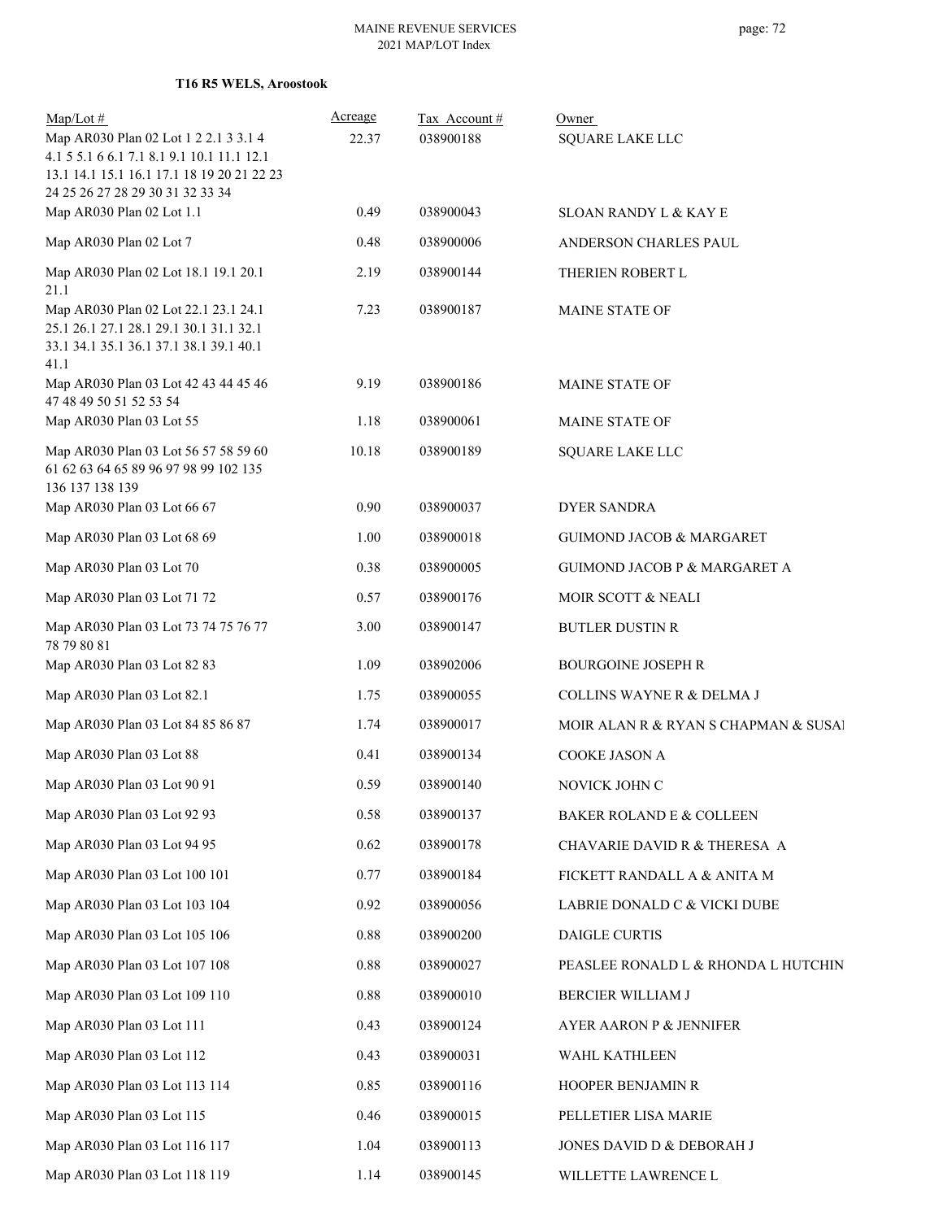**T16 R5 WELS, Aroostook**

| Map/Lot # | Acreage | Tax Account # | Owner |
|---|---|---|---|
| Map AR030 Plan 02 Lot 1 2 2.1 3 3.1 4 4.1 5 5.1 6 6.1 7.1 8.1 9.1 10.1 11.1 12.1 13.1 14.1 15.1 16.1 17.1 18 19 20 21 22 23 24 25 26 27 28 29 30 31 32 33 34 | 22.37 | 038900188 | SQUARE LAKE LLC |
| Map AR030 Plan 02 Lot 1.1 | 0.49 | 038900043 | SLOAN RANDY L & KAY E |
| Map AR030 Plan 02 Lot 7 | 0.48 | 038900006 | ANDERSON CHARLES PAUL |
| Map AR030 Plan 02 Lot 18.1 19.1 20.1 21.1 | 2.19 | 038900144 | THERIEN ROBERT L |
| Map AR030 Plan 02 Lot 22.1 23.1 24.1 25.1 26.1 27.1 28.1 29.1 30.1 31.1 32.1 33.1 34.1 35.1 36.1 37.1 38.1 39.1 40.1 41.1 | 7.23 | 038900187 | MAINE STATE OF |
| Map AR030 Plan 03 Lot 42 43 44 45 46 47 48 49 50 51 52 53 54 | 9.19 | 038900186 | MAINE STATE OF |
| Map AR030 Plan 03 Lot 55 | 1.18 | 038900061 | MAINE STATE OF |
| Map AR030 Plan 03 Lot 56 57 58 59 60 61 62 63 64 65 89 96 97 98 99 102 135 136 137 138 139 | 10.18 | 038900189 | SQUARE LAKE LLC |
| Map AR030 Plan 03 Lot 66 67 | 0.90 | 038900037 | DYER SANDRA |
| Map AR030 Plan 03 Lot 68 69 | 1.00 | 038900018 | GUIMOND JACOB & MARGARET |
| Map AR030 Plan 03 Lot 70 | 0.38 | 038900005 | GUIMOND JACOB P & MARGARET A |
| Map AR030 Plan 03 Lot 71 72 | 0.57 | 038900176 | MOIR SCOTT & NEALI |
| Map AR030 Plan 03 Lot 73 74 75 76 77 78 79 80 81 | 3.00 | 038900147 | BUTLER DUSTIN R |
| Map AR030 Plan 03 Lot 82 83 | 1.09 | 038902006 | BOURGOINE JOSEPH R |
| Map AR030 Plan 03 Lot 82.1 | 1.75 | 038900055 | COLLINS WAYNE R & DELMA J |
| Map AR030 Plan 03 Lot 84 85 86 87 | 1.74 | 038900017 | MOIR ALAN R & RYAN S CHAPMAN & SUSAI |
| Map AR030 Plan 03 Lot 88 | 0.41 | 038900134 | COOKE JASON A |
| Map AR030 Plan 03 Lot 90 91 | 0.59 | 038900140 | NOVICK JOHN C |
| Map AR030 Plan 03 Lot 92 93 | 0.58 | 038900137 | BAKER ROLAND E & COLLEEN |
| Map AR030 Plan 03 Lot 94 95 | 0.62 | 038900178 | CHAVARIE DAVID R & THERESA A |
| Map AR030 Plan 03 Lot 100 101 | 0.77 | 038900184 | FICKETT RANDALL A & ANITA M |
| Map AR030 Plan 03 Lot 103 104 | 0.92 | 038900056 | LABRIE DONALD C & VICKI DUBE |
| Map AR030 Plan 03 Lot 105 106 | 0.88 | 038900200 | DAIGLE CURTIS |
| Map AR030 Plan 03 Lot 107 108 | 0.88 | 038900027 | PEASLEE RONALD L & RHONDA L HUTCHIN |
| Map AR030 Plan 03 Lot 109 110 | 0.88 | 038900010 | BERCIER WILLIAM J |
| Map AR030 Plan 03 Lot 111 | 0.43 | 038900124 | AYER AARON P & JENNIFER |
| Map AR030 Plan 03 Lot 112 | 0.43 | 038900031 | WAHL KATHLEEN |
| Map AR030 Plan 03 Lot 113 114 | 0.85 | 038900116 | HOOPER BENJAMIN R |
| Map AR030 Plan 03 Lot 115 | 0.46 | 038900015 | PELLETIER LISA MARIE |
| Map AR030 Plan 03 Lot 116 117 | 1.04 | 038900113 | JONES DAVID D & DEBORAH J |
| Map AR030 Plan 03 Lot 118 119 | 1.14 | 038900145 | WILLETTE LAWRENCE L |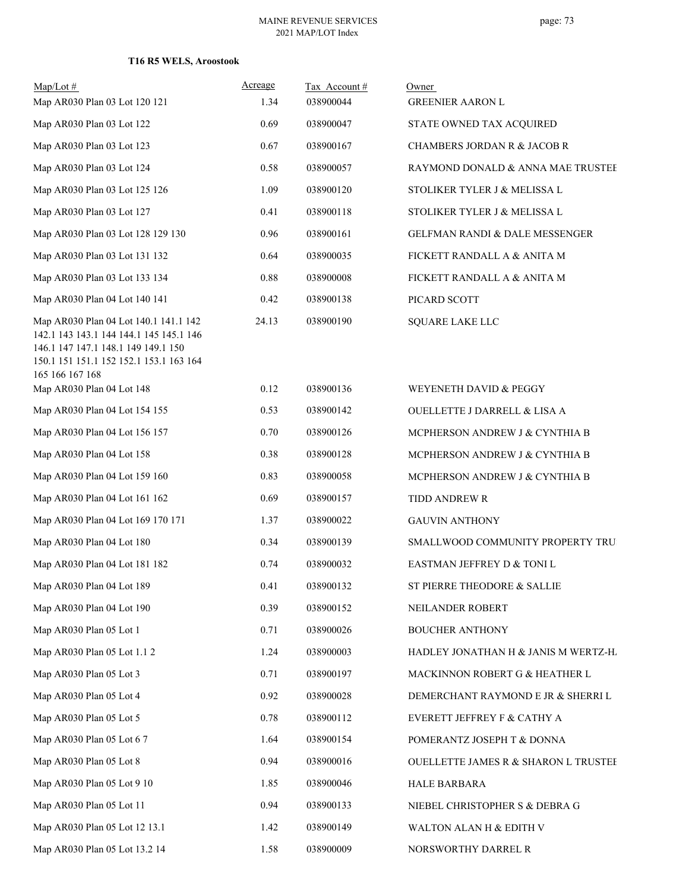**T16 R5 WELS, Aroostook**

| Map/Lot # | Acreage | Tax Account # | Owner |
|---|---|---|---|
| Map AR030 Plan 03 Lot 120 121 | 1.34 | 038900044 | GREENIER AARON L |
| Map AR030 Plan 03 Lot 122 | 0.69 | 038900047 | STATE OWNED TAX ACQUIRED |
| Map AR030 Plan 03 Lot 123 | 0.67 | 038900167 | CHAMBERS JORDAN R & JACOB R |
| Map AR030 Plan 03 Lot 124 | 0.58 | 038900057 | RAYMOND DONALD & ANNA MAE TRUSTEE |
| Map AR030 Plan 03 Lot 125 126 | 1.09 | 038900120 | STOLIKER TYLER J & MELISSA L |
| Map AR030 Plan 03 Lot 127 | 0.41 | 038900118 | STOLIKER TYLER J & MELISSA L |
| Map AR030 Plan 03 Lot 128 129 130 | 0.96 | 038900161 | GELFMAN RANDI & DALE MESSENGER |
| Map AR030 Plan 03 Lot 131 132 | 0.64 | 038900035 | FICKETT RANDALL A & ANITA M |
| Map AR030 Plan 03 Lot 133 134 | 0.88 | 038900008 | FICKETT RANDALL A & ANITA M |
| Map AR030 Plan 04 Lot 140 141 | 0.42 | 038900138 | PICARD SCOTT |
| Map AR030 Plan 04 Lot 140.1 141.1 142 142.1 143 143.1 144 144.1 145 145.1 146 146.1 147 147.1 148.1 149 149.1 150 150.1 151 151.1 152 152.1 153.1 163 164 165 166 167 168 | 24.13 | 038900190 | SQUARE LAKE LLC |
| Map AR030 Plan 04 Lot 148 | 0.12 | 038900136 | WEYENETH DAVID & PEGGY |
| Map AR030 Plan 04 Lot 154 155 | 0.53 | 038900142 | OUELLETTE J DARRELL & LISA A |
| Map AR030 Plan 04 Lot 156 157 | 0.70 | 038900126 | MCPHERSON ANDREW J & CYNTHIA B |
| Map AR030 Plan 04 Lot 158 | 0.38 | 038900128 | MCPHERSON ANDREW J & CYNTHIA B |
| Map AR030 Plan 04 Lot 159 160 | 0.83 | 038900058 | MCPHERSON ANDREW J & CYNTHIA B |
| Map AR030 Plan 04 Lot 161 162 | 0.69 | 038900157 | TIDD ANDREW R |
| Map AR030 Plan 04 Lot 169 170 171 | 1.37 | 038900022 | GAUVIN ANTHONY |
| Map AR030 Plan 04 Lot 180 | 0.34 | 038900139 | SMALLWOOD COMMUNITY PROPERTY TRU |
| Map AR030 Plan 04 Lot 181 182 | 0.74 | 038900032 | EASTMAN JEFFREY D & TONI L |
| Map AR030 Plan 04 Lot 189 | 0.41 | 038900132 | ST PIERRE THEODORE & SALLIE |
| Map AR030 Plan 04 Lot 190 | 0.39 | 038900152 | NEILANDER ROBERT |
| Map AR030 Plan 05 Lot 1 | 0.71 | 038900026 | BOUCHER ANTHONY |
| Map AR030 Plan 05 Lot 1.1 2 | 1.24 | 038900003 | HADLEY JONATHAN H & JANIS M WERTZ-H |
| Map AR030 Plan 05 Lot 3 | 0.71 | 038900197 | MACKINNON ROBERT G & HEATHER L |
| Map AR030 Plan 05 Lot 4 | 0.92 | 038900028 | DEMERCHANT RAYMOND E JR & SHERRI L |
| Map AR030 Plan 05 Lot 5 | 0.78 | 038900112 | EVERETT JEFFREY F & CATHY A |
| Map AR030 Plan 05 Lot 6 7 | 1.64 | 038900154 | POMERANTZ JOSEPH T & DONNA |
| Map AR030 Plan 05 Lot 8 | 0.94 | 038900016 | OUELLETTE JAMES R & SHARON L TRUSTEE |
| Map AR030 Plan 05 Lot 9 10 | 1.85 | 038900046 | HALE BARBARA |
| Map AR030 Plan 05 Lot 11 | 0.94 | 038900133 | NIEBEL CHRISTOPHER S & DEBRA G |
| Map AR030 Plan 05 Lot 12 13.1 | 1.42 | 038900149 | WALTON ALAN H & EDITH V |
| Map AR030 Plan 05 Lot 13.2 14 | 1.58 | 038900009 | NORSWORTHY DARREL R |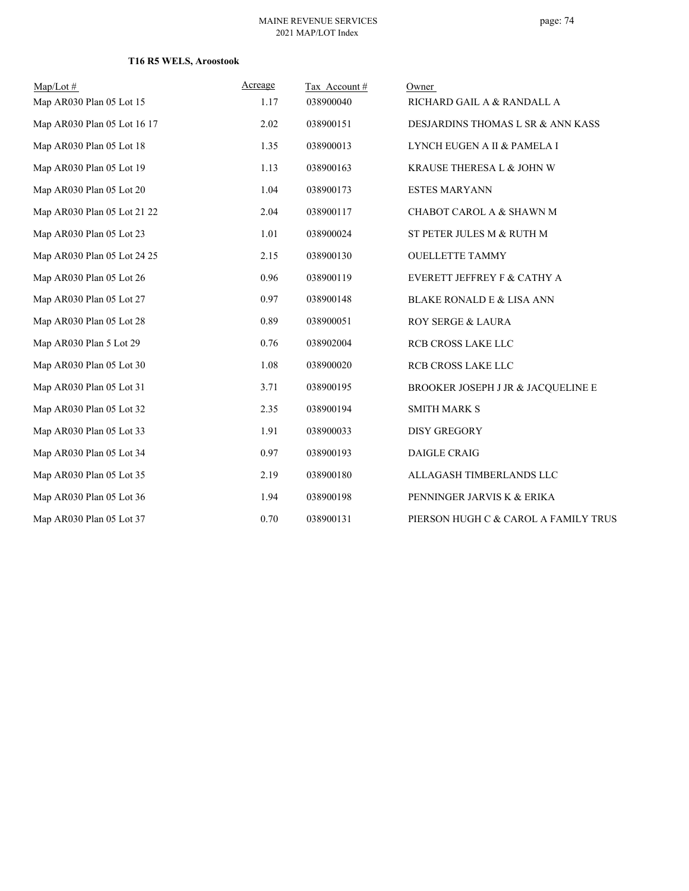**T16 R5 WELS, Aroostook**

| Map/Lot # | Acreage | Tax Account # | Owner |
|---|---|---|---|
| Map AR030 Plan 05 Lot 15 | 1.17 | 038900040 | RICHARD GAIL A & RANDALL A |
| Map AR030 Plan 05 Lot 16 17 | 2.02 | 038900151 | DESJARDINS THOMAS L SR & ANN KASS |
| Map AR030 Plan 05 Lot 18 | 1.35 | 038900013 | LYNCH EUGEN A II & PAMELA I |
| Map AR030 Plan 05 Lot 19 | 1.13 | 038900163 | KRAUSE THERESA L & JOHN W |
| Map AR030 Plan 05 Lot 20 | 1.04 | 038900173 | ESTES MARYANN |
| Map AR030 Plan 05 Lot 21 22 | 2.04 | 038900117 | CHABOT CAROL A & SHAWN M |
| Map AR030 Plan 05 Lot 23 | 1.01 | 038900024 | ST PETER JULES M & RUTH M |
| Map AR030 Plan 05 Lot 24 25 | 2.15 | 038900130 | OUELLETTE TAMMY |
| Map AR030 Plan 05 Lot 26 | 0.96 | 038900119 | EVERETT JEFFREY F & CATHY A |
| Map AR030 Plan 05 Lot 27 | 0.97 | 038900148 | BLAKE RONALD E & LISA ANN |
| Map AR030 Plan 05 Lot 28 | 0.89 | 038900051 | ROY SERGE & LAURA |
| Map AR030 Plan 5 Lot 29 | 0.76 | 038902004 | RCB CROSS LAKE LLC |
| Map AR030 Plan 05 Lot 30 | 1.08 | 038900020 | RCB CROSS LAKE LLC |
| Map AR030 Plan 05 Lot 31 | 3.71 | 038900195 | BROOKER JOSEPH J JR & JACQUELINE E |
| Map AR030 Plan 05 Lot 32 | 2.35 | 038900194 | SMITH MARK S |
| Map AR030 Plan 05 Lot 33 | 1.91 | 038900033 | DISY GREGORY |
| Map AR030 Plan 05 Lot 34 | 0.97 | 038900193 | DAIGLE CRAIG |
| Map AR030 Plan 05 Lot 35 | 2.19 | 038900180 | ALLAGASH TIMBERLANDS LLC |
| Map AR030 Plan 05 Lot 36 | 1.94 | 038900198 | PENNINGER JARVIS K & ERIKA |
| Map AR030 Plan 05 Lot 37 | 0.70 | 038900131 | PIERSON HUGH C & CAROL A FAMILY TRUS |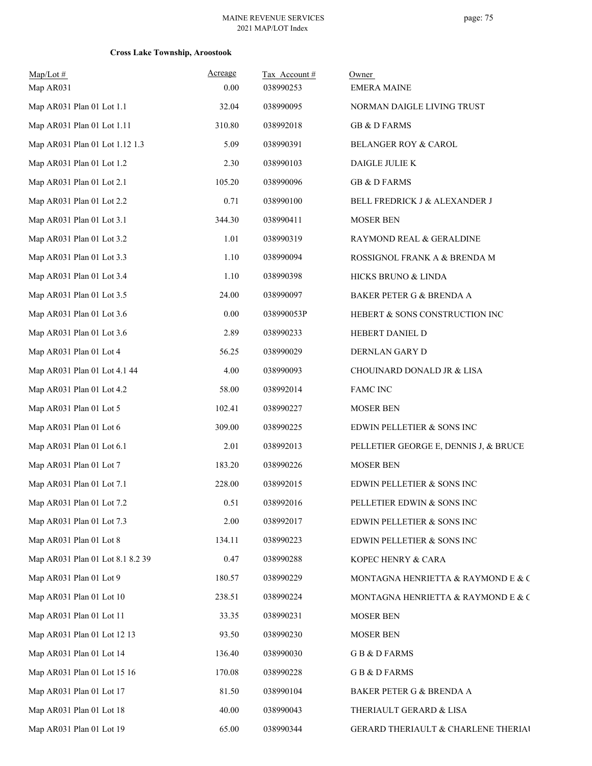**Cross Lake Township, Aroostook**

| Map/Lot # | Acreage | Tax Account # | Owner |
|---|---|---|---|
| Map AR031 | 0.00 | 038990253 | EMERA MAINE |
| Map AR031 Plan 01 Lot 1.1 | 32.04 | 038990095 | NORMAN DAIGLE LIVING TRUST |
| Map AR031 Plan 01 Lot 1.11 | 310.80 | 038992018 | GB & D FARMS |
| Map AR031 Plan 01 Lot 1.12 1.3 | 5.09 | 038990391 | BELANGER ROY & CAROL |
| Map AR031 Plan 01 Lot 1.2 | 2.30 | 038990103 | DAIGLE JULIE K |
| Map AR031 Plan 01 Lot 2.1 | 105.20 | 038990096 | GB & D FARMS |
| Map AR031 Plan 01 Lot 2.2 | 0.71 | 038990100 | BELL FREDRICK J & ALEXANDER J |
| Map AR031 Plan 01 Lot 3.1 | 344.30 | 038990411 | MOSER BEN |
| Map AR031 Plan 01 Lot 3.2 | 1.01 | 038990319 | RAYMOND REAL & GERALDINE |
| Map AR031 Plan 01 Lot 3.3 | 1.10 | 038990094 | ROSSIGNOL FRANK A & BRENDA M |
| Map AR031 Plan 01 Lot 3.4 | 1.10 | 038990398 | HICKS BRUNO & LINDA |
| Map AR031 Plan 01 Lot 3.5 | 24.00 | 038990097 | BAKER PETER G & BRENDA A |
| Map AR031 Plan 01 Lot 3.6 | 0.00 | 038990053P | HEBERT & SONS CONSTRUCTION INC |
| Map AR031 Plan 01 Lot 3.6 | 2.89 | 038990233 | HEBERT DANIEL D |
| Map AR031 Plan 01 Lot 4 | 56.25 | 038990029 | DERNLAN GARY D |
| Map AR031 Plan 01 Lot 4.1 44 | 4.00 | 038990093 | CHOUINARD DONALD JR & LISA |
| Map AR031 Plan 01 Lot 4.2 | 58.00 | 038992014 | FAMC INC |
| Map AR031 Plan 01 Lot 5 | 102.41 | 038990227 | MOSER BEN |
| Map AR031 Plan 01 Lot 6 | 309.00 | 038990225 | EDWIN PELLETIER & SONS INC |
| Map AR031 Plan 01 Lot 6.1 | 2.01 | 038992013 | PELLETIER GEORGE E, DENNIS J, & BRUCE |
| Map AR031 Plan 01 Lot 7 | 183.20 | 038990226 | MOSER BEN |
| Map AR031 Plan 01 Lot 7.1 | 228.00 | 038992015 | EDWIN PELLETIER & SONS INC |
| Map AR031 Plan 01 Lot 7.2 | 0.51 | 038992016 | PELLETIER EDWIN & SONS INC |
| Map AR031 Plan 01 Lot 7.3 | 2.00 | 038992017 | EDWIN PELLETIER & SONS INC |
| Map AR031 Plan 01 Lot 8 | 134.11 | 038990223 | EDWIN PELLETIER & SONS INC |
| Map AR031 Plan 01 Lot 8.1 8.2 39 | 0.47 | 038990288 | KOPEC HENRY & CARA |
| Map AR031 Plan 01 Lot 9 | 180.57 | 038990229 | MONTAGNA HENRIETTA & RAYMOND E & C |
| Map AR031 Plan 01 Lot 10 | 238.51 | 038990224 | MONTAGNA HENRIETTA & RAYMOND E & C |
| Map AR031 Plan 01 Lot 11 | 33.35 | 038990231 | MOSER BEN |
| Map AR031 Plan 01 Lot 12 13 | 93.50 | 038990230 | MOSER BEN |
| Map AR031 Plan 01 Lot 14 | 136.40 | 038990030 | G B & D FARMS |
| Map AR031 Plan 01 Lot 15 16 | 170.08 | 038990228 | G B & D FARMS |
| Map AR031 Plan 01 Lot 17 | 81.50 | 038990104 | BAKER PETER G & BRENDA A |
| Map AR031 Plan 01 Lot 18 | 40.00 | 038990043 | THERIAULT GERARD & LISA |
| Map AR031 Plan 01 Lot 19 | 65.00 | 038990344 | GERARD THERIAULT & CHARLENE THERIAI |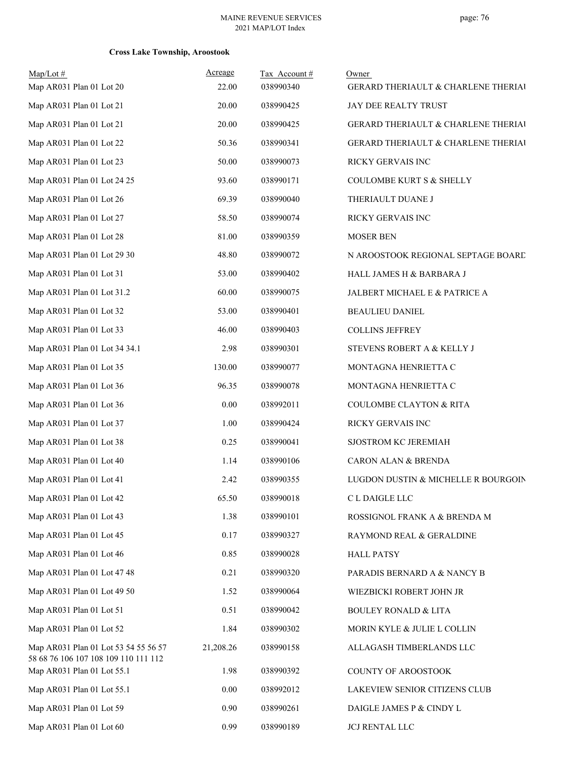**Cross Lake Township, Aroostook**

| Map/Lot # | Acreage | Tax Account # | Owner |
|---|---|---|---|
| Map AR031 Plan 01 Lot 20 | 22.00 | 038990340 | GERARD THERIAULT & CHARLENE THERIAU |
| Map AR031 Plan 01 Lot 21 | 20.00 | 038990425 | JAY DEE REALTY TRUST |
| Map AR031 Plan 01 Lot 21 | 20.00 | 038990425 | GERARD THERIAULT & CHARLENE THERIAU |
| Map AR031 Plan 01 Lot 22 | 50.36 | 038990341 | GERARD THERIAULT & CHARLENE THERIAU |
| Map AR031 Plan 01 Lot 23 | 50.00 | 038990073 | RICKY GERVAIS INC |
| Map AR031 Plan 01 Lot 24 25 | 93.60 | 038990171 | COULOMBE KURT S & SHELLY |
| Map AR031 Plan 01 Lot 26 | 69.39 | 038990040 | THERIAULT DUANE J |
| Map AR031 Plan 01 Lot 27 | 58.50 | 038990074 | RICKY GERVAIS INC |
| Map AR031 Plan 01 Lot 28 | 81.00 | 038990359 | MOSER BEN |
| Map AR031 Plan 01 Lot 29 30 | 48.80 | 038990072 | N AROOSTOOK REGIONAL SEPTAGE BOARD |
| Map AR031 Plan 01 Lot 31 | 53.00 | 038990402 | HALL JAMES H & BARBARA J |
| Map AR031 Plan 01 Lot 31.2 | 60.00 | 038990075 | JALBERT MICHAEL E & PATRICE A |
| Map AR031 Plan 01 Lot 32 | 53.00 | 038990401 | BEAULIEU DANIEL |
| Map AR031 Plan 01 Lot 33 | 46.00 | 038990403 | COLLINS JEFFREY |
| Map AR031 Plan 01 Lot 34 34.1 | 2.98 | 038990301 | STEVENS ROBERT A & KELLY J |
| Map AR031 Plan 01 Lot 35 | 130.00 | 038990077 | MONTAGNA HENRIETTA C |
| Map AR031 Plan 01 Lot 36 | 96.35 | 038990078 | MONTAGNA HENRIETTA C |
| Map AR031 Plan 01 Lot 36 | 0.00 | 038992011 | COULOMBE CLAYTON & RITA |
| Map AR031 Plan 01 Lot 37 | 1.00 | 038990424 | RICKY GERVAIS INC |
| Map AR031 Plan 01 Lot 38 | 0.25 | 038990041 | SJOSTROM KC JEREMIAH |
| Map AR031 Plan 01 Lot 40 | 1.14 | 038990106 | CARON ALAN & BRENDA |
| Map AR031 Plan 01 Lot 41 | 2.42 | 038990355 | LUGDON DUSTIN & MICHELLE R BOURGOIN |
| Map AR031 Plan 01 Lot 42 | 65.50 | 038990018 | C L DAIGLE LLC |
| Map AR031 Plan 01 Lot 43 | 1.38 | 038990101 | ROSSIGNOL FRANK A & BRENDA M |
| Map AR031 Plan 01 Lot 45 | 0.17 | 038990327 | RAYMOND REAL & GERALDINE |
| Map AR031 Plan 01 Lot 46 | 0.85 | 038990028 | HALL PATSY |
| Map AR031 Plan 01 Lot 47 48 | 0.21 | 038990320 | PARADIS BERNARD A & NANCY B |
| Map AR031 Plan 01 Lot 49 50 | 1.52 | 038990064 | WIEZBICKI ROBERT JOHN JR |
| Map AR031 Plan 01 Lot 51 | 0.51 | 038990042 | BOULEY RONALD & LITA |
| Map AR031 Plan 01 Lot 52 | 1.84 | 038990302 | MORIN KYLE & JULIE L COLLIN |
| Map AR031 Plan 01 Lot 53 54 55 56 57 58 68 76 106 107 108 109 110 111 112 | 21,208.26 | 038990158 | ALLAGASH TIMBERLANDS LLC |
| Map AR031 Plan 01 Lot 55.1 | 1.98 | 038990392 | COUNTY OF AROOSTOOK |
| Map AR031 Plan 01 Lot 55.1 | 0.00 | 038992012 | LAKEVIEW SENIOR CITIZENS CLUB |
| Map AR031 Plan 01 Lot 59 | 0.90 | 038990261 | DAIGLE JAMES P & CINDY L |
| Map AR031 Plan 01 Lot 60 | 0.99 | 038990189 | JCJ RENTAL LLC |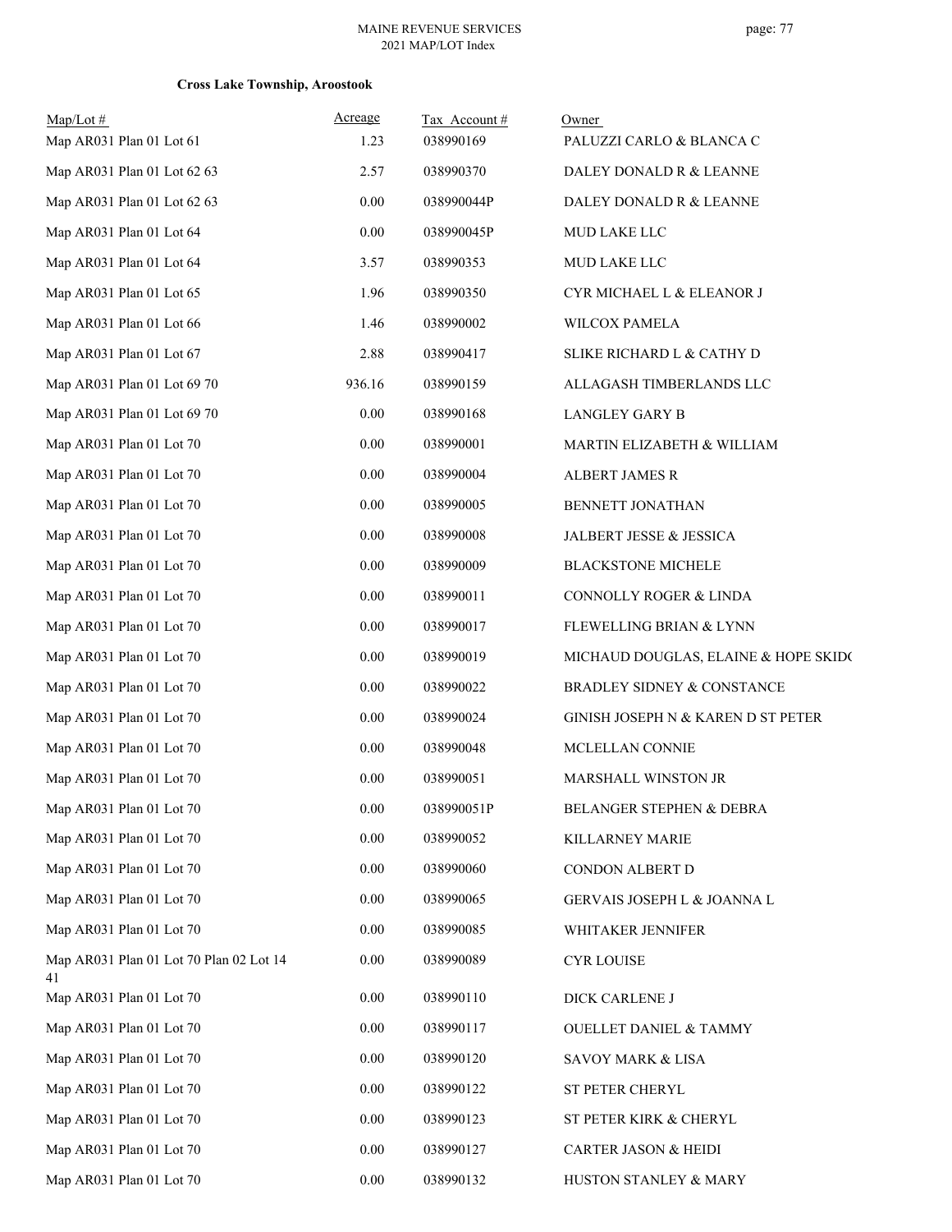**Cross Lake Township, Aroostook**

| Map/Lot # | Acreage | Tax Account # | Owner |
|---|---|---|---|
| Map AR031 Plan 01 Lot 61 | 1.23 | 038990169 | PALUZZI CARLO & BLANCA C |
| Map AR031 Plan 01 Lot 62 63 | 2.57 | 038990370 | DALEY DONALD R & LEANNE |
| Map AR031 Plan 01 Lot 62 63 | 0.00 | 038990044P | DALEY DONALD R & LEANNE |
| Map AR031 Plan 01 Lot 64 | 0.00 | 038990045P | MUD LAKE LLC |
| Map AR031 Plan 01 Lot 64 | 3.57 | 038990353 | MUD LAKE LLC |
| Map AR031 Plan 01 Lot 65 | 1.96 | 038990350 | CYR MICHAEL L & ELEANOR J |
| Map AR031 Plan 01 Lot 66 | 1.46 | 038990002 | WILCOX PAMELA |
| Map AR031 Plan 01 Lot 67 | 2.88 | 038990417 | SLIKE RICHARD L & CATHY D |
| Map AR031 Plan 01 Lot 69 70 | 936.16 | 038990159 | ALLAGASH TIMBERLANDS LLC |
| Map AR031 Plan 01 Lot 69 70 | 0.00 | 038990168 | LANGLEY GARY B |
| Map AR031 Plan 01 Lot 70 | 0.00 | 038990001 | MARTIN ELIZABETH & WILLIAM |
| Map AR031 Plan 01 Lot 70 | 0.00 | 038990004 | ALBERT JAMES R |
| Map AR031 Plan 01 Lot 70 | 0.00 | 038990005 | BENNETT JONATHAN |
| Map AR031 Plan 01 Lot 70 | 0.00 | 038990008 | JALBERT JESSE & JESSICA |
| Map AR031 Plan 01 Lot 70 | 0.00 | 038990009 | BLACKSTONE MICHELE |
| Map AR031 Plan 01 Lot 70 | 0.00 | 038990011 | CONNOLLY ROGER & LINDA |
| Map AR031 Plan 01 Lot 70 | 0.00 | 038990017 | FLEWELLING BRIAN & LYNN |
| Map AR031 Plan 01 Lot 70 | 0.00 | 038990019 | MICHAUD DOUGLAS, ELAINE & HOPE SKIDO |
| Map AR031 Plan 01 Lot 70 | 0.00 | 038990022 | BRADLEY SIDNEY & CONSTANCE |
| Map AR031 Plan 01 Lot 70 | 0.00 | 038990024 | GINISH JOSEPH N & KAREN D ST PETER |
| Map AR031 Plan 01 Lot 70 | 0.00 | 038990048 | MCLELLAN CONNIE |
| Map AR031 Plan 01 Lot 70 | 0.00 | 038990051 | MARSHALL WINSTON JR |
| Map AR031 Plan 01 Lot 70 | 0.00 | 038990051P | BELANGER STEPHEN & DEBRA |
| Map AR031 Plan 01 Lot 70 | 0.00 | 038990052 | KILLARNEY MARIE |
| Map AR031 Plan 01 Lot 70 | 0.00 | 038990060 | CONDON ALBERT D |
| Map AR031 Plan 01 Lot 70 | 0.00 | 038990065 | GERVAIS JOSEPH L & JOANNA L |
| Map AR031 Plan 01 Lot 70 | 0.00 | 038990085 | WHITAKER JENNIFER |
| Map AR031 Plan 01 Lot 70 Plan 02 Lot 14 41 | 0.00 | 038990089 | CYR LOUISE |
| Map AR031 Plan 01 Lot 70 | 0.00 | 038990110 | DICK CARLENE J |
| Map AR031 Plan 01 Lot 70 | 0.00 | 038990117 | OUELLET DANIEL & TAMMY |
| Map AR031 Plan 01 Lot 70 | 0.00 | 038990120 | SAVOY MARK & LISA |
| Map AR031 Plan 01 Lot 70 | 0.00 | 038990122 | ST PETER CHERYL |
| Map AR031 Plan 01 Lot 70 | 0.00 | 038990123 | ST PETER KIRK & CHERYL |
| Map AR031 Plan 01 Lot 70 | 0.00 | 038990127 | CARTER JASON & HEIDI |
| Map AR031 Plan 01 Lot 70 | 0.00 | 038990132 | HUSTON STANLEY & MARY |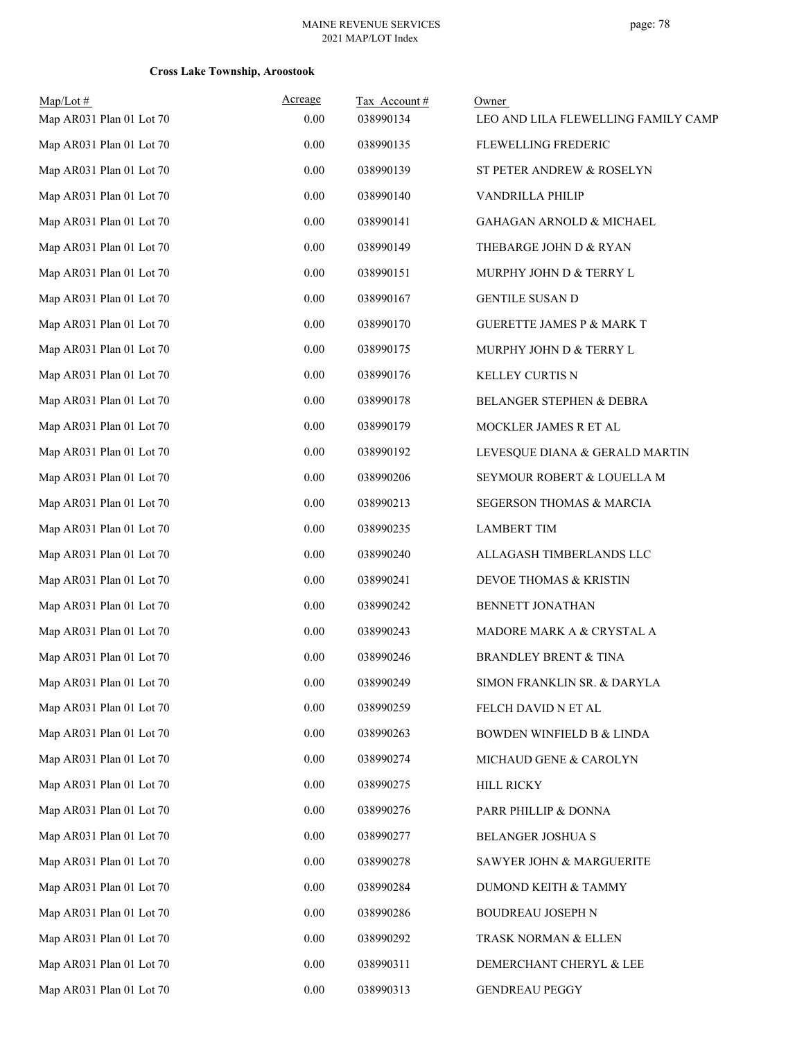**Cross Lake Township, Aroostook**

| Map/Lot # | Acreage | Tax Account # | Owner |
|---|---|---|---|
| Map AR031 Plan 01 Lot 70 | 0.00 | 038990134 | LEO AND LILA FLEWELLING FAMILY CAMP |
| Map AR031 Plan 01 Lot 70 | 0.00 | 038990135 | FLEWELLING FREDERIC |
| Map AR031 Plan 01 Lot 70 | 0.00 | 038990139 | ST PETER ANDREW & ROSELYN |
| Map AR031 Plan 01 Lot 70 | 0.00 | 038990140 | VANDRILLA PHILIP |
| Map AR031 Plan 01 Lot 70 | 0.00 | 038990141 | GAHAGAN ARNOLD & MICHAEL |
| Map AR031 Plan 01 Lot 70 | 0.00 | 038990149 | THEBARGE JOHN D & RYAN |
| Map AR031 Plan 01 Lot 70 | 0.00 | 038990151 | MURPHY JOHN D & TERRY L |
| Map AR031 Plan 01 Lot 70 | 0.00 | 038990167 | GENTILE SUSAN D |
| Map AR031 Plan 01 Lot 70 | 0.00 | 038990170 | GUERETTE JAMES P & MARK T |
| Map AR031 Plan 01 Lot 70 | 0.00 | 038990175 | MURPHY JOHN D & TERRY L |
| Map AR031 Plan 01 Lot 70 | 0.00 | 038990176 | KELLEY CURTIS N |
| Map AR031 Plan 01 Lot 70 | 0.00 | 038990178 | BELANGER STEPHEN & DEBRA |
| Map AR031 Plan 01 Lot 70 | 0.00 | 038990179 | MOCKLER JAMES R ET AL |
| Map AR031 Plan 01 Lot 70 | 0.00 | 038990192 | LEVESQUE DIANA & GERALD MARTIN |
| Map AR031 Plan 01 Lot 70 | 0.00 | 038990206 | SEYMOUR ROBERT & LOUELLA M |
| Map AR031 Plan 01 Lot 70 | 0.00 | 038990213 | SEGERSON THOMAS & MARCIA |
| Map AR031 Plan 01 Lot 70 | 0.00 | 038990235 | LAMBERT TIM |
| Map AR031 Plan 01 Lot 70 | 0.00 | 038990240 | ALLAGASH TIMBERLANDS LLC |
| Map AR031 Plan 01 Lot 70 | 0.00 | 038990241 | DEVOE THOMAS & KRISTIN |
| Map AR031 Plan 01 Lot 70 | 0.00 | 038990242 | BENNETT JONATHAN |
| Map AR031 Plan 01 Lot 70 | 0.00 | 038990243 | MADORE MARK A & CRYSTAL A |
| Map AR031 Plan 01 Lot 70 | 0.00 | 038990246 | BRANDLEY BRENT & TINA |
| Map AR031 Plan 01 Lot 70 | 0.00 | 038990249 | SIMON FRANKLIN SR. & DARYLA |
| Map AR031 Plan 01 Lot 70 | 0.00 | 038990259 | FELCH DAVID N ET AL |
| Map AR031 Plan 01 Lot 70 | 0.00 | 038990263 | BOWDEN WINFIELD B & LINDA |
| Map AR031 Plan 01 Lot 70 | 0.00 | 038990274 | MICHAUD GENE & CAROLYN |
| Map AR031 Plan 01 Lot 70 | 0.00 | 038990275 | HILL RICKY |
| Map AR031 Plan 01 Lot 70 | 0.00 | 038990276 | PARR PHILLIP & DONNA |
| Map AR031 Plan 01 Lot 70 | 0.00 | 038990277 | BELANGER JOSHUA S |
| Map AR031 Plan 01 Lot 70 | 0.00 | 038990278 | SAWYER JOHN & MARGUERITE |
| Map AR031 Plan 01 Lot 70 | 0.00 | 038990284 | DUMOND KEITH & TAMMY |
| Map AR031 Plan 01 Lot 70 | 0.00 | 038990286 | BOUDREAU JOSEPH N |
| Map AR031 Plan 01 Lot 70 | 0.00 | 038990292 | TRASK NORMAN & ELLEN |
| Map AR031 Plan 01 Lot 70 | 0.00 | 038990311 | DEMERCHANT CHERYL & LEE |
| Map AR031 Plan 01 Lot 70 | 0.00 | 038990313 | GENDREAU PEGGY |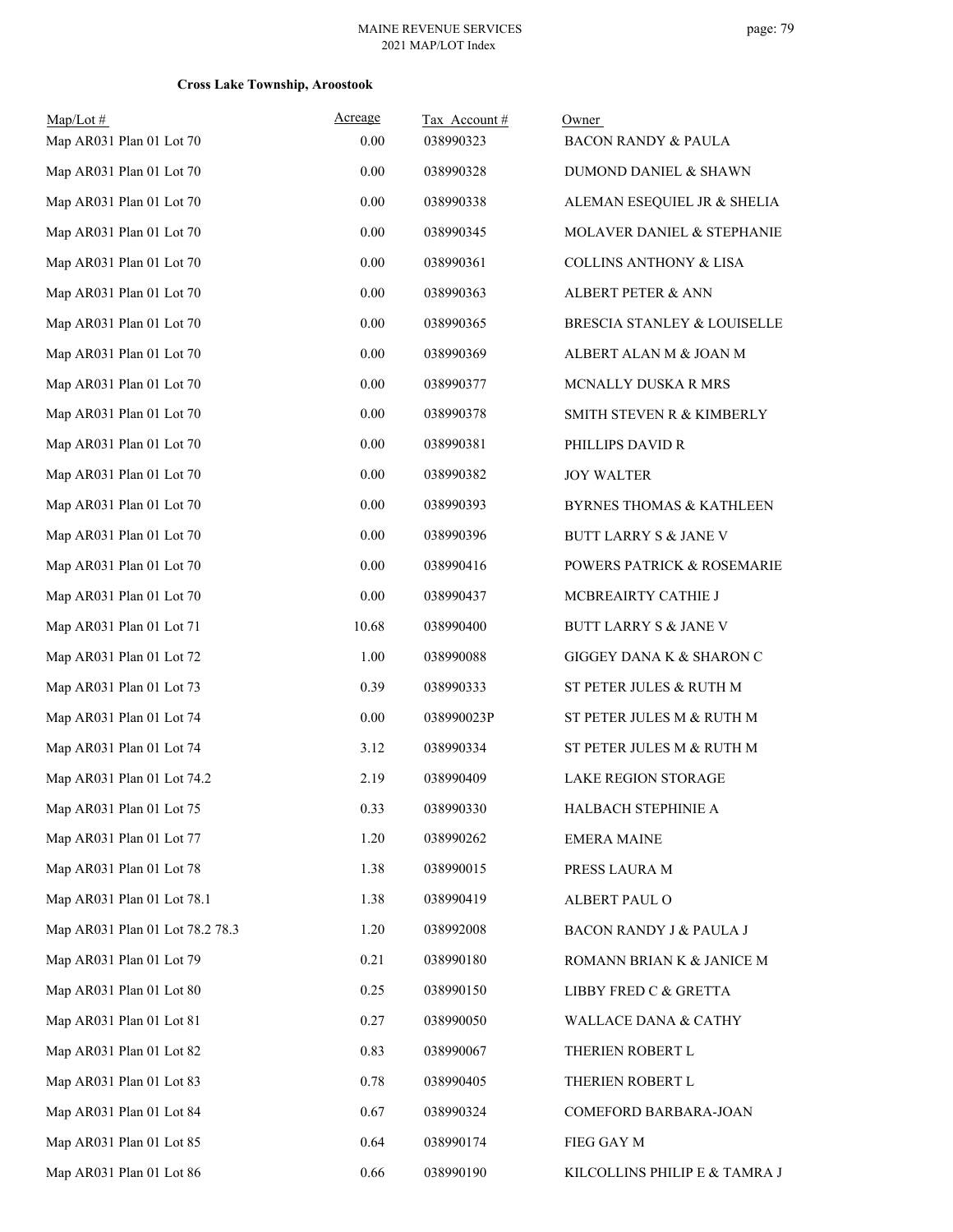**Cross Lake Township, Aroostook**

| Map/Lot # | Acreage | Tax Account # | Owner |
|---|---|---|---|
| Map AR031 Plan 01 Lot 70 | 0.00 | 038990323 | BACON RANDY & PAULA |
| Map AR031 Plan 01 Lot 70 | 0.00 | 038990328 | DUMOND DANIEL & SHAWN |
| Map AR031 Plan 01 Lot 70 | 0.00 | 038990338 | ALEMAN ESEQUIEL JR & SHELIA |
| Map AR031 Plan 01 Lot 70 | 0.00 | 038990345 | MOLAVER DANIEL & STEPHANIE |
| Map AR031 Plan 01 Lot 70 | 0.00 | 038990361 | COLLINS ANTHONY & LISA |
| Map AR031 Plan 01 Lot 70 | 0.00 | 038990363 | ALBERT PETER & ANN |
| Map AR031 Plan 01 Lot 70 | 0.00 | 038990365 | BRESCIA STANLEY & LOUISELLE |
| Map AR031 Plan 01 Lot 70 | 0.00 | 038990369 | ALBERT ALAN M & JOAN M |
| Map AR031 Plan 01 Lot 70 | 0.00 | 038990377 | MCNALLY DUSKA R MRS |
| Map AR031 Plan 01 Lot 70 | 0.00 | 038990378 | SMITH STEVEN R & KIMBERLY |
| Map AR031 Plan 01 Lot 70 | 0.00 | 038990381 | PHILLIPS DAVID R |
| Map AR031 Plan 01 Lot 70 | 0.00 | 038990382 | JOY WALTER |
| Map AR031 Plan 01 Lot 70 | 0.00 | 038990393 | BYRNES THOMAS & KATHLEEN |
| Map AR031 Plan 01 Lot 70 | 0.00 | 038990396 | BUTT LARRY S & JANE V |
| Map AR031 Plan 01 Lot 70 | 0.00 | 038990416 | POWERS PATRICK & ROSEMARIE |
| Map AR031 Plan 01 Lot 70 | 0.00 | 038990437 | MCBREAIRTY CATHIE J |
| Map AR031 Plan 01 Lot 71 | 10.68 | 038990400 | BUTT LARRY S & JANE V |
| Map AR031 Plan 01 Lot 72 | 1.00 | 038990088 | GIGGEY DANA K & SHARON C |
| Map AR031 Plan 01 Lot 73 | 0.39 | 038990333 | ST PETER JULES & RUTH M |
| Map AR031 Plan 01 Lot 74 | 0.00 | 038990023P | ST PETER JULES M & RUTH M |
| Map AR031 Plan 01 Lot 74 | 3.12 | 038990334 | ST PETER JULES M & RUTH M |
| Map AR031 Plan 01 Lot 74.2 | 2.19 | 038990409 | LAKE REGION STORAGE |
| Map AR031 Plan 01 Lot 75 | 0.33 | 038990330 | HALBACH STEPHINIE A |
| Map AR031 Plan 01 Lot 77 | 1.20 | 038990262 | EMERA MAINE |
| Map AR031 Plan 01 Lot 78 | 1.38 | 038990015 | PRESS LAURA M |
| Map AR031 Plan 01 Lot 78.1 | 1.38 | 038990419 | ALBERT PAUL O |
| Map AR031 Plan 01 Lot 78.2 78.3 | 1.20 | 038992008 | BACON RANDY J & PAULA J |
| Map AR031 Plan 01 Lot 79 | 0.21 | 038990180 | ROMANN BRIAN K & JANICE M |
| Map AR031 Plan 01 Lot 80 | 0.25 | 038990150 | LIBBY FRED C & GRETTA |
| Map AR031 Plan 01 Lot 81 | 0.27 | 038990050 | WALLACE DANA & CATHY |
| Map AR031 Plan 01 Lot 82 | 0.83 | 038990067 | THERIEN ROBERT L |
| Map AR031 Plan 01 Lot 83 | 0.78 | 038990405 | THERIEN ROBERT L |
| Map AR031 Plan 01 Lot 84 | 0.67 | 038990324 | COMEFORD BARBARA-JOAN |
| Map AR031 Plan 01 Lot 85 | 0.64 | 038990174 | FIEG GAY M |
| Map AR031 Plan 01 Lot 86 | 0.66 | 038990190 | KILCOLLINS PHILIP E & TAMRA J |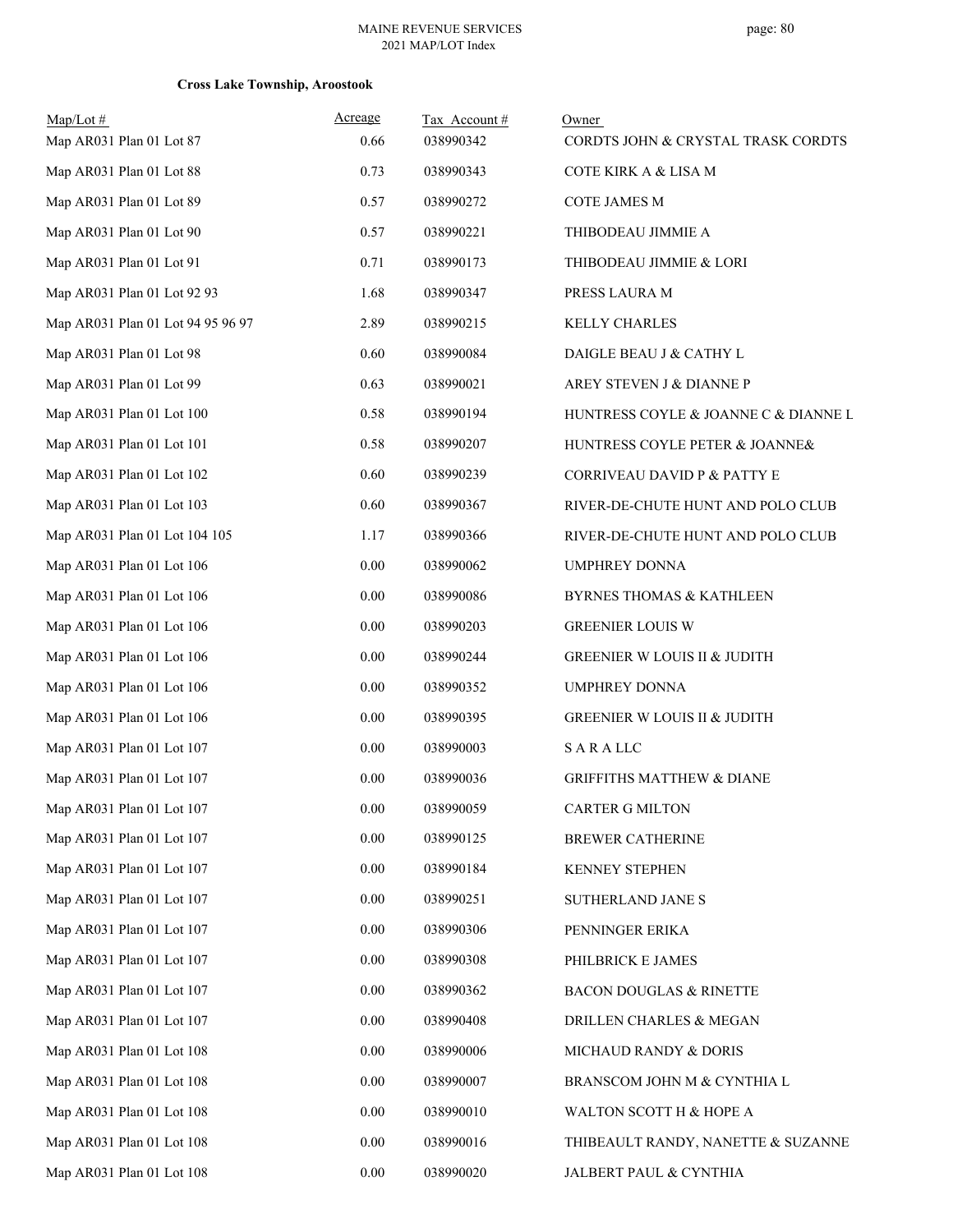**Cross Lake Township, Aroostook**

| Map/Lot # | Acreage | Tax Account # | Owner |
|---|---|---|---|
| Map AR031 Plan 01 Lot 87 | 0.66 | 038990342 | CORDTS JOHN & CRYSTAL TRASK CORDTS |
| Map AR031 Plan 01 Lot 88 | 0.73 | 038990343 | COTE KIRK A & LISA M |
| Map AR031 Plan 01 Lot 89 | 0.57 | 038990272 | COTE JAMES M |
| Map AR031 Plan 01 Lot 90 | 0.57 | 038990221 | THIBODEAU JIMMIE A |
| Map AR031 Plan 01 Lot 91 | 0.71 | 038990173 | THIBODEAU JIMMIE & LORI |
| Map AR031 Plan 01 Lot 92 93 | 1.68 | 038990347 | PRESS LAURA M |
| Map AR031 Plan 01 Lot 94 95 96 97 | 2.89 | 038990215 | KELLY CHARLES |
| Map AR031 Plan 01 Lot 98 | 0.60 | 038990084 | DAIGLE BEAU J & CATHY L |
| Map AR031 Plan 01 Lot 99 | 0.63 | 038990021 | AREY STEVEN J & DIANNE P |
| Map AR031 Plan 01 Lot 100 | 0.58 | 038990194 | HUNTRESS COYLE & JOANNE C & DIANNE L |
| Map AR031 Plan 01 Lot 101 | 0.58 | 038990207 | HUNTRESS COYLE PETER & JOANNE& |
| Map AR031 Plan 01 Lot 102 | 0.60 | 038990239 | CORRIVEAU DAVID P & PATTY E |
| Map AR031 Plan 01 Lot 103 | 0.60 | 038990367 | RIVER-DE-CHUTE HUNT AND POLO CLUB |
| Map AR031 Plan 01 Lot 104 105 | 1.17 | 038990366 | RIVER-DE-CHUTE HUNT AND POLO CLUB |
| Map AR031 Plan 01 Lot 106 | 0.00 | 038990062 | UMPHREY DONNA |
| Map AR031 Plan 01 Lot 106 | 0.00 | 038990086 | BYRNES THOMAS & KATHLEEN |
| Map AR031 Plan 01 Lot 106 | 0.00 | 038990203 | GREENIER LOUIS W |
| Map AR031 Plan 01 Lot 106 | 0.00 | 038990244 | GREENIER W LOUIS II & JUDITH |
| Map AR031 Plan 01 Lot 106 | 0.00 | 038990352 | UMPHREY DONNA |
| Map AR031 Plan 01 Lot 106 | 0.00 | 038990395 | GREENIER W LOUIS II & JUDITH |
| Map AR031 Plan 01 Lot 107 | 0.00 | 038990003 | S A R A LLC |
| Map AR031 Plan 01 Lot 107 | 0.00 | 038990036 | GRIFFITHS MATTHEW & DIANE |
| Map AR031 Plan 01 Lot 107 | 0.00 | 038990059 | CARTER G MILTON |
| Map AR031 Plan 01 Lot 107 | 0.00 | 038990125 | BREWER CATHERINE |
| Map AR031 Plan 01 Lot 107 | 0.00 | 038990184 | KENNEY STEPHEN |
| Map AR031 Plan 01 Lot 107 | 0.00 | 038990251 | SUTHERLAND JANE S |
| Map AR031 Plan 01 Lot 107 | 0.00 | 038990306 | PENNINGER ERIKA |
| Map AR031 Plan 01 Lot 107 | 0.00 | 038990308 | PHILBRICK E JAMES |
| Map AR031 Plan 01 Lot 107 | 0.00 | 038990362 | BACON DOUGLAS & RINETTE |
| Map AR031 Plan 01 Lot 107 | 0.00 | 038990408 | DRILLEN CHARLES & MEGAN |
| Map AR031 Plan 01 Lot 108 | 0.00 | 038990006 | MICHAUD RANDY & DORIS |
| Map AR031 Plan 01 Lot 108 | 0.00 | 038990007 | BRANSCOM JOHN M & CYNTHIA L |
| Map AR031 Plan 01 Lot 108 | 0.00 | 038990010 | WALTON SCOTT H & HOPE A |
| Map AR031 Plan 01 Lot 108 | 0.00 | 038990016 | THIBEAULT RANDY, NANETTE & SUZANNE |
| Map AR031 Plan 01 Lot 108 | 0.00 | 038990020 | JALBERT PAUL & CYNTHIA |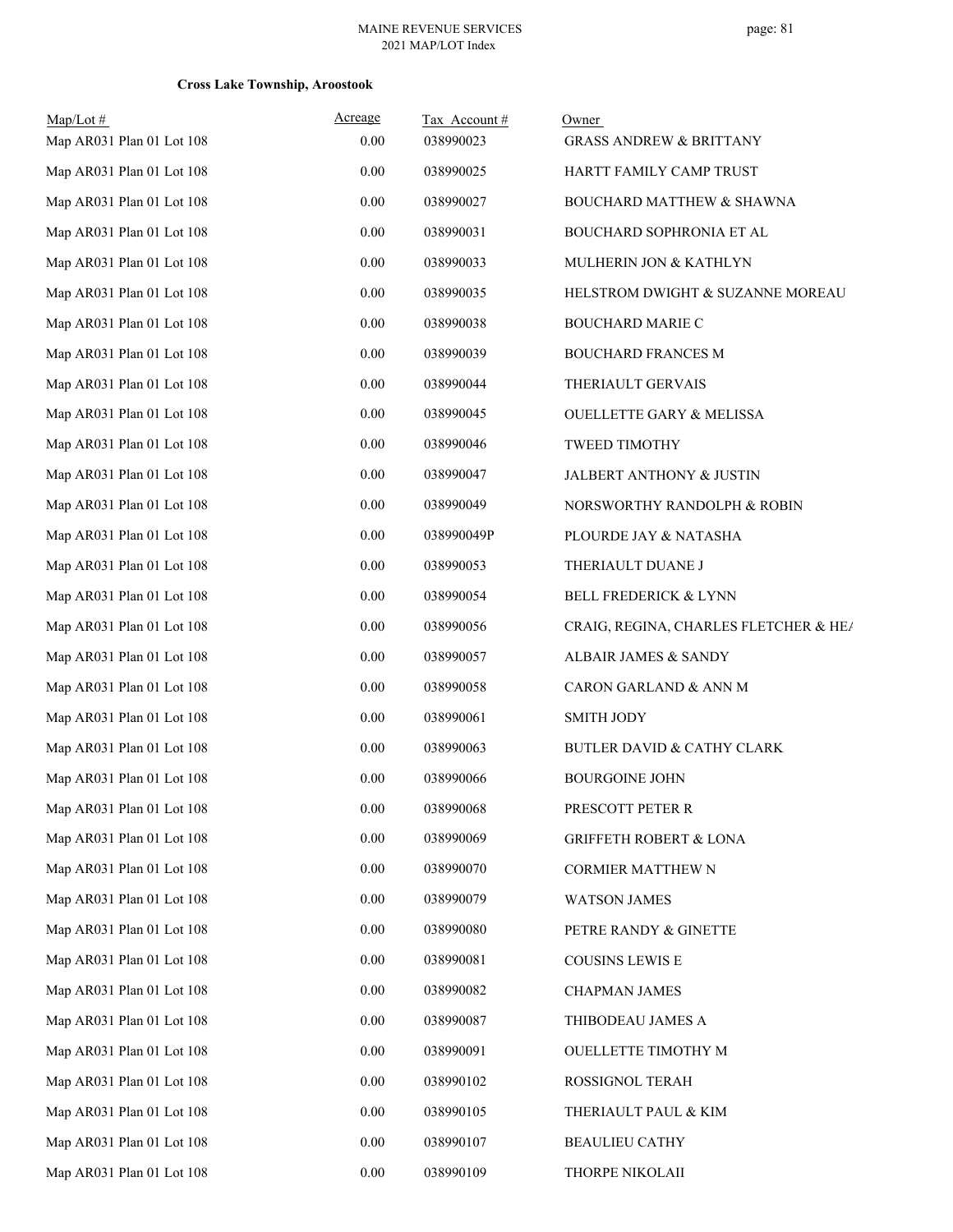**Cross Lake Township, Aroostook**

| Map/Lot # | Acreage | Tax Account # | Owner |
|---|---|---|---|
| Map AR031 Plan 01 Lot 108 | 0.00 | 038990023 | GRASS ANDREW & BRITTANY |
| Map AR031 Plan 01 Lot 108 | 0.00 | 038990025 | HARTT FAMILY CAMP TRUST |
| Map AR031 Plan 01 Lot 108 | 0.00 | 038990027 | BOUCHARD MATTHEW & SHAWNA |
| Map AR031 Plan 01 Lot 108 | 0.00 | 038990031 | BOUCHARD SOPHRONIA ET AL |
| Map AR031 Plan 01 Lot 108 | 0.00 | 038990033 | MULHERIN JON & KATHLYN |
| Map AR031 Plan 01 Lot 108 | 0.00 | 038990035 | HELSTROM DWIGHT & SUZANNE MOREAU |
| Map AR031 Plan 01 Lot 108 | 0.00 | 038990038 | BOUCHARD MARIE C |
| Map AR031 Plan 01 Lot 108 | 0.00 | 038990039 | BOUCHARD FRANCES M |
| Map AR031 Plan 01 Lot 108 | 0.00 | 038990044 | THERIAULT GERVAIS |
| Map AR031 Plan 01 Lot 108 | 0.00 | 038990045 | OUELLETTE GARY & MELISSA |
| Map AR031 Plan 01 Lot 108 | 0.00 | 038990046 | TWEED TIMOTHY |
| Map AR031 Plan 01 Lot 108 | 0.00 | 038990047 | JALBERT ANTHONY & JUSTIN |
| Map AR031 Plan 01 Lot 108 | 0.00 | 038990049 | NORSWORTHY RANDOLPH & ROBIN |
| Map AR031 Plan 01 Lot 108 | 0.00 | 038990049P | PLOURDE JAY & NATASHA |
| Map AR031 Plan 01 Lot 108 | 0.00 | 038990053 | THERIAULT DUANE J |
| Map AR031 Plan 01 Lot 108 | 0.00 | 038990054 | BELL FREDERICK & LYNN |
| Map AR031 Plan 01 Lot 108 | 0.00 | 038990056 | CRAIG, REGINA, CHARLES FLETCHER & HEA |
| Map AR031 Plan 01 Lot 108 | 0.00 | 038990057 | ALBAIR JAMES & SANDY |
| Map AR031 Plan 01 Lot 108 | 0.00 | 038990058 | CARON GARLAND & ANN M |
| Map AR031 Plan 01 Lot 108 | 0.00 | 038990061 | SMITH JODY |
| Map AR031 Plan 01 Lot 108 | 0.00 | 038990063 | BUTLER DAVID & CATHY CLARK |
| Map AR031 Plan 01 Lot 108 | 0.00 | 038990066 | BOURGOINE JOHN |
| Map AR031 Plan 01 Lot 108 | 0.00 | 038990068 | PRESCOTT PETER R |
| Map AR031 Plan 01 Lot 108 | 0.00 | 038990069 | GRIFFETH ROBERT & LONA |
| Map AR031 Plan 01 Lot 108 | 0.00 | 038990070 | CORMIER MATTHEW N |
| Map AR031 Plan 01 Lot 108 | 0.00 | 038990079 | WATSON JAMES |
| Map AR031 Plan 01 Lot 108 | 0.00 | 038990080 | PETRE RANDY & GINETTE |
| Map AR031 Plan 01 Lot 108 | 0.00 | 038990081 | COUSINS LEWIS E |
| Map AR031 Plan 01 Lot 108 | 0.00 | 038990082 | CHAPMAN JAMES |
| Map AR031 Plan 01 Lot 108 | 0.00 | 038990087 | THIBODEAU JAMES A |
| Map AR031 Plan 01 Lot 108 | 0.00 | 038990091 | OUELLETTE TIMOTHY M |
| Map AR031 Plan 01 Lot 108 | 0.00 | 038990102 | ROSSIGNOL TERAH |
| Map AR031 Plan 01 Lot 108 | 0.00 | 038990105 | THERIAULT PAUL & KIM |
| Map AR031 Plan 01 Lot 108 | 0.00 | 038990107 | BEAULIEU CATHY |
| Map AR031 Plan 01 Lot 108 | 0.00 | 038990109 | THORPE NIKOLAII |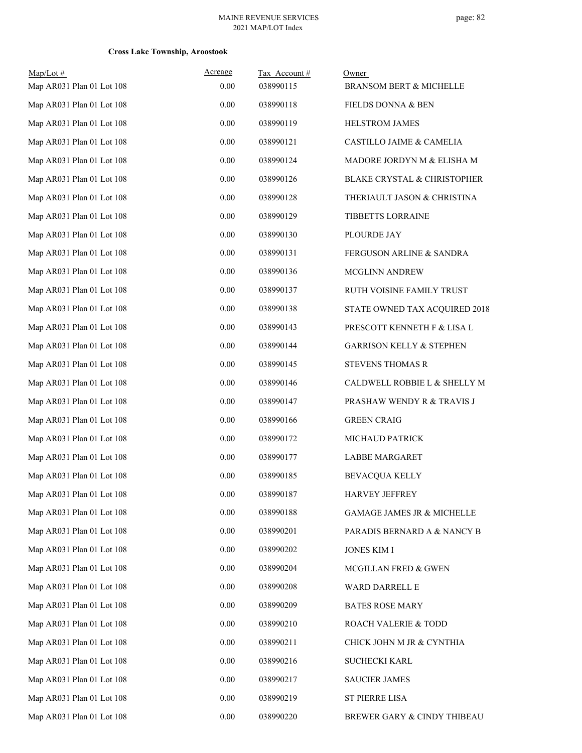**Cross Lake Township, Aroostook**

| Map/Lot # | Acreage | Tax Account # | Owner |
|---|---|---|---|
| Map AR031 Plan 01 Lot 108 | 0.00 | 038990115 | BRANSOM BERT & MICHELLE |
| Map AR031 Plan 01 Lot 108 | 0.00 | 038990118 | FIELDS DONNA & BEN |
| Map AR031 Plan 01 Lot 108 | 0.00 | 038990119 | HELSTROM JAMES |
| Map AR031 Plan 01 Lot 108 | 0.00 | 038990121 | CASTILLO JAIME & CAMELIA |
| Map AR031 Plan 01 Lot 108 | 0.00 | 038990124 | MADORE JORDYN M & ELISHA M |
| Map AR031 Plan 01 Lot 108 | 0.00 | 038990126 | BLAKE CRYSTAL & CHRISTOPHER |
| Map AR031 Plan 01 Lot 108 | 0.00 | 038990128 | THERIAULT JASON & CHRISTINA |
| Map AR031 Plan 01 Lot 108 | 0.00 | 038990129 | TIBBETTS LORRAINE |
| Map AR031 Plan 01 Lot 108 | 0.00 | 038990130 | PLOURDE JAY |
| Map AR031 Plan 01 Lot 108 | 0.00 | 038990131 | FERGUSON ARLINE & SANDRA |
| Map AR031 Plan 01 Lot 108 | 0.00 | 038990136 | MCGLINN ANDREW |
| Map AR031 Plan 01 Lot 108 | 0.00 | 038990137 | RUTH VOISINE FAMILY TRUST |
| Map AR031 Plan 01 Lot 108 | 0.00 | 038990138 | STATE OWNED TAX ACQUIRED 2018 |
| Map AR031 Plan 01 Lot 108 | 0.00 | 038990143 | PRESCOTT KENNETH F & LISA L |
| Map AR031 Plan 01 Lot 108 | 0.00 | 038990144 | GARRISON KELLY & STEPHEN |
| Map AR031 Plan 01 Lot 108 | 0.00 | 038990145 | STEVENS THOMAS R |
| Map AR031 Plan 01 Lot 108 | 0.00 | 038990146 | CALDWELL ROBBIE L & SHELLY M |
| Map AR031 Plan 01 Lot 108 | 0.00 | 038990147 | PRASHAW WENDY R & TRAVIS J |
| Map AR031 Plan 01 Lot 108 | 0.00 | 038990166 | GREEN CRAIG |
| Map AR031 Plan 01 Lot 108 | 0.00 | 038990172 | MICHAUD PATRICK |
| Map AR031 Plan 01 Lot 108 | 0.00 | 038990177 | LABBE MARGARET |
| Map AR031 Plan 01 Lot 108 | 0.00 | 038990185 | BEVACQUA KELLY |
| Map AR031 Plan 01 Lot 108 | 0.00 | 038990187 | HARVEY JEFFREY |
| Map AR031 Plan 01 Lot 108 | 0.00 | 038990188 | GAMAGE JAMES JR & MICHELLE |
| Map AR031 Plan 01 Lot 108 | 0.00 | 038990201 | PARADIS BERNARD A & NANCY B |
| Map AR031 Plan 01 Lot 108 | 0.00 | 038990202 | JONES KIM I |
| Map AR031 Plan 01 Lot 108 | 0.00 | 038990204 | MCGILLAN FRED & GWEN |
| Map AR031 Plan 01 Lot 108 | 0.00 | 038990208 | WARD DARRELL E |
| Map AR031 Plan 01 Lot 108 | 0.00 | 038990209 | BATES ROSE MARY |
| Map AR031 Plan 01 Lot 108 | 0.00 | 038990210 | ROACH VALERIE & TODD |
| Map AR031 Plan 01 Lot 108 | 0.00 | 038990211 | CHICK JOHN M JR & CYNTHIA |
| Map AR031 Plan 01 Lot 108 | 0.00 | 038990216 | SUCHECKI KARL |
| Map AR031 Plan 01 Lot 108 | 0.00 | 038990217 | SAUCIER JAMES |
| Map AR031 Plan 01 Lot 108 | 0.00 | 038990219 | ST PIERRE LISA |
| Map AR031 Plan 01 Lot 108 | 0.00 | 038990220 | BREWER GARY & CINDY THIBEAU |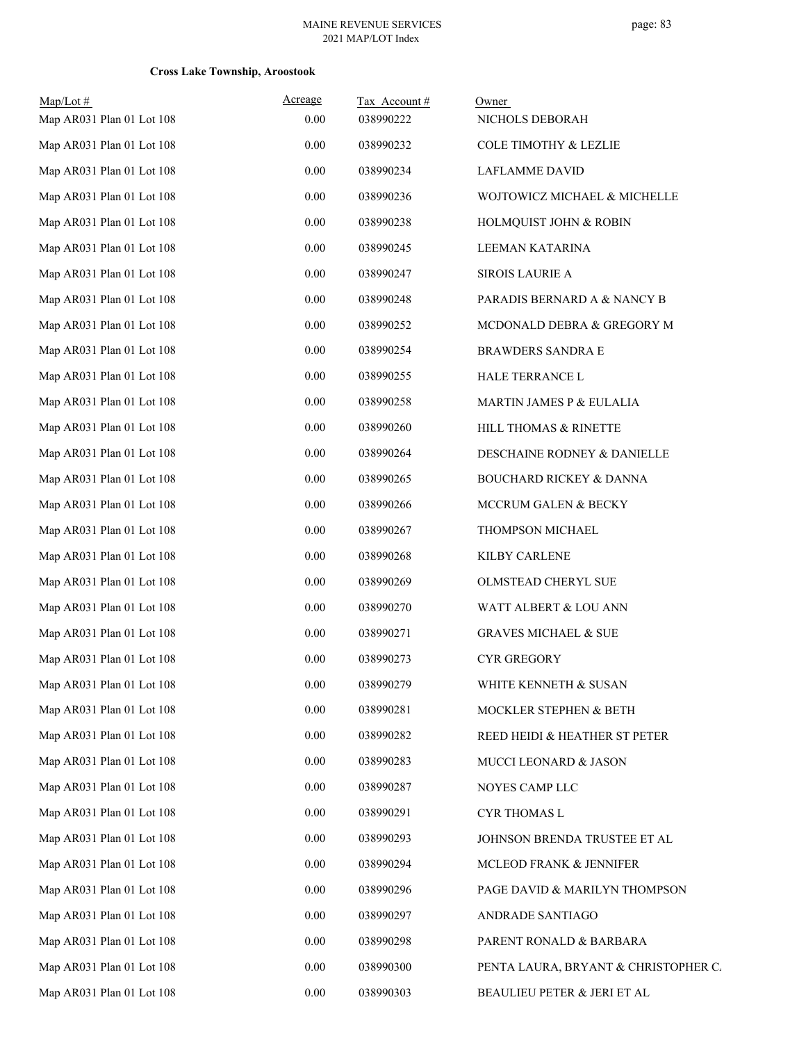**Cross Lake Township, Aroostook**

| Map/Lot # | Acreage | Tax Account # | Owner |
|---|---|---|---|
| Map AR031 Plan 01 Lot 108 | 0.00 | 038990222 | NICHOLS DEBORAH |
| Map AR031 Plan 01 Lot 108 | 0.00 | 038990232 | COLE TIMOTHY & LEZLIE |
| Map AR031 Plan 01 Lot 108 | 0.00 | 038990234 | LAFLAMME DAVID |
| Map AR031 Plan 01 Lot 108 | 0.00 | 038990236 | WOJTOWICZ MICHAEL & MICHELLE |
| Map AR031 Plan 01 Lot 108 | 0.00 | 038990238 | HOLMQUIST JOHN & ROBIN |
| Map AR031 Plan 01 Lot 108 | 0.00 | 038990245 | LEEMAN KATARINA |
| Map AR031 Plan 01 Lot 108 | 0.00 | 038990247 | SIROIS LAURIE A |
| Map AR031 Plan 01 Lot 108 | 0.00 | 038990248 | PARADIS BERNARD A & NANCY B |
| Map AR031 Plan 01 Lot 108 | 0.00 | 038990252 | MCDONALD DEBRA & GREGORY M |
| Map AR031 Plan 01 Lot 108 | 0.00 | 038990254 | BRAWDERS SANDRA E |
| Map AR031 Plan 01 Lot 108 | 0.00 | 038990255 | HALE TERRANCE L |
| Map AR031 Plan 01 Lot 108 | 0.00 | 038990258 | MARTIN JAMES P & EULALIA |
| Map AR031 Plan 01 Lot 108 | 0.00 | 038990260 | HILL THOMAS & RINETTE |
| Map AR031 Plan 01 Lot 108 | 0.00 | 038990264 | DESCHAINE RODNEY & DANIELLE |
| Map AR031 Plan 01 Lot 108 | 0.00 | 038990265 | BOUCHARD RICKEY & DANNA |
| Map AR031 Plan 01 Lot 108 | 0.00 | 038990266 | MCCRUM GALEN & BECKY |
| Map AR031 Plan 01 Lot 108 | 0.00 | 038990267 | THOMPSON MICHAEL |
| Map AR031 Plan 01 Lot 108 | 0.00 | 038990268 | KILBY CARLENE |
| Map AR031 Plan 01 Lot 108 | 0.00 | 038990269 | OLMSTEAD CHERYL SUE |
| Map AR031 Plan 01 Lot 108 | 0.00 | 038990270 | WATT ALBERT & LOU ANN |
| Map AR031 Plan 01 Lot 108 | 0.00 | 038990271 | GRAVES MICHAEL & SUE |
| Map AR031 Plan 01 Lot 108 | 0.00 | 038990273 | CYR GREGORY |
| Map AR031 Plan 01 Lot 108 | 0.00 | 038990279 | WHITE KENNETH & SUSAN |
| Map AR031 Plan 01 Lot 108 | 0.00 | 038990281 | MOCKLER STEPHEN & BETH |
| Map AR031 Plan 01 Lot 108 | 0.00 | 038990282 | REED HEIDI & HEATHER ST PETER |
| Map AR031 Plan 01 Lot 108 | 0.00 | 038990283 | MUCCI LEONARD & JASON |
| Map AR031 Plan 01 Lot 108 | 0.00 | 038990287 | NOYES CAMP LLC |
| Map AR031 Plan 01 Lot 108 | 0.00 | 038990291 | CYR THOMAS L |
| Map AR031 Plan 01 Lot 108 | 0.00 | 038990293 | JOHNSON BRENDA TRUSTEE ET AL |
| Map AR031 Plan 01 Lot 108 | 0.00 | 038990294 | MCLEOD FRANK & JENNIFER |
| Map AR031 Plan 01 Lot 108 | 0.00 | 038990296 | PAGE DAVID & MARILYN THOMPSON |
| Map AR031 Plan 01 Lot 108 | 0.00 | 038990297 | ANDRADE SANTIAGO |
| Map AR031 Plan 01 Lot 108 | 0.00 | 038990298 | PARENT RONALD & BARBARA |
| Map AR031 Plan 01 Lot 108 | 0.00 | 038990300 | PENTA LAURA, BRYANT & CHRISTOPHER C. |
| Map AR031 Plan 01 Lot 108 | 0.00 | 038990303 | BEAULIEU PETER & JERI ET AL |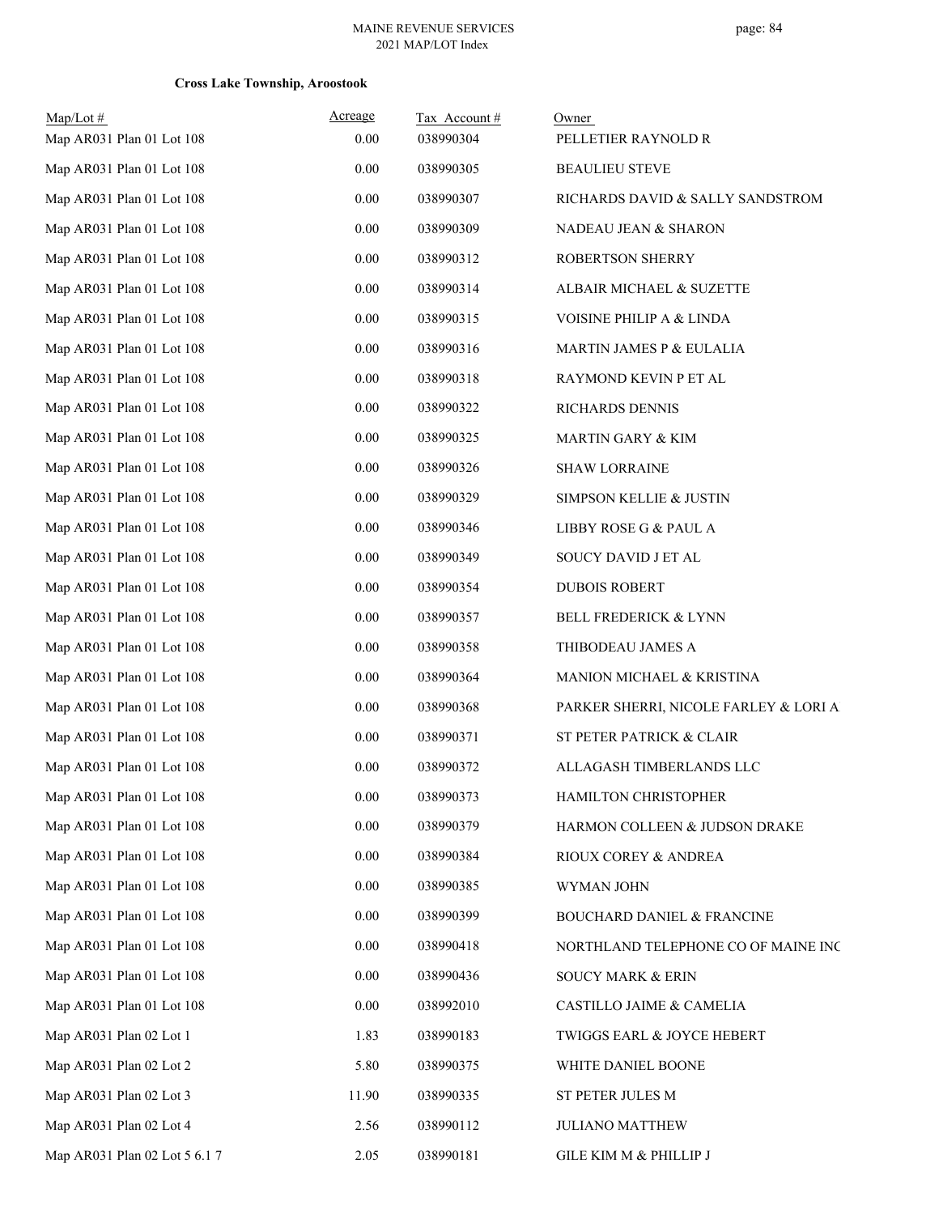**Cross Lake Township, Aroostook**

| Map/Lot # | Acreage | Tax Account # | Owner |
|---|---|---|---|
| Map AR031 Plan 01 Lot 108 | 0.00 | 038990304 | PELLETIER RAYNOLD R |
| Map AR031 Plan 01 Lot 108 | 0.00 | 038990305 | BEAULIEU STEVE |
| Map AR031 Plan 01 Lot 108 | 0.00 | 038990307 | RICHARDS DAVID & SALLY SANDSTROM |
| Map AR031 Plan 01 Lot 108 | 0.00 | 038990309 | NADEAU JEAN & SHARON |
| Map AR031 Plan 01 Lot 108 | 0.00 | 038990312 | ROBERTSON SHERRY |
| Map AR031 Plan 01 Lot 108 | 0.00 | 038990314 | ALBAIR MICHAEL & SUZETTE |
| Map AR031 Plan 01 Lot 108 | 0.00 | 038990315 | VOISINE PHILIP A & LINDA |
| Map AR031 Plan 01 Lot 108 | 0.00 | 038990316 | MARTIN JAMES P & EULALIA |
| Map AR031 Plan 01 Lot 108 | 0.00 | 038990318 | RAYMOND KEVIN P ET AL |
| Map AR031 Plan 01 Lot 108 | 0.00 | 038990322 | RICHARDS DENNIS |
| Map AR031 Plan 01 Lot 108 | 0.00 | 038990325 | MARTIN GARY & KIM |
| Map AR031 Plan 01 Lot 108 | 0.00 | 038990326 | SHAW LORRAINE |
| Map AR031 Plan 01 Lot 108 | 0.00 | 038990329 | SIMPSON KELLIE & JUSTIN |
| Map AR031 Plan 01 Lot 108 | 0.00 | 038990346 | LIBBY ROSE G & PAUL A |
| Map AR031 Plan 01 Lot 108 | 0.00 | 038990349 | SOUCY DAVID J ET AL |
| Map AR031 Plan 01 Lot 108 | 0.00 | 038990354 | DUBOIS ROBERT |
| Map AR031 Plan 01 Lot 108 | 0.00 | 038990357 | BELL FREDERICK & LYNN |
| Map AR031 Plan 01 Lot 108 | 0.00 | 038990358 | THIBODEAU JAMES A |
| Map AR031 Plan 01 Lot 108 | 0.00 | 038990364 | MANION MICHAEL & KRISTINA |
| Map AR031 Plan 01 Lot 108 | 0.00 | 038990368 | PARKER SHERRI, NICOLE FARLEY & LORI A |
| Map AR031 Plan 01 Lot 108 | 0.00 | 038990371 | ST PETER PATRICK & CLAIR |
| Map AR031 Plan 01 Lot 108 | 0.00 | 038990372 | ALLAGASH TIMBERLANDS LLC |
| Map AR031 Plan 01 Lot 108 | 0.00 | 038990373 | HAMILTON CHRISTOPHER |
| Map AR031 Plan 01 Lot 108 | 0.00 | 038990379 | HARMON COLLEEN & JUDSON DRAKE |
| Map AR031 Plan 01 Lot 108 | 0.00 | 038990384 | RIOUX COREY & ANDREA |
| Map AR031 Plan 01 Lot 108 | 0.00 | 038990385 | WYMAN JOHN |
| Map AR031 Plan 01 Lot 108 | 0.00 | 038990399 | BOUCHARD DANIEL & FRANCINE |
| Map AR031 Plan 01 Lot 108 | 0.00 | 038990418 | NORTHLAND TELEPHONE CO OF MAINE INC |
| Map AR031 Plan 01 Lot 108 | 0.00 | 038990436 | SOUCY MARK & ERIN |
| Map AR031 Plan 01 Lot 108 | 0.00 | 038992010 | CASTILLO JAIME & CAMELIA |
| Map AR031 Plan 02 Lot 1 | 1.83 | 038990183 | TWIGGS EARL & JOYCE HEBERT |
| Map AR031 Plan 02 Lot 2 | 5.80 | 038990375 | WHITE DANIEL BOONE |
| Map AR031 Plan 02 Lot 3 | 11.90 | 038990335 | ST PETER JULES M |
| Map AR031 Plan 02 Lot 4 | 2.56 | 038990112 | JULIANO MATTHEW |
| Map AR031 Plan 02 Lot 5 6.1 7 | 2.05 | 038990181 | GILE KIM M & PHILLIP J |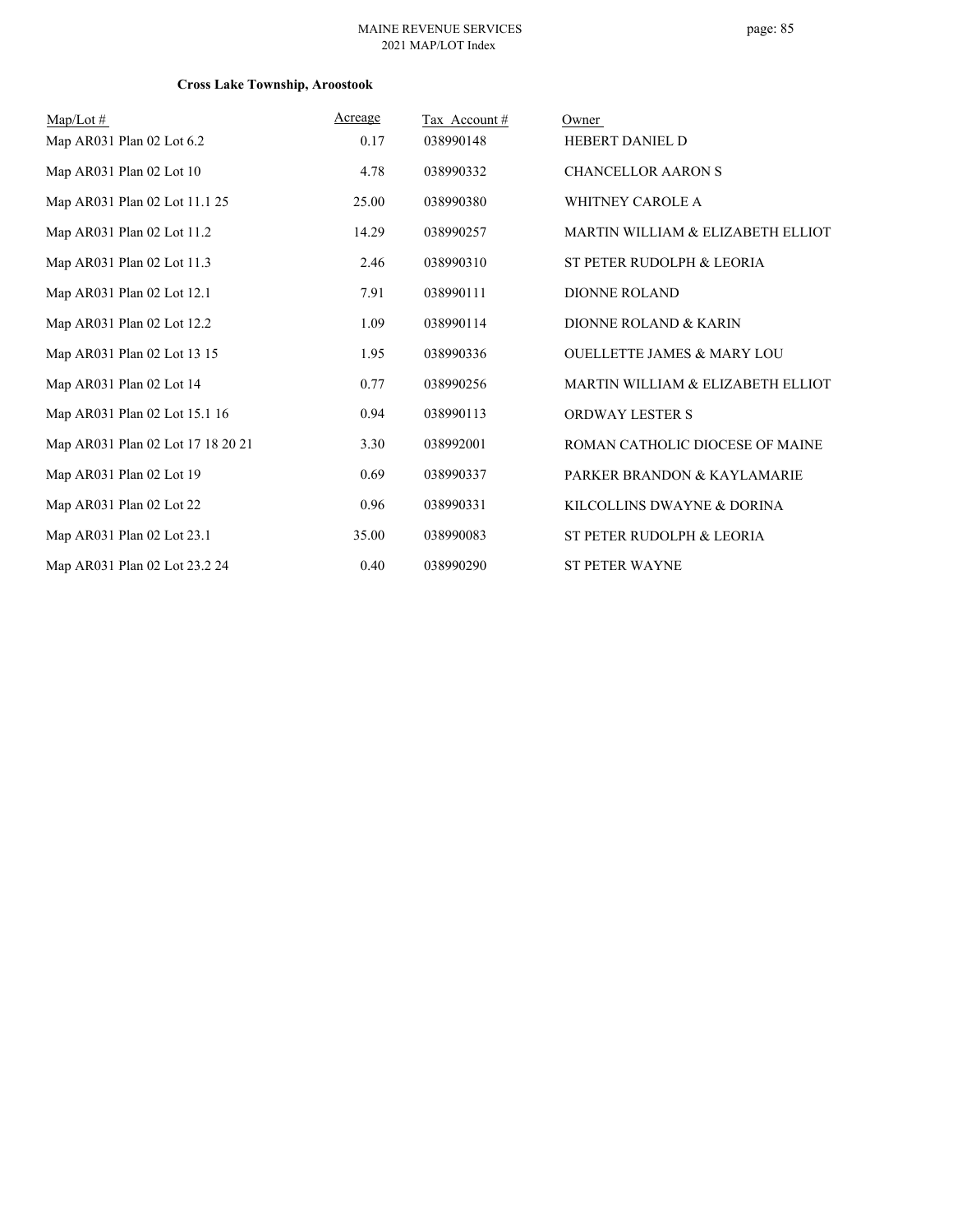**Cross Lake Township, Aroostook**

| Map/Lot # | Acreage | Tax Account # | Owner |
|---|---|---|---|
| Map AR031 Plan 02 Lot 6.2 | 0.17 | 038990148 | HEBERT DANIEL D |
| Map AR031 Plan 02 Lot 10 | 4.78 | 038990332 | CHANCELLOR AARON S |
| Map AR031 Plan 02 Lot 11.1 25 | 25.00 | 038990380 | WHITNEY CAROLE A |
| Map AR031 Plan 02 Lot 11.2 | 14.29 | 038990257 | MARTIN WILLIAM & ELIZABETH ELLIOT |
| Map AR031 Plan 02 Lot 11.3 | 2.46 | 038990310 | ST PETER RUDOLPH & LEORIA |
| Map AR031 Plan 02 Lot 12.1 | 7.91 | 038990111 | DIONNE ROLAND |
| Map AR031 Plan 02 Lot 12.2 | 1.09 | 038990114 | DIONNE ROLAND & KARIN |
| Map AR031 Plan 02 Lot 13 15 | 1.95 | 038990336 | OUELLETTE JAMES & MARY LOU |
| Map AR031 Plan 02 Lot 14 | 0.77 | 038990256 | MARTIN WILLIAM & ELIZABETH ELLIOT |
| Map AR031 Plan 02 Lot 15.1 16 | 0.94 | 038990113 | ORDWAY LESTER S |
| Map AR031 Plan 02 Lot 17 18 20 21 | 3.30 | 038992001 | ROMAN CATHOLIC DIOCESE OF MAINE |
| Map AR031 Plan 02 Lot 19 | 0.69 | 038990337 | PARKER BRANDON & KAYLAMARIE |
| Map AR031 Plan 02 Lot 22 | 0.96 | 038990331 | KILCOLLINS DWAYNE & DORINA |
| Map AR031 Plan 02 Lot 23.1 | 35.00 | 038990083 | ST PETER RUDOLPH & LEORIA |
| Map AR031 Plan 02 Lot 23.2 24 | 0.40 | 038990290 | ST PETER WAYNE |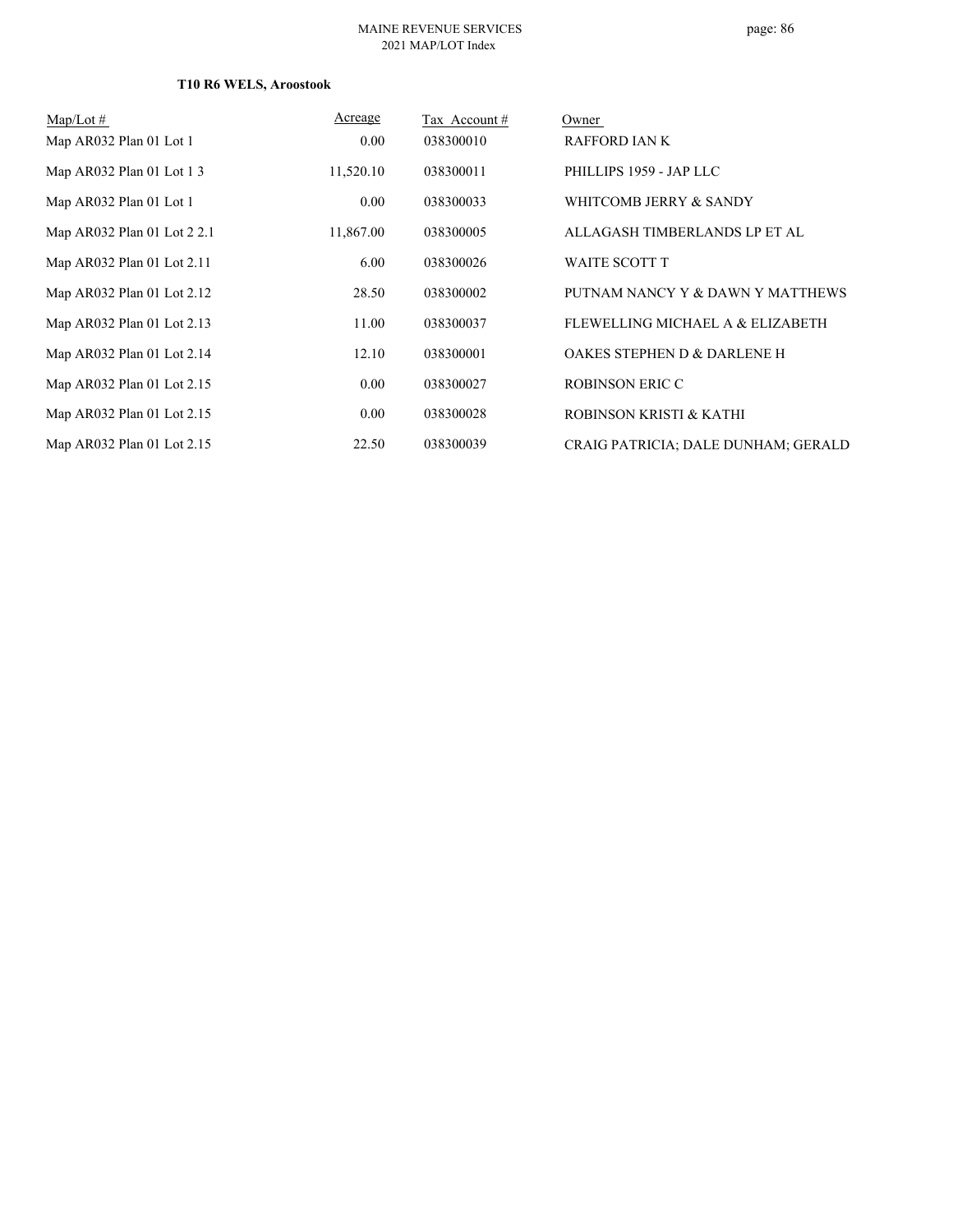**T10 R6 WELS, Aroostook**

| Map/Lot # | Acreage | Tax Account # | Owner |
|---|---|---|---|
| Map AR032 Plan 01 Lot 1 | 0.00 | 038300010 | RAFFORD IAN K |
| Map AR032 Plan 01 Lot 1 3 | 11,520.10 | 038300011 | PHILLIPS 1959 - JAP LLC |
| Map AR032 Plan 01 Lot 1 | 0.00 | 038300033 | WHITCOMB JERRY & SANDY |
| Map AR032 Plan 01 Lot 2 2.1 | 11,867.00 | 038300005 | ALLAGASH TIMBERLANDS LP ET AL |
| Map AR032 Plan 01 Lot 2.11 | 6.00 | 038300026 | WAITE SCOTT T |
| Map AR032 Plan 01 Lot 2.12 | 28.50 | 038300002 | PUTNAM NANCY Y & DAWN Y MATTHEWS |
| Map AR032 Plan 01 Lot 2.13 | 11.00 | 038300037 | FLEWELLING MICHAEL A & ELIZABETH |
| Map AR032 Plan 01 Lot 2.14 | 12.10 | 038300001 | OAKES STEPHEN D & DARLENE H |
| Map AR032 Plan 01 Lot 2.15 | 0.00 | 038300027 | ROBINSON ERIC C |
| Map AR032 Plan 01 Lot 2.15 | 0.00 | 038300028 | ROBINSON KRISTI & KATHI |
| Map AR032 Plan 01 Lot 2.15 | 22.50 | 038300039 | CRAIG PATRICIA; DALE DUNHAM; GERALD |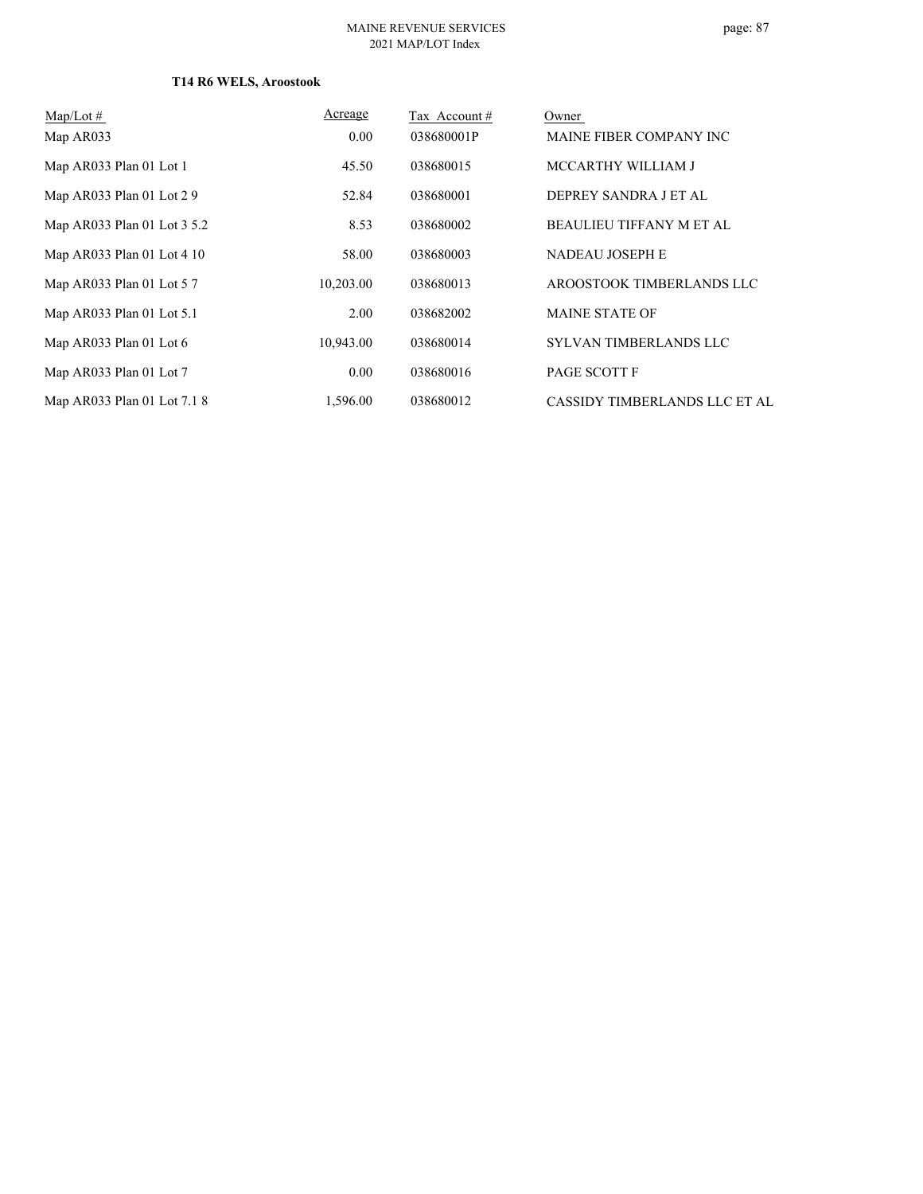**T14 R6 WELS, Aroostook**

| Map/Lot # | Acreage | Tax Account # | Owner |
| --- | --- | --- | --- |
| Map AR033 | 0.00 | 038680001P | MAINE FIBER COMPANY INC |
| Map AR033 Plan 01 Lot 1 | 45.50 | 038680015 | MCCARTHY WILLIAM J |
| Map AR033 Plan 01 Lot 2 9 | 52.84 | 038680001 | DEPREY SANDRA J ET AL |
| Map AR033 Plan 01 Lot 3 5.2 | 8.53 | 038680002 | BEAULIEU TIFFANY M ET AL |
| Map AR033 Plan 01 Lot 4 10 | 58.00 | 038680003 | NADEAU JOSEPH E |
| Map AR033 Plan 01 Lot 5 7 | 10,203.00 | 038680013 | AROOSTOOK TIMBERLANDS LLC |
| Map AR033 Plan 01 Lot 5.1 | 2.00 | 038682002 | MAINE STATE OF |
| Map AR033 Plan 01 Lot 6 | 10,943.00 | 038680014 | SYLVAN TIMBERLANDS LLC |
| Map AR033 Plan 01 Lot 7 | 0.00 | 038680016 | PAGE SCOTT F |
| Map AR033 Plan 01 Lot 7.1 8 | 1,596.00 | 038680012 | CASSIDY TIMBERLANDS LLC ET AL |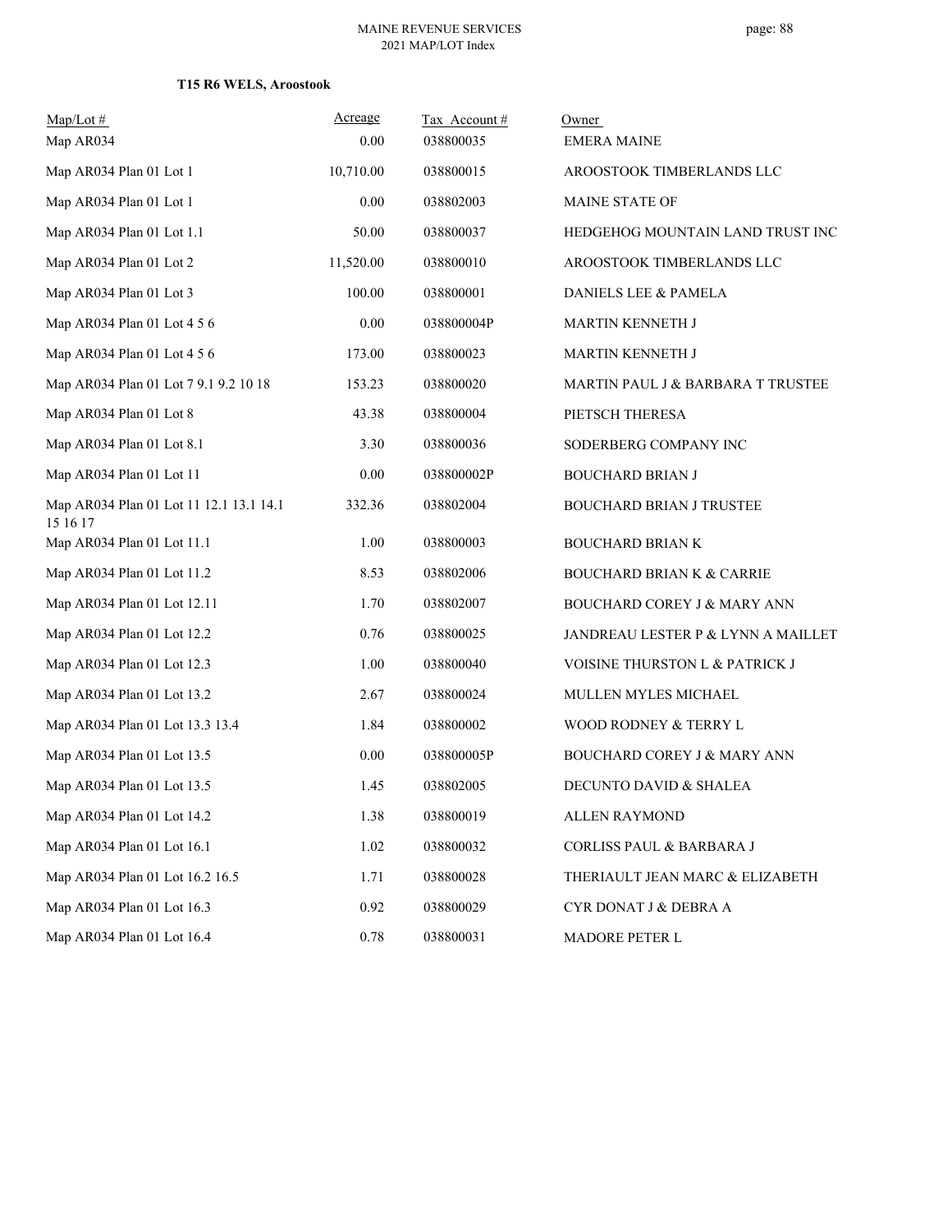### T15 R6 WELS, Aroostook

| Map/Lot # | Acreage | Tax Account # | Owner |
|---|---|---|---|
| Map AR034 | 0.00 | 038800035 | EMERA MAINE |
| Map AR034 Plan 01 Lot 1 | 10,710.00 | 038800015 | AROOSTOOK TIMBERLANDS LLC |
| Map AR034 Plan 01 Lot 1 | 0.00 | 038802003 | MAINE STATE OF |
| Map AR034 Plan 01 Lot 1.1 | 50.00 | 038800037 | HEDGEHOG MOUNTAIN LAND TRUST INC |
| Map AR034 Plan 01 Lot 2 | 11,520.00 | 038800010 | AROOSTOOK TIMBERLANDS LLC |
| Map AR034 Plan 01 Lot 3 | 100.00 | 038800001 | DANIELS LEE & PAMELA |
| Map AR034 Plan 01 Lot 4 5 6 | 0.00 | 038800004P | MARTIN KENNETH J |
| Map AR034 Plan 01 Lot 4 5 6 | 173.00 | 038800023 | MARTIN KENNETH J |
| Map AR034 Plan 01 Lot 7 9.1 9.2 10 18 | 153.23 | 038800020 | MARTIN PAUL J & BARBARA T TRUSTEE |
| Map AR034 Plan 01 Lot 8 | 43.38 | 038800004 | PIETSCH THERESA |
| Map AR034 Plan 01 Lot 8.1 | 3.30 | 038800036 | SODERBERG COMPANY INC |
| Map AR034 Plan 01 Lot 11 | 0.00 | 038800002P | BOUCHARD BRIAN J |
| Map AR034 Plan 01 Lot 11 12.1 13.1 14.1 15 16 17 | 332.36 | 038802004 | BOUCHARD BRIAN J TRUSTEE |
| Map AR034 Plan 01 Lot 11.1 | 1.00 | 038800003 | BOUCHARD BRIAN K |
| Map AR034 Plan 01 Lot 11.2 | 8.53 | 038802006 | BOUCHARD BRIAN K & CARRIE |
| Map AR034 Plan 01 Lot 12.11 | 1.70 | 038802007 | BOUCHARD COREY J & MARY ANN |
| Map AR034 Plan 01 Lot 12.2 | 0.76 | 038800025 | JANDREAU LESTER P & LYNN A MAILLET |
| Map AR034 Plan 01 Lot 12.3 | 1.00 | 038800040 | VOISINE THURSTON L & PATRICK J |
| Map AR034 Plan 01 Lot 13.2 | 2.67 | 038800024 | MULLEN MYLES MICHAEL |
| Map AR034 Plan 01 Lot 13.3 13.4 | 1.84 | 038800002 | WOOD RODNEY & TERRY L |
| Map AR034 Plan 01 Lot 13.5 | 0.00 | 038800005P | BOUCHARD COREY J & MARY ANN |
| Map AR034 Plan 01 Lot 13.5 | 1.45 | 038802005 | DECUNTO DAVID & SHALEA |
| Map AR034 Plan 01 Lot 14.2 | 1.38 | 038800019 | ALLEN RAYMOND |
| Map AR034 Plan 01 Lot 16.1 | 1.02 | 038800032 | CORLISS PAUL & BARBARA J |
| Map AR034 Plan 01 Lot 16.2 16.5 | 1.71 | 038800028 | THERIAULT JEAN MARC & ELIZABETH |
| Map AR034 Plan 01 Lot 16.3 | 0.92 | 038800029 | CYR DONAT J & DEBRA A |
| Map AR034 Plan 01 Lot 16.4 | 0.78 | 038800031 | MADORE PETER L |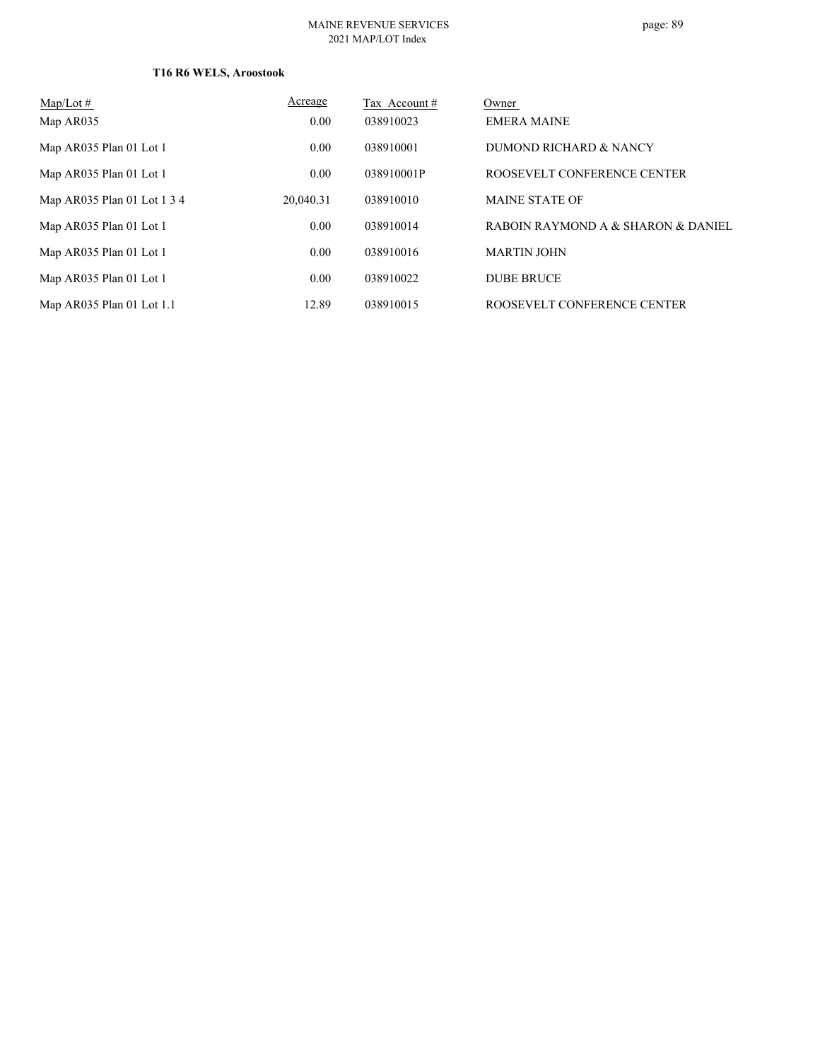**T16 R6 WELS, Aroostook**

| Map/Lot # | Acreage | Tax Account # | Owner |
|---|---|---|---|
| Map AR035 | 0.00 | 038910023 | EMERA MAINE |
| Map AR035 Plan 01 Lot 1 | 0.00 | 038910001 | DUMOND RICHARD & NANCY |
| Map AR035 Plan 01 Lot 1 | 0.00 | 038910001P | ROOSEVELT CONFERENCE CENTER |
| Map AR035 Plan 01 Lot 1 3 4 | 20,040.31 | 038910010 | MAINE STATE OF |
| Map AR035 Plan 01 Lot 1 | 0.00 | 038910014 | RABOIN RAYMOND A & SHARON & DANIEL |
| Map AR035 Plan 01 Lot 1 | 0.00 | 038910016 | MARTIN JOHN |
| Map AR035 Plan 01 Lot 1 | 0.00 | 038910022 | DUBE BRUCE |
| Map AR035 Plan 01 Lot 1.1 | 12.89 | 038910015 | ROOSEVELT CONFERENCE CENTER |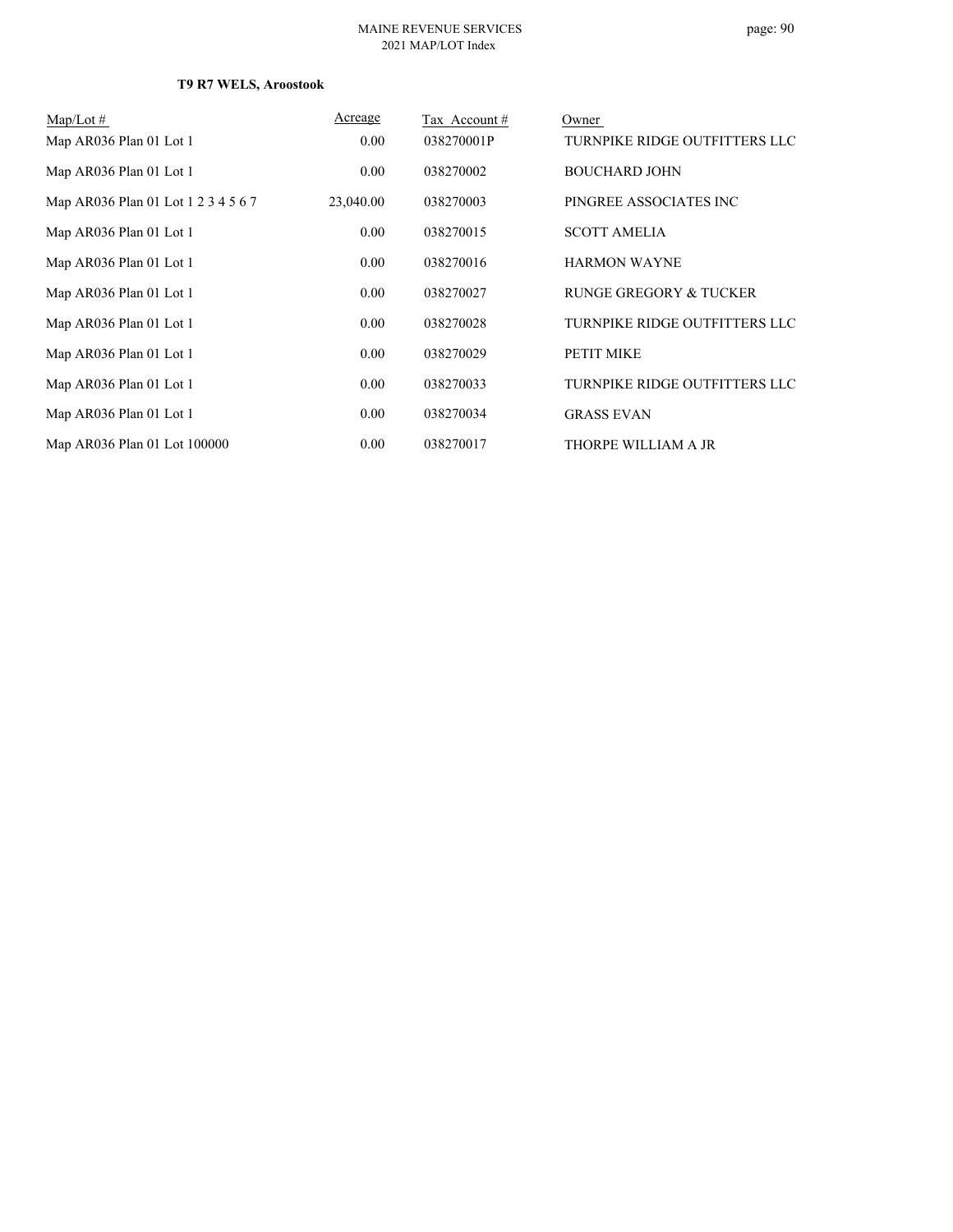**T9 R7 WELS, Aroostook**

| Map/Lot # | Acreage | Tax Account # | Owner |
|---|---|---|---|
| Map AR036 Plan 01 Lot 1 | 0.00 | 038270001P | TURNPIKE RIDGE OUTFITTERS LLC |
| Map AR036 Plan 01 Lot 1 | 0.00 | 038270002 | BOUCHARD JOHN |
| Map AR036 Plan 01 Lot 1 2 3 4 5 6 7 | 23,040.00 | 038270003 | PINGREE ASSOCIATES INC |
| Map AR036 Plan 01 Lot 1 | 0.00 | 038270015 | SCOTT AMELIA |
| Map AR036 Plan 01 Lot 1 | 0.00 | 038270016 | HARMON WAYNE |
| Map AR036 Plan 01 Lot 1 | 0.00 | 038270027 | RUNGE GREGORY & TUCKER |
| Map AR036 Plan 01 Lot 1 | 0.00 | 038270028 | TURNPIKE RIDGE OUTFITTERS LLC |
| Map AR036 Plan 01 Lot 1 | 0.00 | 038270029 | PETIT MIKE |
| Map AR036 Plan 01 Lot 1 | 0.00 | 038270033 | TURNPIKE RIDGE OUTFITTERS LLC |
| Map AR036 Plan 01 Lot 1 | 0.00 | 038270034 | GRASS EVAN |
| Map AR036 Plan 01 Lot 100000 | 0.00 | 038270017 | THORPE WILLIAM A JR |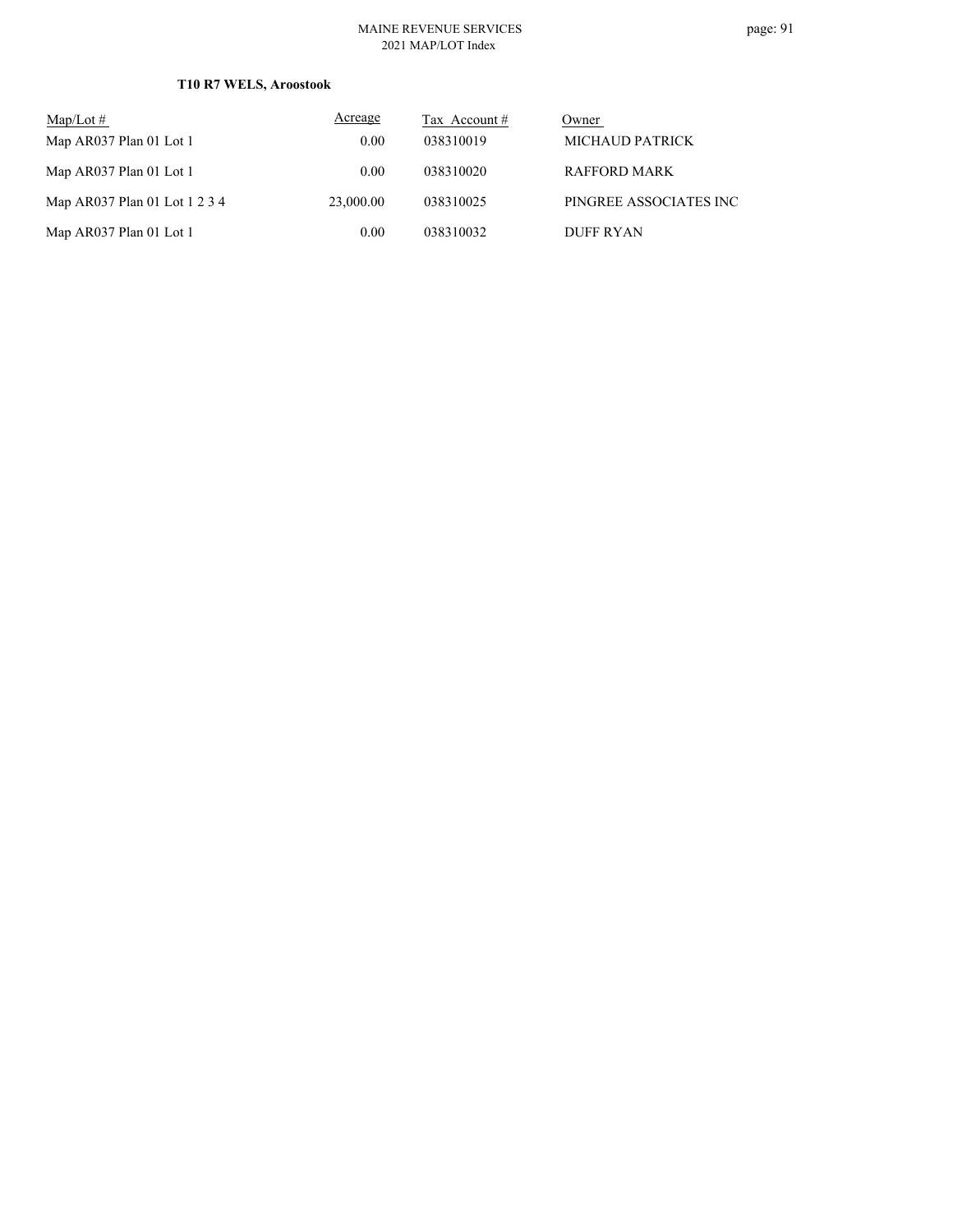**T10 R7 WELS, Aroostook**

| Map/Lot # | Acreage | Tax Account # | Owner |
|---|---|---|---|
| Map AR037 Plan 01 Lot 1 | 0.00 | 038310019 | MICHAUD PATRICK |
| Map AR037 Plan 01 Lot 1 | 0.00 | 038310020 | RAFFORD MARK |
| Map AR037 Plan 01 Lot 1 2 3 4 | 23,000.00 | 038310025 | PINGREE ASSOCIATES INC |
| Map AR037 Plan 01 Lot 1 | 0.00 | 038310032 | DUFF RYAN |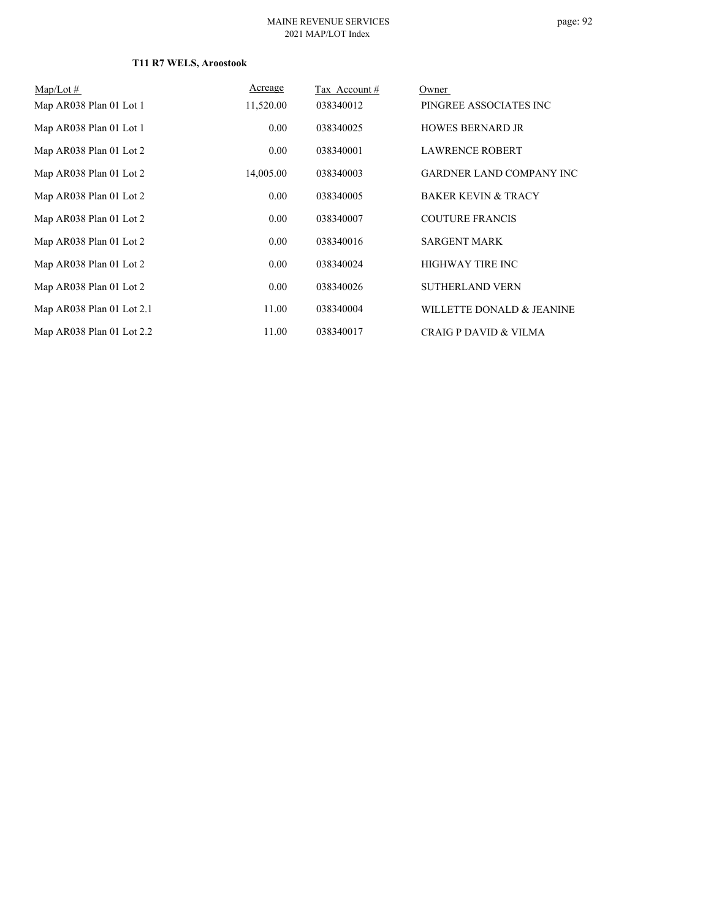**T11 R7 WELS, Aroostook**

| Map/Lot # | Acreage | Tax Account # | Owner |
|---|---|---|---|
| Map AR038 Plan 01 Lot 1 | 11,520.00 | 038340012 | PINGREE ASSOCIATES INC |
| Map AR038 Plan 01 Lot 1 | 0.00 | 038340025 | HOWES BERNARD JR |
| Map AR038 Plan 01 Lot 2 | 0.00 | 038340001 | LAWRENCE ROBERT |
| Map AR038 Plan 01 Lot 2 | 14,005.00 | 038340003 | GARDNER LAND COMPANY INC |
| Map AR038 Plan 01 Lot 2 | 0.00 | 038340005 | BAKER KEVIN & TRACY |
| Map AR038 Plan 01 Lot 2 | 0.00 | 038340007 | COUTURE FRANCIS |
| Map AR038 Plan 01 Lot 2 | 0.00 | 038340016 | SARGENT MARK |
| Map AR038 Plan 01 Lot 2 | 0.00 | 038340024 | HIGHWAY TIRE INC |
| Map AR038 Plan 01 Lot 2 | 0.00 | 038340026 | SUTHERLAND VERN |
| Map AR038 Plan 01 Lot 2.1 | 11.00 | 038340004 | WILLETTE DONALD & JEANINE |
| Map AR038 Plan 01 Lot 2.2 | 11.00 | 038340017 | CRAIG P DAVID & VILMA |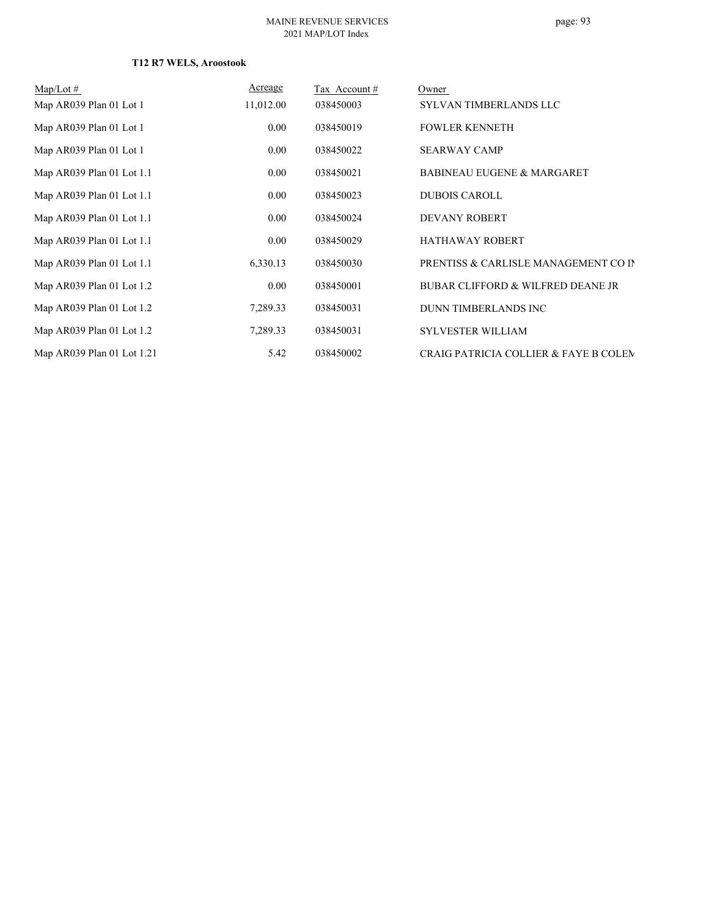### T12 R7 WELS, Aroostook

| Map/Lot # | Acreage | Tax Account # | Owner |
|---|---|---|---|
| Map AR039 Plan 01 Lot 1 | 11,012.00 | 038450003 | SYLVAN TIMBERLANDS LLC |
| Map AR039 Plan 01 Lot 1 | 0.00 | 038450019 | FOWLER KENNETH |
| Map AR039 Plan 01 Lot 1 | 0.00 | 038450022 | SEARWAY CAMP |
| Map AR039 Plan 01 Lot 1.1 | 0.00 | 038450021 | BABINEAU EUGENE & MARGARET |
| Map AR039 Plan 01 Lot 1.1 | 0.00 | 038450023 | DUBOIS CAROLL |
| Map AR039 Plan 01 Lot 1.1 | 0.00 | 038450024 | DEVANY ROBERT |
| Map AR039 Plan 01 Lot 1.1 | 0.00 | 038450029 | HATHAWAY ROBERT |
| Map AR039 Plan 01 Lot 1.1 | 6,330.13 | 038450030 | PRENTISS & CARLISLE MANAGEMENT CO IN |
| Map AR039 Plan 01 Lot 1.2 | 0.00 | 038450001 | BUBAR CLIFFORD & WILFRED DEANE JR |
| Map AR039 Plan 01 Lot 1.2 | 7,289.33 | 038450031 | DUNN TIMBERLANDS INC |
| Map AR039 Plan 01 Lot 1.2 | 7,289.33 | 038450031 | SYLVESTER WILLIAM |
| Map AR039 Plan 01 Lot 1.21 | 5.42 | 038450002 | CRAIG PATRICIA COLLIER & FAYE B COLEM |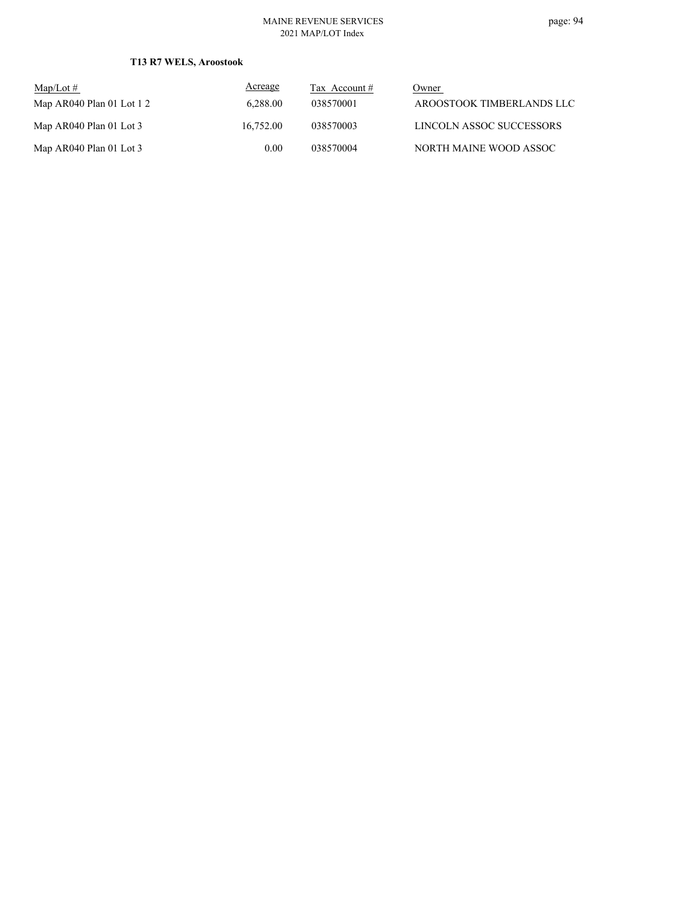**T13 R7 WELS, Aroostook**

| Map/Lot # | Acreage | Tax Account # | Owner |
|---|---|---|---|
| Map AR040 Plan 01 Lot 1 2 | 6,288.00 | 038570001 | AROOSTOOK TIMBERLANDS LLC |
| Map AR040 Plan 01 Lot 3 | 16,752.00 | 038570003 | LINCOLN ASSOC SUCCESSORS |
| Map AR040 Plan 01 Lot 3 | 0.00 | 038570004 | NORTH MAINE WOOD ASSOC |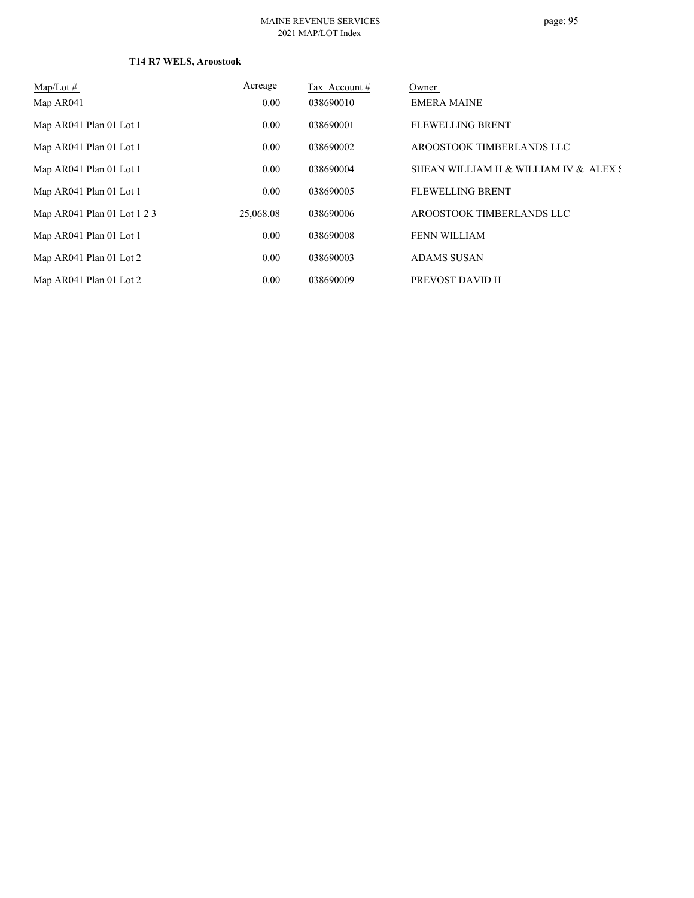**T14 R7 WELS, Aroostook**

| Map/Lot # | Acreage | Tax Account # | Owner |
|---|---|---|---|
| Map AR041 | 0.00 | 038690010 | EMERA MAINE |
| Map AR041 Plan 01 Lot 1 | 0.00 | 038690001 | FLEWELLING BRENT |
| Map AR041 Plan 01 Lot 1 | 0.00 | 038690002 | AROOSTOOK TIMBERLANDS LLC |
| Map AR041 Plan 01 Lot 1 | 0.00 | 038690004 | SHEAN WILLIAM H & WILLIAM IV & ALEX S |
| Map AR041 Plan 01 Lot 1 | 0.00 | 038690005 | FLEWELLING BRENT |
| Map AR041 Plan 01 Lot 1 2 3 | 25,068.08 | 038690006 | AROOSTOOK TIMBERLANDS LLC |
| Map AR041 Plan 01 Lot 1 | 0.00 | 038690008 | FENN WILLIAM |
| Map AR041 Plan 01 Lot 2 | 0.00 | 038690003 | ADAMS SUSAN |
| Map AR041 Plan 01 Lot 2 | 0.00 | 038690009 | PREVOST DAVID H |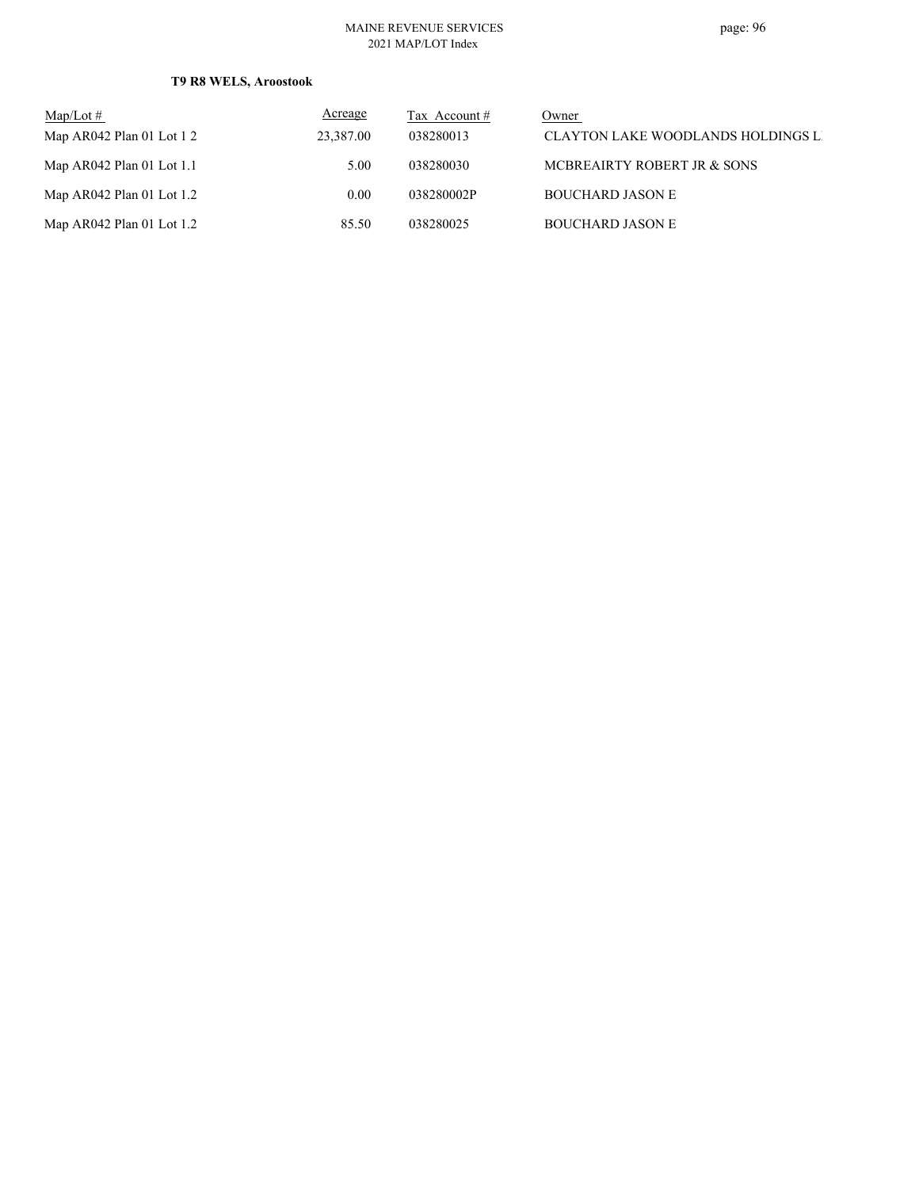**T9 R8 WELS, Aroostook**

| Map/Lot # | Acreage | Tax Account # | Owner |
|---|---|---|---|
| Map AR042 Plan 01 Lot 1 2 | 23,387.00 | 038280013 | CLAYTON LAKE WOODLANDS HOLDINGS L |
| Map AR042 Plan 01 Lot 1.1 | 5.00 | 038280030 | MCBREAIRTY ROBERT JR & SONS |
| Map AR042 Plan 01 Lot 1.2 | 0.00 | 038280002P | BOUCHARD JASON E |
| Map AR042 Plan 01 Lot 1.2 | 85.50 | 038280025 | BOUCHARD JASON E |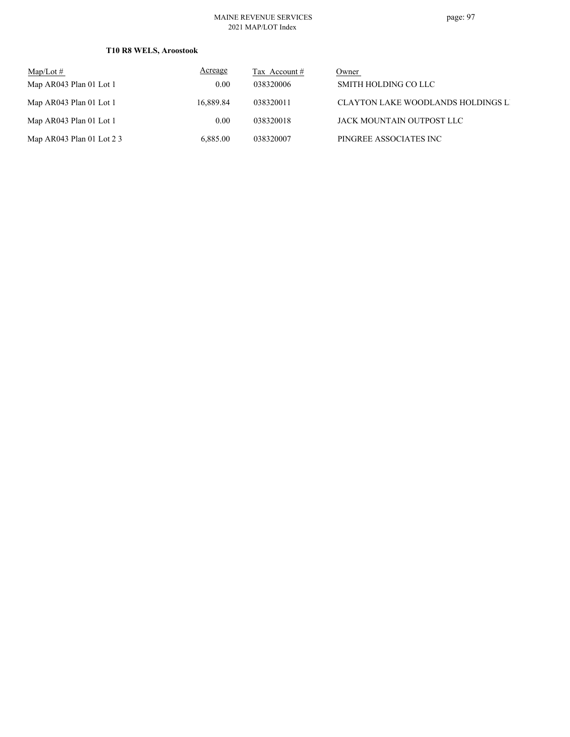**T10 R8 WELS, Aroostook**

| Map/Lot # | Acreage | Tax Account # | Owner |
|---|---|---|---|
| Map AR043 Plan 01 Lot 1 | 0.00 | 038320006 | SMITH HOLDING CO LLC |
| Map AR043 Plan 01 Lot 1 | 16,889.84 | 038320011 | CLAYTON LAKE WOODLANDS HOLDINGS L |
| Map AR043 Plan 01 Lot 1 | 0.00 | 038320018 | JACK MOUNTAIN OUTPOST LLC |
| Map AR043 Plan 01 Lot 2 3 | 6,885.00 | 038320007 | PINGREE ASSOCIATES INC |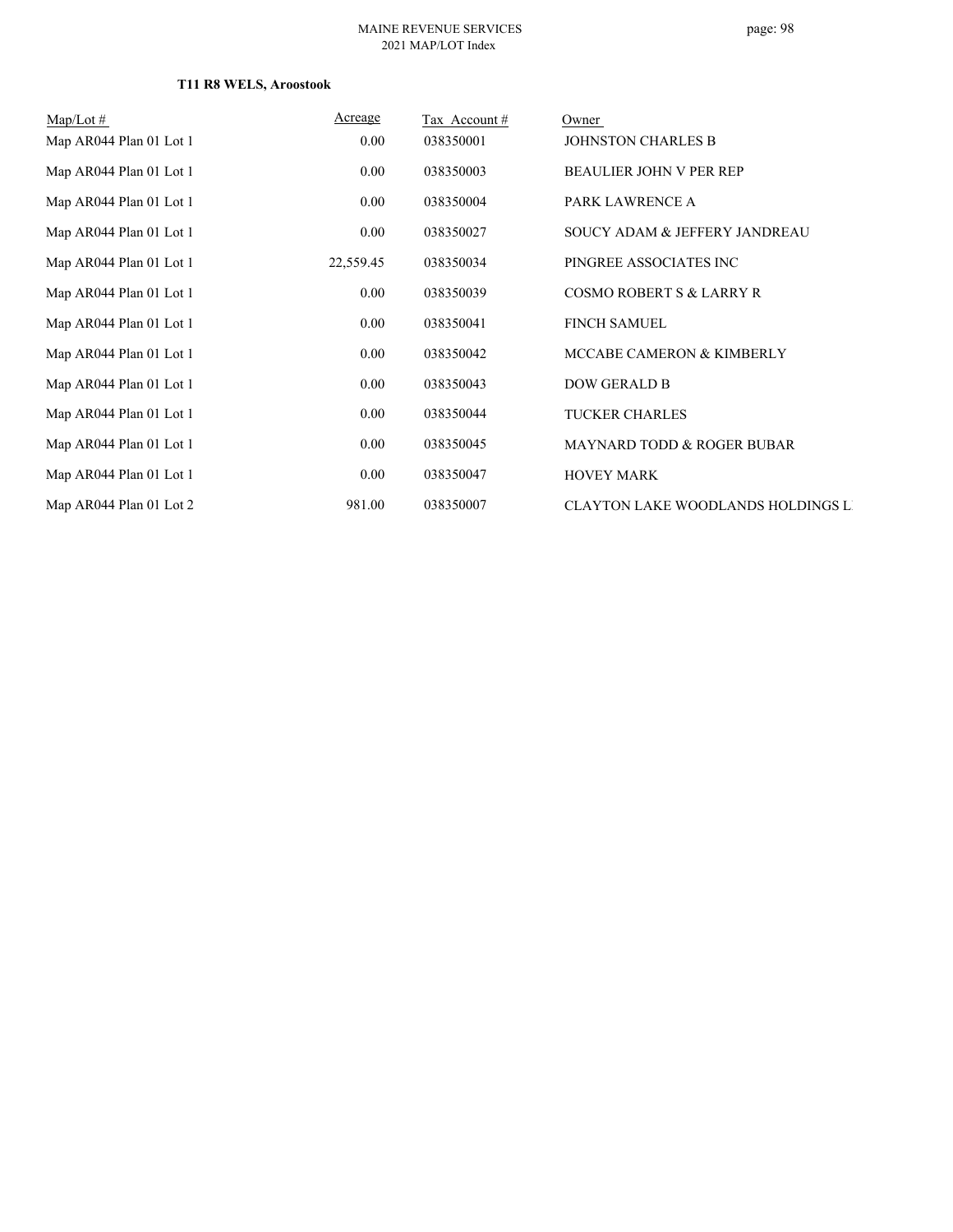**T11 R8 WELS, Aroostook**

| Map/Lot # | Acreage | Tax Account # | Owner |
|---|---|---|---|
| Map AR044 Plan 01 Lot 1 | 0.00 | 038350001 | JOHNSTON CHARLES B |
| Map AR044 Plan 01 Lot 1 | 0.00 | 038350003 | BEAULIER JOHN V PER REP |
| Map AR044 Plan 01 Lot 1 | 0.00 | 038350004 | PARK LAWRENCE A |
| Map AR044 Plan 01 Lot 1 | 0.00 | 038350027 | SOUCY ADAM & JEFFERY JANDREAU |
| Map AR044 Plan 01 Lot 1 | 22,559.45 | 038350034 | PINGREE ASSOCIATES INC |
| Map AR044 Plan 01 Lot 1 | 0.00 | 038350039 | COSMO ROBERT S & LARRY R |
| Map AR044 Plan 01 Lot 1 | 0.00 | 038350041 | FINCH SAMUEL |
| Map AR044 Plan 01 Lot 1 | 0.00 | 038350042 | MCCABE CAMERON & KIMBERLY |
| Map AR044 Plan 01 Lot 1 | 0.00 | 038350043 | DOW GERALD B |
| Map AR044 Plan 01 Lot 1 | 0.00 | 038350044 | TUCKER CHARLES |
| Map AR044 Plan 01 Lot 1 | 0.00 | 038350045 | MAYNARD TODD & ROGER BUBAR |
| Map AR044 Plan 01 Lot 1 | 0.00 | 038350047 | HOVEY MARK |
| Map AR044 Plan 01 Lot 2 | 981.00 | 038350007 | CLAYTON LAKE WOODLANDS HOLDINGS L |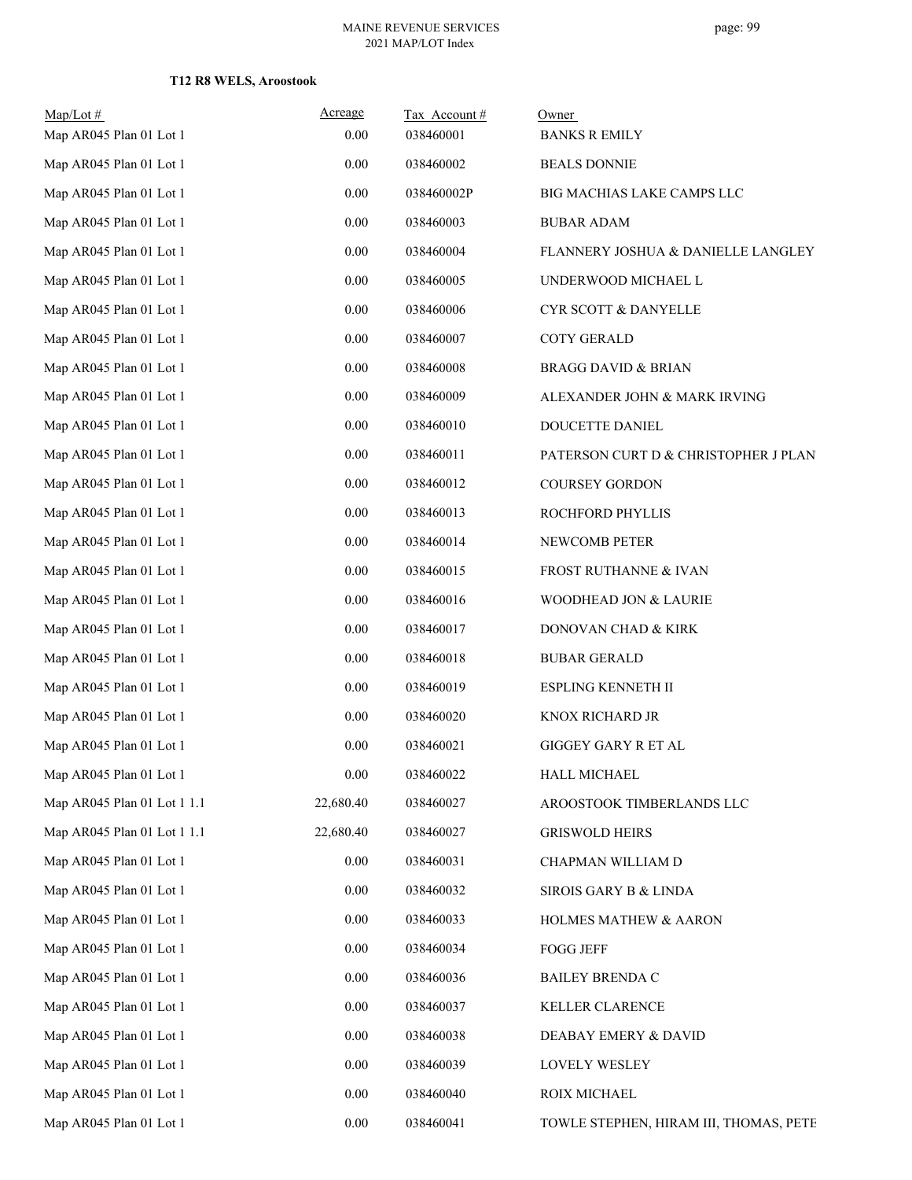**T12 R8 WELS, Aroostook**

| Map/Lot # | Acreage | Tax Account # | Owner |
|---|---|---|---|
| Map AR045 Plan 01 Lot 1 | 0.00 | 038460001 | BANKS R EMILY |
| Map AR045 Plan 01 Lot 1 | 0.00 | 038460002 | BEALS DONNIE |
| Map AR045 Plan 01 Lot 1 | 0.00 | 038460002P | BIG MACHIAS LAKE CAMPS LLC |
| Map AR045 Plan 01 Lot 1 | 0.00 | 038460003 | BUBAR ADAM |
| Map AR045 Plan 01 Lot 1 | 0.00 | 038460004 | FLANNERY JOSHUA & DANIELLE LANGLEY |
| Map AR045 Plan 01 Lot 1 | 0.00 | 038460005 | UNDERWOOD MICHAEL L |
| Map AR045 Plan 01 Lot 1 | 0.00 | 038460006 | CYR SCOTT & DANYELLE |
| Map AR045 Plan 01 Lot 1 | 0.00 | 038460007 | COTY GERALD |
| Map AR045 Plan 01 Lot 1 | 0.00 | 038460008 | BRAGG DAVID & BRIAN |
| Map AR045 Plan 01 Lot 1 | 0.00 | 038460009 | ALEXANDER JOHN & MARK IRVING |
| Map AR045 Plan 01 Lot 1 | 0.00 | 038460010 | DOUCETTE DANIEL |
| Map AR045 Plan 01 Lot 1 | 0.00 | 038460011 | PATERSON CURT D & CHRISTOPHER J PLAN |
| Map AR045 Plan 01 Lot 1 | 0.00 | 038460012 | COURSEY GORDON |
| Map AR045 Plan 01 Lot 1 | 0.00 | 038460013 | ROCHFORD PHYLLIS |
| Map AR045 Plan 01 Lot 1 | 0.00 | 038460014 | NEWCOMB PETER |
| Map AR045 Plan 01 Lot 1 | 0.00 | 038460015 | FROST RUTHANNE & IVAN |
| Map AR045 Plan 01 Lot 1 | 0.00 | 038460016 | WOODHEAD JON & LAURIE |
| Map AR045 Plan 01 Lot 1 | 0.00 | 038460017 | DONOVAN CHAD & KIRK |
| Map AR045 Plan 01 Lot 1 | 0.00 | 038460018 | BUBAR GERALD |
| Map AR045 Plan 01 Lot 1 | 0.00 | 038460019 | ESPLING KENNETH II |
| Map AR045 Plan 01 Lot 1 | 0.00 | 038460020 | KNOX RICHARD JR |
| Map AR045 Plan 01 Lot 1 | 0.00 | 038460021 | GIGGEY GARY R ET AL |
| Map AR045 Plan 01 Lot 1 | 0.00 | 038460022 | HALL MICHAEL |
| Map AR045 Plan 01 Lot 1 1.1 | 22,680.40 | 038460027 | AROOSTOOK TIMBERLANDS LLC |
| Map AR045 Plan 01 Lot 1 1.1 | 22,680.40 | 038460027 | GRISWOLD HEIRS |
| Map AR045 Plan 01 Lot 1 | 0.00 | 038460031 | CHAPMAN WILLIAM D |
| Map AR045 Plan 01 Lot 1 | 0.00 | 038460032 | SIROIS GARY B & LINDA |
| Map AR045 Plan 01 Lot 1 | 0.00 | 038460033 | HOLMES MATHEW & AARON |
| Map AR045 Plan 01 Lot 1 | 0.00 | 038460034 | FOGG JEFF |
| Map AR045 Plan 01 Lot 1 | 0.00 | 038460036 | BAILEY BRENDA C |
| Map AR045 Plan 01 Lot 1 | 0.00 | 038460037 | KELLER CLARENCE |
| Map AR045 Plan 01 Lot 1 | 0.00 | 038460038 | DEABAY EMERY & DAVID |
| Map AR045 Plan 01 Lot 1 | 0.00 | 038460039 | LOVELY WESLEY |
| Map AR045 Plan 01 Lot 1 | 0.00 | 038460040 | ROIX MICHAEL |
| Map AR045 Plan 01 Lot 1 | 0.00 | 038460041 | TOWLE STEPHEN, HIRAM III, THOMAS, PETE |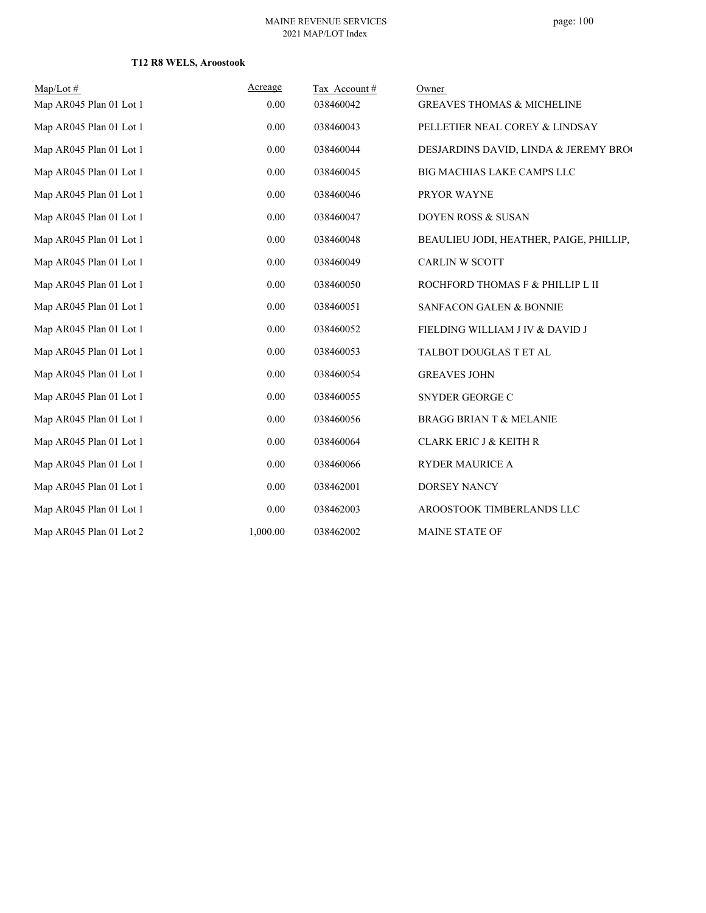**T12 R8 WELS, Aroostook**

| Map/Lot # | Acreage | Tax Account # | Owner |
|---|---|---|---|
| Map AR045 Plan 01 Lot 1 | 0.00 | 038460042 | GREAVES THOMAS & MICHELINE |
| Map AR045 Plan 01 Lot 1 | 0.00 | 038460043 | PELLETIER NEAL COREY & LINDSAY |
| Map AR045 Plan 01 Lot 1 | 0.00 | 038460044 | DESJARDINS DAVID, LINDA & JEREMY BRO( |
| Map AR045 Plan 01 Lot 1 | 0.00 | 038460045 | BIG MACHIAS LAKE CAMPS LLC |
| Map AR045 Plan 01 Lot 1 | 0.00 | 038460046 | PRYOR WAYNE |
| Map AR045 Plan 01 Lot 1 | 0.00 | 038460047 | DOYEN ROSS & SUSAN |
| Map AR045 Plan 01 Lot 1 | 0.00 | 038460048 | BEAULIEU JODI, HEATHER, PAIGE, PHILLIP, |
| Map AR045 Plan 01 Lot 1 | 0.00 | 038460049 | CARLIN W SCOTT |
| Map AR045 Plan 01 Lot 1 | 0.00 | 038460050 | ROCHFORD THOMAS F & PHILLIP L II |
| Map AR045 Plan 01 Lot 1 | 0.00 | 038460051 | SANFACON GALEN & BONNIE |
| Map AR045 Plan 01 Lot 1 | 0.00 | 038460052 | FIELDING WILLIAM J IV & DAVID J |
| Map AR045 Plan 01 Lot 1 | 0.00 | 038460053 | TALBOT DOUGLAS T ET AL |
| Map AR045 Plan 01 Lot 1 | 0.00 | 038460054 | GREAVES JOHN |
| Map AR045 Plan 01 Lot 1 | 0.00 | 038460055 | SNYDER GEORGE C |
| Map AR045 Plan 01 Lot 1 | 0.00 | 038460056 | BRAGG BRIAN T & MELANIE |
| Map AR045 Plan 01 Lot 1 | 0.00 | 038460064 | CLARK ERIC J & KEITH R |
| Map AR045 Plan 01 Lot 1 | 0.00 | 038460066 | RYDER MAURICE A |
| Map AR045 Plan 01 Lot 1 | 0.00 | 038462001 | DORSEY NANCY |
| Map AR045 Plan 01 Lot 1 | 0.00 | 038462003 | AROOSTOOK TIMBERLANDS LLC |
| Map AR045 Plan 01 Lot 2 | 1,000.00 | 038462002 | MAINE STATE OF |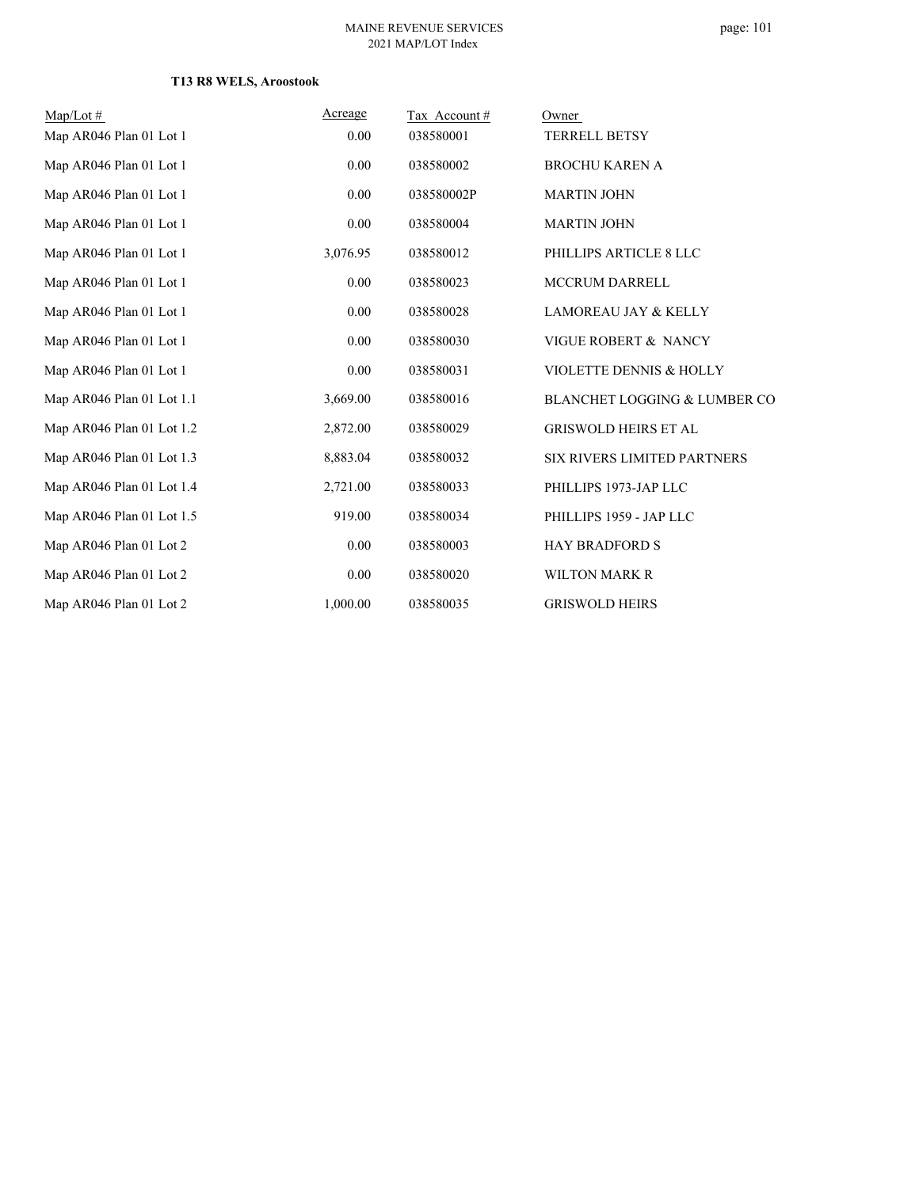### T13 R8 WELS, Aroostook

| Map/Lot # | Acreage | Tax Account # | Owner |
|---|---|---|---|
| Map AR046 Plan 01 Lot 1 | 0.00 | 038580001 | TERRELL BETSY |
| Map AR046 Plan 01 Lot 1 | 0.00 | 038580002 | BROCHU KAREN A |
| Map AR046 Plan 01 Lot 1 | 0.00 | 038580002P | MARTIN JOHN |
| Map AR046 Plan 01 Lot 1 | 0.00 | 038580004 | MARTIN JOHN |
| Map AR046 Plan 01 Lot 1 | 3,076.95 | 038580012 | PHILLIPS ARTICLE 8 LLC |
| Map AR046 Plan 01 Lot 1 | 0.00 | 038580023 | MCCRUM DARRELL |
| Map AR046 Plan 01 Lot 1 | 0.00 | 038580028 | LAMOREAU JAY & KELLY |
| Map AR046 Plan 01 Lot 1 | 0.00 | 038580030 | VIGUE ROBERT & NANCY |
| Map AR046 Plan 01 Lot 1 | 0.00 | 038580031 | VIOLETTE DENNIS & HOLLY |
| Map AR046 Plan 01 Lot 1.1 | 3,669.00 | 038580016 | BLANCHET LOGGING & LUMBER CO |
| Map AR046 Plan 01 Lot 1.2 | 2,872.00 | 038580029 | GRISWOLD HEIRS ET AL |
| Map AR046 Plan 01 Lot 1.3 | 8,883.04 | 038580032 | SIX RIVERS LIMITED PARTNERS |
| Map AR046 Plan 01 Lot 1.4 | 2,721.00 | 038580033 | PHILLIPS 1973-JAP LLC |
| Map AR046 Plan 01 Lot 1.5 | 919.00 | 038580034 | PHILLIPS 1959 - JAP LLC |
| Map AR046 Plan 01 Lot 2 | 0.00 | 038580003 | HAY BRADFORD S |
| Map AR046 Plan 01 Lot 2 | 0.00 | 038580020 | WILTON MARK R |
| Map AR046 Plan 01 Lot 2 | 1,000.00 | 038580035 | GRISWOLD HEIRS |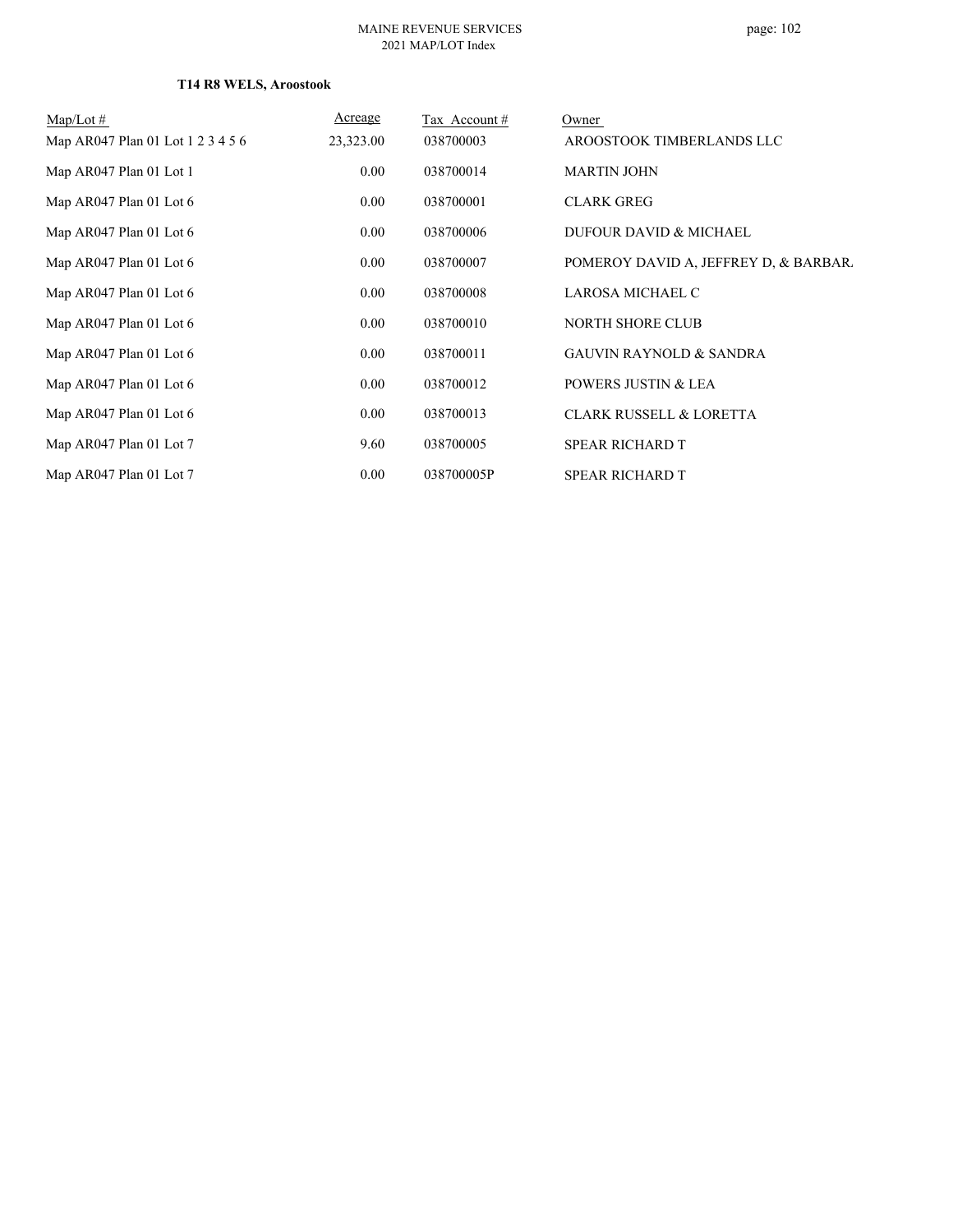**T14 R8 WELS, Aroostook**

| Map/Lot # | Acreage | Tax Account # | Owner |
|---|---|---|---|
| Map AR047 Plan 01 Lot 1 2 3 4 5 6 | 23,323.00 | 038700003 | AROOSTOOK TIMBERLANDS LLC |
| Map AR047 Plan 01 Lot 1 | 0.00 | 038700014 | MARTIN JOHN |
| Map AR047 Plan 01 Lot 6 | 0.00 | 038700001 | CLARK GREG |
| Map AR047 Plan 01 Lot 6 | 0.00 | 038700006 | DUFOUR DAVID & MICHAEL |
| Map AR047 Plan 01 Lot 6 | 0.00 | 038700007 | POMEROY DAVID A, JEFFREY D, & BARBAR. |
| Map AR047 Plan 01 Lot 6 | 0.00 | 038700008 | LAROSA MICHAEL C |
| Map AR047 Plan 01 Lot 6 | 0.00 | 038700010 | NORTH SHORE CLUB |
| Map AR047 Plan 01 Lot 6 | 0.00 | 038700011 | GAUVIN RAYNOLD & SANDRA |
| Map AR047 Plan 01 Lot 6 | 0.00 | 038700012 | POWERS JUSTIN & LEA |
| Map AR047 Plan 01 Lot 6 | 0.00 | 038700013 | CLARK RUSSELL & LORETTA |
| Map AR047 Plan 01 Lot 7 | 9.60 | 038700005 | SPEAR RICHARD T |
| Map AR047 Plan 01 Lot 7 | 0.00 | 038700005P | SPEAR RICHARD T |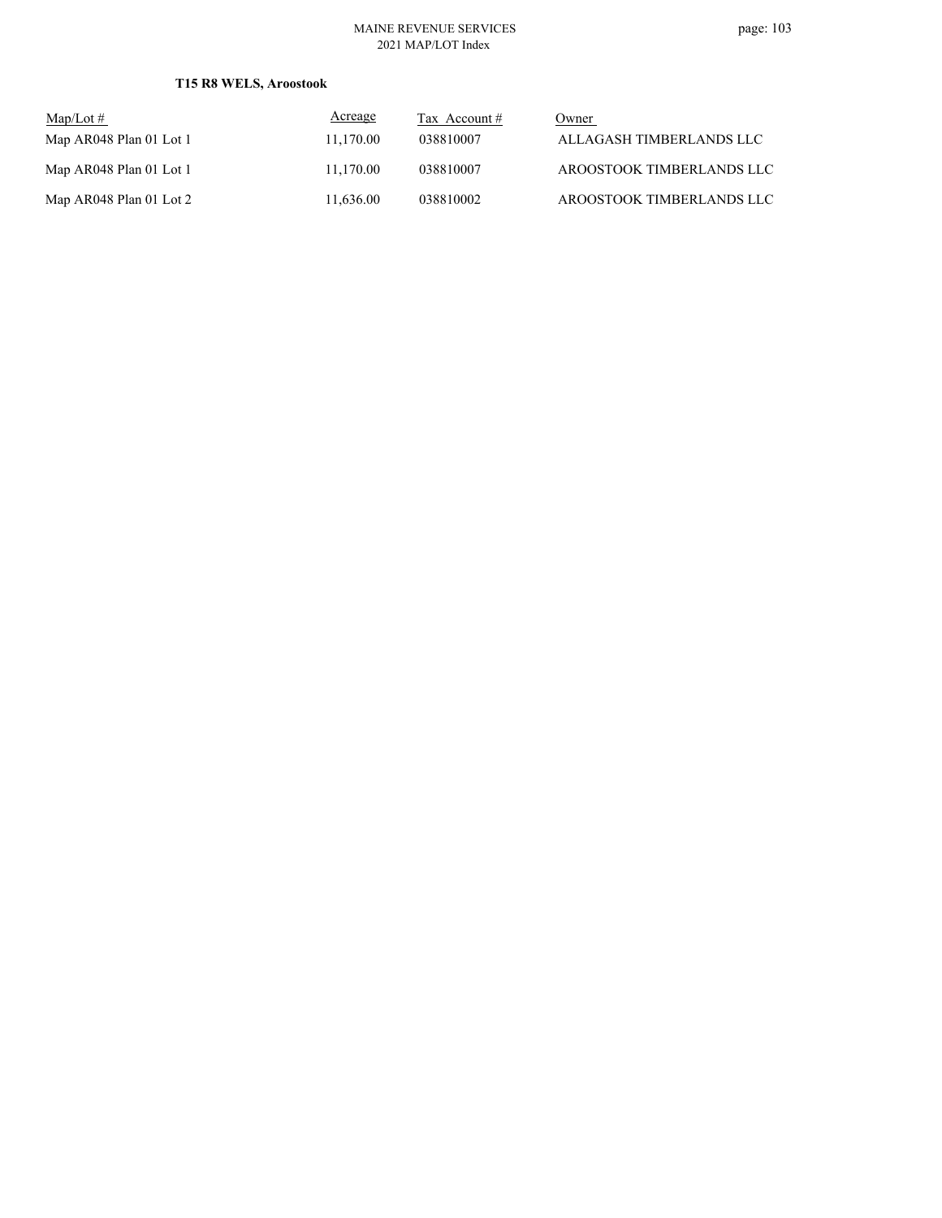**T15 R8 WELS, Aroostook**

| Map/Lot # | Acreage | Tax Account # | Owner |
|---|---|---|---|
| Map AR048 Plan 01 Lot 1 | 11,170.00 | 038810007 | ALLAGASH TIMBERLANDS LLC |
| Map AR048 Plan 01 Lot 1 | 11,170.00 | 038810007 | AROOSTOOK TIMBERLANDS LLC |
| Map AR048 Plan 01 Lot 2 | 11,636.00 | 038810002 | AROOSTOOK TIMBERLANDS LLC |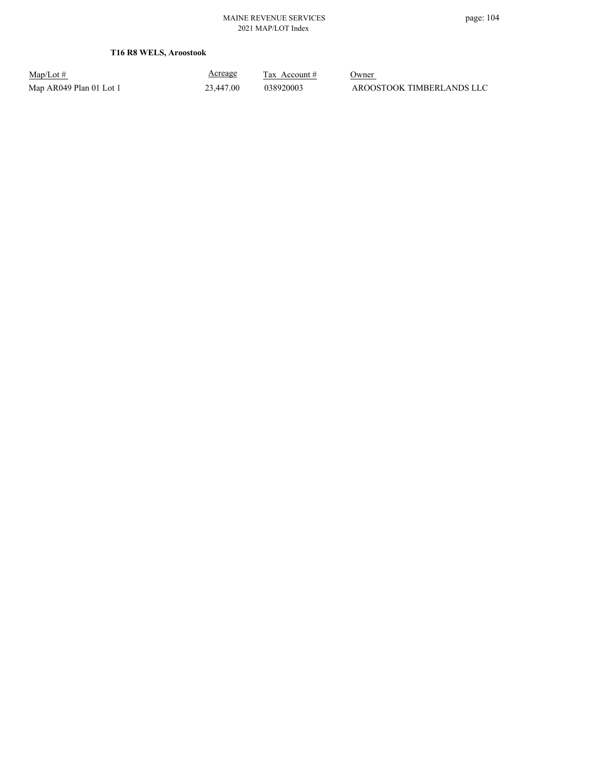**T16 R8 WELS, Aroostook**

| Map/Lot # | Acreage | Tax Account # | Owner |
| --- | --- | --- | --- |
| Map AR049 Plan 01 Lot 1 | 23,447.00 | 038920003 | AROOSTOOK TIMBERLANDS LLC |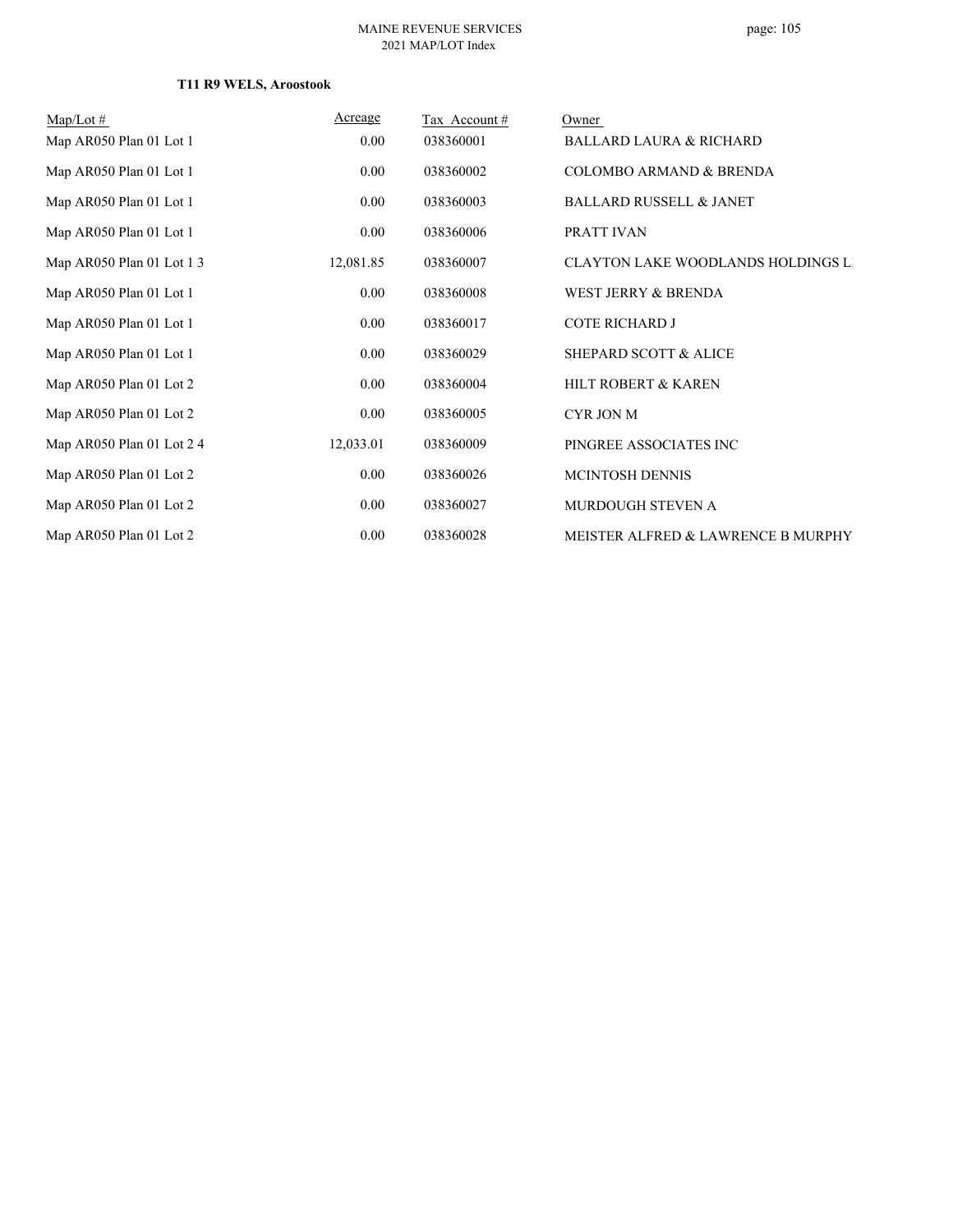**T11 R9 WELS, Aroostook**

| Map/Lot # | Acreage | Tax Account # | Owner |
|---|---|---|---|
| Map AR050 Plan 01 Lot 1 | 0.00 | 038360001 | BALLARD LAURA & RICHARD |
| Map AR050 Plan 01 Lot 1 | 0.00 | 038360002 | COLOMBO ARMAND & BRENDA |
| Map AR050 Plan 01 Lot 1 | 0.00 | 038360003 | BALLARD RUSSELL & JANET |
| Map AR050 Plan 01 Lot 1 | 0.00 | 038360006 | PRATT IVAN |
| Map AR050 Plan 01 Lot 1 3 | 12,081.85 | 038360007 | CLAYTON LAKE WOODLANDS HOLDINGS L |
| Map AR050 Plan 01 Lot 1 | 0.00 | 038360008 | WEST JERRY & BRENDA |
| Map AR050 Plan 01 Lot 1 | 0.00 | 038360017 | COTE RICHARD J |
| Map AR050 Plan 01 Lot 1 | 0.00 | 038360029 | SHEPARD SCOTT & ALICE |
| Map AR050 Plan 01 Lot 2 | 0.00 | 038360004 | HILT ROBERT & KAREN |
| Map AR050 Plan 01 Lot 2 | 0.00 | 038360005 | CYR JON M |
| Map AR050 Plan 01 Lot 2 4 | 12,033.01 | 038360009 | PINGREE ASSOCIATES INC |
| Map AR050 Plan 01 Lot 2 | 0.00 | 038360026 | MCINTOSH DENNIS |
| Map AR050 Plan 01 Lot 2 | 0.00 | 038360027 | MURDOUGH STEVEN A |
| Map AR050 Plan 01 Lot 2 | 0.00 | 038360028 | MEISTER ALFRED & LAWRENCE B MURPHY |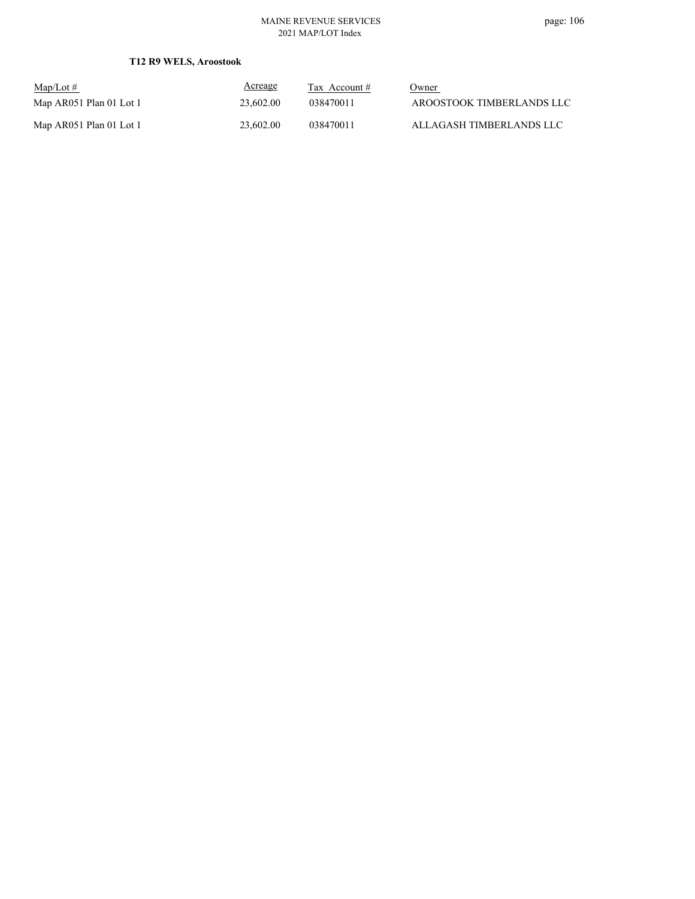**T12 R9 WELS, Aroostook**

| Map/Lot # | Acreage | Tax Account # | Owner |
| --- | --- | --- | --- |
| Map AR051 Plan 01 Lot 1 | 23,602.00 | 038470011 | AROOSTOOK TIMBERLANDS LLC |
| Map AR051 Plan 01 Lot 1 | 23,602.00 | 038470011 | ALLAGASH TIMBERLANDS LLC |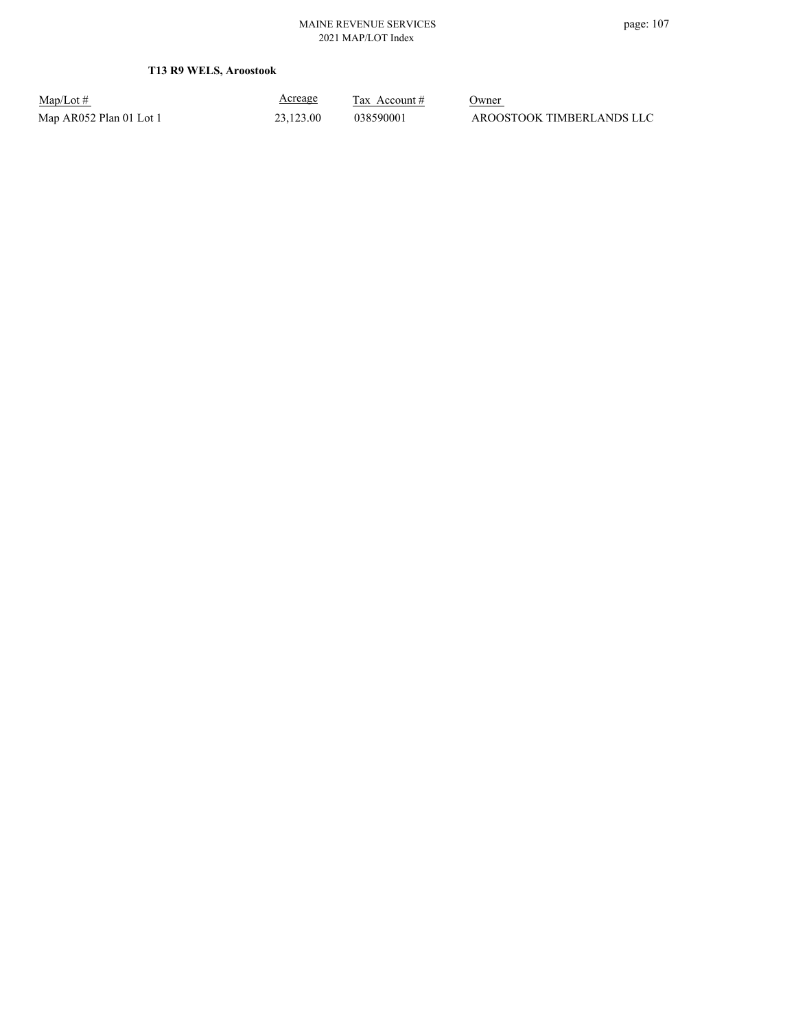**T13 R9 WELS, Aroostook**

| Map/Lot # | Acreage | Tax Account # | Owner |
| --- | --- | --- | --- |
| Map AR052 Plan 01 Lot 1 | 23,123.00 | 038590001 | AROOSTOOK TIMBERLANDS LLC |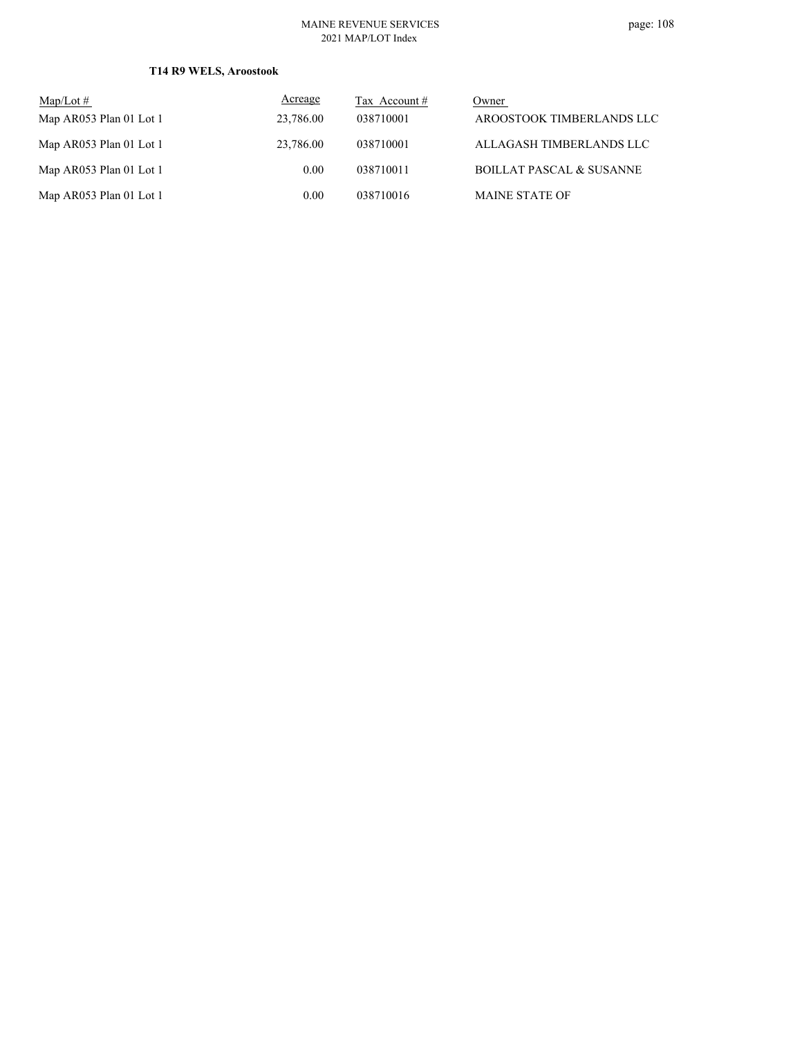**T14 R9 WELS, Aroostook**

| Map/Lot # | Acreage | Tax Account # | Owner |
|---|---|---|---|
| Map AR053 Plan 01 Lot 1 | 23,786.00 | 038710001 | AROOSTOOK TIMBERLANDS LLC |
| Map AR053 Plan 01 Lot 1 | 23,786.00 | 038710001 | ALLAGASH TIMBERLANDS LLC |
| Map AR053 Plan 01 Lot 1 | 0.00 | 038710011 | BOILLAT PASCAL & SUSANNE |
| Map AR053 Plan 01 Lot 1 | 0.00 | 038710016 | MAINE STATE OF |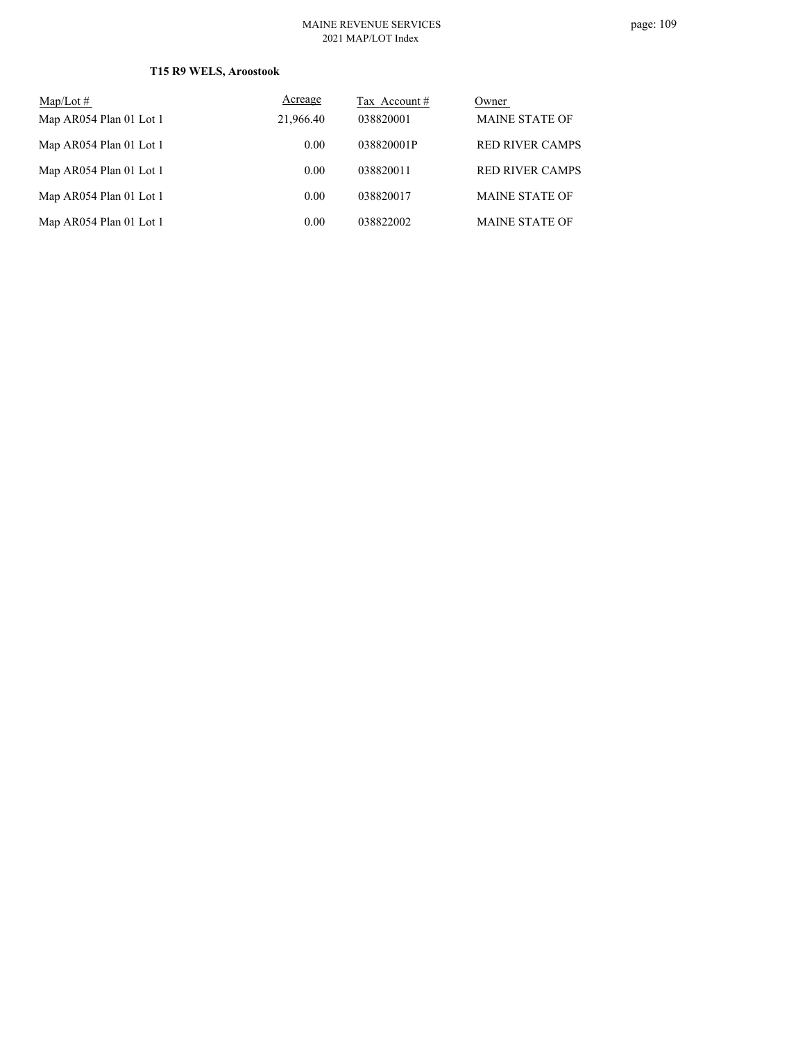**T15 R9 WELS, Aroostook**

| Map/Lot # | Acreage | Tax Account # | Owner |
|---|---|---|---|
| Map AR054 Plan 01 Lot 1 | 21,966.40 | 038820001 | MAINE STATE OF |
| Map AR054 Plan 01 Lot 1 | 0.00 | 038820001P | RED RIVER CAMPS |
| Map AR054 Plan 01 Lot 1 | 0.00 | 038820011 | RED RIVER CAMPS |
| Map AR054 Plan 01 Lot 1 | 0.00 | 038820017 | MAINE STATE OF |
| Map AR054 Plan 01 Lot 1 | 0.00 | 038822002 | MAINE STATE OF |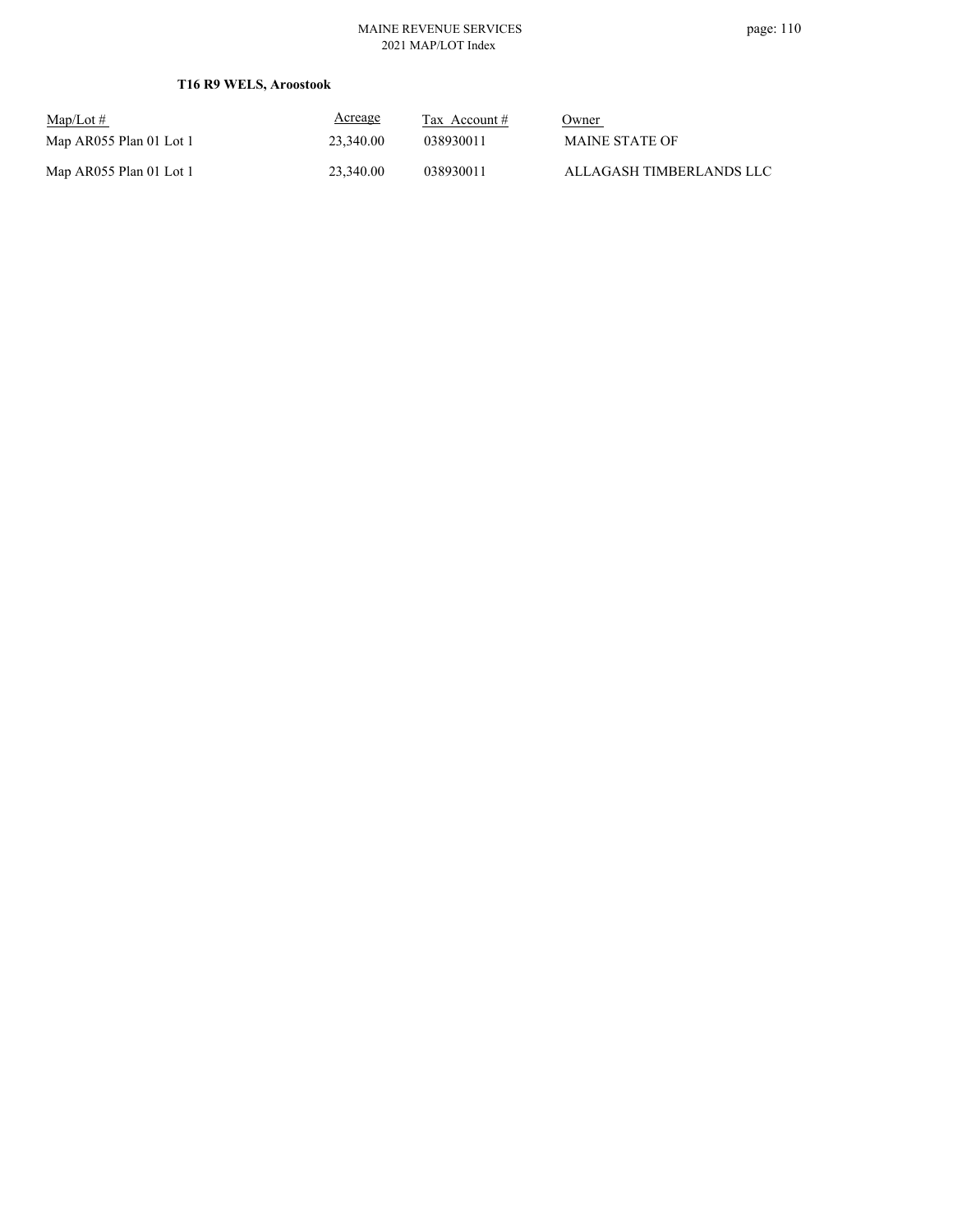**T16 R9 WELS, Aroostook**

| Map/Lot # | Acreage | Tax Account # | Owner |
|---|---|---|---|
| Map AR055 Plan 01 Lot 1 | 23,340.00 | 038930011 | MAINE STATE OF |
| Map AR055 Plan 01 Lot 1 | 23,340.00 | 038930011 | ALLAGASH TIMBERLANDS LLC |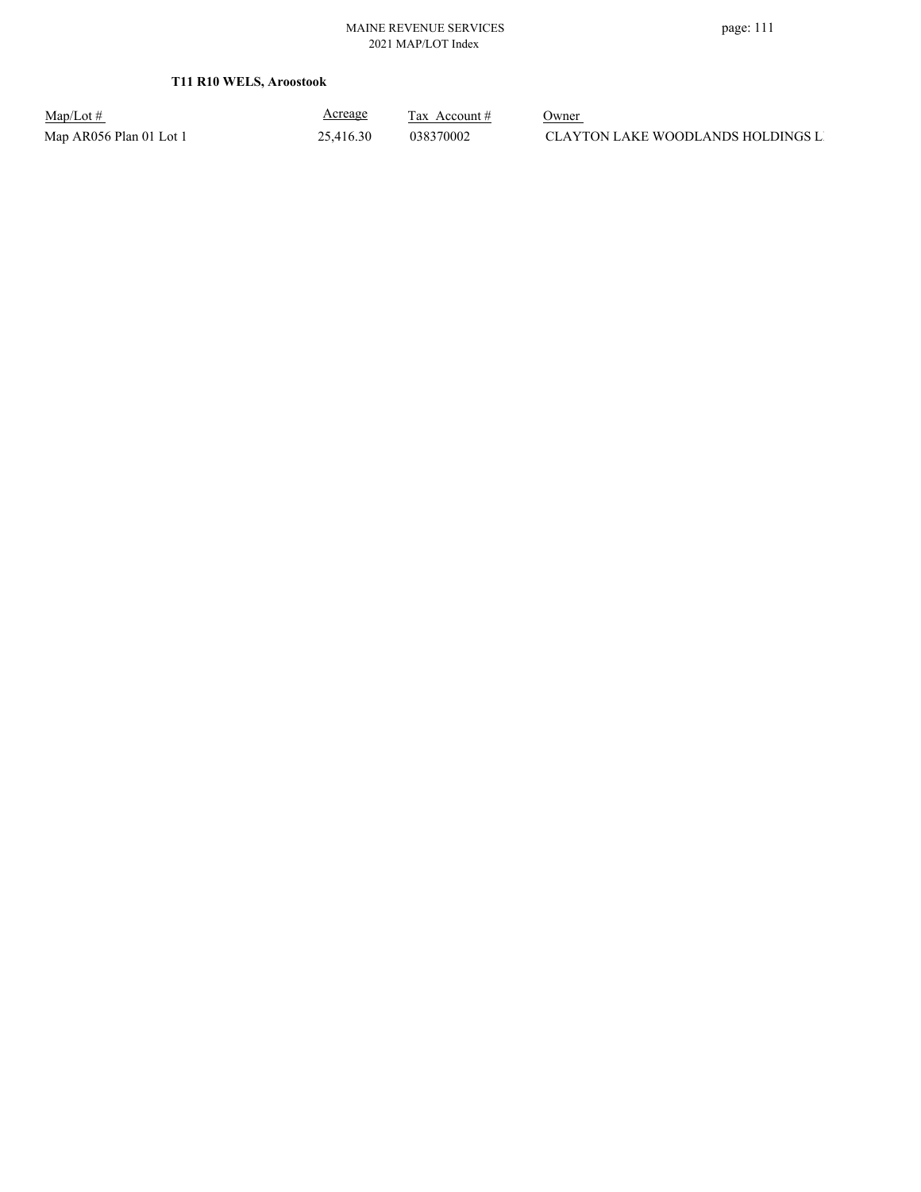**T11 R10 WELS, Aroostook**

| Map/Lot # | Acreage | Tax Account # | Owner |
| --- | --- | --- | --- |
| Map AR056 Plan 01 Lot 1 | 25,416.30 | 038370002 | CLAYTON LAKE WOODLANDS HOLDINGS L |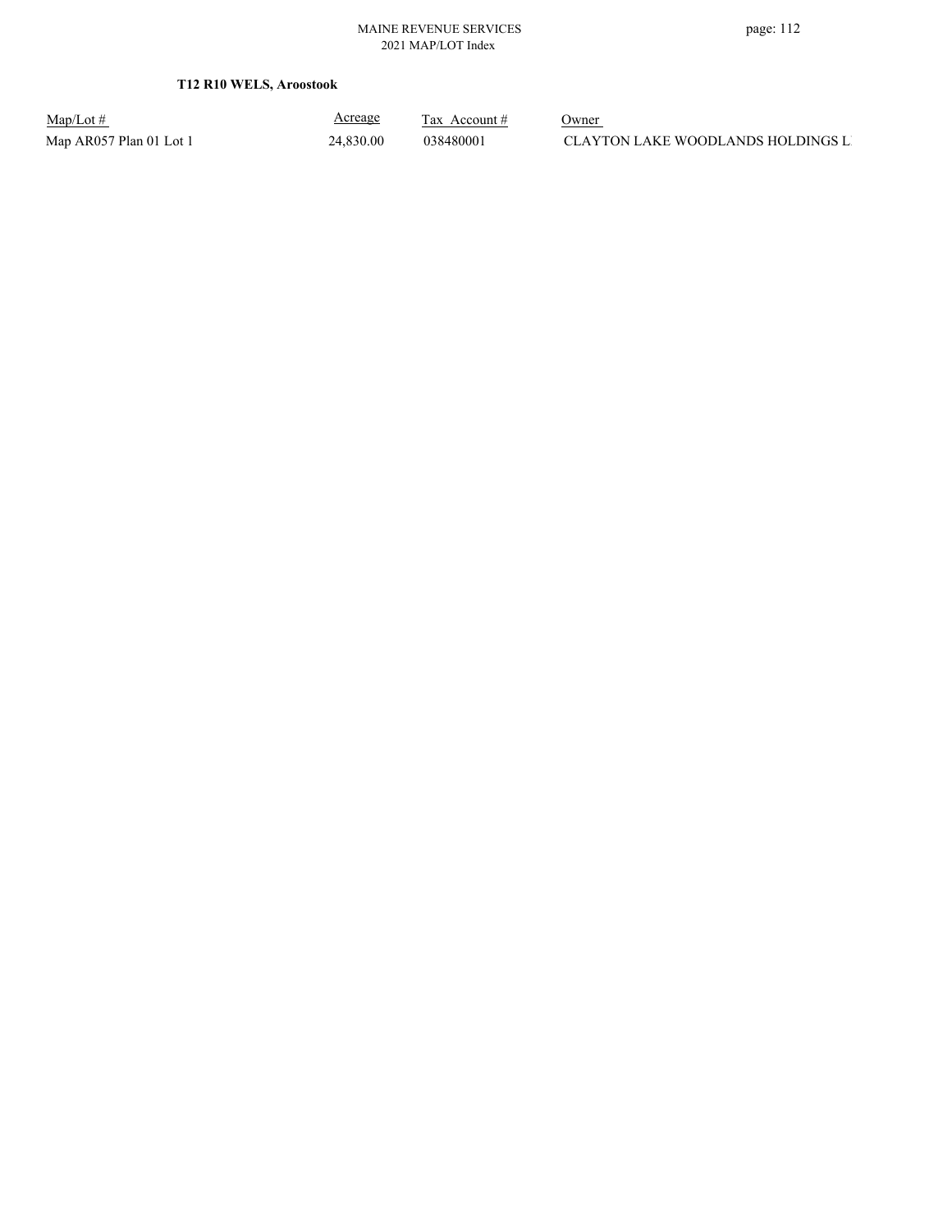**T12 R10 WELS, Aroostook**

| Map/Lot # | Acreage | Tax Account # | Owner |
| --- | --- | --- | --- |
| Map AR057 Plan 01 Lot 1 | 24,830.00 | 038480001 | CLAYTON LAKE WOODLANDS HOLDINGS L |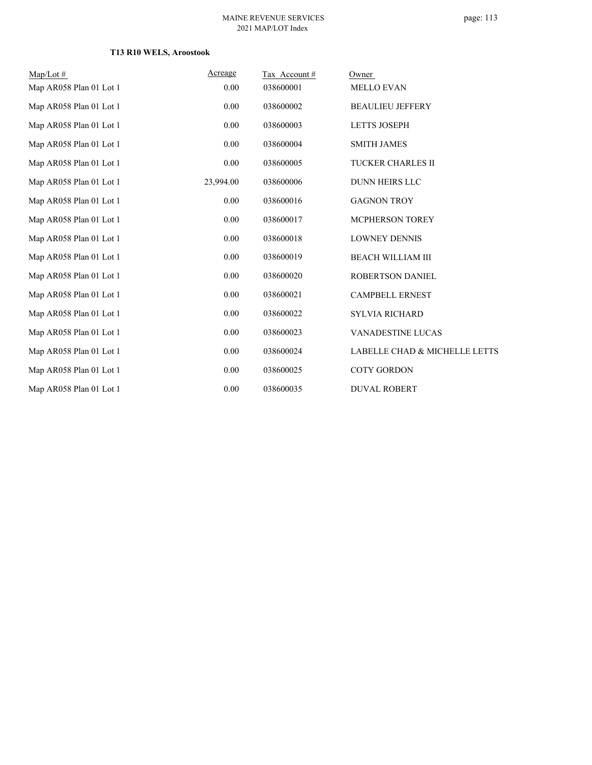### T13 R10 WELS, Aroostook

| Map/Lot # | Acreage | Tax Account # | Owner |
|---|---|---|---|
| Map AR058 Plan 01 Lot 1 | 0.00 | 038600001 | MELLO EVAN |
| Map AR058 Plan 01 Lot 1 | 0.00 | 038600002 | BEAULIEU JEFFERY |
| Map AR058 Plan 01 Lot 1 | 0.00 | 038600003 | LETTS JOSEPH |
| Map AR058 Plan 01 Lot 1 | 0.00 | 038600004 | SMITH JAMES |
| Map AR058 Plan 01 Lot 1 | 0.00 | 038600005 | TUCKER CHARLES II |
| Map AR058 Plan 01 Lot 1 | 23,994.00 | 038600006 | DUNN HEIRS LLC |
| Map AR058 Plan 01 Lot 1 | 0.00 | 038600016 | GAGNON TROY |
| Map AR058 Plan 01 Lot 1 | 0.00 | 038600017 | MCPHERSON TOREY |
| Map AR058 Plan 01 Lot 1 | 0.00 | 038600018 | LOWNEY DENNIS |
| Map AR058 Plan 01 Lot 1 | 0.00 | 038600019 | BEACH WILLIAM III |
| Map AR058 Plan 01 Lot 1 | 0.00 | 038600020 | ROBERTSON DANIEL |
| Map AR058 Plan 01 Lot 1 | 0.00 | 038600021 | CAMPBELL ERNEST |
| Map AR058 Plan 01 Lot 1 | 0.00 | 038600022 | SYLVIA RICHARD |
| Map AR058 Plan 01 Lot 1 | 0.00 | 038600023 | VANADESTINE LUCAS |
| Map AR058 Plan 01 Lot 1 | 0.00 | 038600024 | LABELLE CHAD & MICHELLE LETTS |
| Map AR058 Plan 01 Lot 1 | 0.00 | 038600025 | COTY GORDON |
| Map AR058 Plan 01 Lot 1 | 0.00 | 038600035 | DUVAL ROBERT |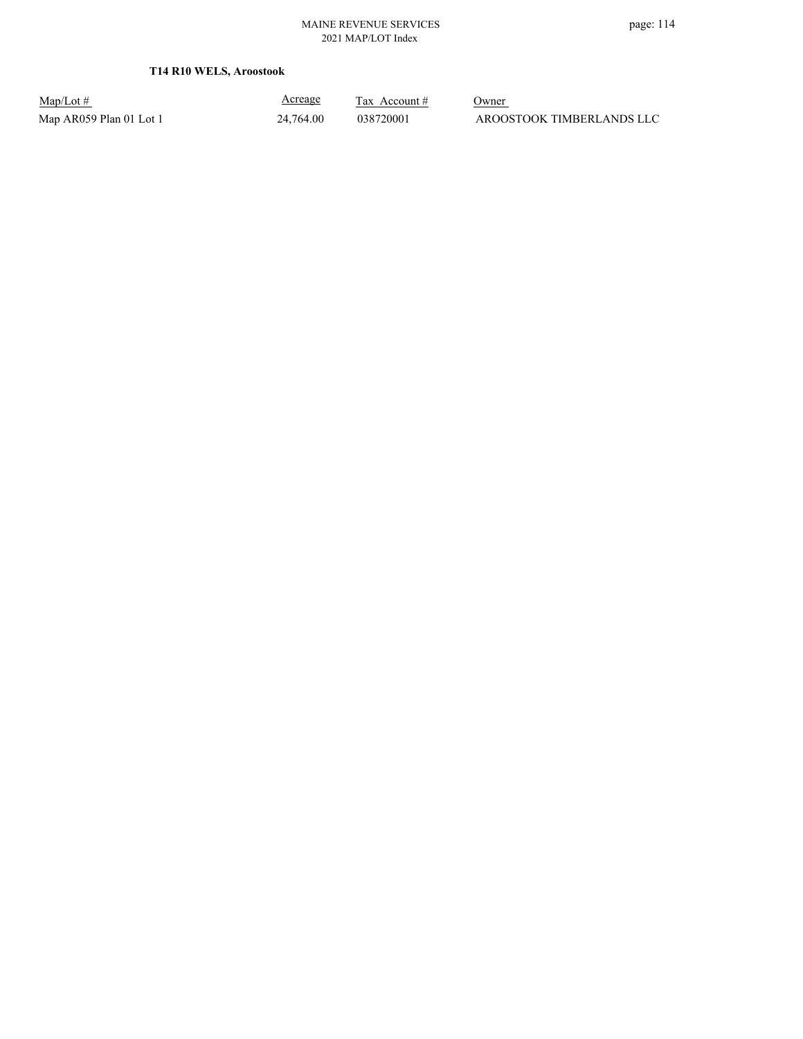**T14 R10 WELS, Aroostook**

| Map/Lot # | Acreage | Tax Account # | Owner |
|---|---|---|---|
| Map AR059 Plan 01 Lot 1 | 24,764.00 | 038720001 | AROOSTOOK TIMBERLANDS LLC |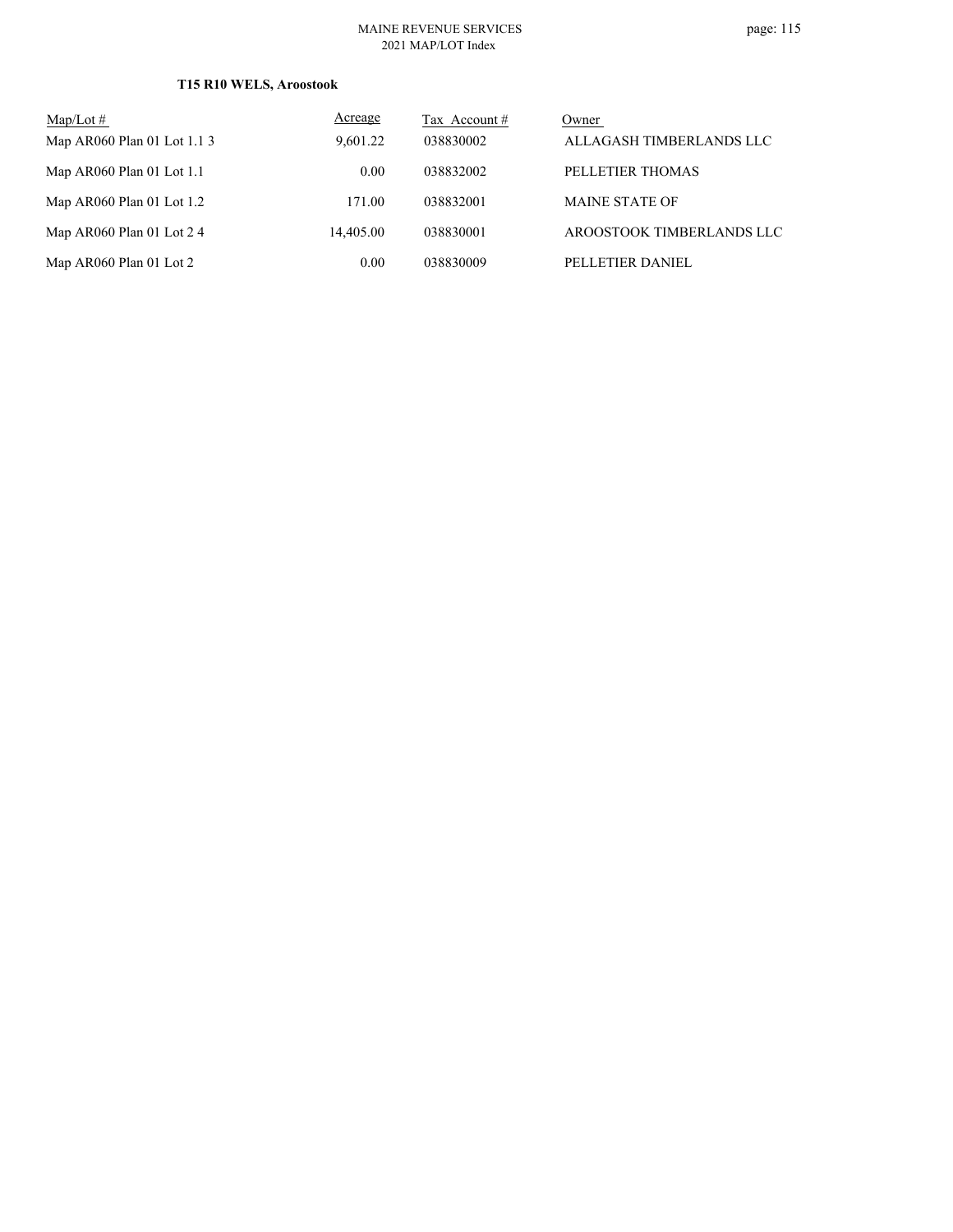**T15 R10 WELS, Aroostook**

| Map/Lot # | Acreage | Tax Account # | Owner |
|---|---|---|---|
| Map AR060 Plan 01 Lot 1.1 3 | 9,601.22 | 038830002 | ALLAGASH TIMBERLANDS LLC |
| Map AR060 Plan 01 Lot 1.1 | 0.00 | 038832002 | PELLETIER THOMAS |
| Map AR060 Plan 01 Lot 1.2 | 171.00 | 038832001 | MAINE STATE OF |
| Map AR060 Plan 01 Lot 2 4 | 14,405.00 | 038830001 | AROOSTOOK TIMBERLANDS LLC |
| Map AR060 Plan 01 Lot 2 | 0.00 | 038830009 | PELLETIER DANIEL |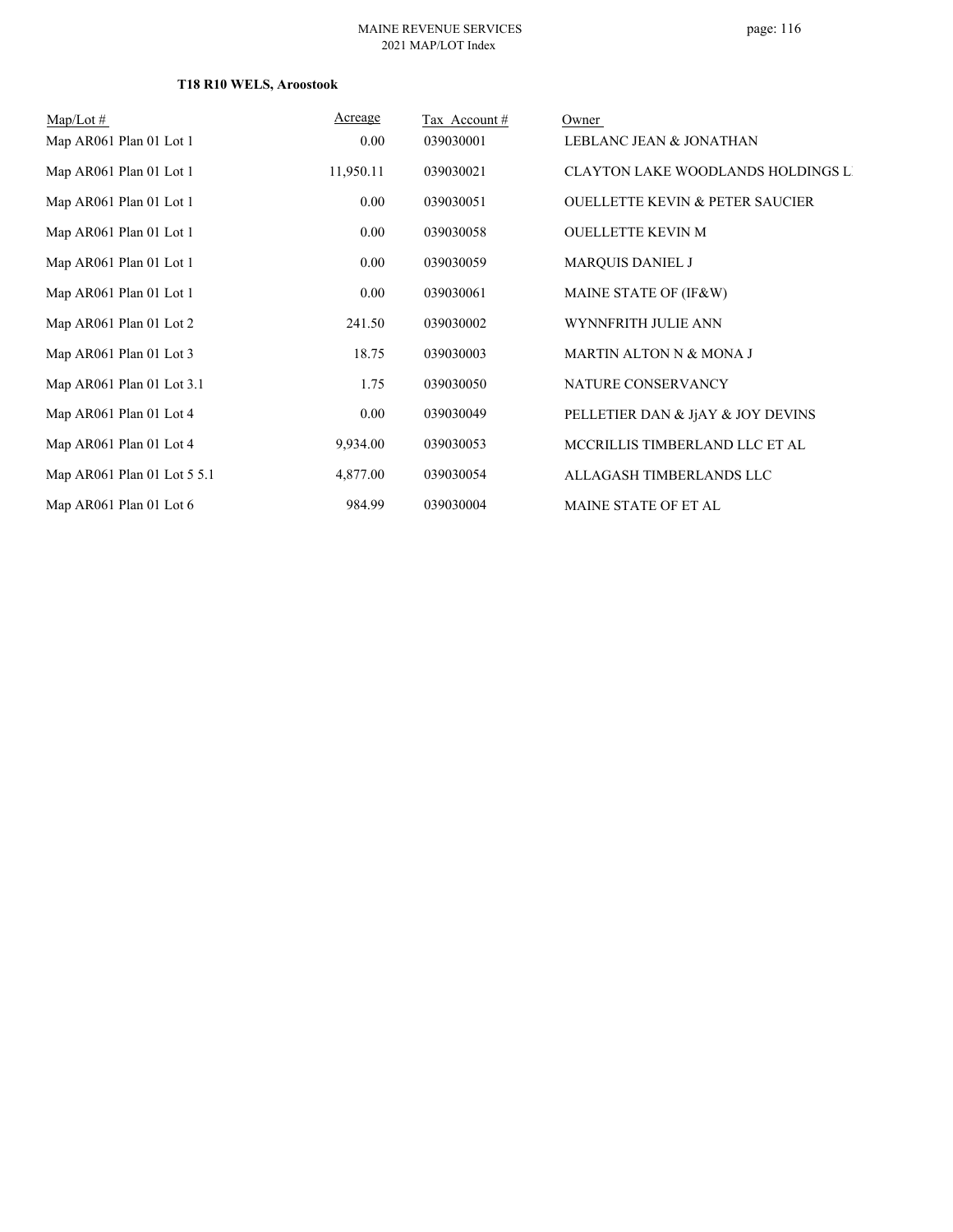**T18 R10 WELS, Aroostook**

| Map/Lot # | Acreage | Tax Account # | Owner |
|---|---|---|---|
| Map AR061 Plan 01 Lot 1 | 0.00 | 039030001 | LEBLANC JEAN & JONATHAN |
| Map AR061 Plan 01 Lot 1 | 11,950.11 | 039030021 | CLAYTON LAKE WOODLANDS HOLDINGS L |
| Map AR061 Plan 01 Lot 1 | 0.00 | 039030051 | OUELLETTE KEVIN & PETER SAUCIER |
| Map AR061 Plan 01 Lot 1 | 0.00 | 039030058 | OUELLETTE KEVIN M |
| Map AR061 Plan 01 Lot 1 | 0.00 | 039030059 | MARQUIS DANIEL J |
| Map AR061 Plan 01 Lot 1 | 0.00 | 039030061 | MAINE STATE OF (IF&W) |
| Map AR061 Plan 01 Lot 2 | 241.50 | 039030002 | WYNNFRITH JULIE ANN |
| Map AR061 Plan 01 Lot 3 | 18.75 | 039030003 | MARTIN ALTON N & MONA J |
| Map AR061 Plan 01 Lot 3.1 | 1.75 | 039030050 | NATURE CONSERVANCY |
| Map AR061 Plan 01 Lot 4 | 0.00 | 039030049 | PELLETIER DAN & JjAY & JOY DEVINS |
| Map AR061 Plan 01 Lot 4 | 9,934.00 | 039030053 | MCCRILLIS TIMBERLAND LLC ET AL |
| Map AR061 Plan 01 Lot 5 5.1 | 4,877.00 | 039030054 | ALLAGASH TIMBERLANDS LLC |
| Map AR061 Plan 01 Lot 6 | 984.99 | 039030004 | MAINE STATE OF ET AL |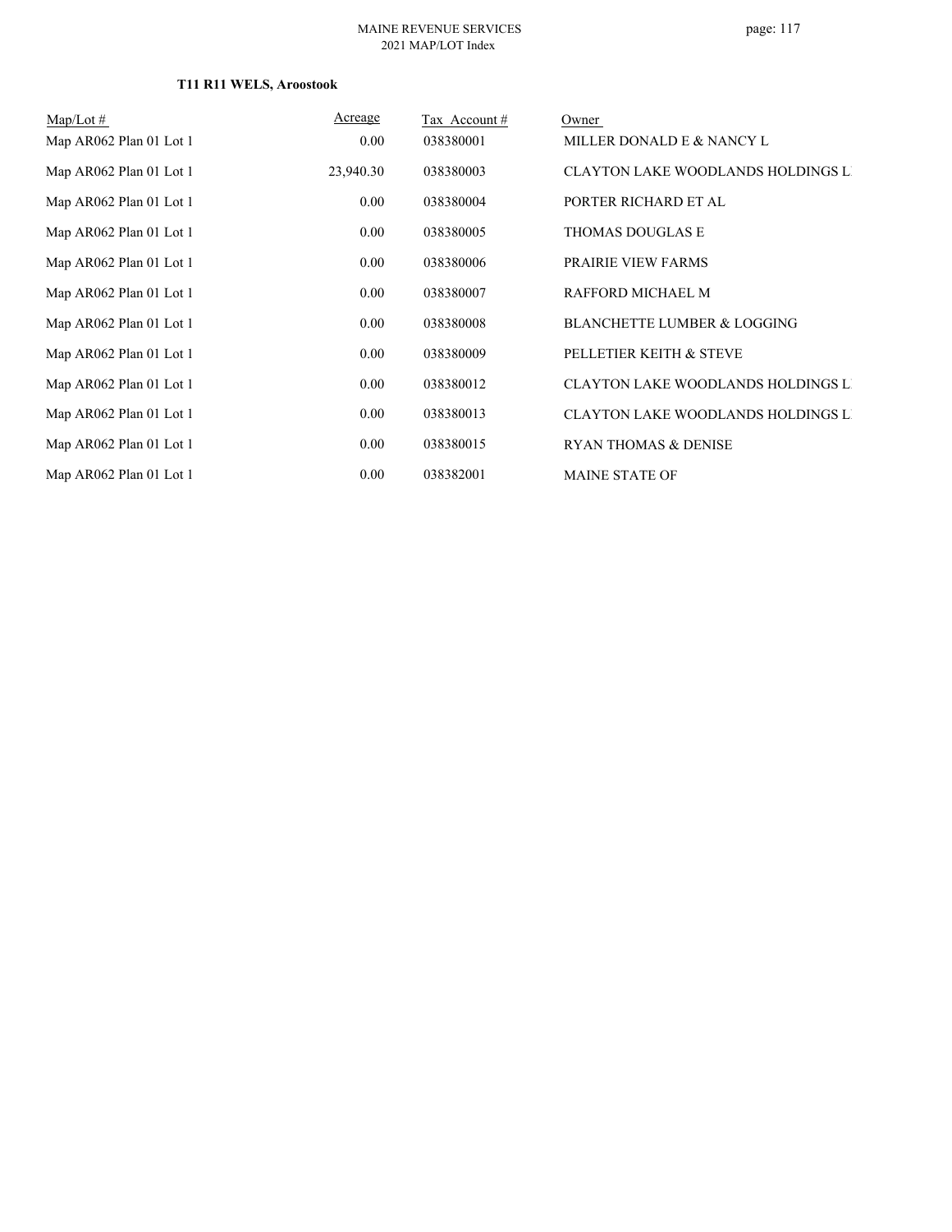**T11 R11 WELS, Aroostook**

| Map/Lot # | Acreage | Tax Account # | Owner |
|---|---|---|---|
| Map AR062 Plan 01 Lot 1 | 0.00 | 038380001 | MILLER DONALD E & NANCY L |
| Map AR062 Plan 01 Lot 1 | 23,940.30 | 038380003 | CLAYTON LAKE WOODLANDS HOLDINGS L |
| Map AR062 Plan 01 Lot 1 | 0.00 | 038380004 | PORTER RICHARD ET AL |
| Map AR062 Plan 01 Lot 1 | 0.00 | 038380005 | THOMAS DOUGLAS E |
| Map AR062 Plan 01 Lot 1 | 0.00 | 038380006 | PRAIRIE VIEW FARMS |
| Map AR062 Plan 01 Lot 1 | 0.00 | 038380007 | RAFFORD MICHAEL M |
| Map AR062 Plan 01 Lot 1 | 0.00 | 038380008 | BLANCHETTE LUMBER & LOGGING |
| Map AR062 Plan 01 Lot 1 | 0.00 | 038380009 | PELLETIER KEITH & STEVE |
| Map AR062 Plan 01 Lot 1 | 0.00 | 038380012 | CLAYTON LAKE WOODLANDS HOLDINGS L |
| Map AR062 Plan 01 Lot 1 | 0.00 | 038380013 | CLAYTON LAKE WOODLANDS HOLDINGS L |
| Map AR062 Plan 01 Lot 1 | 0.00 | 038380015 | RYAN THOMAS & DENISE |
| Map AR062 Plan 01 Lot 1 | 0.00 | 038382001 | MAINE STATE OF |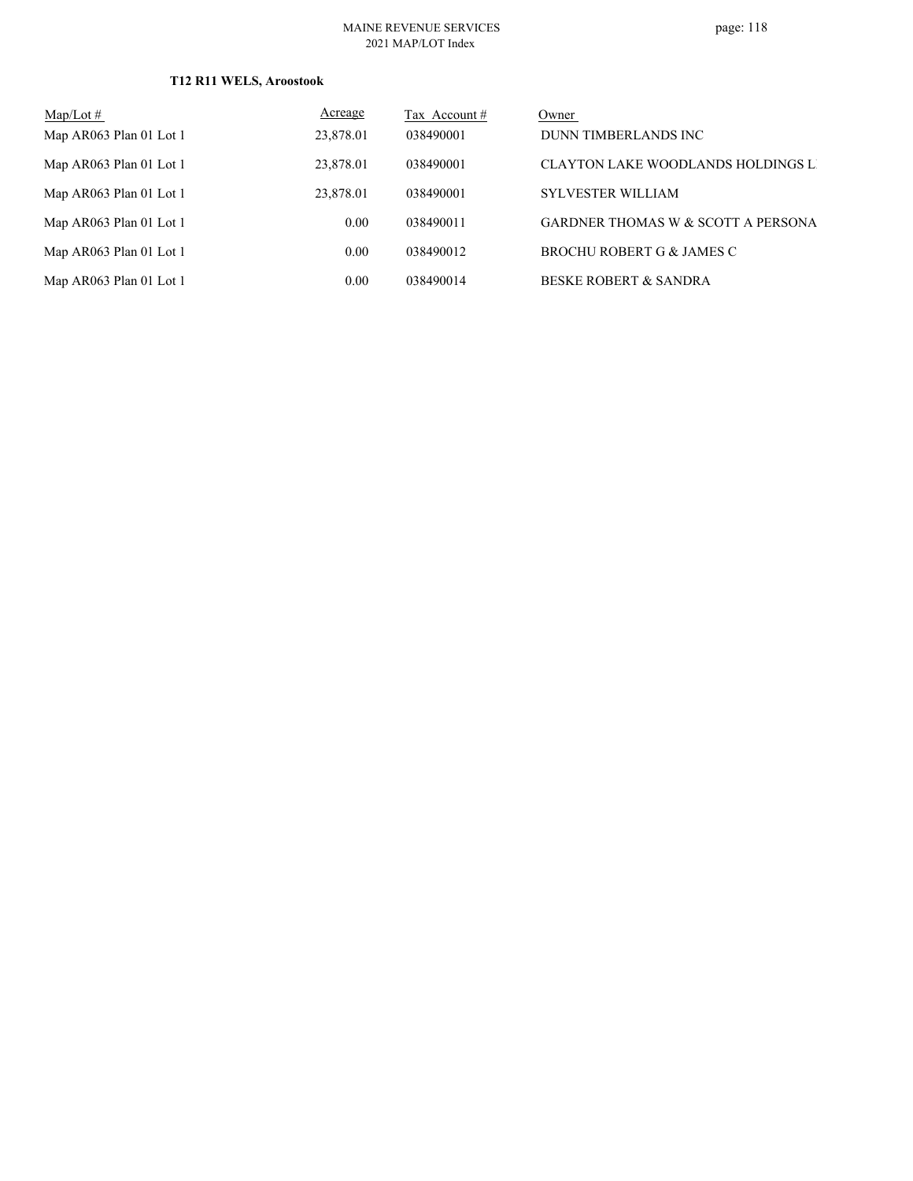### T12 R11 WELS, Aroostook

| Map/Lot # | Acreage | Tax Account # | Owner |
|---|---|---|---|
| Map AR063 Plan 01 Lot 1 | 23,878.01 | 038490001 | DUNN TIMBERLANDS INC |
| Map AR063 Plan 01 Lot 1 | 23,878.01 | 038490001 | CLAYTON LAKE WOODLANDS HOLDINGS L |
| Map AR063 Plan 01 Lot 1 | 23,878.01 | 038490001 | SYLVESTER WILLIAM |
| Map AR063 Plan 01 Lot 1 | 0.00 | 038490011 | GARDNER THOMAS W & SCOTT A PERSONA |
| Map AR063 Plan 01 Lot 1 | 0.00 | 038490012 | BROCHU ROBERT G & JAMES C |
| Map AR063 Plan 01 Lot 1 | 0.00 | 038490014 | BESKE ROBERT & SANDRA |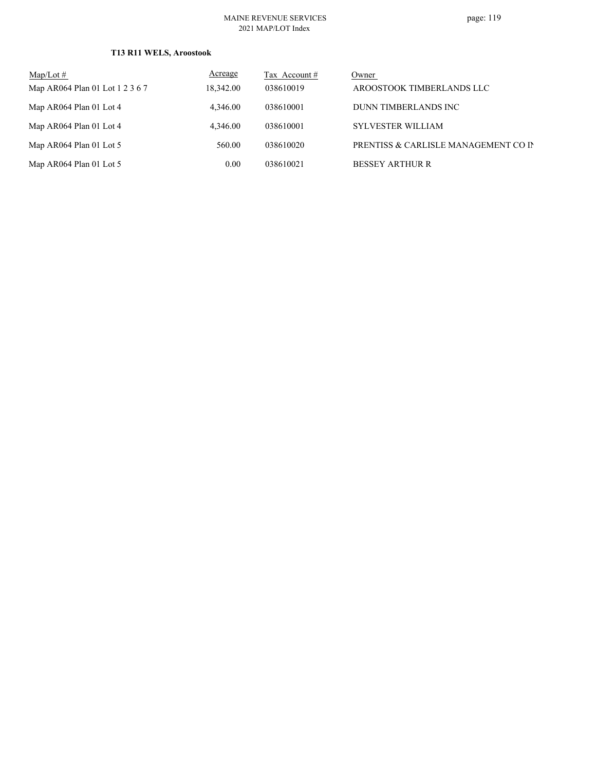**T13 R11 WELS, Aroostook**

| Map/Lot # | Acreage | Tax Account # | Owner |
|---|---|---|---|
| Map AR064 Plan 01 Lot 1 2 3 6 7 | 18,342.00 | 038610019 | AROOSTOOK TIMBERLANDS LLC |
| Map AR064 Plan 01 Lot 4 | 4,346.00 | 038610001 | DUNN TIMBERLANDS INC |
| Map AR064 Plan 01 Lot 4 | 4,346.00 | 038610001 | SYLVESTER WILLIAM |
| Map AR064 Plan 01 Lot 5 | 560.00 | 038610020 | PRENTISS & CARLISLE MANAGEMENT CO IN |
| Map AR064 Plan 01 Lot 5 | 0.00 | 038610021 | BESSEY ARTHUR R |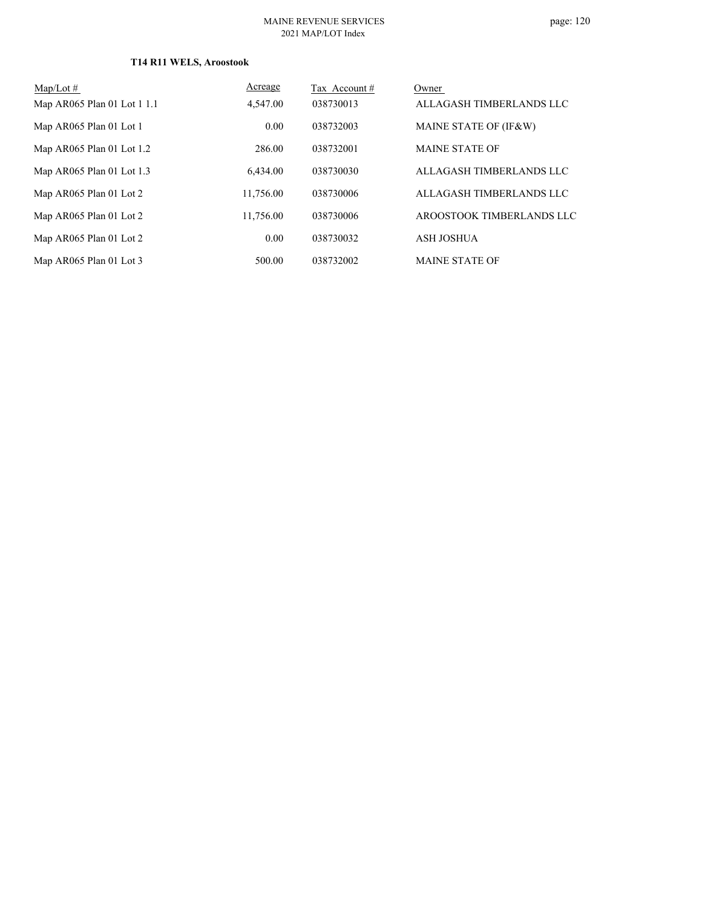### T14 R11 WELS, Aroostook

| Map/Lot # | Acreage | Tax Account # | Owner |
|---|---|---|---|
| Map AR065 Plan 01 Lot 1 1.1 | 4,547.00 | 038730013 | ALLAGASH TIMBERLANDS LLC |
| Map AR065 Plan 01 Lot 1 | 0.00 | 038732003 | MAINE STATE OF (IF&W) |
| Map AR065 Plan 01 Lot 1.2 | 286.00 | 038732001 | MAINE STATE OF |
| Map AR065 Plan 01 Lot 1.3 | 6,434.00 | 038730030 | ALLAGASH TIMBERLANDS LLC |
| Map AR065 Plan 01 Lot 2 | 11,756.00 | 038730006 | ALLAGASH TIMBERLANDS LLC |
| Map AR065 Plan 01 Lot 2 | 11,756.00 | 038730006 | AROOSTOOK TIMBERLANDS LLC |
| Map AR065 Plan 01 Lot 2 | 0.00 | 038730032 | ASH JOSHUA |
| Map AR065 Plan 01 Lot 3 | 500.00 | 038732002 | MAINE STATE OF |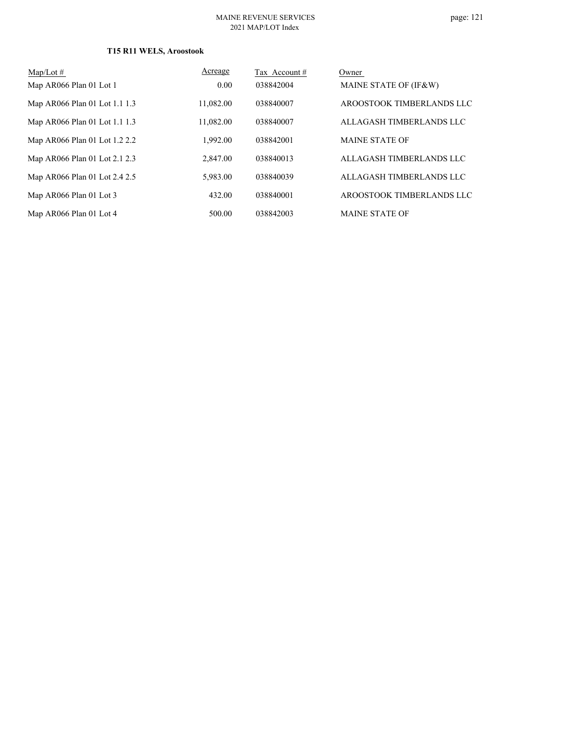**T15 R11 WELS, Aroostook**

| Map/Lot # | Acreage | Tax Account # | Owner |
|---|---|---|---|
| Map AR066 Plan 01 Lot 1 | 0.00 | 038842004 | MAINE STATE OF (IF&W) |
| Map AR066 Plan 01 Lot 1.1 1.3 | 11,082.00 | 038840007 | AROOSTOOK TIMBERLANDS LLC |
| Map AR066 Plan 01 Lot 1.1 1.3 | 11,082.00 | 038840007 | ALLAGASH TIMBERLANDS LLC |
| Map AR066 Plan 01 Lot 1.2 2.2 | 1,992.00 | 038842001 | MAINE STATE OF |
| Map AR066 Plan 01 Lot 2.1 2.3 | 2,847.00 | 038840013 | ALLAGASH TIMBERLANDS LLC |
| Map AR066 Plan 01 Lot 2.4 2.5 | 5,983.00 | 038840039 | ALLAGASH TIMBERLANDS LLC |
| Map AR066 Plan 01 Lot 3 | 432.00 | 038840001 | AROOSTOOK TIMBERLANDS LLC |
| Map AR066 Plan 01 Lot 4 | 500.00 | 038842003 | MAINE STATE OF |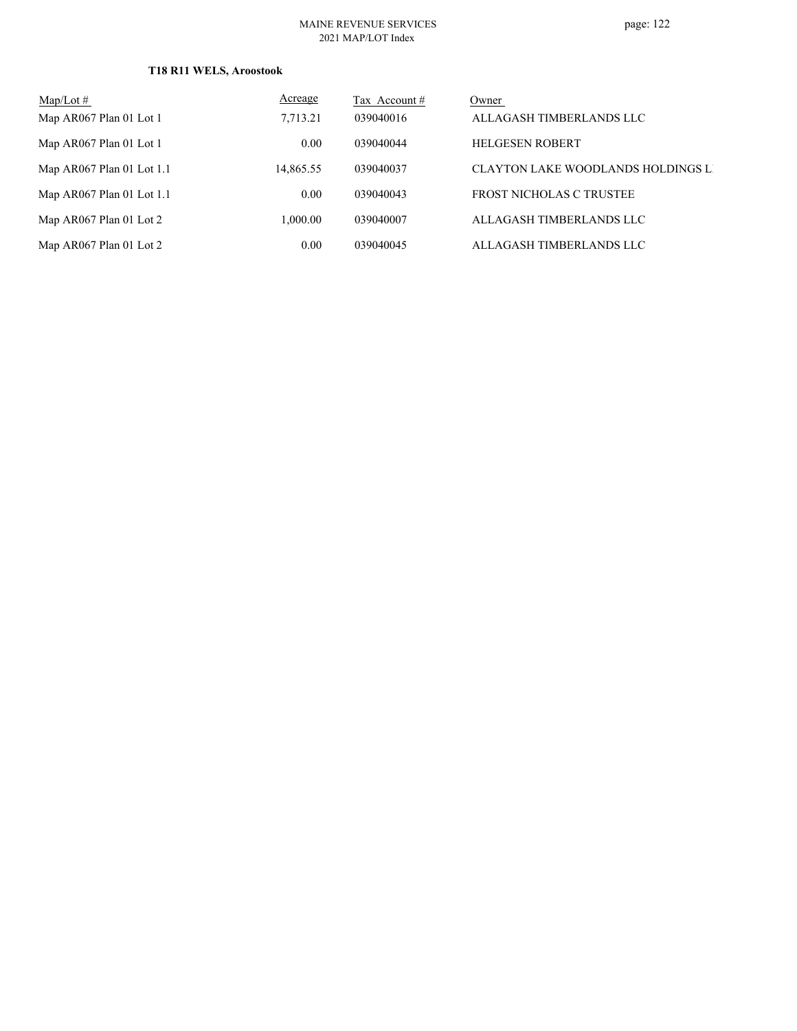**T18 R11 WELS, Aroostook**

| Map/Lot # | Acreage | Tax Account # | Owner |
|---|---|---|---|
| Map AR067 Plan 01 Lot 1 | 7,713.21 | 039040016 | ALLAGASH TIMBERLANDS LLC |
| Map AR067 Plan 01 Lot 1 | 0.00 | 039040044 | HELGESEN ROBERT |
| Map AR067 Plan 01 Lot 1.1 | 14,865.55 | 039040037 | CLAYTON LAKE WOODLANDS HOLDINGS L |
| Map AR067 Plan 01 Lot 1.1 | 0.00 | 039040043 | FROST NICHOLAS C TRUSTEE |
| Map AR067 Plan 01 Lot 2 | 1,000.00 | 039040007 | ALLAGASH TIMBERLANDS LLC |
| Map AR067 Plan 01 Lot 2 | 0.00 | 039040045 | ALLAGASH TIMBERLANDS LLC |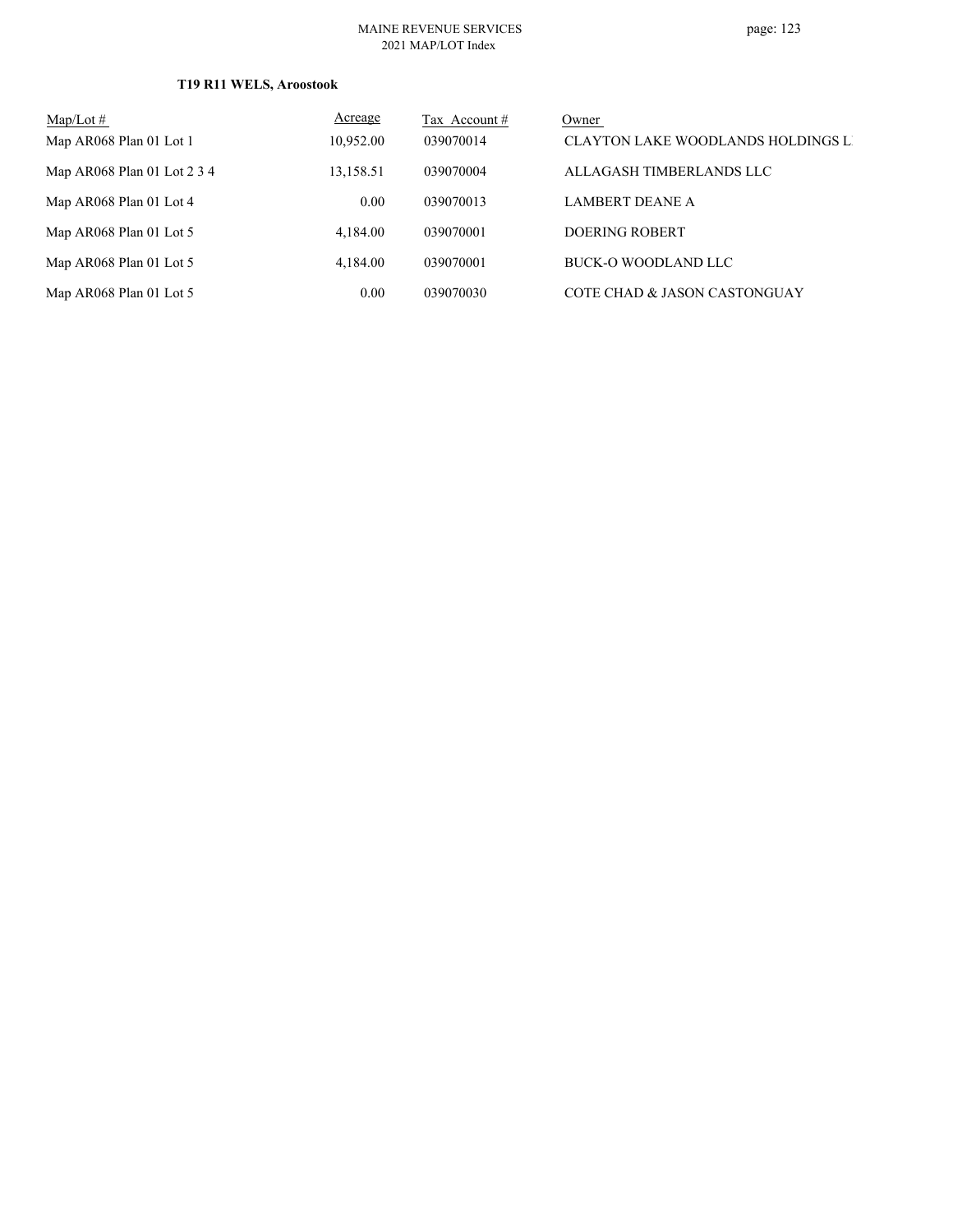**T19 R11 WELS, Aroostook**

| Map/Lot # | Acreage | Tax Account # | Owner |
|---|---|---|---|
| Map AR068 Plan 01 Lot 1 | 10,952.00 | 039070014 | CLAYTON LAKE WOODLANDS HOLDINGS L |
| Map AR068 Plan 01 Lot 2 3 4 | 13,158.51 | 039070004 | ALLAGASH TIMBERLANDS LLC |
| Map AR068 Plan 01 Lot 4 | 0.00 | 039070013 | LAMBERT DEANE A |
| Map AR068 Plan 01 Lot 5 | 4,184.00 | 039070001 | DOERING ROBERT |
| Map AR068 Plan 01 Lot 5 | 4,184.00 | 039070001 | BUCK-O WOODLAND LLC |
| Map AR068 Plan 01 Lot 5 | 0.00 | 039070030 | COTE CHAD & JASON CASTONGUAY |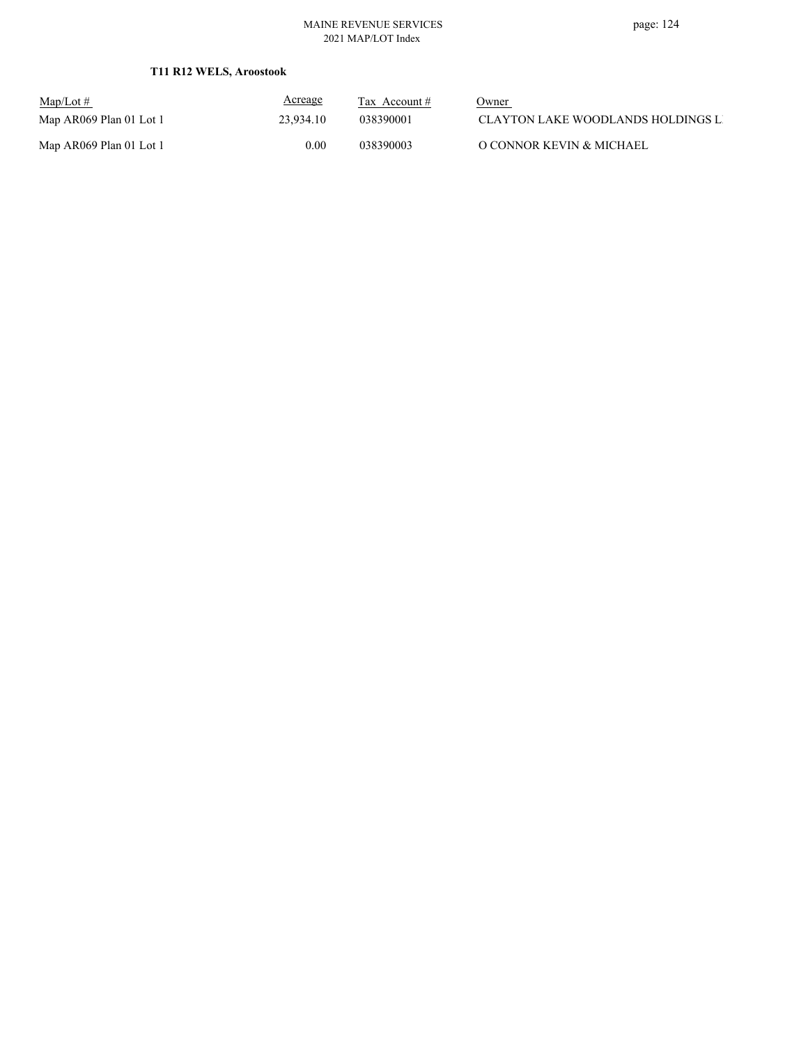**T11 R12 WELS, Aroostook**

| Map/Lot # | Acreage | Tax Account # | Owner |
|---|---|---|---|
| Map AR069 Plan 01 Lot 1 | 23,934.10 | 038390001 | CLAYTON LAKE WOODLANDS HOLDINGS L |
| Map AR069 Plan 01 Lot 1 | 0.00 | 038390003 | O CONNOR KEVIN & MICHAEL |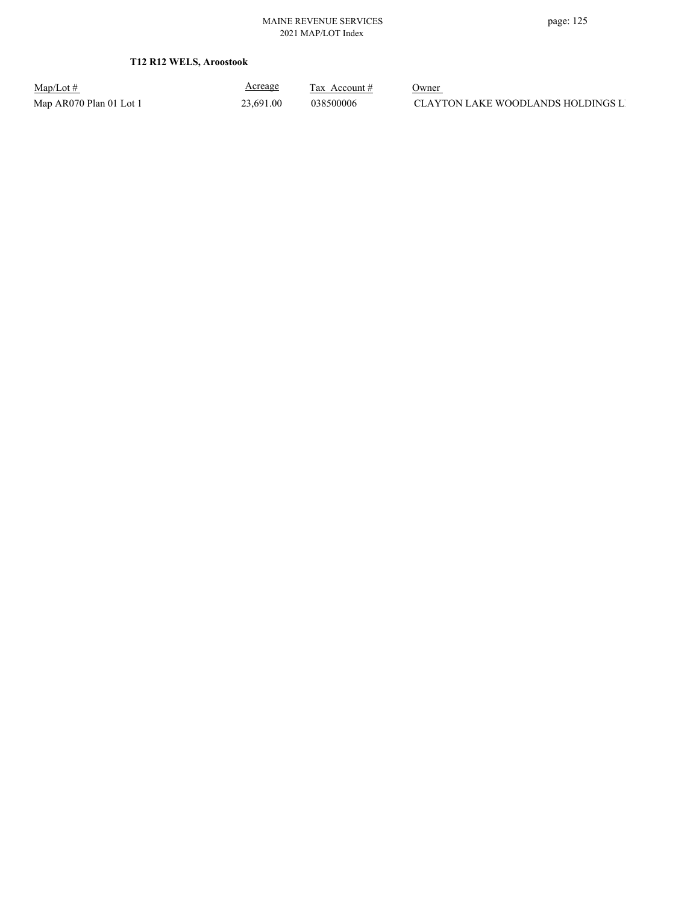### T12 R12 WELS, Aroostook

| Map/Lot # | Acreage | Tax Account # | Owner |
|---|---|---|---|
| Map AR070 Plan 01 Lot 1 | 23,691.00 | 038500006 | CLAYTON LAKE WOODLANDS HOLDINGS L |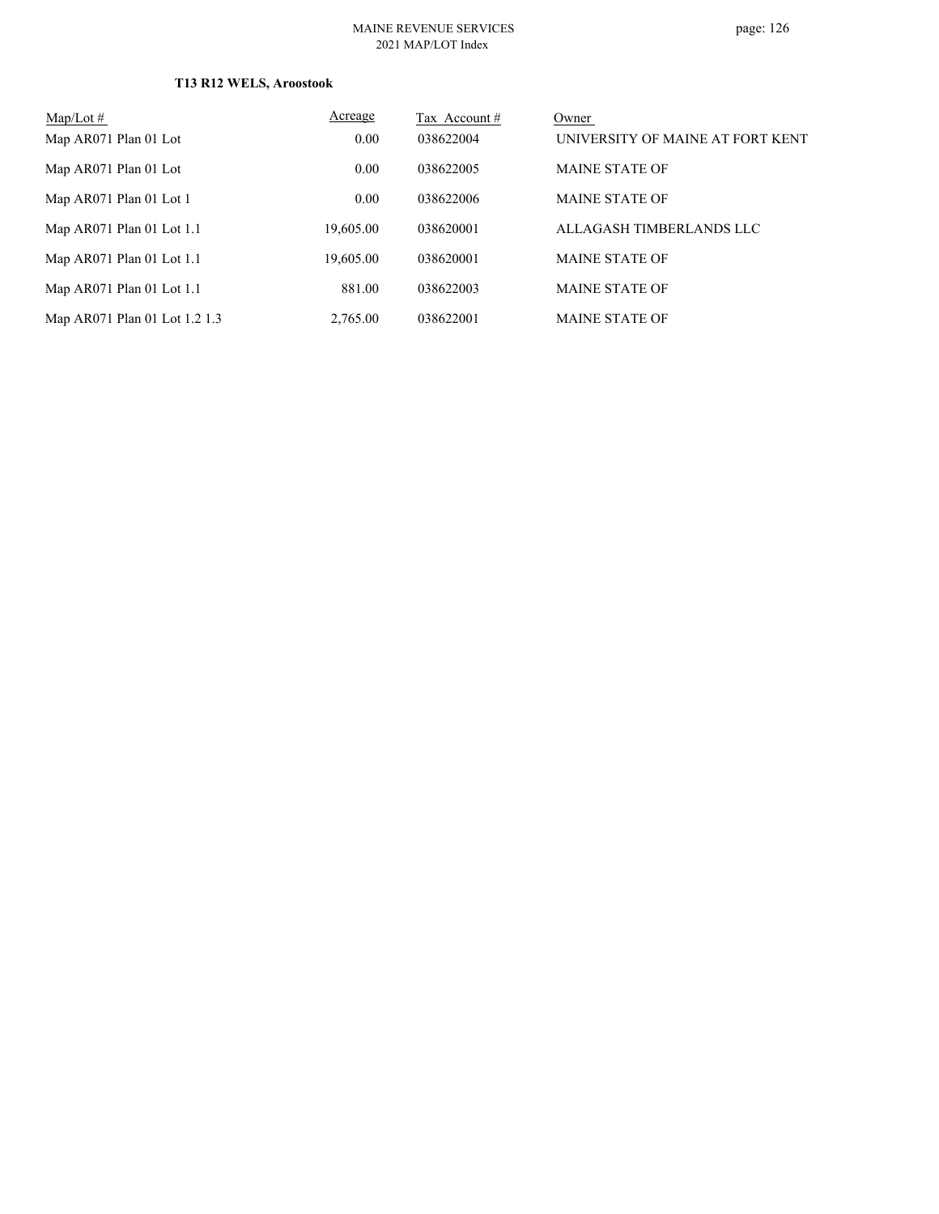**T13 R12 WELS, Aroostook**

| Map/Lot # | Acreage | Tax Account # | Owner |
|---|---|---|---|
| Map AR071 Plan 01 Lot | 0.00 | 038622004 | UNIVERSITY OF MAINE AT FORT KENT |
| Map AR071 Plan 01 Lot | 0.00 | 038622005 | MAINE STATE OF |
| Map AR071 Plan 01 Lot 1 | 0.00 | 038622006 | MAINE STATE OF |
| Map AR071 Plan 01 Lot 1.1 | 19,605.00 | 038620001 | ALLAGASH TIMBERLANDS LLC |
| Map AR071 Plan 01 Lot 1.1 | 19,605.00 | 038620001 | MAINE STATE OF |
| Map AR071 Plan 01 Lot 1.1 | 881.00 | 038622003 | MAINE STATE OF |
| Map AR071 Plan 01 Lot 1.2 1.3 | 2,765.00 | 038622001 | MAINE STATE OF |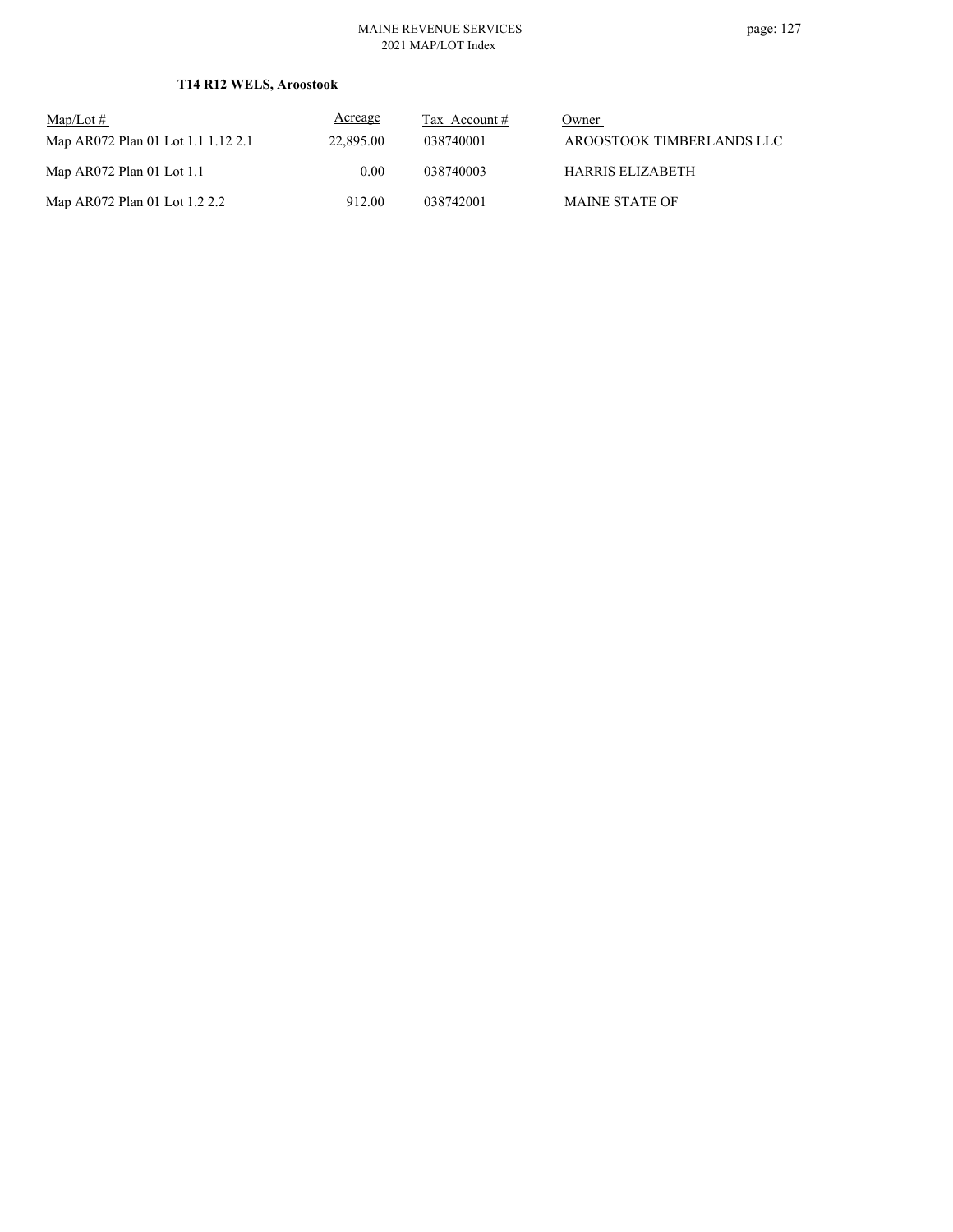**T14 R12 WELS, Aroostook**

| Map/Lot # | Acreage | Tax Account # | Owner |
| --- | --- | --- | --- |
| Map AR072 Plan 01 Lot 1.1 1.12 2.1 | 22,895.00 | 038740001 | AROOSTOOK TIMBERLANDS LLC |
| Map AR072 Plan 01 Lot 1.1 | 0.00 | 038740003 | HARRIS ELIZABETH |
| Map AR072 Plan 01 Lot 1.2 2.2 | 912.00 | 038742001 | MAINE STATE OF |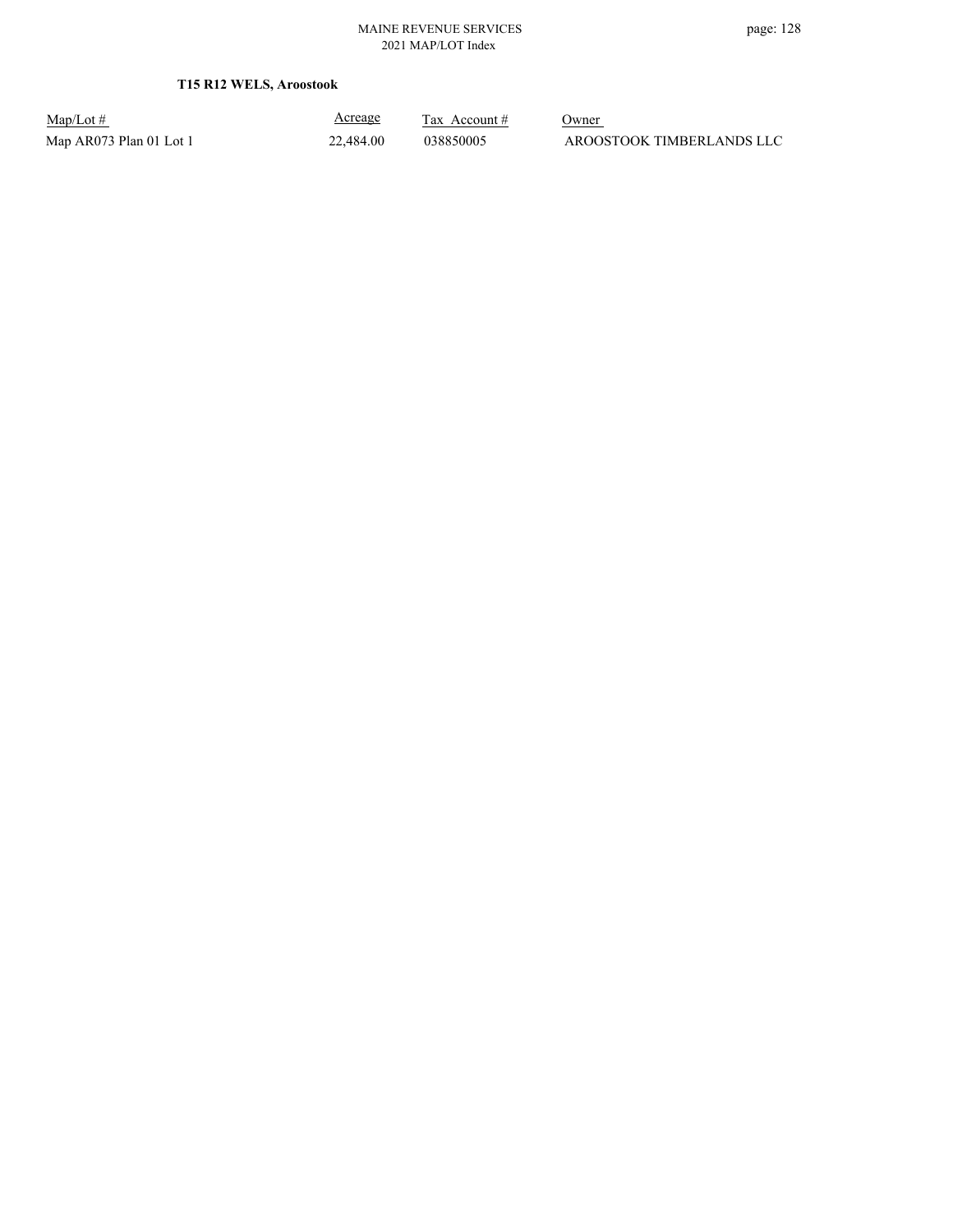**T15 R12 WELS, Aroostook**

| Map/Lot # | Acreage | Tax Account # | Owner |
|---|---|---|---|
| Map AR073 Plan 01 Lot 1 | 22,484.00 | 038850005 | AROOSTOOK TIMBERLANDS LLC |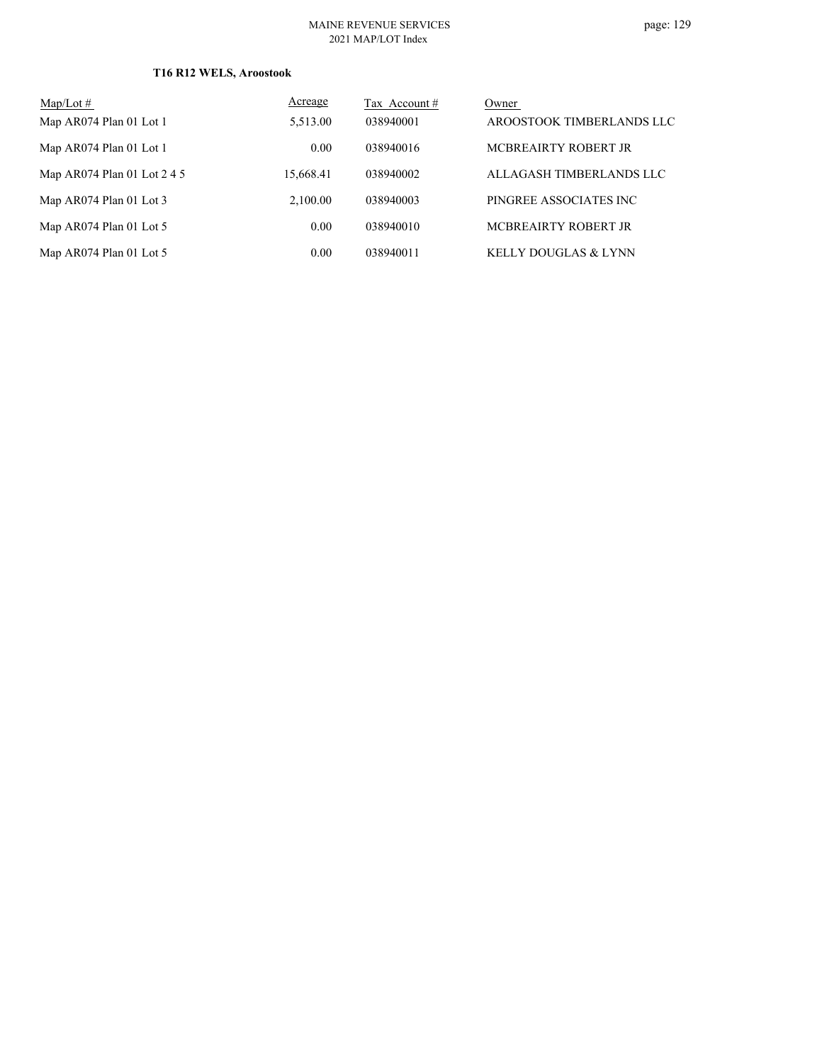### T16 R12 WELS, Aroostook

| Map/Lot # | Acreage | Tax Account # | Owner |
|---|---|---|---|
| Map AR074 Plan 01 Lot 1 | 5,513.00 | 038940001 | AROOSTOOK TIMBERLANDS LLC |
| Map AR074 Plan 01 Lot 1 | 0.00 | 038940016 | MCBREAIRTY ROBERT JR |
| Map AR074 Plan 01 Lot 2 4 5 | 15,668.41 | 038940002 | ALLAGASH TIMBERLANDS LLC |
| Map AR074 Plan 01 Lot 3 | 2,100.00 | 038940003 | PINGREE ASSOCIATES INC |
| Map AR074 Plan 01 Lot 5 | 0.00 | 038940010 | MCBREAIRTY ROBERT JR |
| Map AR074 Plan 01 Lot 5 | 0.00 | 038940011 | KELLY DOUGLAS & LYNN |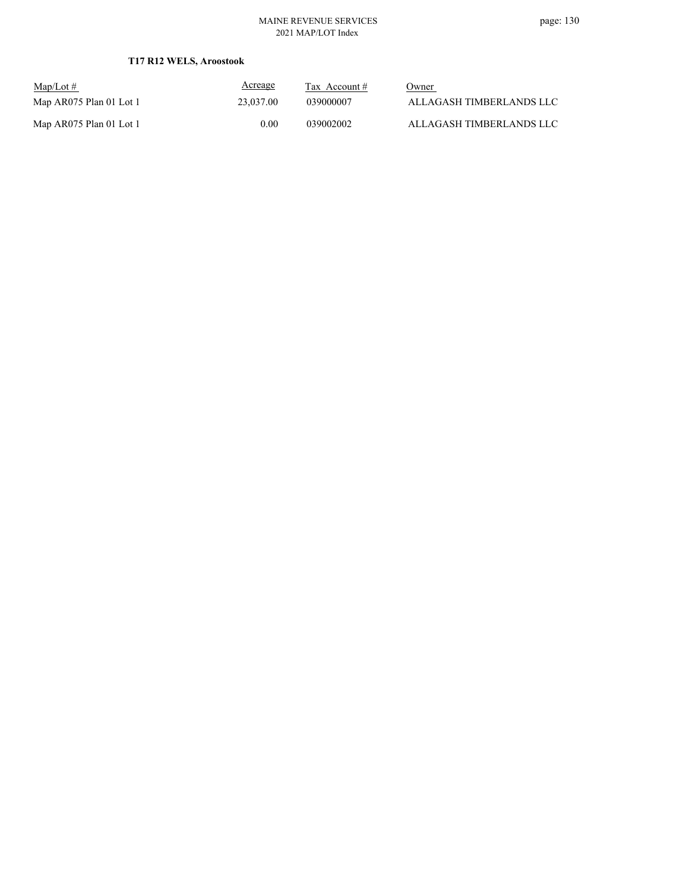**T17 R12 WELS, Aroostook**

| Map/Lot # | Acreage | Tax Account # | Owner |
|---|---|---|---|
| Map AR075 Plan 01 Lot 1 | 23,037.00 | 039000007 | ALLAGASH TIMBERLANDS LLC |
| Map AR075 Plan 01 Lot 1 | 0.00 | 039002002 | ALLAGASH TIMBERLANDS LLC |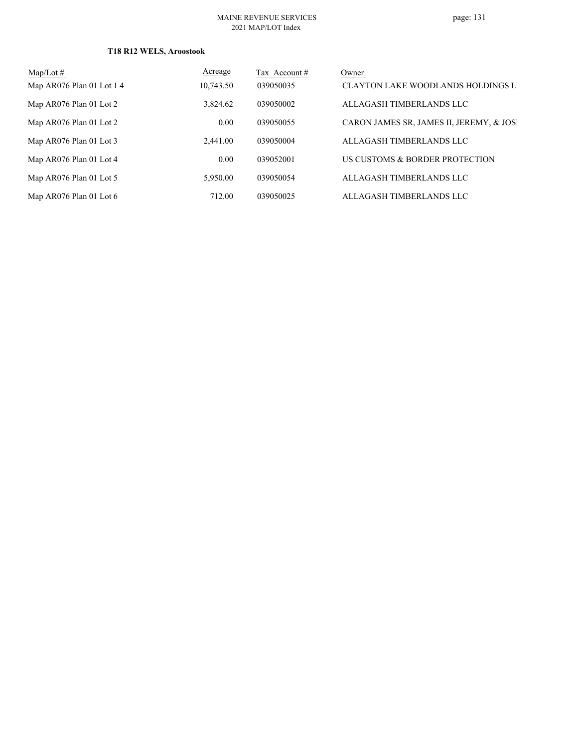**T18 R12 WELS, Aroostook**

| Map/Lot # | Acreage | Tax Account # | Owner |
|---|---|---|---|
| Map AR076 Plan 01 Lot 1 4 | 10,743.50 | 039050035 | CLAYTON LAKE WOODLANDS HOLDINGS L |
| Map AR076 Plan 01 Lot 2 | 3,824.62 | 039050002 | ALLAGASH TIMBERLANDS LLC |
| Map AR076 Plan 01 Lot 2 | 0.00 | 039050055 | CARON JAMES SR, JAMES II, JEREMY, & JOS |
| Map AR076 Plan 01 Lot 3 | 2,441.00 | 039050004 | ALLAGASH TIMBERLANDS LLC |
| Map AR076 Plan 01 Lot 4 | 0.00 | 039052001 | US CUSTOMS & BORDER PROTECTION |
| Map AR076 Plan 01 Lot 5 | 5,950.00 | 039050054 | ALLAGASH TIMBERLANDS LLC |
| Map AR076 Plan 01 Lot 6 | 712.00 | 039050025 | ALLAGASH TIMBERLANDS LLC |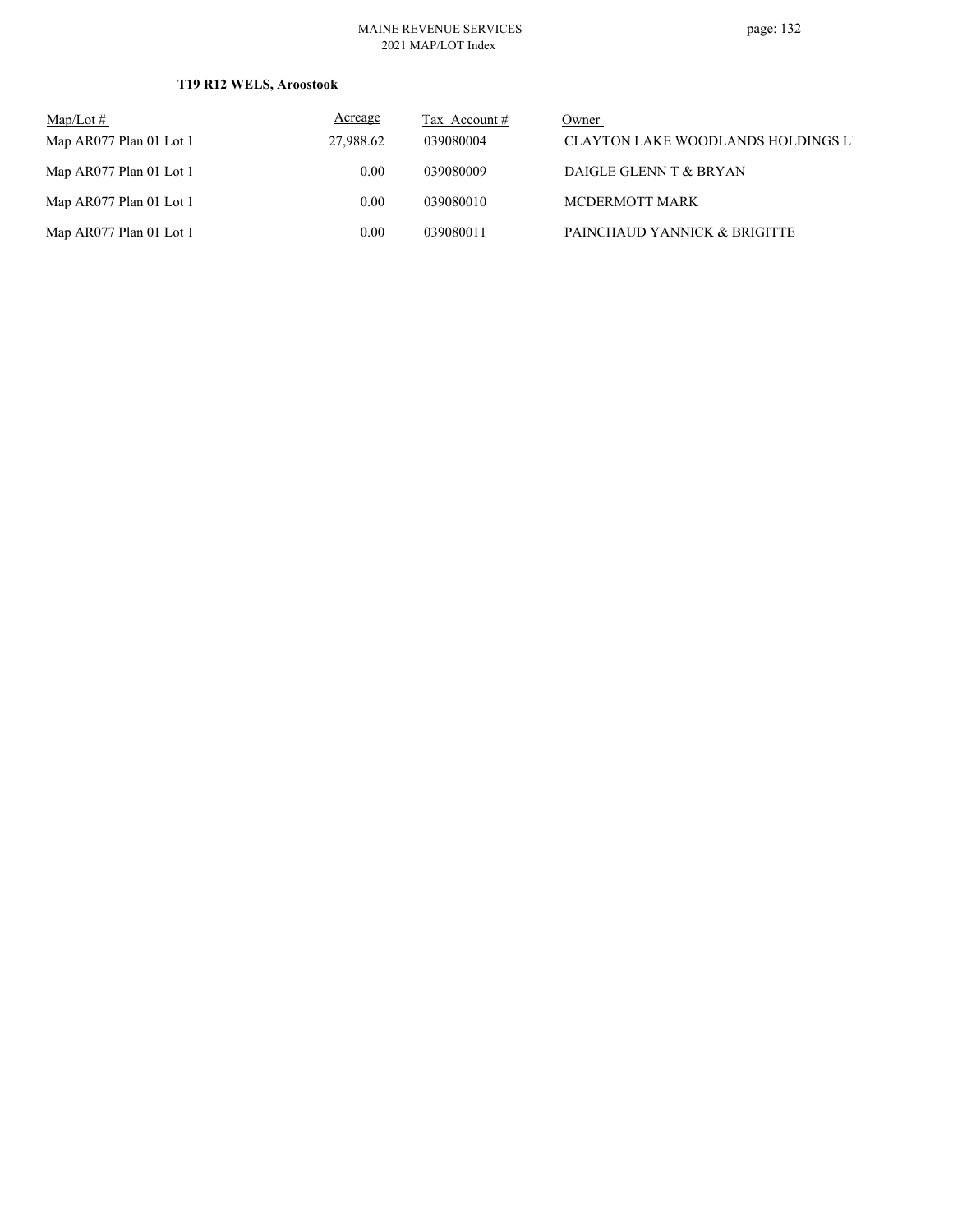**T19 R12 WELS, Aroostook**

| Map/Lot # | Acreage | Tax Account # | Owner |
|---|---|---|---|
| Map AR077 Plan 01 Lot 1 | 27,988.62 | 039080004 | CLAYTON LAKE WOODLANDS HOLDINGS L |
| Map AR077 Plan 01 Lot 1 | 0.00 | 039080009 | DAIGLE GLENN T & BRYAN |
| Map AR077 Plan 01 Lot 1 | 0.00 | 039080010 | MCDERMOTT MARK |
| Map AR077 Plan 01 Lot 1 | 0.00 | 039080011 | PAINCHAUD YANNICK & BRIGITTE |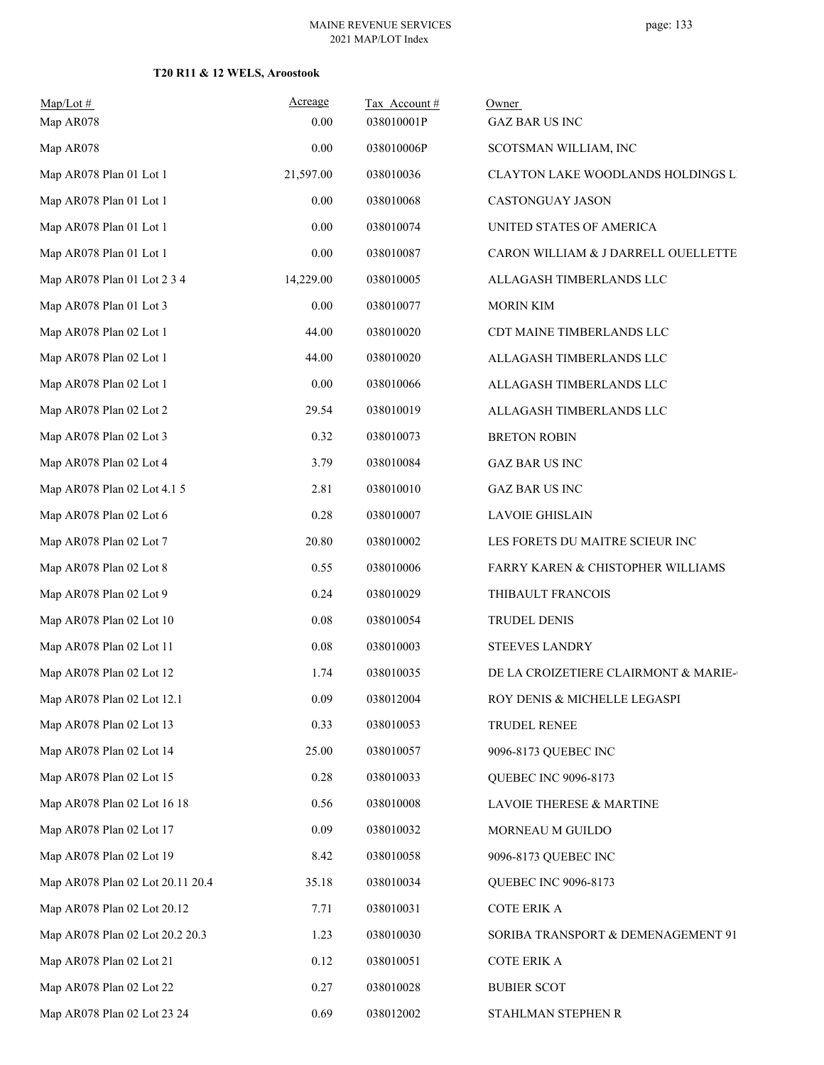## T20 R11 & 12 WELS, Aroostook

| Map/Lot # | Acreage | Tax Account # | Owner |
|---|---|---|---|
| Map AR078 | 0.00 | 038010001P | GAZ BAR US INC |
| Map AR078 | 0.00 | 038010006P | SCOTSMAN WILLIAM, INC |
| Map AR078 Plan 01 Lot 1 | 21,597.00 | 038010036 | CLAYTON LAKE WOODLANDS HOLDINGS L |
| Map AR078 Plan 01 Lot 1 | 0.00 | 038010068 | CASTONGUAY JASON |
| Map AR078 Plan 01 Lot 1 | 0.00 | 038010074 | UNITED STATES OF AMERICA |
| Map AR078 Plan 01 Lot 1 | 0.00 | 038010087 | CARON WILLIAM & J DARRELL OUELLETTE |
| Map AR078 Plan 01 Lot 2 3 4 | 14,229.00 | 038010005 | ALLAGASH TIMBERLANDS LLC |
| Map AR078 Plan 01 Lot 3 | 0.00 | 038010077 | MORIN KIM |
| Map AR078 Plan 02 Lot 1 | 44.00 | 038010020 | CDT MAINE TIMBERLANDS LLC |
| Map AR078 Plan 02 Lot 1 | 44.00 | 038010020 | ALLAGASH TIMBERLANDS LLC |
| Map AR078 Plan 02 Lot 1 | 0.00 | 038010066 | ALLAGASH TIMBERLANDS LLC |
| Map AR078 Plan 02 Lot 2 | 29.54 | 038010019 | ALLAGASH TIMBERLANDS LLC |
| Map AR078 Plan 02 Lot 3 | 0.32 | 038010073 | BRETON ROBIN |
| Map AR078 Plan 02 Lot 4 | 3.79 | 038010084 | GAZ BAR US INC |
| Map AR078 Plan 02 Lot 4.1 5 | 2.81 | 038010010 | GAZ BAR US INC |
| Map AR078 Plan 02 Lot 6 | 0.28 | 038010007 | LAVOIE GHISLAIN |
| Map AR078 Plan 02 Lot 7 | 20.80 | 038010002 | LES FORETS DU MAITRE SCIEUR INC |
| Map AR078 Plan 02 Lot 8 | 0.55 | 038010006 | FARRY KAREN & CHISTOPHER WILLIAMS |
| Map AR078 Plan 02 Lot 9 | 0.24 | 038010029 | THIBAULT FRANCOIS |
| Map AR078 Plan 02 Lot 10 | 0.08 | 038010054 | TRUDEL DENIS |
| Map AR078 Plan 02 Lot 11 | 0.08 | 038010003 | STEEVES LANDRY |
| Map AR078 Plan 02 Lot 12 | 1.74 | 038010035 | DE LA CROIZETIERE CLAIRMONT & MARIE- |
| Map AR078 Plan 02 Lot 12.1 | 0.09 | 038012004 | ROY DENIS & MICHELLE LEGASPI |
| Map AR078 Plan 02 Lot 13 | 0.33 | 038010053 | TRUDEL RENEE |
| Map AR078 Plan 02 Lot 14 | 25.00 | 038010057 | 9096-8173 QUEBEC INC |
| Map AR078 Plan 02 Lot 15 | 0.28 | 038010033 | QUEBEC INC 9096-8173 |
| Map AR078 Plan 02 Lot 16 18 | 0.56 | 038010008 | LAVOIE THERESE & MARTINE |
| Map AR078 Plan 02 Lot 17 | 0.09 | 038010032 | MORNEAU M GUILDO |
| Map AR078 Plan 02 Lot 19 | 8.42 | 038010058 | 9096-8173 QUEBEC INC |
| Map AR078 Plan 02 Lot 20.11 20.4 | 35.18 | 038010034 | QUEBEC INC 9096-8173 |
| Map AR078 Plan 02 Lot 20.12 | 7.71 | 038010031 | COTE ERIK A |
| Map AR078 Plan 02 Lot 20.2 20.3 | 1.23 | 038010030 | SORIBA TRANSPORT & DEMENAGEMENT 91 |
| Map AR078 Plan 02 Lot 21 | 0.12 | 038010051 | COTE ERIK A |
| Map AR078 Plan 02 Lot 22 | 0.27 | 038010028 | BUBIER SCOT |
| Map AR078 Plan 02 Lot 23 24 | 0.69 | 038012002 | STAHLMAN STEPHEN R |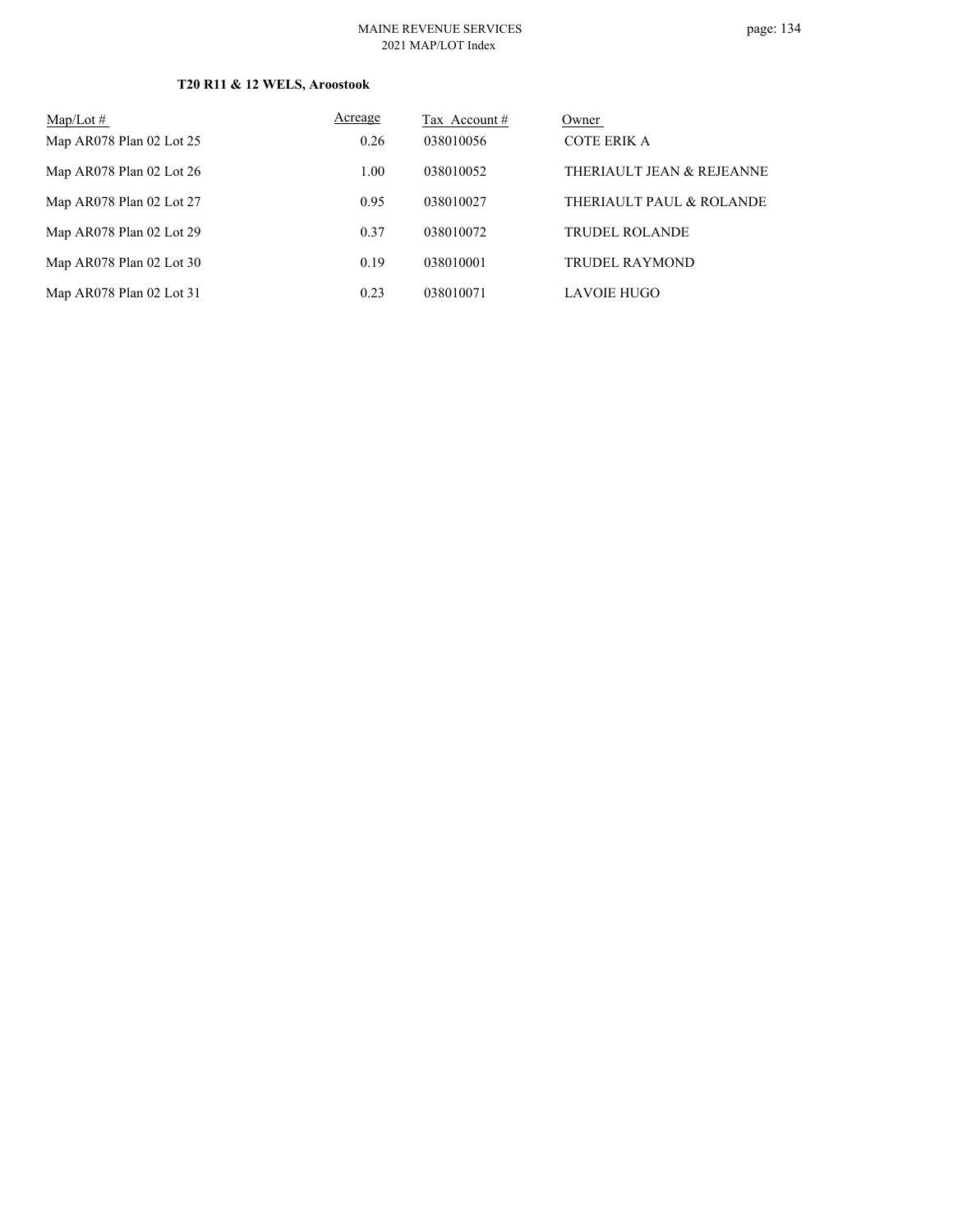**T20 R11 & 12 WELS, Aroostook**

| Map/Lot # | Acreage | Tax Account # | Owner |
| --- | --- | --- | --- |
| Map AR078 Plan 02 Lot 25 | 0.26 | 038010056 | COTE ERIK A |
| Map AR078 Plan 02 Lot 26 | 1.00 | 038010052 | THERIAULT JEAN & REJEANNE |
| Map AR078 Plan 02 Lot 27 | 0.95 | 038010027 | THERIAULT PAUL & ROLANDE |
| Map AR078 Plan 02 Lot 29 | 0.37 | 038010072 | TRUDEL ROLANDE |
| Map AR078 Plan 02 Lot 30 | 0.19 | 038010001 | TRUDEL RAYMOND |
| Map AR078 Plan 02 Lot 31 | 0.23 | 038010071 | LAVOIE HUGO |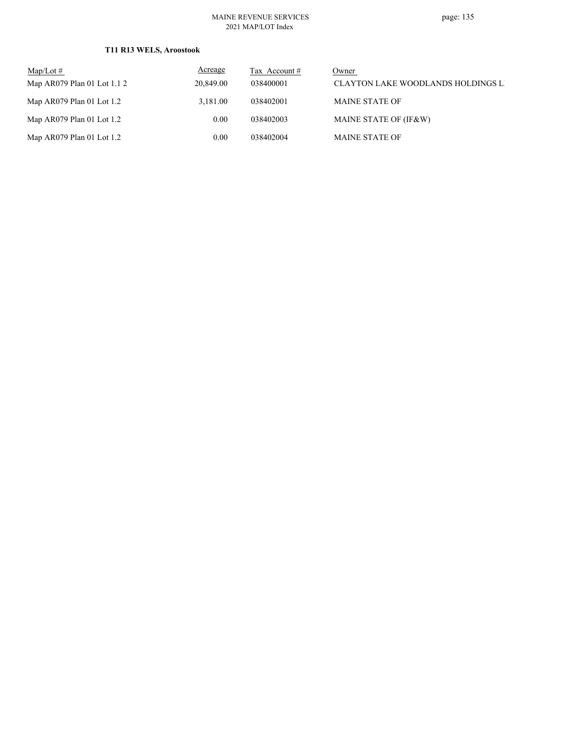**T11 R13 WELS, Aroostook**

| Map/Lot # | Acreage | Tax Account # | Owner |
|---|---|---|---|
| Map AR079 Plan 01 Lot 1.1 2 | 20,849.00 | 038400001 | CLAYTON LAKE WOODLANDS HOLDINGS L |
| Map AR079 Plan 01 Lot 1.2 | 3,181.00 | 038402001 | MAINE STATE OF |
| Map AR079 Plan 01 Lot 1.2 | 0.00 | 038402003 | MAINE STATE OF (IF&W) |
| Map AR079 Plan 01 Lot 1.2 | 0.00 | 038402004 | MAINE STATE OF |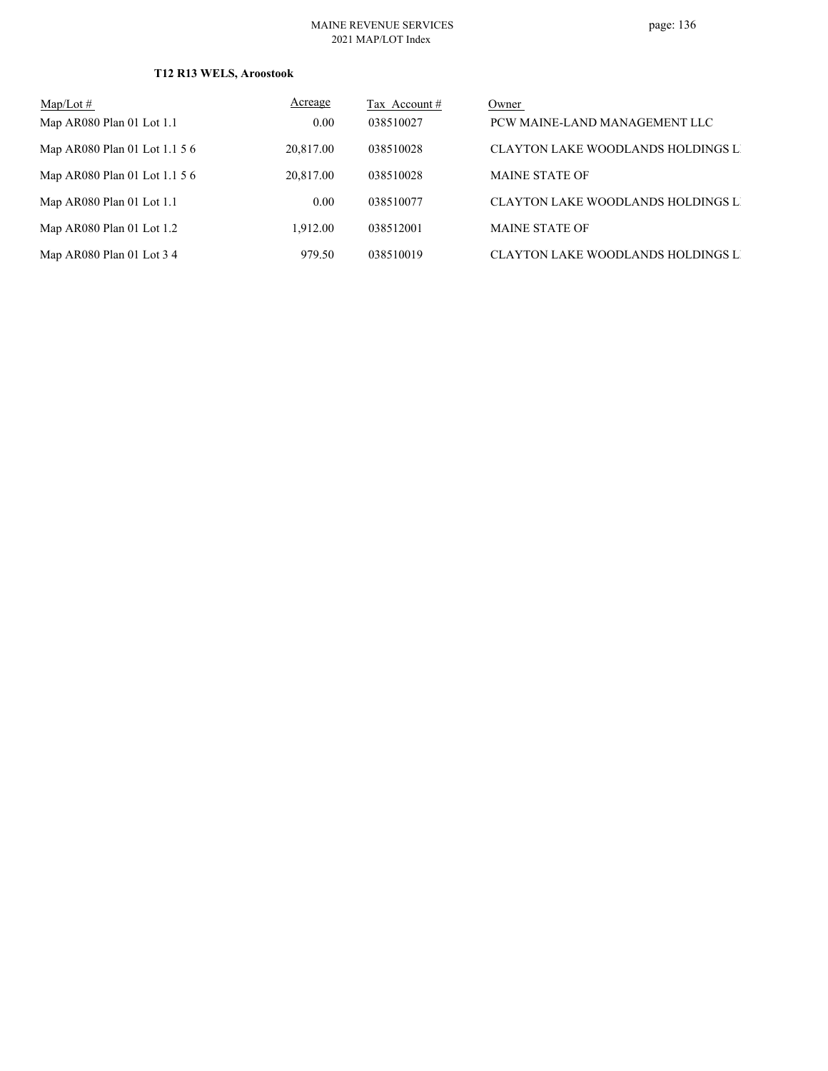**T12 R13 WELS, Aroostook**

| Map/Lot # | Acreage | Tax Account # | Owner |
|---|---|---|---|
| Map AR080 Plan 01 Lot 1.1 | 0.00 | 038510027 | PCW MAINE-LAND MANAGEMENT LLC |
| Map AR080 Plan 01 Lot 1.1 5 6 | 20,817.00 | 038510028 | CLAYTON LAKE WOODLANDS HOLDINGS L |
| Map AR080 Plan 01 Lot 1.1 5 6 | 20,817.00 | 038510028 | MAINE STATE OF |
| Map AR080 Plan 01 Lot 1.1 | 0.00 | 038510077 | CLAYTON LAKE WOODLANDS HOLDINGS L |
| Map AR080 Plan 01 Lot 1.2 | 1,912.00 | 038512001 | MAINE STATE OF |
| Map AR080 Plan 01 Lot 3 4 | 979.50 | 038510019 | CLAYTON LAKE WOODLANDS HOLDINGS L |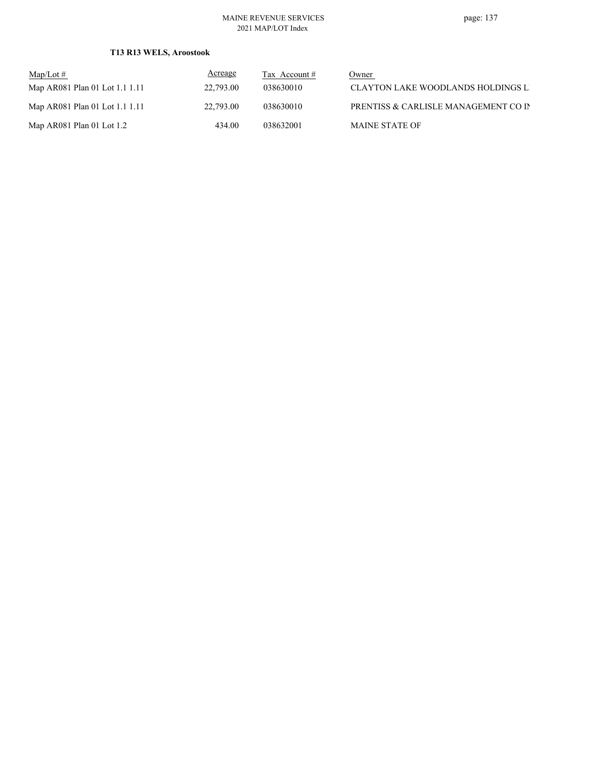**T13 R13 WELS, Aroostook**

| Map/Lot # | Acreage | Tax Account # | Owner |
| --- | --- | --- | --- |
| Map AR081 Plan 01 Lot 1.1 1.11 | 22,793.00 | 038630010 | CLAYTON LAKE WOODLANDS HOLDINGS L |
| Map AR081 Plan 01 Lot 1.1 1.11 | 22,793.00 | 038630010 | PRENTISS & CARLISLE MANAGEMENT CO IN |
| Map AR081 Plan 01 Lot 1.2 | 434.00 | 038632001 | MAINE STATE OF |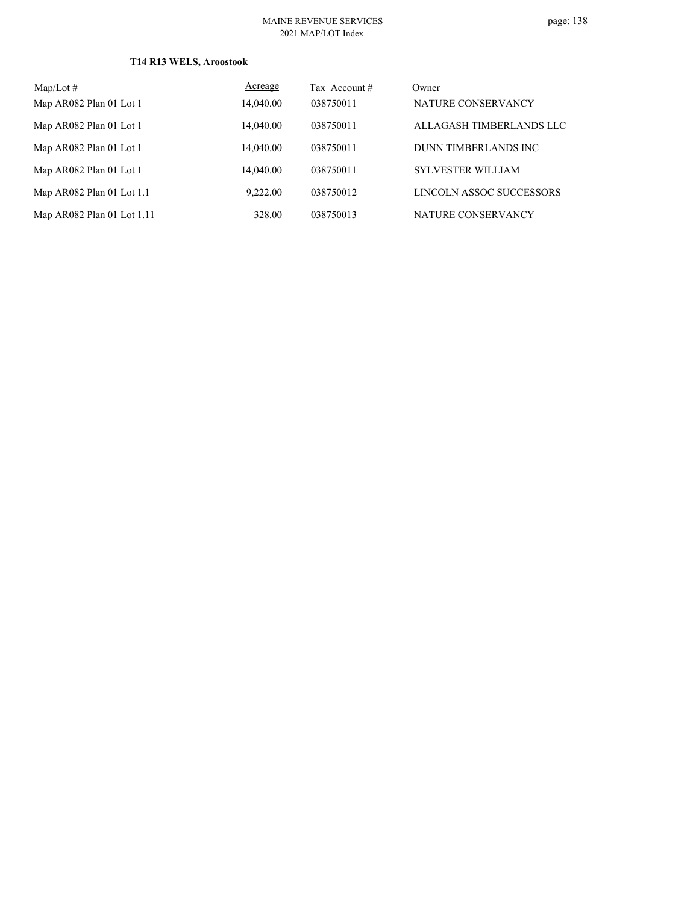### T14 R13 WELS, Aroostook

| Map/Lot # | Acreage | Tax Account # | Owner |
|---|---|---|---|
| Map AR082 Plan 01 Lot 1 | 14,040.00 | 038750011 | NATURE CONSERVANCY |
| Map AR082 Plan 01 Lot 1 | 14,040.00 | 038750011 | ALLAGASH TIMBERLANDS LLC |
| Map AR082 Plan 01 Lot 1 | 14,040.00 | 038750011 | DUNN TIMBERLANDS INC |
| Map AR082 Plan 01 Lot 1 | 14,040.00 | 038750011 | SYLVESTER WILLIAM |
| Map AR082 Plan 01 Lot 1.1 | 9,222.00 | 038750012 | LINCOLN ASSOC SUCCESSORS |
| Map AR082 Plan 01 Lot 1.11 | 328.00 | 038750013 | NATURE CONSERVANCY |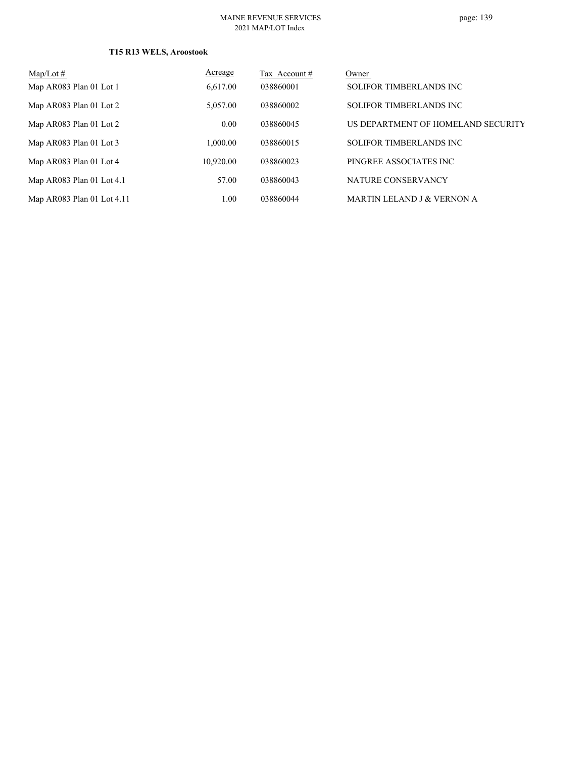### T15 R13 WELS, Aroostook

| Map/Lot # | Acreage | Tax Account # | Owner |
|---|---|---|---|
| Map AR083 Plan 01 Lot 1 | 6,617.00 | 038860001 | SOLIFOR TIMBERLANDS INC |
| Map AR083 Plan 01 Lot 2 | 5,057.00 | 038860002 | SOLIFOR TIMBERLANDS INC |
| Map AR083 Plan 01 Lot 2 | 0.00 | 038860045 | US DEPARTMENT OF HOMELAND SECURITY |
| Map AR083 Plan 01 Lot 3 | 1,000.00 | 038860015 | SOLIFOR TIMBERLANDS INC |
| Map AR083 Plan 01 Lot 4 | 10,920.00 | 038860023 | PINGREE ASSOCIATES INC |
| Map AR083 Plan 01 Lot 4.1 | 57.00 | 038860043 | NATURE CONSERVANCY |
| Map AR083 Plan 01 Lot 4.11 | 1.00 | 038860044 | MARTIN LELAND J & VERNON A |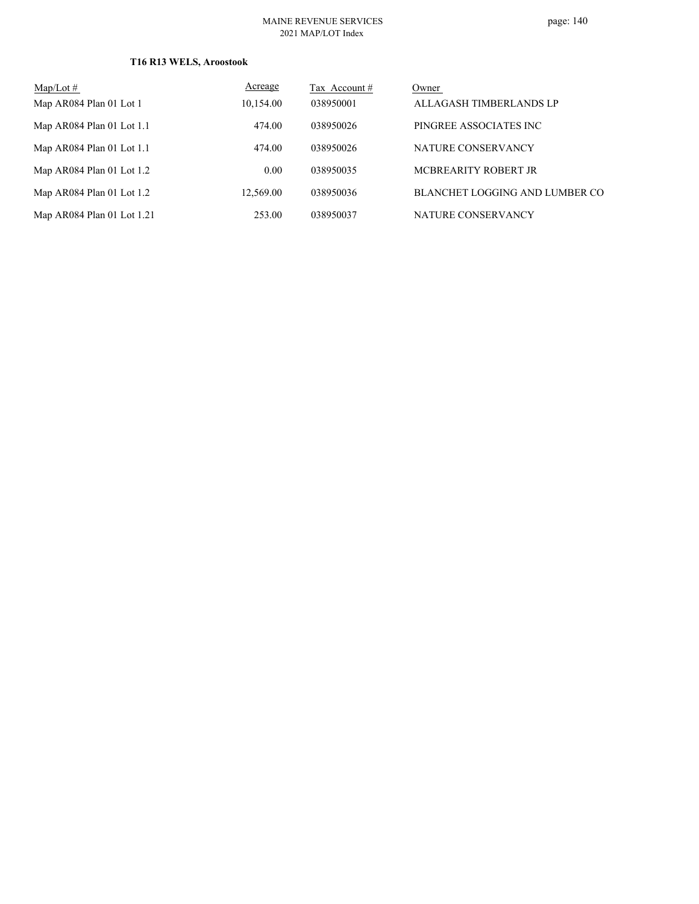**T16 R13 WELS, Aroostook**

| Map/Lot # | Acreage | Tax Account # | Owner |
|---|---|---|---|
| Map AR084 Plan 01 Lot 1 | 10,154.00 | 038950001 | ALLAGASH TIMBERLANDS LP |
| Map AR084 Plan 01 Lot 1.1 | 474.00 | 038950026 | PINGREE ASSOCIATES INC |
| Map AR084 Plan 01 Lot 1.1 | 474.00 | 038950026 | NATURE CONSERVANCY |
| Map AR084 Plan 01 Lot 1.2 | 0.00 | 038950035 | MCBREARITY ROBERT JR |
| Map AR084 Plan 01 Lot 1.2 | 12,569.00 | 038950036 | BLANCHET LOGGING AND LUMBER CO |
| Map AR084 Plan 01 Lot 1.21 | 253.00 | 038950037 | NATURE CONSERVANCY |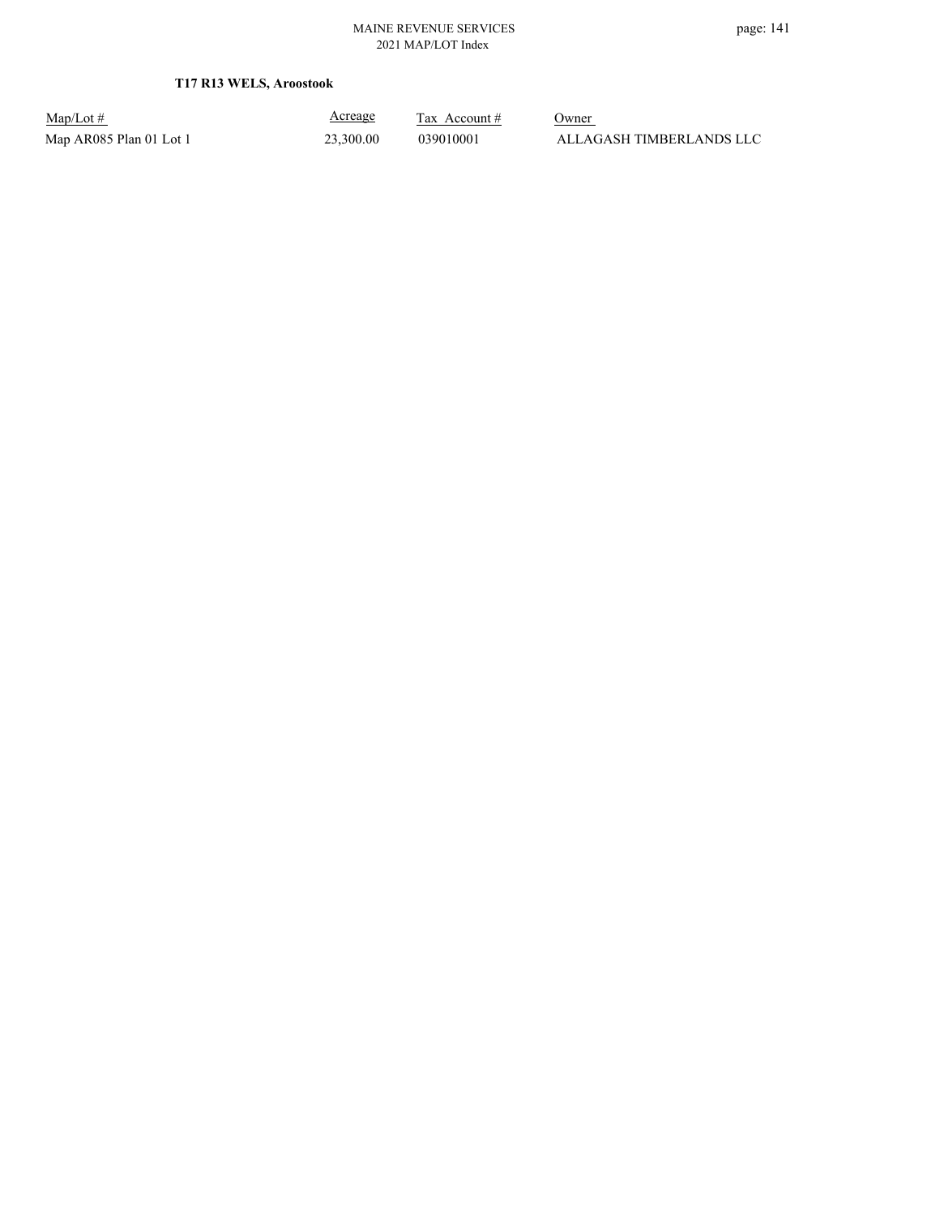**T17 R13 WELS, Aroostook**

| Map/Lot # | Acreage | Tax Account # | Owner |
| --- | --- | --- | --- |
| Map AR085 Plan 01 Lot 1 | 23,300.00 | 039010001 | ALLAGASH TIMBERLANDS LLC |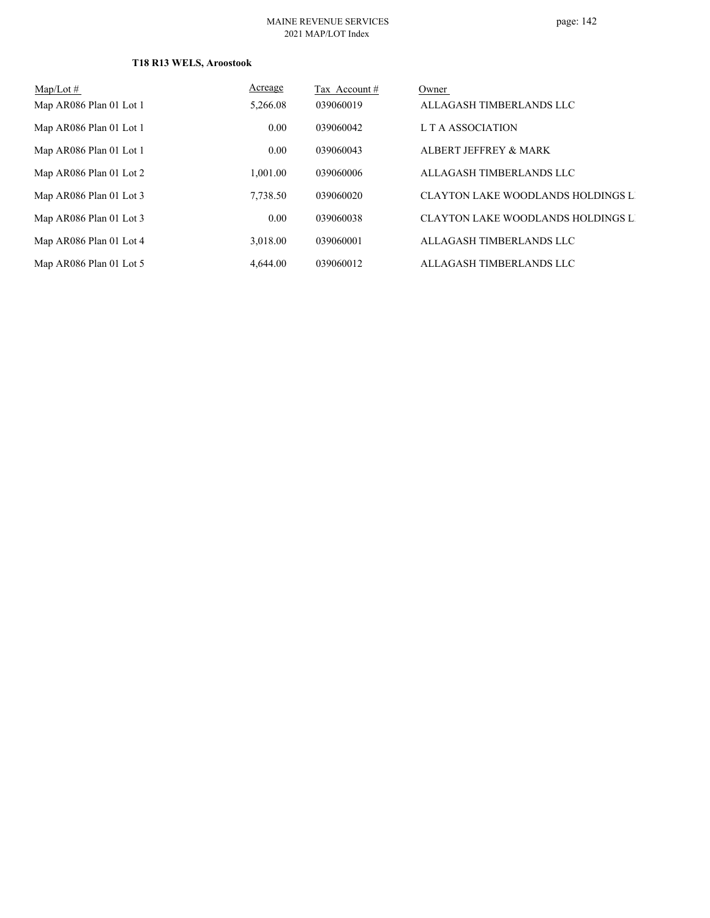**T18 R13 WELS, Aroostook**

| Map/Lot # | Acreage | Tax Account # | Owner |
|---|---|---|---|
| Map AR086 Plan 01 Lot 1 | 5,266.08 | 039060019 | ALLAGASH TIMBERLANDS LLC |
| Map AR086 Plan 01 Lot 1 | 0.00 | 039060042 | L T A ASSOCIATION |
| Map AR086 Plan 01 Lot 1 | 0.00 | 039060043 | ALBERT JEFFREY & MARK |
| Map AR086 Plan 01 Lot 2 | 1,001.00 | 039060006 | ALLAGASH TIMBERLANDS LLC |
| Map AR086 Plan 01 Lot 3 | 7,738.50 | 039060020 | CLAYTON LAKE WOODLANDS HOLDINGS L |
| Map AR086 Plan 01 Lot 3 | 0.00 | 039060038 | CLAYTON LAKE WOODLANDS HOLDINGS L |
| Map AR086 Plan 01 Lot 4 | 3,018.00 | 039060001 | ALLAGASH TIMBERLANDS LLC |
| Map AR086 Plan 01 Lot 5 | 4,644.00 | 039060012 | ALLAGASH TIMBERLANDS LLC |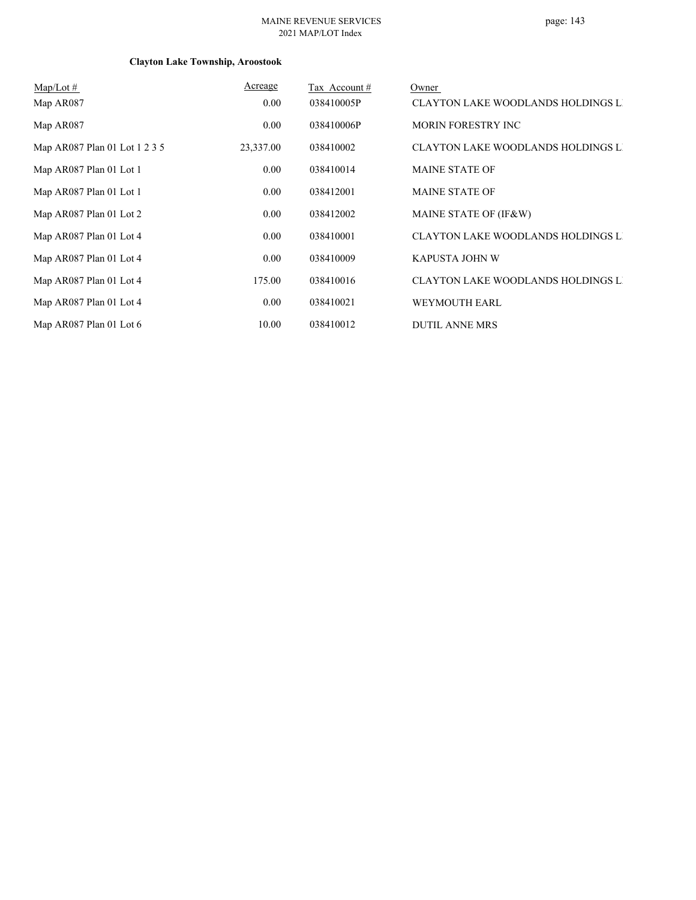**Clayton Lake Township, Aroostook**

| Map/Lot # | Acreage | Tax Account # | Owner |
|---|---|---|---|
| Map AR087 | 0.00 | 038410005P | CLAYTON LAKE WOODLANDS HOLDINGS L |
| Map AR087 | 0.00 | 038410006P | MORIN FORESTRY INC |
| Map AR087 Plan 01 Lot 1 2 3 5 | 23,337.00 | 038410002 | CLAYTON LAKE WOODLANDS HOLDINGS L |
| Map AR087 Plan 01 Lot 1 | 0.00 | 038410014 | MAINE STATE OF |
| Map AR087 Plan 01 Lot 1 | 0.00 | 038412001 | MAINE STATE OF |
| Map AR087 Plan 01 Lot 2 | 0.00 | 038412002 | MAINE STATE OF (IF&W) |
| Map AR087 Plan 01 Lot 4 | 0.00 | 038410001 | CLAYTON LAKE WOODLANDS HOLDINGS L |
| Map AR087 Plan 01 Lot 4 | 0.00 | 038410009 | KAPUSTA JOHN W |
| Map AR087 Plan 01 Lot 4 | 175.00 | 038410016 | CLAYTON LAKE WOODLANDS HOLDINGS L |
| Map AR087 Plan 01 Lot 4 | 0.00 | 038410021 | WEYMOUTH EARL |
| Map AR087 Plan 01 Lot 6 | 10.00 | 038410012 | DUTIL ANNE MRS |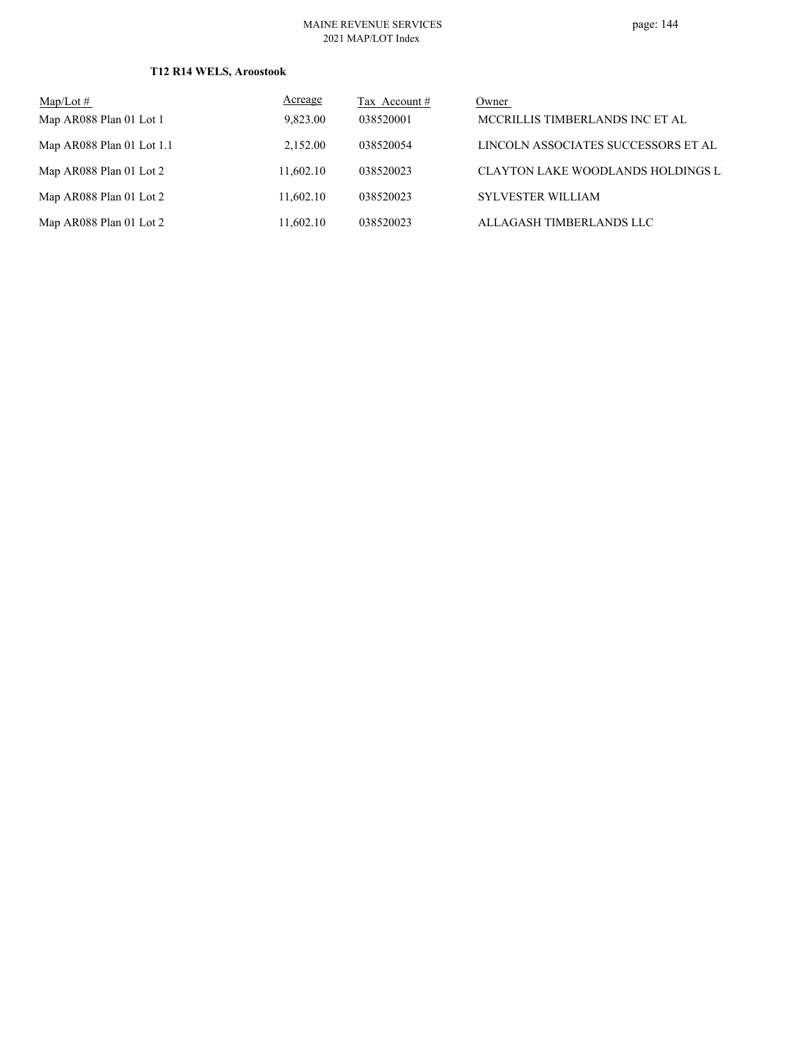**T12 R14 WELS, Aroostook**

| Map/Lot # | Acreage | Tax Account # | Owner |
|---|---|---|---|
| Map AR088 Plan 01 Lot 1 | 9,823.00 | 038520001 | MCCRILLIS TIMBERLANDS INC ET AL |
| Map AR088 Plan 01 Lot 1.1 | 2,152.00 | 038520054 | LINCOLN ASSOCIATES SUCCESSORS ET AL |
| Map AR088 Plan 01 Lot 2 | 11,602.10 | 038520023 | CLAYTON LAKE WOODLANDS HOLDINGS L |
| Map AR088 Plan 01 Lot 2 | 11,602.10 | 038520023 | SYLVESTER WILLIAM |
| Map AR088 Plan 01 Lot 2 | 11,602.10 | 038520023 | ALLAGASH TIMBERLANDS LLC |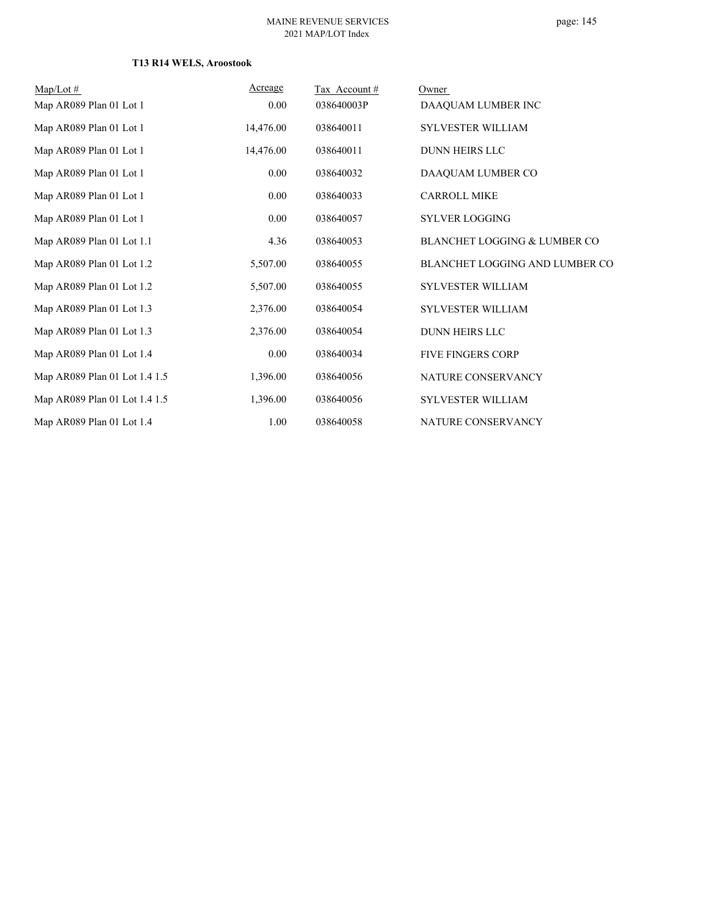**T13 R14 WELS, Aroostook**

| Map/Lot # | Acreage | Tax Account # | Owner |
|---|---|---|---|
| Map AR089 Plan 01 Lot 1 | 0.00 | 038640003P | DAAQUAM LUMBER INC |
| Map AR089 Plan 01 Lot 1 | 14,476.00 | 038640011 | SYLVESTER WILLIAM |
| Map AR089 Plan 01 Lot 1 | 14,476.00 | 038640011 | DUNN HEIRS LLC |
| Map AR089 Plan 01 Lot 1 | 0.00 | 038640032 | DAAQUAM LUMBER CO |
| Map AR089 Plan 01 Lot 1 | 0.00 | 038640033 | CARROLL MIKE |
| Map AR089 Plan 01 Lot 1 | 0.00 | 038640057 | SYLVER LOGGING |
| Map AR089 Plan 01 Lot 1.1 | 4.36 | 038640053 | BLANCHET LOGGING & LUMBER CO |
| Map AR089 Plan 01 Lot 1.2 | 5,507.00 | 038640055 | BLANCHET LOGGING AND LUMBER CO |
| Map AR089 Plan 01 Lot 1.2 | 5,507.00 | 038640055 | SYLVESTER WILLIAM |
| Map AR089 Plan 01 Lot 1.3 | 2,376.00 | 038640054 | SYLVESTER WILLIAM |
| Map AR089 Plan 01 Lot 1.3 | 2,376.00 | 038640054 | DUNN HEIRS LLC |
| Map AR089 Plan 01 Lot 1.4 | 0.00 | 038640034 | FIVE FINGERS CORP |
| Map AR089 Plan 01 Lot 1.4 1.5 | 1,396.00 | 038640056 | NATURE CONSERVANCY |
| Map AR089 Plan 01 Lot 1.4 1.5 | 1,396.00 | 038640056 | SYLVESTER WILLIAM |
| Map AR089 Plan 01 Lot 1.4 | 1.00 | 038640058 | NATURE CONSERVANCY |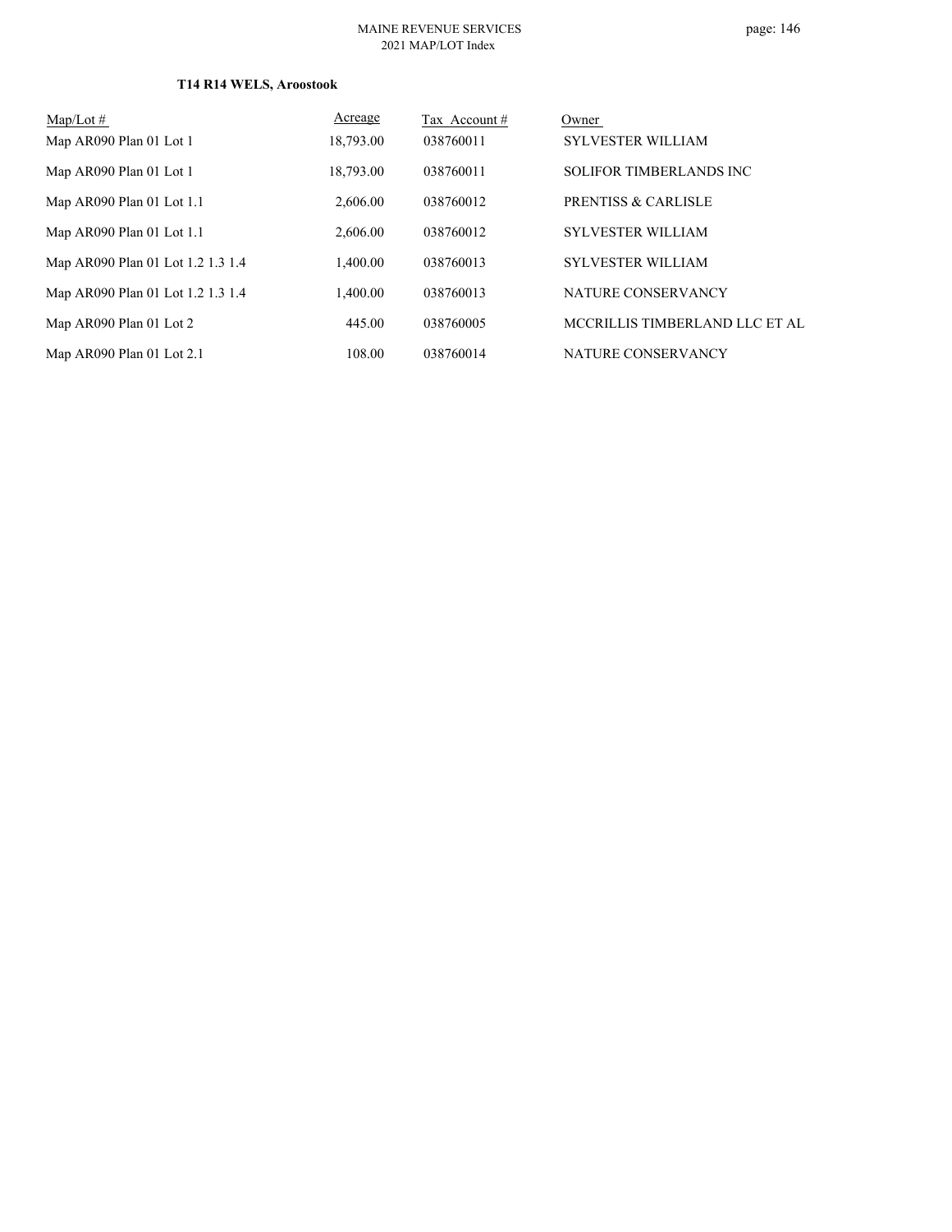### T14 R14 WELS, Aroostook

| Map/Lot # | Acreage | Tax Account # | Owner |
|---|---|---|---|
| Map AR090 Plan 01 Lot 1 | 18,793.00 | 038760011 | SYLVESTER WILLIAM |
| Map AR090 Plan 01 Lot 1 | 18,793.00 | 038760011 | SOLIFOR TIMBERLANDS INC |
| Map AR090 Plan 01 Lot 1.1 | 2,606.00 | 038760012 | PRENTISS & CARLISLE |
| Map AR090 Plan 01 Lot 1.1 | 2,606.00 | 038760012 | SYLVESTER WILLIAM |
| Map AR090 Plan 01 Lot 1.2 1.3 1.4 | 1,400.00 | 038760013 | SYLVESTER WILLIAM |
| Map AR090 Plan 01 Lot 1.2 1.3 1.4 | 1,400.00 | 038760013 | NATURE CONSERVANCY |
| Map AR090 Plan 01 Lot 2 | 445.00 | 038760005 | MCCRILLIS TIMBERLAND LLC ET AL |
| Map AR090 Plan 01 Lot 2.1 | 108.00 | 038760014 | NATURE CONSERVANCY |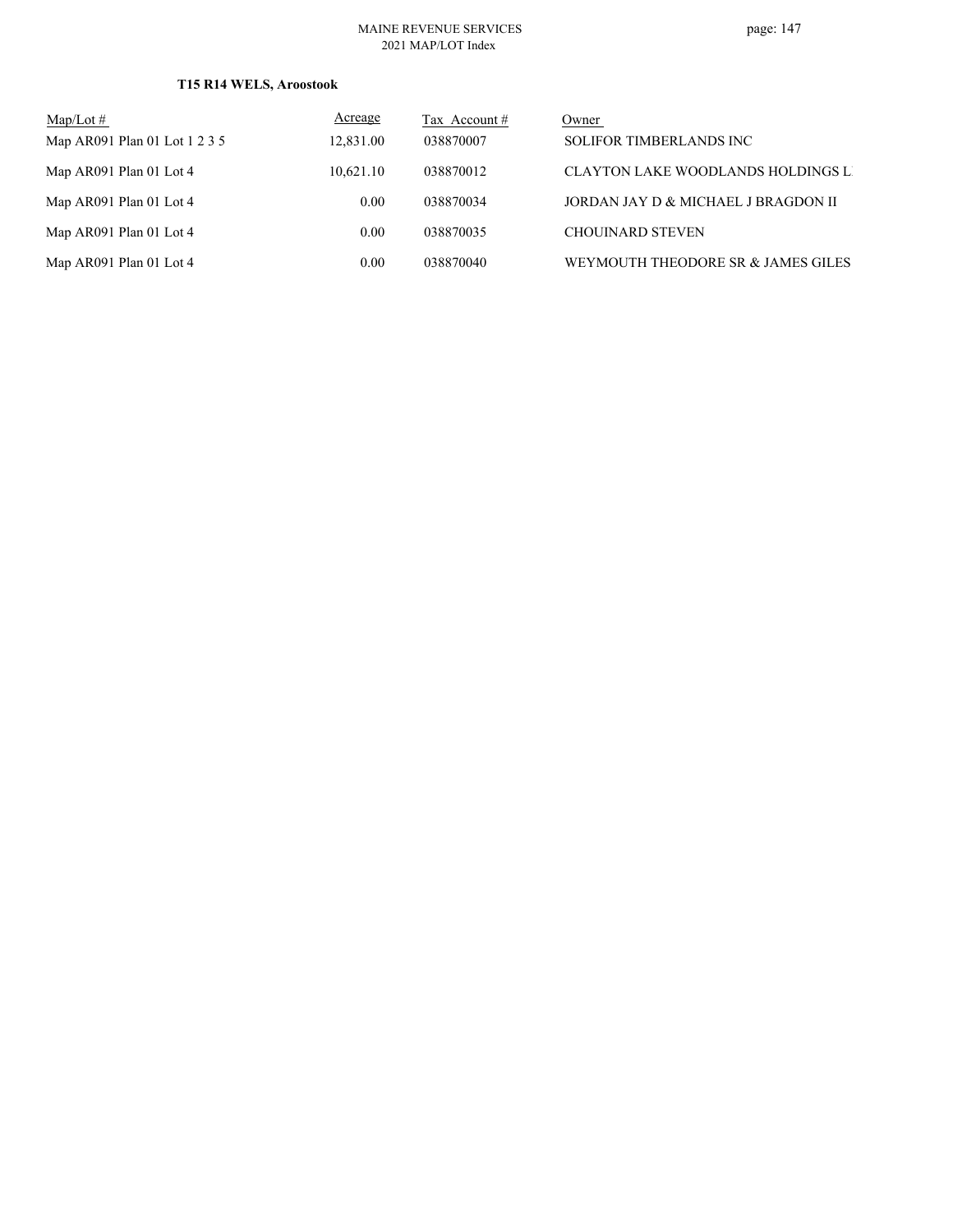**T15 R14 WELS, Aroostook**

| Map/Lot # | Acreage | Tax Account # | Owner |
|---|---|---|---|
| Map AR091 Plan 01 Lot 1 2 3 5 | 12,831.00 | 038870007 | SOLIFOR TIMBERLANDS INC |
| Map AR091 Plan 01 Lot 4 | 10,621.10 | 038870012 | CLAYTON LAKE WOODLANDS HOLDINGS L |
| Map AR091 Plan 01 Lot 4 | 0.00 | 038870034 | JORDAN JAY D & MICHAEL J BRAGDON II |
| Map AR091 Plan 01 Lot 4 | 0.00 | 038870035 | CHOUINARD STEVEN |
| Map AR091 Plan 01 Lot 4 | 0.00 | 038870040 | WEYMOUTH THEODORE SR & JAMES GILES |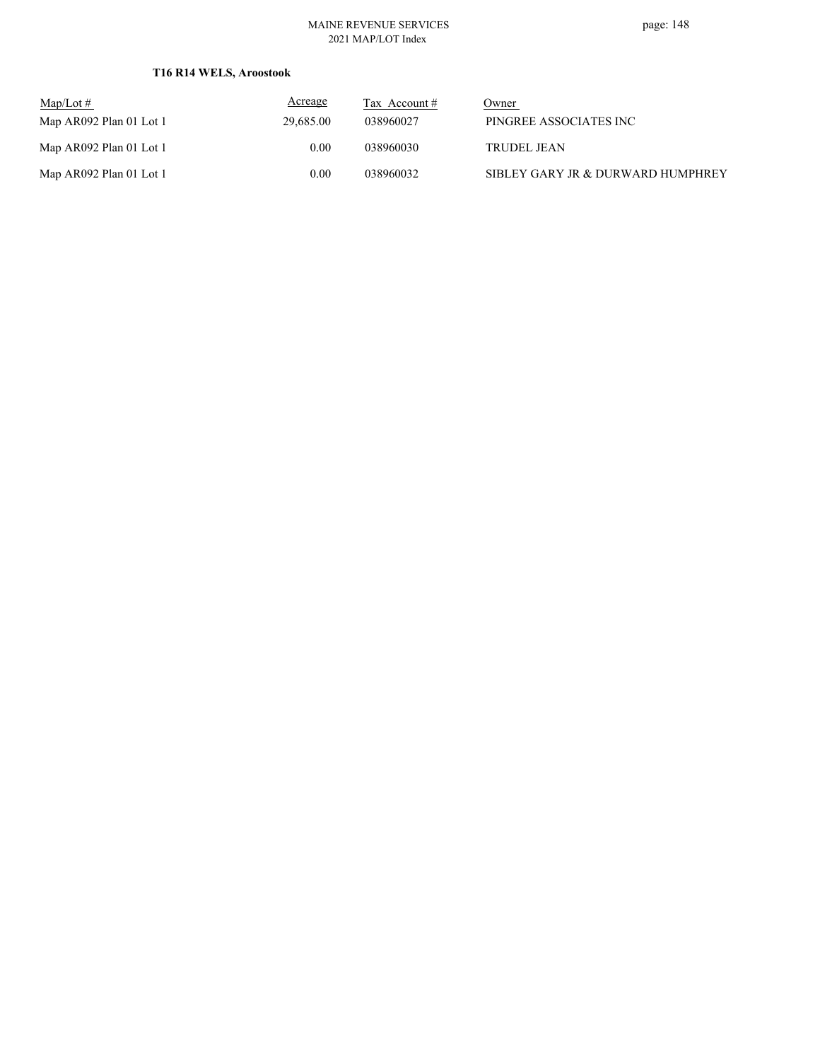### T16 R14 WELS, Aroostook

| Map/Lot # | Acreage | Tax Account # | Owner |
|---|---|---|---|
| Map AR092 Plan 01 Lot 1 | 29,685.00 | 038960027 | PINGREE ASSOCIATES INC |
| Map AR092 Plan 01 Lot 1 | 0.00 | 038960030 | TRUDEL JEAN |
| Map AR092 Plan 01 Lot 1 | 0.00 | 038960032 | SIBLEY GARY JR & DURWARD HUMPHREY |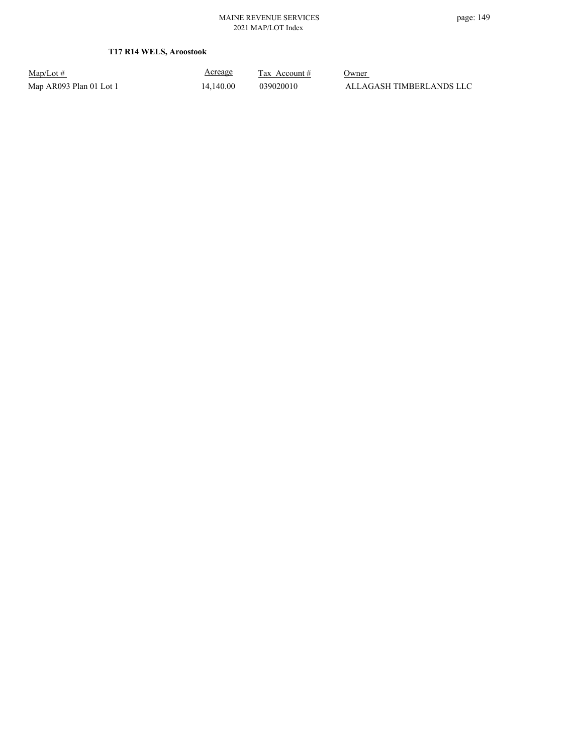**T17 R14 WELS, Aroostook**

| Map/Lot # | Acreage | Tax Account # | Owner |
| --- | --- | --- | --- |
| Map AR093 Plan 01 Lot 1 | 14,140.00 | 039020010 | ALLAGASH TIMBERLANDS LLC |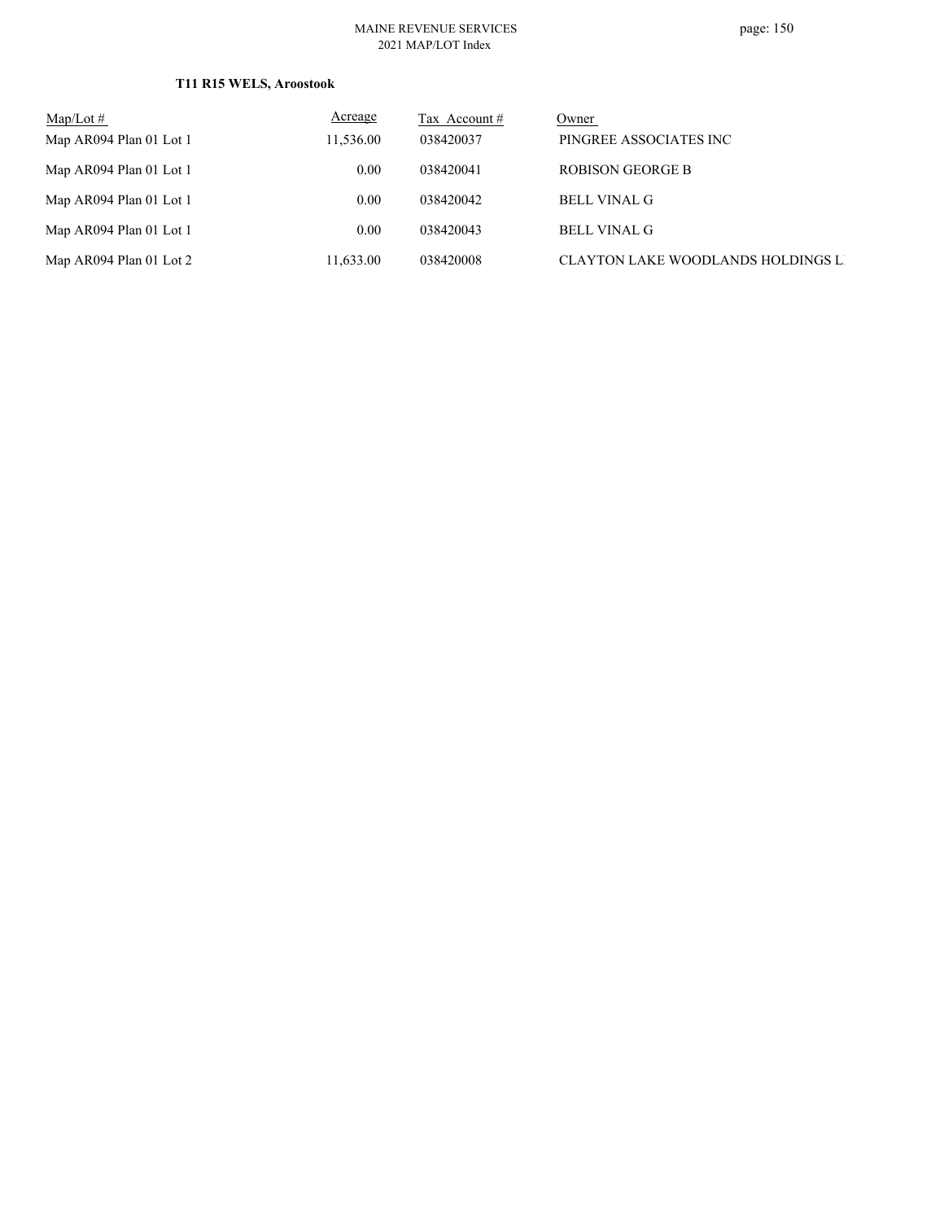**T11 R15 WELS, Aroostook**

| Map/Lot # | Acreage | Tax Account # | Owner |
|---|---|---|---|
| Map AR094 Plan 01 Lot 1 | 11,536.00 | 038420037 | PINGREE ASSOCIATES INC |
| Map AR094 Plan 01 Lot 1 | 0.00 | 038420041 | ROBISON GEORGE B |
| Map AR094 Plan 01 Lot 1 | 0.00 | 038420042 | BELL VINAL G |
| Map AR094 Plan 01 Lot 1 | 0.00 | 038420043 | BELL VINAL G |
| Map AR094 Plan 01 Lot 2 | 11,633.00 | 038420008 | CLAYTON LAKE WOODLANDS HOLDINGS L |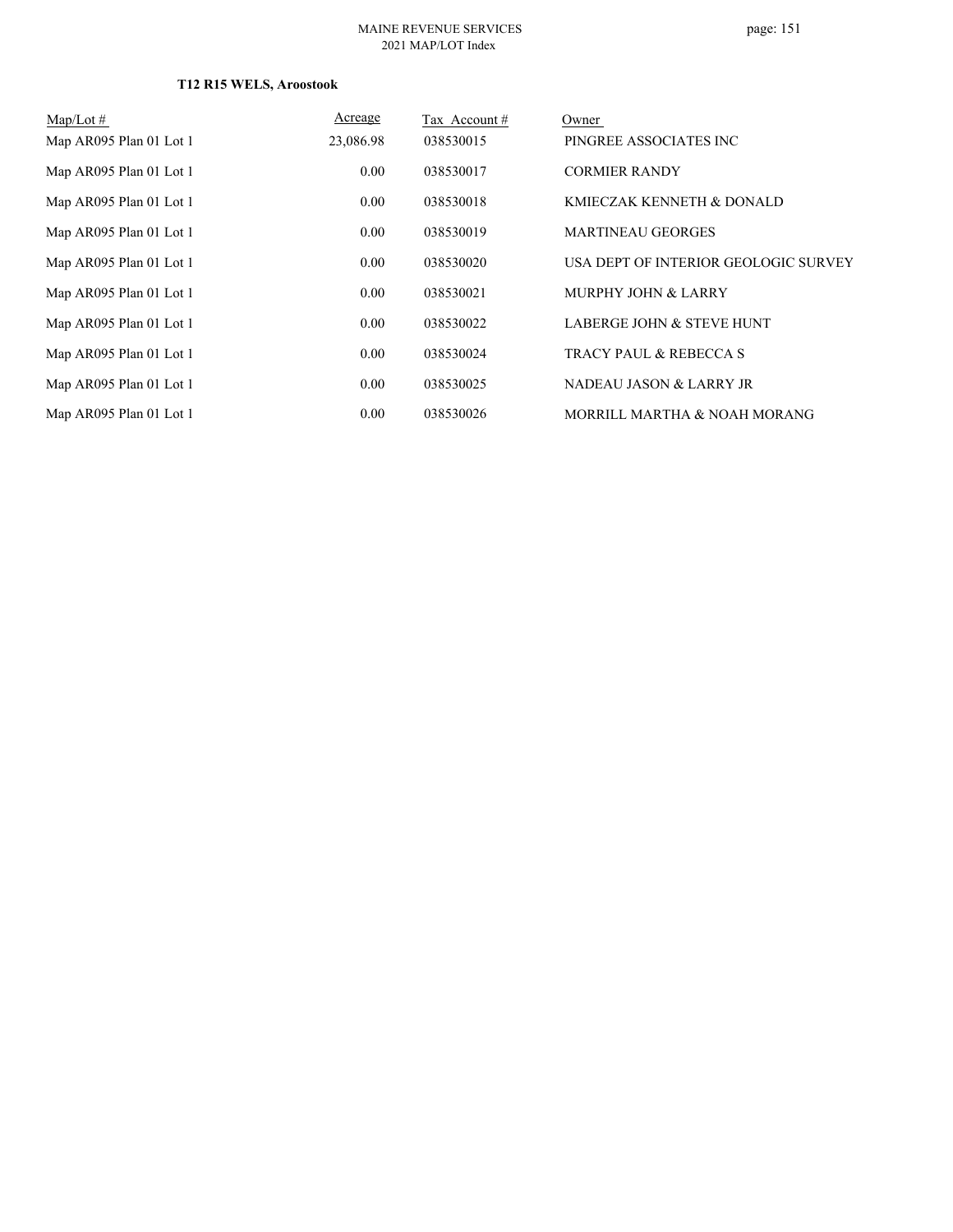**T12 R15 WELS, Aroostook**

| Map/Lot # | Acreage | Tax Account # | Owner |
|---|---|---|---|
| Map AR095 Plan 01 Lot 1 | 23,086.98 | 038530015 | PINGREE ASSOCIATES INC |
| Map AR095 Plan 01 Lot 1 | 0.00 | 038530017 | CORMIER RANDY |
| Map AR095 Plan 01 Lot 1 | 0.00 | 038530018 | KMIECZAK KENNETH & DONALD |
| Map AR095 Plan 01 Lot 1 | 0.00 | 038530019 | MARTINEAU GEORGES |
| Map AR095 Plan 01 Lot 1 | 0.00 | 038530020 | USA DEPT OF INTERIOR GEOLOGIC SURVEY |
| Map AR095 Plan 01 Lot 1 | 0.00 | 038530021 | MURPHY JOHN & LARRY |
| Map AR095 Plan 01 Lot 1 | 0.00 | 038530022 | LABERGE JOHN & STEVE HUNT |
| Map AR095 Plan 01 Lot 1 | 0.00 | 038530024 | TRACY PAUL & REBECCA S |
| Map AR095 Plan 01 Lot 1 | 0.00 | 038530025 | NADEAU JASON & LARRY JR |
| Map AR095 Plan 01 Lot 1 | 0.00 | 038530026 | MORRILL MARTHA & NOAH MORANG |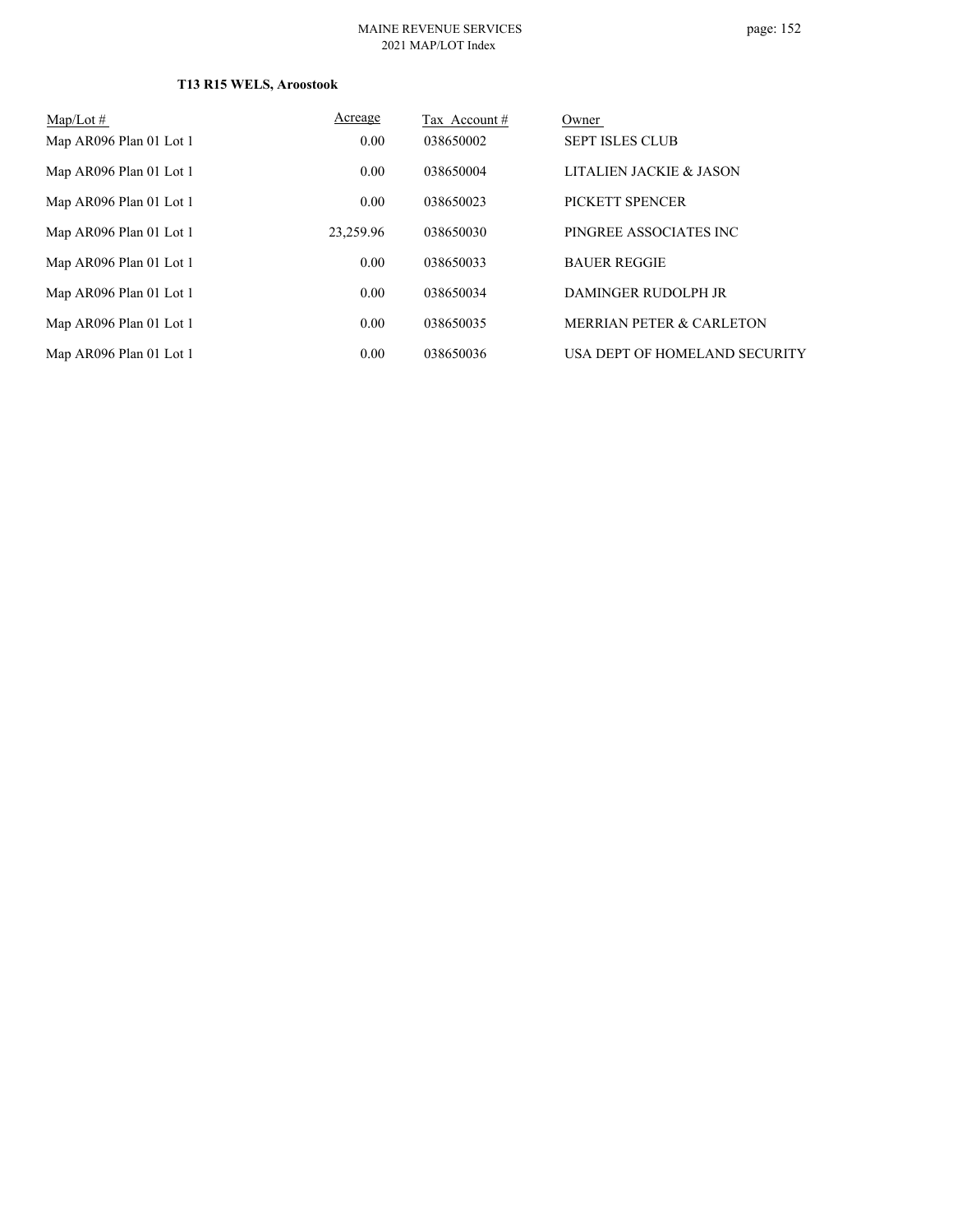### T13 R15 WELS, Aroostook

| Map/Lot # | Acreage | Tax Account # | Owner |
|---|---|---|---|
| Map AR096 Plan 01 Lot 1 | 0.00 | 038650002 | SEPT ISLES CLUB |
| Map AR096 Plan 01 Lot 1 | 0.00 | 038650004 | LITALIEN JACKIE & JASON |
| Map AR096 Plan 01 Lot 1 | 0.00 | 038650023 | PICKETT SPENCER |
| Map AR096 Plan 01 Lot 1 | 23,259.96 | 038650030 | PINGREE ASSOCIATES INC |
| Map AR096 Plan 01 Lot 1 | 0.00 | 038650033 | BAUER REGGIE |
| Map AR096 Plan 01 Lot 1 | 0.00 | 038650034 | DAMINGER RUDOLPH JR |
| Map AR096 Plan 01 Lot 1 | 0.00 | 038650035 | MERRIAN PETER & CARLETON |
| Map AR096 Plan 01 Lot 1 | 0.00 | 038650036 | USA DEPT OF HOMELAND SECURITY |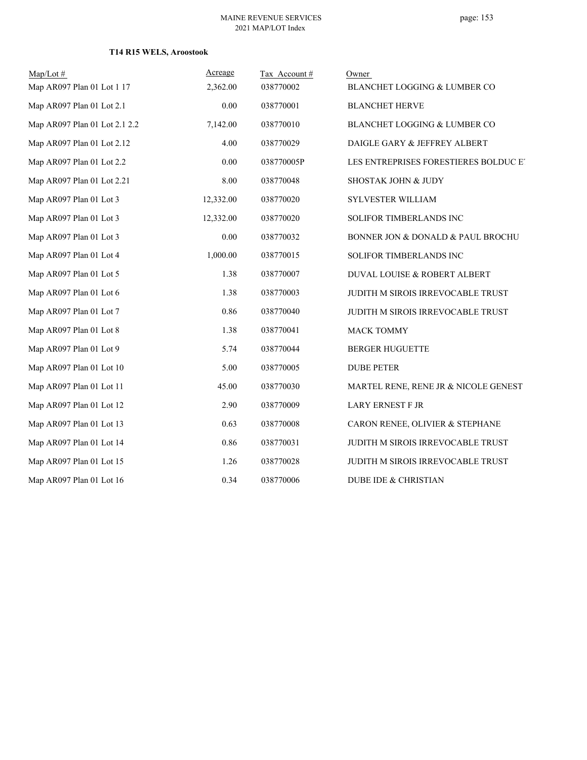**T14 R15 WELS, Aroostook**

| Map/Lot # | Acreage | Tax Account # | Owner |
|---|---|---|---|
| Map AR097 Plan 01 Lot 1 17 | 2,362.00 | 038770002 | BLANCHET LOGGING & LUMBER CO |
| Map AR097 Plan 01 Lot 2.1 | 0.00 | 038770001 | BLANCHET HERVE |
| Map AR097 Plan 01 Lot 2.1 2.2 | 7,142.00 | 038770010 | BLANCHET LOGGING & LUMBER CO |
| Map AR097 Plan 01 Lot 2.12 | 4.00 | 038770029 | DAIGLE GARY & JEFFREY ALBERT |
| Map AR097 Plan 01 Lot 2.2 | 0.00 | 038770005P | LES ENTREPRISES FORESTIERES BOLDUC E |
| Map AR097 Plan 01 Lot 2.21 | 8.00 | 038770048 | SHOSTAK JOHN & JUDY |
| Map AR097 Plan 01 Lot 3 | 12,332.00 | 038770020 | SYLVESTER WILLIAM |
| Map AR097 Plan 01 Lot 3 | 12,332.00 | 038770020 | SOLIFOR TIMBERLANDS INC |
| Map AR097 Plan 01 Lot 3 | 0.00 | 038770032 | BONNER JON & DONALD & PAUL BROCHU |
| Map AR097 Plan 01 Lot 4 | 1,000.00 | 038770015 | SOLIFOR TIMBERLANDS INC |
| Map AR097 Plan 01 Lot 5 | 1.38 | 038770007 | DUVAL LOUISE & ROBERT ALBERT |
| Map AR097 Plan 01 Lot 6 | 1.38 | 038770003 | JUDITH M SIROIS IRREVOCABLE TRUST |
| Map AR097 Plan 01 Lot 7 | 0.86 | 038770040 | JUDITH M SIROIS IRREVOCABLE TRUST |
| Map AR097 Plan 01 Lot 8 | 1.38 | 038770041 | MACK TOMMY |
| Map AR097 Plan 01 Lot 9 | 5.74 | 038770044 | BERGER HUGUETTE |
| Map AR097 Plan 01 Lot 10 | 5.00 | 038770005 | DUBE PETER |
| Map AR097 Plan 01 Lot 11 | 45.00 | 038770030 | MARTEL RENE, RENE JR & NICOLE GENEST |
| Map AR097 Plan 01 Lot 12 | 2.90 | 038770009 | LARY ERNEST F JR |
| Map AR097 Plan 01 Lot 13 | 0.63 | 038770008 | CARON RENEE, OLIVIER & STEPHANE |
| Map AR097 Plan 01 Lot 14 | 0.86 | 038770031 | JUDITH M SIROIS IRREVOCABLE TRUST |
| Map AR097 Plan 01 Lot 15 | 1.26 | 038770028 | JUDITH M SIROIS IRREVOCABLE TRUST |
| Map AR097 Plan 01 Lot 16 | 0.34 | 038770006 | DUBE IDE & CHRISTIAN |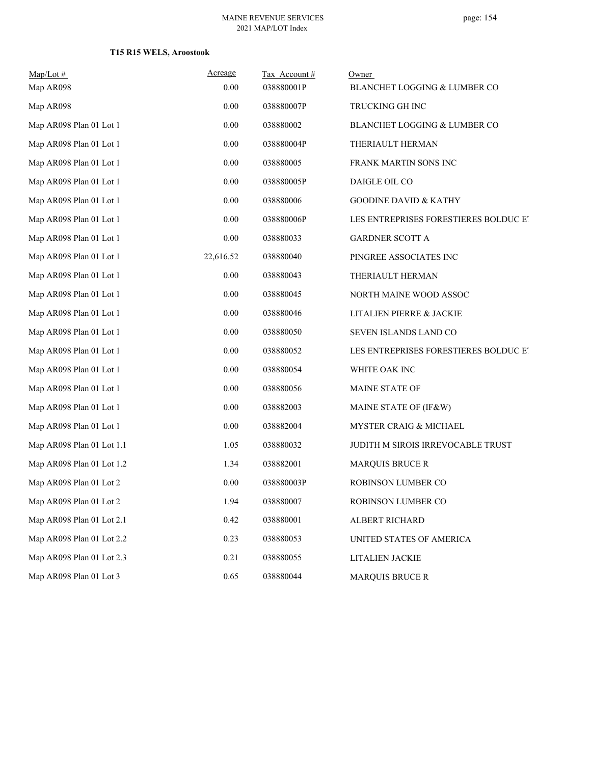**T15 R15 WELS, Aroostook**

| Map/Lot # | Acreage | Tax Account # | Owner |
|---|---|---|---|
| Map AR098 | 0.00 | 038880001P | BLANCHET LOGGING & LUMBER CO |
| Map AR098 | 0.00 | 038880007P | TRUCKING GH INC |
| Map AR098 Plan 01 Lot 1 | 0.00 | 038880002 | BLANCHET LOGGING & LUMBER CO |
| Map AR098 Plan 01 Lot 1 | 0.00 | 038880004P | THERIAULT HERMAN |
| Map AR098 Plan 01 Lot 1 | 0.00 | 038880005 | FRANK MARTIN SONS INC |
| Map AR098 Plan 01 Lot 1 | 0.00 | 038880005P | DAIGLE OIL CO |
| Map AR098 Plan 01 Lot 1 | 0.00 | 038880006 | GOODINE DAVID & KATHY |
| Map AR098 Plan 01 Lot 1 | 0.00 | 038880006P | LES ENTREPRISES FORESTIERES BOLDUC ET |
| Map AR098 Plan 01 Lot 1 | 0.00 | 038880033 | GARDNER SCOTT A |
| Map AR098 Plan 01 Lot 1 | 22,616.52 | 038880040 | PINGREE ASSOCIATES INC |
| Map AR098 Plan 01 Lot 1 | 0.00 | 038880043 | THERIAULT HERMAN |
| Map AR098 Plan 01 Lot 1 | 0.00 | 038880045 | NORTH MAINE WOOD ASSOC |
| Map AR098 Plan 01 Lot 1 | 0.00 | 038880046 | LITALIEN PIERRE & JACKIE |
| Map AR098 Plan 01 Lot 1 | 0.00 | 038880050 | SEVEN ISLANDS LAND CO |
| Map AR098 Plan 01 Lot 1 | 0.00 | 038880052 | LES ENTREPRISES FORESTIERES BOLDUC ET |
| Map AR098 Plan 01 Lot 1 | 0.00 | 038880054 | WHITE OAK INC |
| Map AR098 Plan 01 Lot 1 | 0.00 | 038880056 | MAINE STATE OF |
| Map AR098 Plan 01 Lot 1 | 0.00 | 038882003 | MAINE STATE OF (IF&W) |
| Map AR098 Plan 01 Lot 1 | 0.00 | 038882004 | MYSTER CRAIG & MICHAEL |
| Map AR098 Plan 01 Lot 1.1 | 1.05 | 038880032 | JUDITH M SIROIS IRREVOCABLE TRUST |
| Map AR098 Plan 01 Lot 1.2 | 1.34 | 038882001 | MARQUIS BRUCE R |
| Map AR098 Plan 01 Lot 2 | 0.00 | 038880003P | ROBINSON LUMBER CO |
| Map AR098 Plan 01 Lot 2 | 1.94 | 038880007 | ROBINSON LUMBER CO |
| Map AR098 Plan 01 Lot 2.1 | 0.42 | 038880001 | ALBERT RICHARD |
| Map AR098 Plan 01 Lot 2.2 | 0.23 | 038880053 | UNITED STATES OF AMERICA |
| Map AR098 Plan 01 Lot 2.3 | 0.21 | 038880055 | LITALIEN JACKIE |
| Map AR098 Plan 01 Lot 3 | 0.65 | 038880044 | MARQUIS BRUCE R |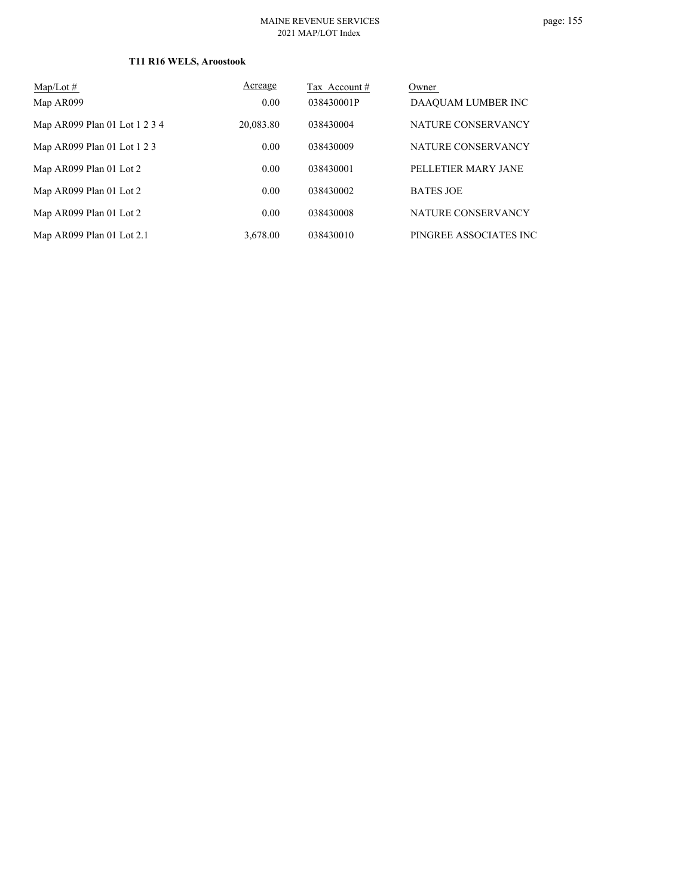**T11 R16 WELS, Aroostook**

| Map/Lot # | Acreage | Tax Account # | Owner |
|---|---|---|---|
| Map AR099 | 0.00 | 038430001P | DAAQUAM LUMBER INC |
| Map AR099 Plan 01 Lot 1 2 3 4 | 20,083.80 | 038430004 | NATURE CONSERVANCY |
| Map AR099 Plan 01 Lot 1 2 3 | 0.00 | 038430009 | NATURE CONSERVANCY |
| Map AR099 Plan 01 Lot 2 | 0.00 | 038430001 | PELLETIER MARY JANE |
| Map AR099 Plan 01 Lot 2 | 0.00 | 038430002 | BATES JOE |
| Map AR099 Plan 01 Lot 2 | 0.00 | 038430008 | NATURE CONSERVANCY |
| Map AR099 Plan 01 Lot 2.1 | 3,678.00 | 038430010 | PINGREE ASSOCIATES INC |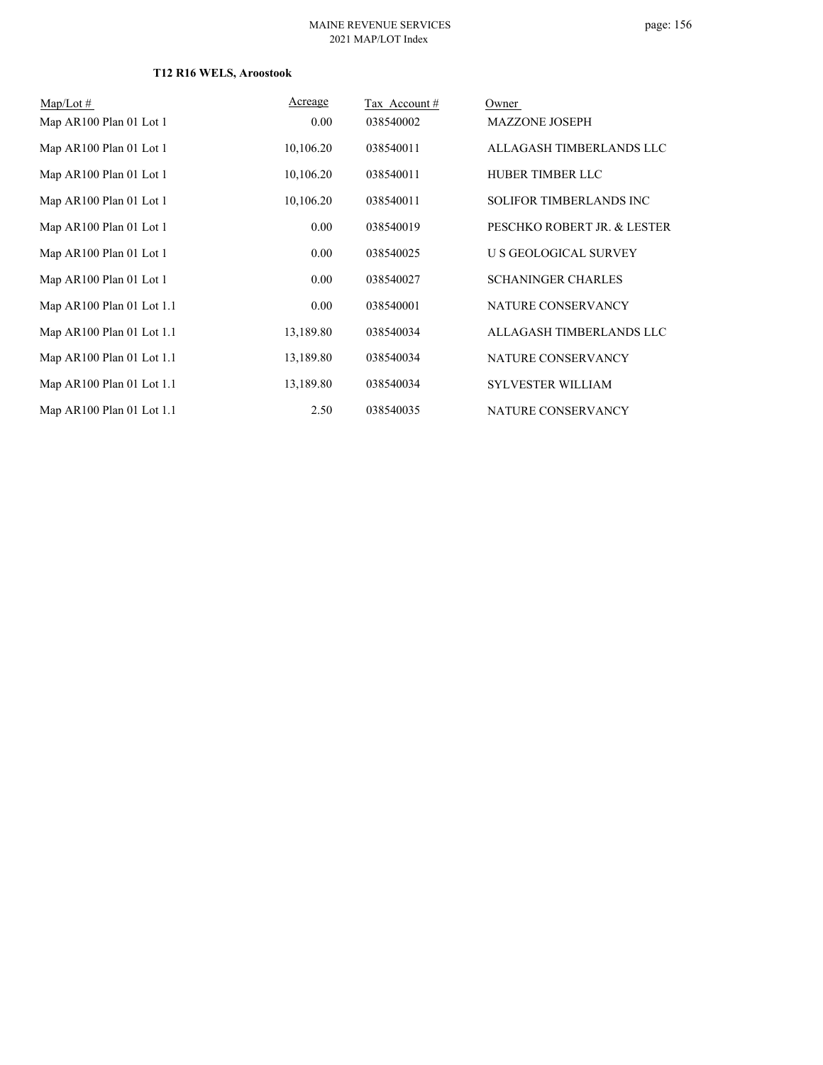### T12 R16 WELS, Aroostook

| Map/Lot # | Acreage | Tax Account # | Owner |
|---|---|---|---|
| Map AR100 Plan 01 Lot 1 | 0.00 | 038540002 | MAZZONE JOSEPH |
| Map AR100 Plan 01 Lot 1 | 10,106.20 | 038540011 | ALLAGASH TIMBERLANDS LLC |
| Map AR100 Plan 01 Lot 1 | 10,106.20 | 038540011 | HUBER TIMBER LLC |
| Map AR100 Plan 01 Lot 1 | 10,106.20 | 038540011 | SOLIFOR TIMBERLANDS INC |
| Map AR100 Plan 01 Lot 1 | 0.00 | 038540019 | PESCHKO ROBERT JR. & LESTER |
| Map AR100 Plan 01 Lot 1 | 0.00 | 038540025 | U S GEOLOGICAL SURVEY |
| Map AR100 Plan 01 Lot 1 | 0.00 | 038540027 | SCHANINGER CHARLES |
| Map AR100 Plan 01 Lot 1.1 | 0.00 | 038540001 | NATURE CONSERVANCY |
| Map AR100 Plan 01 Lot 1.1 | 13,189.80 | 038540034 | ALLAGASH TIMBERLANDS LLC |
| Map AR100 Plan 01 Lot 1.1 | 13,189.80 | 038540034 | NATURE CONSERVANCY |
| Map AR100 Plan 01 Lot 1.1 | 13,189.80 | 038540034 | SYLVESTER WILLIAM |
| Map AR100 Plan 01 Lot 1.1 | 2.50 | 038540035 | NATURE CONSERVANCY |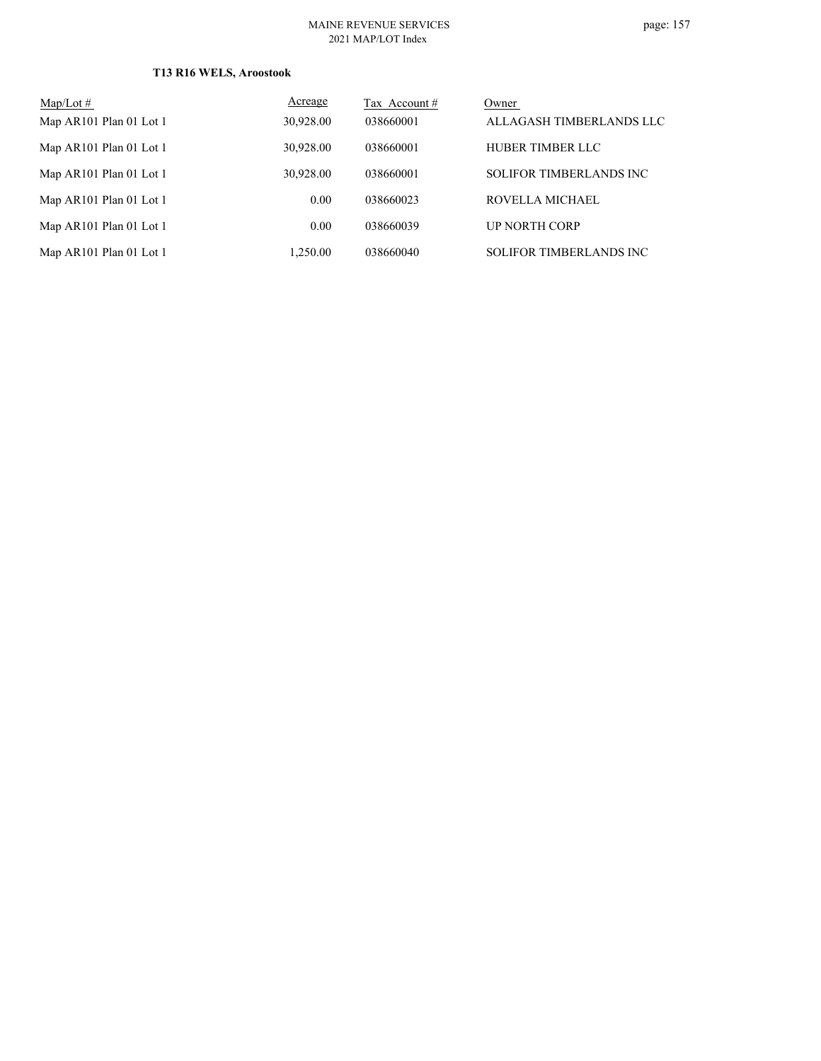**T13 R16 WELS, Aroostook**

| Map/Lot # | Acreage | Tax Account # | Owner |
|---|---|---|---|
| Map AR101 Plan 01 Lot 1 | 30,928.00 | 038660001 | ALLAGASH TIMBERLANDS LLC |
| Map AR101 Plan 01 Lot 1 | 30,928.00 | 038660001 | HUBER TIMBER LLC |
| Map AR101 Plan 01 Lot 1 | 30,928.00 | 038660001 | SOLIFOR TIMBERLANDS INC |
| Map AR101 Plan 01 Lot 1 | 0.00 | 038660023 | ROVELLA MICHAEL |
| Map AR101 Plan 01 Lot 1 | 0.00 | 038660039 | UP NORTH CORP |
| Map AR101 Plan 01 Lot 1 | 1,250.00 | 038660040 | SOLIFOR TIMBERLANDS INC |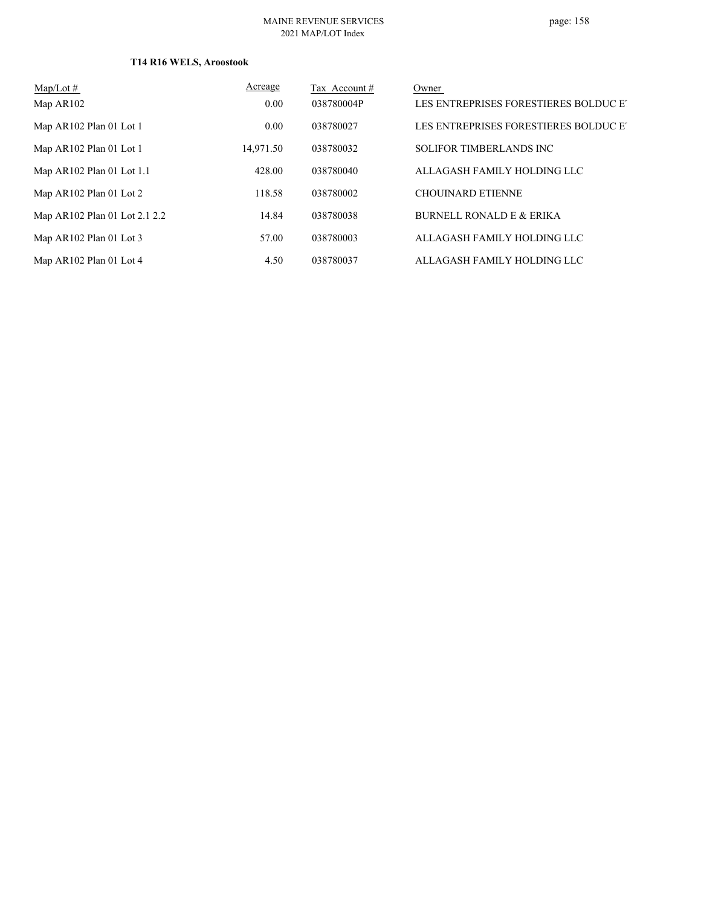### T14 R16 WELS, Aroostook

| Map/Lot # | Acreage | Tax Account # | Owner |
|---|---|---|---|
| Map AR102 | 0.00 | 038780004P | LES ENTREPRISES FORESTIERES BOLDUC ET |
| Map AR102 Plan 01 Lot 1 | 0.00 | 038780027 | LES ENTREPRISES FORESTIERES BOLDUC ET |
| Map AR102 Plan 01 Lot 1 | 14,971.50 | 038780032 | SOLIFOR TIMBERLANDS INC |
| Map AR102 Plan 01 Lot 1.1 | 428.00 | 038780040 | ALLAGASH FAMILY HOLDING LLC |
| Map AR102 Plan 01 Lot 2 | 118.58 | 038780002 | CHOUINARD ETIENNE |
| Map AR102 Plan 01 Lot 2.1 2.2 | 14.84 | 038780038 | BURNELL RONALD E & ERIKA |
| Map AR102 Plan 01 Lot 3 | 57.00 | 038780003 | ALLAGASH FAMILY HOLDING LLC |
| Map AR102 Plan 01 Lot 4 | 4.50 | 038780037 | ALLAGASH FAMILY HOLDING LLC |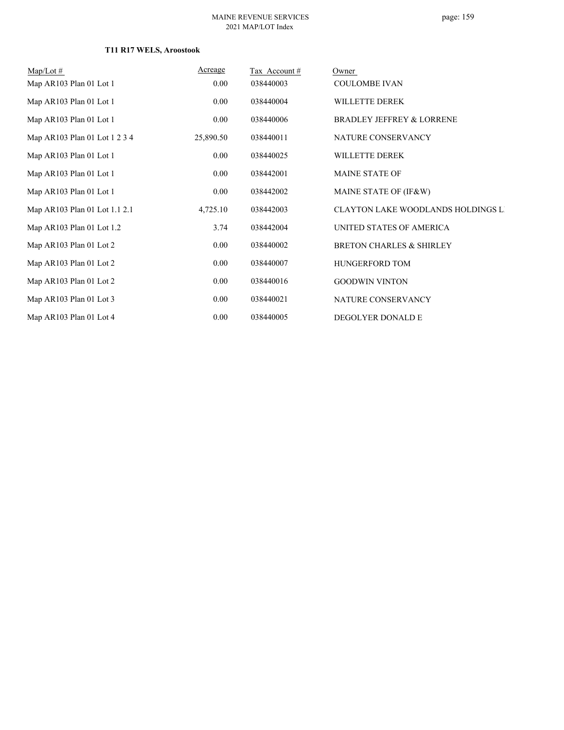### T11 R17 WELS, Aroostook

| Map/Lot # | Acreage | Tax Account # | Owner |
|---|---|---|---|
| Map AR103 Plan 01 Lot 1 | 0.00 | 038440003 | COULOMBE IVAN |
| Map AR103 Plan 01 Lot 1 | 0.00 | 038440004 | WILLETTE DEREK |
| Map AR103 Plan 01 Lot 1 | 0.00 | 038440006 | BRADLEY JEFFREY & LORRENE |
| Map AR103 Plan 01 Lot 1 2 3 4 | 25,890.50 | 038440011 | NATURE CONSERVANCY |
| Map AR103 Plan 01 Lot 1 | 0.00 | 038440025 | WILLETTE DEREK |
| Map AR103 Plan 01 Lot 1 | 0.00 | 038442001 | MAINE STATE OF |
| Map AR103 Plan 01 Lot 1 | 0.00 | 038442002 | MAINE STATE OF (IF&W) |
| Map AR103 Plan 01 Lot 1.1 2.1 | 4,725.10 | 038442003 | CLAYTON LAKE WOODLANDS HOLDINGS L |
| Map AR103 Plan 01 Lot 1.2 | 3.74 | 038442004 | UNITED STATES OF AMERICA |
| Map AR103 Plan 01 Lot 2 | 0.00 | 038440002 | BRETON CHARLES & SHIRLEY |
| Map AR103 Plan 01 Lot 2 | 0.00 | 038440007 | HUNGERFORD TOM |
| Map AR103 Plan 01 Lot 2 | 0.00 | 038440016 | GOODWIN VINTON |
| Map AR103 Plan 01 Lot 3 | 0.00 | 038440021 | NATURE CONSERVANCY |
| Map AR103 Plan 01 Lot 4 | 0.00 | 038440005 | DEGOLYER DONALD E |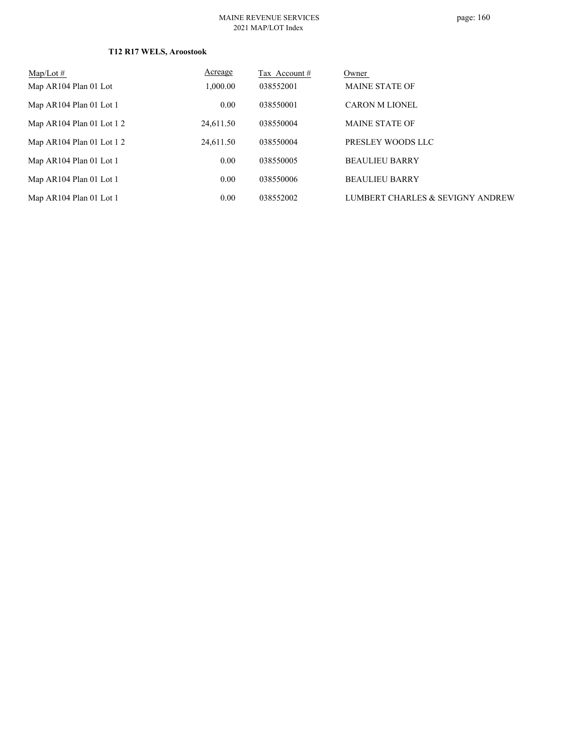**T12 R17 WELS, Aroostook**

| Map/Lot # | Acreage | Tax Account # | Owner |
|---|---|---|---|
| Map AR104 Plan 01 Lot | 1,000.00 | 038552001 | MAINE STATE OF |
| Map AR104 Plan 01 Lot 1 | 0.00 | 038550001 | CARON M LIONEL |
| Map AR104 Plan 01 Lot 1 2 | 24,611.50 | 038550004 | MAINE STATE OF |
| Map AR104 Plan 01 Lot 1 2 | 24,611.50 | 038550004 | PRESLEY WOODS LLC |
| Map AR104 Plan 01 Lot 1 | 0.00 | 038550005 | BEAULIEU BARRY |
| Map AR104 Plan 01 Lot 1 | 0.00 | 038550006 | BEAULIEU BARRY |
| Map AR104 Plan 01 Lot 1 | 0.00 | 038552002 | LUMBERT CHARLES & SEVIGNY ANDREW |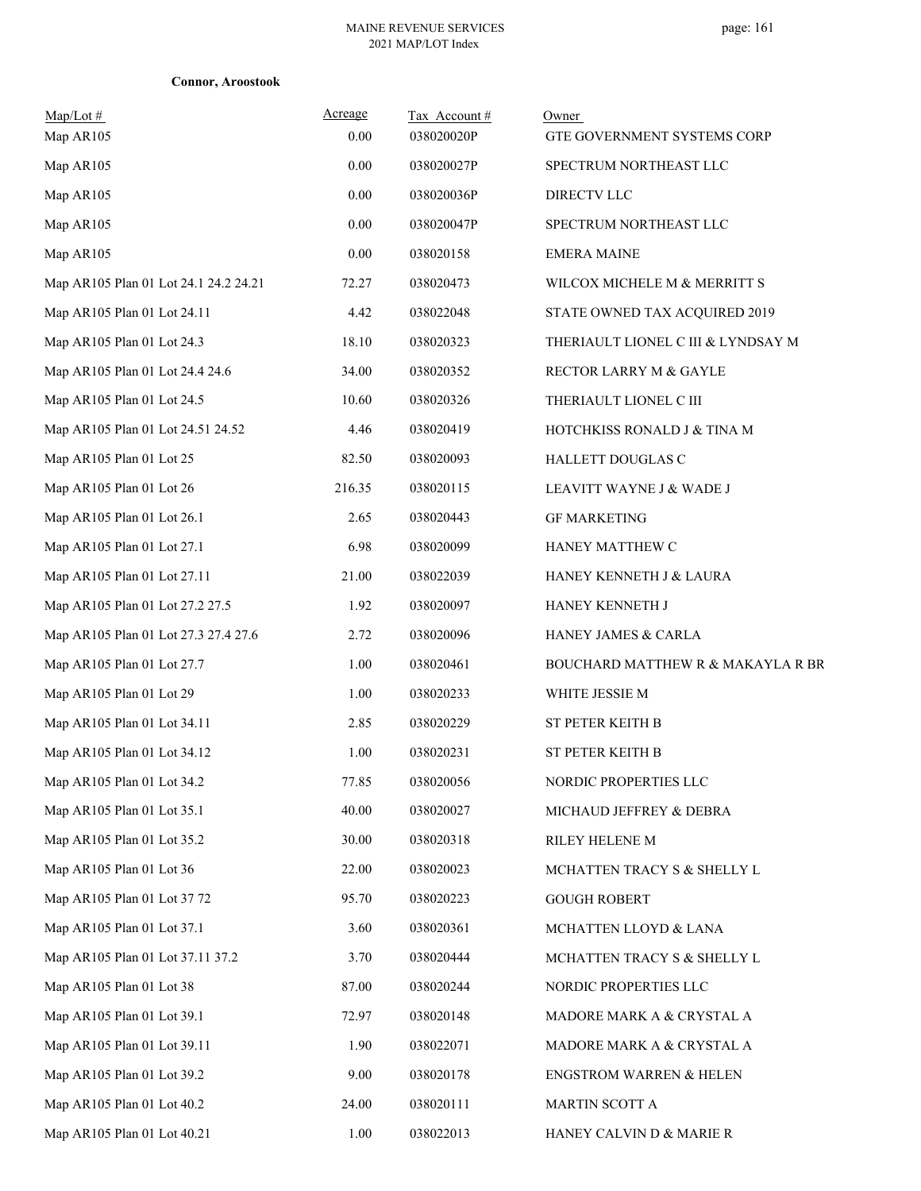**Connor, Aroostook**

| Map/Lot # | Acreage | Tax Account # | Owner |
|---|---|---|---|
| Map AR105 | 0.00 | 038020020P | GTE GOVERNMENT SYSTEMS CORP |
| Map AR105 | 0.00 | 038020027P | SPECTRUM NORTHEAST LLC |
| Map AR105 | 0.00 | 038020036P | DIRECTV LLC |
| Map AR105 | 0.00 | 038020047P | SPECTRUM NORTHEAST LLC |
| Map AR105 | 0.00 | 038020158 | EMERA MAINE |
| Map AR105 Plan 01 Lot 24.1 24.2 24.21 | 72.27 | 038020473 | WILCOX MICHELE M & MERRITT S |
| Map AR105 Plan 01 Lot 24.11 | 4.42 | 038022048 | STATE OWNED TAX ACQUIRED 2019 |
| Map AR105 Plan 01 Lot 24.3 | 18.10 | 038020323 | THERIAULT LIONEL C III & LYNDSAY M |
| Map AR105 Plan 01 Lot 24.4 24.6 | 34.00 | 038020352 | RECTOR LARRY M & GAYLE |
| Map AR105 Plan 01 Lot 24.5 | 10.60 | 038020326 | THERIAULT LIONEL C III |
| Map AR105 Plan 01 Lot 24.51 24.52 | 4.46 | 038020419 | HOTCHKISS RONALD J & TINA M |
| Map AR105 Plan 01 Lot 25 | 82.50 | 038020093 | HALLETT DOUGLAS C |
| Map AR105 Plan 01 Lot 26 | 216.35 | 038020115 | LEAVITT WAYNE J & WADE J |
| Map AR105 Plan 01 Lot 26.1 | 2.65 | 038020443 | GF MARKETING |
| Map AR105 Plan 01 Lot 27.1 | 6.98 | 038020099 | HANEY MATTHEW C |
| Map AR105 Plan 01 Lot 27.11 | 21.00 | 038022039 | HANEY KENNETH J & LAURA |
| Map AR105 Plan 01 Lot 27.2 27.5 | 1.92 | 038020097 | HANEY KENNETH J |
| Map AR105 Plan 01 Lot 27.3 27.4 27.6 | 2.72 | 038020096 | HANEY JAMES & CARLA |
| Map AR105 Plan 01 Lot 27.7 | 1.00 | 038020461 | BOUCHARD MATTHEW R & MAKAYLA R BR |
| Map AR105 Plan 01 Lot 29 | 1.00 | 038020233 | WHITE JESSIE M |
| Map AR105 Plan 01 Lot 34.11 | 2.85 | 038020229 | ST PETER KEITH B |
| Map AR105 Plan 01 Lot 34.12 | 1.00 | 038020231 | ST PETER KEITH B |
| Map AR105 Plan 01 Lot 34.2 | 77.85 | 038020056 | NORDIC PROPERTIES LLC |
| Map AR105 Plan 01 Lot 35.1 | 40.00 | 038020027 | MICHAUD JEFFREY & DEBRA |
| Map AR105 Plan 01 Lot 35.2 | 30.00 | 038020318 | RILEY HELENE M |
| Map AR105 Plan 01 Lot 36 | 22.00 | 038020023 | MCHATTEN TRACY S & SHELLY L |
| Map AR105 Plan 01 Lot 37 72 | 95.70 | 038020223 | GOUGH ROBERT |
| Map AR105 Plan 01 Lot 37.1 | 3.60 | 038020361 | MCHATTEN LLOYD & LANA |
| Map AR105 Plan 01 Lot 37.11 37.2 | 3.70 | 038020444 | MCHATTEN TRACY S & SHELLY L |
| Map AR105 Plan 01 Lot 38 | 87.00 | 038020244 | NORDIC PROPERTIES LLC |
| Map AR105 Plan 01 Lot 39.1 | 72.97 | 038020148 | MADORE MARK A & CRYSTAL A |
| Map AR105 Plan 01 Lot 39.11 | 1.90 | 038022071 | MADORE MARK A & CRYSTAL A |
| Map AR105 Plan 01 Lot 39.2 | 9.00 | 038020178 | ENGSTROM WARREN & HELEN |
| Map AR105 Plan 01 Lot 40.2 | 24.00 | 038020111 | MARTIN SCOTT A |
| Map AR105 Plan 01 Lot 40.21 | 1.00 | 038022013 | HANEY CALVIN D & MARIE R |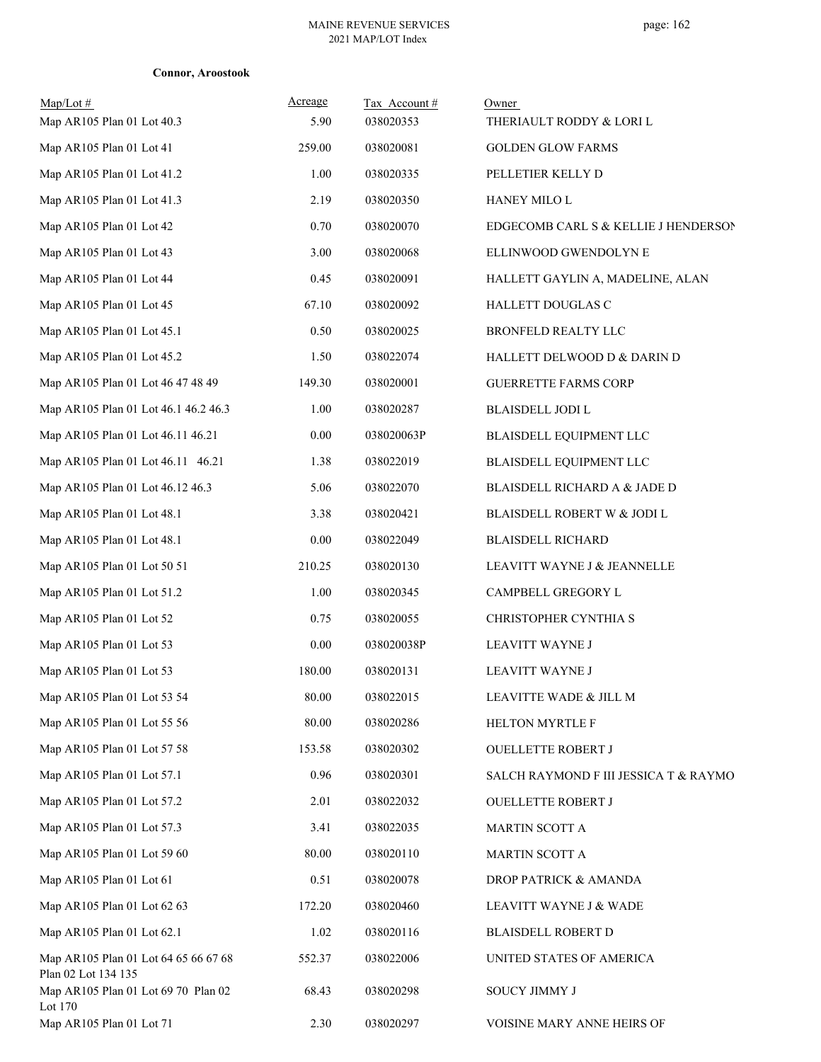**Connor, Aroostook**

| Map/Lot # | Acreage | Tax Account # | Owner |
|---|---|---|---|
| Map AR105 Plan 01 Lot 40.3 | 5.90 | 038020353 | THERIAULT RODDY & LORI L |
| Map AR105 Plan 01 Lot 41 | 259.00 | 038020081 | GOLDEN GLOW FARMS |
| Map AR105 Plan 01 Lot 41.2 | 1.00 | 038020335 | PELLETIER KELLY D |
| Map AR105 Plan 01 Lot 41.3 | 2.19 | 038020350 | HANEY MILO L |
| Map AR105 Plan 01 Lot 42 | 0.70 | 038020070 | EDGECOMB CARL S & KELLIE J HENDERSON |
| Map AR105 Plan 01 Lot 43 | 3.00 | 038020068 | ELLINWOOD GWENDOLYN E |
| Map AR105 Plan 01 Lot 44 | 0.45 | 038020091 | HALLETT GAYLIN A, MADELINE, ALAN |
| Map AR105 Plan 01 Lot 45 | 67.10 | 038020092 | HALLETT DOUGLAS C |
| Map AR105 Plan 01 Lot 45.1 | 0.50 | 038020025 | BRONFELD REALTY LLC |
| Map AR105 Plan 01 Lot 45.2 | 1.50 | 038022074 | HALLETT DELWOOD D & DARIN D |
| Map AR105 Plan 01 Lot 46 47 48 49 | 149.30 | 038020001 | GUERRETTE FARMS CORP |
| Map AR105 Plan 01 Lot 46.1 46.2 46.3 | 1.00 | 038020287 | BLAISDELL JODI L |
| Map AR105 Plan 01 Lot 46.11 46.21 | 0.00 | 038020063P | BLAISDELL EQUIPMENT LLC |
| Map AR105 Plan 01 Lot 46.11 46.21 | 1.38 | 038022019 | BLAISDELL EQUIPMENT LLC |
| Map AR105 Plan 01 Lot 46.12 46.3 | 5.06 | 038022070 | BLAISDELL RICHARD A & JADE D |
| Map AR105 Plan 01 Lot 48.1 | 3.38 | 038020421 | BLAISDELL ROBERT W & JODI L |
| Map AR105 Plan 01 Lot 48.1 | 0.00 | 038022049 | BLAISDELL RICHARD |
| Map AR105 Plan 01 Lot 50 51 | 210.25 | 038020130 | LEAVITT WAYNE J & JEANNELLE |
| Map AR105 Plan 01 Lot 51.2 | 1.00 | 038020345 | CAMPBELL GREGORY L |
| Map AR105 Plan 01 Lot 52 | 0.75 | 038020055 | CHRISTOPHER CYNTHIA S |
| Map AR105 Plan 01 Lot 53 | 0.00 | 038020038P | LEAVITT WAYNE J |
| Map AR105 Plan 01 Lot 53 | 180.00 | 038020131 | LEAVITT WAYNE J |
| Map AR105 Plan 01 Lot 53 54 | 80.00 | 038022015 | LEAVITTE WADE & JILL M |
| Map AR105 Plan 01 Lot 55 56 | 80.00 | 038020286 | HELTON MYRTLE F |
| Map AR105 Plan 01 Lot 57 58 | 153.58 | 038020302 | OUELLETTE ROBERT J |
| Map AR105 Plan 01 Lot 57.1 | 0.96 | 038020301 | SALCH RAYMOND F III JESSICA T & RAYMO |
| Map AR105 Plan 01 Lot 57.2 | 2.01 | 038022032 | OUELLETTE ROBERT J |
| Map AR105 Plan 01 Lot 57.3 | 3.41 | 038022035 | MARTIN SCOTT A |
| Map AR105 Plan 01 Lot 59 60 | 80.00 | 038020110 | MARTIN SCOTT A |
| Map AR105 Plan 01 Lot 61 | 0.51 | 038020078 | DROP PATRICK & AMANDA |
| Map AR105 Plan 01 Lot 62 63 | 172.20 | 038020460 | LEAVITT WAYNE J & WADE |
| Map AR105 Plan 01 Lot 62.1 | 1.02 | 038020116 | BLAISDELL ROBERT D |
| Map AR105 Plan 01 Lot 64 65 66 67 68 Plan 02 Lot 134 135 | 552.37 | 038022006 | UNITED STATES OF AMERICA |
| Map AR105 Plan 01 Lot 69 70 Plan 02 Lot 170 | 68.43 | 038020298 | SOUCY JIMMY J |
| Map AR105 Plan 01 Lot 71 | 2.30 | 038020297 | VOISINE MARY ANNE HEIRS OF |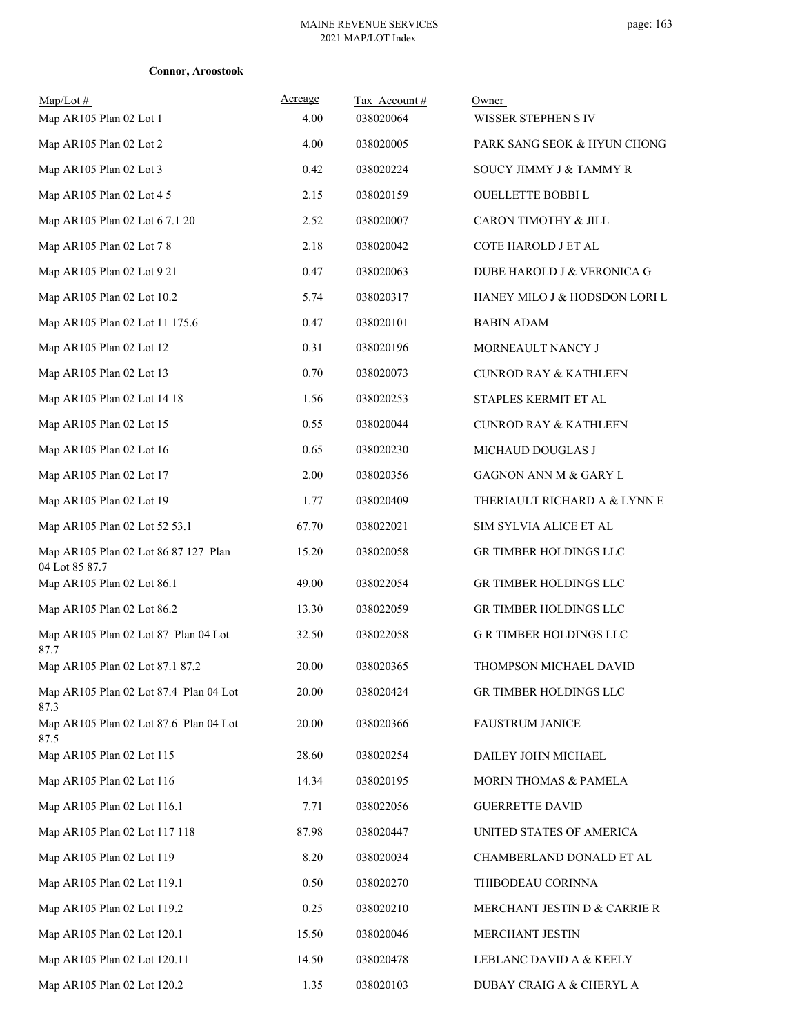**Connor, Aroostook**

| Map/Lot # | Acreage | Tax Account # | Owner |
|---|---|---|---|
| Map AR105 Plan 02 Lot 1 | 4.00 | 038020064 | WISSER STEPHEN S IV |
| Map AR105 Plan 02 Lot 2 | 4.00 | 038020005 | PARK SANG SEOK & HYUN CHONG |
| Map AR105 Plan 02 Lot 3 | 0.42 | 038020224 | SOUCY JIMMY J & TAMMY R |
| Map AR105 Plan 02 Lot 4 5 | 2.15 | 038020159 | OUELLETTE BOBBI L |
| Map AR105 Plan 02 Lot 6 7.1 20 | 2.52 | 038020007 | CARON TIMOTHY & JILL |
| Map AR105 Plan 02 Lot 7 8 | 2.18 | 038020042 | COTE HAROLD J ET AL |
| Map AR105 Plan 02 Lot 9 21 | 0.47 | 038020063 | DUBE HAROLD J & VERONICA G |
| Map AR105 Plan 02 Lot 10.2 | 5.74 | 038020317 | HANEY MILO J & HODSDON LORI L |
| Map AR105 Plan 02 Lot 11 175.6 | 0.47 | 038020101 | BABIN ADAM |
| Map AR105 Plan 02 Lot 12 | 0.31 | 038020196 | MORNEAULT NANCY J |
| Map AR105 Plan 02 Lot 13 | 0.70 | 038020073 | CUNROD RAY & KATHLEEN |
| Map AR105 Plan 02 Lot 14 18 | 1.56 | 038020253 | STAPLES KERMIT ET AL |
| Map AR105 Plan 02 Lot 15 | 0.55 | 038020044 | CUNROD RAY & KATHLEEN |
| Map AR105 Plan 02 Lot 16 | 0.65 | 038020230 | MICHAUD DOUGLAS J |
| Map AR105 Plan 02 Lot 17 | 2.00 | 038020356 | GAGNON ANN M & GARY L |
| Map AR105 Plan 02 Lot 19 | 1.77 | 038020409 | THERIAULT RICHARD A & LYNN E |
| Map AR105 Plan 02 Lot 52 53.1 | 67.70 | 038022021 | SIM SYLVIA ALICE ET AL |
| Map AR105 Plan 02 Lot 86 87 127 Plan 04 Lot 85 87.7 | 15.20 | 038020058 | GR TIMBER HOLDINGS LLC |
| Map AR105 Plan 02 Lot 86.1 | 49.00 | 038022054 | GR TIMBER HOLDINGS LLC |
| Map AR105 Plan 02 Lot 86.2 | 13.30 | 038022059 | GR TIMBER HOLDINGS LLC |
| Map AR105 Plan 02 Lot 87 Plan 04 Lot 87.7 | 32.50 | 038022058 | G R TIMBER HOLDINGS LLC |
| Map AR105 Plan 02 Lot 87.1 87.2 | 20.00 | 038020365 | THOMPSON MICHAEL DAVID |
| Map AR105 Plan 02 Lot 87.4 Plan 04 Lot 87.3 | 20.00 | 038020424 | GR TIMBER HOLDINGS LLC |
| Map AR105 Plan 02 Lot 87.6 Plan 04 Lot 87.5 | 20.00 | 038020366 | FAUSTRUM JANICE |
| Map AR105 Plan 02 Lot 115 | 28.60 | 038020254 | DAILEY JOHN MICHAEL |
| Map AR105 Plan 02 Lot 116 | 14.34 | 038020195 | MORIN THOMAS & PAMELA |
| Map AR105 Plan 02 Lot 116.1 | 7.71 | 038022056 | GUERRETTE DAVID |
| Map AR105 Plan 02 Lot 117 118 | 87.98 | 038020447 | UNITED STATES OF AMERICA |
| Map AR105 Plan 02 Lot 119 | 8.20 | 038020034 | CHAMBERLAND DONALD ET AL |
| Map AR105 Plan 02 Lot 119.1 | 0.50 | 038020270 | THIBODEAU CORINNA |
| Map AR105 Plan 02 Lot 119.2 | 0.25 | 038020210 | MERCHANT JESTIN D & CARRIE R |
| Map AR105 Plan 02 Lot 120.1 | 15.50 | 038020046 | MERCHANT JESTIN |
| Map AR105 Plan 02 Lot 120.11 | 14.50 | 038020478 | LEBLANC DAVID A & KEELY |
| Map AR105 Plan 02 Lot 120.2 | 1.35 | 038020103 | DUBAY CRAIG A & CHERYL A |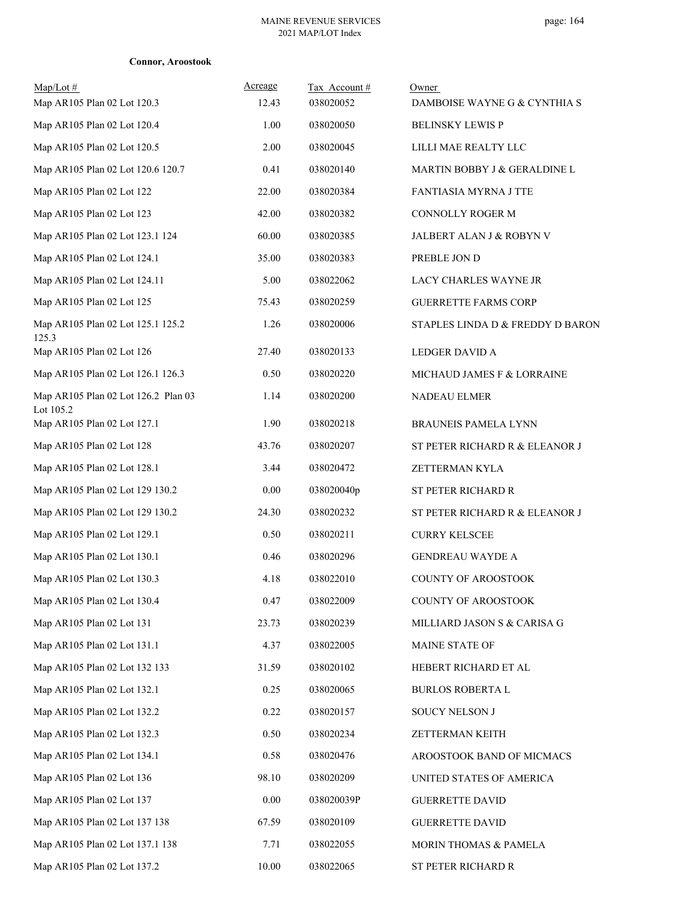**Connor, Aroostook**

| Map/Lot # | Acreage | Tax Account # | Owner |
|---|---|---|---|
| Map AR105 Plan 02 Lot 120.3 | 12.43 | 038020052 | DAMBOISE WAYNE G & CYNTHIA S |
| Map AR105 Plan 02 Lot 120.4 | 1.00 | 038020050 | BELINSKY LEWIS P |
| Map AR105 Plan 02 Lot 120.5 | 2.00 | 038020045 | LILLI MAE REALTY LLC |
| Map AR105 Plan 02 Lot 120.6 120.7 | 0.41 | 038020140 | MARTIN BOBBY J & GERALDINE L |
| Map AR105 Plan 02 Lot 122 | 22.00 | 038020384 | FANTIASIA MYRNA J TTE |
| Map AR105 Plan 02 Lot 123 | 42.00 | 038020382 | CONNOLLY ROGER M |
| Map AR105 Plan 02 Lot 123.1 124 | 60.00 | 038020385 | JALBERT ALAN J & ROBYN V |
| Map AR105 Plan 02 Lot 124.1 | 35.00 | 038020383 | PREBLE JON D |
| Map AR105 Plan 02 Lot 124.11 | 5.00 | 038022062 | LACY CHARLES WAYNE JR |
| Map AR105 Plan 02 Lot 125 | 75.43 | 038020259 | GUERRETTE FARMS CORP |
| Map AR105 Plan 02 Lot 125.1 125.2 125.3 | 1.26 | 038020006 | STAPLES LINDA D & FREDDY D BARON |
| Map AR105 Plan 02 Lot 126 | 27.40 | 038020133 | LEDGER DAVID A |
| Map AR105 Plan 02 Lot 126.1 126.3 | 0.50 | 038020220 | MICHAUD JAMES F & LORRAINE |
| Map AR105 Plan 02 Lot 126.2 Plan 03 Lot 105.2 | 1.14 | 038020200 | NADEAU ELMER |
| Map AR105 Plan 02 Lot 127.1 | 1.90 | 038020218 | BRAUNEIS PAMELA LYNN |
| Map AR105 Plan 02 Lot 128 | 43.76 | 038020207 | ST PETER RICHARD R & ELEANOR J |
| Map AR105 Plan 02 Lot 128.1 | 3.44 | 038020472 | ZETTERMAN KYLA |
| Map AR105 Plan 02 Lot 129 130.2 | 0.00 | 038020040p | ST PETER RICHARD R |
| Map AR105 Plan 02 Lot 129 130.2 | 24.30 | 038020232 | ST PETER RICHARD R & ELEANOR J |
| Map AR105 Plan 02 Lot 129.1 | 0.50 | 038020211 | CURRY KELSCEE |
| Map AR105 Plan 02 Lot 130.1 | 0.46 | 038020296 | GENDREAU WAYDE A |
| Map AR105 Plan 02 Lot 130.3 | 4.18 | 038022010 | COUNTY OF AROOSTOOK |
| Map AR105 Plan 02 Lot 130.4 | 0.47 | 038022009 | COUNTY OF AROOSTOOK |
| Map AR105 Plan 02 Lot 131 | 23.73 | 038020239 | MILLIARD JASON S & CARISA G |
| Map AR105 Plan 02 Lot 131.1 | 4.37 | 038022005 | MAINE STATE OF |
| Map AR105 Plan 02 Lot 132 133 | 31.59 | 038020102 | HEBERT RICHARD ET AL |
| Map AR105 Plan 02 Lot 132.1 | 0.25 | 038020065 | BURLOS ROBERTA L |
| Map AR105 Plan 02 Lot 132.2 | 0.22 | 038020157 | SOUCY NELSON J |
| Map AR105 Plan 02 Lot 132.3 | 0.50 | 038020234 | ZETTERMAN KEITH |
| Map AR105 Plan 02 Lot 134.1 | 0.58 | 038020476 | AROOSTOOK BAND OF MICMACS |
| Map AR105 Plan 02 Lot 136 | 98.10 | 038020209 | UNITED STATES OF AMERICA |
| Map AR105 Plan 02 Lot 137 | 0.00 | 038020039P | GUERRETTE DAVID |
| Map AR105 Plan 02 Lot 137 138 | 67.59 | 038020109 | GUERRETTE DAVID |
| Map AR105 Plan 02 Lot 137.1 138 | 7.71 | 038022055 | MORIN THOMAS & PAMELA |
| Map AR105 Plan 02 Lot 137.2 | 10.00 | 038022065 | ST PETER RICHARD R |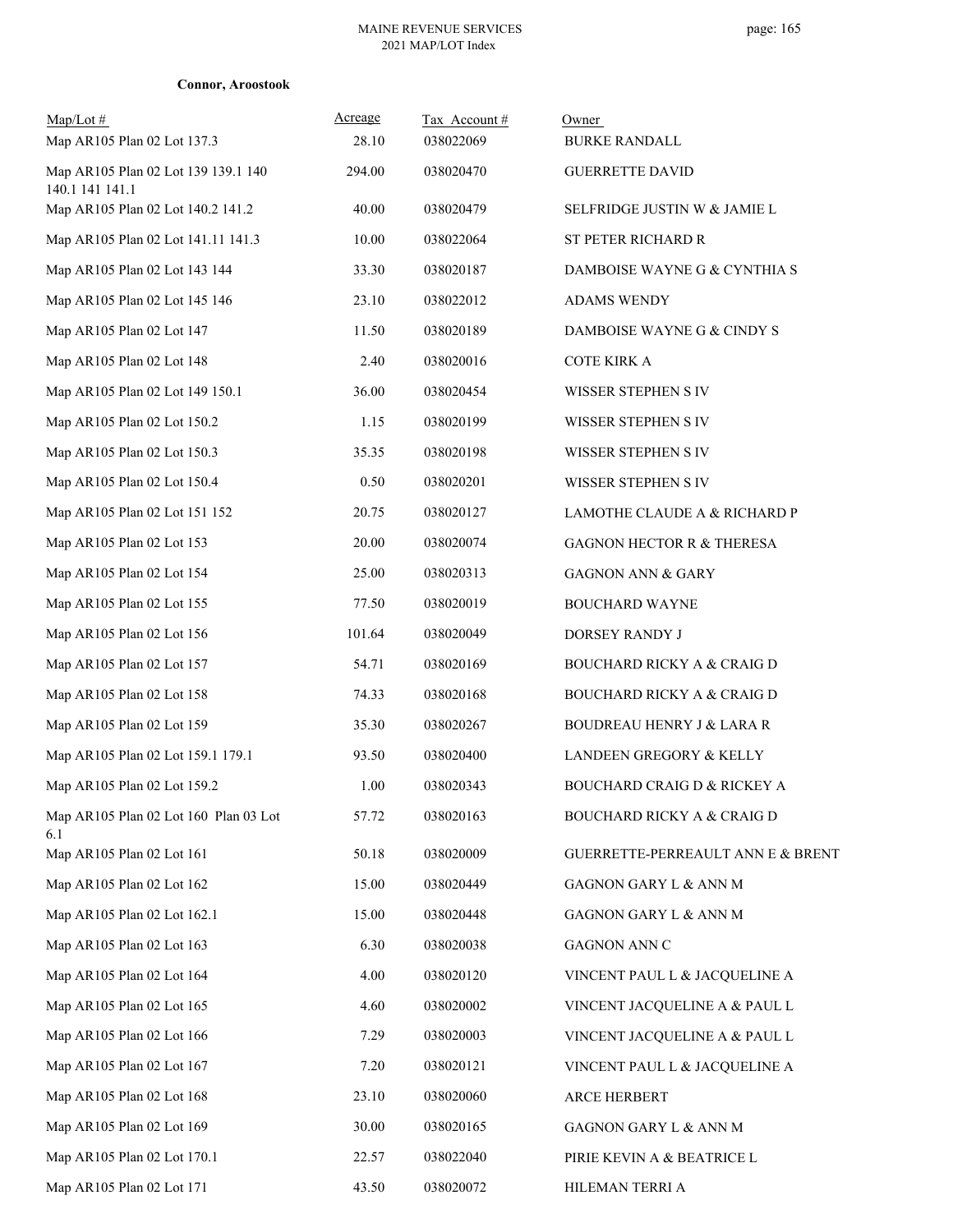**Connor, Aroostook**

| Map/Lot # | Acreage | Tax Account # | Owner |
|---|---|---|---|
| Map AR105 Plan 02 Lot 137.3 | 28.10 | 038022069 | BURKE RANDALL |
| Map AR105 Plan 02 Lot 139 139.1 140 140.1 141 141.1 | 294.00 | 038020470 | GUERRETTE DAVID |
| Map AR105 Plan 02 Lot 140.2 141.2 | 40.00 | 038020479 | SELFRIDGE JUSTIN W & JAMIE L |
| Map AR105 Plan 02 Lot 141.11 141.3 | 10.00 | 038022064 | ST PETER RICHARD R |
| Map AR105 Plan 02 Lot 143 144 | 33.30 | 038020187 | DAMBOISE WAYNE G & CYNTHIA S |
| Map AR105 Plan 02 Lot 145 146 | 23.10 | 038022012 | ADAMS WENDY |
| Map AR105 Plan 02 Lot 147 | 11.50 | 038020189 | DAMBOISE WAYNE G & CINDY S |
| Map AR105 Plan 02 Lot 148 | 2.40 | 038020016 | COTE KIRK A |
| Map AR105 Plan 02 Lot 149 150.1 | 36.00 | 038020454 | WISSER STEPHEN S IV |
| Map AR105 Plan 02 Lot 150.2 | 1.15 | 038020199 | WISSER STEPHEN S IV |
| Map AR105 Plan 02 Lot 150.3 | 35.35 | 038020198 | WISSER STEPHEN S IV |
| Map AR105 Plan 02 Lot 150.4 | 0.50 | 038020201 | WISSER STEPHEN S IV |
| Map AR105 Plan 02 Lot 151 152 | 20.75 | 038020127 | LAMOTHE CLAUDE A & RICHARD P |
| Map AR105 Plan 02 Lot 153 | 20.00 | 038020074 | GAGNON HECTOR R & THERESA |
| Map AR105 Plan 02 Lot 154 | 25.00 | 038020313 | GAGNON ANN & GARY |
| Map AR105 Plan 02 Lot 155 | 77.50 | 038020019 | BOUCHARD WAYNE |
| Map AR105 Plan 02 Lot 156 | 101.64 | 038020049 | DORSEY RANDY J |
| Map AR105 Plan 02 Lot 157 | 54.71 | 038020169 | BOUCHARD RICKY A & CRAIG D |
| Map AR105 Plan 02 Lot 158 | 74.33 | 038020168 | BOUCHARD RICKY A & CRAIG D |
| Map AR105 Plan 02 Lot 159 | 35.30 | 038020267 | BOUDREAU HENRY J & LARA R |
| Map AR105 Plan 02 Lot 159.1 179.1 | 93.50 | 038020400 | LANDEEN GREGORY & KELLY |
| Map AR105 Plan 02 Lot 159.2 | 1.00 | 038020343 | BOUCHARD CRAIG D & RICKEY A |
| Map AR105 Plan 02 Lot 160 Plan 03 Lot 6.1 | 57.72 | 038020163 | BOUCHARD RICKY A & CRAIG D |
| Map AR105 Plan 02 Lot 161 | 50.18 | 038020009 | GUERRETTE-PERREAULT ANN E & BRENT |
| Map AR105 Plan 02 Lot 162 | 15.00 | 038020449 | GAGNON GARY L & ANN M |
| Map AR105 Plan 02 Lot 162.1 | 15.00 | 038020448 | GAGNON GARY L & ANN M |
| Map AR105 Plan 02 Lot 163 | 6.30 | 038020038 | GAGNON ANN C |
| Map AR105 Plan 02 Lot 164 | 4.00 | 038020120 | VINCENT PAUL L & JACQUELINE A |
| Map AR105 Plan 02 Lot 165 | 4.60 | 038020002 | VINCENT JACQUELINE A & PAUL L |
| Map AR105 Plan 02 Lot 166 | 7.29 | 038020003 | VINCENT JACQUELINE A & PAUL L |
| Map AR105 Plan 02 Lot 167 | 7.20 | 038020121 | VINCENT PAUL L & JACQUELINE A |
| Map AR105 Plan 02 Lot 168 | 23.10 | 038020060 | ARCE HERBERT |
| Map AR105 Plan 02 Lot 169 | 30.00 | 038020165 | GAGNON GARY L & ANN M |
| Map AR105 Plan 02 Lot 170.1 | 22.57 | 038022040 | PIRIE KEVIN A & BEATRICE L |
| Map AR105 Plan 02 Lot 171 | 43.50 | 038020072 | HILEMAN TERRI A |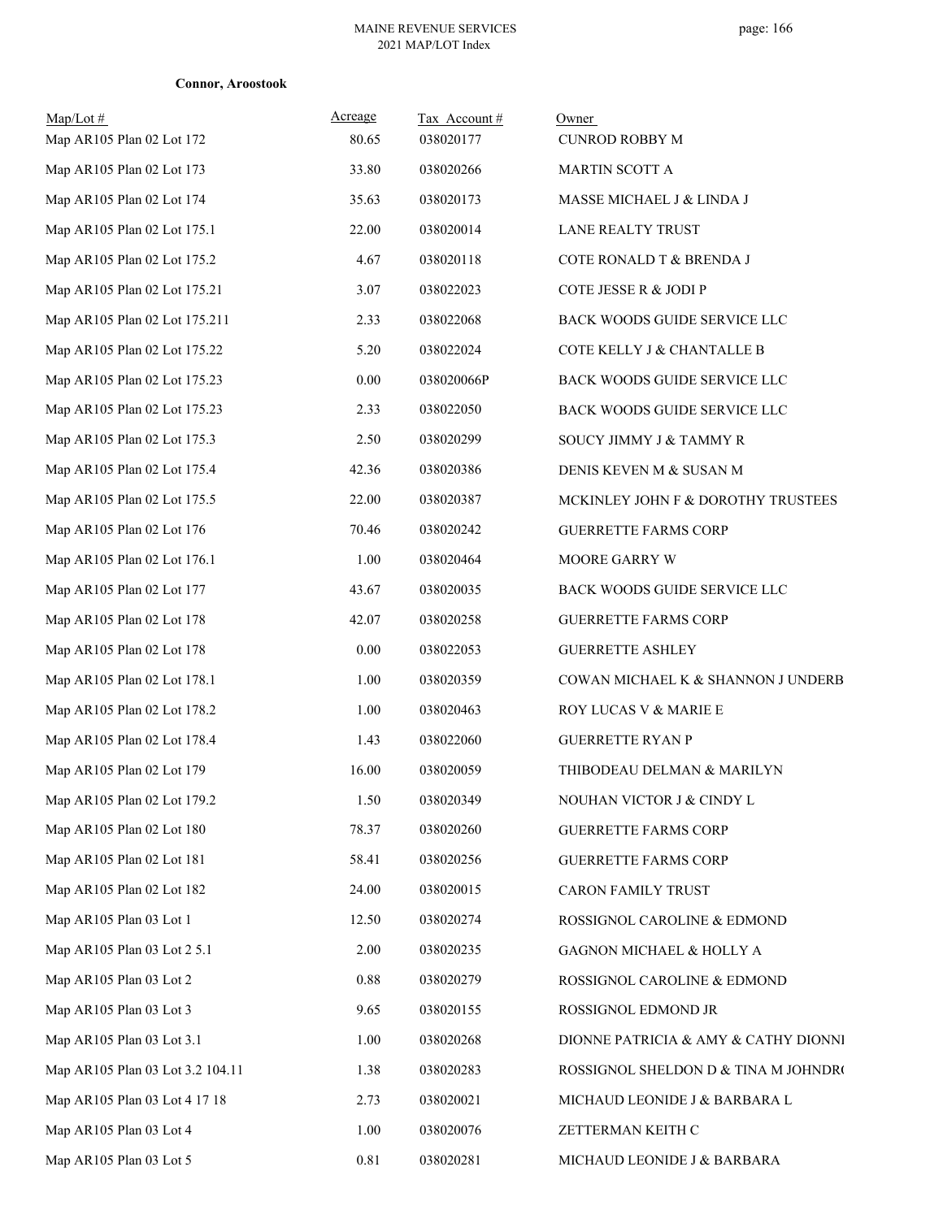**Connor, Aroostook**

| Map/Lot # | Acreage | Tax Account # | Owner |
|---|---|---|---|
| Map AR105 Plan 02 Lot 172 | 80.65 | 038020177 | CUNROD ROBBY M |
| Map AR105 Plan 02 Lot 173 | 33.80 | 038020266 | MARTIN SCOTT A |
| Map AR105 Plan 02 Lot 174 | 35.63 | 038020173 | MASSE MICHAEL J & LINDA J |
| Map AR105 Plan 02 Lot 175.1 | 22.00 | 038020014 | LANE REALTY TRUST |
| Map AR105 Plan 02 Lot 175.2 | 4.67 | 038020118 | COTE RONALD T & BRENDA J |
| Map AR105 Plan 02 Lot 175.21 | 3.07 | 038022023 | COTE JESSE R & JODI P |
| Map AR105 Plan 02 Lot 175.211 | 2.33 | 038022068 | BACK WOODS GUIDE SERVICE LLC |
| Map AR105 Plan 02 Lot 175.22 | 5.20 | 038022024 | COTE KELLY J & CHANTALLE B |
| Map AR105 Plan 02 Lot 175.23 | 0.00 | 038020066P | BACK WOODS GUIDE SERVICE LLC |
| Map AR105 Plan 02 Lot 175.23 | 2.33 | 038022050 | BACK WOODS GUIDE SERVICE LLC |
| Map AR105 Plan 02 Lot 175.3 | 2.50 | 038020299 | SOUCY JIMMY J & TAMMY R |
| Map AR105 Plan 02 Lot 175.4 | 42.36 | 038020386 | DENIS KEVEN M & SUSAN M |
| Map AR105 Plan 02 Lot 175.5 | 22.00 | 038020387 | MCKINLEY JOHN F & DOROTHY TRUSTEES |
| Map AR105 Plan 02 Lot 176 | 70.46 | 038020242 | GUERRETTE FARMS CORP |
| Map AR105 Plan 02 Lot 176.1 | 1.00 | 038020464 | MOORE GARRY W |
| Map AR105 Plan 02 Lot 177 | 43.67 | 038020035 | BACK WOODS GUIDE SERVICE LLC |
| Map AR105 Plan 02 Lot 178 | 42.07 | 038020258 | GUERRETTE FARMS CORP |
| Map AR105 Plan 02 Lot 178 | 0.00 | 038022053 | GUERRETTE ASHLEY |
| Map AR105 Plan 02 Lot 178.1 | 1.00 | 038020359 | COWAN MICHAEL K & SHANNON J UNDERB |
| Map AR105 Plan 02 Lot 178.2 | 1.00 | 038020463 | ROY LUCAS V & MARIE E |
| Map AR105 Plan 02 Lot 178.4 | 1.43 | 038022060 | GUERRETTE RYAN P |
| Map AR105 Plan 02 Lot 179 | 16.00 | 038020059 | THIBODEAU DELMAN & MARILYN |
| Map AR105 Plan 02 Lot 179.2 | 1.50 | 038020349 | NOUHAN VICTOR J & CINDY L |
| Map AR105 Plan 02 Lot 180 | 78.37 | 038020260 | GUERRETTE FARMS CORP |
| Map AR105 Plan 02 Lot 181 | 58.41 | 038020256 | GUERRETTE FARMS CORP |
| Map AR105 Plan 02 Lot 182 | 24.00 | 038020015 | CARON FAMILY TRUST |
| Map AR105 Plan 03 Lot 1 | 12.50 | 038020274 | ROSSIGNOL CAROLINE & EDMOND |
| Map AR105 Plan 03 Lot 2 5.1 | 2.00 | 038020235 | GAGNON MICHAEL & HOLLY A |
| Map AR105 Plan 03 Lot 2 | 0.88 | 038020279 | ROSSIGNOL CAROLINE & EDMOND |
| Map AR105 Plan 03 Lot 3 | 9.65 | 038020155 | ROSSIGNOL EDMOND JR |
| Map AR105 Plan 03 Lot 3.1 | 1.00 | 038020268 | DIONNE PATRICIA & AMY & CATHY DIONNI |
| Map AR105 Plan 03 Lot 3.2 104.11 | 1.38 | 038020283 | ROSSIGNOL SHELDON D & TINA M JOHNDR( |
| Map AR105 Plan 03 Lot 4 17 18 | 2.73 | 038020021 | MICHAUD LEONIDE J & BARBARA L |
| Map AR105 Plan 03 Lot 4 | 1.00 | 038020076 | ZETTERMAN KEITH C |
| Map AR105 Plan 03 Lot 5 | 0.81 | 038020281 | MICHAUD LEONIDE J & BARBARA |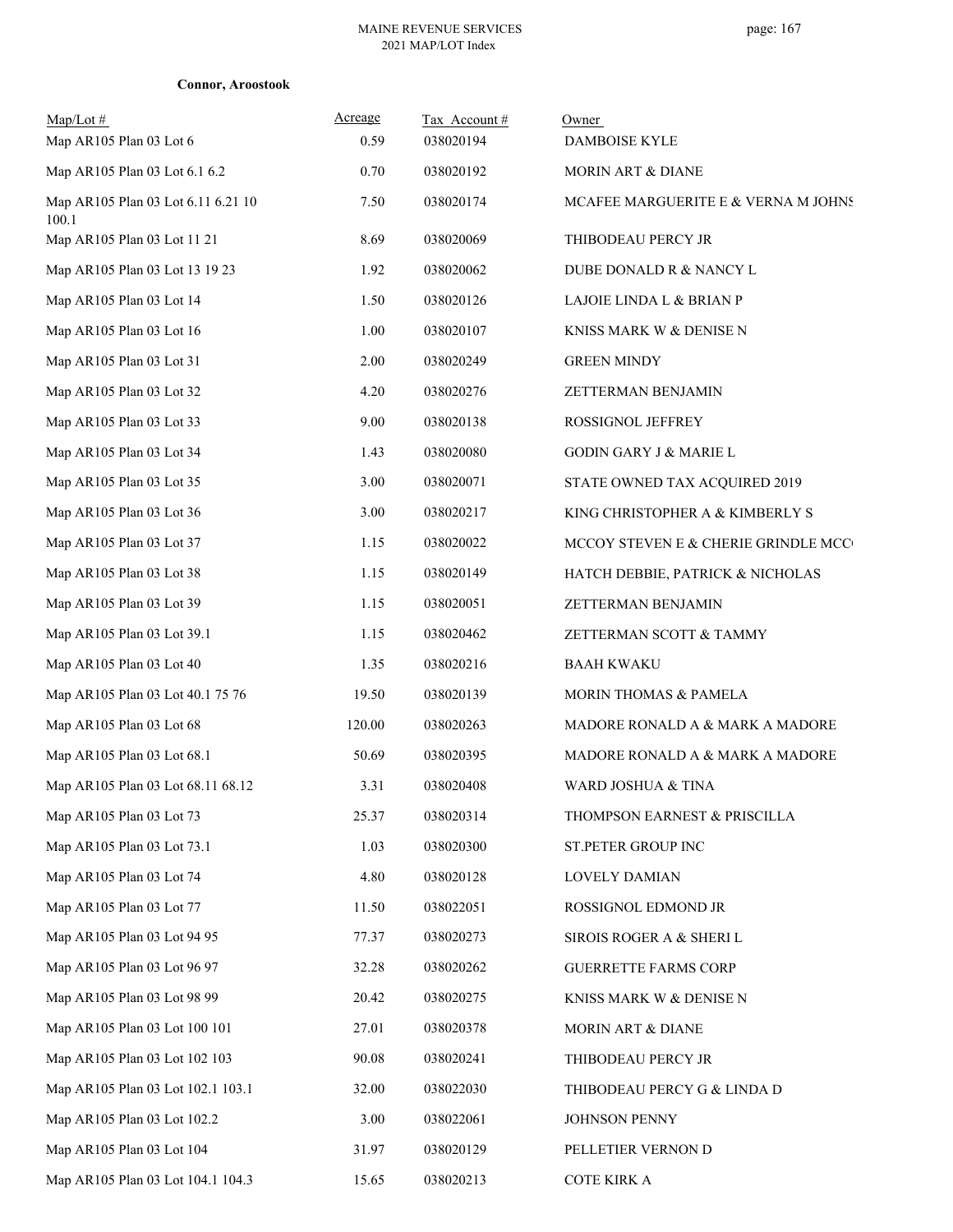**Connor, Aroostook**

| Map/Lot # | Acreage | Tax Account # | Owner |
|---|---|---|---|
| Map AR105 Plan 03 Lot 6 | 0.59 | 038020194 | DAMBOISE KYLE |
| Map AR105 Plan 03 Lot 6.1 6.2 | 0.70 | 038020192 | MORIN ART & DIANE |
| Map AR105 Plan 03 Lot 6.11 6.21 10 100.1 | 7.50 | 038020174 | MCAFEE MARGUERITE E & VERNA M JOHNS |
| Map AR105 Plan 03 Lot 11 21 | 8.69 | 038020069 | THIBODEAU PERCY JR |
| Map AR105 Plan 03 Lot 13 19 23 | 1.92 | 038020062 | DUBE DONALD R & NANCY L |
| Map AR105 Plan 03 Lot 14 | 1.50 | 038020126 | LAJOIE LINDA L & BRIAN P |
| Map AR105 Plan 03 Lot 16 | 1.00 | 038020107 | KNISS MARK W & DENISE N |
| Map AR105 Plan 03 Lot 31 | 2.00 | 038020249 | GREEN MINDY |
| Map AR105 Plan 03 Lot 32 | 4.20 | 038020276 | ZETTERMAN BENJAMIN |
| Map AR105 Plan 03 Lot 33 | 9.00 | 038020138 | ROSSIGNOL JEFFREY |
| Map AR105 Plan 03 Lot 34 | 1.43 | 038020080 | GODIN GARY J & MARIE L |
| Map AR105 Plan 03 Lot 35 | 3.00 | 038020071 | STATE OWNED TAX ACQUIRED 2019 |
| Map AR105 Plan 03 Lot 36 | 3.00 | 038020217 | KING CHRISTOPHER A & KIMBERLY S |
| Map AR105 Plan 03 Lot 37 | 1.15 | 038020022 | MCCOY STEVEN E & CHERIE GRINDLE MCC |
| Map AR105 Plan 03 Lot 38 | 1.15 | 038020149 | HATCH DEBBIE, PATRICK & NICHOLAS |
| Map AR105 Plan 03 Lot 39 | 1.15 | 038020051 | ZETTERMAN BENJAMIN |
| Map AR105 Plan 03 Lot 39.1 | 1.15 | 038020462 | ZETTERMAN SCOTT & TAMMY |
| Map AR105 Plan 03 Lot 40 | 1.35 | 038020216 | BAAH KWAKU |
| Map AR105 Plan 03 Lot 40.1 75 76 | 19.50 | 038020139 | MORIN THOMAS & PAMELA |
| Map AR105 Plan 03 Lot 68 | 120.00 | 038020263 | MADORE RONALD A & MARK A MADORE |
| Map AR105 Plan 03 Lot 68.1 | 50.69 | 038020395 | MADORE RONALD A & MARK A MADORE |
| Map AR105 Plan 03 Lot 68.11 68.12 | 3.31 | 038020408 | WARD JOSHUA & TINA |
| Map AR105 Plan 03 Lot 73 | 25.37 | 038020314 | THOMPSON EARNEST & PRISCILLA |
| Map AR105 Plan 03 Lot 73.1 | 1.03 | 038020300 | ST.PETER GROUP INC |
| Map AR105 Plan 03 Lot 74 | 4.80 | 038020128 | LOVELY DAMIAN |
| Map AR105 Plan 03 Lot 77 | 11.50 | 038022051 | ROSSIGNOL EDMOND JR |
| Map AR105 Plan 03 Lot 94 95 | 77.37 | 038020273 | SIROIS ROGER A & SHERI L |
| Map AR105 Plan 03 Lot 96 97 | 32.28 | 038020262 | GUERRETTE FARMS CORP |
| Map AR105 Plan 03 Lot 98 99 | 20.42 | 038020275 | KNISS MARK W & DENISE N |
| Map AR105 Plan 03 Lot 100 101 | 27.01 | 038020378 | MORIN ART & DIANE |
| Map AR105 Plan 03 Lot 102 103 | 90.08 | 038020241 | THIBODEAU PERCY JR |
| Map AR105 Plan 03 Lot 102.1 103.1 | 32.00 | 038022030 | THIBODEAU PERCY G & LINDA D |
| Map AR105 Plan 03 Lot 102.2 | 3.00 | 038022061 | JOHNSON PENNY |
| Map AR105 Plan 03 Lot 104 | 31.97 | 038020129 | PELLETIER VERNON D |
| Map AR105 Plan 03 Lot 104.1 104.3 | 15.65 | 038020213 | COTE KIRK A |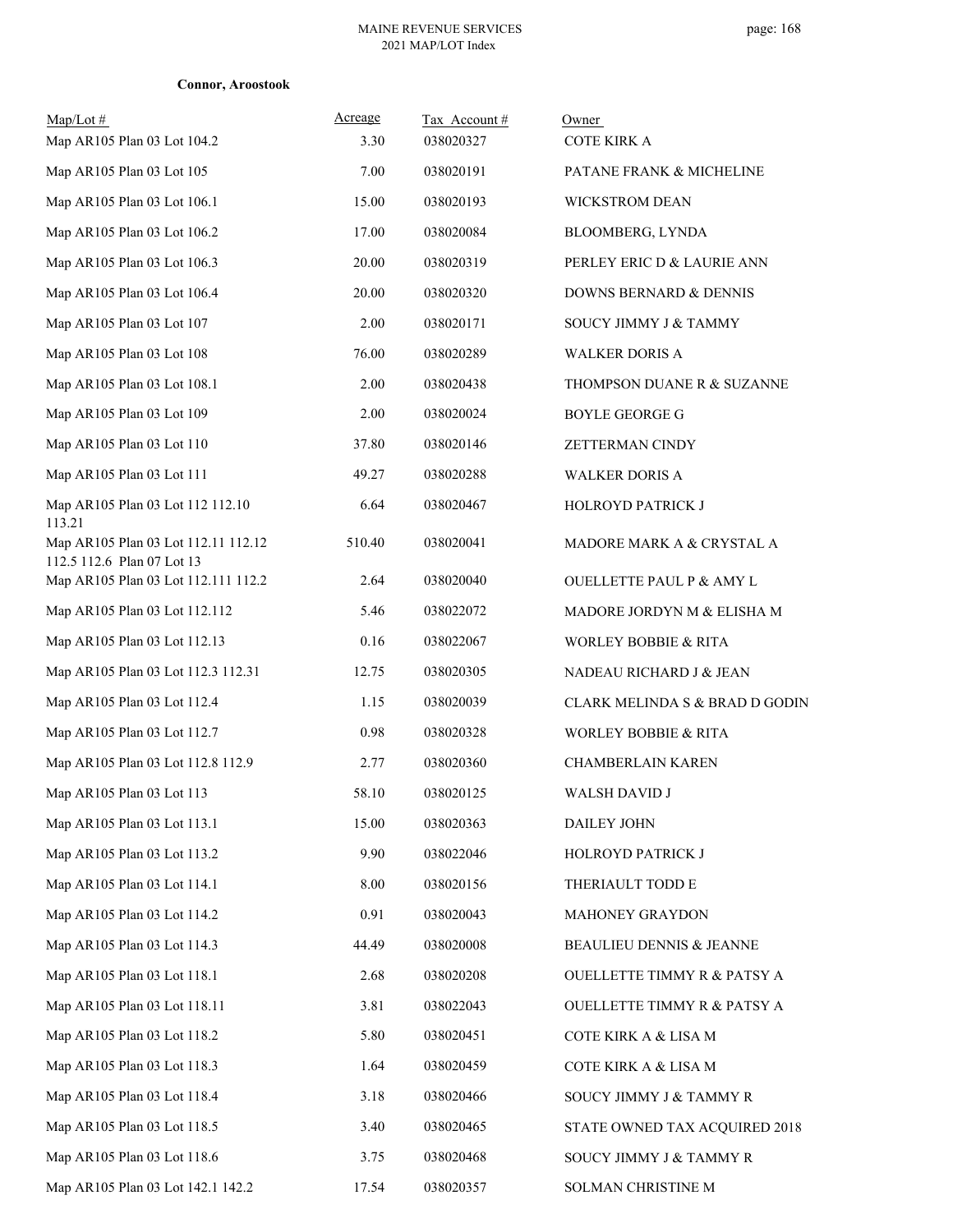**Connor, Aroostook**

| Map/Lot # | Acreage | Tax Account # | Owner |
|---|---|---|---|
| Map AR105 Plan 03 Lot 104.2 | 3.30 | 038020327 | COTE KIRK A |
| Map AR105 Plan 03 Lot 105 | 7.00 | 038020191 | PATANE FRANK & MICHELINE |
| Map AR105 Plan 03 Lot 106.1 | 15.00 | 038020193 | WICKSTROM DEAN |
| Map AR105 Plan 03 Lot 106.2 | 17.00 | 038020084 | BLOOMBERG, LYNDA |
| Map AR105 Plan 03 Lot 106.3 | 20.00 | 038020319 | PERLEY ERIC D & LAURIE ANN |
| Map AR105 Plan 03 Lot 106.4 | 20.00 | 038020320 | DOWNS BERNARD & DENNIS |
| Map AR105 Plan 03 Lot 107 | 2.00 | 038020171 | SOUCY JIMMY J & TAMMY |
| Map AR105 Plan 03 Lot 108 | 76.00 | 038020289 | WALKER DORIS A |
| Map AR105 Plan 03 Lot 108.1 | 2.00 | 038020438 | THOMPSON DUANE R & SUZANNE |
| Map AR105 Plan 03 Lot 109 | 2.00 | 038020024 | BOYLE GEORGE G |
| Map AR105 Plan 03 Lot 110 | 37.80 | 038020146 | ZETTERMAN CINDY |
| Map AR105 Plan 03 Lot 111 | 49.27 | 038020288 | WALKER DORIS A |
| Map AR105 Plan 03 Lot 112 112.10 113.21 | 6.64 | 038020467 | HOLROYD PATRICK J |
| Map AR105 Plan 03 Lot 112.11 112.12 112.5 112.6 Plan 07 Lot 13 | 510.40 | 038020041 | MADORE MARK A & CRYSTAL A |
| Map AR105 Plan 03 Lot 112.111 112.2 | 2.64 | 038020040 | OUELLETTE PAUL P & AMY L |
| Map AR105 Plan 03 Lot 112.112 | 5.46 | 038022072 | MADORE JORDYN M & ELISHA M |
| Map AR105 Plan 03 Lot 112.13 | 0.16 | 038022067 | WORLEY BOBBIE & RITA |
| Map AR105 Plan 03 Lot 112.3 112.31 | 12.75 | 038020305 | NADEAU RICHARD J & JEAN |
| Map AR105 Plan 03 Lot 112.4 | 1.15 | 038020039 | CLARK MELINDA S & BRAD D GODIN |
| Map AR105 Plan 03 Lot 112.7 | 0.98 | 038020328 | WORLEY BOBBIE & RITA |
| Map AR105 Plan 03 Lot 112.8 112.9 | 2.77 | 038020360 | CHAMBERLAIN KAREN |
| Map AR105 Plan 03 Lot 113 | 58.10 | 038020125 | WALSH DAVID J |
| Map AR105 Plan 03 Lot 113.1 | 15.00 | 038020363 | DAILEY JOHN |
| Map AR105 Plan 03 Lot 113.2 | 9.90 | 038022046 | HOLROYD PATRICK J |
| Map AR105 Plan 03 Lot 114.1 | 8.00 | 038020156 | THERIAULT TODD E |
| Map AR105 Plan 03 Lot 114.2 | 0.91 | 038020043 | MAHONEY GRAYDON |
| Map AR105 Plan 03 Lot 114.3 | 44.49 | 038020008 | BEAULIEU DENNIS & JEANNE |
| Map AR105 Plan 03 Lot 118.1 | 2.68 | 038020208 | OUELLETTE TIMMY R & PATSY A |
| Map AR105 Plan 03 Lot 118.11 | 3.81 | 038022043 | OUELLETTE TIMMY R & PATSY A |
| Map AR105 Plan 03 Lot 118.2 | 5.80 | 038020451 | COTE KIRK A & LISA M |
| Map AR105 Plan 03 Lot 118.3 | 1.64 | 038020459 | COTE KIRK A & LISA M |
| Map AR105 Plan 03 Lot 118.4 | 3.18 | 038020466 | SOUCY JIMMY J & TAMMY R |
| Map AR105 Plan 03 Lot 118.5 | 3.40 | 038020465 | STATE OWNED TAX ACQUIRED 2018 |
| Map AR105 Plan 03 Lot 118.6 | 3.75 | 038020468 | SOUCY JIMMY J & TAMMY R |
| Map AR105 Plan 03 Lot 142.1 142.2 | 17.54 | 038020357 | SOLMAN CHRISTINE M |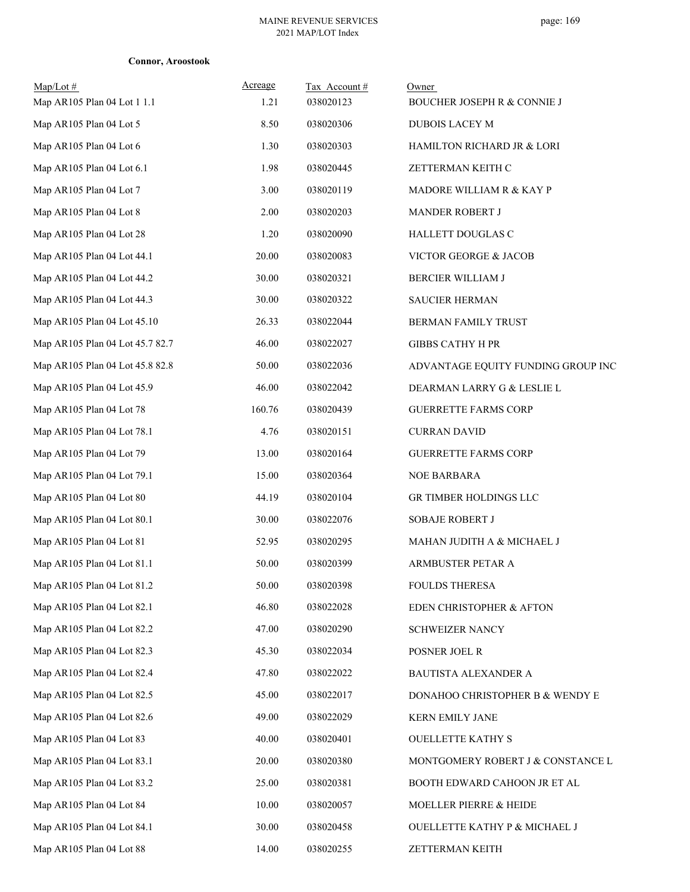**Connor, Aroostook**

| Map/Lot # | Acreage | Tax Account # | Owner |
|---|---|---|---|
| Map AR105 Plan 04 Lot 1 1.1 | 1.21 | 038020123 | BOUCHER JOSEPH R & CONNIE J |
| Map AR105 Plan 04 Lot 5 | 8.50 | 038020306 | DUBOIS LACEY M |
| Map AR105 Plan 04 Lot 6 | 1.30 | 038020303 | HAMILTON RICHARD JR & LORI |
| Map AR105 Plan 04 Lot 6.1 | 1.98 | 038020445 | ZETTERMAN KEITH C |
| Map AR105 Plan 04 Lot 7 | 3.00 | 038020119 | MADORE WILLIAM R & KAY P |
| Map AR105 Plan 04 Lot 8 | 2.00 | 038020203 | MANDER ROBERT J |
| Map AR105 Plan 04 Lot 28 | 1.20 | 038020090 | HALLETT DOUGLAS C |
| Map AR105 Plan 04 Lot 44.1 | 20.00 | 038020083 | VICTOR GEORGE & JACOB |
| Map AR105 Plan 04 Lot 44.2 | 30.00 | 038020321 | BERCIER WILLIAM J |
| Map AR105 Plan 04 Lot 44.3 | 30.00 | 038020322 | SAUCIER HERMAN |
| Map AR105 Plan 04 Lot 45.10 | 26.33 | 038022044 | BERMAN FAMILY TRUST |
| Map AR105 Plan 04 Lot 45.7 82.7 | 46.00 | 038022027 | GIBBS CATHY H PR |
| Map AR105 Plan 04 Lot 45.8 82.8 | 50.00 | 038022036 | ADVANTAGE EQUITY FUNDING GROUP INC |
| Map AR105 Plan 04 Lot 45.9 | 46.00 | 038022042 | DEARMAN LARRY G & LESLIE L |
| Map AR105 Plan 04 Lot 78 | 160.76 | 038020439 | GUERRETTE FARMS CORP |
| Map AR105 Plan 04 Lot 78.1 | 4.76 | 038020151 | CURRAN DAVID |
| Map AR105 Plan 04 Lot 79 | 13.00 | 038020164 | GUERRETTE FARMS CORP |
| Map AR105 Plan 04 Lot 79.1 | 15.00 | 038020364 | NOE BARBARA |
| Map AR105 Plan 04 Lot 80 | 44.19 | 038020104 | GR TIMBER HOLDINGS LLC |
| Map AR105 Plan 04 Lot 80.1 | 30.00 | 038022076 | SOBAJE ROBERT J |
| Map AR105 Plan 04 Lot 81 | 52.95 | 038020295 | MAHAN JUDITH A & MICHAEL J |
| Map AR105 Plan 04 Lot 81.1 | 50.00 | 038020399 | ARMBUSTER PETAR A |
| Map AR105 Plan 04 Lot 81.2 | 50.00 | 038020398 | FOULDS THERESA |
| Map AR105 Plan 04 Lot 82.1 | 46.80 | 038022028 | EDEN CHRISTOPHER & AFTON |
| Map AR105 Plan 04 Lot 82.2 | 47.00 | 038020290 | SCHWEIZER NANCY |
| Map AR105 Plan 04 Lot 82.3 | 45.30 | 038022034 | POSNER JOEL R |
| Map AR105 Plan 04 Lot 82.4 | 47.80 | 038022022 | BAUTISTA ALEXANDER A |
| Map AR105 Plan 04 Lot 82.5 | 45.00 | 038022017 | DONAHOO CHRISTOPHER B & WENDY E |
| Map AR105 Plan 04 Lot 82.6 | 49.00 | 038022029 | KERN EMILY JANE |
| Map AR105 Plan 04 Lot 83 | 40.00 | 038020401 | OUELLETTE KATHY S |
| Map AR105 Plan 04 Lot 83.1 | 20.00 | 038020380 | MONTGOMERY ROBERT J & CONSTANCE L |
| Map AR105 Plan 04 Lot 83.2 | 25.00 | 038020381 | BOOTH EDWARD CAHOON JR ET AL |
| Map AR105 Plan 04 Lot 84 | 10.00 | 038020057 | MOELLER PIERRE & HEIDE |
| Map AR105 Plan 04 Lot 84.1 | 30.00 | 038020458 | OUELLETTE KATHY P & MICHAEL J |
| Map AR105 Plan 04 Lot 88 | 14.00 | 038020255 | ZETTERMAN KEITH |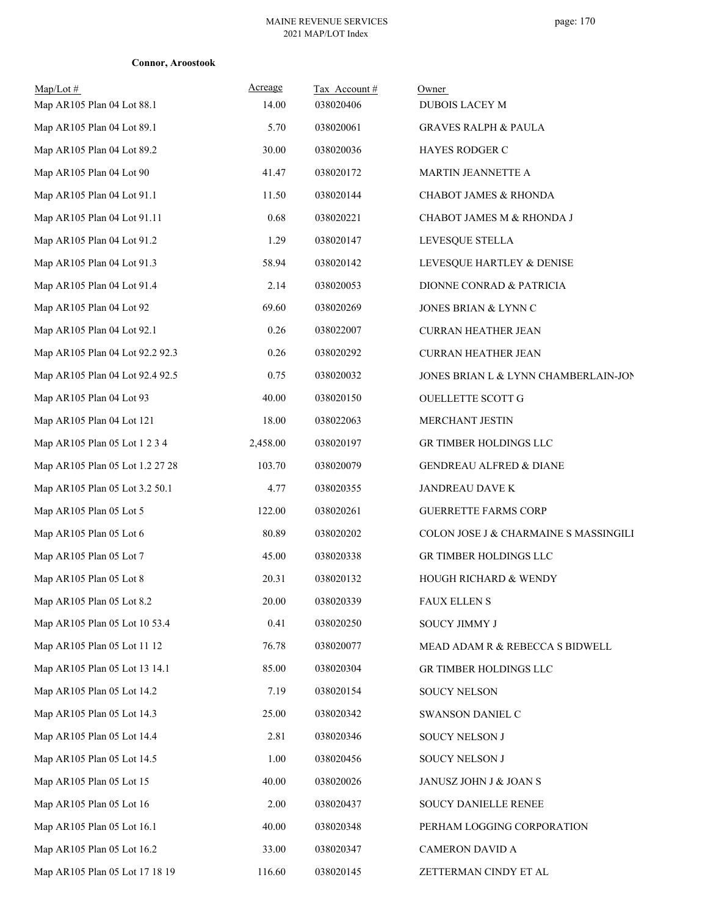**Connor, Aroostook**

| Map/Lot # | Acreage | Tax Account # | Owner |
|---|---|---|---|
| Map AR105 Plan 04 Lot 88.1 | 14.00 | 038020406 | DUBOIS LACEY M |
| Map AR105 Plan 04 Lot 89.1 | 5.70 | 038020061 | GRAVES RALPH & PAULA |
| Map AR105 Plan 04 Lot 89.2 | 30.00 | 038020036 | HAYES RODGER C |
| Map AR105 Plan 04 Lot 90 | 41.47 | 038020172 | MARTIN JEANNETTE A |
| Map AR105 Plan 04 Lot 91.1 | 11.50 | 038020144 | CHABOT JAMES & RHONDA |
| Map AR105 Plan 04 Lot 91.11 | 0.68 | 038020221 | CHABOT JAMES M & RHONDA J |
| Map AR105 Plan 04 Lot 91.2 | 1.29 | 038020147 | LEVESQUE STELLA |
| Map AR105 Plan 04 Lot 91.3 | 58.94 | 038020142 | LEVESQUE HARTLEY & DENISE |
| Map AR105 Plan 04 Lot 91.4 | 2.14 | 038020053 | DIONNE CONRAD & PATRICIA |
| Map AR105 Plan 04 Lot 92 | 69.60 | 038020269 | JONES BRIAN & LYNN C |
| Map AR105 Plan 04 Lot 92.1 | 0.26 | 038022007 | CURRAN HEATHER JEAN |
| Map AR105 Plan 04 Lot 92.2 92.3 | 0.26 | 038020292 | CURRAN HEATHER JEAN |
| Map AR105 Plan 04 Lot 92.4 92.5 | 0.75 | 038020032 | JONES BRIAN L & LYNN CHAMBERLAIN-JON |
| Map AR105 Plan 04 Lot 93 | 40.00 | 038020150 | OUELLETTE SCOTT G |
| Map AR105 Plan 04 Lot 121 | 18.00 | 038022063 | MERCHANT JESTIN |
| Map AR105 Plan 05 Lot 1 2 3 4 | 2,458.00 | 038020197 | GR TIMBER HOLDINGS LLC |
| Map AR105 Plan 05 Lot 1.2 27 28 | 103.70 | 038020079 | GENDREAU ALFRED & DIANE |
| Map AR105 Plan 05 Lot 3.2 50.1 | 4.77 | 038020355 | JANDREAU DAVE K |
| Map AR105 Plan 05 Lot 5 | 122.00 | 038020261 | GUERRETTE FARMS CORP |
| Map AR105 Plan 05 Lot 6 | 80.89 | 038020202 | COLON JOSE J & CHARMAINE S MASSINGILI |
| Map AR105 Plan 05 Lot 7 | 45.00 | 038020338 | GR TIMBER HOLDINGS LLC |
| Map AR105 Plan 05 Lot 8 | 20.31 | 038020132 | HOUGH RICHARD & WENDY |
| Map AR105 Plan 05 Lot 8.2 | 20.00 | 038020339 | FAUX ELLEN S |
| Map AR105 Plan 05 Lot 10 53.4 | 0.41 | 038020250 | SOUCY JIMMY J |
| Map AR105 Plan 05 Lot 11 12 | 76.78 | 038020077 | MEAD ADAM R & REBECCA S BIDWELL |
| Map AR105 Plan 05 Lot 13 14.1 | 85.00 | 038020304 | GR TIMBER HOLDINGS LLC |
| Map AR105 Plan 05 Lot 14.2 | 7.19 | 038020154 | SOUCY NELSON |
| Map AR105 Plan 05 Lot 14.3 | 25.00 | 038020342 | SWANSON DANIEL C |
| Map AR105 Plan 05 Lot 14.4 | 2.81 | 038020346 | SOUCY NELSON J |
| Map AR105 Plan 05 Lot 14.5 | 1.00 | 038020456 | SOUCY NELSON J |
| Map AR105 Plan 05 Lot 15 | 40.00 | 038020026 | JANUSZ JOHN J & JOAN S |
| Map AR105 Plan 05 Lot 16 | 2.00 | 038020437 | SOUCY DANIELLE RENEE |
| Map AR105 Plan 05 Lot 16.1 | 40.00 | 038020348 | PERHAM LOGGING CORPORATION |
| Map AR105 Plan 05 Lot 16.2 | 33.00 | 038020347 | CAMERON DAVID A |
| Map AR105 Plan 05 Lot 17 18 19 | 116.60 | 038020145 | ZETTERMAN CINDY ET AL |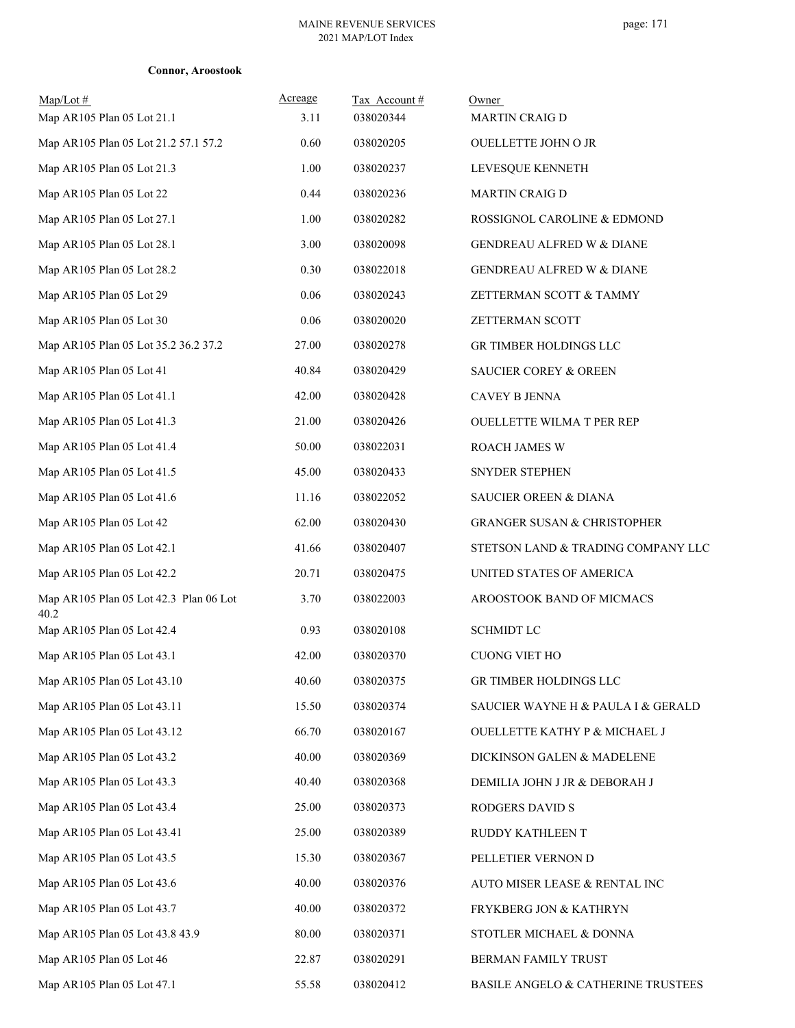**Connor, Aroostook**

| Map/Lot # | Acreage | Tax Account # | Owner |
|---|---|---|---|
| Map AR105 Plan 05 Lot 21.1 | 3.11 | 038020344 | MARTIN CRAIG D |
| Map AR105 Plan 05 Lot 21.2 57.1 57.2 | 0.60 | 038020205 | OUELLETTE JOHN O JR |
| Map AR105 Plan 05 Lot 21.3 | 1.00 | 038020237 | LEVESQUE KENNETH |
| Map AR105 Plan 05 Lot 22 | 0.44 | 038020236 | MARTIN CRAIG D |
| Map AR105 Plan 05 Lot 27.1 | 1.00 | 038020282 | ROSSIGNOL CAROLINE & EDMOND |
| Map AR105 Plan 05 Lot 28.1 | 3.00 | 038020098 | GENDREAU ALFRED W & DIANE |
| Map AR105 Plan 05 Lot 28.2 | 0.30 | 038022018 | GENDREAU ALFRED W & DIANE |
| Map AR105 Plan 05 Lot 29 | 0.06 | 038020243 | ZETTERMAN SCOTT & TAMMY |
| Map AR105 Plan 05 Lot 30 | 0.06 | 038020020 | ZETTERMAN SCOTT |
| Map AR105 Plan 05 Lot 35.2 36.2 37.2 | 27.00 | 038020278 | GR TIMBER HOLDINGS LLC |
| Map AR105 Plan 05 Lot 41 | 40.84 | 038020429 | SAUCIER COREY & OREEN |
| Map AR105 Plan 05 Lot 41.1 | 42.00 | 038020428 | CAVEY B JENNA |
| Map AR105 Plan 05 Lot 41.3 | 21.00 | 038020426 | OUELLETTE WILMA T PER REP |
| Map AR105 Plan 05 Lot 41.4 | 50.00 | 038022031 | ROACH JAMES W |
| Map AR105 Plan 05 Lot 41.5 | 45.00 | 038020433 | SNYDER STEPHEN |
| Map AR105 Plan 05 Lot 41.6 | 11.16 | 038022052 | SAUCIER OREEN & DIANA |
| Map AR105 Plan 05 Lot 42 | 62.00 | 038020430 | GRANGER SUSAN & CHRISTOPHER |
| Map AR105 Plan 05 Lot 42.1 | 41.66 | 038020407 | STETSON LAND & TRADING COMPANY LLC |
| Map AR105 Plan 05 Lot 42.2 | 20.71 | 038020475 | UNITED STATES OF AMERICA |
| Map AR105 Plan 05 Lot 42.3 Plan 06 Lot 40.2 | 3.70 | 038022003 | AROOSTOOK BAND OF MICMACS |
| Map AR105 Plan 05 Lot 42.4 | 0.93 | 038020108 | SCHMIDT LC |
| Map AR105 Plan 05 Lot 43.1 | 42.00 | 038020370 | CUONG VIET HO |
| Map AR105 Plan 05 Lot 43.10 | 40.60 | 038020375 | GR TIMBER HOLDINGS LLC |
| Map AR105 Plan 05 Lot 43.11 | 15.50 | 038020374 | SAUCIER WAYNE H & PAULA I & GERALD |
| Map AR105 Plan 05 Lot 43.12 | 66.70 | 038020167 | OUELLETTE KATHY P & MICHAEL J |
| Map AR105 Plan 05 Lot 43.2 | 40.00 | 038020369 | DICKINSON GALEN & MADELENE |
| Map AR105 Plan 05 Lot 43.3 | 40.40 | 038020368 | DEMILIA JOHN J JR & DEBORAH J |
| Map AR105 Plan 05 Lot 43.4 | 25.00 | 038020373 | RODGERS DAVID S |
| Map AR105 Plan 05 Lot 43.41 | 25.00 | 038020389 | RUDDY KATHLEEN T |
| Map AR105 Plan 05 Lot 43.5 | 15.30 | 038020367 | PELLETIER VERNON D |
| Map AR105 Plan 05 Lot 43.6 | 40.00 | 038020376 | AUTO MISER LEASE & RENTAL INC |
| Map AR105 Plan 05 Lot 43.7 | 40.00 | 038020372 | FRYKBERG JON & KATHRYN |
| Map AR105 Plan 05 Lot 43.8 43.9 | 80.00 | 038020371 | STOTLER MICHAEL & DONNA |
| Map AR105 Plan 05 Lot 46 | 22.87 | 038020291 | BERMAN FAMILY TRUST |
| Map AR105 Plan 05 Lot 47.1 | 55.58 | 038020412 | BASILE ANGELO & CATHERINE TRUSTEES |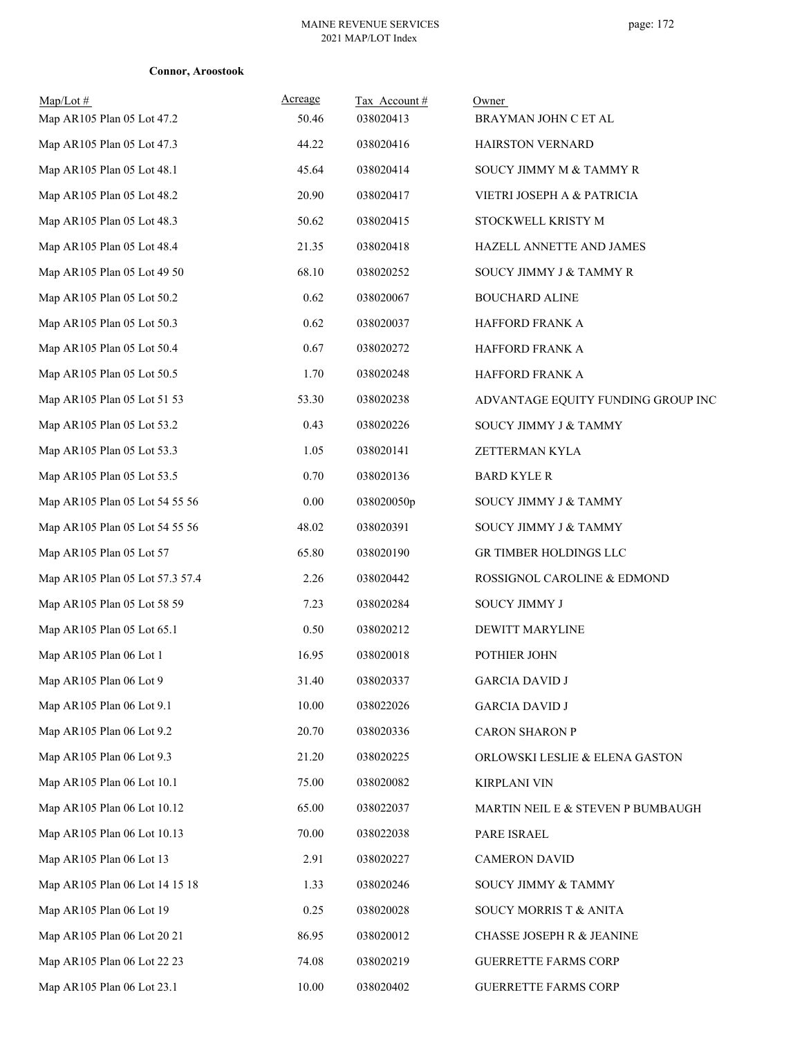**Connor, Aroostook**

| Map/Lot # | Acreage | Tax Account # | Owner |
|---|---|---|---|
| Map AR105 Plan 05 Lot 47.2 | 50.46 | 038020413 | BRAYMAN JOHN C ET AL |
| Map AR105 Plan 05 Lot 47.3 | 44.22 | 038020416 | HAIRSTON VERNARD |
| Map AR105 Plan 05 Lot 48.1 | 45.64 | 038020414 | SOUCY JIMMY M & TAMMY R |
| Map AR105 Plan 05 Lot 48.2 | 20.90 | 038020417 | VIETRI JOSEPH A & PATRICIA |
| Map AR105 Plan 05 Lot 48.3 | 50.62 | 038020415 | STOCKWELL KRISTY M |
| Map AR105 Plan 05 Lot 48.4 | 21.35 | 038020418 | HAZELL ANNETTE AND JAMES |
| Map AR105 Plan 05 Lot 49 50 | 68.10 | 038020252 | SOUCY JIMMY J & TAMMY R |
| Map AR105 Plan 05 Lot 50.2 | 0.62 | 038020067 | BOUCHARD ALINE |
| Map AR105 Plan 05 Lot 50.3 | 0.62 | 038020037 | HAFFORD FRANK A |
| Map AR105 Plan 05 Lot 50.4 | 0.67 | 038020272 | HAFFORD FRANK A |
| Map AR105 Plan 05 Lot 50.5 | 1.70 | 038020248 | HAFFORD FRANK A |
| Map AR105 Plan 05 Lot 51 53 | 53.30 | 038020238 | ADVANTAGE EQUITY FUNDING GROUP INC |
| Map AR105 Plan 05 Lot 53.2 | 0.43 | 038020226 | SOUCY JIMMY J & TAMMY |
| Map AR105 Plan 05 Lot 53.3 | 1.05 | 038020141 | ZETTERMAN KYLA |
| Map AR105 Plan 05 Lot 53.5 | 0.70 | 038020136 | BARD KYLE R |
| Map AR105 Plan 05 Lot 54 55 56 | 0.00 | 038020050p | SOUCY JIMMY J & TAMMY |
| Map AR105 Plan 05 Lot 54 55 56 | 48.02 | 038020391 | SOUCY JIMMY J & TAMMY |
| Map AR105 Plan 05 Lot 57 | 65.80 | 038020190 | GR TIMBER HOLDINGS LLC |
| Map AR105 Plan 05 Lot 57.3 57.4 | 2.26 | 038020442 | ROSSIGNOL CAROLINE & EDMOND |
| Map AR105 Plan 05 Lot 58 59 | 7.23 | 038020284 | SOUCY JIMMY J |
| Map AR105 Plan 05 Lot 65.1 | 0.50 | 038020212 | DEWITT MARYLINE |
| Map AR105 Plan 06 Lot 1 | 16.95 | 038020018 | POTHIER JOHN |
| Map AR105 Plan 06 Lot 9 | 31.40 | 038020337 | GARCIA DAVID J |
| Map AR105 Plan 06 Lot 9.1 | 10.00 | 038022026 | GARCIA DAVID J |
| Map AR105 Plan 06 Lot 9.2 | 20.70 | 038020336 | CARON SHARON P |
| Map AR105 Plan 06 Lot 9.3 | 21.20 | 038020225 | ORLOWSKI LESLIE & ELENA GASTON |
| Map AR105 Plan 06 Lot 10.1 | 75.00 | 038020082 | KIRPLANI VIN |
| Map AR105 Plan 06 Lot 10.12 | 65.00 | 038022037 | MARTIN NEIL E & STEVEN P BUMBAUGH |
| Map AR105 Plan 06 Lot 10.13 | 70.00 | 038022038 | PARE ISRAEL |
| Map AR105 Plan 06 Lot 13 | 2.91 | 038020227 | CAMERON DAVID |
| Map AR105 Plan 06 Lot 14 15 18 | 1.33 | 038020246 | SOUCY JIMMY & TAMMY |
| Map AR105 Plan 06 Lot 19 | 0.25 | 038020028 | SOUCY MORRIS T & ANITA |
| Map AR105 Plan 06 Lot 20 21 | 86.95 | 038020012 | CHASSE JOSEPH R & JEANINE |
| Map AR105 Plan 06 Lot 22 23 | 74.08 | 038020219 | GUERRETTE FARMS CORP |
| Map AR105 Plan 06 Lot 23.1 | 10.00 | 038020402 | GUERRETTE FARMS CORP |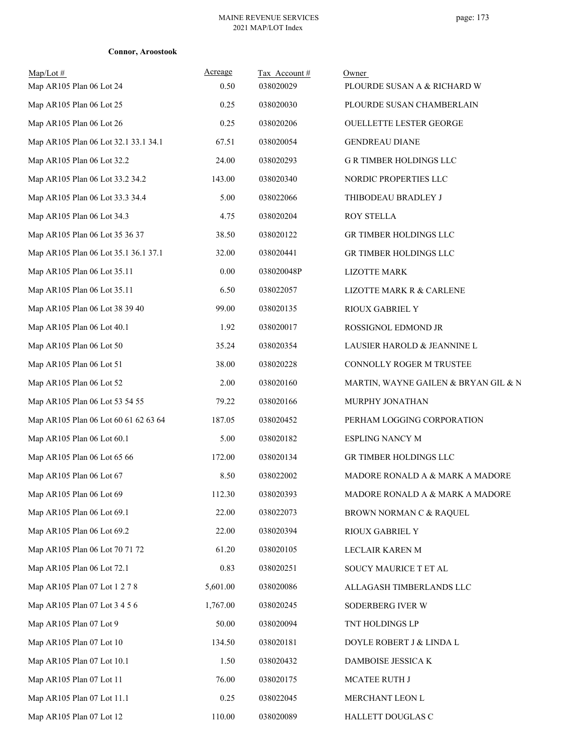**Connor, Aroostook**

| Map/Lot # | Acreage | Tax Account # | Owner |
|---|---|---|---|
| Map AR105 Plan 06 Lot 24 | 0.50 | 038020029 | PLOURDE SUSAN A & RICHARD W |
| Map AR105 Plan 06 Lot 25 | 0.25 | 038020030 | PLOURDE SUSAN CHAMBERLAIN |
| Map AR105 Plan 06 Lot 26 | 0.25 | 038020206 | OUELLETTE LESTER GEORGE |
| Map AR105 Plan 06 Lot 32.1 33.1 34.1 | 67.51 | 038020054 | GENDREAU DIANE |
| Map AR105 Plan 06 Lot 32.2 | 24.00 | 038020293 | G R TIMBER HOLDINGS LLC |
| Map AR105 Plan 06 Lot 33.2 34.2 | 143.00 | 038020340 | NORDIC PROPERTIES LLC |
| Map AR105 Plan 06 Lot 33.3 34.4 | 5.00 | 038022066 | THIBODEAU BRADLEY J |
| Map AR105 Plan 06 Lot 34.3 | 4.75 | 038020204 | ROY STELLA |
| Map AR105 Plan 06 Lot 35 36 37 | 38.50 | 038020122 | GR TIMBER HOLDINGS LLC |
| Map AR105 Plan 06 Lot 35.1 36.1 37.1 | 32.00 | 038020441 | GR TIMBER HOLDINGS LLC |
| Map AR105 Plan 06 Lot 35.11 | 0.00 | 038020048P | LIZOTTE MARK |
| Map AR105 Plan 06 Lot 35.11 | 6.50 | 038022057 | LIZOTTE MARK R & CARLENE |
| Map AR105 Plan 06 Lot 38 39 40 | 99.00 | 038020135 | RIOUX GABRIEL Y |
| Map AR105 Plan 06 Lot 40.1 | 1.92 | 038020017 | ROSSIGNOL EDMOND JR |
| Map AR105 Plan 06 Lot 50 | 35.24 | 038020354 | LAUSIER HAROLD & JEANNINE L |
| Map AR105 Plan 06 Lot 51 | 38.00 | 038020228 | CONNOLLY ROGER M TRUSTEE |
| Map AR105 Plan 06 Lot 52 | 2.00 | 038020160 | MARTIN, WAYNE GAILEN & BRYAN GIL & N |
| Map AR105 Plan 06 Lot 53 54 55 | 79.22 | 038020166 | MURPHY JONATHAN |
| Map AR105 Plan 06 Lot 60 61 62 63 64 | 187.05 | 038020452 | PERHAM LOGGING CORPORATION |
| Map AR105 Plan 06 Lot 60.1 | 5.00 | 038020182 | ESPLING NANCY M |
| Map AR105 Plan 06 Lot 65 66 | 172.00 | 038020134 | GR TIMBER HOLDINGS LLC |
| Map AR105 Plan 06 Lot 67 | 8.50 | 038022002 | MADORE RONALD A & MARK A MADORE |
| Map AR105 Plan 06 Lot 69 | 112.30 | 038020393 | MADORE RONALD A & MARK A MADORE |
| Map AR105 Plan 06 Lot 69.1 | 22.00 | 038022073 | BROWN NORMAN C & RAQUEL |
| Map AR105 Plan 06 Lot 69.2 | 22.00 | 038020394 | RIOUX GABRIEL Y |
| Map AR105 Plan 06 Lot 70 71 72 | 61.20 | 038020105 | LECLAIR KAREN M |
| Map AR105 Plan 06 Lot 72.1 | 0.83 | 038020251 | SOUCY MAURICE T ET AL |
| Map AR105 Plan 07 Lot 1 2 7 8 | 5,601.00 | 038020086 | ALLAGASH TIMBERLANDS LLC |
| Map AR105 Plan 07 Lot 3 4 5 6 | 1,767.00 | 038020245 | SODERBERG IVER W |
| Map AR105 Plan 07 Lot 9 | 50.00 | 038020094 | TNT HOLDINGS LP |
| Map AR105 Plan 07 Lot 10 | 134.50 | 038020181 | DOYLE ROBERT J & LINDA L |
| Map AR105 Plan 07 Lot 10.1 | 1.50 | 038020432 | DAMBOISE JESSICA K |
| Map AR105 Plan 07 Lot 11 | 76.00 | 038020175 | MCATEE RUTH J |
| Map AR105 Plan 07 Lot 11.1 | 0.25 | 038022045 | MERCHANT LEON L |
| Map AR105 Plan 07 Lot 12 | 110.00 | 038020089 | HALLETT DOUGLAS C |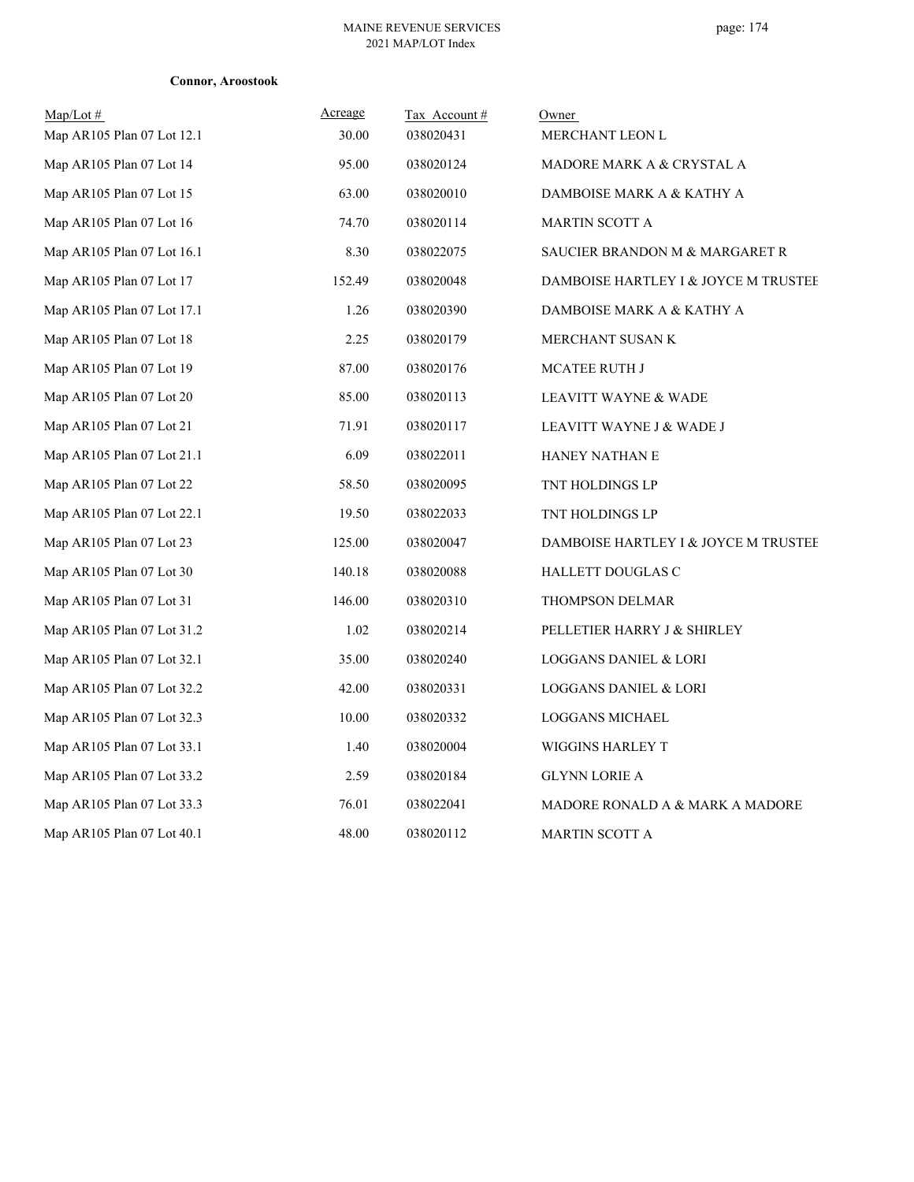**Connor, Aroostook**

| Map/Lot # | Acreage | Tax Account # | Owner |
|---|---|---|---|
| Map AR105 Plan 07 Lot 12.1 | 30.00 | 038020431 | MERCHANT LEON L |
| Map AR105 Plan 07 Lot 14 | 95.00 | 038020124 | MADORE MARK A & CRYSTAL A |
| Map AR105 Plan 07 Lot 15 | 63.00 | 038020010 | DAMBOISE MARK A & KATHY A |
| Map AR105 Plan 07 Lot 16 | 74.70 | 038020114 | MARTIN SCOTT A |
| Map AR105 Plan 07 Lot 16.1 | 8.30 | 038022075 | SAUCIER BRANDON M & MARGARET R |
| Map AR105 Plan 07 Lot 17 | 152.49 | 038020048 | DAMBOISE HARTLEY I & JOYCE M TRUSTEE |
| Map AR105 Plan 07 Lot 17.1 | 1.26 | 038020390 | DAMBOISE MARK A & KATHY A |
| Map AR105 Plan 07 Lot 18 | 2.25 | 038020179 | MERCHANT SUSAN K |
| Map AR105 Plan 07 Lot 19 | 87.00 | 038020176 | MCATEE RUTH J |
| Map AR105 Plan 07 Lot 20 | 85.00 | 038020113 | LEAVITT WAYNE & WADE |
| Map AR105 Plan 07 Lot 21 | 71.91 | 038020117 | LEAVITT WAYNE J & WADE J |
| Map AR105 Plan 07 Lot 21.1 | 6.09 | 038022011 | HANEY NATHAN E |
| Map AR105 Plan 07 Lot 22 | 58.50 | 038020095 | TNT HOLDINGS LP |
| Map AR105 Plan 07 Lot 22.1 | 19.50 | 038022033 | TNT HOLDINGS LP |
| Map AR105 Plan 07 Lot 23 | 125.00 | 038020047 | DAMBOISE HARTLEY I & JOYCE M TRUSTEE |
| Map AR105 Plan 07 Lot 30 | 140.18 | 038020088 | HALLETT DOUGLAS C |
| Map AR105 Plan 07 Lot 31 | 146.00 | 038020310 | THOMPSON DELMAR |
| Map AR105 Plan 07 Lot 31.2 | 1.02 | 038020214 | PELLETIER HARRY J & SHIRLEY |
| Map AR105 Plan 07 Lot 32.1 | 35.00 | 038020240 | LOGGANS DANIEL & LORI |
| Map AR105 Plan 07 Lot 32.2 | 42.00 | 038020331 | LOGGANS DANIEL & LORI |
| Map AR105 Plan 07 Lot 32.3 | 10.00 | 038020332 | LOGGANS MICHAEL |
| Map AR105 Plan 07 Lot 33.1 | 1.40 | 038020004 | WIGGINS HARLEY T |
| Map AR105 Plan 07 Lot 33.2 | 2.59 | 038020184 | GLYNN LORIE A |
| Map AR105 Plan 07 Lot 33.3 | 76.01 | 038022041 | MADORE RONALD A & MARK A MADORE |
| Map AR105 Plan 07 Lot 40.1 | 48.00 | 038020112 | MARTIN SCOTT A |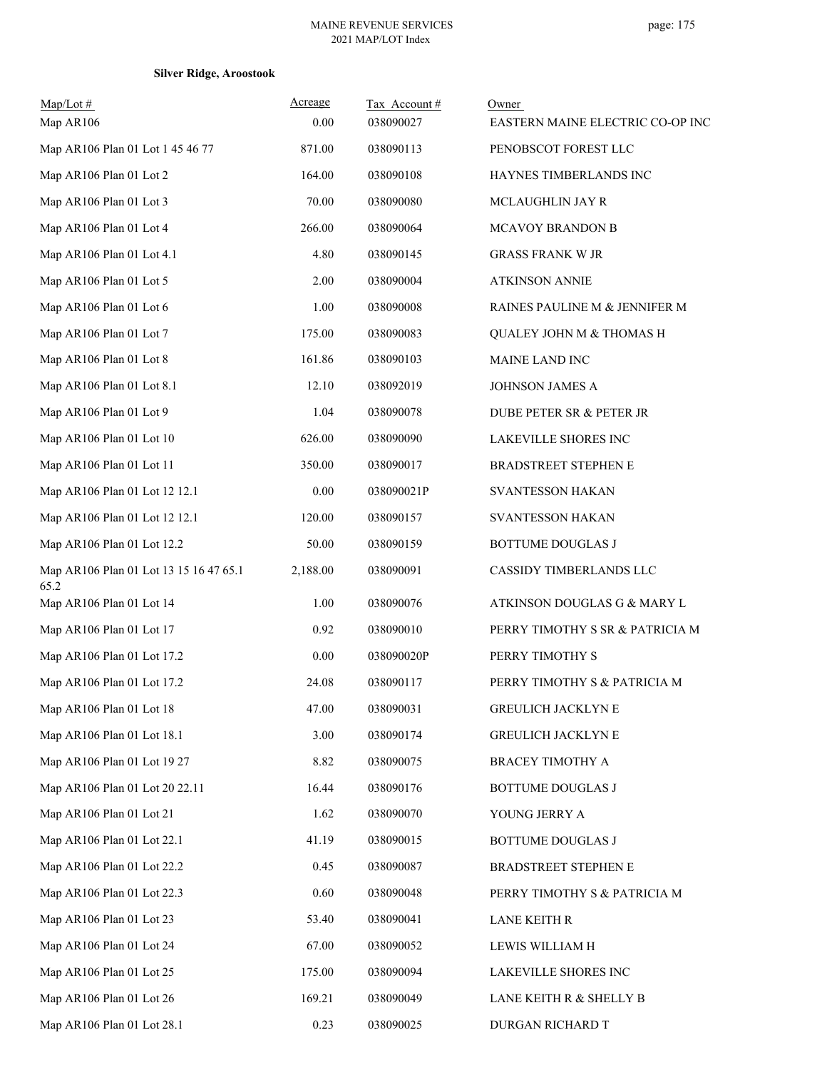**Silver Ridge, Aroostook**

| Map/Lot # | Acreage | Tax Account # | Owner |
|---|---|---|---|
| Map AR106 | 0.00 | 038090027 | EASTERN MAINE ELECTRIC CO-OP INC |
| Map AR106 Plan 01 Lot 1 45 46 77 | 871.00 | 038090113 | PENOBSCOT FOREST LLC |
| Map AR106 Plan 01 Lot 2 | 164.00 | 038090108 | HAYNES TIMBERLANDS INC |
| Map AR106 Plan 01 Lot 3 | 70.00 | 038090080 | MCLAUGHLIN JAY R |
| Map AR106 Plan 01 Lot 4 | 266.00 | 038090064 | MCAVOY BRANDON B |
| Map AR106 Plan 01 Lot 4.1 | 4.80 | 038090145 | GRASS FRANK W JR |
| Map AR106 Plan 01 Lot 5 | 2.00 | 038090004 | ATKINSON ANNIE |
| Map AR106 Plan 01 Lot 6 | 1.00 | 038090008 | RAINES PAULINE M & JENNIFER M |
| Map AR106 Plan 01 Lot 7 | 175.00 | 038090083 | QUALEY JOHN M & THOMAS H |
| Map AR106 Plan 01 Lot 8 | 161.86 | 038090103 | MAINE LAND INC |
| Map AR106 Plan 01 Lot 8.1 | 12.10 | 038092019 | JOHNSON JAMES A |
| Map AR106 Plan 01 Lot 9 | 1.04 | 038090078 | DUBE PETER SR & PETER JR |
| Map AR106 Plan 01 Lot 10 | 626.00 | 038090090 | LAKEVILLE SHORES INC |
| Map AR106 Plan 01 Lot 11 | 350.00 | 038090017 | BRADSTREET STEPHEN E |
| Map AR106 Plan 01 Lot 12 12.1 | 0.00 | 038090021P | SVANTESSON HAKAN |
| Map AR106 Plan 01 Lot 12 12.1 | 120.00 | 038090157 | SVANTESSON HAKAN |
| Map AR106 Plan 01 Lot 12.2 | 50.00 | 038090159 | BOTTUME DOUGLAS J |
| Map AR106 Plan 01 Lot 13 15 16 47 65.1 65.2 | 2,188.00 | 038090091 | CASSIDY TIMBERLANDS LLC |
| Map AR106 Plan 01 Lot 14 | 1.00 | 038090076 | ATKINSON DOUGLAS G & MARY L |
| Map AR106 Plan 01 Lot 17 | 0.92 | 038090010 | PERRY TIMOTHY S SR & PATRICIA M |
| Map AR106 Plan 01 Lot 17.2 | 0.00 | 038090020P | PERRY TIMOTHY S |
| Map AR106 Plan 01 Lot 17.2 | 24.08 | 038090117 | PERRY TIMOTHY S & PATRICIA M |
| Map AR106 Plan 01 Lot 18 | 47.00 | 038090031 | GREULICH JACKLYN E |
| Map AR106 Plan 01 Lot 18.1 | 3.00 | 038090174 | GREULICH JACKLYN E |
| Map AR106 Plan 01 Lot 19 27 | 8.82 | 038090075 | BRACEY TIMOTHY A |
| Map AR106 Plan 01 Lot 20 22.11 | 16.44 | 038090176 | BOTTUME DOUGLAS J |
| Map AR106 Plan 01 Lot 21 | 1.62 | 038090070 | YOUNG JERRY A |
| Map AR106 Plan 01 Lot 22.1 | 41.19 | 038090015 | BOTTUME DOUGLAS J |
| Map AR106 Plan 01 Lot 22.2 | 0.45 | 038090087 | BRADSTREET STEPHEN E |
| Map AR106 Plan 01 Lot 22.3 | 0.60 | 038090048 | PERRY TIMOTHY S & PATRICIA M |
| Map AR106 Plan 01 Lot 23 | 53.40 | 038090041 | LANE KEITH R |
| Map AR106 Plan 01 Lot 24 | 67.00 | 038090052 | LEWIS WILLIAM H |
| Map AR106 Plan 01 Lot 25 | 175.00 | 038090094 | LAKEVILLE SHORES INC |
| Map AR106 Plan 01 Lot 26 | 169.21 | 038090049 | LANE KEITH R & SHELLY B |
| Map AR106 Plan 01 Lot 28.1 | 0.23 | 038090025 | DURGAN RICHARD T |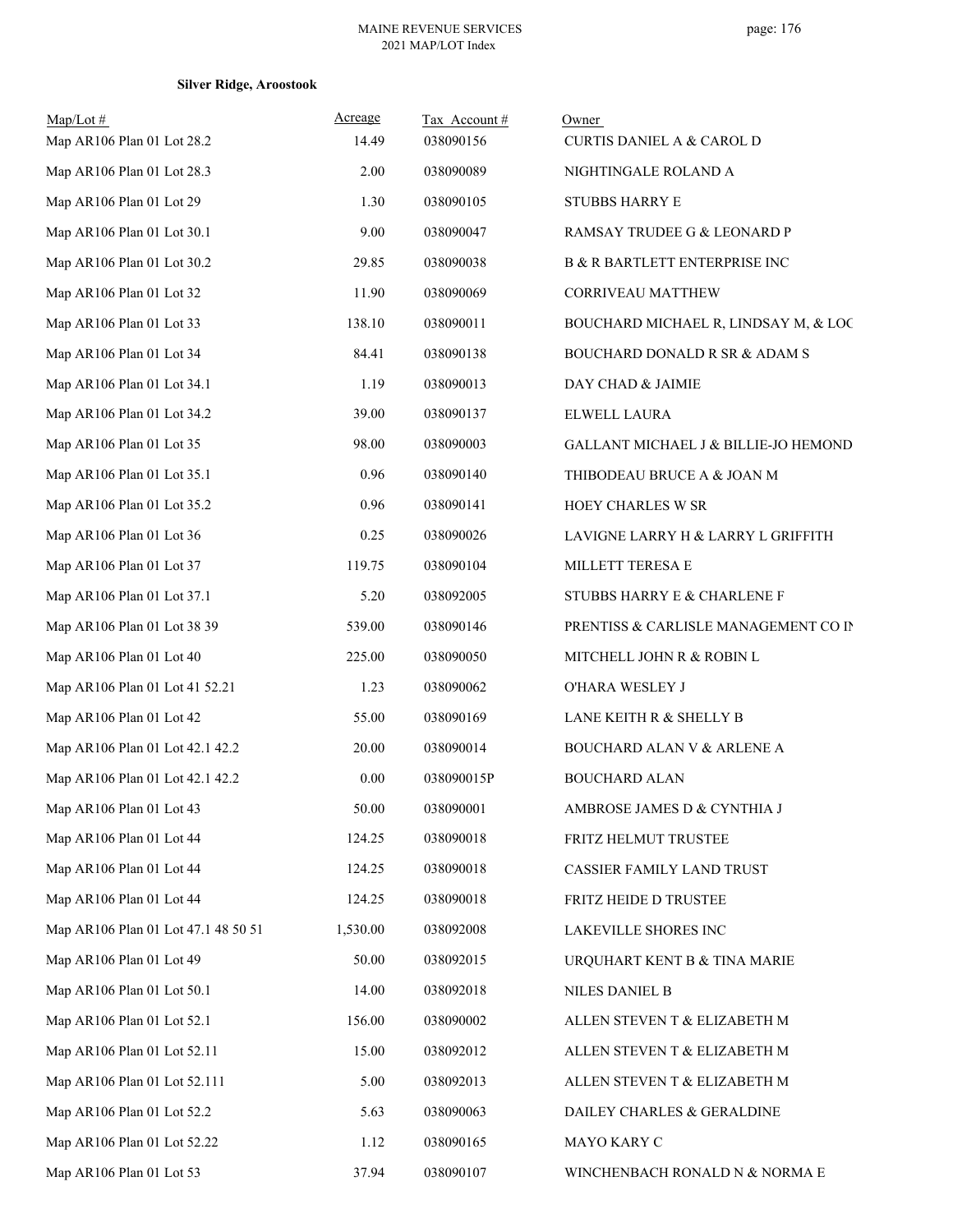**Silver Ridge, Aroostook**

| Map/Lot # | Acreage | Tax Account # | Owner |
|---|---|---|---|
| Map AR106 Plan 01 Lot 28.2 | 14.49 | 038090156 | CURTIS DANIEL A & CAROL D |
| Map AR106 Plan 01 Lot 28.3 | 2.00 | 038090089 | NIGHTINGALE ROLAND A |
| Map AR106 Plan 01 Lot 29 | 1.30 | 038090105 | STUBBS HARRY E |
| Map AR106 Plan 01 Lot 30.1 | 9.00 | 038090047 | RAMSAY TRUDEE G & LEONARD P |
| Map AR106 Plan 01 Lot 30.2 | 29.85 | 038090038 | B & R BARTLETT ENTERPRISE INC |
| Map AR106 Plan 01 Lot 32 | 11.90 | 038090069 | CORRIVEAU MATTHEW |
| Map AR106 Plan 01 Lot 33 | 138.10 | 038090011 | BOUCHARD MICHAEL R, LINDSAY M, & LOC |
| Map AR106 Plan 01 Lot 34 | 84.41 | 038090138 | BOUCHARD DONALD R SR & ADAM S |
| Map AR106 Plan 01 Lot 34.1 | 1.19 | 038090013 | DAY CHAD & JAIMIE |
| Map AR106 Plan 01 Lot 34.2 | 39.00 | 038090137 | ELWELL LAURA |
| Map AR106 Plan 01 Lot 35 | 98.00 | 038090003 | GALLANT MICHAEL J & BILLIE-JO HEMOND |
| Map AR106 Plan 01 Lot 35.1 | 0.96 | 038090140 | THIBODEAU BRUCE A & JOAN M |
| Map AR106 Plan 01 Lot 35.2 | 0.96 | 038090141 | HOEY CHARLES W SR |
| Map AR106 Plan 01 Lot 36 | 0.25 | 038090026 | LAVIGNE LARRY H & LARRY L GRIFFITH |
| Map AR106 Plan 01 Lot 37 | 119.75 | 038090104 | MILLETT TERESA E |
| Map AR106 Plan 01 Lot 37.1 | 5.20 | 038092005 | STUBBS HARRY E & CHARLENE F |
| Map AR106 Plan 01 Lot 38 39 | 539.00 | 038090146 | PRENTISS & CARLISLE MANAGEMENT CO IN |
| Map AR106 Plan 01 Lot 40 | 225.00 | 038090050 | MITCHELL JOHN R & ROBIN L |
| Map AR106 Plan 01 Lot 41 52.21 | 1.23 | 038090062 | O'HARA WESLEY J |
| Map AR106 Plan 01 Lot 42 | 55.00 | 038090169 | LANE KEITH R & SHELLY B |
| Map AR106 Plan 01 Lot 42.1 42.2 | 20.00 | 038090014 | BOUCHARD ALAN V & ARLENE A |
| Map AR106 Plan 01 Lot 42.1 42.2 | 0.00 | 038090015P | BOUCHARD ALAN |
| Map AR106 Plan 01 Lot 43 | 50.00 | 038090001 | AMBROSE JAMES D & CYNTHIA J |
| Map AR106 Plan 01 Lot 44 | 124.25 | 038090018 | FRITZ HELMUT TRUSTEE |
| Map AR106 Plan 01 Lot 44 | 124.25 | 038090018 | CASSIER FAMILY LAND TRUST |
| Map AR106 Plan 01 Lot 44 | 124.25 | 038090018 | FRITZ HEIDE D TRUSTEE |
| Map AR106 Plan 01 Lot 47.1 48 50 51 | 1,530.00 | 038092008 | LAKEVILLE SHORES INC |
| Map AR106 Plan 01 Lot 49 | 50.00 | 038092015 | URQUHART KENT B & TINA MARIE |
| Map AR106 Plan 01 Lot 50.1 | 14.00 | 038092018 | NILES DANIEL B |
| Map AR106 Plan 01 Lot 52.1 | 156.00 | 038090002 | ALLEN STEVEN T & ELIZABETH M |
| Map AR106 Plan 01 Lot 52.11 | 15.00 | 038092012 | ALLEN STEVEN T & ELIZABETH M |
| Map AR106 Plan 01 Lot 52.111 | 5.00 | 038092013 | ALLEN STEVEN T & ELIZABETH M |
| Map AR106 Plan 01 Lot 52.2 | 5.63 | 038090063 | DAILEY CHARLES & GERALDINE |
| Map AR106 Plan 01 Lot 52.22 | 1.12 | 038090165 | MAYO KARY C |
| Map AR106 Plan 01 Lot 53 | 37.94 | 038090107 | WINCHENBACH RONALD N & NORMA E |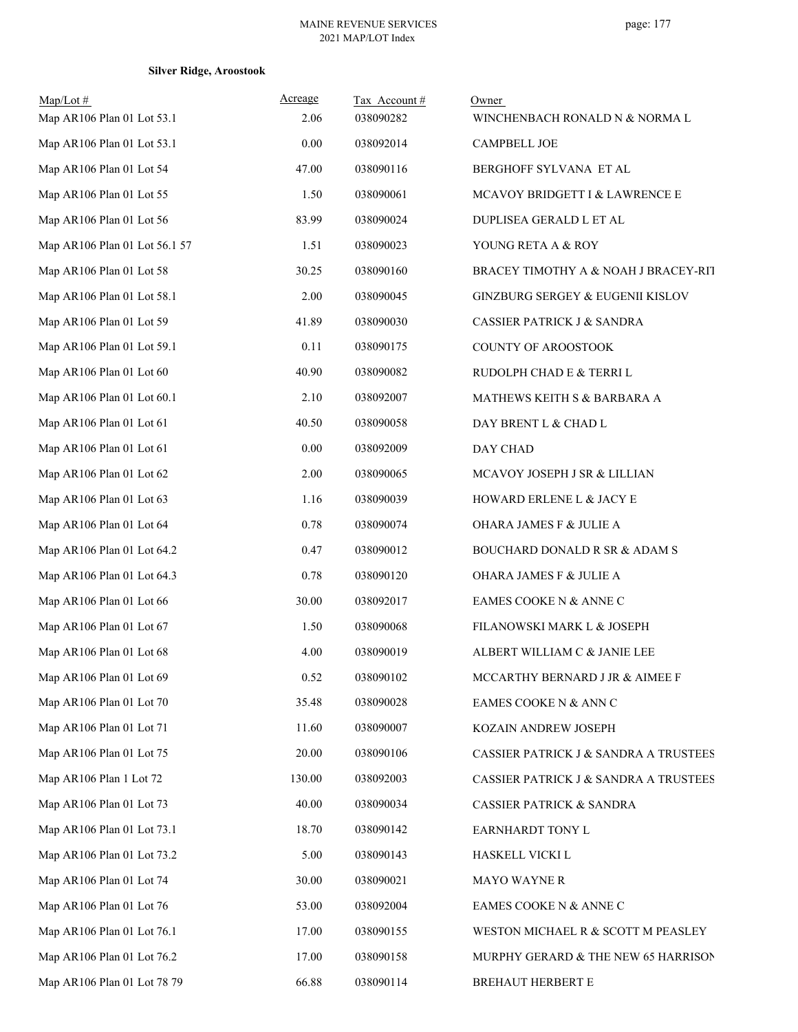**Silver Ridge, Aroostook**

| Map/Lot # | Acreage | Tax Account # | Owner |
|---|---|---|---|
| Map AR106 Plan 01 Lot 53.1 | 2.06 | 038090282 | WINCHENBACH RONALD N & NORMA L |
| Map AR106 Plan 01 Lot 53.1 | 0.00 | 038092014 | CAMPBELL JOE |
| Map AR106 Plan 01 Lot 54 | 47.00 | 038090116 | BERGHOFF SYLVANA ET AL |
| Map AR106 Plan 01 Lot 55 | 1.50 | 038090061 | MCAVOY BRIDGETT I & LAWRENCE E |
| Map AR106 Plan 01 Lot 56 | 83.99 | 038090024 | DUPLISEA GERALD L ET AL |
| Map AR106 Plan 01 Lot 56.1 57 | 1.51 | 038090023 | YOUNG RETA A & ROY |
| Map AR106 Plan 01 Lot 58 | 30.25 | 038090160 | BRACEY TIMOTHY A & NOAH J BRACEY-RIT |
| Map AR106 Plan 01 Lot 58.1 | 2.00 | 038090045 | GINZBURG SERGEY & EUGENII KISLOV |
| Map AR106 Plan 01 Lot 59 | 41.89 | 038090030 | CASSIER PATRICK J & SANDRA |
| Map AR106 Plan 01 Lot 59.1 | 0.11 | 038090175 | COUNTY OF AROOSTOOK |
| Map AR106 Plan 01 Lot 60 | 40.90 | 038090082 | RUDOLPH CHAD E & TERRI L |
| Map AR106 Plan 01 Lot 60.1 | 2.10 | 038092007 | MATHEWS KEITH S & BARBARA A |
| Map AR106 Plan 01 Lot 61 | 40.50 | 038090058 | DAY BRENT L & CHAD L |
| Map AR106 Plan 01 Lot 61 | 0.00 | 038092009 | DAY CHAD |
| Map AR106 Plan 01 Lot 62 | 2.00 | 038090065 | MCAVOY JOSEPH J SR & LILLIAN |
| Map AR106 Plan 01 Lot 63 | 1.16 | 038090039 | HOWARD ERLENE L & JACY E |
| Map AR106 Plan 01 Lot 64 | 0.78 | 038090074 | OHARA JAMES F & JULIE A |
| Map AR106 Plan 01 Lot 64.2 | 0.47 | 038090012 | BOUCHARD DONALD R SR & ADAM S |
| Map AR106 Plan 01 Lot 64.3 | 0.78 | 038090120 | OHARA JAMES F & JULIE A |
| Map AR106 Plan 01 Lot 66 | 30.00 | 038092017 | EAMES COOKE N & ANNE C |
| Map AR106 Plan 01 Lot 67 | 1.50 | 038090068 | FILANOWSKI MARK L & JOSEPH |
| Map AR106 Plan 01 Lot 68 | 4.00 | 038090019 | ALBERT WILLIAM C & JANIE LEE |
| Map AR106 Plan 01 Lot 69 | 0.52 | 038090102 | MCCARTHY BERNARD J JR & AIMEE F |
| Map AR106 Plan 01 Lot 70 | 35.48 | 038090028 | EAMES COOKE N & ANN C |
| Map AR106 Plan 01 Lot 71 | 11.60 | 038090007 | KOZAIN ANDREW JOSEPH |
| Map AR106 Plan 01 Lot 75 | 20.00 | 038090106 | CASSIER PATRICK J & SANDRA A TRUSTEES |
| Map AR106 Plan 1 Lot 72 | 130.00 | 038092003 | CASSIER PATRICK J & SANDRA A TRUSTEES |
| Map AR106 Plan 01 Lot 73 | 40.00 | 038090034 | CASSIER PATRICK & SANDRA |
| Map AR106 Plan 01 Lot 73.1 | 18.70 | 038090142 | EARNHARDT TONY L |
| Map AR106 Plan 01 Lot 73.2 | 5.00 | 038090143 | HASKELL VICKI L |
| Map AR106 Plan 01 Lot 74 | 30.00 | 038090021 | MAYO WAYNE R |
| Map AR106 Plan 01 Lot 76 | 53.00 | 038092004 | EAMES COOKE N & ANNE C |
| Map AR106 Plan 01 Lot 76.1 | 17.00 | 038090155 | WESTON MICHAEL R & SCOTT M PEASLEY |
| Map AR106 Plan 01 Lot 76.2 | 17.00 | 038090158 | MURPHY GERARD & THE NEW 65 HARRISON |
| Map AR106 Plan 01 Lot 78 79 | 66.88 | 038090114 | BREHAUT HERBERT E |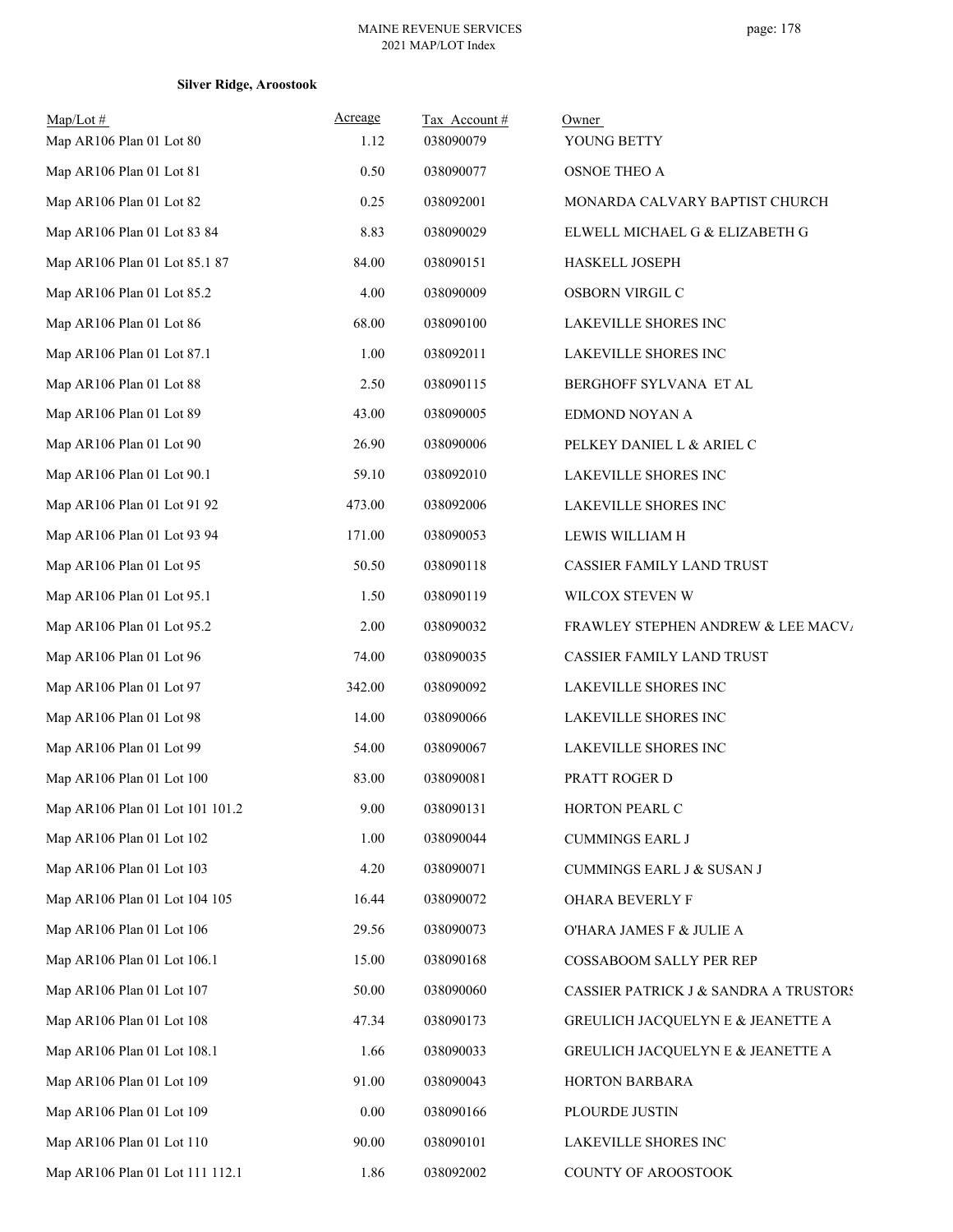**Silver Ridge, Aroostook**

| Map/Lot # | Acreage | Tax Account # | Owner |
|---|---|---|---|
| Map AR106 Plan 01 Lot 80 | 1.12 | 038090079 | YOUNG BETTY |
| Map AR106 Plan 01 Lot 81 | 0.50 | 038090077 | OSNOE THEO A |
| Map AR106 Plan 01 Lot 82 | 0.25 | 038092001 | MONARDA CALVARY BAPTIST CHURCH |
| Map AR106 Plan 01 Lot 83 84 | 8.83 | 038090029 | ELWELL MICHAEL G & ELIZABETH G |
| Map AR106 Plan 01 Lot 85.1 87 | 84.00 | 038090151 | HASKELL JOSEPH |
| Map AR106 Plan 01 Lot 85.2 | 4.00 | 038090009 | OSBORN VIRGIL C |
| Map AR106 Plan 01 Lot 86 | 68.00 | 038090100 | LAKEVILLE SHORES INC |
| Map AR106 Plan 01 Lot 87.1 | 1.00 | 038092011 | LAKEVILLE SHORES INC |
| Map AR106 Plan 01 Lot 88 | 2.50 | 038090115 | BERGHOFF SYLVANA ET AL |
| Map AR106 Plan 01 Lot 89 | 43.00 | 038090005 | EDMOND NOYAN A |
| Map AR106 Plan 01 Lot 90 | 26.90 | 038090006 | PELKEY DANIEL L & ARIEL C |
| Map AR106 Plan 01 Lot 90.1 | 59.10 | 038092010 | LAKEVILLE SHORES INC |
| Map AR106 Plan 01 Lot 91 92 | 473.00 | 038092006 | LAKEVILLE SHORES INC |
| Map AR106 Plan 01 Lot 93 94 | 171.00 | 038090053 | LEWIS WILLIAM H |
| Map AR106 Plan 01 Lot 95 | 50.50 | 038090118 | CASSIER FAMILY LAND TRUST |
| Map AR106 Plan 01 Lot 95.1 | 1.50 | 038090119 | WILCOX STEVEN W |
| Map AR106 Plan 01 Lot 95.2 | 2.00 | 038090032 | FRAWLEY STEPHEN ANDREW & LEE MACVA |
| Map AR106 Plan 01 Lot 96 | 74.00 | 038090035 | CASSIER FAMILY LAND TRUST |
| Map AR106 Plan 01 Lot 97 | 342.00 | 038090092 | LAKEVILLE SHORES INC |
| Map AR106 Plan 01 Lot 98 | 14.00 | 038090066 | LAKEVILLE SHORES INC |
| Map AR106 Plan 01 Lot 99 | 54.00 | 038090067 | LAKEVILLE SHORES INC |
| Map AR106 Plan 01 Lot 100 | 83.00 | 038090081 | PRATT ROGER D |
| Map AR106 Plan 01 Lot 101 101.2 | 9.00 | 038090131 | HORTON PEARL C |
| Map AR106 Plan 01 Lot 102 | 1.00 | 038090044 | CUMMINGS EARL J |
| Map AR106 Plan 01 Lot 103 | 4.20 | 038090071 | CUMMINGS EARL J & SUSAN J |
| Map AR106 Plan 01 Lot 104 105 | 16.44 | 038090072 | OHARA BEVERLY F |
| Map AR106 Plan 01 Lot 106 | 29.56 | 038090073 | O'HARA JAMES F & JULIE A |
| Map AR106 Plan 01 Lot 106.1 | 15.00 | 038090168 | COSSABOOM SALLY PER REP |
| Map AR106 Plan 01 Lot 107 | 50.00 | 038090060 | CASSIER PATRICK J & SANDRA A TRUSTORS |
| Map AR106 Plan 01 Lot 108 | 47.34 | 038090173 | GREULICH JACQUELYN E & JEANETTE A |
| Map AR106 Plan 01 Lot 108.1 | 1.66 | 038090033 | GREULICH JACQUELYN E & JEANETTE A |
| Map AR106 Plan 01 Lot 109 | 91.00 | 038090043 | HORTON BARBARA |
| Map AR106 Plan 01 Lot 109 | 0.00 | 038090166 | PLOURDE JUSTIN |
| Map AR106 Plan 01 Lot 110 | 90.00 | 038090101 | LAKEVILLE SHORES INC |
| Map AR106 Plan 01 Lot 111 112.1 | 1.86 | 038092002 | COUNTY OF AROOSTOOK |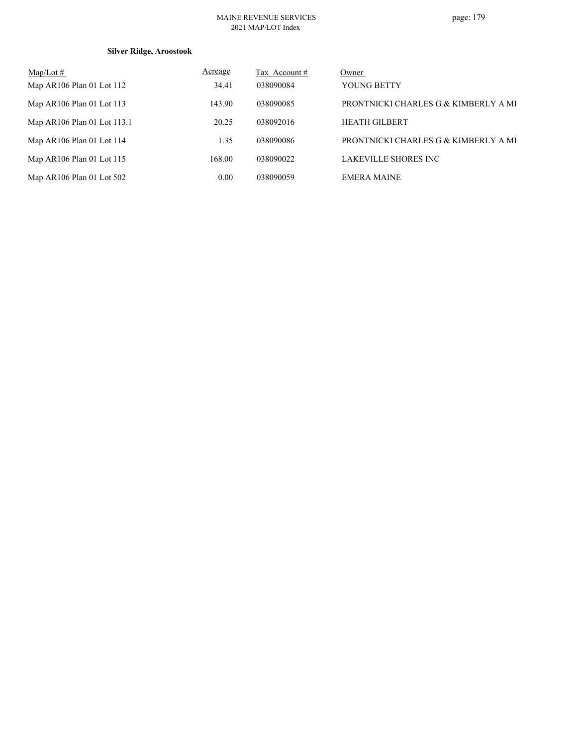**Silver Ridge, Aroostook**

| Map/Lot # | Acreage | Tax Account # | Owner |
|---|---|---|---|
| Map AR106 Plan 01 Lot 112 | 34.41 | 038090084 | YOUNG BETTY |
| Map AR106 Plan 01 Lot 113 | 143.90 | 038090085 | PRONTNICKI CHARLES G & KIMBERLY A MI |
| Map AR106 Plan 01 Lot 113.1 | 20.25 | 038092016 | HEATH GILBERT |
| Map AR106 Plan 01 Lot 114 | 1.35 | 038090086 | PRONTNICKI CHARLES G & KIMBERLY A MI |
| Map AR106 Plan 01 Lot 115 | 168.00 | 038090022 | LAKEVILLE SHORES INC |
| Map AR106 Plan 01 Lot 502 | 0.00 | 038090059 | EMERA MAINE |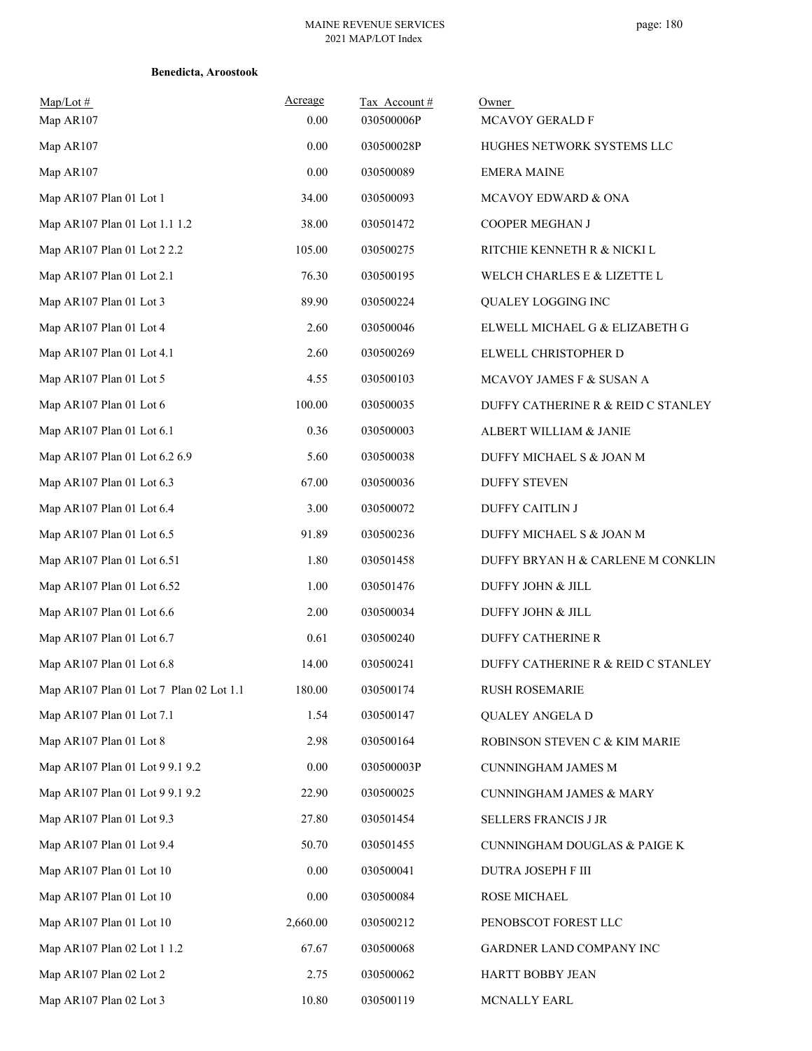**Benedicta, Aroostook**

| Map/Lot # | Acreage | Tax Account # | Owner |
|---|---|---|---|
| Map AR107 | 0.00 | 030500006P | MCAVOY GERALD F |
| Map AR107 | 0.00 | 030500028P | HUGHES NETWORK SYSTEMS LLC |
| Map AR107 | 0.00 | 030500089 | EMERA MAINE |
| Map AR107 Plan 01 Lot 1 | 34.00 | 030500093 | MCAVOY EDWARD & ONA |
| Map AR107 Plan 01 Lot 1.1 1.2 | 38.00 | 030501472 | COOPER MEGHAN J |
| Map AR107 Plan 01 Lot 2 2.2 | 105.00 | 030500275 | RITCHIE KENNETH R & NICKI L |
| Map AR107 Plan 01 Lot 2.1 | 76.30 | 030500195 | WELCH CHARLES E & LIZETTE L |
| Map AR107 Plan 01 Lot 3 | 89.90 | 030500224 | QUALEY LOGGING INC |
| Map AR107 Plan 01 Lot 4 | 2.60 | 030500046 | ELWELL MICHAEL G & ELIZABETH G |
| Map AR107 Plan 01 Lot 4.1 | 2.60 | 030500269 | ELWELL CHRISTOPHER D |
| Map AR107 Plan 01 Lot 5 | 4.55 | 030500103 | MCAVOY JAMES F & SUSAN A |
| Map AR107 Plan 01 Lot 6 | 100.00 | 030500035 | DUFFY CATHERINE R & REID C STANLEY |
| Map AR107 Plan 01 Lot 6.1 | 0.36 | 030500003 | ALBERT WILLIAM & JANIE |
| Map AR107 Plan 01 Lot 6.2 6.9 | 5.60 | 030500038 | DUFFY MICHAEL S & JOAN M |
| Map AR107 Plan 01 Lot 6.3 | 67.00 | 030500036 | DUFFY STEVEN |
| Map AR107 Plan 01 Lot 6.4 | 3.00 | 030500072 | DUFFY CAITLIN J |
| Map AR107 Plan 01 Lot 6.5 | 91.89 | 030500236 | DUFFY MICHAEL S & JOAN M |
| Map AR107 Plan 01 Lot 6.51 | 1.80 | 030501458 | DUFFY BRYAN H & CARLENE M CONKLIN |
| Map AR107 Plan 01 Lot 6.52 | 1.00 | 030501476 | DUFFY JOHN & JILL |
| Map AR107 Plan 01 Lot 6.6 | 2.00 | 030500034 | DUFFY JOHN & JILL |
| Map AR107 Plan 01 Lot 6.7 | 0.61 | 030500240 | DUFFY CATHERINE R |
| Map AR107 Plan 01 Lot 6.8 | 14.00 | 030500241 | DUFFY CATHERINE R & REID C STANLEY |
| Map AR107 Plan 01 Lot 7 Plan 02 Lot 1.1 | 180.00 | 030500174 | RUSH ROSEMARIE |
| Map AR107 Plan 01 Lot 7.1 | 1.54 | 030500147 | QUALEY ANGELA D |
| Map AR107 Plan 01 Lot 8 | 2.98 | 030500164 | ROBINSON STEVEN C & KIM MARIE |
| Map AR107 Plan 01 Lot 9 9.1 9.2 | 0.00 | 030500003P | CUNNINGHAM JAMES M |
| Map AR107 Plan 01 Lot 9 9.1 9.2 | 22.90 | 030500025 | CUNNINGHAM JAMES & MARY |
| Map AR107 Plan 01 Lot 9.3 | 27.80 | 030501454 | SELLERS FRANCIS J JR |
| Map AR107 Plan 01 Lot 9.4 | 50.70 | 030501455 | CUNNINGHAM DOUGLAS & PAIGE K |
| Map AR107 Plan 01 Lot 10 | 0.00 | 030500041 | DUTRA JOSEPH F III |
| Map AR107 Plan 01 Lot 10 | 0.00 | 030500084 | ROSE MICHAEL |
| Map AR107 Plan 01 Lot 10 | 2,660.00 | 030500212 | PENOBSCOT FOREST LLC |
| Map AR107 Plan 02 Lot 1 1.2 | 67.67 | 030500068 | GARDNER LAND COMPANY INC |
| Map AR107 Plan 02 Lot 2 | 2.75 | 030500062 | HARTT BOBBY JEAN |
| Map AR107 Plan 02 Lot 3 | 10.80 | 030500119 | MCNALLY EARL |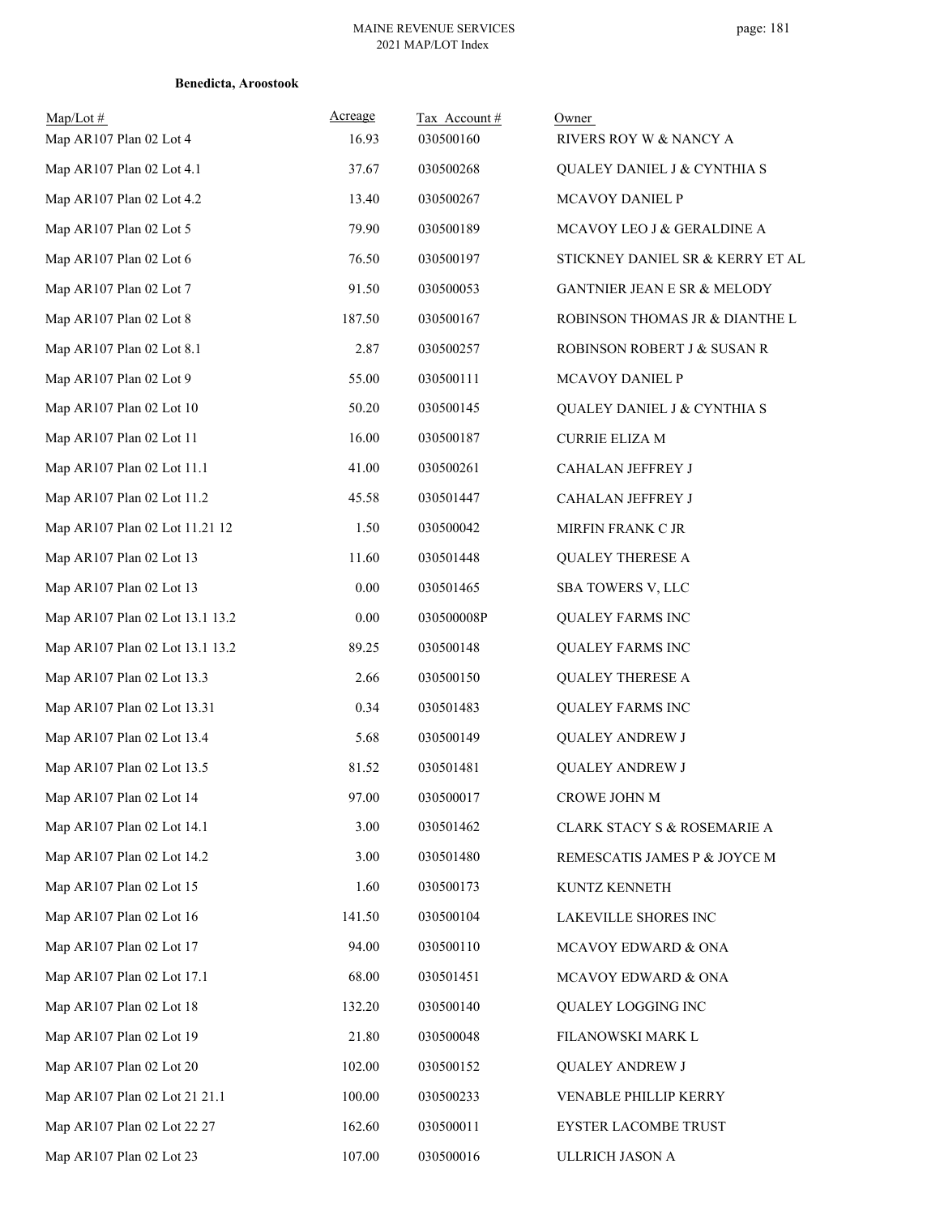**Benedicta, Aroostook**

| Map/Lot # | Acreage | Tax Account # | Owner |
|---|---|---|---|
| Map AR107 Plan 02 Lot 4 | 16.93 | 030500160 | RIVERS ROY W & NANCY A |
| Map AR107 Plan 02 Lot 4.1 | 37.67 | 030500268 | QUALEY DANIEL J & CYNTHIA S |
| Map AR107 Plan 02 Lot 4.2 | 13.40 | 030500267 | MCAVOY DANIEL P |
| Map AR107 Plan 02 Lot 5 | 79.90 | 030500189 | MCAVOY LEO J & GERALDINE A |
| Map AR107 Plan 02 Lot 6 | 76.50 | 030500197 | STICKNEY DANIEL SR & KERRY ET AL |
| Map AR107 Plan 02 Lot 7 | 91.50 | 030500053 | GANTNIER JEAN E SR & MELODY |
| Map AR107 Plan 02 Lot 8 | 187.50 | 030500167 | ROBINSON THOMAS JR & DIANTHE L |
| Map AR107 Plan 02 Lot 8.1 | 2.87 | 030500257 | ROBINSON ROBERT J & SUSAN R |
| Map AR107 Plan 02 Lot 9 | 55.00 | 030500111 | MCAVOY DANIEL P |
| Map AR107 Plan 02 Lot 10 | 50.20 | 030500145 | QUALEY DANIEL J & CYNTHIA S |
| Map AR107 Plan 02 Lot 11 | 16.00 | 030500187 | CURRIE ELIZA M |
| Map AR107 Plan 02 Lot 11.1 | 41.00 | 030500261 | CAHALAN JEFFREY J |
| Map AR107 Plan 02 Lot 11.2 | 45.58 | 030501447 | CAHALAN JEFFREY J |
| Map AR107 Plan 02 Lot 11.21 12 | 1.50 | 030500042 | MIRFIN FRANK C JR |
| Map AR107 Plan 02 Lot 13 | 11.60 | 030501448 | QUALEY THERESE A |
| Map AR107 Plan 02 Lot 13 | 0.00 | 030501465 | SBA TOWERS V, LLC |
| Map AR107 Plan 02 Lot 13.1 13.2 | 0.00 | 030500008P | QUALEY FARMS INC |
| Map AR107 Plan 02 Lot 13.1 13.2 | 89.25 | 030500148 | QUALEY FARMS INC |
| Map AR107 Plan 02 Lot 13.3 | 2.66 | 030500150 | QUALEY THERESE A |
| Map AR107 Plan 02 Lot 13.31 | 0.34 | 030501483 | QUALEY FARMS INC |
| Map AR107 Plan 02 Lot 13.4 | 5.68 | 030500149 | QUALEY ANDREW J |
| Map AR107 Plan 02 Lot 13.5 | 81.52 | 030501481 | QUALEY ANDREW J |
| Map AR107 Plan 02 Lot 14 | 97.00 | 030500017 | CROWE JOHN M |
| Map AR107 Plan 02 Lot 14.1 | 3.00 | 030501462 | CLARK STACY S & ROSEMARIE A |
| Map AR107 Plan 02 Lot 14.2 | 3.00 | 030501480 | REMESCATIS JAMES P & JOYCE M |
| Map AR107 Plan 02 Lot 15 | 1.60 | 030500173 | KUNTZ KENNETH |
| Map AR107 Plan 02 Lot 16 | 141.50 | 030500104 | LAKEVILLE SHORES INC |
| Map AR107 Plan 02 Lot 17 | 94.00 | 030500110 | MCAVOY EDWARD & ONA |
| Map AR107 Plan 02 Lot 17.1 | 68.00 | 030501451 | MCAVOY EDWARD & ONA |
| Map AR107 Plan 02 Lot 18 | 132.20 | 030500140 | QUALEY LOGGING INC |
| Map AR107 Plan 02 Lot 19 | 21.80 | 030500048 | FILANOWSKI MARK L |
| Map AR107 Plan 02 Lot 20 | 102.00 | 030500152 | QUALEY ANDREW J |
| Map AR107 Plan 02 Lot 21 21.1 | 100.00 | 030500233 | VENABLE PHILLIP KERRY |
| Map AR107 Plan 02 Lot 22 27 | 162.60 | 030500011 | EYSTER LACOMBE TRUST |
| Map AR107 Plan 02 Lot 23 | 107.00 | 030500016 | ULLRICH JASON A |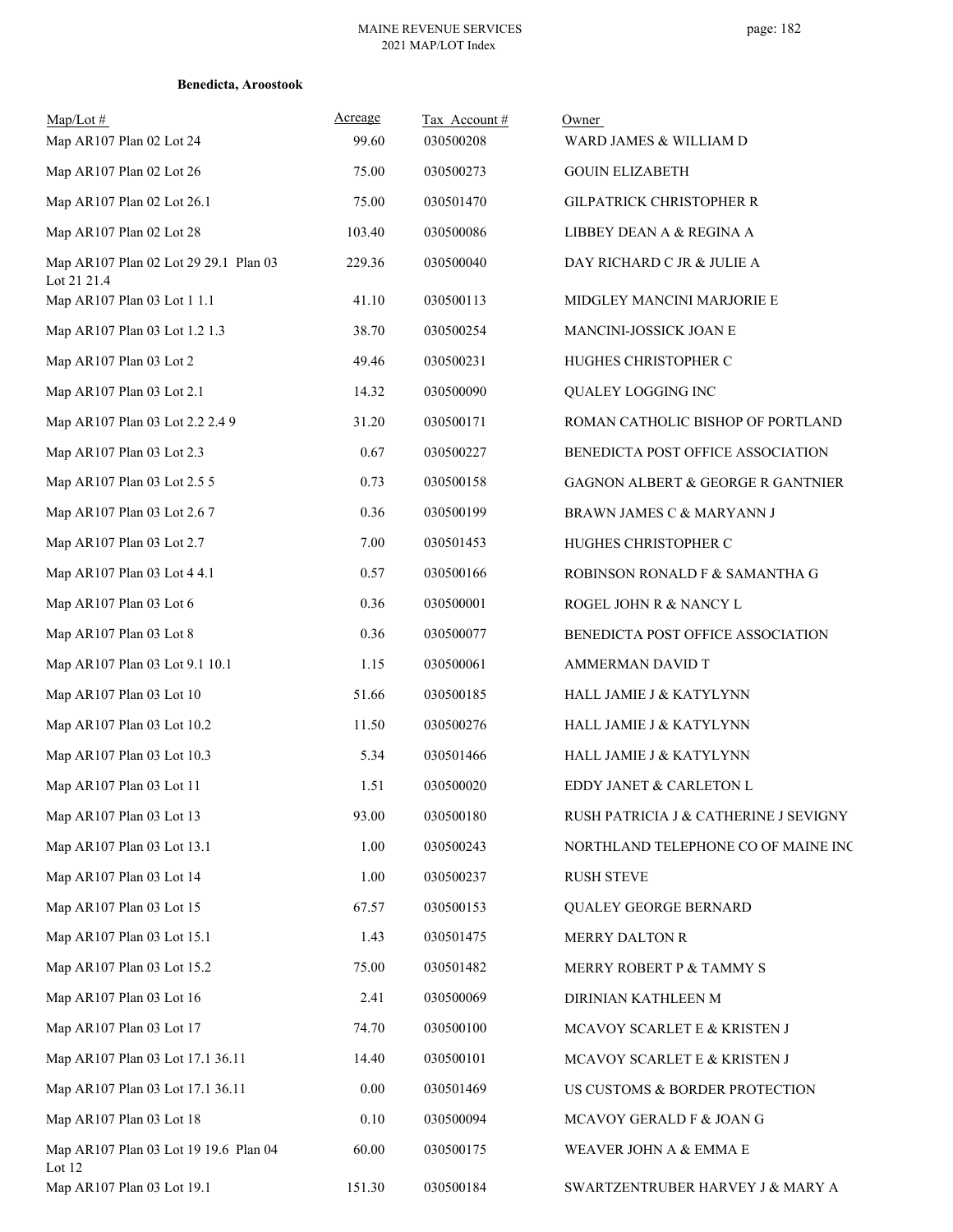**Benedicta, Aroostook**

| Map/Lot # | Acreage | Tax Account # | Owner |
|---|---|---|---|
| Map AR107 Plan 02 Lot 24 | 99.60 | 030500208 | WARD JAMES & WILLIAM D |
| Map AR107 Plan 02 Lot 26 | 75.00 | 030500273 | GOUIN ELIZABETH |
| Map AR107 Plan 02 Lot 26.1 | 75.00 | 030501470 | GILPATRICK CHRISTOPHER R |
| Map AR107 Plan 02 Lot 28 | 103.40 | 030500086 | LIBBEY DEAN A & REGINA A |
| Map AR107 Plan 02 Lot 29 29.1 Plan 03 Lot 21 21.4 | 229.36 | 030500040 | DAY RICHARD C JR & JULIE A |
| Map AR107 Plan 03 Lot 1 1.1 | 41.10 | 030500113 | MIDGLEY MANCINI MARJORIE E |
| Map AR107 Plan 03 Lot 1.2 1.3 | 38.70 | 030500254 | MANCINI-JOSSICK JOAN E |
| Map AR107 Plan 03 Lot 2 | 49.46 | 030500231 | HUGHES CHRISTOPHER C |
| Map AR107 Plan 03 Lot 2.1 | 14.32 | 030500090 | QUALEY LOGGING INC |
| Map AR107 Plan 03 Lot 2.2 2.4 9 | 31.20 | 030500171 | ROMAN CATHOLIC BISHOP OF PORTLAND |
| Map AR107 Plan 03 Lot 2.3 | 0.67 | 030500227 | BENEDICTA POST OFFICE ASSOCIATION |
| Map AR107 Plan 03 Lot 2.5 5 | 0.73 | 030500158 | GAGNON ALBERT & GEORGE R GANTNIER |
| Map AR107 Plan 03 Lot 2.6 7 | 0.36 | 030500199 | BRAWN JAMES C & MARYANN J |
| Map AR107 Plan 03 Lot 2.7 | 7.00 | 030501453 | HUGHES CHRISTOPHER C |
| Map AR107 Plan 03 Lot 4 4.1 | 0.57 | 030500166 | ROBINSON RONALD F & SAMANTHA G |
| Map AR107 Plan 03 Lot 6 | 0.36 | 030500001 | ROGEL JOHN R & NANCY L |
| Map AR107 Plan 03 Lot 8 | 0.36 | 030500077 | BENEDICTA POST OFFICE ASSOCIATION |
| Map AR107 Plan 03 Lot 9.1 10.1 | 1.15 | 030500061 | AMMERMAN DAVID T |
| Map AR107 Plan 03 Lot 10 | 51.66 | 030500185 | HALL JAMIE J & KATYLYNN |
| Map AR107 Plan 03 Lot 10.2 | 11.50 | 030500276 | HALL JAMIE J & KATYLYNN |
| Map AR107 Plan 03 Lot 10.3 | 5.34 | 030501466 | HALL JAMIE J & KATYLYNN |
| Map AR107 Plan 03 Lot 11 | 1.51 | 030500020 | EDDY JANET & CARLETON L |
| Map AR107 Plan 03 Lot 13 | 93.00 | 030500180 | RUSH PATRICIA J & CATHERINE J SEVIGNY |
| Map AR107 Plan 03 Lot 13.1 | 1.00 | 030500243 | NORTHLAND TELEPHONE CO OF MAINE INC |
| Map AR107 Plan 03 Lot 14 | 1.00 | 030500237 | RUSH STEVE |
| Map AR107 Plan 03 Lot 15 | 67.57 | 030500153 | QUALEY GEORGE BERNARD |
| Map AR107 Plan 03 Lot 15.1 | 1.43 | 030501475 | MERRY DALTON R |
| Map AR107 Plan 03 Lot 15.2 | 75.00 | 030501482 | MERRY ROBERT P & TAMMY S |
| Map AR107 Plan 03 Lot 16 | 2.41 | 030500069 | DIRINIAN KATHLEEN M |
| Map AR107 Plan 03 Lot 17 | 74.70 | 030500100 | MCAVOY SCARLET E & KRISTEN J |
| Map AR107 Plan 03 Lot 17.1 36.11 | 14.40 | 030500101 | MCAVOY SCARLET E & KRISTEN J |
| Map AR107 Plan 03 Lot 17.1 36.11 | 0.00 | 030501469 | US CUSTOMS & BORDER PROTECTION |
| Map AR107 Plan 03 Lot 18 | 0.10 | 030500094 | MCAVOY GERALD F & JOAN G |
| Map AR107 Plan 03 Lot 19 19.6 Plan 04 Lot 12 | 60.00 | 030500175 | WEAVER JOHN A & EMMA E |
| Map AR107 Plan 03 Lot 19.1 | 151.30 | 030500184 | SWARTZENTRUBER HARVEY J & MARY A |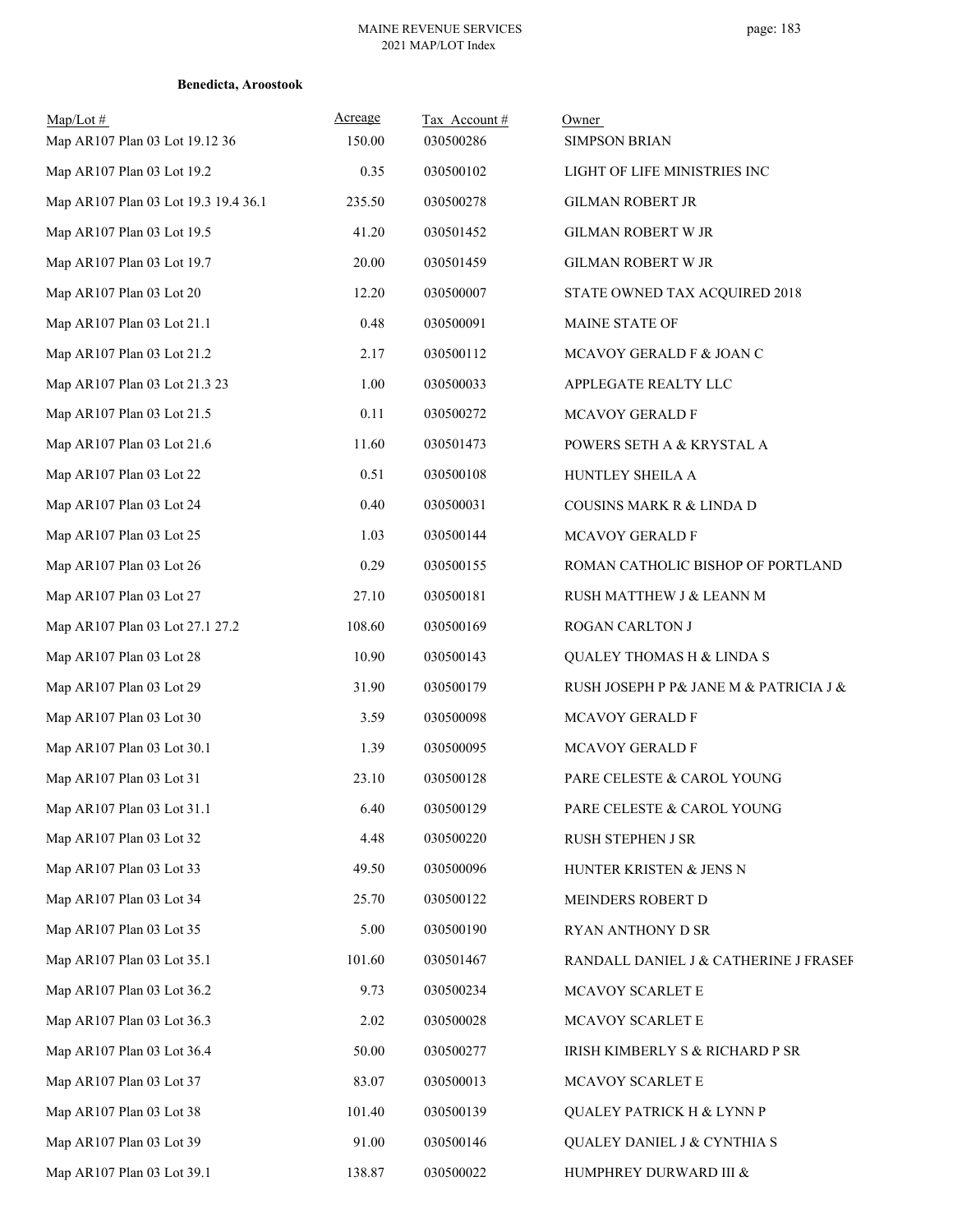**Benedicta, Aroostook**

| Map/Lot # | Acreage | Tax Account # | Owner |
|---|---|---|---|
| Map AR107 Plan 03 Lot 19.12 36 | 150.00 | 030500286 | SIMPSON BRIAN |
| Map AR107 Plan 03 Lot 19.2 | 0.35 | 030500102 | LIGHT OF LIFE MINISTRIES INC |
| Map AR107 Plan 03 Lot 19.3 19.4 36.1 | 235.50 | 030500278 | GILMAN ROBERT JR |
| Map AR107 Plan 03 Lot 19.5 | 41.20 | 030501452 | GILMAN ROBERT W JR |
| Map AR107 Plan 03 Lot 19.7 | 20.00 | 030501459 | GILMAN ROBERT W JR |
| Map AR107 Plan 03 Lot 20 | 12.20 | 030500007 | STATE OWNED TAX ACQUIRED 2018 |
| Map AR107 Plan 03 Lot 21.1 | 0.48 | 030500091 | MAINE STATE OF |
| Map AR107 Plan 03 Lot 21.2 | 2.17 | 030500112 | MCAVOY GERALD F & JOAN C |
| Map AR107 Plan 03 Lot 21.3 23 | 1.00 | 030500033 | APPLEGATE REALTY LLC |
| Map AR107 Plan 03 Lot 21.5 | 0.11 | 030500272 | MCAVOY GERALD F |
| Map AR107 Plan 03 Lot 21.6 | 11.60 | 030501473 | POWERS SETH A & KRYSTAL A |
| Map AR107 Plan 03 Lot 22 | 0.51 | 030500108 | HUNTLEY SHEILA A |
| Map AR107 Plan 03 Lot 24 | 0.40 | 030500031 | COUSINS MARK R & LINDA D |
| Map AR107 Plan 03 Lot 25 | 1.03 | 030500144 | MCAVOY GERALD F |
| Map AR107 Plan 03 Lot 26 | 0.29 | 030500155 | ROMAN CATHOLIC BISHOP OF PORTLAND |
| Map AR107 Plan 03 Lot 27 | 27.10 | 030500181 | RUSH MATTHEW J & LEANN M |
| Map AR107 Plan 03 Lot 27.1 27.2 | 108.60 | 030500169 | ROGAN CARLTON J |
| Map AR107 Plan 03 Lot 28 | 10.90 | 030500143 | QUALEY THOMAS H & LINDA S |
| Map AR107 Plan 03 Lot 29 | 31.90 | 030500179 | RUSH JOSEPH P P& JANE M & PATRICIA J & |
| Map AR107 Plan 03 Lot 30 | 3.59 | 030500098 | MCAVOY GERALD F |
| Map AR107 Plan 03 Lot 30.1 | 1.39 | 030500095 | MCAVOY GERALD F |
| Map AR107 Plan 03 Lot 31 | 23.10 | 030500128 | PARE CELESTE & CAROL YOUNG |
| Map AR107 Plan 03 Lot 31.1 | 6.40 | 030500129 | PARE CELESTE & CAROL YOUNG |
| Map AR107 Plan 03 Lot 32 | 4.48 | 030500220 | RUSH STEPHEN J SR |
| Map AR107 Plan 03 Lot 33 | 49.50 | 030500096 | HUNTER KRISTEN & JENS N |
| Map AR107 Plan 03 Lot 34 | 25.70 | 030500122 | MEINDERS ROBERT D |
| Map AR107 Plan 03 Lot 35 | 5.00 | 030500190 | RYAN ANTHONY D SR |
| Map AR107 Plan 03 Lot 35.1 | 101.60 | 030501467 | RANDALL DANIEL J & CATHERINE J FRASEF |
| Map AR107 Plan 03 Lot 36.2 | 9.73 | 030500234 | MCAVOY SCARLET E |
| Map AR107 Plan 03 Lot 36.3 | 2.02 | 030500028 | MCAVOY SCARLET E |
| Map AR107 Plan 03 Lot 36.4 | 50.00 | 030500277 | IRISH KIMBERLY S & RICHARD P SR |
| Map AR107 Plan 03 Lot 37 | 83.07 | 030500013 | MCAVOY SCARLET E |
| Map AR107 Plan 03 Lot 38 | 101.40 | 030500139 | QUALEY PATRICK H & LYNN P |
| Map AR107 Plan 03 Lot 39 | 91.00 | 030500146 | QUALEY DANIEL J & CYNTHIA S |
| Map AR107 Plan 03 Lot 39.1 | 138.87 | 030500022 | HUMPHREY DURWARD III & |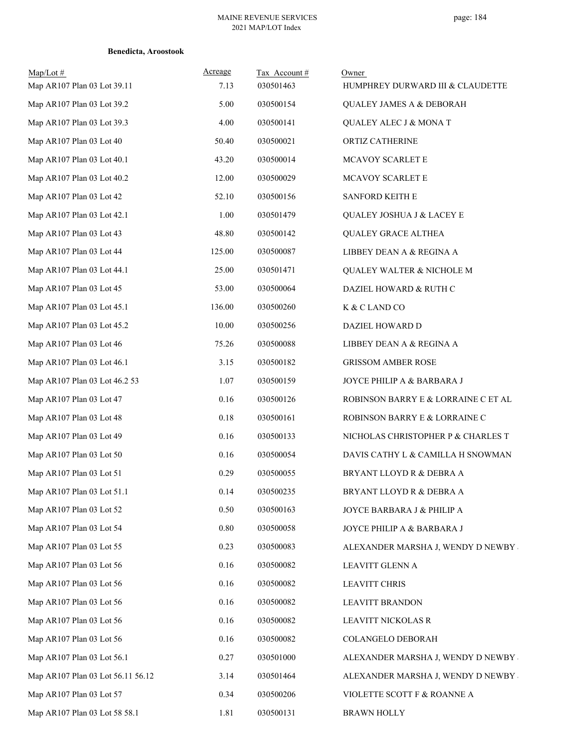**Benedicta, Aroostook**

| Map/Lot # | Acreage | Tax Account # | Owner |
|---|---|---|---|
| Map AR107 Plan 03 Lot 39.11 | 7.13 | 030501463 | HUMPHREY DURWARD III & CLAUDETTE |
| Map AR107 Plan 03 Lot 39.2 | 5.00 | 030500154 | QUALEY JAMES A & DEBORAH |
| Map AR107 Plan 03 Lot 39.3 | 4.00 | 030500141 | QUALEY ALEC J & MONA T |
| Map AR107 Plan 03 Lot 40 | 50.40 | 030500021 | ORTIZ CATHERINE |
| Map AR107 Plan 03 Lot 40.1 | 43.20 | 030500014 | MCAVOY SCARLET E |
| Map AR107 Plan 03 Lot 40.2 | 12.00 | 030500029 | MCAVOY SCARLET E |
| Map AR107 Plan 03 Lot 42 | 52.10 | 030500156 | SANFORD KEITH E |
| Map AR107 Plan 03 Lot 42.1 | 1.00 | 030501479 | QUALEY JOSHUA J & LACEY E |
| Map AR107 Plan 03 Lot 43 | 48.80 | 030500142 | QUALEY GRACE ALTHEA |
| Map AR107 Plan 03 Lot 44 | 125.00 | 030500087 | LIBBEY DEAN A & REGINA A |
| Map AR107 Plan 03 Lot 44.1 | 25.00 | 030501471 | QUALEY WALTER & NICHOLE M |
| Map AR107 Plan 03 Lot 45 | 53.00 | 030500064 | DAZIEL HOWARD & RUTH C |
| Map AR107 Plan 03 Lot 45.1 | 136.00 | 030500260 | K & C LAND CO |
| Map AR107 Plan 03 Lot 45.2 | 10.00 | 030500256 | DAZIEL HOWARD D |
| Map AR107 Plan 03 Lot 46 | 75.26 | 030500088 | LIBBEY DEAN A & REGINA A |
| Map AR107 Plan 03 Lot 46.1 | 3.15 | 030500182 | GRISSOM AMBER ROSE |
| Map AR107 Plan 03 Lot 46.2 53 | 1.07 | 030500159 | JOYCE PHILIP A & BARBARA J |
| Map AR107 Plan 03 Lot 47 | 0.16 | 030500126 | ROBINSON BARRY E & LORRAINE C ET AL |
| Map AR107 Plan 03 Lot 48 | 0.18 | 030500161 | ROBINSON BARRY E & LORRAINE C |
| Map AR107 Plan 03 Lot 49 | 0.16 | 030500133 | NICHOLAS CHRISTOPHER P & CHARLES T |
| Map AR107 Plan 03 Lot 50 | 0.16 | 030500054 | DAVIS CATHY L & CAMILLA H SNOWMAN |
| Map AR107 Plan 03 Lot 51 | 0.29 | 030500055 | BRYANT LLOYD R & DEBRA A |
| Map AR107 Plan 03 Lot 51.1 | 0.14 | 030500235 | BRYANT LLOYD R & DEBRA A |
| Map AR107 Plan 03 Lot 52 | 0.50 | 030500163 | JOYCE BARBARA J & PHILIP A |
| Map AR107 Plan 03 Lot 54 | 0.80 | 030500058 | JOYCE PHILIP A & BARBARA J |
| Map AR107 Plan 03 Lot 55 | 0.23 | 030500083 | ALEXANDER MARSHA J, WENDY D NEWBY |
| Map AR107 Plan 03 Lot 56 | 0.16 | 030500082 | LEAVITT GLENN A |
| Map AR107 Plan 03 Lot 56 | 0.16 | 030500082 | LEAVITT CHRIS |
| Map AR107 Plan 03 Lot 56 | 0.16 | 030500082 | LEAVITT BRANDON |
| Map AR107 Plan 03 Lot 56 | 0.16 | 030500082 | LEAVITT NICKOLAS R |
| Map AR107 Plan 03 Lot 56 | 0.16 | 030500082 | COLANGELO DEBORAH |
| Map AR107 Plan 03 Lot 56.1 | 0.27 | 030501000 | ALEXANDER MARSHA J, WENDY D NEWBY |
| Map AR107 Plan 03 Lot 56.11 56.12 | 3.14 | 030501464 | ALEXANDER MARSHA J, WENDY D NEWBY |
| Map AR107 Plan 03 Lot 57 | 0.34 | 030500206 | VIOLETTE SCOTT F & ROANNE A |
| Map AR107 Plan 03 Lot 58 58.1 | 1.81 | 030500131 | BRAWN HOLLY |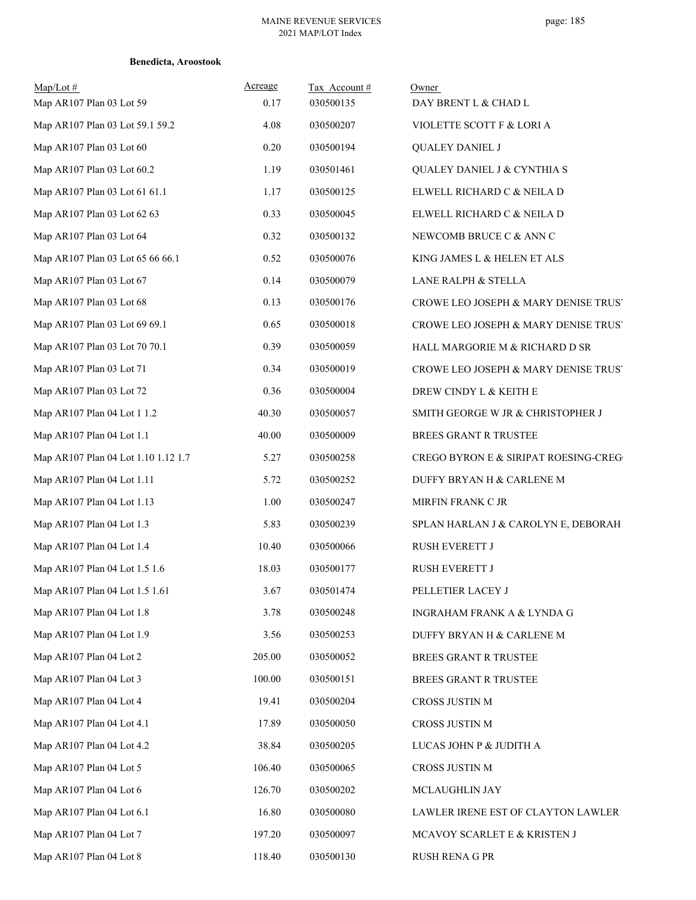**Benedicta, Aroostook**

| Map/Lot # | Acreage | Tax Account # | Owner |
|---|---|---|---|
| Map AR107 Plan 03 Lot 59 | 0.17 | 030500135 | DAY BRENT L & CHAD L |
| Map AR107 Plan 03 Lot 59.1 59.2 | 4.08 | 030500207 | VIOLETTE SCOTT F & LORI A |
| Map AR107 Plan 03 Lot 60 | 0.20 | 030500194 | QUALEY DANIEL J |
| Map AR107 Plan 03 Lot 60.2 | 1.19 | 030501461 | QUALEY DANIEL J & CYNTHIA S |
| Map AR107 Plan 03 Lot 61 61.1 | 1.17 | 030500125 | ELWELL RICHARD C & NEILA D |
| Map AR107 Plan 03 Lot 62 63 | 0.33 | 030500045 | ELWELL RICHARD C & NEILA D |
| Map AR107 Plan 03 Lot 64 | 0.32 | 030500132 | NEWCOMB BRUCE C & ANN C |
| Map AR107 Plan 03 Lot 65 66 66.1 | 0.52 | 030500076 | KING JAMES L & HELEN ET ALS |
| Map AR107 Plan 03 Lot 67 | 0.14 | 030500079 | LANE RALPH & STELLA |
| Map AR107 Plan 03 Lot 68 | 0.13 | 030500176 | CROWE LEO JOSEPH & MARY DENISE TRUST |
| Map AR107 Plan 03 Lot 69 69.1 | 0.65 | 030500018 | CROWE LEO JOSEPH & MARY DENISE TRUST |
| Map AR107 Plan 03 Lot 70 70.1 | 0.39 | 030500059 | HALL MARGORIE M & RICHARD D SR |
| Map AR107 Plan 03 Lot 71 | 0.34 | 030500019 | CROWE LEO JOSEPH & MARY DENISE TRUST |
| Map AR107 Plan 03 Lot 72 | 0.36 | 030500004 | DREW CINDY L & KEITH E |
| Map AR107 Plan 04 Lot 1 1.2 | 40.30 | 030500057 | SMITH GEORGE W JR & CHRISTOPHER J |
| Map AR107 Plan 04 Lot 1.1 | 40.00 | 030500009 | BREES GRANT R TRUSTEE |
| Map AR107 Plan 04 Lot 1.10 1.12 1.7 | 5.27 | 030500258 | CREGO BYRON E & SIRIPAT ROESING-CREGO |
| Map AR107 Plan 04 Lot 1.11 | 5.72 | 030500252 | DUFFY BRYAN H & CARLENE M |
| Map AR107 Plan 04 Lot 1.13 | 1.00 | 030500247 | MIRFIN FRANK C JR |
| Map AR107 Plan 04 Lot 1.3 | 5.83 | 030500239 | SPLAN HARLAN J & CAROLYN E, DEBORAH |
| Map AR107 Plan 04 Lot 1.4 | 10.40 | 030500066 | RUSH EVERETT J |
| Map AR107 Plan 04 Lot 1.5 1.6 | 18.03 | 030500177 | RUSH EVERETT J |
| Map AR107 Plan 04 Lot 1.5 1.61 | 3.67 | 030501474 | PELLETIER LACEY J |
| Map AR107 Plan 04 Lot 1.8 | 3.78 | 030500248 | INGRAHAM FRANK A & LYNDA G |
| Map AR107 Plan 04 Lot 1.9 | 3.56 | 030500253 | DUFFY BRYAN H & CARLENE M |
| Map AR107 Plan 04 Lot 2 | 205.00 | 030500052 | BREES GRANT R TRUSTEE |
| Map AR107 Plan 04 Lot 3 | 100.00 | 030500151 | BREES GRANT R TRUSTEE |
| Map AR107 Plan 04 Lot 4 | 19.41 | 030500204 | CROSS JUSTIN M |
| Map AR107 Plan 04 Lot 4.1 | 17.89 | 030500050 | CROSS JUSTIN M |
| Map AR107 Plan 04 Lot 4.2 | 38.84 | 030500205 | LUCAS JOHN P & JUDITH A |
| Map AR107 Plan 04 Lot 5 | 106.40 | 030500065 | CROSS JUSTIN M |
| Map AR107 Plan 04 Lot 6 | 126.70 | 030500202 | MCLAUGHLIN JAY |
| Map AR107 Plan 04 Lot 6.1 | 16.80 | 030500080 | LAWLER IRENE EST OF CLAYTON LAWLER |
| Map AR107 Plan 04 Lot 7 | 197.20 | 030500097 | MCAVOY SCARLET E & KRISTEN J |
| Map AR107 Plan 04 Lot 8 | 118.40 | 030500130 | RUSH RENA G PR |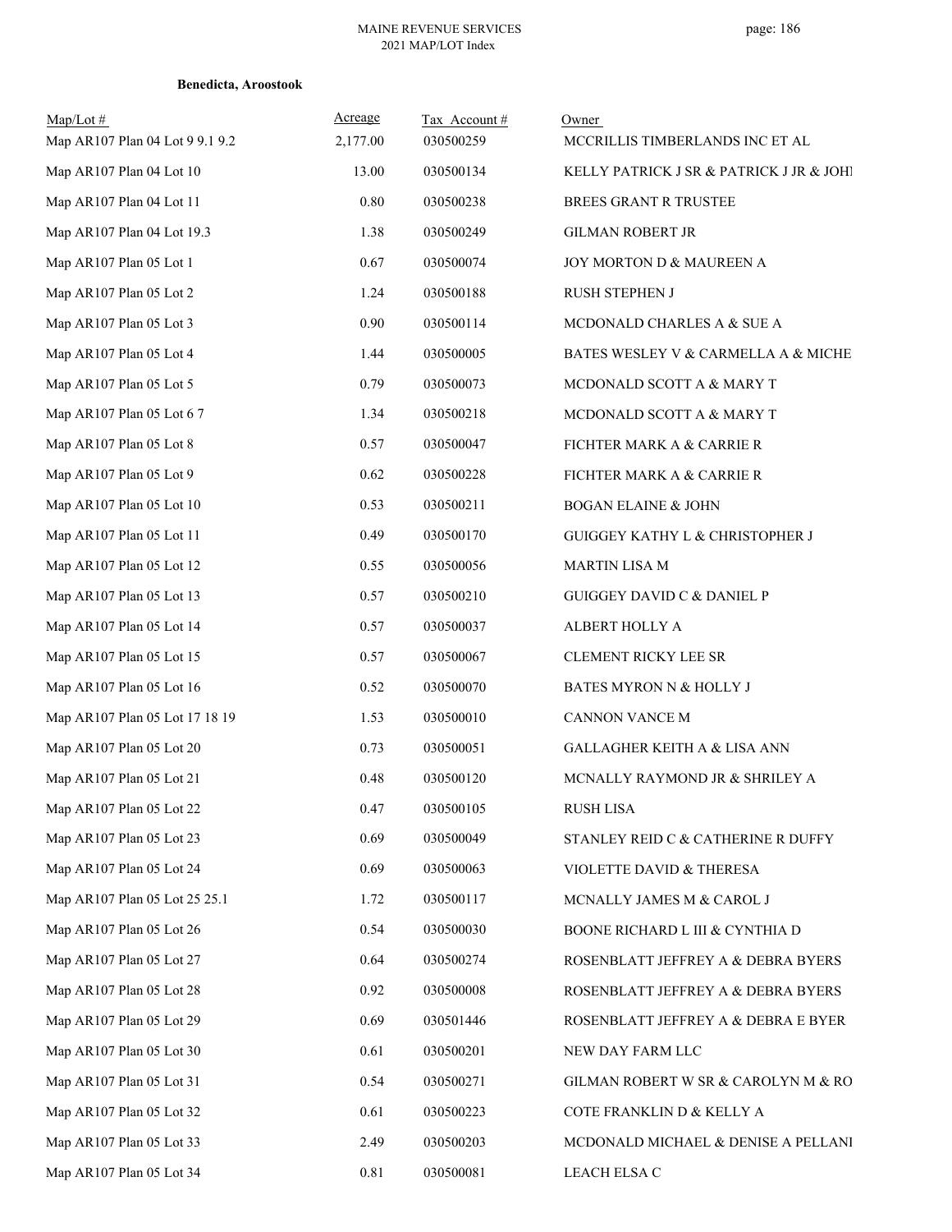**Benedicta, Aroostook**

| Map/Lot # | Acreage | Tax Account # | Owner |
|---|---|---|---|
| Map AR107 Plan 04 Lot 9 9.1 9.2 | 2,177.00 | 030500259 | MCCRILLIS TIMBERLANDS INC ET AL |
| Map AR107 Plan 04 Lot 10 | 13.00 | 030500134 | KELLY PATRICK J SR & PATRICK J JR & JOHI |
| Map AR107 Plan 04 Lot 11 | 0.80 | 030500238 | BREES GRANT R TRUSTEE |
| Map AR107 Plan 04 Lot 19.3 | 1.38 | 030500249 | GILMAN ROBERT JR |
| Map AR107 Plan 05 Lot 1 | 0.67 | 030500074 | JOY MORTON D & MAUREEN A |
| Map AR107 Plan 05 Lot 2 | 1.24 | 030500188 | RUSH STEPHEN J |
| Map AR107 Plan 05 Lot 3 | 0.90 | 030500114 | MCDONALD CHARLES A & SUE A |
| Map AR107 Plan 05 Lot 4 | 1.44 | 030500005 | BATES WESLEY V & CARMELLA A & MICHE |
| Map AR107 Plan 05 Lot 5 | 0.79 | 030500073 | MCDONALD SCOTT A & MARY T |
| Map AR107 Plan 05 Lot 6 7 | 1.34 | 030500218 | MCDONALD SCOTT A & MARY T |
| Map AR107 Plan 05 Lot 8 | 0.57 | 030500047 | FICHTER MARK A & CARRIE R |
| Map AR107 Plan 05 Lot 9 | 0.62 | 030500228 | FICHTER MARK A & CARRIE R |
| Map AR107 Plan 05 Lot 10 | 0.53 | 030500211 | BOGAN ELAINE & JOHN |
| Map AR107 Plan 05 Lot 11 | 0.49 | 030500170 | GUIGGEY KATHY L & CHRISTOPHER J |
| Map AR107 Plan 05 Lot 12 | 0.55 | 030500056 | MARTIN LISA M |
| Map AR107 Plan 05 Lot 13 | 0.57 | 030500210 | GUIGGEY DAVID C & DANIEL P |
| Map AR107 Plan 05 Lot 14 | 0.57 | 030500037 | ALBERT HOLLY A |
| Map AR107 Plan 05 Lot 15 | 0.57 | 030500067 | CLEMENT RICKY LEE SR |
| Map AR107 Plan 05 Lot 16 | 0.52 | 030500070 | BATES MYRON N & HOLLY J |
| Map AR107 Plan 05 Lot 17 18 19 | 1.53 | 030500010 | CANNON VANCE M |
| Map AR107 Plan 05 Lot 20 | 0.73 | 030500051 | GALLAGHER KEITH A & LISA ANN |
| Map AR107 Plan 05 Lot 21 | 0.48 | 030500120 | MCNALLY RAYMOND JR & SHRILEY A |
| Map AR107 Plan 05 Lot 22 | 0.47 | 030500105 | RUSH LISA |
| Map AR107 Plan 05 Lot 23 | 0.69 | 030500049 | STANLEY REID C & CATHERINE R DUFFY |
| Map AR107 Plan 05 Lot 24 | 0.69 | 030500063 | VIOLETTE DAVID & THERESA |
| Map AR107 Plan 05 Lot 25 25.1 | 1.72 | 030500117 | MCNALLY JAMES M & CAROL J |
| Map AR107 Plan 05 Lot 26 | 0.54 | 030500030 | BOONE RICHARD L III & CYNTHIA D |
| Map AR107 Plan 05 Lot 27 | 0.64 | 030500274 | ROSENBLATT JEFFREY A & DEBRA BYERS |
| Map AR107 Plan 05 Lot 28 | 0.92 | 030500008 | ROSENBLATT JEFFREY A & DEBRA BYERS |
| Map AR107 Plan 05 Lot 29 | 0.69 | 030501446 | ROSENBLATT JEFFREY A & DEBRA E BYER |
| Map AR107 Plan 05 Lot 30 | 0.61 | 030500201 | NEW DAY FARM LLC |
| Map AR107 Plan 05 Lot 31 | 0.54 | 030500271 | GILMAN ROBERT W SR & CAROLYN M & RO |
| Map AR107 Plan 05 Lot 32 | 0.61 | 030500223 | COTE FRANKLIN D & KELLY A |
| Map AR107 Plan 05 Lot 33 | 2.49 | 030500203 | MCDONALD MICHAEL & DENISE A PELLANI |
| Map AR107 Plan 05 Lot 34 | 0.81 | 030500081 | LEACH ELSA C |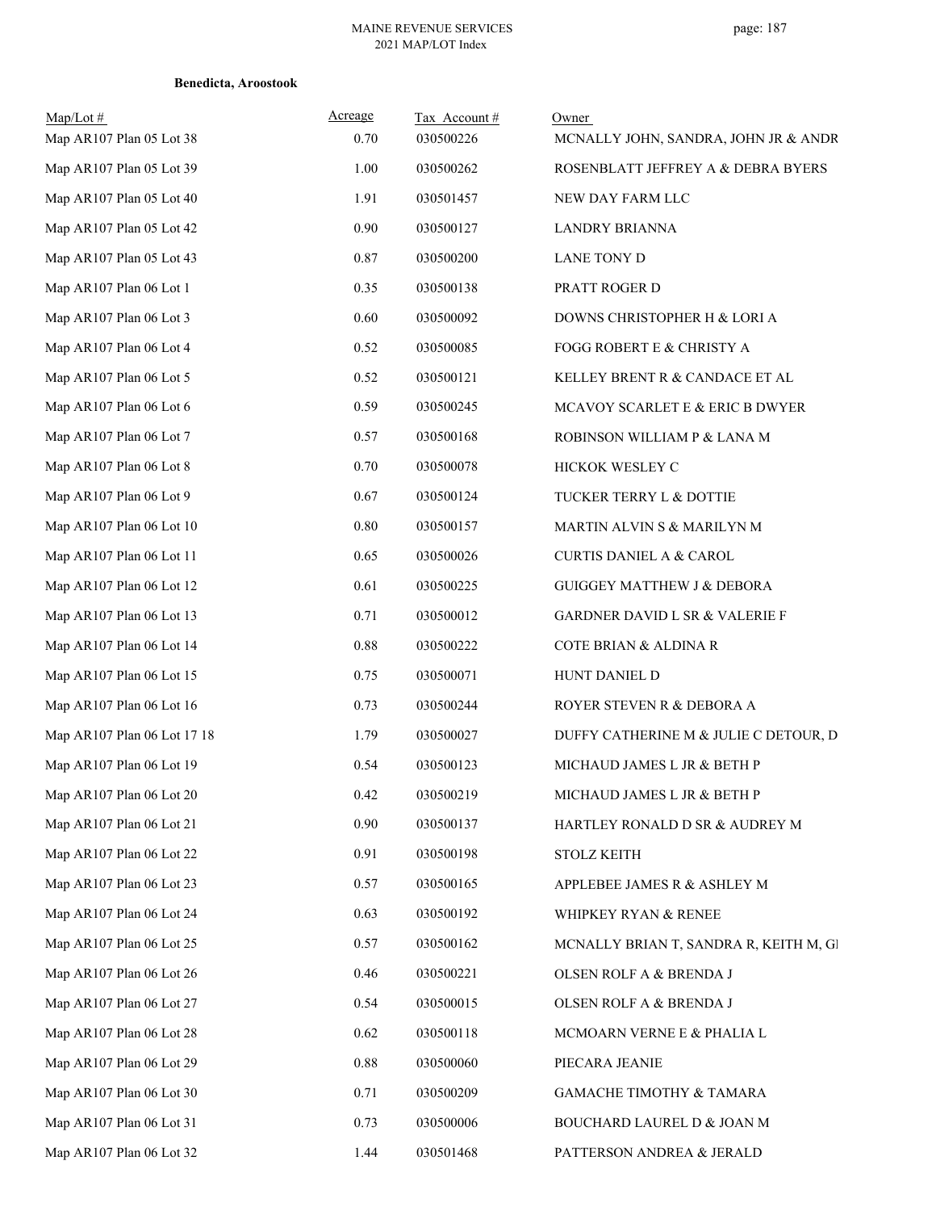**Benedicta, Aroostook**

| Map/Lot # | Acreage | Tax Account # | Owner |
|---|---|---|---|
| Map AR107 Plan 05 Lot 38 | 0.70 | 030500226 | MCNALLY JOHN, SANDRA, JOHN JR & ANDR |
| Map AR107 Plan 05 Lot 39 | 1.00 | 030500262 | ROSENBLATT JEFFREY A & DEBRA BYERS |
| Map AR107 Plan 05 Lot 40 | 1.91 | 030501457 | NEW DAY FARM LLC |
| Map AR107 Plan 05 Lot 42 | 0.90 | 030500127 | LANDRY BRIANNA |
| Map AR107 Plan 05 Lot 43 | 0.87 | 030500200 | LANE TONY D |
| Map AR107 Plan 06 Lot 1 | 0.35 | 030500138 | PRATT ROGER D |
| Map AR107 Plan 06 Lot 3 | 0.60 | 030500092 | DOWNS CHRISTOPHER H & LORI A |
| Map AR107 Plan 06 Lot 4 | 0.52 | 030500085 | FOGG ROBERT E & CHRISTY A |
| Map AR107 Plan 06 Lot 5 | 0.52 | 030500121 | KELLEY BRENT R & CANDACE ET AL |
| Map AR107 Plan 06 Lot 6 | 0.59 | 030500245 | MCAVOY SCARLET E & ERIC B DWYER |
| Map AR107 Plan 06 Lot 7 | 0.57 | 030500168 | ROBINSON WILLIAM P & LANA M |
| Map AR107 Plan 06 Lot 8 | 0.70 | 030500078 | HICKOK WESLEY C |
| Map AR107 Plan 06 Lot 9 | 0.67 | 030500124 | TUCKER TERRY L & DOTTIE |
| Map AR107 Plan 06 Lot 10 | 0.80 | 030500157 | MARTIN ALVIN S & MARILYN M |
| Map AR107 Plan 06 Lot 11 | 0.65 | 030500026 | CURTIS DANIEL A & CAROL |
| Map AR107 Plan 06 Lot 12 | 0.61 | 030500225 | GUIGGEY MATTHEW J & DEBORA |
| Map AR107 Plan 06 Lot 13 | 0.71 | 030500012 | GARDNER DAVID L SR & VALERIE F |
| Map AR107 Plan 06 Lot 14 | 0.88 | 030500222 | COTE BRIAN & ALDINA R |
| Map AR107 Plan 06 Lot 15 | 0.75 | 030500071 | HUNT DANIEL D |
| Map AR107 Plan 06 Lot 16 | 0.73 | 030500244 | ROYER STEVEN R & DEBORA A |
| Map AR107 Plan 06 Lot 17 18 | 1.79 | 030500027 | DUFFY CATHERINE M & JULIE C DETOUR, D |
| Map AR107 Plan 06 Lot 19 | 0.54 | 030500123 | MICHAUD JAMES L JR & BETH P |
| Map AR107 Plan 06 Lot 20 | 0.42 | 030500219 | MICHAUD JAMES L JR & BETH P |
| Map AR107 Plan 06 Lot 21 | 0.90 | 030500137 | HARTLEY RONALD D SR & AUDREY M |
| Map AR107 Plan 06 Lot 22 | 0.91 | 030500198 | STOLZ KEITH |
| Map AR107 Plan 06 Lot 23 | 0.57 | 030500165 | APPLEBEE JAMES R & ASHLEY M |
| Map AR107 Plan 06 Lot 24 | 0.63 | 030500192 | WHIPKEY RYAN & RENEE |
| Map AR107 Plan 06 Lot 25 | 0.57 | 030500162 | MCNALLY BRIAN T, SANDRA R, KEITH M, GI |
| Map AR107 Plan 06 Lot 26 | 0.46 | 030500221 | OLSEN ROLF A & BRENDA J |
| Map AR107 Plan 06 Lot 27 | 0.54 | 030500015 | OLSEN ROLF A & BRENDA J |
| Map AR107 Plan 06 Lot 28 | 0.62 | 030500118 | MCMOARN VERNE E & PHALIA L |
| Map AR107 Plan 06 Lot 29 | 0.88 | 030500060 | PIECARA JEANIE |
| Map AR107 Plan 06 Lot 30 | 0.71 | 030500209 | GAMACHE TIMOTHY & TAMARA |
| Map AR107 Plan 06 Lot 31 | 0.73 | 030500006 | BOUCHARD LAUREL D & JOAN M |
| Map AR107 Plan 06 Lot 32 | 1.44 | 030501468 | PATTERSON ANDREA & JERALD |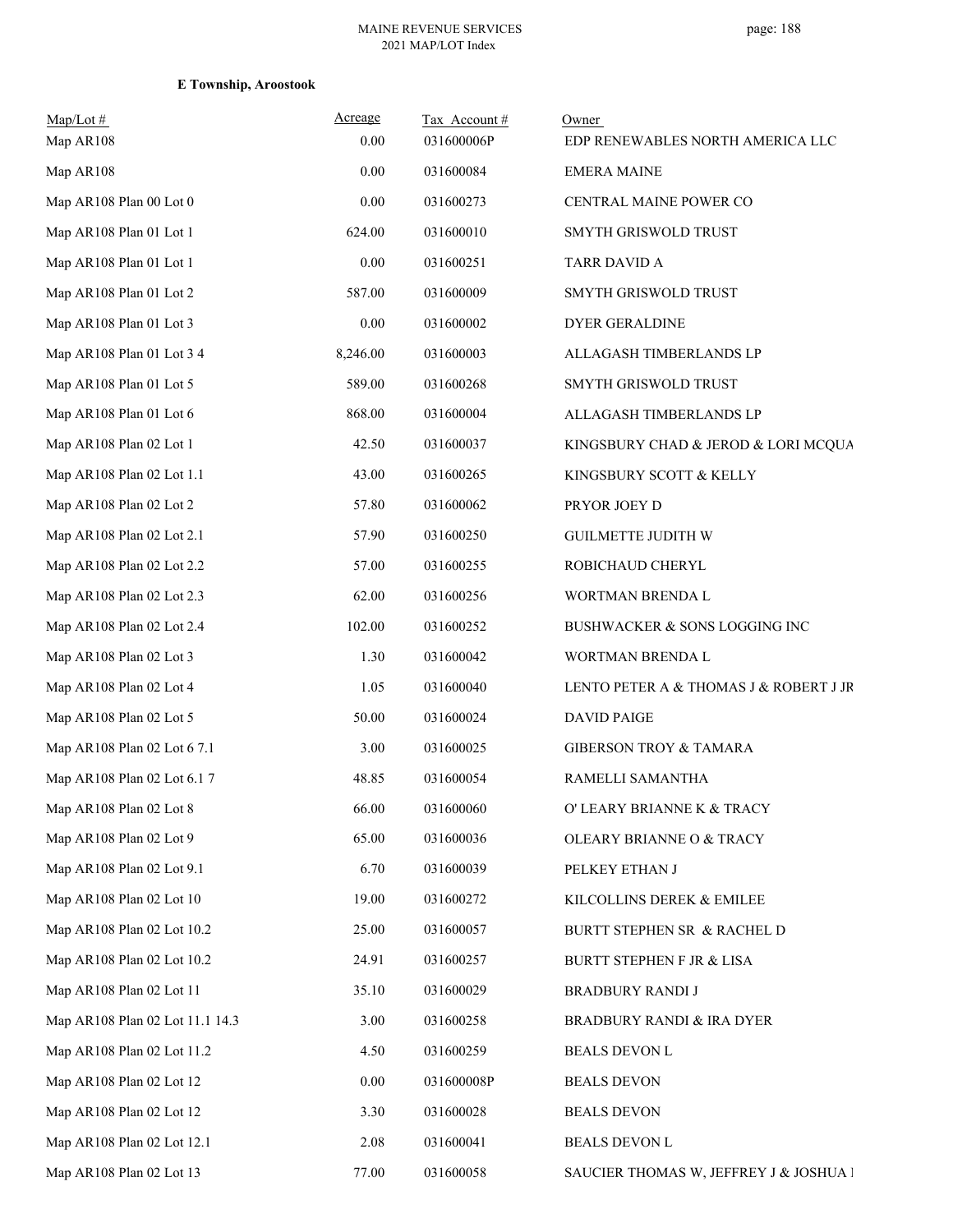**E Township, Aroostook**

| Map/Lot # | Acreage | Tax Account # | Owner |
|---|---|---|---|
| Map AR108 | 0.00 | 031600006P | EDP RENEWABLES NORTH AMERICA LLC |
| Map AR108 | 0.00 | 031600084 | EMERA MAINE |
| Map AR108 Plan 00 Lot 0 | 0.00 | 031600273 | CENTRAL MAINE POWER CO |
| Map AR108 Plan 01 Lot 1 | 624.00 | 031600010 | SMYTH GRISWOLD TRUST |
| Map AR108 Plan 01 Lot 1 | 0.00 | 031600251 | TARR DAVID A |
| Map AR108 Plan 01 Lot 2 | 587.00 | 031600009 | SMYTH GRISWOLD TRUST |
| Map AR108 Plan 01 Lot 3 | 0.00 | 031600002 | DYER GERALDINE |
| Map AR108 Plan 01 Lot 3 4 | 8,246.00 | 031600003 | ALLAGASH TIMBERLANDS LP |
| Map AR108 Plan 01 Lot 5 | 589.00 | 031600268 | SMYTH GRISWOLD TRUST |
| Map AR108 Plan 01 Lot 6 | 868.00 | 031600004 | ALLAGASH TIMBERLANDS LP |
| Map AR108 Plan 02 Lot 1 | 42.50 | 031600037 | KINGSBURY CHAD & JEROD & LORI MCQUA |
| Map AR108 Plan 02 Lot 1.1 | 43.00 | 031600265 | KINGSBURY SCOTT & KELLY |
| Map AR108 Plan 02 Lot 2 | 57.80 | 031600062 | PRYOR JOEY D |
| Map AR108 Plan 02 Lot 2.1 | 57.90 | 031600250 | GUILMETTE JUDITH W |
| Map AR108 Plan 02 Lot 2.2 | 57.00 | 031600255 | ROBICHAUD CHERYL |
| Map AR108 Plan 02 Lot 2.3 | 62.00 | 031600256 | WORTMAN BRENDA L |
| Map AR108 Plan 02 Lot 2.4 | 102.00 | 031600252 | BUSHWACKER & SONS LOGGING INC |
| Map AR108 Plan 02 Lot 3 | 1.30 | 031600042 | WORTMAN BRENDA L |
| Map AR108 Plan 02 Lot 4 | 1.05 | 031600040 | LENTO PETER A & THOMAS J & ROBERT J JR |
| Map AR108 Plan 02 Lot 5 | 50.00 | 031600024 | DAVID PAIGE |
| Map AR108 Plan 02 Lot 6 7.1 | 3.00 | 031600025 | GIBERSON TROY & TAMARA |
| Map AR108 Plan 02 Lot 6.1 7 | 48.85 | 031600054 | RAMELLI SAMANTHA |
| Map AR108 Plan 02 Lot 8 | 66.00 | 031600060 | O' LEARY BRIANNE K & TRACY |
| Map AR108 Plan 02 Lot 9 | 65.00 | 031600036 | OLEARY BRIANNE O & TRACY |
| Map AR108 Plan 02 Lot 9.1 | 6.70 | 031600039 | PELKEY ETHAN J |
| Map AR108 Plan 02 Lot 10 | 19.00 | 031600272 | KILCOLLINS DEREK & EMILEE |
| Map AR108 Plan 02 Lot 10.2 | 25.00 | 031600057 | BURTT STEPHEN SR & RACHEL D |
| Map AR108 Plan 02 Lot 10.2 | 24.91 | 031600257 | BURTT STEPHEN F JR & LISA |
| Map AR108 Plan 02 Lot 11 | 35.10 | 031600029 | BRADBURY RANDI J |
| Map AR108 Plan 02 Lot 11.1 14.3 | 3.00 | 031600258 | BRADBURY RANDI & IRA DYER |
| Map AR108 Plan 02 Lot 11.2 | 4.50 | 031600259 | BEALS DEVON L |
| Map AR108 Plan 02 Lot 12 | 0.00 | 031600008P | BEALS DEVON |
| Map AR108 Plan 02 Lot 12 | 3.30 | 031600028 | BEALS DEVON |
| Map AR108 Plan 02 Lot 12.1 | 2.08 | 031600041 | BEALS DEVON L |
| Map AR108 Plan 02 Lot 13 | 77.00 | 031600058 | SAUCIER THOMAS W, JEFFREY J & JOSHUA I |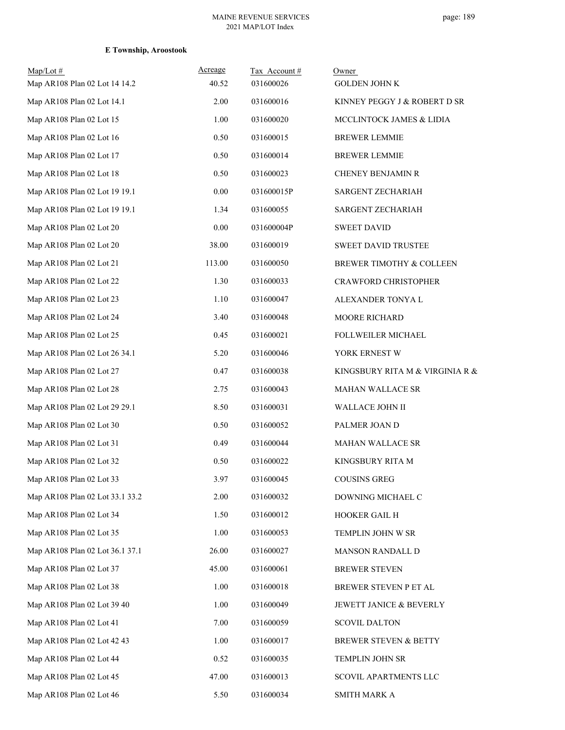**E Township, Aroostook**

| Map/Lot # | Acreage | Tax Account # | Owner |
|---|---|---|---|
| Map AR108 Plan 02 Lot 14 14.2 | 40.52 | 031600026 | GOLDEN JOHN K |
| Map AR108 Plan 02 Lot 14.1 | 2.00 | 031600016 | KINNEY PEGGY J & ROBERT D SR |
| Map AR108 Plan 02 Lot 15 | 1.00 | 031600020 | MCCLINTOCK JAMES & LIDIA |
| Map AR108 Plan 02 Lot 16 | 0.50 | 031600015 | BREWER LEMMIE |
| Map AR108 Plan 02 Lot 17 | 0.50 | 031600014 | BREWER LEMMIE |
| Map AR108 Plan 02 Lot 18 | 0.50 | 031600023 | CHENEY BENJAMIN R |
| Map AR108 Plan 02 Lot 19 19.1 | 0.00 | 031600015P | SARGENT ZECHARIAH |
| Map AR108 Plan 02 Lot 19 19.1 | 1.34 | 031600055 | SARGENT ZECHARIAH |
| Map AR108 Plan 02 Lot 20 | 0.00 | 031600004P | SWEET DAVID |
| Map AR108 Plan 02 Lot 20 | 38.00 | 031600019 | SWEET DAVID TRUSTEE |
| Map AR108 Plan 02 Lot 21 | 113.00 | 031600050 | BREWER TIMOTHY & COLLEEN |
| Map AR108 Plan 02 Lot 22 | 1.30 | 031600033 | CRAWFORD CHRISTOPHER |
| Map AR108 Plan 02 Lot 23 | 1.10 | 031600047 | ALEXANDER TONYA L |
| Map AR108 Plan 02 Lot 24 | 3.40 | 031600048 | MOORE RICHARD |
| Map AR108 Plan 02 Lot 25 | 0.45 | 031600021 | FOLLWEILER MICHAEL |
| Map AR108 Plan 02 Lot 26 34.1 | 5.20 | 031600046 | YORK ERNEST W |
| Map AR108 Plan 02 Lot 27 | 0.47 | 031600038 | KINGSBURY RITA M & VIRGINIA R & |
| Map AR108 Plan 02 Lot 28 | 2.75 | 031600043 | MAHAN WALLACE SR |
| Map AR108 Plan 02 Lot 29 29.1 | 8.50 | 031600031 | WALLACE JOHN II |
| Map AR108 Plan 02 Lot 30 | 0.50 | 031600052 | PALMER JOAN D |
| Map AR108 Plan 02 Lot 31 | 0.49 | 031600044 | MAHAN WALLACE SR |
| Map AR108 Plan 02 Lot 32 | 0.50 | 031600022 | KINGSBURY RITA M |
| Map AR108 Plan 02 Lot 33 | 3.97 | 031600045 | COUSINS GREG |
| Map AR108 Plan 02 Lot 33.1 33.2 | 2.00 | 031600032 | DOWNING MICHAEL C |
| Map AR108 Plan 02 Lot 34 | 1.50 | 031600012 | HOOKER GAIL H |
| Map AR108 Plan 02 Lot 35 | 1.00 | 031600053 | TEMPLIN JOHN W SR |
| Map AR108 Plan 02 Lot 36.1 37.1 | 26.00 | 031600027 | MANSON RANDALL D |
| Map AR108 Plan 02 Lot 37 | 45.00 | 031600061 | BREWER STEVEN |
| Map AR108 Plan 02 Lot 38 | 1.00 | 031600018 | BREWER STEVEN P ET AL |
| Map AR108 Plan 02 Lot 39 40 | 1.00 | 031600049 | JEWETT JANICE & BEVERLY |
| Map AR108 Plan 02 Lot 41 | 7.00 | 031600059 | SCOVIL DALTON |
| Map AR108 Plan 02 Lot 42 43 | 1.00 | 031600017 | BREWER STEVEN & BETTY |
| Map AR108 Plan 02 Lot 44 | 0.52 | 031600035 | TEMPLIN JOHN SR |
| Map AR108 Plan 02 Lot 45 | 47.00 | 031600013 | SCOVIL APARTMENTS LLC |
| Map AR108 Plan 02 Lot 46 | 5.50 | 031600034 | SMITH MARK A |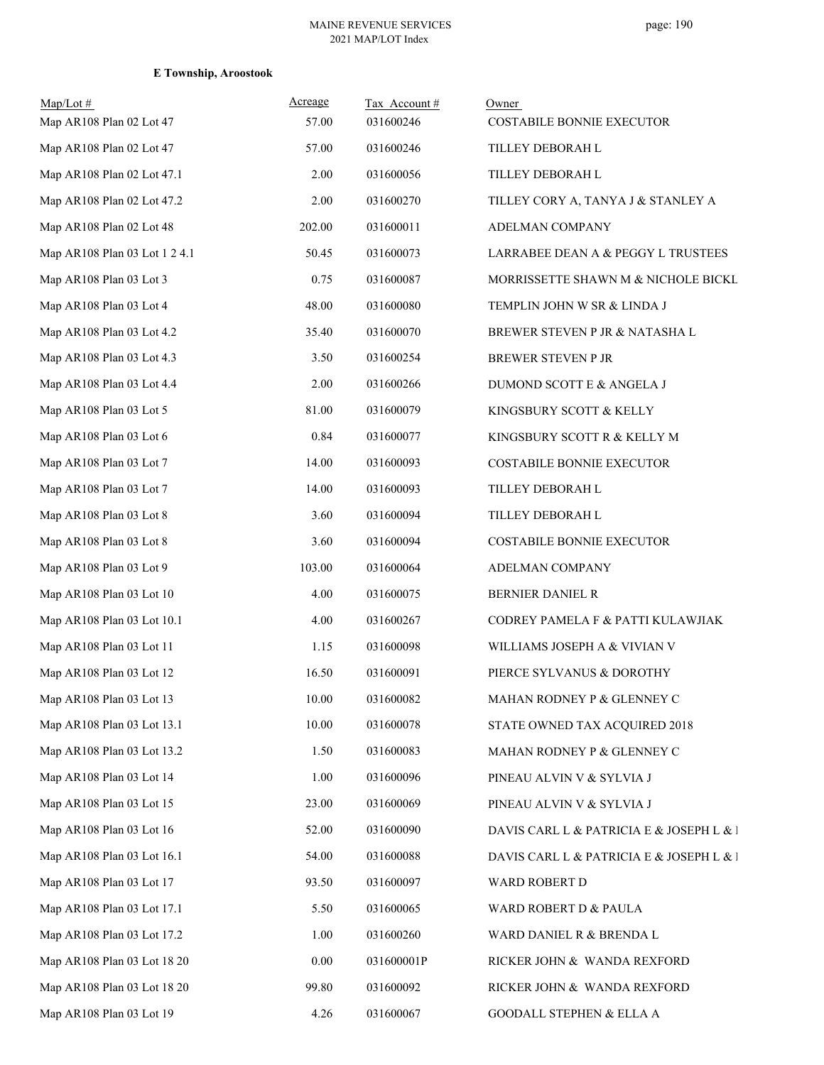**E Township, Aroostook**

| Map/Lot # | Acreage | Tax Account # | Owner |
|---|---|---|---|
| Map AR108 Plan 02 Lot 47 | 57.00 | 031600246 | COSTABILE BONNIE EXECUTOR |
| Map AR108 Plan 02 Lot 47 | 57.00 | 031600246 | TILLEY DEBORAH L |
| Map AR108 Plan 02 Lot 47.1 | 2.00 | 031600056 | TILLEY DEBORAH L |
| Map AR108 Plan 02 Lot 47.2 | 2.00 | 031600270 | TILLEY CORY A, TANYA J & STANLEY A |
| Map AR108 Plan 02 Lot 48 | 202.00 | 031600011 | ADELMAN COMPANY |
| Map AR108 Plan 03 Lot 1 2 4.1 | 50.45 | 031600073 | LARRABEE DEAN A & PEGGY L TRUSTEES |
| Map AR108 Plan 03 Lot 3 | 0.75 | 031600087 | MORRISSETTE SHAWN M & NICHOLE BICKL |
| Map AR108 Plan 03 Lot 4 | 48.00 | 031600080 | TEMPLIN JOHN W SR & LINDA J |
| Map AR108 Plan 03 Lot 4.2 | 35.40 | 031600070 | BREWER STEVEN P JR & NATASHA L |
| Map AR108 Plan 03 Lot 4.3 | 3.50 | 031600254 | BREWER STEVEN P JR |
| Map AR108 Plan 03 Lot 4.4 | 2.00 | 031600266 | DUMOND SCOTT E & ANGELA J |
| Map AR108 Plan 03 Lot 5 | 81.00 | 031600079 | KINGSBURY SCOTT & KELLY |
| Map AR108 Plan 03 Lot 6 | 0.84 | 031600077 | KINGSBURY SCOTT R & KELLY M |
| Map AR108 Plan 03 Lot 7 | 14.00 | 031600093 | COSTABILE BONNIE EXECUTOR |
| Map AR108 Plan 03 Lot 7 | 14.00 | 031600093 | TILLEY DEBORAH L |
| Map AR108 Plan 03 Lot 8 | 3.60 | 031600094 | TILLEY DEBORAH L |
| Map AR108 Plan 03 Lot 8 | 3.60 | 031600094 | COSTABILE BONNIE EXECUTOR |
| Map AR108 Plan 03 Lot 9 | 103.00 | 031600064 | ADELMAN COMPANY |
| Map AR108 Plan 03 Lot 10 | 4.00 | 031600075 | BERNIER DANIEL R |
| Map AR108 Plan 03 Lot 10.1 | 4.00 | 031600267 | CODREY PAMELA F & PATTI KULAWJIAK |
| Map AR108 Plan 03 Lot 11 | 1.15 | 031600098 | WILLIAMS JOSEPH A & VIVIAN V |
| Map AR108 Plan 03 Lot 12 | 16.50 | 031600091 | PIERCE SYLVANUS & DOROTHY |
| Map AR108 Plan 03 Lot 13 | 10.00 | 031600082 | MAHAN RODNEY P & GLENNEY C |
| Map AR108 Plan 03 Lot 13.1 | 10.00 | 031600078 | STATE OWNED TAX ACQUIRED 2018 |
| Map AR108 Plan 03 Lot 13.2 | 1.50 | 031600083 | MAHAN RODNEY P & GLENNEY C |
| Map AR108 Plan 03 Lot 14 | 1.00 | 031600096 | PINEAU ALVIN V & SYLVIA J |
| Map AR108 Plan 03 Lot 15 | 23.00 | 031600069 | PINEAU ALVIN V & SYLVIA J |
| Map AR108 Plan 03 Lot 16 | 52.00 | 031600090 | DAVIS CARL L & PATRICIA E & JOSEPH L & I |
| Map AR108 Plan 03 Lot 16.1 | 54.00 | 031600088 | DAVIS CARL L & PATRICIA E & JOSEPH L & I |
| Map AR108 Plan 03 Lot 17 | 93.50 | 031600097 | WARD ROBERT D |
| Map AR108 Plan 03 Lot 17.1 | 5.50 | 031600065 | WARD ROBERT D & PAULA |
| Map AR108 Plan 03 Lot 17.2 | 1.00 | 031600260 | WARD DANIEL R & BRENDA L |
| Map AR108 Plan 03 Lot 18 20 | 0.00 | 031600001P | RICKER JOHN & WANDA REXFORD |
| Map AR108 Plan 03 Lot 18 20 | 99.80 | 031600092 | RICKER JOHN & WANDA REXFORD |
| Map AR108 Plan 03 Lot 19 | 4.26 | 031600067 | GOODALL STEPHEN & ELLA A |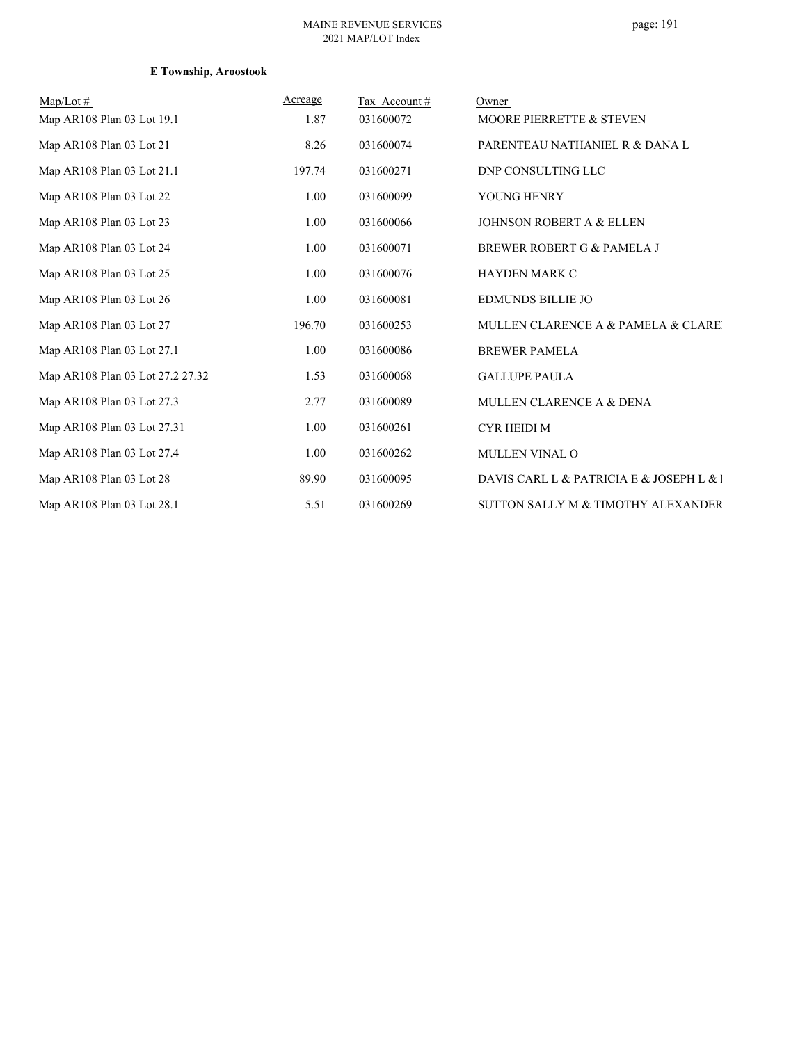**E Township, Aroostook**

| Map/Lot # | Acreage | Tax Account # | Owner |
|---|---|---|---|
| Map AR108 Plan 03 Lot 19.1 | 1.87 | 031600072 | MOORE PIERRETTE & STEVEN |
| Map AR108 Plan 03 Lot 21 | 8.26 | 031600074 | PARENTEAU NATHANIEL R & DANA L |
| Map AR108 Plan 03 Lot 21.1 | 197.74 | 031600271 | DNP CONSULTING LLC |
| Map AR108 Plan 03 Lot 22 | 1.00 | 031600099 | YOUNG HENRY |
| Map AR108 Plan 03 Lot 23 | 1.00 | 031600066 | JOHNSON ROBERT A & ELLEN |
| Map AR108 Plan 03 Lot 24 | 1.00 | 031600071 | BREWER ROBERT G & PAMELA J |
| Map AR108 Plan 03 Lot 25 | 1.00 | 031600076 | HAYDEN MARK C |
| Map AR108 Plan 03 Lot 26 | 1.00 | 031600081 | EDMUNDS BILLIE JO |
| Map AR108 Plan 03 Lot 27 | 196.70 | 031600253 | MULLEN CLARENCE A & PAMELA & CLARE |
| Map AR108 Plan 03 Lot 27.1 | 1.00 | 031600086 | BREWER PAMELA |
| Map AR108 Plan 03 Lot 27.2 27.32 | 1.53 | 031600068 | GALLUPE PAULA |
| Map AR108 Plan 03 Lot 27.3 | 2.77 | 031600089 | MULLEN CLARENCE A & DENA |
| Map AR108 Plan 03 Lot 27.31 | 1.00 | 031600261 | CYR HEIDI M |
| Map AR108 Plan 03 Lot 27.4 | 1.00 | 031600262 | MULLEN VINAL O |
| Map AR108 Plan 03 Lot 28 | 89.90 | 031600095 | DAVIS CARL L & PATRICIA E & JOSEPH L & I |
| Map AR108 Plan 03 Lot 28.1 | 5.51 | 031600269 | SUTTON SALLY M & TIMOTHY ALEXANDER |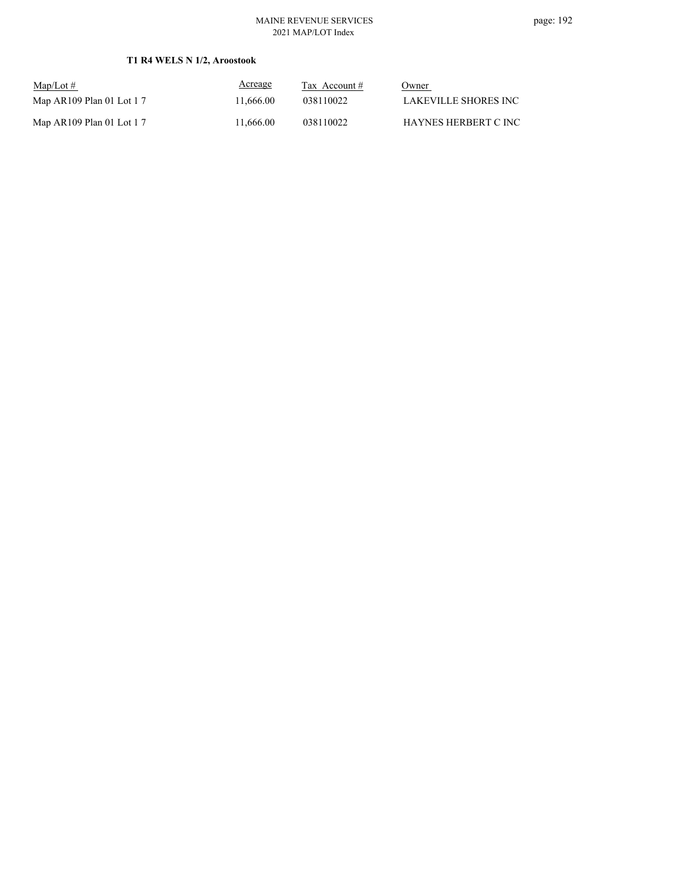**T1 R4 WELS N 1/2, Aroostook**

| Map/Lot # | Acreage | Tax Account # | Owner |
| --- | --- | --- | --- |
| Map AR109 Plan 01 Lot 1 7 | 11,666.00 | 038110022 | LAKEVILLE SHORES INC |
| Map AR109 Plan 01 Lot 1 7 | 11,666.00 | 038110022 | HAYNES HERBERT C INC |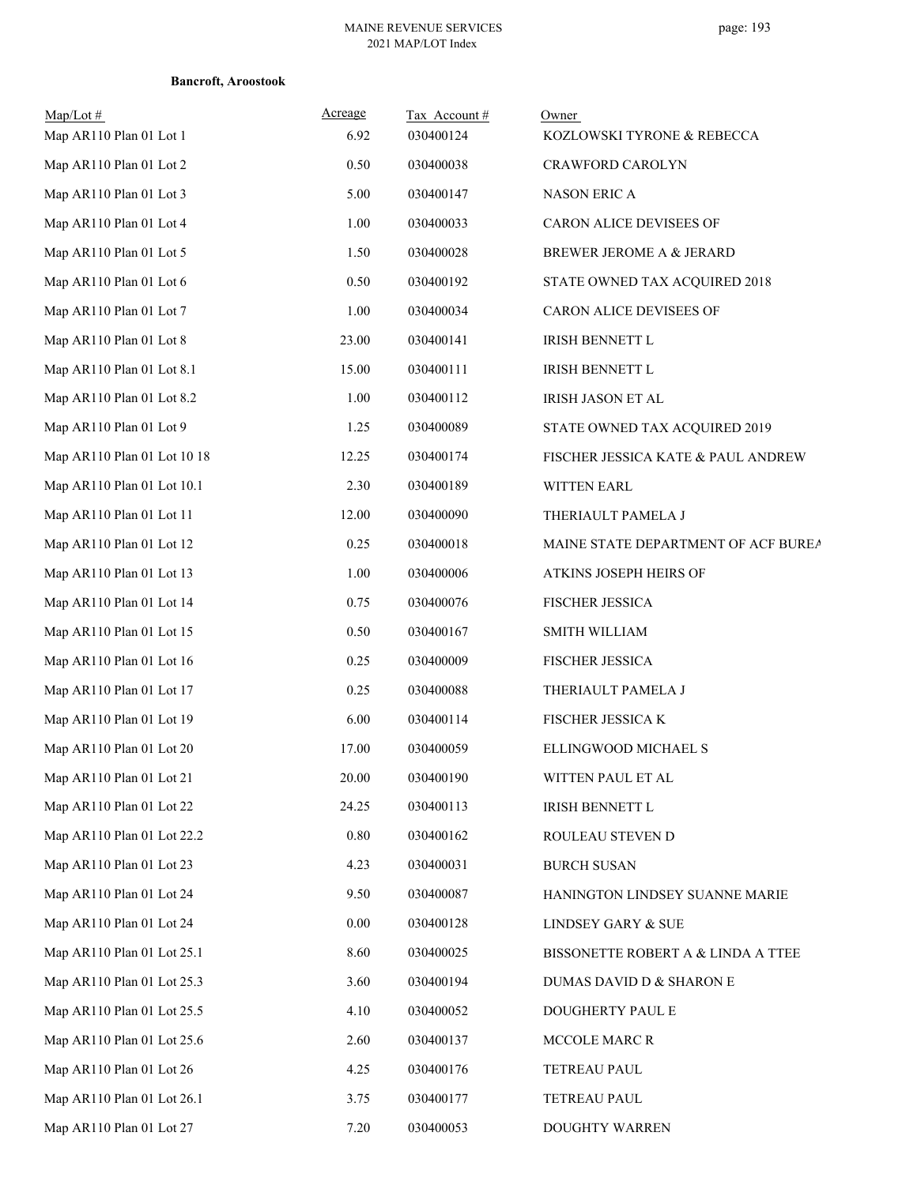**Bancroft, Aroostook**

| Map/Lot # | Acreage | Tax Account # | Owner |
|---|---|---|---|
| Map AR110 Plan 01 Lot 1 | 6.92 | 030400124 | KOZLOWSKI TYRONE & REBECCA |
| Map AR110 Plan 01 Lot 2 | 0.50 | 030400038 | CRAWFORD CAROLYN |
| Map AR110 Plan 01 Lot 3 | 5.00 | 030400147 | NASON ERIC A |
| Map AR110 Plan 01 Lot 4 | 1.00 | 030400033 | CARON ALICE DEVISEES OF |
| Map AR110 Plan 01 Lot 5 | 1.50 | 030400028 | BREWER JEROME A & JERARD |
| Map AR110 Plan 01 Lot 6 | 0.50 | 030400192 | STATE OWNED TAX ACQUIRED 2018 |
| Map AR110 Plan 01 Lot 7 | 1.00 | 030400034 | CARON ALICE DEVISEES OF |
| Map AR110 Plan 01 Lot 8 | 23.00 | 030400141 | IRISH BENNETT L |
| Map AR110 Plan 01 Lot 8.1 | 15.00 | 030400111 | IRISH BENNETT L |
| Map AR110 Plan 01 Lot 8.2 | 1.00 | 030400112 | IRISH JASON ET AL |
| Map AR110 Plan 01 Lot 9 | 1.25 | 030400089 | STATE OWNED TAX ACQUIRED 2019 |
| Map AR110 Plan 01 Lot 10 18 | 12.25 | 030400174 | FISCHER JESSICA KATE & PAUL ANDREW |
| Map AR110 Plan 01 Lot 10.1 | 2.30 | 030400189 | WITTEN EARL |
| Map AR110 Plan 01 Lot 11 | 12.00 | 030400090 | THERIAULT PAMELA J |
| Map AR110 Plan 01 Lot 12 | 0.25 | 030400018 | MAINE STATE DEPARTMENT OF ACF BUREA |
| Map AR110 Plan 01 Lot 13 | 1.00 | 030400006 | ATKINS JOSEPH HEIRS OF |
| Map AR110 Plan 01 Lot 14 | 0.75 | 030400076 | FISCHER JESSICA |
| Map AR110 Plan 01 Lot 15 | 0.50 | 030400167 | SMITH WILLIAM |
| Map AR110 Plan 01 Lot 16 | 0.25 | 030400009 | FISCHER JESSICA |
| Map AR110 Plan 01 Lot 17 | 0.25 | 030400088 | THERIAULT PAMELA J |
| Map AR110 Plan 01 Lot 19 | 6.00 | 030400114 | FISCHER JESSICA K |
| Map AR110 Plan 01 Lot 20 | 17.00 | 030400059 | ELLINGWOOD MICHAEL S |
| Map AR110 Plan 01 Lot 21 | 20.00 | 030400190 | WITTEN PAUL ET AL |
| Map AR110 Plan 01 Lot 22 | 24.25 | 030400113 | IRISH BENNETT L |
| Map AR110 Plan 01 Lot 22.2 | 0.80 | 030400162 | ROULEAU STEVEN D |
| Map AR110 Plan 01 Lot 23 | 4.23 | 030400031 | BURCH SUSAN |
| Map AR110 Plan 01 Lot 24 | 9.50 | 030400087 | HANINGTON LINDSEY SUANNE MARIE |
| Map AR110 Plan 01 Lot 24 | 0.00 | 030400128 | LINDSEY GARY & SUE |
| Map AR110 Plan 01 Lot 25.1 | 8.60 | 030400025 | BISSONETTE ROBERT A & LINDA A TTEE |
| Map AR110 Plan 01 Lot 25.3 | 3.60 | 030400194 | DUMAS DAVID D & SHARON E |
| Map AR110 Plan 01 Lot 25.5 | 4.10 | 030400052 | DOUGHERTY PAUL E |
| Map AR110 Plan 01 Lot 25.6 | 2.60 | 030400137 | MCCOLE MARC R |
| Map AR110 Plan 01 Lot 26 | 4.25 | 030400176 | TETREAU PAUL |
| Map AR110 Plan 01 Lot 26.1 | 3.75 | 030400177 | TETREAU PAUL |
| Map AR110 Plan 01 Lot 27 | 7.20 | 030400053 | DOUGHTY WARREN |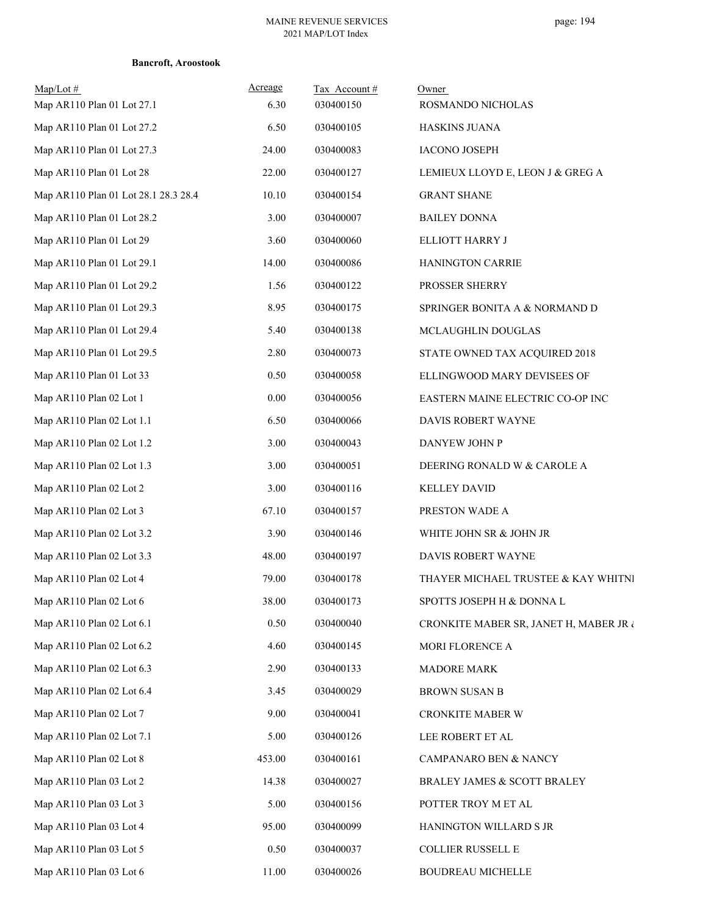**Bancroft, Aroostook**

| Map/Lot # | Acreage | Tax Account # | Owner |
|---|---|---|---|
| Map AR110 Plan 01 Lot 27.1 | 6.30 | 030400150 | ROSMANDO NICHOLAS |
| Map AR110 Plan 01 Lot 27.2 | 6.50 | 030400105 | HASKINS JUANA |
| Map AR110 Plan 01 Lot 27.3 | 24.00 | 030400083 | IACONO JOSEPH |
| Map AR110 Plan 01 Lot 28 | 22.00 | 030400127 | LEMIEUX LLOYD E, LEON J & GREG A |
| Map AR110 Plan 01 Lot 28.1 28.3 28.4 | 10.10 | 030400154 | GRANT SHANE |
| Map AR110 Plan 01 Lot 28.2 | 3.00 | 030400007 | BAILEY DONNA |
| Map AR110 Plan 01 Lot 29 | 3.60 | 030400060 | ELLIOTT HARRY J |
| Map AR110 Plan 01 Lot 29.1 | 14.00 | 030400086 | HANINGTON CARRIE |
| Map AR110 Plan 01 Lot 29.2 | 1.56 | 030400122 | PROSSER SHERRY |
| Map AR110 Plan 01 Lot 29.3 | 8.95 | 030400175 | SPRINGER BONITA A & NORMAND D |
| Map AR110 Plan 01 Lot 29.4 | 5.40 | 030400138 | MCLAUGHLIN DOUGLAS |
| Map AR110 Plan 01 Lot 29.5 | 2.80 | 030400073 | STATE OWNED TAX ACQUIRED 2018 |
| Map AR110 Plan 01 Lot 33 | 0.50 | 030400058 | ELLINGWOOD MARY DEVISEES OF |
| Map AR110 Plan 02 Lot 1 | 0.00 | 030400056 | EASTERN MAINE ELECTRIC CO-OP INC |
| Map AR110 Plan 02 Lot 1.1 | 6.50 | 030400066 | DAVIS ROBERT WAYNE |
| Map AR110 Plan 02 Lot 1.2 | 3.00 | 030400043 | DANYEW JOHN P |
| Map AR110 Plan 02 Lot 1.3 | 3.00 | 030400051 | DEERING RONALD W & CAROLE A |
| Map AR110 Plan 02 Lot 2 | 3.00 | 030400116 | KELLEY DAVID |
| Map AR110 Plan 02 Lot 3 | 67.10 | 030400157 | PRESTON WADE A |
| Map AR110 Plan 02 Lot 3.2 | 3.90 | 030400146 | WHITE JOHN SR & JOHN JR |
| Map AR110 Plan 02 Lot 3.3 | 48.00 | 030400197 | DAVIS ROBERT WAYNE |
| Map AR110 Plan 02 Lot 4 | 79.00 | 030400178 | THAYER MICHAEL TRUSTEE & KAY WHITNI |
| Map AR110 Plan 02 Lot 6 | 38.00 | 030400173 | SPOTTS JOSEPH H & DONNA L |
| Map AR110 Plan 02 Lot 6.1 | 0.50 | 030400040 | CRONKITE MABER SR, JANET H, MABER JR & |
| Map AR110 Plan 02 Lot 6.2 | 4.60 | 030400145 | MORI FLORENCE A |
| Map AR110 Plan 02 Lot 6.3 | 2.90 | 030400133 | MADORE MARK |
| Map AR110 Plan 02 Lot 6.4 | 3.45 | 030400029 | BROWN SUSAN B |
| Map AR110 Plan 02 Lot 7 | 9.00 | 030400041 | CRONKITE MABER W |
| Map AR110 Plan 02 Lot 7.1 | 5.00 | 030400126 | LEE ROBERT ET AL |
| Map AR110 Plan 02 Lot 8 | 453.00 | 030400161 | CAMPANARO BEN & NANCY |
| Map AR110 Plan 03 Lot 2 | 14.38 | 030400027 | BRALEY JAMES & SCOTT BRALEY |
| Map AR110 Plan 03 Lot 3 | 5.00 | 030400156 | POTTER TROY M ET AL |
| Map AR110 Plan 03 Lot 4 | 95.00 | 030400099 | HANINGTON WILLARD S JR |
| Map AR110 Plan 03 Lot 5 | 0.50 | 030400037 | COLLIER RUSSELL E |
| Map AR110 Plan 03 Lot 6 | 11.00 | 030400026 | BOUDREAU MICHELLE |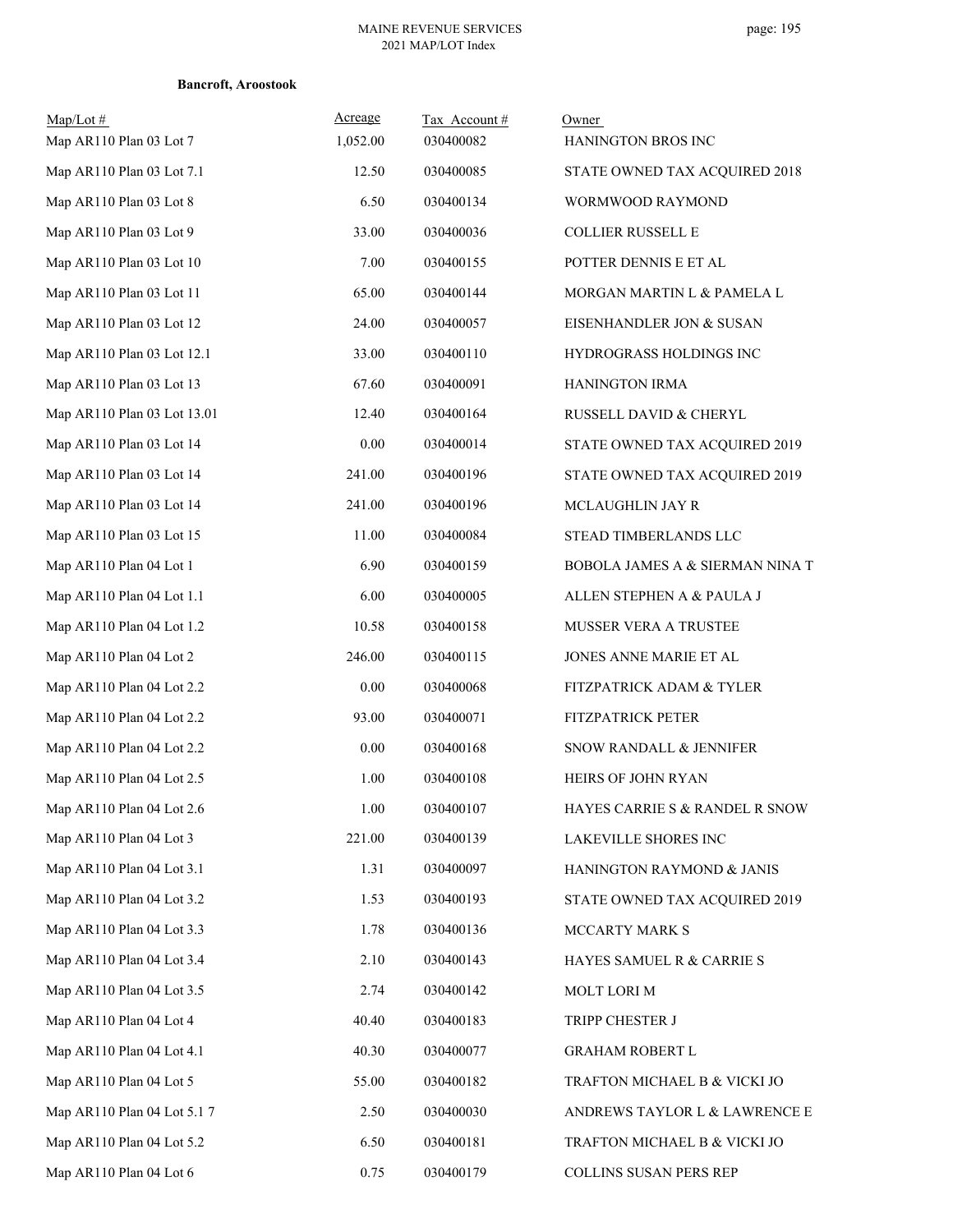**Bancroft, Aroostook**

| Map/Lot # | Acreage | Tax Account # | Owner |
|---|---|---|---|
| Map AR110 Plan 03 Lot 7 | 1,052.00 | 030400082 | HANINGTON BROS INC |
| Map AR110 Plan 03 Lot 7.1 | 12.50 | 030400085 | STATE OWNED TAX ACQUIRED 2018 |
| Map AR110 Plan 03 Lot 8 | 6.50 | 030400134 | WORMWOOD RAYMOND |
| Map AR110 Plan 03 Lot 9 | 33.00 | 030400036 | COLLIER RUSSELL E |
| Map AR110 Plan 03 Lot 10 | 7.00 | 030400155 | POTTER DENNIS E ET AL |
| Map AR110 Plan 03 Lot 11 | 65.00 | 030400144 | MORGAN MARTIN L & PAMELA L |
| Map AR110 Plan 03 Lot 12 | 24.00 | 030400057 | EISENHANDLER JON & SUSAN |
| Map AR110 Plan 03 Lot 12.1 | 33.00 | 030400110 | HYDROGRASS HOLDINGS INC |
| Map AR110 Plan 03 Lot 13 | 67.60 | 030400091 | HANINGTON IRMA |
| Map AR110 Plan 03 Lot 13.01 | 12.40 | 030400164 | RUSSELL DAVID & CHERYL |
| Map AR110 Plan 03 Lot 14 | 0.00 | 030400014 | STATE OWNED TAX ACQUIRED 2019 |
| Map AR110 Plan 03 Lot 14 | 241.00 | 030400196 | STATE OWNED TAX ACQUIRED 2019 |
| Map AR110 Plan 03 Lot 14 | 241.00 | 030400196 | MCLAUGHLIN JAY R |
| Map AR110 Plan 03 Lot 15 | 11.00 | 030400084 | STEAD TIMBERLANDS LLC |
| Map AR110 Plan 04 Lot 1 | 6.90 | 030400159 | BOBOLA JAMES A & SIERMAN NINA T |
| Map AR110 Plan 04 Lot 1.1 | 6.00 | 030400005 | ALLEN STEPHEN A & PAULA J |
| Map AR110 Plan 04 Lot 1.2 | 10.58 | 030400158 | MUSSER VERA A TRUSTEE |
| Map AR110 Plan 04 Lot 2 | 246.00 | 030400115 | JONES ANNE MARIE ET AL |
| Map AR110 Plan 04 Lot 2.2 | 0.00 | 030400068 | FITZPATRICK ADAM & TYLER |
| Map AR110 Plan 04 Lot 2.2 | 93.00 | 030400071 | FITZPATRICK PETER |
| Map AR110 Plan 04 Lot 2.2 | 0.00 | 030400168 | SNOW RANDALL & JENNIFER |
| Map AR110 Plan 04 Lot 2.5 | 1.00 | 030400108 | HEIRS OF JOHN RYAN |
| Map AR110 Plan 04 Lot 2.6 | 1.00 | 030400107 | HAYES CARRIE S & RANDEL R SNOW |
| Map AR110 Plan 04 Lot 3 | 221.00 | 030400139 | LAKEVILLE SHORES INC |
| Map AR110 Plan 04 Lot 3.1 | 1.31 | 030400097 | HANINGTON RAYMOND & JANIS |
| Map AR110 Plan 04 Lot 3.2 | 1.53 | 030400193 | STATE OWNED TAX ACQUIRED 2019 |
| Map AR110 Plan 04 Lot 3.3 | 1.78 | 030400136 | MCCARTY MARK S |
| Map AR110 Plan 04 Lot 3.4 | 2.10 | 030400143 | HAYES SAMUEL R & CARRIE S |
| Map AR110 Plan 04 Lot 3.5 | 2.74 | 030400142 | MOLT LORI M |
| Map AR110 Plan 04 Lot 4 | 40.40 | 030400183 | TRIPP CHESTER J |
| Map AR110 Plan 04 Lot 4.1 | 40.30 | 030400077 | GRAHAM ROBERT L |
| Map AR110 Plan 04 Lot 5 | 55.00 | 030400182 | TRAFTON MICHAEL B & VICKI JO |
| Map AR110 Plan 04 Lot 5.1 7 | 2.50 | 030400030 | ANDREWS TAYLOR L & LAWRENCE E |
| Map AR110 Plan 04 Lot 5.2 | 6.50 | 030400181 | TRAFTON MICHAEL B & VICKI JO |
| Map AR110 Plan 04 Lot 6 | 0.75 | 030400179 | COLLINS SUSAN PERS REP |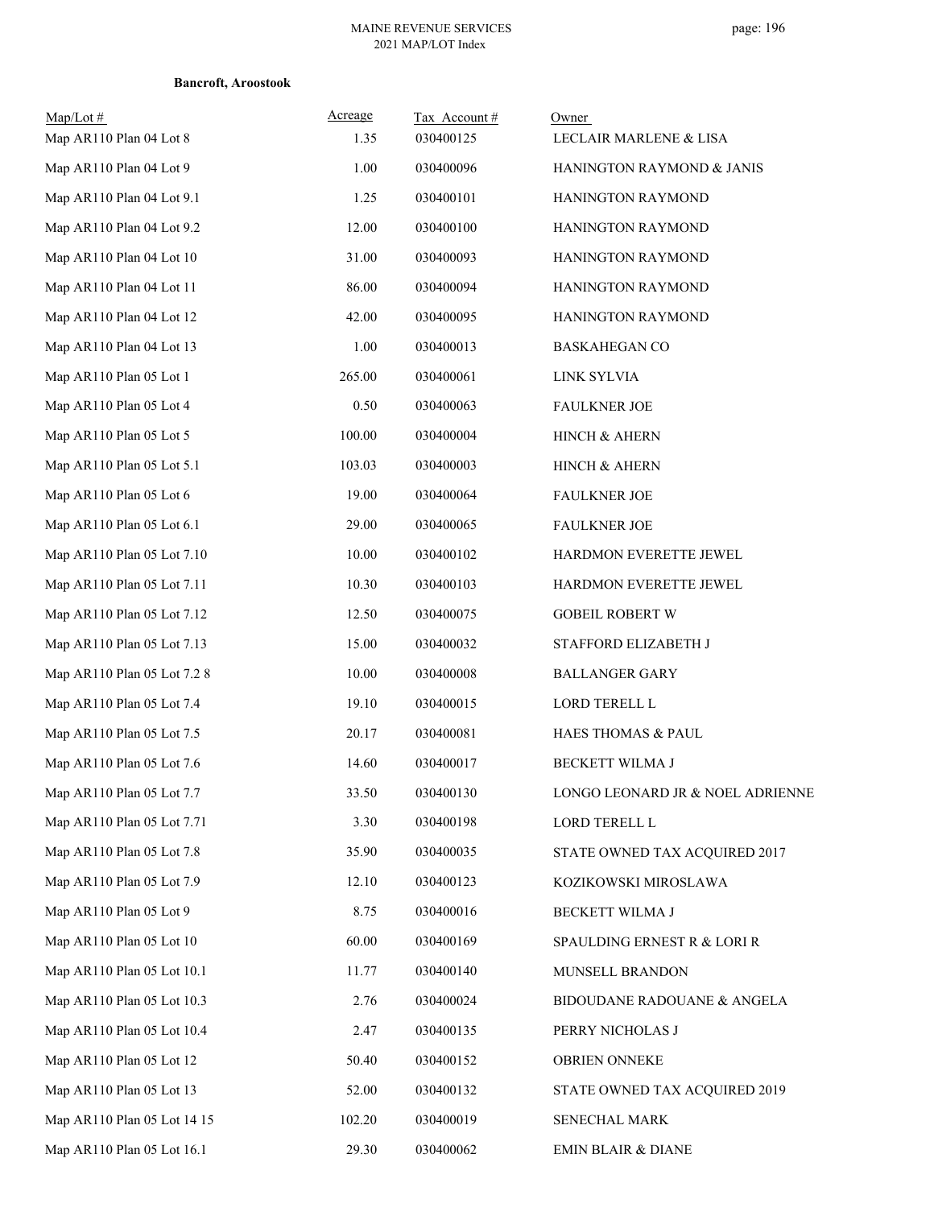**Bancroft, Aroostook**

| Map/Lot # | Acreage | Tax Account # | Owner |
|---|---|---|---|
| Map AR110 Plan 04 Lot 8 | 1.35 | 030400125 | LECLAIR MARLENE & LISA |
| Map AR110 Plan 04 Lot 9 | 1.00 | 030400096 | HANINGTON RAYMOND & JANIS |
| Map AR110 Plan 04 Lot 9.1 | 1.25 | 030400101 | HANINGTON RAYMOND |
| Map AR110 Plan 04 Lot 9.2 | 12.00 | 030400100 | HANINGTON RAYMOND |
| Map AR110 Plan 04 Lot 10 | 31.00 | 030400093 | HANINGTON RAYMOND |
| Map AR110 Plan 04 Lot 11 | 86.00 | 030400094 | HANINGTON RAYMOND |
| Map AR110 Plan 04 Lot 12 | 42.00 | 030400095 | HANINGTON RAYMOND |
| Map AR110 Plan 04 Lot 13 | 1.00 | 030400013 | BASKAHEGAN CO |
| Map AR110 Plan 05 Lot 1 | 265.00 | 030400061 | LINK SYLVIA |
| Map AR110 Plan 05 Lot 4 | 0.50 | 030400063 | FAULKNER JOE |
| Map AR110 Plan 05 Lot 5 | 100.00 | 030400004 | HINCH & AHERN |
| Map AR110 Plan 05 Lot 5.1 | 103.03 | 030400003 | HINCH & AHERN |
| Map AR110 Plan 05 Lot 6 | 19.00 | 030400064 | FAULKNER JOE |
| Map AR110 Plan 05 Lot 6.1 | 29.00 | 030400065 | FAULKNER JOE |
| Map AR110 Plan 05 Lot 7.10 | 10.00 | 030400102 | HARDMON EVERETTE JEWEL |
| Map AR110 Plan 05 Lot 7.11 | 10.30 | 030400103 | HARDMON EVERETTE JEWEL |
| Map AR110 Plan 05 Lot 7.12 | 12.50 | 030400075 | GOBEIL ROBERT W |
| Map AR110 Plan 05 Lot 7.13 | 15.00 | 030400032 | STAFFORD ELIZABETH J |
| Map AR110 Plan 05 Lot 7.2 8 | 10.00 | 030400008 | BALLANGER GARY |
| Map AR110 Plan 05 Lot 7.4 | 19.10 | 030400015 | LORD TERELL L |
| Map AR110 Plan 05 Lot 7.5 | 20.17 | 030400081 | HAES THOMAS & PAUL |
| Map AR110 Plan 05 Lot 7.6 | 14.60 | 030400017 | BECKETT WILMA J |
| Map AR110 Plan 05 Lot 7.7 | 33.50 | 030400130 | LONGO LEONARD JR & NOEL ADRIENNE |
| Map AR110 Plan 05 Lot 7.71 | 3.30 | 030400198 | LORD TERELL L |
| Map AR110 Plan 05 Lot 7.8 | 35.90 | 030400035 | STATE OWNED TAX ACQUIRED 2017 |
| Map AR110 Plan 05 Lot 7.9 | 12.10 | 030400123 | KOZIKOWSKI MIROSLAWA |
| Map AR110 Plan 05 Lot 9 | 8.75 | 030400016 | BECKETT WILMA J |
| Map AR110 Plan 05 Lot 10 | 60.00 | 030400169 | SPAULDING ERNEST R & LORI R |
| Map AR110 Plan 05 Lot 10.1 | 11.77 | 030400140 | MUNSELL BRANDON |
| Map AR110 Plan 05 Lot 10.3 | 2.76 | 030400024 | BIDOUDANE RADOUANE & ANGELA |
| Map AR110 Plan 05 Lot 10.4 | 2.47 | 030400135 | PERRY NICHOLAS J |
| Map AR110 Plan 05 Lot 12 | 50.40 | 030400152 | OBRIEN ONNEKE |
| Map AR110 Plan 05 Lot 13 | 52.00 | 030400132 | STATE OWNED TAX ACQUIRED 2019 |
| Map AR110 Plan 05 Lot 14 15 | 102.20 | 030400019 | SENECHAL MARK |
| Map AR110 Plan 05 Lot 16.1 | 29.30 | 030400062 | EMIN BLAIR & DIANE |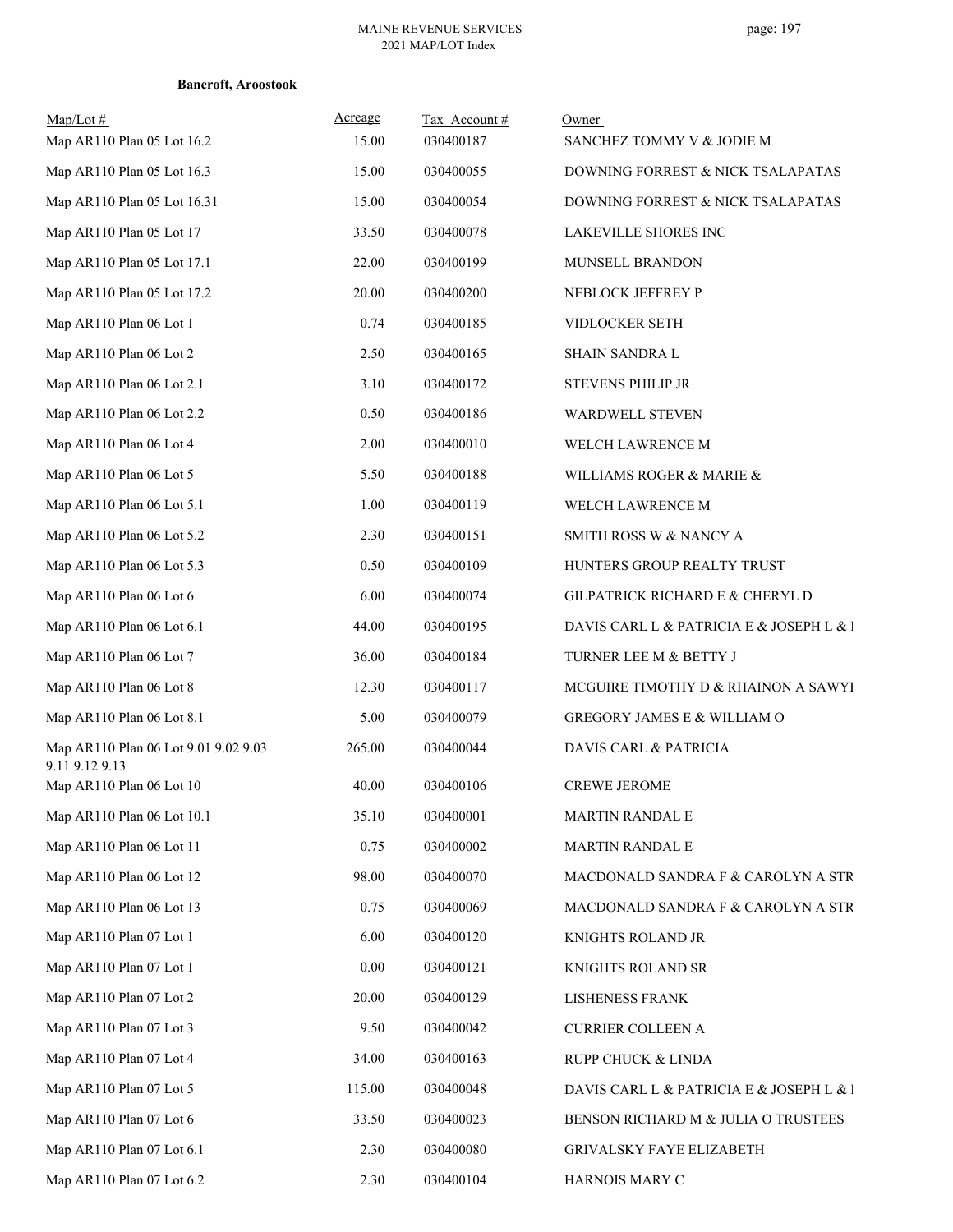**Bancroft, Aroostook**

| Map/Lot # | Acreage | Tax Account # | Owner |
|---|---|---|---|
| Map AR110 Plan 05 Lot 16.2 | 15.00 | 030400187 | SANCHEZ TOMMY V & JODIE M |
| Map AR110 Plan 05 Lot 16.3 | 15.00 | 030400055 | DOWNING FORREST & NICK TSALAPATAS |
| Map AR110 Plan 05 Lot 16.31 | 15.00 | 030400054 | DOWNING FORREST & NICK TSALAPATAS |
| Map AR110 Plan 05 Lot 17 | 33.50 | 030400078 | LAKEVILLE SHORES INC |
| Map AR110 Plan 05 Lot 17.1 | 22.00 | 030400199 | MUNSELL BRANDON |
| Map AR110 Plan 05 Lot 17.2 | 20.00 | 030400200 | NEBLOCK JEFFREY P |
| Map AR110 Plan 06 Lot 1 | 0.74 | 030400185 | VIDLOCKER SETH |
| Map AR110 Plan 06 Lot 2 | 2.50 | 030400165 | SHAIN SANDRA L |
| Map AR110 Plan 06 Lot 2.1 | 3.10 | 030400172 | STEVENS PHILIP JR |
| Map AR110 Plan 06 Lot 2.2 | 0.50 | 030400186 | WARDWELL STEVEN |
| Map AR110 Plan 06 Lot 4 | 2.00 | 030400010 | WELCH LAWRENCE M |
| Map AR110 Plan 06 Lot 5 | 5.50 | 030400188 | WILLIAMS ROGER & MARIE & |
| Map AR110 Plan 06 Lot 5.1 | 1.00 | 030400119 | WELCH LAWRENCE M |
| Map AR110 Plan 06 Lot 5.2 | 2.30 | 030400151 | SMITH ROSS W & NANCY A |
| Map AR110 Plan 06 Lot 5.3 | 0.50 | 030400109 | HUNTERS GROUP REALTY TRUST |
| Map AR110 Plan 06 Lot 6 | 6.00 | 030400074 | GILPATRICK RICHARD E & CHERYL D |
| Map AR110 Plan 06 Lot 6.1 | 44.00 | 030400195 | DAVIS CARL L & PATRICIA E & JOSEPH L & I |
| Map AR110 Plan 06 Lot 7 | 36.00 | 030400184 | TURNER LEE M & BETTY J |
| Map AR110 Plan 06 Lot 8 | 12.30 | 030400117 | MCGUIRE TIMOTHY D & RHAINON A SAWYI |
| Map AR110 Plan 06 Lot 8.1 | 5.00 | 030400079 | GREGORY JAMES E & WILLIAM O |
| Map AR110 Plan 06 Lot 9.01 9.02 9.03 9.11 9.12 9.13 | 265.00 | 030400044 | DAVIS CARL & PATRICIA |
| Map AR110 Plan 06 Lot 10 | 40.00 | 030400106 | CREWE JEROME |
| Map AR110 Plan 06 Lot 10.1 | 35.10 | 030400001 | MARTIN RANDAL E |
| Map AR110 Plan 06 Lot 11 | 0.75 | 030400002 | MARTIN RANDAL E |
| Map AR110 Plan 06 Lot 12 | 98.00 | 030400070 | MACDONALD SANDRA F & CAROLYN A STR |
| Map AR110 Plan 06 Lot 13 | 0.75 | 030400069 | MACDONALD SANDRA F & CAROLYN A STR |
| Map AR110 Plan 07 Lot 1 | 6.00 | 030400120 | KNIGHTS ROLAND JR |
| Map AR110 Plan 07 Lot 1 | 0.00 | 030400121 | KNIGHTS ROLAND SR |
| Map AR110 Plan 07 Lot 2 | 20.00 | 030400129 | LISHENESS FRANK |
| Map AR110 Plan 07 Lot 3 | 9.50 | 030400042 | CURRIER COLLEEN A |
| Map AR110 Plan 07 Lot 4 | 34.00 | 030400163 | RUPP CHUCK & LINDA |
| Map AR110 Plan 07 Lot 5 | 115.00 | 030400048 | DAVIS CARL L & PATRICIA E & JOSEPH L & I |
| Map AR110 Plan 07 Lot 6 | 33.50 | 030400023 | BENSON RICHARD M & JULIA O TRUSTEES |
| Map AR110 Plan 07 Lot 6.1 | 2.30 | 030400080 | GRIVALSKY FAYE ELIZABETH |
| Map AR110 Plan 07 Lot 6.2 | 2.30 | 030400104 | HARNOIS MARY C |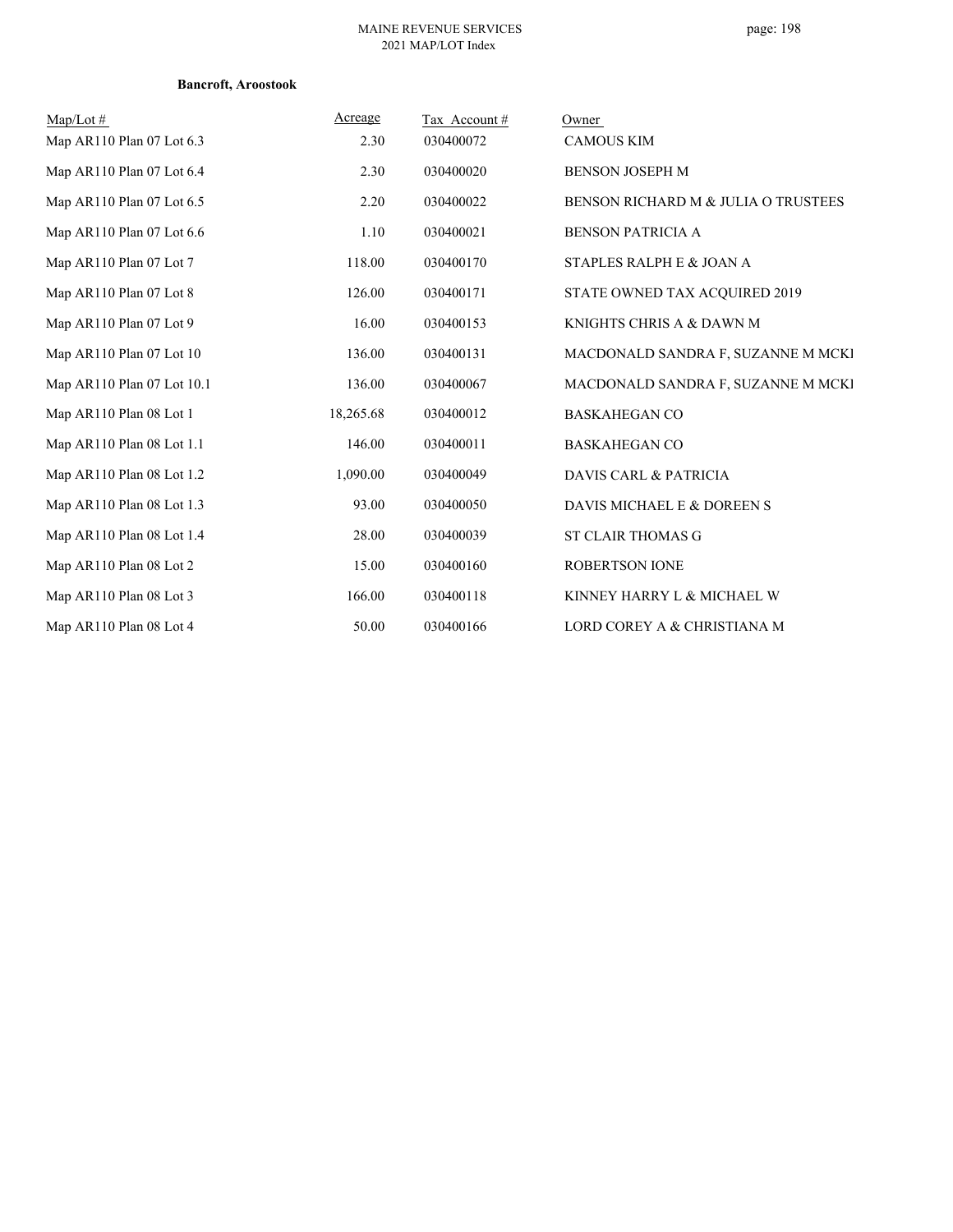**Bancroft, Aroostook**

| Map/Lot # | Acreage | Tax Account # | Owner |
|---|---|---|---|
| Map AR110 Plan 07 Lot 6.3 | 2.30 | 030400072 | CAMOUS KIM |
| Map AR110 Plan 07 Lot 6.4 | 2.30 | 030400020 | BENSON JOSEPH M |
| Map AR110 Plan 07 Lot 6.5 | 2.20 | 030400022 | BENSON RICHARD M & JULIA O TRUSTEES |
| Map AR110 Plan 07 Lot 6.6 | 1.10 | 030400021 | BENSON PATRICIA A |
| Map AR110 Plan 07 Lot 7 | 118.00 | 030400170 | STAPLES RALPH E & JOAN A |
| Map AR110 Plan 07 Lot 8 | 126.00 | 030400171 | STATE OWNED TAX ACQUIRED 2019 |
| Map AR110 Plan 07 Lot 9 | 16.00 | 030400153 | KNIGHTS CHRIS A & DAWN M |
| Map AR110 Plan 07 Lot 10 | 136.00 | 030400131 | MACDONALD SANDRA F, SUZANNE M MCKI |
| Map AR110 Plan 07 Lot 10.1 | 136.00 | 030400067 | MACDONALD SANDRA F, SUZANNE M MCKI |
| Map AR110 Plan 08 Lot 1 | 18,265.68 | 030400012 | BASKAHEGAN CO |
| Map AR110 Plan 08 Lot 1.1 | 146.00 | 030400011 | BASKAHEGAN CO |
| Map AR110 Plan 08 Lot 1.2 | 1,090.00 | 030400049 | DAVIS CARL & PATRICIA |
| Map AR110 Plan 08 Lot 1.3 | 93.00 | 030400050 | DAVIS MICHAEL E & DOREEN S |
| Map AR110 Plan 08 Lot 1.4 | 28.00 | 030400039 | ST CLAIR THOMAS G |
| Map AR110 Plan 08 Lot 2 | 15.00 | 030400160 | ROBERTSON IONE |
| Map AR110 Plan 08 Lot 3 | 166.00 | 030400118 | KINNEY HARRY L & MICHAEL W |
| Map AR110 Plan 08 Lot 4 | 50.00 | 030400166 | LORD COREY A & CHRISTIANA M |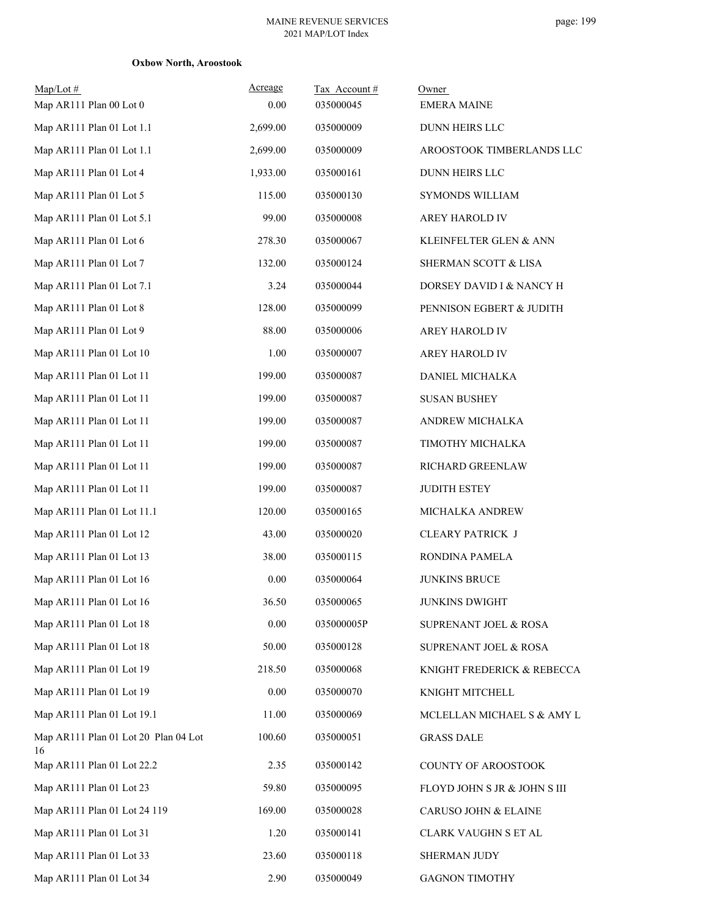**Oxbow North, Aroostook**

| Map/Lot # | Acreage | Tax Account # | Owner |
|---|---|---|---|
| Map AR111 Plan 00 Lot 0 | 0.00 | 035000045 | EMERA MAINE |
| Map AR111 Plan 01 Lot 1.1 | 2,699.00 | 035000009 | DUNN HEIRS LLC |
| Map AR111 Plan 01 Lot 1.1 | 2,699.00 | 035000009 | AROOSTOOK TIMBERLANDS LLC |
| Map AR111 Plan 01 Lot 4 | 1,933.00 | 035000161 | DUNN HEIRS LLC |
| Map AR111 Plan 01 Lot 5 | 115.00 | 035000130 | SYMONDS WILLIAM |
| Map AR111 Plan 01 Lot 5.1 | 99.00 | 035000008 | AREY HAROLD IV |
| Map AR111 Plan 01 Lot 6 | 278.30 | 035000067 | KLEINFELTER GLEN & ANN |
| Map AR111 Plan 01 Lot 7 | 132.00 | 035000124 | SHERMAN SCOTT & LISA |
| Map AR111 Plan 01 Lot 7.1 | 3.24 | 035000044 | DORSEY DAVID I & NANCY H |
| Map AR111 Plan 01 Lot 8 | 128.00 | 035000099 | PENNISON EGBERT & JUDITH |
| Map AR111 Plan 01 Lot 9 | 88.00 | 035000006 | AREY HAROLD IV |
| Map AR111 Plan 01 Lot 10 | 1.00 | 035000007 | AREY HAROLD IV |
| Map AR111 Plan 01 Lot 11 | 199.00 | 035000087 | DANIEL MICHALKA |
| Map AR111 Plan 01 Lot 11 | 199.00 | 035000087 | SUSAN BUSHEY |
| Map AR111 Plan 01 Lot 11 | 199.00 | 035000087 | ANDREW MICHALKA |
| Map AR111 Plan 01 Lot 11 | 199.00 | 035000087 | TIMOTHY MICHALKA |
| Map AR111 Plan 01 Lot 11 | 199.00 | 035000087 | RICHARD GREENLAW |
| Map AR111 Plan 01 Lot 11 | 199.00 | 035000087 | JUDITH ESTEY |
| Map AR111 Plan 01 Lot 11.1 | 120.00 | 035000165 | MICHALKA ANDREW |
| Map AR111 Plan 01 Lot 12 | 43.00 | 035000020 | CLEARY PATRICK J |
| Map AR111 Plan 01 Lot 13 | 38.00 | 035000115 | RONDINA PAMELA |
| Map AR111 Plan 01 Lot 16 | 0.00 | 035000064 | JUNKINS BRUCE |
| Map AR111 Plan 01 Lot 16 | 36.50 | 035000065 | JUNKINS DWIGHT |
| Map AR111 Plan 01 Lot 18 | 0.00 | 035000005P | SUPRENANT JOEL & ROSA |
| Map AR111 Plan 01 Lot 18 | 50.00 | 035000128 | SUPRENANT JOEL & ROSA |
| Map AR111 Plan 01 Lot 19 | 218.50 | 035000068 | KNIGHT FREDERICK & REBECCA |
| Map AR111 Plan 01 Lot 19 | 0.00 | 035000070 | KNIGHT MITCHELL |
| Map AR111 Plan 01 Lot 19.1 | 11.00 | 035000069 | MCLELLAN MICHAEL S & AMY L |
| Map AR111 Plan 01 Lot 20 Plan 04 Lot 16 | 100.60 | 035000051 | GRASS DALE |
| Map AR111 Plan 01 Lot 22.2 | 2.35 | 035000142 | COUNTY OF AROOSTOOK |
| Map AR111 Plan 01 Lot 23 | 59.80 | 035000095 | FLOYD JOHN S JR & JOHN S III |
| Map AR111 Plan 01 Lot 24 119 | 169.00 | 035000028 | CARUSO JOHN & ELAINE |
| Map AR111 Plan 01 Lot 31 | 1.20 | 035000141 | CLARK VAUGHN S ET AL |
| Map AR111 Plan 01 Lot 33 | 23.60 | 035000118 | SHERMAN JUDY |
| Map AR111 Plan 01 Lot 34 | 2.90 | 035000049 | GAGNON TIMOTHY |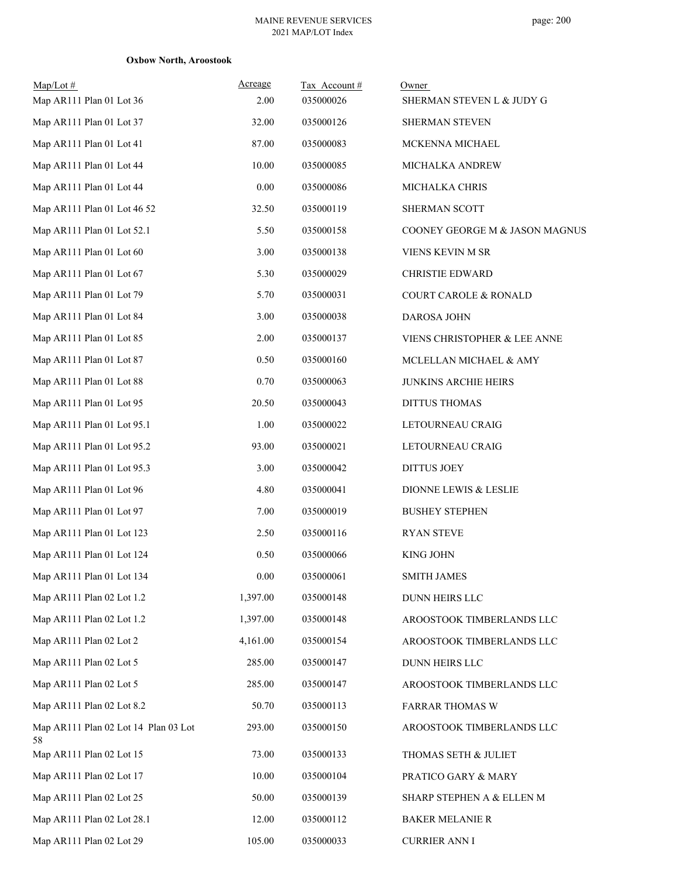**Oxbow North, Aroostook**

| Map/Lot # | Acreage | Tax Account # | Owner |
|---|---|---|---|
| Map AR111 Plan 01 Lot 36 | 2.00 | 035000026 | SHERMAN STEVEN L & JUDY G |
| Map AR111 Plan 01 Lot 37 | 32.00 | 035000126 | SHERMAN STEVEN |
| Map AR111 Plan 01 Lot 41 | 87.00 | 035000083 | MCKENNA MICHAEL |
| Map AR111 Plan 01 Lot 44 | 10.00 | 035000085 | MICHALKA ANDREW |
| Map AR111 Plan 01 Lot 44 | 0.00 | 035000086 | MICHALKA CHRIS |
| Map AR111 Plan 01 Lot 46 52 | 32.50 | 035000119 | SHERMAN SCOTT |
| Map AR111 Plan 01 Lot 52.1 | 5.50 | 035000158 | COONEY GEORGE M & JASON MAGNUS |
| Map AR111 Plan 01 Lot 60 | 3.00 | 035000138 | VIENS KEVIN M SR |
| Map AR111 Plan 01 Lot 67 | 5.30 | 035000029 | CHRISTIE EDWARD |
| Map AR111 Plan 01 Lot 79 | 5.70 | 035000031 | COURT CAROLE & RONALD |
| Map AR111 Plan 01 Lot 84 | 3.00 | 035000038 | DAROSA JOHN |
| Map AR111 Plan 01 Lot 85 | 2.00 | 035000137 | VIENS CHRISTOPHER & LEE ANNE |
| Map AR111 Plan 01 Lot 87 | 0.50 | 035000160 | MCLELLAN MICHAEL & AMY |
| Map AR111 Plan 01 Lot 88 | 0.70 | 035000063 | JUNKINS ARCHIE HEIRS |
| Map AR111 Plan 01 Lot 95 | 20.50 | 035000043 | DITTUS THOMAS |
| Map AR111 Plan 01 Lot 95.1 | 1.00 | 035000022 | LETOURNEAU CRAIG |
| Map AR111 Plan 01 Lot 95.2 | 93.00 | 035000021 | LETOURNEAU CRAIG |
| Map AR111 Plan 01 Lot 95.3 | 3.00 | 035000042 | DITTUS JOEY |
| Map AR111 Plan 01 Lot 96 | 4.80 | 035000041 | DIONNE LEWIS & LESLIE |
| Map AR111 Plan 01 Lot 97 | 7.00 | 035000019 | BUSHEY STEPHEN |
| Map AR111 Plan 01 Lot 123 | 2.50 | 035000116 | RYAN STEVE |
| Map AR111 Plan 01 Lot 124 | 0.50 | 035000066 | KING JOHN |
| Map AR111 Plan 01 Lot 134 | 0.00 | 035000061 | SMITH JAMES |
| Map AR111 Plan 02 Lot 1.2 | 1,397.00 | 035000148 | DUNN HEIRS LLC |
| Map AR111 Plan 02 Lot 1.2 | 1,397.00 | 035000148 | AROOSTOOK TIMBERLANDS LLC |
| Map AR111 Plan 02 Lot 2 | 4,161.00 | 035000154 | AROOSTOOK TIMBERLANDS LLC |
| Map AR111 Plan 02 Lot 5 | 285.00 | 035000147 | DUNN HEIRS LLC |
| Map AR111 Plan 02 Lot 5 | 285.00 | 035000147 | AROOSTOOK TIMBERLANDS LLC |
| Map AR111 Plan 02 Lot 8.2 | 50.70 | 035000113 | FARRAR THOMAS W |
| Map AR111 Plan 02 Lot 14 Plan 03 Lot 58 | 293.00 | 035000150 | AROOSTOOK TIMBERLANDS LLC |
| Map AR111 Plan 02 Lot 15 | 73.00 | 035000133 | THOMAS SETH & JULIET |
| Map AR111 Plan 02 Lot 17 | 10.00 | 035000104 | PRATICO GARY & MARY |
| Map AR111 Plan 02 Lot 25 | 50.00 | 035000139 | SHARP STEPHEN A & ELLEN M |
| Map AR111 Plan 02 Lot 28.1 | 12.00 | 035000112 | BAKER MELANIE R |
| Map AR111 Plan 02 Lot 29 | 105.00 | 035000033 | CURRIER ANN I |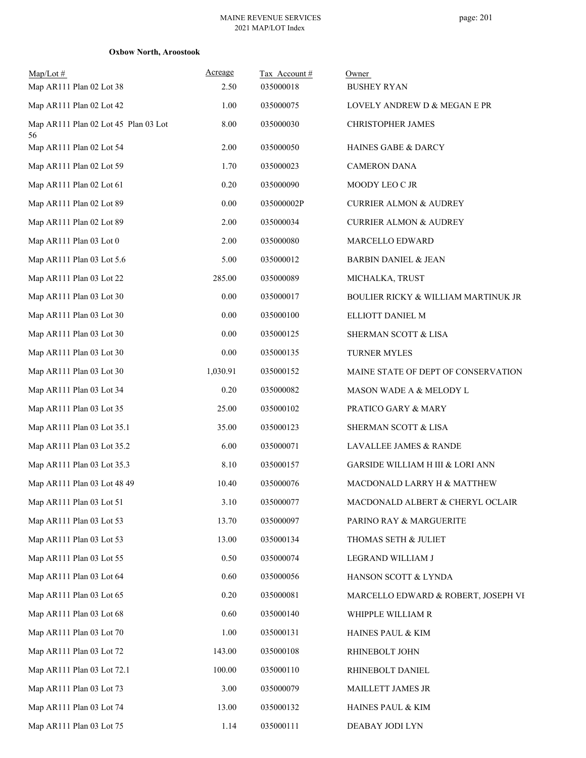**Oxbow North, Aroostook**

| Map/Lot # | Acreage | Tax Account # | Owner |
|---|---|---|---|
| Map AR111 Plan 02 Lot 38 | 2.50 | 035000018 | BUSHEY RYAN |
| Map AR111 Plan 02 Lot 42 | 1.00 | 035000075 | LOVELY ANDREW D & MEGAN E PR |
| Map AR111 Plan 02 Lot 45 Plan 03 Lot 56 | 8.00 | 035000030 | CHRISTOPHER JAMES |
| Map AR111 Plan 02 Lot 54 | 2.00 | 035000050 | HAINES GABE & DARCY |
| Map AR111 Plan 02 Lot 59 | 1.70 | 035000023 | CAMERON DANA |
| Map AR111 Plan 02 Lot 61 | 0.20 | 035000090 | MOODY LEO C JR |
| Map AR111 Plan 02 Lot 89 | 0.00 | 035000002P | CURRIER ALMON & AUDREY |
| Map AR111 Plan 02 Lot 89 | 2.00 | 035000034 | CURRIER ALMON & AUDREY |
| Map AR111 Plan 03 Lot 0 | 2.00 | 035000080 | MARCELLO EDWARD |
| Map AR111 Plan 03 Lot 5.6 | 5.00 | 035000012 | BARBIN DANIEL & JEAN |
| Map AR111 Plan 03 Lot 22 | 285.00 | 035000089 | MICHALKA, TRUST |
| Map AR111 Plan 03 Lot 30 | 0.00 | 035000017 | BOULIER RICKY & WILLIAM MARTINUK JR |
| Map AR111 Plan 03 Lot 30 | 0.00 | 035000100 | ELLIOTT DANIEL M |
| Map AR111 Plan 03 Lot 30 | 0.00 | 035000125 | SHERMAN SCOTT & LISA |
| Map AR111 Plan 03 Lot 30 | 0.00 | 035000135 | TURNER MYLES |
| Map AR111 Plan 03 Lot 30 | 1,030.91 | 035000152 | MAINE STATE OF DEPT OF CONSERVATION |
| Map AR111 Plan 03 Lot 34 | 0.20 | 035000082 | MASON WADE A & MELODY L |
| Map AR111 Plan 03 Lot 35 | 25.00 | 035000102 | PRATICO GARY & MARY |
| Map AR111 Plan 03 Lot 35.1 | 35.00 | 035000123 | SHERMAN SCOTT & LISA |
| Map AR111 Plan 03 Lot 35.2 | 6.00 | 035000071 | LAVALLEE JAMES & RANDE |
| Map AR111 Plan 03 Lot 35.3 | 8.10 | 035000157 | GARSIDE WILLIAM H III & LORI ANN |
| Map AR111 Plan 03 Lot 48 49 | 10.40 | 035000076 | MACDONALD LARRY H & MATTHEW |
| Map AR111 Plan 03 Lot 51 | 3.10 | 035000077 | MACDONALD ALBERT & CHERYL OCLAIR |
| Map AR111 Plan 03 Lot 53 | 13.70 | 035000097 | PARINO RAY & MARGUERITE |
| Map AR111 Plan 03 Lot 53 | 13.00 | 035000134 | THOMAS SETH & JULIET |
| Map AR111 Plan 03 Lot 55 | 0.50 | 035000074 | LEGRAND WILLIAM J |
| Map AR111 Plan 03 Lot 64 | 0.60 | 035000056 | HANSON SCOTT & LYNDA |
| Map AR111 Plan 03 Lot 65 | 0.20 | 035000081 | MARCELLO EDWARD & ROBERT, JOSEPH VI |
| Map AR111 Plan 03 Lot 68 | 0.60 | 035000140 | WHIPPLE WILLIAM R |
| Map AR111 Plan 03 Lot 70 | 1.00 | 035000131 | HAINES PAUL & KIM |
| Map AR111 Plan 03 Lot 72 | 143.00 | 035000108 | RHINEBOLT JOHN |
| Map AR111 Plan 03 Lot 72.1 | 100.00 | 035000110 | RHINEBOLT DANIEL |
| Map AR111 Plan 03 Lot 73 | 3.00 | 035000079 | MAILLETT JAMES JR |
| Map AR111 Plan 03 Lot 74 | 13.00 | 035000132 | HAINES PAUL & KIM |
| Map AR111 Plan 03 Lot 75 | 1.14 | 035000111 | DEABAY JODI LYN |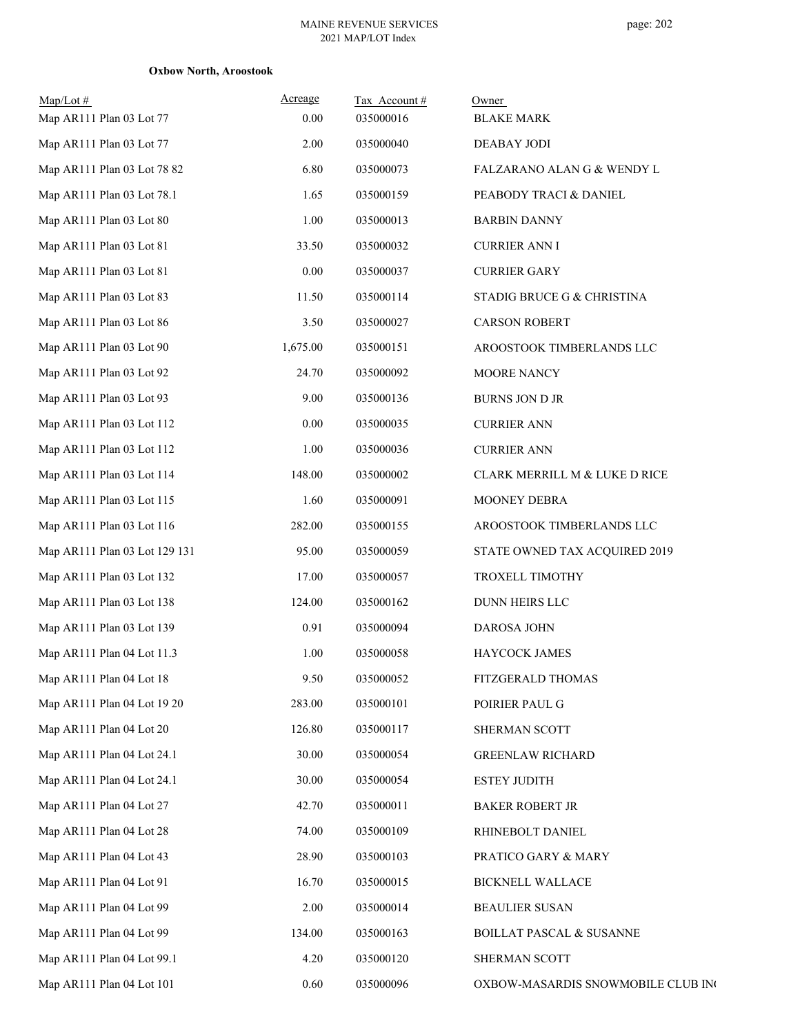MAINE REVENUE SERVICES
2021 MAP/LOT Index

**Oxbow North, Aroostook**

| Map/Lot # | Acreage | Tax Account # | Owner |
|---|---|---|---|
| Map AR111 Plan 03 Lot 77 | 0.00 | 035000016 | BLAKE MARK |
| Map AR111 Plan 03 Lot 77 | 2.00 | 035000040 | DEABAY JODI |
| Map AR111 Plan 03 Lot 78 82 | 6.80 | 035000073 | FALZARANO ALAN G & WENDY L |
| Map AR111 Plan 03 Lot 78.1 | 1.65 | 035000159 | PEABODY TRACI & DANIEL |
| Map AR111 Plan 03 Lot 80 | 1.00 | 035000013 | BARBIN DANNY |
| Map AR111 Plan 03 Lot 81 | 33.50 | 035000032 | CURRIER ANN I |
| Map AR111 Plan 03 Lot 81 | 0.00 | 035000037 | CURRIER GARY |
| Map AR111 Plan 03 Lot 83 | 11.50 | 035000114 | STADIG BRUCE G & CHRISTINA |
| Map AR111 Plan 03 Lot 86 | 3.50 | 035000027 | CARSON ROBERT |
| Map AR111 Plan 03 Lot 90 | 1,675.00 | 035000151 | AROOSTOOK TIMBERLANDS LLC |
| Map AR111 Plan 03 Lot 92 | 24.70 | 035000092 | MOORE NANCY |
| Map AR111 Plan 03 Lot 93 | 9.00 | 035000136 | BURNS JON D JR |
| Map AR111 Plan 03 Lot 112 | 0.00 | 035000035 | CURRIER ANN |
| Map AR111 Plan 03 Lot 112 | 1.00 | 035000036 | CURRIER ANN |
| Map AR111 Plan 03 Lot 114 | 148.00 | 035000002 | CLARK MERRILL M & LUKE D RICE |
| Map AR111 Plan 03 Lot 115 | 1.60 | 035000091 | MOONEY DEBRA |
| Map AR111 Plan 03 Lot 116 | 282.00 | 035000155 | AROOSTOOK TIMBERLANDS LLC |
| Map AR111 Plan 03 Lot 129 131 | 95.00 | 035000059 | STATE OWNED TAX ACQUIRED 2019 |
| Map AR111 Plan 03 Lot 132 | 17.00 | 035000057 | TROXELL TIMOTHY |
| Map AR111 Plan 03 Lot 138 | 124.00 | 035000162 | DUNN HEIRS LLC |
| Map AR111 Plan 03 Lot 139 | 0.91 | 035000094 | DAROSA JOHN |
| Map AR111 Plan 04 Lot 11.3 | 1.00 | 035000058 | HAYCOCK JAMES |
| Map AR111 Plan 04 Lot 18 | 9.50 | 035000052 | FITZGERALD THOMAS |
| Map AR111 Plan 04 Lot 19 20 | 283.00 | 035000101 | POIRIER PAUL G |
| Map AR111 Plan 04 Lot 20 | 126.80 | 035000117 | SHERMAN SCOTT |
| Map AR111 Plan 04 Lot 24.1 | 30.00 | 035000054 | GREENLAW RICHARD |
| Map AR111 Plan 04 Lot 24.1 | 30.00 | 035000054 | ESTEY JUDITH |
| Map AR111 Plan 04 Lot 27 | 42.70 | 035000011 | BAKER ROBERT JR |
| Map AR111 Plan 04 Lot 28 | 74.00 | 035000109 | RHINEBOLT DANIEL |
| Map AR111 Plan 04 Lot 43 | 28.90 | 035000103 | PRATICO GARY & MARY |
| Map AR111 Plan 04 Lot 91 | 16.70 | 035000015 | BICKNELL WALLACE |
| Map AR111 Plan 04 Lot 99 | 2.00 | 035000014 | BEAULIER SUSAN |
| Map AR111 Plan 04 Lot 99 | 134.00 | 035000163 | BOILLAT PASCAL & SUSANNE |
| Map AR111 Plan 04 Lot 99.1 | 4.20 | 035000120 | SHERMAN SCOTT |
| Map AR111 Plan 04 Lot 101 | 0.60 | 035000096 | OXBOW-MASARDIS SNOWMOBILE CLUB INC |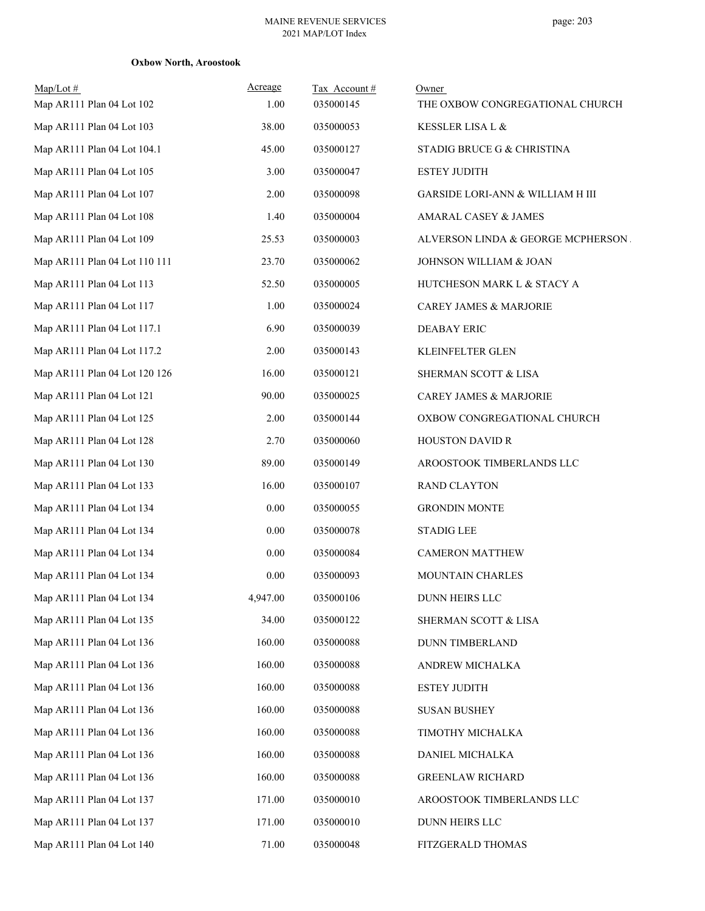**Oxbow North, Aroostook**

| Map/Lot # | Acreage | Tax Account # | Owner |
|---|---|---|---|
| Map AR111 Plan 04 Lot 102 | 1.00 | 035000145 | THE OXBOW CONGREGATIONAL CHURCH |
| Map AR111 Plan 04 Lot 103 | 38.00 | 035000053 | KESSLER LISA L & |
| Map AR111 Plan 04 Lot 104.1 | 45.00 | 035000127 | STADIG BRUCE G & CHRISTINA |
| Map AR111 Plan 04 Lot 105 | 3.00 | 035000047 | ESTEY JUDITH |
| Map AR111 Plan 04 Lot 107 | 2.00 | 035000098 | GARSIDE LORI-ANN & WILLIAM H III |
| Map AR111 Plan 04 Lot 108 | 1.40 | 035000004 | AMARAL CASEY & JAMES |
| Map AR111 Plan 04 Lot 109 | 25.53 | 035000003 | ALVERSON LINDA & GEORGE MCPHERSON . |
| Map AR111 Plan 04 Lot 110 111 | 23.70 | 035000062 | JOHNSON WILLIAM & JOAN |
| Map AR111 Plan 04 Lot 113 | 52.50 | 035000005 | HUTCHESON MARK L & STACY A |
| Map AR111 Plan 04 Lot 117 | 1.00 | 035000024 | CAREY JAMES & MARJORIE |
| Map AR111 Plan 04 Lot 117.1 | 6.90 | 035000039 | DEABAY ERIC |
| Map AR111 Plan 04 Lot 117.2 | 2.00 | 035000143 | KLEINFELTER GLEN |
| Map AR111 Plan 04 Lot 120 126 | 16.00 | 035000121 | SHERMAN SCOTT & LISA |
| Map AR111 Plan 04 Lot 121 | 90.00 | 035000025 | CAREY JAMES & MARJORIE |
| Map AR111 Plan 04 Lot 125 | 2.00 | 035000144 | OXBOW CONGREGATIONAL CHURCH |
| Map AR111 Plan 04 Lot 128 | 2.70 | 035000060 | HOUSTON DAVID R |
| Map AR111 Plan 04 Lot 130 | 89.00 | 035000149 | AROOSTOOK TIMBERLANDS LLC |
| Map AR111 Plan 04 Lot 133 | 16.00 | 035000107 | RAND CLAYTON |
| Map AR111 Plan 04 Lot 134 | 0.00 | 035000055 | GRONDIN MONTE |
| Map AR111 Plan 04 Lot 134 | 0.00 | 035000078 | STADIG LEE |
| Map AR111 Plan 04 Lot 134 | 0.00 | 035000084 | CAMERON MATTHEW |
| Map AR111 Plan 04 Lot 134 | 0.00 | 035000093 | MOUNTAIN CHARLES |
| Map AR111 Plan 04 Lot 134 | 4,947.00 | 035000106 | DUNN HEIRS LLC |
| Map AR111 Plan 04 Lot 135 | 34.00 | 035000122 | SHERMAN SCOTT & LISA |
| Map AR111 Plan 04 Lot 136 | 160.00 | 035000088 | DUNN TIMBERLAND |
| Map AR111 Plan 04 Lot 136 | 160.00 | 035000088 | ANDREW MICHALKA |
| Map AR111 Plan 04 Lot 136 | 160.00 | 035000088 | ESTEY JUDITH |
| Map AR111 Plan 04 Lot 136 | 160.00 | 035000088 | SUSAN BUSHEY |
| Map AR111 Plan 04 Lot 136 | 160.00 | 035000088 | TIMOTHY MICHALKA |
| Map AR111 Plan 04 Lot 136 | 160.00 | 035000088 | DANIEL MICHALKA |
| Map AR111 Plan 04 Lot 136 | 160.00 | 035000088 | GREENLAW RICHARD |
| Map AR111 Plan 04 Lot 137 | 171.00 | 035000010 | AROOSTOOK TIMBERLANDS LLC |
| Map AR111 Plan 04 Lot 137 | 171.00 | 035000010 | DUNN HEIRS LLC |
| Map AR111 Plan 04 Lot 140 | 71.00 | 035000048 | FITZGERALD THOMAS |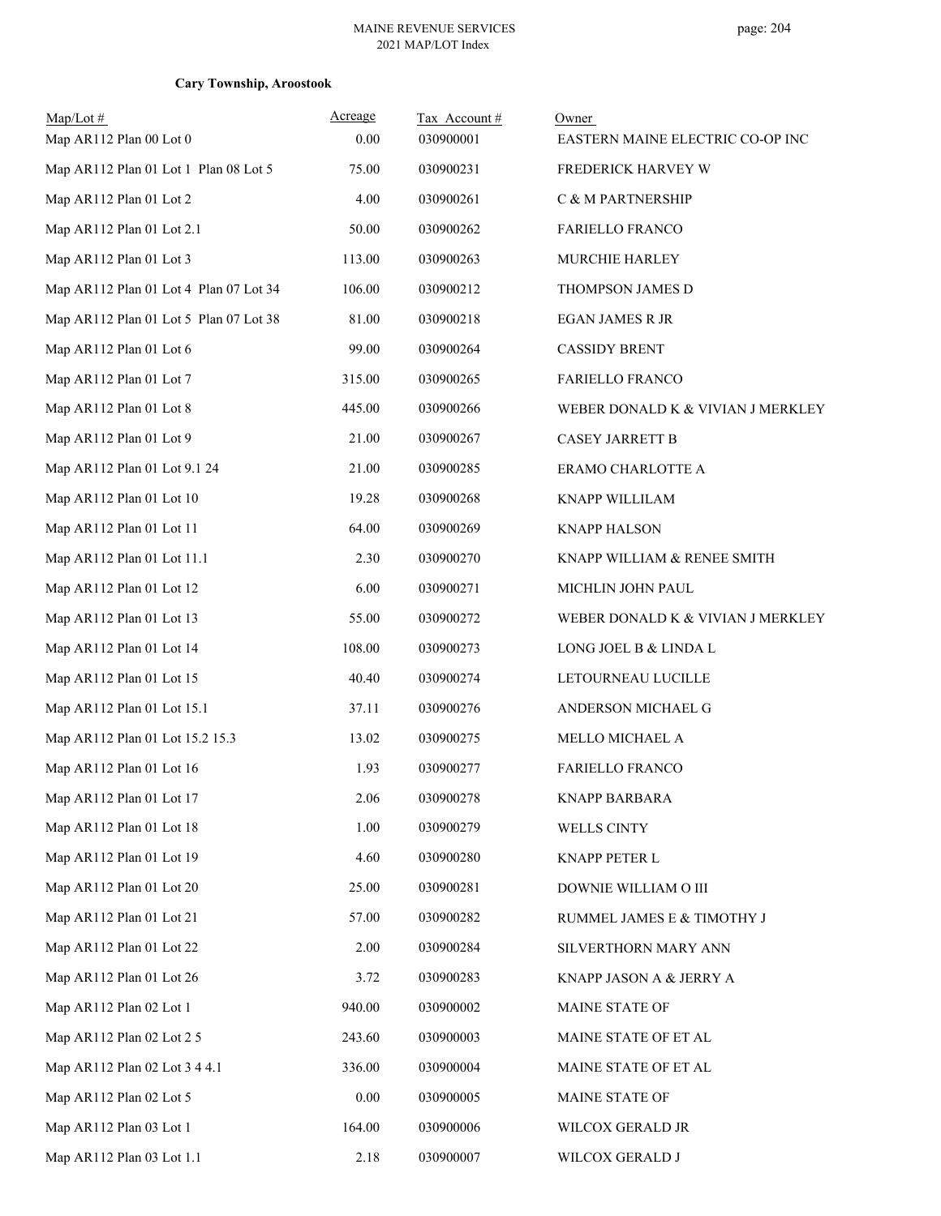**Cary Township, Aroostook**

| Map/Lot # | Acreage | Tax Account # | Owner |
|---|---|---|---|
| Map AR112 Plan 00 Lot 0 | 0.00 | 030900001 | EASTERN MAINE ELECTRIC CO-OP INC |
| Map AR112 Plan 01 Lot 1 Plan 08 Lot 5 | 75.00 | 030900231 | FREDERICK HARVEY W |
| Map AR112 Plan 01 Lot 2 | 4.00 | 030900261 | C & M PARTNERSHIP |
| Map AR112 Plan 01 Lot 2.1 | 50.00 | 030900262 | FARIELLO FRANCO |
| Map AR112 Plan 01 Lot 3 | 113.00 | 030900263 | MURCHIE HARLEY |
| Map AR112 Plan 01 Lot 4 Plan 07 Lot 34 | 106.00 | 030900212 | THOMPSON JAMES D |
| Map AR112 Plan 01 Lot 5 Plan 07 Lot 38 | 81.00 | 030900218 | EGAN JAMES R JR |
| Map AR112 Plan 01 Lot 6 | 99.00 | 030900264 | CASSIDY BRENT |
| Map AR112 Plan 01 Lot 7 | 315.00 | 030900265 | FARIELLO FRANCO |
| Map AR112 Plan 01 Lot 8 | 445.00 | 030900266 | WEBER DONALD K & VIVIAN J MERKLEY |
| Map AR112 Plan 01 Lot 9 | 21.00 | 030900267 | CASEY JARRETT B |
| Map AR112 Plan 01 Lot 9.1 24 | 21.00 | 030900285 | ERAMO CHARLOTTE A |
| Map AR112 Plan 01 Lot 10 | 19.28 | 030900268 | KNAPP WILLILAM |
| Map AR112 Plan 01 Lot 11 | 64.00 | 030900269 | KNAPP HALSON |
| Map AR112 Plan 01 Lot 11.1 | 2.30 | 030900270 | KNAPP WILLIAM & RENEE SMITH |
| Map AR112 Plan 01 Lot 12 | 6.00 | 030900271 | MICHLIN JOHN PAUL |
| Map AR112 Plan 01 Lot 13 | 55.00 | 030900272 | WEBER DONALD K & VIVIAN J MERKLEY |
| Map AR112 Plan 01 Lot 14 | 108.00 | 030900273 | LONG JOEL B & LINDA L |
| Map AR112 Plan 01 Lot 15 | 40.40 | 030900274 | LETOURNEAU LUCILLE |
| Map AR112 Plan 01 Lot 15.1 | 37.11 | 030900276 | ANDERSON MICHAEL G |
| Map AR112 Plan 01 Lot 15.2 15.3 | 13.02 | 030900275 | MELLO MICHAEL A |
| Map AR112 Plan 01 Lot 16 | 1.93 | 030900277 | FARIELLO FRANCO |
| Map AR112 Plan 01 Lot 17 | 2.06 | 030900278 | KNAPP BARBARA |
| Map AR112 Plan 01 Lot 18 | 1.00 | 030900279 | WELLS CINTY |
| Map AR112 Plan 01 Lot 19 | 4.60 | 030900280 | KNAPP PETER L |
| Map AR112 Plan 01 Lot 20 | 25.00 | 030900281 | DOWNIE WILLIAM O III |
| Map AR112 Plan 01 Lot 21 | 57.00 | 030900282 | RUMMEL JAMES E & TIMOTHY J |
| Map AR112 Plan 01 Lot 22 | 2.00 | 030900284 | SILVERTHORN MARY ANN |
| Map AR112 Plan 01 Lot 26 | 3.72 | 030900283 | KNAPP JASON A & JERRY A |
| Map AR112 Plan 02 Lot 1 | 940.00 | 030900002 | MAINE STATE OF |
| Map AR112 Plan 02 Lot 2 5 | 243.60 | 030900003 | MAINE STATE OF ET AL |
| Map AR112 Plan 02 Lot 3 4 4.1 | 336.00 | 030900004 | MAINE STATE OF ET AL |
| Map AR112 Plan 02 Lot 5 | 0.00 | 030900005 | MAINE STATE OF |
| Map AR112 Plan 03 Lot 1 | 164.00 | 030900006 | WILCOX GERALD JR |
| Map AR112 Plan 03 Lot 1.1 | 2.18 | 030900007 | WILCOX GERALD J |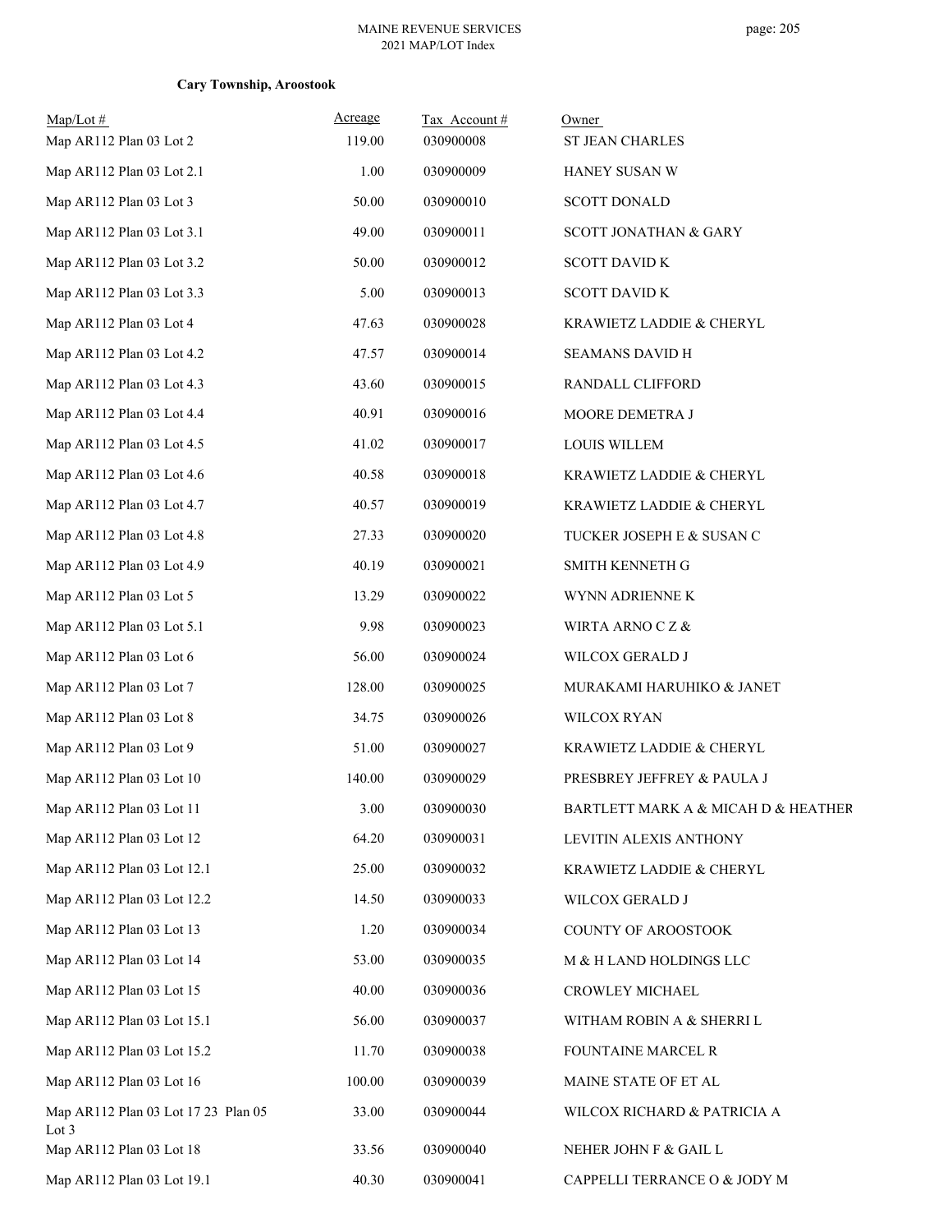**Cary Township, Aroostook**

| Map/Lot # | Acreage | Tax Account # | Owner |
|---|---|---|---|
| Map AR112 Plan 03 Lot 2 | 119.00 | 030900008 | ST JEAN CHARLES |
| Map AR112 Plan 03 Lot 2.1 | 1.00 | 030900009 | HANEY SUSAN W |
| Map AR112 Plan 03 Lot 3 | 50.00 | 030900010 | SCOTT DONALD |
| Map AR112 Plan 03 Lot 3.1 | 49.00 | 030900011 | SCOTT JONATHAN & GARY |
| Map AR112 Plan 03 Lot 3.2 | 50.00 | 030900012 | SCOTT DAVID K |
| Map AR112 Plan 03 Lot 3.3 | 5.00 | 030900013 | SCOTT DAVID K |
| Map AR112 Plan 03 Lot 4 | 47.63 | 030900028 | KRAWIETZ LADDIE & CHERYL |
| Map AR112 Plan 03 Lot 4.2 | 47.57 | 030900014 | SEAMANS DAVID H |
| Map AR112 Plan 03 Lot 4.3 | 43.60 | 030900015 | RANDALL CLIFFORD |
| Map AR112 Plan 03 Lot 4.4 | 40.91 | 030900016 | MOORE DEMETRA J |
| Map AR112 Plan 03 Lot 4.5 | 41.02 | 030900017 | LOUIS WILLEM |
| Map AR112 Plan 03 Lot 4.6 | 40.58 | 030900018 | KRAWIETZ LADDIE & CHERYL |
| Map AR112 Plan 03 Lot 4.7 | 40.57 | 030900019 | KRAWIETZ LADDIE & CHERYL |
| Map AR112 Plan 03 Lot 4.8 | 27.33 | 030900020 | TUCKER JOSEPH E & SUSAN C |
| Map AR112 Plan 03 Lot 4.9 | 40.19 | 030900021 | SMITH KENNETH G |
| Map AR112 Plan 03 Lot 5 | 13.29 | 030900022 | WYNN ADRIENNE K |
| Map AR112 Plan 03 Lot 5.1 | 9.98 | 030900023 | WIRTA ARNO C Z & |
| Map AR112 Plan 03 Lot 6 | 56.00 | 030900024 | WILCOX GERALD J |
| Map AR112 Plan 03 Lot 7 | 128.00 | 030900025 | MURAKAMI HARUHIKO & JANET |
| Map AR112 Plan 03 Lot 8 | 34.75 | 030900026 | WILCOX RYAN |
| Map AR112 Plan 03 Lot 9 | 51.00 | 030900027 | KRAWIETZ LADDIE & CHERYL |
| Map AR112 Plan 03 Lot 10 | 140.00 | 030900029 | PRESBREY JEFFREY & PAULA J |
| Map AR112 Plan 03 Lot 11 | 3.00 | 030900030 | BARTLETT MARK A & MICAH D & HEATHER |
| Map AR112 Plan 03 Lot 12 | 64.20 | 030900031 | LEVITIN ALEXIS ANTHONY |
| Map AR112 Plan 03 Lot 12.1 | 25.00 | 030900032 | KRAWIETZ LADDIE & CHERYL |
| Map AR112 Plan 03 Lot 12.2 | 14.50 | 030900033 | WILCOX GERALD J |
| Map AR112 Plan 03 Lot 13 | 1.20 | 030900034 | COUNTY OF AROOSTOOK |
| Map AR112 Plan 03 Lot 14 | 53.00 | 030900035 | M & H LAND HOLDINGS LLC |
| Map AR112 Plan 03 Lot 15 | 40.00 | 030900036 | CROWLEY MICHAEL |
| Map AR112 Plan 03 Lot 15.1 | 56.00 | 030900037 | WITHAM ROBIN A & SHERRI L |
| Map AR112 Plan 03 Lot 15.2 | 11.70 | 030900038 | FOUNTAINE MARCEL R |
| Map AR112 Plan 03 Lot 16 | 100.00 | 030900039 | MAINE STATE OF ET AL |
| Map AR112 Plan 03 Lot 17 23 Plan 05 Lot 3 | 33.00 | 030900044 | WILCOX RICHARD & PATRICIA A |
| Map AR112 Plan 03 Lot 18 | 33.56 | 030900040 | NEHER JOHN F & GAIL L |
| Map AR112 Plan 03 Lot 19.1 | 40.30 | 030900041 | CAPPELLI TERRANCE O & JODY M |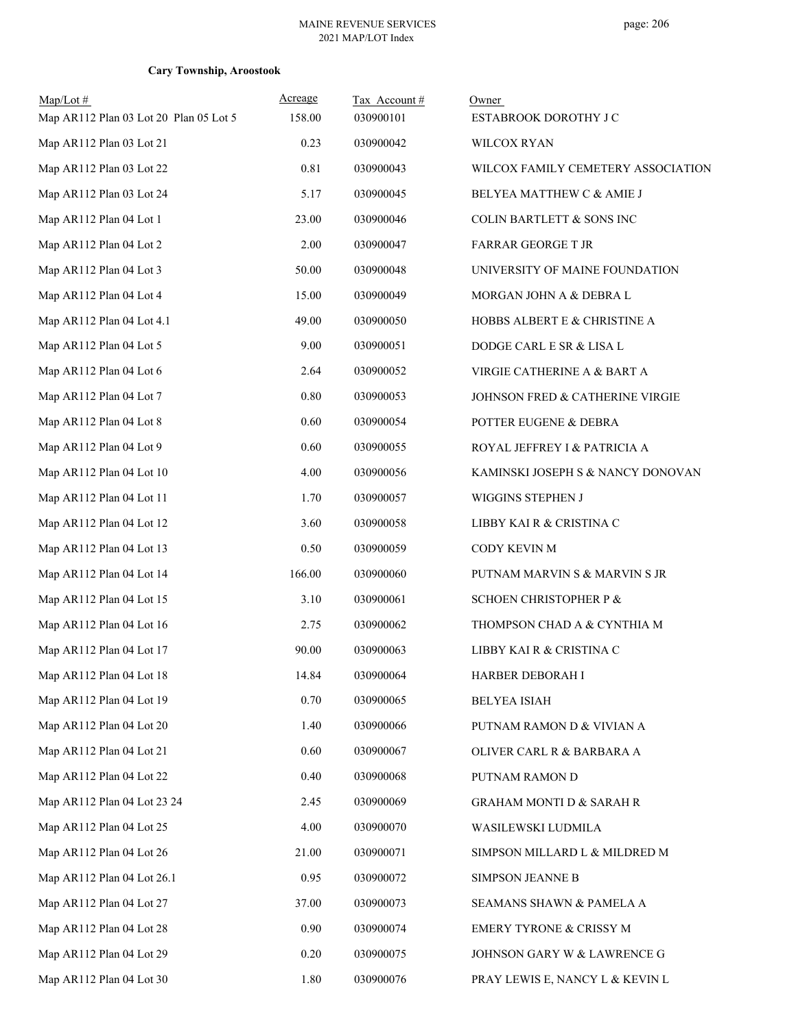**Cary Township, Aroostook**

| Map/Lot # | Acreage | Tax Account # | Owner |
|---|---|---|---|
| Map AR112 Plan 03 Lot 20 Plan 05 Lot 5 | 158.00 | 030900101 | ESTABROOK DOROTHY J C |
| Map AR112 Plan 03 Lot 21 | 0.23 | 030900042 | WILCOX RYAN |
| Map AR112 Plan 03 Lot 22 | 0.81 | 030900043 | WILCOX FAMILY CEMETERY ASSOCIATION |
| Map AR112 Plan 03 Lot 24 | 5.17 | 030900045 | BELYEA MATTHEW C & AMIE J |
| Map AR112 Plan 04 Lot 1 | 23.00 | 030900046 | COLIN BARTLETT & SONS INC |
| Map AR112 Plan 04 Lot 2 | 2.00 | 030900047 | FARRAR GEORGE T JR |
| Map AR112 Plan 04 Lot 3 | 50.00 | 030900048 | UNIVERSITY OF MAINE FOUNDATION |
| Map AR112 Plan 04 Lot 4 | 15.00 | 030900049 | MORGAN JOHN A & DEBRA L |
| Map AR112 Plan 04 Lot 4.1 | 49.00 | 030900050 | HOBBS ALBERT E & CHRISTINE A |
| Map AR112 Plan 04 Lot 5 | 9.00 | 030900051 | DODGE CARL E SR & LISA L |
| Map AR112 Plan 04 Lot 6 | 2.64 | 030900052 | VIRGIE CATHERINE A & BART A |
| Map AR112 Plan 04 Lot 7 | 0.80 | 030900053 | JOHNSON FRED & CATHERINE VIRGIE |
| Map AR112 Plan 04 Lot 8 | 0.60 | 030900054 | POTTER EUGENE & DEBRA |
| Map AR112 Plan 04 Lot 9 | 0.60 | 030900055 | ROYAL JEFFREY I & PATRICIA A |
| Map AR112 Plan 04 Lot 10 | 4.00 | 030900056 | KAMINSKI JOSEPH S & NANCY DONOVAN |
| Map AR112 Plan 04 Lot 11 | 1.70 | 030900057 | WIGGINS STEPHEN J |
| Map AR112 Plan 04 Lot 12 | 3.60 | 030900058 | LIBBY KAI R & CRISTINA C |
| Map AR112 Plan 04 Lot 13 | 0.50 | 030900059 | CODY KEVIN M |
| Map AR112 Plan 04 Lot 14 | 166.00 | 030900060 | PUTNAM MARVIN S & MARVIN S JR |
| Map AR112 Plan 04 Lot 15 | 3.10 | 030900061 | SCHOEN CHRISTOPHER P & |
| Map AR112 Plan 04 Lot 16 | 2.75 | 030900062 | THOMPSON CHAD A & CYNTHIA M |
| Map AR112 Plan 04 Lot 17 | 90.00 | 030900063 | LIBBY KAI R & CRISTINA C |
| Map AR112 Plan 04 Lot 18 | 14.84 | 030900064 | HARBER DEBORAH I |
| Map AR112 Plan 04 Lot 19 | 0.70 | 030900065 | BELYEA ISIAH |
| Map AR112 Plan 04 Lot 20 | 1.40 | 030900066 | PUTNAM RAMON D & VIVIAN A |
| Map AR112 Plan 04 Lot 21 | 0.60 | 030900067 | OLIVER CARL R & BARBARA A |
| Map AR112 Plan 04 Lot 22 | 0.40 | 030900068 | PUTNAM RAMON D |
| Map AR112 Plan 04 Lot 23 24 | 2.45 | 030900069 | GRAHAM MONTI D & SARAH R |
| Map AR112 Plan 04 Lot 25 | 4.00 | 030900070 | WASILEWSKI LUDMILA |
| Map AR112 Plan 04 Lot 26 | 21.00 | 030900071 | SIMPSON MILLARD L & MILDRED M |
| Map AR112 Plan 04 Lot 26.1 | 0.95 | 030900072 | SIMPSON JEANNE B |
| Map AR112 Plan 04 Lot 27 | 37.00 | 030900073 | SEAMANS SHAWN & PAMELA A |
| Map AR112 Plan 04 Lot 28 | 0.90 | 030900074 | EMERY TYRONE & CRISSY M |
| Map AR112 Plan 04 Lot 29 | 0.20 | 030900075 | JOHNSON GARY W & LAWRENCE G |
| Map AR112 Plan 04 Lot 30 | 1.80 | 030900076 | PRAY LEWIS E, NANCY L & KEVIN L |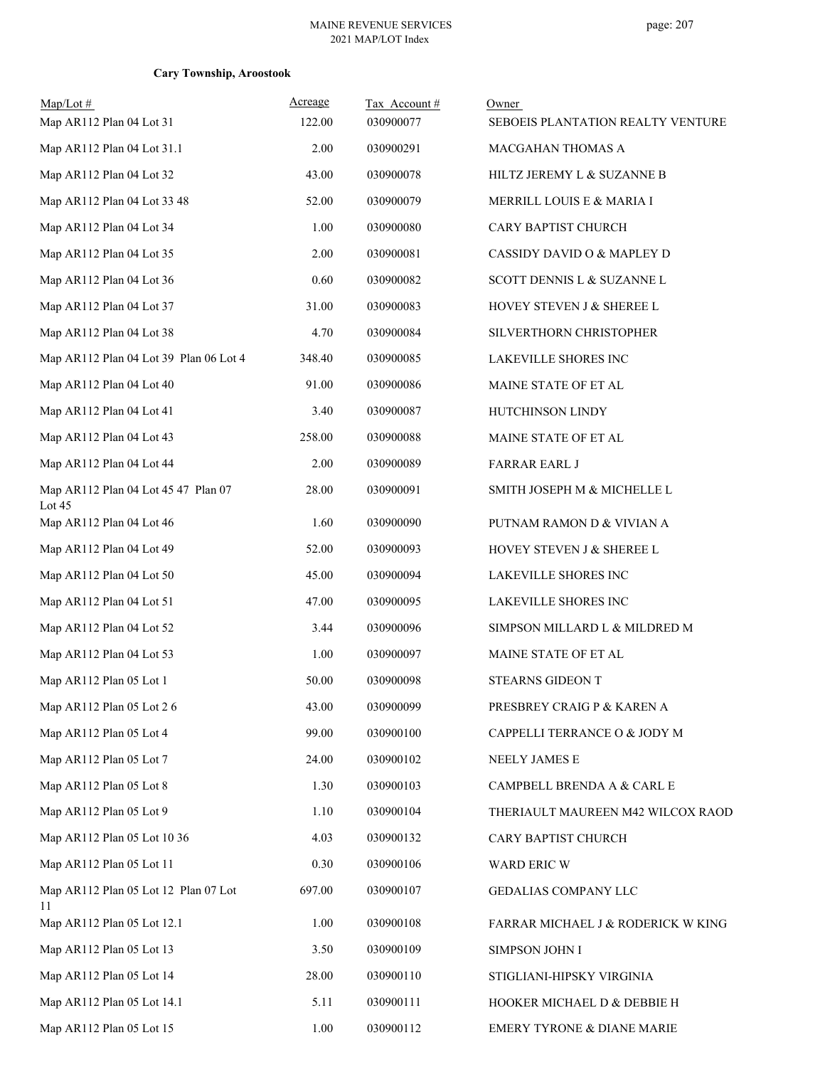**Cary Township, Aroostook**

| Map/Lot # | Acreage | Tax Account # | Owner |
|---|---|---|---|
| Map AR112 Plan 04 Lot 31 | 122.00 | 030900077 | SEBOEIS PLANTATION REALTY VENTURE |
| Map AR112 Plan 04 Lot 31.1 | 2.00 | 030900291 | MACGAHAN THOMAS A |
| Map AR112 Plan 04 Lot 32 | 43.00 | 030900078 | HILTZ JEREMY L & SUZANNE B |
| Map AR112 Plan 04 Lot 33 48 | 52.00 | 030900079 | MERRILL LOUIS E & MARIA I |
| Map AR112 Plan 04 Lot 34 | 1.00 | 030900080 | CARY BAPTIST CHURCH |
| Map AR112 Plan 04 Lot 35 | 2.00 | 030900081 | CASSIDY DAVID O & MAPLEY D |
| Map AR112 Plan 04 Lot 36 | 0.60 | 030900082 | SCOTT DENNIS L & SUZANNE L |
| Map AR112 Plan 04 Lot 37 | 31.00 | 030900083 | HOVEY STEVEN J & SHEREE L |
| Map AR112 Plan 04 Lot 38 | 4.70 | 030900084 | SILVERTHORN CHRISTOPHER |
| Map AR112 Plan 04 Lot 39 Plan 06 Lot 4 | 348.40 | 030900085 | LAKEVILLE SHORES INC |
| Map AR112 Plan 04 Lot 40 | 91.00 | 030900086 | MAINE STATE OF ET AL |
| Map AR112 Plan 04 Lot 41 | 3.40 | 030900087 | HUTCHINSON LINDY |
| Map AR112 Plan 04 Lot 43 | 258.00 | 030900088 | MAINE STATE OF ET AL |
| Map AR112 Plan 04 Lot 44 | 2.00 | 030900089 | FARRAR EARL J |
| Map AR112 Plan 04 Lot 45 47 Plan 07 Lot 45 | 28.00 | 030900091 | SMITH JOSEPH M & MICHELLE L |
| Map AR112 Plan 04 Lot 46 | 1.60 | 030900090 | PUTNAM RAMON D & VIVIAN A |
| Map AR112 Plan 04 Lot 49 | 52.00 | 030900093 | HOVEY STEVEN J & SHEREE L |
| Map AR112 Plan 04 Lot 50 | 45.00 | 030900094 | LAKEVILLE SHORES INC |
| Map AR112 Plan 04 Lot 51 | 47.00 | 030900095 | LAKEVILLE SHORES INC |
| Map AR112 Plan 04 Lot 52 | 3.44 | 030900096 | SIMPSON MILLARD L & MILDRED M |
| Map AR112 Plan 04 Lot 53 | 1.00 | 030900097 | MAINE STATE OF ET AL |
| Map AR112 Plan 05 Lot 1 | 50.00 | 030900098 | STEARNS GIDEON T |
| Map AR112 Plan 05 Lot 2 6 | 43.00 | 030900099 | PRESBREY CRAIG P & KAREN A |
| Map AR112 Plan 05 Lot 4 | 99.00 | 030900100 | CAPPELLI TERRANCE O & JODY M |
| Map AR112 Plan 05 Lot 7 | 24.00 | 030900102 | NEELY JAMES E |
| Map AR112 Plan 05 Lot 8 | 1.30 | 030900103 | CAMPBELL BRENDA A & CARL E |
| Map AR112 Plan 05 Lot 9 | 1.10 | 030900104 | THERIAULT MAUREEN M42 WILCOX RAOD |
| Map AR112 Plan 05 Lot 10 36 | 4.03 | 030900132 | CARY BAPTIST CHURCH |
| Map AR112 Plan 05 Lot 11 | 0.30 | 030900106 | WARD ERIC W |
| Map AR112 Plan 05 Lot 12 Plan 07 Lot 11 | 697.00 | 030900107 | GEDALIAS COMPANY LLC |
| Map AR112 Plan 05 Lot 12.1 | 1.00 | 030900108 | FARRAR MICHAEL J & RODERICK W KING |
| Map AR112 Plan 05 Lot 13 | 3.50 | 030900109 | SIMPSON JOHN I |
| Map AR112 Plan 05 Lot 14 | 28.00 | 030900110 | STIGLIANI-HIPSKY VIRGINIA |
| Map AR112 Plan 05 Lot 14.1 | 5.11 | 030900111 | HOOKER MICHAEL D & DEBBIE H |
| Map AR112 Plan 05 Lot 15 | 1.00 | 030900112 | EMERY TYRONE & DIANE MARIE |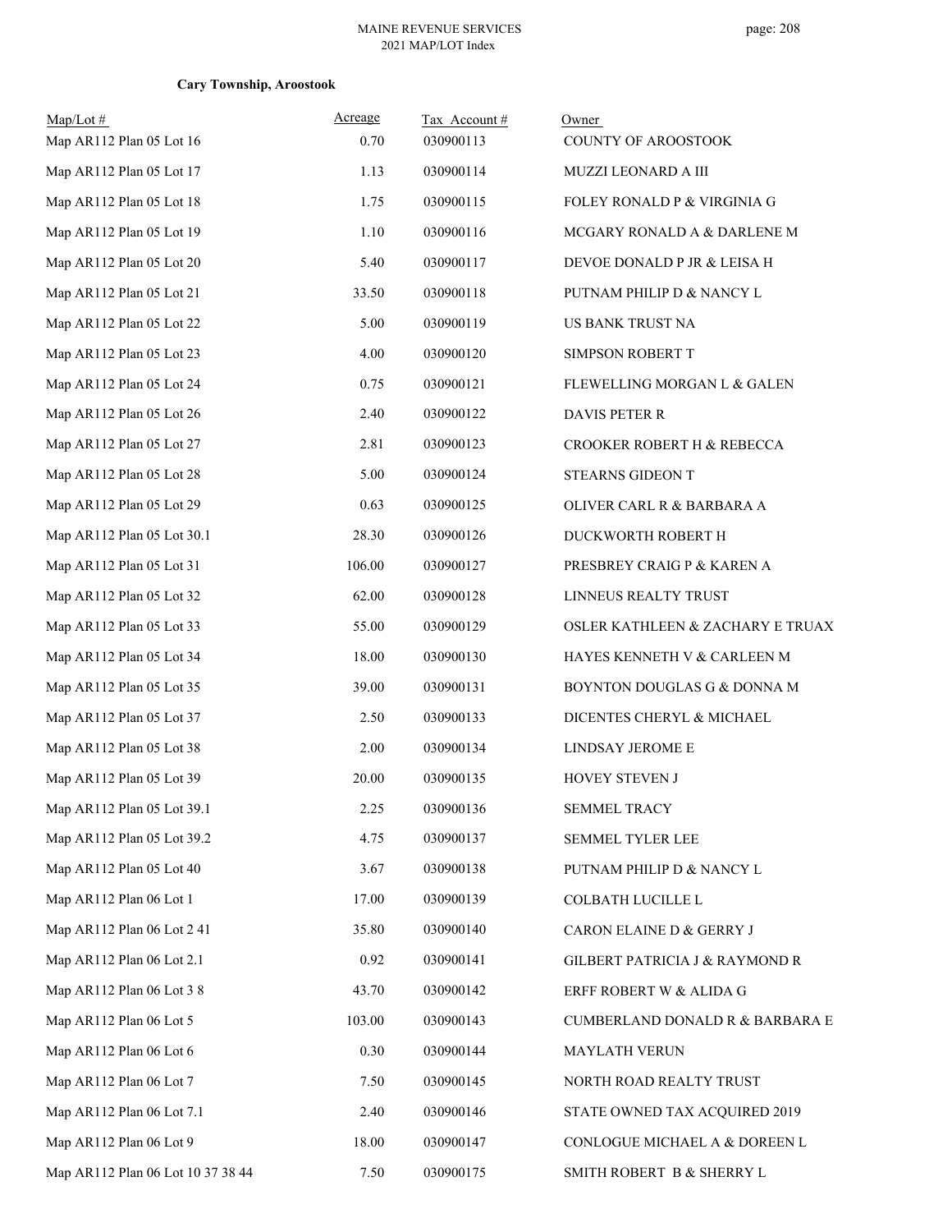**Cary Township, Aroostook**

| Map/Lot # | Acreage | Tax Account # | Owner |
|---|---|---|---|
| Map AR112 Plan 05 Lot 16 | 0.70 | 030900113 | COUNTY OF AROOSTOOK |
| Map AR112 Plan 05 Lot 17 | 1.13 | 030900114 | MUZZI LEONARD A III |
| Map AR112 Plan 05 Lot 18 | 1.75 | 030900115 | FOLEY RONALD P & VIRGINIA G |
| Map AR112 Plan 05 Lot 19 | 1.10 | 030900116 | MCGARY RONALD A & DARLENE M |
| Map AR112 Plan 05 Lot 20 | 5.40 | 030900117 | DEVOE DONALD P JR & LEISA H |
| Map AR112 Plan 05 Lot 21 | 33.50 | 030900118 | PUTNAM PHILIP D & NANCY L |
| Map AR112 Plan 05 Lot 22 | 5.00 | 030900119 | US BANK TRUST NA |
| Map AR112 Plan 05 Lot 23 | 4.00 | 030900120 | SIMPSON ROBERT T |
| Map AR112 Plan 05 Lot 24 | 0.75 | 030900121 | FLEWELLING MORGAN L & GALEN |
| Map AR112 Plan 05 Lot 26 | 2.40 | 030900122 | DAVIS PETER R |
| Map AR112 Plan 05 Lot 27 | 2.81 | 030900123 | CROOKER ROBERT H & REBECCA |
| Map AR112 Plan 05 Lot 28 | 5.00 | 030900124 | STEARNS GIDEON T |
| Map AR112 Plan 05 Lot 29 | 0.63 | 030900125 | OLIVER CARL R & BARBARA A |
| Map AR112 Plan 05 Lot 30.1 | 28.30 | 030900126 | DUCKWORTH ROBERT H |
| Map AR112 Plan 05 Lot 31 | 106.00 | 030900127 | PRESBREY CRAIG P & KAREN A |
| Map AR112 Plan 05 Lot 32 | 62.00 | 030900128 | LINNEUS REALTY TRUST |
| Map AR112 Plan 05 Lot 33 | 55.00 | 030900129 | OSLER KATHLEEN & ZACHARY E TRUAX |
| Map AR112 Plan 05 Lot 34 | 18.00 | 030900130 | HAYES KENNETH V & CARLEEN M |
| Map AR112 Plan 05 Lot 35 | 39.00 | 030900131 | BOYNTON DOUGLAS G & DONNA M |
| Map AR112 Plan 05 Lot 37 | 2.50 | 030900133 | DICENTES CHERYL & MICHAEL |
| Map AR112 Plan 05 Lot 38 | 2.00 | 030900134 | LINDSAY JEROME E |
| Map AR112 Plan 05 Lot 39 | 20.00 | 030900135 | HOVEY STEVEN J |
| Map AR112 Plan 05 Lot 39.1 | 2.25 | 030900136 | SEMMEL TRACY |
| Map AR112 Plan 05 Lot 39.2 | 4.75 | 030900137 | SEMMEL TYLER LEE |
| Map AR112 Plan 05 Lot 40 | 3.67 | 030900138 | PUTNAM PHILIP D & NANCY L |
| Map AR112 Plan 06 Lot 1 | 17.00 | 030900139 | COLBATH LUCILLE L |
| Map AR112 Plan 06 Lot 2 41 | 35.80 | 030900140 | CARON ELAINE D & GERRY J |
| Map AR112 Plan 06 Lot 2.1 | 0.92 | 030900141 | GILBERT PATRICIA J & RAYMOND R |
| Map AR112 Plan 06 Lot 3 8 | 43.70 | 030900142 | ERFF ROBERT W & ALIDA G |
| Map AR112 Plan 06 Lot 5 | 103.00 | 030900143 | CUMBERLAND DONALD R & BARBARA E |
| Map AR112 Plan 06 Lot 6 | 0.30 | 030900144 | MAYLATH VERUN |
| Map AR112 Plan 06 Lot 7 | 7.50 | 030900145 | NORTH ROAD REALTY TRUST |
| Map AR112 Plan 06 Lot 7.1 | 2.40 | 030900146 | STATE OWNED TAX ACQUIRED 2019 |
| Map AR112 Plan 06 Lot 9 | 18.00 | 030900147 | CONLOGUE MICHAEL A & DOREEN L |
| Map AR112 Plan 06 Lot 10 37 38 44 | 7.50 | 030900175 | SMITH ROBERT B & SHERRY L |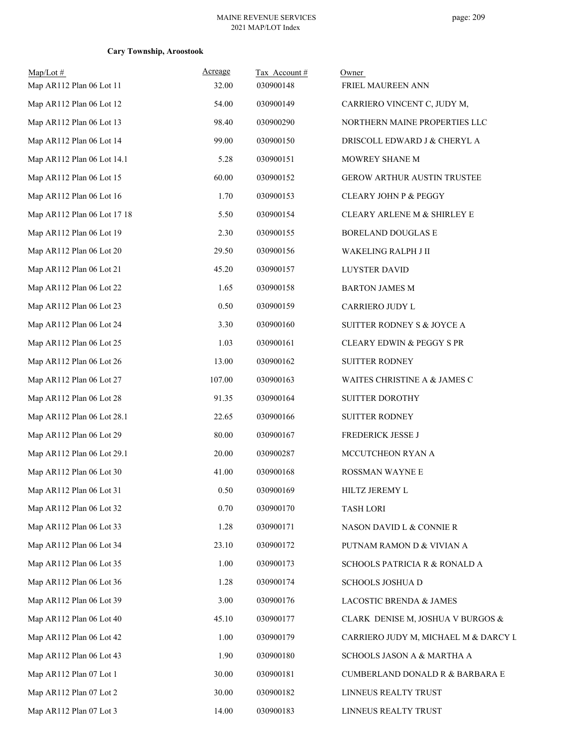**Cary Township, Aroostook**

| Map/Lot # | Acreage | Tax Account # | Owner |
|---|---|---|---|
| Map AR112 Plan 06 Lot 11 | 32.00 | 030900148 | FRIEL MAUREEN ANN |
| Map AR112 Plan 06 Lot 12 | 54.00 | 030900149 | CARRIERO VINCENT C, JUDY M, |
| Map AR112 Plan 06 Lot 13 | 98.40 | 030900290 | NORTHERN MAINE PROPERTIES LLC |
| Map AR112 Plan 06 Lot 14 | 99.00 | 030900150 | DRISCOLL EDWARD J & CHERYL A |
| Map AR112 Plan 06 Lot 14.1 | 5.28 | 030900151 | MOWREY SHANE M |
| Map AR112 Plan 06 Lot 15 | 60.00 | 030900152 | GEROW ARTHUR AUSTIN TRUSTEE |
| Map AR112 Plan 06 Lot 16 | 1.70 | 030900153 | CLEARY JOHN P & PEGGY |
| Map AR112 Plan 06 Lot 17 18 | 5.50 | 030900154 | CLEARY ARLENE M & SHIRLEY E |
| Map AR112 Plan 06 Lot 19 | 2.30 | 030900155 | BORELAND DOUGLAS E |
| Map AR112 Plan 06 Lot 20 | 29.50 | 030900156 | WAKELING RALPH J II |
| Map AR112 Plan 06 Lot 21 | 45.20 | 030900157 | LUYSTER DAVID |
| Map AR112 Plan 06 Lot 22 | 1.65 | 030900158 | BARTON JAMES M |
| Map AR112 Plan 06 Lot 23 | 0.50 | 030900159 | CARRIERO JUDY L |
| Map AR112 Plan 06 Lot 24 | 3.30 | 030900160 | SUITTER RODNEY S & JOYCE A |
| Map AR112 Plan 06 Lot 25 | 1.03 | 030900161 | CLEARY EDWIN & PEGGY S PR |
| Map AR112 Plan 06 Lot 26 | 13.00 | 030900162 | SUITTER RODNEY |
| Map AR112 Plan 06 Lot 27 | 107.00 | 030900163 | WAITES CHRISTINE A & JAMES C |
| Map AR112 Plan 06 Lot 28 | 91.35 | 030900164 | SUITTER DOROTHY |
| Map AR112 Plan 06 Lot 28.1 | 22.65 | 030900166 | SUITTER RODNEY |
| Map AR112 Plan 06 Lot 29 | 80.00 | 030900167 | FREDERICK JESSE J |
| Map AR112 Plan 06 Lot 29.1 | 20.00 | 030900287 | MCCUTCHEON RYAN A |
| Map AR112 Plan 06 Lot 30 | 41.00 | 030900168 | ROSSMAN WAYNE E |
| Map AR112 Plan 06 Lot 31 | 0.50 | 030900169 | HILTZ JEREMY L |
| Map AR112 Plan 06 Lot 32 | 0.70 | 030900170 | TASH LORI |
| Map AR112 Plan 06 Lot 33 | 1.28 | 030900171 | NASON DAVID L & CONNIE R |
| Map AR112 Plan 06 Lot 34 | 23.10 | 030900172 | PUTNAM RAMON D & VIVIAN A |
| Map AR112 Plan 06 Lot 35 | 1.00 | 030900173 | SCHOOLS PATRICIA R & RONALD A |
| Map AR112 Plan 06 Lot 36 | 1.28 | 030900174 | SCHOOLS JOSHUA D |
| Map AR112 Plan 06 Lot 39 | 3.00 | 030900176 | LACOSTIC BRENDA & JAMES |
| Map AR112 Plan 06 Lot 40 | 45.10 | 030900177 | CLARK DENISE M, JOSHUA V BURGOS & |
| Map AR112 Plan 06 Lot 42 | 1.00 | 030900179 | CARRIERO JUDY M, MICHAEL M & DARCY L |
| Map AR112 Plan 06 Lot 43 | 1.90 | 030900180 | SCHOOLS JASON A & MARTHA A |
| Map AR112 Plan 07 Lot 1 | 30.00 | 030900181 | CUMBERLAND DONALD R & BARBARA E |
| Map AR112 Plan 07 Lot 2 | 30.00 | 030900182 | LINNEUS REALTY TRUST |
| Map AR112 Plan 07 Lot 3 | 14.00 | 030900183 | LINNEUS REALTY TRUST |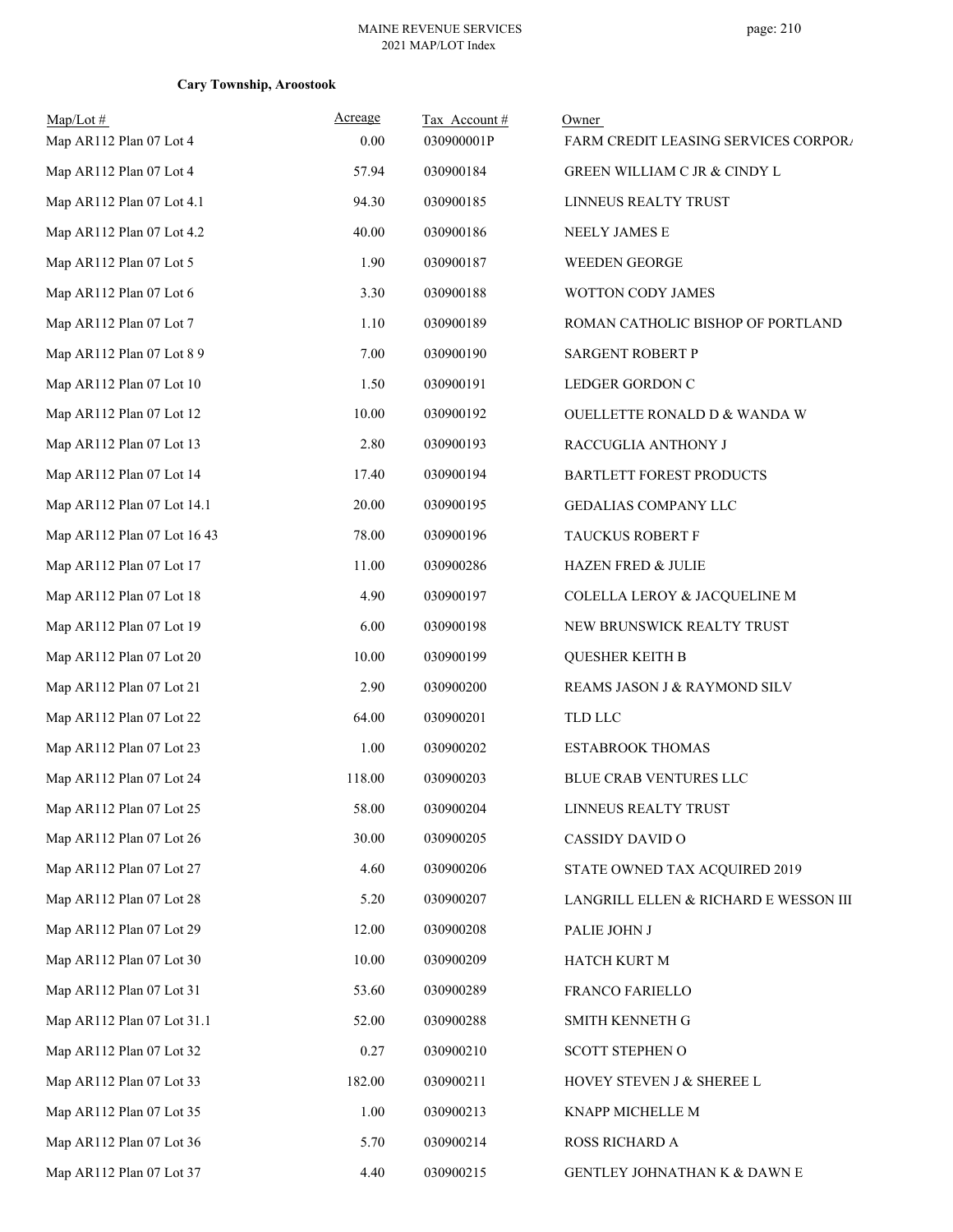**Cary Township, Aroostook**

| Map/Lot # | Acreage | Tax Account # | Owner |
|---|---|---|---|
| Map AR112 Plan 07 Lot 4 | 0.00 | 030900001P | FARM CREDIT LEASING SERVICES CORPOR/ |
| Map AR112 Plan 07 Lot 4 | 57.94 | 030900184 | GREEN WILLIAM C JR & CINDY L |
| Map AR112 Plan 07 Lot 4.1 | 94.30 | 030900185 | LINNEUS REALTY TRUST |
| Map AR112 Plan 07 Lot 4.2 | 40.00 | 030900186 | NEELY JAMES E |
| Map AR112 Plan 07 Lot 5 | 1.90 | 030900187 | WEEDEN GEORGE |
| Map AR112 Plan 07 Lot 6 | 3.30 | 030900188 | WOTTON CODY JAMES |
| Map AR112 Plan 07 Lot 7 | 1.10 | 030900189 | ROMAN CATHOLIC BISHOP OF PORTLAND |
| Map AR112 Plan 07 Lot 8 9 | 7.00 | 030900190 | SARGENT ROBERT P |
| Map AR112 Plan 07 Lot 10 | 1.50 | 030900191 | LEDGER GORDON C |
| Map AR112 Plan 07 Lot 12 | 10.00 | 030900192 | OUELLETTE RONALD D & WANDA W |
| Map AR112 Plan 07 Lot 13 | 2.80 | 030900193 | RACCUGLIA ANTHONY J |
| Map AR112 Plan 07 Lot 14 | 17.40 | 030900194 | BARTLETT FOREST PRODUCTS |
| Map AR112 Plan 07 Lot 14.1 | 20.00 | 030900195 | GEDALIAS COMPANY LLC |
| Map AR112 Plan 07 Lot 16 43 | 78.00 | 030900196 | TAUCKUS ROBERT F |
| Map AR112 Plan 07 Lot 17 | 11.00 | 030900286 | HAZEN FRED & JULIE |
| Map AR112 Plan 07 Lot 18 | 4.90 | 030900197 | COLELLA LEROY & JACQUELINE M |
| Map AR112 Plan 07 Lot 19 | 6.00 | 030900198 | NEW BRUNSWICK REALTY TRUST |
| Map AR112 Plan 07 Lot 20 | 10.00 | 030900199 | QUESHER KEITH B |
| Map AR112 Plan 07 Lot 21 | 2.90 | 030900200 | REAMS JASON J & RAYMOND SILV |
| Map AR112 Plan 07 Lot 22 | 64.00 | 030900201 | TLD LLC |
| Map AR112 Plan 07 Lot 23 | 1.00 | 030900202 | ESTABROOK THOMAS |
| Map AR112 Plan 07 Lot 24 | 118.00 | 030900203 | BLUE CRAB VENTURES LLC |
| Map AR112 Plan 07 Lot 25 | 58.00 | 030900204 | LINNEUS REALTY TRUST |
| Map AR112 Plan 07 Lot 26 | 30.00 | 030900205 | CASSIDY DAVID O |
| Map AR112 Plan 07 Lot 27 | 4.60 | 030900206 | STATE OWNED TAX ACQUIRED 2019 |
| Map AR112 Plan 07 Lot 28 | 5.20 | 030900207 | LANGRILL ELLEN & RICHARD E WESSON III |
| Map AR112 Plan 07 Lot 29 | 12.00 | 030900208 | PALIE JOHN J |
| Map AR112 Plan 07 Lot 30 | 10.00 | 030900209 | HATCH KURT M |
| Map AR112 Plan 07 Lot 31 | 53.60 | 030900289 | FRANCO FARIELLO |
| Map AR112 Plan 07 Lot 31.1 | 52.00 | 030900288 | SMITH KENNETH G |
| Map AR112 Plan 07 Lot 32 | 0.27 | 030900210 | SCOTT STEPHEN O |
| Map AR112 Plan 07 Lot 33 | 182.00 | 030900211 | HOVEY STEVEN J & SHEREE L |
| Map AR112 Plan 07 Lot 35 | 1.00 | 030900213 | KNAPP MICHELLE M |
| Map AR112 Plan 07 Lot 36 | 5.70 | 030900214 | ROSS RICHARD A |
| Map AR112 Plan 07 Lot 37 | 4.40 | 030900215 | GENTLEY JOHNATHAN K & DAWN E |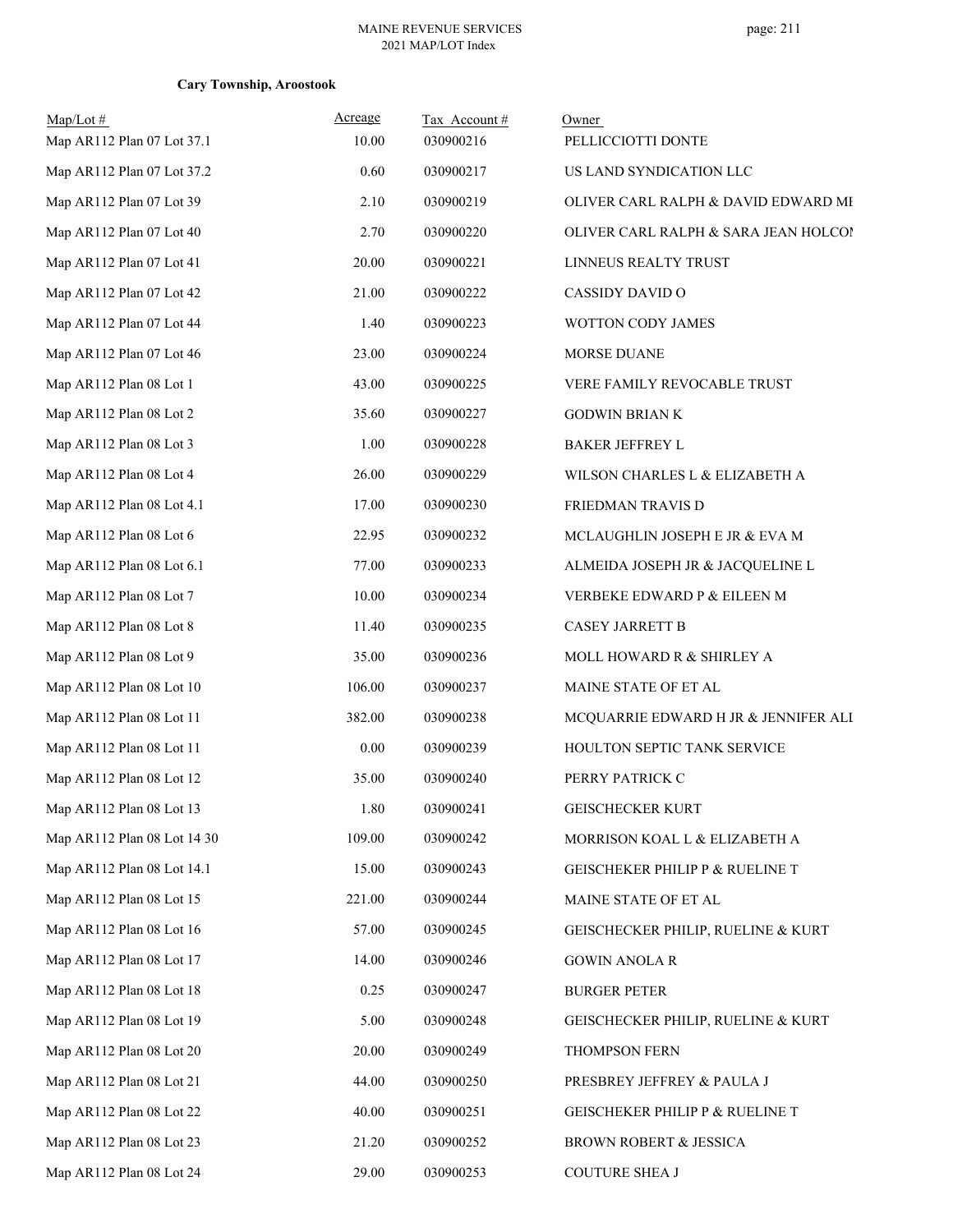**Cary Township, Aroostook**

| Map/Lot # | Acreage | Tax Account # | Owner |
|---|---|---|---|
| Map AR112 Plan 07 Lot 37.1 | 10.00 | 030900216 | PELLICCIOTTI DONTE |
| Map AR112 Plan 07 Lot 37.2 | 0.60 | 030900217 | US LAND SYNDICATION LLC |
| Map AR112 Plan 07 Lot 39 | 2.10 | 030900219 | OLIVER CARL RALPH & DAVID EDWARD MI |
| Map AR112 Plan 07 Lot 40 | 2.70 | 030900220 | OLIVER CARL RALPH & SARA JEAN HOLCOI |
| Map AR112 Plan 07 Lot 41 | 20.00 | 030900221 | LINNEUS REALTY TRUST |
| Map AR112 Plan 07 Lot 42 | 21.00 | 030900222 | CASSIDY DAVID O |
| Map AR112 Plan 07 Lot 44 | 1.40 | 030900223 | WOTTON CODY JAMES |
| Map AR112 Plan 07 Lot 46 | 23.00 | 030900224 | MORSE DUANE |
| Map AR112 Plan 08 Lot 1 | 43.00 | 030900225 | VERE FAMILY REVOCABLE TRUST |
| Map AR112 Plan 08 Lot 2 | 35.60 | 030900227 | GODWIN BRIAN K |
| Map AR112 Plan 08 Lot 3 | 1.00 | 030900228 | BAKER JEFFREY L |
| Map AR112 Plan 08 Lot 4 | 26.00 | 030900229 | WILSON CHARLES L & ELIZABETH A |
| Map AR112 Plan 08 Lot 4.1 | 17.00 | 030900230 | FRIEDMAN TRAVIS D |
| Map AR112 Plan 08 Lot 6 | 22.95 | 030900232 | MCLAUGHLIN JOSEPH E JR & EVA M |
| Map AR112 Plan 08 Lot 6.1 | 77.00 | 030900233 | ALMEIDA JOSEPH JR & JACQUELINE L |
| Map AR112 Plan 08 Lot 7 | 10.00 | 030900234 | VERBEKE EDWARD P & EILEEN M |
| Map AR112 Plan 08 Lot 8 | 11.40 | 030900235 | CASEY JARRETT B |
| Map AR112 Plan 08 Lot 9 | 35.00 | 030900236 | MOLL HOWARD R & SHIRLEY A |
| Map AR112 Plan 08 Lot 10 | 106.00 | 030900237 | MAINE STATE OF ET AL |
| Map AR112 Plan 08 Lot 11 | 382.00 | 030900238 | MCQUARRIE EDWARD H JR & JENNIFER ALI |
| Map AR112 Plan 08 Lot 11 | 0.00 | 030900239 | HOULTON SEPTIC TANK SERVICE |
| Map AR112 Plan 08 Lot 12 | 35.00 | 030900240 | PERRY PATRICK C |
| Map AR112 Plan 08 Lot 13 | 1.80 | 030900241 | GEISCHECKER KURT |
| Map AR112 Plan 08 Lot 14 30 | 109.00 | 030900242 | MORRISON KOAL L & ELIZABETH A |
| Map AR112 Plan 08 Lot 14.1 | 15.00 | 030900243 | GEISCHEKER PHILIP P & RUELINE T |
| Map AR112 Plan 08 Lot 15 | 221.00 | 030900244 | MAINE STATE OF ET AL |
| Map AR112 Plan 08 Lot 16 | 57.00 | 030900245 | GEISCHECKER PHILIP, RUELINE & KURT |
| Map AR112 Plan 08 Lot 17 | 14.00 | 030900246 | GOWIN ANOLA R |
| Map AR112 Plan 08 Lot 18 | 0.25 | 030900247 | BURGER PETER |
| Map AR112 Plan 08 Lot 19 | 5.00 | 030900248 | GEISCHECKER PHILIP, RUELINE & KURT |
| Map AR112 Plan 08 Lot 20 | 20.00 | 030900249 | THOMPSON FERN |
| Map AR112 Plan 08 Lot 21 | 44.00 | 030900250 | PRESBREY JEFFREY & PAULA J |
| Map AR112 Plan 08 Lot 22 | 40.00 | 030900251 | GEISCHEKER PHILIP P & RUELINE T |
| Map AR112 Plan 08 Lot 23 | 21.20 | 030900252 | BROWN ROBERT & JESSICA |
| Map AR112 Plan 08 Lot 24 | 29.00 | 030900253 | COUTURE SHEA J |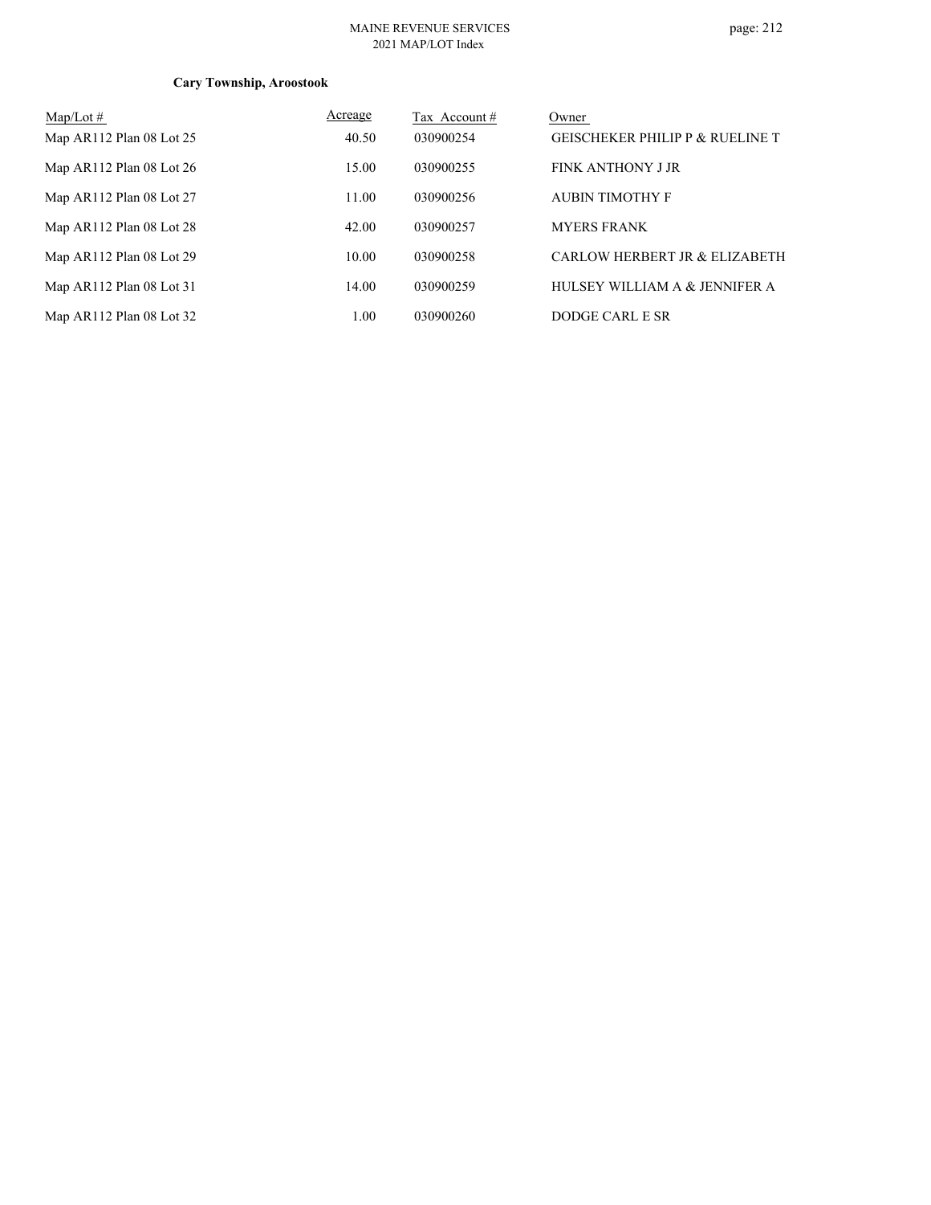**Cary Township, Aroostook**

| Map/Lot # | Acreage | Tax Account # | Owner |
| --- | --- | --- | --- |
| Map AR112 Plan 08 Lot 25 | 40.50 | 030900254 | GEISCHEKER PHILIP P & RUELINE T |
| Map AR112 Plan 08 Lot 26 | 15.00 | 030900255 | FINK ANTHONY J JR |
| Map AR112 Plan 08 Lot 27 | 11.00 | 030900256 | AUBIN TIMOTHY F |
| Map AR112 Plan 08 Lot 28 | 42.00 | 030900257 | MYERS FRANK |
| Map AR112 Plan 08 Lot 29 | 10.00 | 030900258 | CARLOW HERBERT JR & ELIZABETH |
| Map AR112 Plan 08 Lot 31 | 14.00 | 030900259 | HULSEY WILLIAM A & JENNIFER A |
| Map AR112 Plan 08 Lot 32 | 1.00 | 030900260 | DODGE CARL E SR |